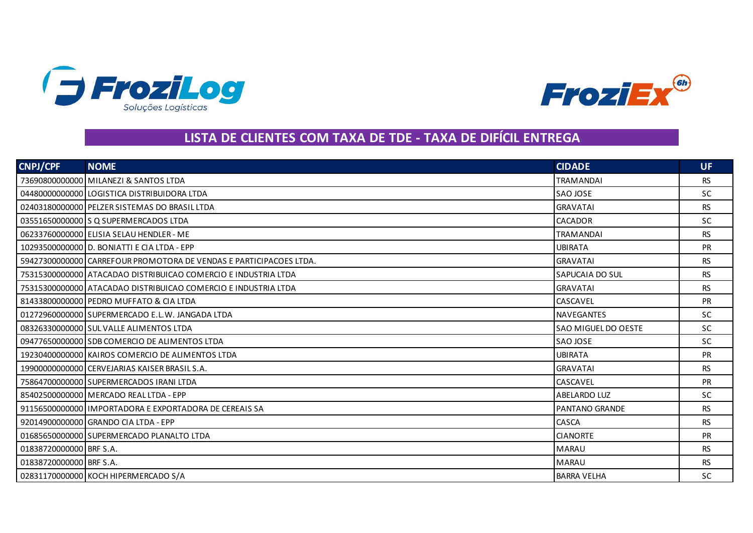FroziLog Soluções Logísticas

FroziEx 6h

# LISTA DE CLIENTES COM TAXA DE TDE - TAXA DE DIFÍCIL ENTREGA

| CNPJ/CPF | NOME | CIDADE | UF |
|---|---|---|---|
| 73690800000000 | MILANEZI & SANTOS LTDA | TRAMANDAI | RS |
| 04480000000000 | LOGISTICA DISTRIBUIDORA LTDA | SAO JOSE | SC |
| 02403180000000 | PELZER SISTEMAS DO BRASIL LTDA | GRAVATAI | RS |
| 03551650000000 | S Q SUPERMERCADOS LTDA | CACADOR | SC |
| 06233760000000 | ELISIA SELAU HENDLER - ME | TRAMANDAI | RS |
| 10293500000000 | D. BONIATTI E CIA LTDA - EPP | UBIRATA | PR |
| 59427300000000 | CARREFOUR PROMOTORA DE VENDAS E PARTICIPACOES LTDA. | GRAVATAI | RS |
| 75315300000000 | ATACADAO DISTRIBUICAO COMERCIO E INDUSTRIA LTDA | SAPUCAIA DO SUL | RS |
| 75315300000000 | ATACADAO DISTRIBUICAO COMERCIO E INDUSTRIA LTDA | GRAVATAI | RS |
| 81433800000000 | PEDRO MUFFATO & CIA LTDA | CASCAVEL | PR |
| 01272960000000 | SUPERMERCADO E.L.W. JANGADA LTDA | NAVEGANTES | SC |
| 08326330000000 | SUL VALLE ALIMENTOS LTDA | SAO MIGUEL DO OESTE | SC |
| 09477650000000 | SDB COMERCIO DE ALIMENTOS LTDA | SAO JOSE | SC |
| 19230400000000 | KAIROS COMERCIO DE ALIMENTOS LTDA | UBIRATA | PR |
| 19900000000000 | CERVEJARIAS KAISER BRASIL S.A. | GRAVATAI | RS |
| 75864700000000 | SUPERMERCADOS IRANI LTDA | CASCAVEL | PR |
| 85402500000000 | MERCADO REAL LTDA - EPP | ABELARDO LUZ | SC |
| 91156500000000 | IMPORTADORA E EXPORTADORA DE CEREAIS SA | PANTANO GRANDE | RS |
| 92014900000000 | GRANDO CIA LTDA - EPP | CASCA | RS |
| 01685650000000 | SUPERMERCADO PLANALTO LTDA | CIANORTE | PR |
| 01838720000000 | BRF S.A. | MARAU | RS |
| 01838720000000 | BRF S.A. | MARAU | RS |
| 02831170000000 | KOCH HIPERMERCADO S/A | BARRA VELHA | SC |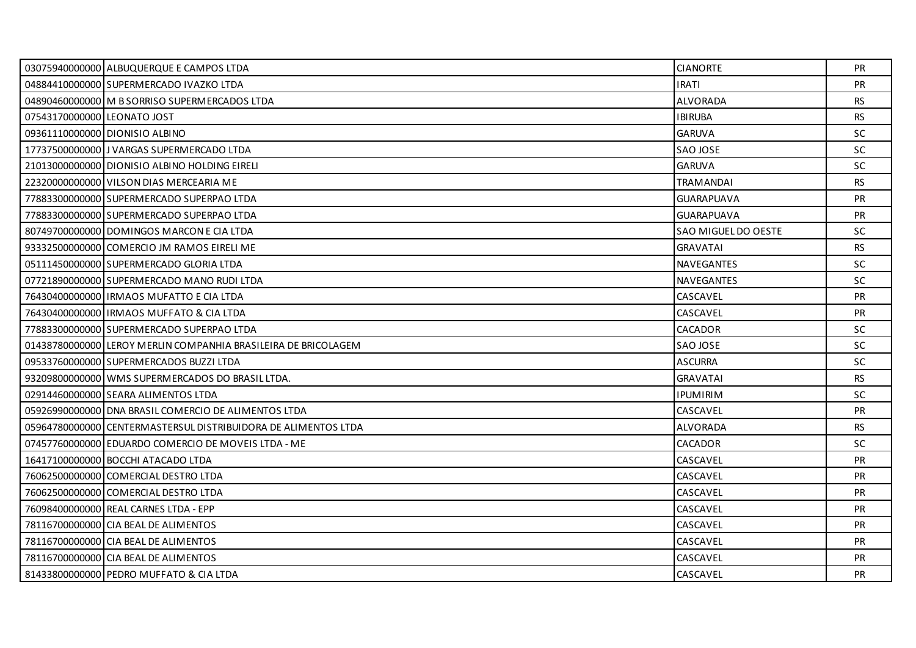| | | | |
|---|---|---|---|
| 03075940000000 | ALBUQUERQUE E CAMPOS LTDA | CIANORTE | PR |
| 04884410000000 | SUPERMERCADO IVAZKO LTDA | IRATI | PR |
| 04890460000000 | M B SORRISO SUPERMERCADOS LTDA | ALVORADA | RS |
| 07543170000000 | LEONATO JOST | IBIRUBA | RS |
| 09361110000000 | DIONISIO ALBINO | GARUVA | SC |
| 17737500000000 | J VARGAS SUPERMERCADO LTDA | SAO JOSE | SC |
| 21013000000000 | DIONISIO ALBINO HOLDING EIRELI | GARUVA | SC |
| 22320000000000 | VILSON DIAS MERCEARIA ME | TRAMANDAI | RS |
| 77883300000000 | SUPERMERCADO SUPERPAO LTDA | GUARAPUAVA | PR |
| 77883300000000 | SUPERMERCADO SUPERPAO LTDA | GUARAPUAVA | PR |
| 80749700000000 | DOMINGOS MARCON E CIA LTDA | SAO MIGUEL DO OESTE | SC |
| 93332500000000 | COMERCIO JM RAMOS EIRELI ME | GRAVATAI | RS |
| 05111450000000 | SUPERMERCADO GLORIA LTDA | NAVEGANTES | SC |
| 07721890000000 | SUPERMERCADO MANO RUDI LTDA | NAVEGANTES | SC |
| 76430400000000 | IRMAOS MUFATTO E CIA LTDA | CASCAVEL | PR |
| 76430400000000 | IRMAOS MUFFATO & CIA LTDA | CASCAVEL | PR |
| 77883300000000 | SUPERMERCADO SUPERPAO LTDA | CACADOR | SC |
| 01438780000000 | LEROY MERLIN COMPANHIA BRASILEIRA DE BRICOLAGEM | SAO JOSE | SC |
| 09533760000000 | SUPERMERCADOS BUZZI LTDA | ASCURRA | SC |
| 93209800000000 | WMS SUPERMERCADOS DO BRASIL LTDA. | GRAVATAI | RS |
| 02914460000000 | SEARA ALIMENTOS LTDA | IPUMIRIM | SC |
| 05926990000000 | DNA BRASIL COMERCIO DE ALIMENTOS LTDA | CASCAVEL | PR |
| 05964780000000 | CENTERMASTERSUL DISTRIBUIDORA DE ALIMENTOS LTDA | ALVORADA | RS |
| 07457760000000 | EDUARDO COMERCIO DE MOVEIS LTDA - ME | CACADOR | SC |
| 16417100000000 | BOCCHI ATACADO LTDA | CASCAVEL | PR |
| 76062500000000 | COMERCIAL DESTRO LTDA | CASCAVEL | PR |
| 76062500000000 | COMERCIAL DESTRO LTDA | CASCAVEL | PR |
| 76098400000000 | REAL CARNES LTDA - EPP | CASCAVEL | PR |
| 78116700000000 | CIA BEAL DE ALIMENTOS | CASCAVEL | PR |
| 78116700000000 | CIA BEAL DE ALIMENTOS | CASCAVEL | PR |
| 78116700000000 | CIA BEAL DE ALIMENTOS | CASCAVEL | PR |
| 81433800000000 | PEDRO MUFFATO & CIA LTDA | CASCAVEL | PR |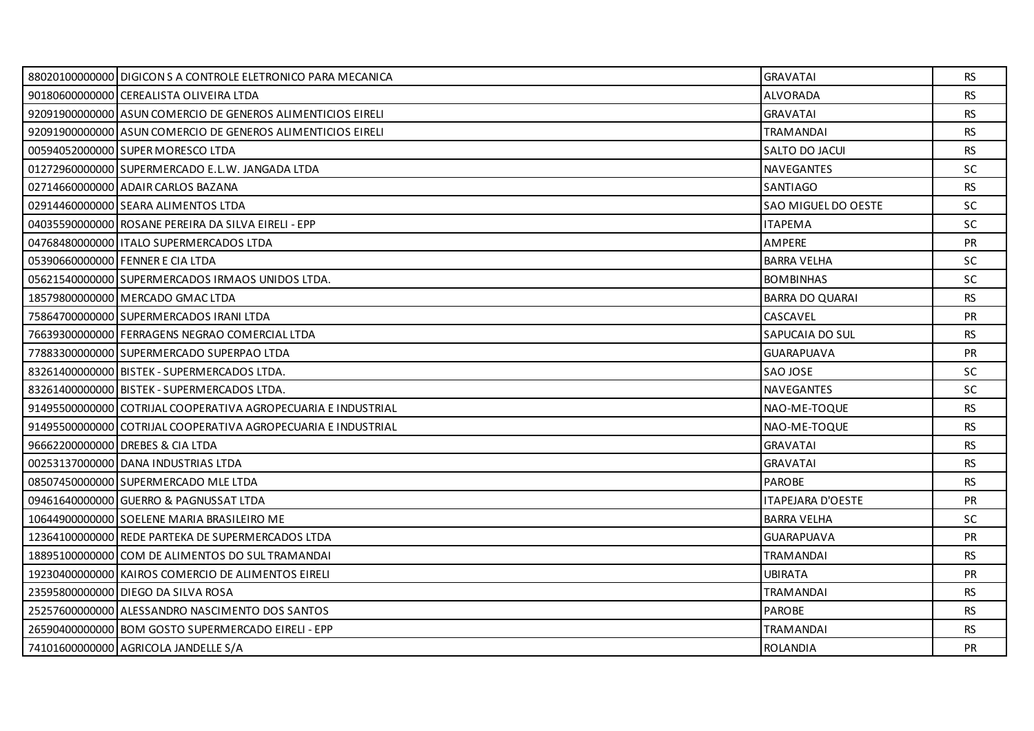| | | | |
|---|---|---|---|
| 88020100000000 | DIGICON S A CONTROLE ELETRONICO PARA MECANICA | GRAVATAI | RS |
| 90180600000000 | CEREALISTA OLIVEIRA LTDA | ALVORADA | RS |
| 92091900000000 | ASUN COMERCIO DE GENEROS ALIMENTICIOS EIRELI | GRAVATAI | RS |
| 92091900000000 | ASUN COMERCIO DE GENEROS ALIMENTICIOS EIRELI | TRAMANDAI | RS |
| 00594052000000 | SUPER MORESCO LTDA | SALTO DO JACUI | RS |
| 01272960000000 | SUPERMERCADO E.L.W. JANGADA LTDA | NAVEGANTES | SC |
| 02714660000000 | ADAIR CARLOS BAZANA | SANTIAGO | RS |
| 02914460000000 | SEARA ALIMENTOS LTDA | SAO MIGUEL DO OESTE | SC |
| 04035590000000 | ROSANE PEREIRA DA SILVA EIRELI - EPP | ITAPEMA | SC |
| 04768480000000 | ITALO SUPERMERCADOS LTDA | AMPERE | PR |
| 05390660000000 | FENNER E CIA LTDA | BARRA VELHA | SC |
| 05621540000000 | SUPERMERCADOS IRMAOS UNIDOS LTDA. | BOMBINHAS | SC |
| 18579800000000 | MERCADO GMAC LTDA | BARRA DO QUARAI | RS |
| 75864700000000 | SUPERMERCADOS IRANI LTDA | CASCAVEL | PR |
| 76639300000000 | FERRAGENS NEGRAO COMERCIAL LTDA | SAPUCAIA DO SUL | RS |
| 77883300000000 | SUPERMERCADO SUPERPAO LTDA | GUARAPUAVA | PR |
| 83261400000000 | BISTEK - SUPERMERCADOS LTDA. | SAO JOSE | SC |
| 83261400000000 | BISTEK - SUPERMERCADOS LTDA. | NAVEGANTES | SC |
| 91495500000000 | COTRIJAL COOPERATIVA AGROPECUARIA E INDUSTRIAL | NAO-ME-TOQUE | RS |
| 91495500000000 | COTRIJAL COOPERATIVA AGROPECUARIA E INDUSTRIAL | NAO-ME-TOQUE | RS |
| 96662200000000 | DREBES & CIA LTDA | GRAVATAI | RS |
| 00253137000000 | DANA INDUSTRIAS LTDA | GRAVATAI | RS |
| 08507450000000 | SUPERMERCADO MLE LTDA | PAROBE | RS |
| 09461640000000 | GUERRO & PAGNUSSAT LTDA | ITAPEJARA D'OESTE | PR |
| 10644900000000 | SOELENE MARIA BRASILEIRO ME | BARRA VELHA | SC |
| 12364100000000 | REDE PARTEKA DE SUPERMERCADOS LTDA | GUARAPUAVA | PR |
| 18895100000000 | COM DE ALIMENTOS DO SUL TRAMANDAI | TRAMANDAI | RS |
| 19230400000000 | KAIROS COMERCIO DE ALIMENTOS EIRELI | UBIRATA | PR |
| 23595800000000 | DIEGO DA SILVA ROSA | TRAMANDAI | RS |
| 25257600000000 | ALESSANDRO NASCIMENTO DOS SANTOS | PAROBE | RS |
| 26590400000000 | BOM GOSTO SUPERMERCADO EIRELI - EPP | TRAMANDAI | RS |
| 74101600000000 | AGRICOLA JANDELLE S/A | ROLANDIA | PR |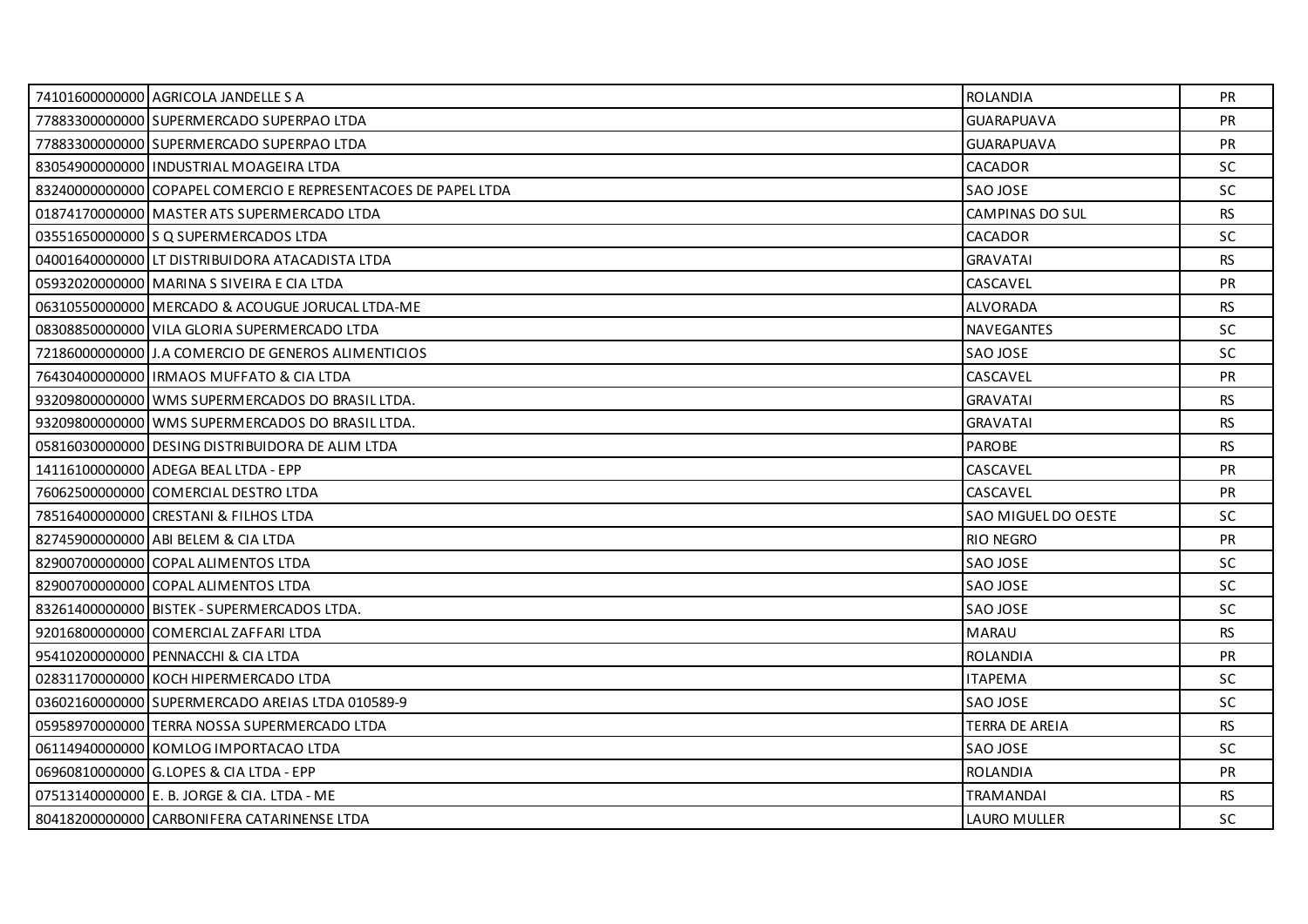| | | | |
|---|---|---|---|
| 74101600000000 | AGRICOLA JANDELLE S A | ROLANDIA | PR |
| 77883300000000 | SUPERMERCADO SUPERPAO LTDA | GUARAPUAVA | PR |
| 77883300000000 | SUPERMERCADO SUPERPAO LTDA | GUARAPUAVA | PR |
| 83054900000000 | INDUSTRIAL MOAGEIRA LTDA | CACADOR | SC |
| 83240000000000 | COPAPEL COMERCIO E REPRESENTACOES DE PAPEL LTDA | SAO JOSE | SC |
| 01874170000000 | MASTER ATS SUPERMERCADO LTDA | CAMPINAS DO SUL | RS |
| 03551650000000 | S Q SUPERMERCADOS LTDA | CACADOR | SC |
| 04001640000000 | LT DISTRIBUIDORA ATACADISTA LTDA | GRAVATAI | RS |
| 05932020000000 | MARINA S SIVEIRA E CIA LTDA | CASCAVEL | PR |
| 06310550000000 | MERCADO & ACOUGUE JORUCAL LTDA-ME | ALVORADA | RS |
| 08308850000000 | VILA GLORIA SUPERMERCADO LTDA | NAVEGANTES | SC |
| 72186000000000 | J.A COMERCIO DE GENEROS ALIMENTICIOS | SAO JOSE | SC |
| 76430400000000 | IRMAOS MUFFATO & CIA LTDA | CASCAVEL | PR |
| 93209800000000 | WMS SUPERMERCADOS DO BRASIL LTDA. | GRAVATAI | RS |
| 93209800000000 | WMS SUPERMERCADOS DO BRASIL LTDA. | GRAVATAI | RS |
| 05816030000000 | DESING DISTRIBUIDORA DE ALIM LTDA | PAROBE | RS |
| 14116100000000 | ADEGA BEAL LTDA - EPP | CASCAVEL | PR |
| 76062500000000 | COMERCIAL DESTRO LTDA | CASCAVEL | PR |
| 78516400000000 | CRESTANI & FILHOS LTDA | SAO MIGUEL DO OESTE | SC |
| 82745900000000 | ABI BELEM & CIA LTDA | RIO NEGRO | PR |
| 82900700000000 | COPAL ALIMENTOS LTDA | SAO JOSE | SC |
| 82900700000000 | COPAL ALIMENTOS LTDA | SAO JOSE | SC |
| 83261400000000 | BISTEK - SUPERMERCADOS LTDA. | SAO JOSE | SC |
| 92016800000000 | COMERCIAL ZAFFARI LTDA | MARAU | RS |
| 95410200000000 | PENNACCHI & CIA LTDA | ROLANDIA | PR |
| 02831170000000 | KOCH HIPERMERCADO LTDA | ITAPEMA | SC |
| 03602160000000 | SUPERMERCADO AREIAS LTDA 010589-9 | SAO JOSE | SC |
| 05958970000000 | TERRA NOSSA SUPERMERCADO LTDA | TERRA DE AREIA | RS |
| 06114940000000 | KOMLOG IMPORTACAO LTDA | SAO JOSE | SC |
| 06960810000000 | G.LOPES & CIA LTDA - EPP | ROLANDIA | PR |
| 07513140000000 | E. B. JORGE & CIA. LTDA - ME | TRAMANDAI | RS |
| 80418200000000 | CARBONIFERA CATARINENSE LTDA | LAURO MULLER | SC |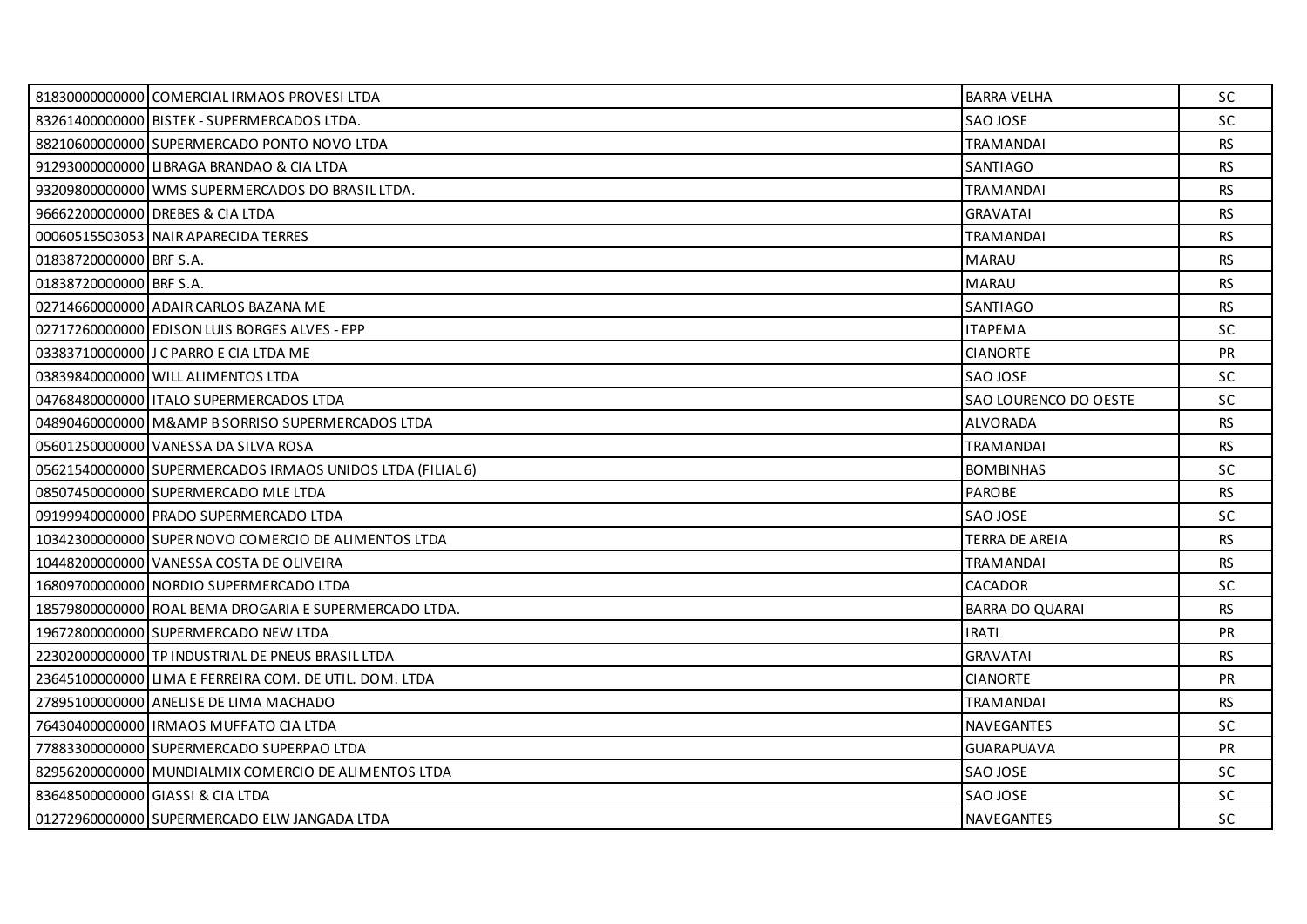| | | | |
|---|---|---|---|
| 81830000000000 | COMERCIAL IRMAOS PROVESI LTDA | BARRA VELHA | SC |
| 83261400000000 | BISTEK - SUPERMERCADOS LTDA. | SAO JOSE | SC |
| 88210600000000 | SUPERMERCADO PONTO NOVO LTDA | TRAMANDAI | RS |
| 91293000000000 | LIBRAGA BRANDAO & CIA LTDA | SANTIAGO | RS |
| 93209800000000 | WMS SUPERMERCADOS DO BRASIL LTDA. | TRAMANDAI | RS |
| 96662200000000 | DREBES & CIA LTDA | GRAVATAI | RS |
| 00060515503053 | NAIR APARECIDA TERRES | TRAMANDAI | RS |
| 01838720000000 | BRF S.A. | MARAU | RS |
| 01838720000000 | BRF S.A. | MARAU | RS |
| 02714660000000 | ADAIR CARLOS BAZANA ME | SANTIAGO | RS |
| 02717260000000 | EDISON LUIS BORGES ALVES - EPP | ITAPEMA | SC |
| 03383710000000 | J C PARRO E CIA LTDA ME | CIANORTE | PR |
| 03839840000000 | WILL ALIMENTOS LTDA | SAO JOSE | SC |
| 04768480000000 | ITALO SUPERMERCADOS LTDA | SAO LOURENCO DO OESTE | SC |
| 04890460000000 | M&AMP B SORRISO SUPERMERCADOS LTDA | ALVORADA | RS |
| 05601250000000 | VANESSA DA SILVA ROSA | TRAMANDAI | RS |
| 05621540000000 | SUPERMERCADOS IRMAOS UNIDOS LTDA (FILIAL 6) | BOMBINHAS | SC |
| 08507450000000 | SUPERMERCADO MLE LTDA | PAROBE | RS |
| 09199940000000 | PRADO SUPERMERCADO LTDA | SAO JOSE | SC |
| 10342300000000 | SUPER NOVO COMERCIO DE ALIMENTOS LTDA | TERRA DE AREIA | RS |
| 10448200000000 | VANESSA COSTA DE OLIVEIRA | TRAMANDAI | RS |
| 16809700000000 | NORDIO SUPERMERCADO LTDA | CACADOR | SC |
| 18579800000000 | ROAL BEMA DROGARIA E SUPERMERCADO LTDA. | BARRA DO QUARAI | RS |
| 19672800000000 | SUPERMERCADO NEW LTDA | IRATI | PR |
| 22302000000000 | TP INDUSTRIAL DE PNEUS BRASIL LTDA | GRAVATAI | RS |
| 23645100000000 | LIMA E FERREIRA COM. DE UTIL. DOM. LTDA | CIANORTE | PR |
| 27895100000000 | ANELISE DE LIMA MACHADO | TRAMANDAI | RS |
| 76430400000000 | IRMAOS MUFFATO CIA LTDA | NAVEGANTES | SC |
| 77883300000000 | SUPERMERCADO SUPERPAO LTDA | GUARAPUAVA | PR |
| 82956200000000 | MUNDIALMIX COMERCIO DE ALIMENTOS LTDA | SAO JOSE | SC |
| 83648500000000 | GIASSI & CIA LTDA | SAO JOSE | SC |
| 01272960000000 | SUPERMERCADO ELW JANGADA LTDA | NAVEGANTES | SC |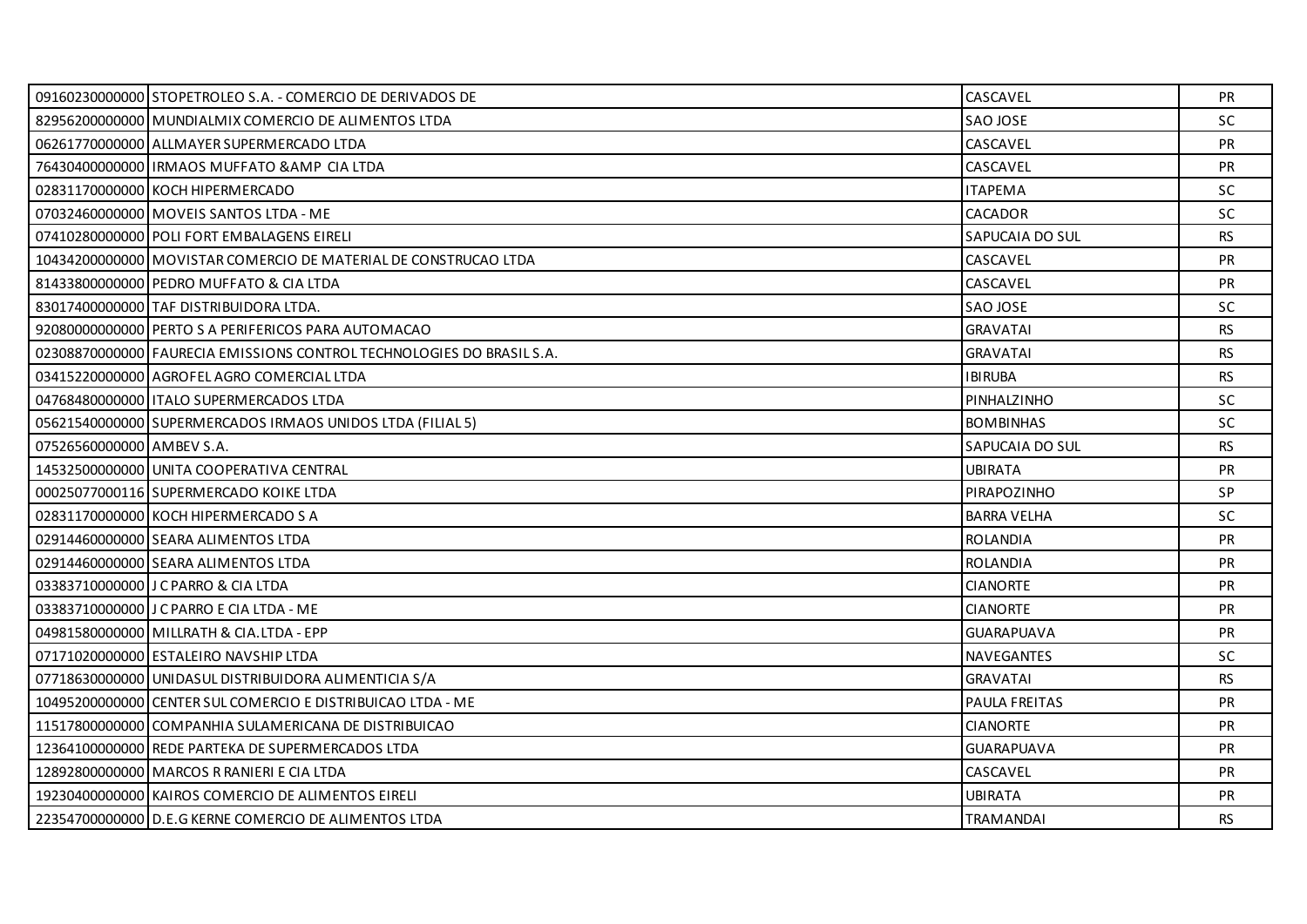| | | | |
|---|---|---|---|
| 09160230000000 | STOPETROLEO S.A. - COMERCIO DE DERIVADOS DE | CASCAVEL | PR |
| 82956200000000 | MUNDIALMIX COMERCIO DE ALIMENTOS LTDA | SAO JOSE | SC |
| 06261770000000 | ALLMAYER SUPERMERCADO LTDA | CASCAVEL | PR |
| 76430400000000 | IRMAOS MUFFATO &AMP CIA LTDA | CASCAVEL | PR |
| 02831170000000 | KOCH HIPERMERCADO | ITAPEMA | SC |
| 07032460000000 | MOVEIS SANTOS LTDA - ME | CACADOR | SC |
| 07410280000000 | POLI FORT EMBALAGENS EIRELI | SAPUCAIA DO SUL | RS |
| 10434200000000 | MOVISTAR COMERCIO DE MATERIAL DE CONSTRUCAO LTDA | CASCAVEL | PR |
| 81433800000000 | PEDRO MUFFATO & CIA LTDA | CASCAVEL | PR |
| 83017400000000 | TAF DISTRIBUIDORA LTDA. | SAO JOSE | SC |
| 92080000000000 | PERTO S A PERIFERICOS PARA AUTOMACAO | GRAVATAI | RS |
| 02308870000000 | FAURECIA EMISSIONS CONTROL TECHNOLOGIES DO BRASIL S.A. | GRAVATAI | RS |
| 03415220000000 | AGROFEL AGRO COMERCIAL LTDA | IBIRUBA | RS |
| 04768480000000 | ITALO SUPERMERCADOS LTDA | PINHALZINHO | SC |
| 05621540000000 | SUPERMERCADOS IRMAOS UNIDOS LTDA (FILIAL 5) | BOMBINHAS | SC |
| 07526560000000 | AMBEV S.A. | SAPUCAIA DO SUL | RS |
| 14532500000000 | UNITA COOPERATIVA CENTRAL | UBIRATA | PR |
| 00025077000116 | SUPERMERCADO KOIKE LTDA | PIRAPOZINHO | SP |
| 02831170000000 | KOCH HIPERMERCADO S A | BARRA VELHA | SC |
| 02914460000000 | SEARA ALIMENTOS LTDA | ROLANDIA | PR |
| 02914460000000 | SEARA ALIMENTOS LTDA | ROLANDIA | PR |
| 03383710000000 | J C PARRO & CIA LTDA | CIANORTE | PR |
| 03383710000000 | J C PARRO E CIA LTDA - ME | CIANORTE | PR |
| 04981580000000 | MILLRATH & CIA.LTDA - EPP | GUARAPUAVA | PR |
| 07171020000000 | ESTALEIRO NAVSHIP LTDA | NAVEGANTES | SC |
| 07718630000000 | UNIDASUL DISTRIBUIDORA ALIMENTICIA S/A | GRAVATAI | RS |
| 10495200000000 | CENTER SUL COMERCIO E DISTRIBUICAO LTDA - ME | PAULA FREITAS | PR |
| 11517800000000 | COMPANHIA SULAMERICANA DE DISTRIBUICAO | CIANORTE | PR |
| 12364100000000 | REDE PARTEKA DE SUPERMERCADOS LTDA | GUARAPUAVA | PR |
| 12892800000000 | MARCOS R RANIERI E CIA LTDA | CASCAVEL | PR |
| 19230400000000 | KAIROS COMERCIO DE ALIMENTOS EIRELI | UBIRATA | PR |
| 22354700000000 | D.E.G KERNE COMERCIO DE ALIMENTOS LTDA | TRAMANDAI | RS |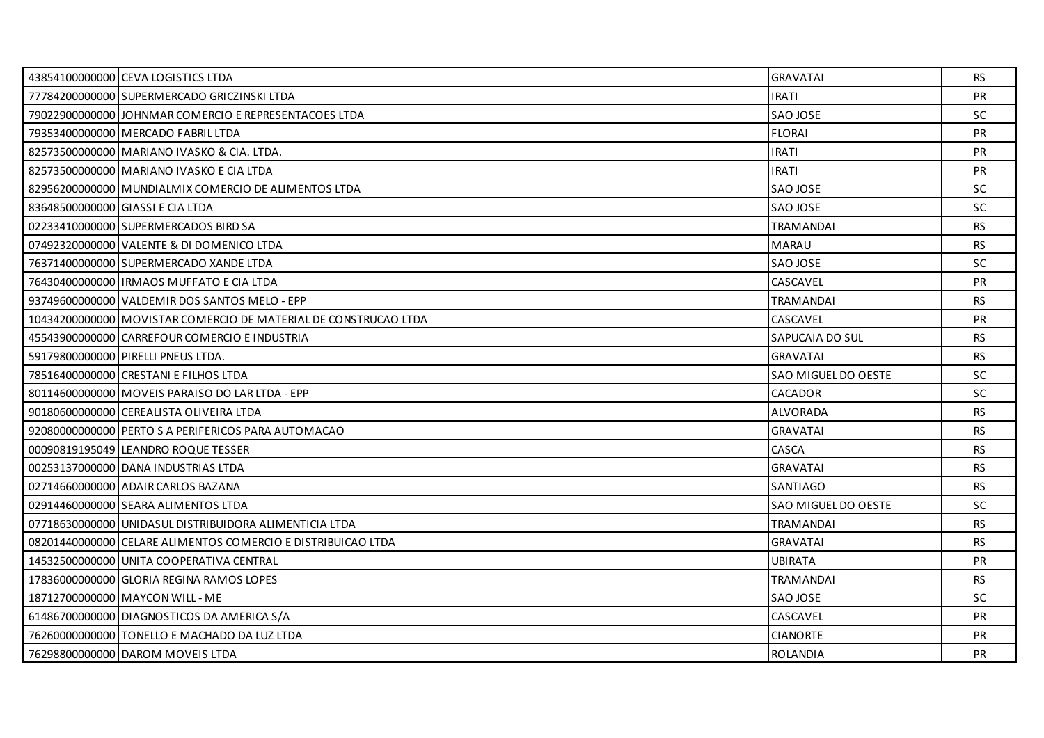| | | | |
|---|---|---|---|
| 43854100000000 | CEVA LOGISTICS LTDA | GRAVATAI | RS |
| 77784200000000 | SUPERMERCADO GRICZINSKI LTDA | IRATI | PR |
| 79022900000000 | JOHNMAR COMERCIO E REPRESENTACOES LTDA | SAO JOSE | SC |
| 79353400000000 | MERCADO FABRIL LTDA | FLORAI | PR |
| 82573500000000 | MARIANO IVASKO & CIA. LTDA. | IRATI | PR |
| 82573500000000 | MARIANO IVASKO E CIA LTDA | IRATI | PR |
| 82956200000000 | MUNDIALMIX COMERCIO DE ALIMENTOS LTDA | SAO JOSE | SC |
| 83648500000000 | GIASSI E CIA LTDA | SAO JOSE | SC |
| 02233410000000 | SUPERMERCADOS BIRD SA | TRAMANDAI | RS |
| 07492320000000 | VALENTE & DI DOMENICO LTDA | MARAU | RS |
| 76371400000000 | SUPERMERCADO XANDE LTDA | SAO JOSE | SC |
| 76430400000000 | IRMAOS MUFFATO E CIA LTDA | CASCAVEL | PR |
| 93749600000000 | VALDEMIR DOS SANTOS MELO - EPP | TRAMANDAI | RS |
| 10434200000000 | MOVISTAR COMERCIO DE MATERIAL DE CONSTRUCAO LTDA | CASCAVEL | PR |
| 45543900000000 | CARREFOUR COMERCIO E INDUSTRIA | SAPUCAIA DO SUL | RS |
| 59179800000000 | PIRELLI PNEUS LTDA. | GRAVATAI | RS |
| 78516400000000 | CRESTANI E FILHOS LTDA | SAO MIGUEL DO OESTE | SC |
| 80114600000000 | MOVEIS PARAISO DO LAR LTDA - EPP | CACADOR | SC |
| 90180600000000 | CEREALISTA OLIVEIRA LTDA | ALVORADA | RS |
| 92080000000000 | PERTO S A PERIFERICOS PARA AUTOMACAO | GRAVATAI | RS |
| 00090819195049 | LEANDRO ROQUE TESSER | CASCA | RS |
| 00253137000000 | DANA INDUSTRIAS LTDA | GRAVATAI | RS |
| 02714660000000 | ADAIR CARLOS BAZANA | SANTIAGO | RS |
| 02914460000000 | SEARA ALIMENTOS LTDA | SAO MIGUEL DO OESTE | SC |
| 07718630000000 | UNIDASUL DISTRIBUIDORA ALIMENTICIA LTDA | TRAMANDAI | RS |
| 08201440000000 | CELARE ALIMENTOS COMERCIO E DISTRIBUICAO LTDA | GRAVATAI | RS |
| 14532500000000 | UNITA COOPERATIVA CENTRAL | UBIRATA | PR |
| 17836000000000 | GLORIA REGINA RAMOS LOPES | TRAMANDAI | RS |
| 18712700000000 | MAYCON WILL - ME | SAO JOSE | SC |
| 61486700000000 | DIAGNOSTICOS DA AMERICA S/A | CASCAVEL | PR |
| 76260000000000 | TONELLO E MACHADO DA LUZ LTDA | CIANORTE | PR |
| 76298800000000 | DAROM MOVEIS LTDA | ROLANDIA | PR |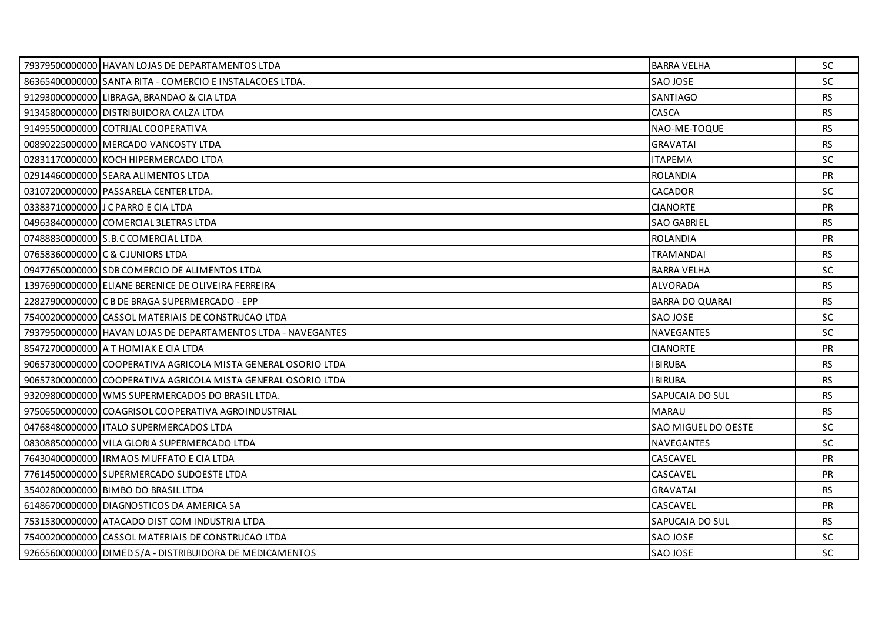| | | | |
|---|---|---|---|
| 79379500000000 | HAVAN LOJAS DE DEPARTAMENTOS LTDA | BARRA VELHA | SC |
| 86365400000000 | SANTA RITA - COMERCIO E INSTALACOES LTDA. | SAO JOSE | SC |
| 91293000000000 | LIBRAGA, BRANDAO & CIA LTDA | SANTIAGO | RS |
| 91345800000000 | DISTRIBUIDORA CALZA LTDA | CASCA | RS |
| 91495500000000 | COTRIJAL COOPERATIVA | NAO-ME-TOQUE | RS |
| 00890225000000 | MERCADO VANCOSTY LTDA | GRAVATAI | RS |
| 02831170000000 | KOCH HIPERMERCADO LTDA | ITAPEMA | SC |
| 02914460000000 | SEARA ALIMENTOS LTDA | ROLANDIA | PR |
| 03107200000000 | PASSARELA CENTER LTDA. | CACADOR | SC |
| 03383710000000 | J C PARRO E CIA LTDA | CIANORTE | PR |
| 04963840000000 | COMERCIAL 3LETRAS LTDA | SAO GABRIEL | RS |
| 07488830000000 | S.B.C COMERCIAL LTDA | ROLANDIA | PR |
| 07658360000000 | C & C JUNIORS LTDA | TRAMANDAI | RS |
| 09477650000000 | SDB COMERCIO DE ALIMENTOS LTDA | BARRA VELHA | SC |
| 13976900000000 | ELIANE BERENICE DE OLIVEIRA FERREIRA | ALVORADA | RS |
| 22827900000000 | C B DE BRAGA SUPERMERCADO - EPP | BARRA DO QUARAI | RS |
| 75400200000000 | CASSOL MATERIAIS DE CONSTRUCAO LTDA | SAO JOSE | SC |
| 79379500000000 | HAVAN LOJAS DE DEPARTAMENTOS LTDA - NAVEGANTES | NAVEGANTES | SC |
| 85472700000000 | A T HOMIAK E CIA LTDA | CIANORTE | PR |
| 90657300000000 | COOPERATIVA AGRICOLA MISTA GENERAL OSORIO LTDA | IBIRUBA | RS |
| 90657300000000 | COOPERATIVA AGRICOLA MISTA GENERAL OSORIO LTDA | IBIRUBA | RS |
| 93209800000000 | WMS SUPERMERCADOS DO BRASIL LTDA. | SAPUCAIA DO SUL | RS |
| 97506500000000 | COAGRISOL COOPERATIVA AGROINDUSTRIAL | MARAU | RS |
| 04768480000000 | ITALO SUPERMERCADOS LTDA | SAO MIGUEL DO OESTE | SC |
| 08308850000000 | VILA GLORIA SUPERMERCADO LTDA | NAVEGANTES | SC |
| 76430400000000 | IRMAOS MUFFATO E CIA LTDA | CASCAVEL | PR |
| 77614500000000 | SUPERMERCADO SUDOESTE LTDA | CASCAVEL | PR |
| 35402800000000 | BIMBO DO BRASIL LTDA | GRAVATAI | RS |
| 61486700000000 | DIAGNOSTICOS DA AMERICA SA | CASCAVEL | PR |
| 75315300000000 | ATACADO DIST COM INDUSTRIA LTDA | SAPUCAIA DO SUL | RS |
| 75400200000000 | CASSOL MATERIAIS DE CONSTRUCAO LTDA | SAO JOSE | SC |
| 92665600000000 | DIMED S/A - DISTRIBUIDORA DE MEDICAMENTOS | SAO JOSE | SC |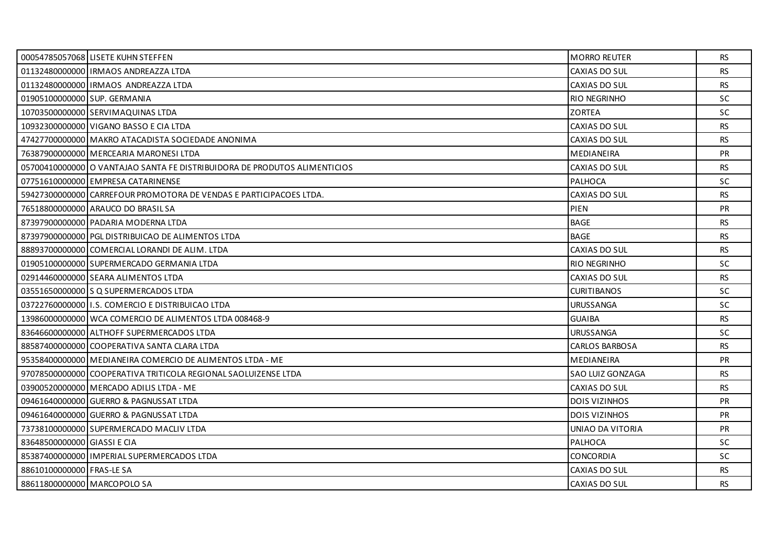| | | | |
|---|---|---|---|
| 00054785057068 | LISETE KUHN STEFFEN | MORRO REUTER | RS |
| 01132480000000 | IRMAOS ANDREAZZA LTDA | CAXIAS DO SUL | RS |
| 01132480000000 | IRMAOS ANDREAZZA LTDA | CAXIAS DO SUL | RS |
| 01905100000000 | SUP. GERMANIA | RIO NEGRINHO | SC |
| 10703500000000 | SERVIMAQUINAS LTDA | ZORTEA | SC |
| 10932300000000 | VIGANO BASSO E CIA LTDA | CAXIAS DO SUL | RS |
| 47427700000000 | MAKRO ATACADISTA SOCIEDADE ANONIMA | CAXIAS DO SUL | RS |
| 76387900000000 | MERCEARIA MARONESI LTDA | MEDIANEIRA | PR |
| 05700410000000 | O VANTAJAO SANTA FE DISTRIBUIDORA DE PRODUTOS ALIMENTICIOS | CAXIAS DO SUL | RS |
| 07751610000000 | EMPRESA CATARINENSE | PALHOCA | SC |
| 59427300000000 | CARREFOUR PROMOTORA DE VENDAS E PARTICIPACOES LTDA. | CAXIAS DO SUL | RS |
| 76518800000000 | ARAUCO DO BRASIL SA | PIEN | PR |
| 87397900000000 | PADARIA MODERNA LTDA | BAGE | RS |
| 87397900000000 | PGL DISTRIBUICAO DE ALIMENTOS LTDA | BAGE | RS |
| 88893700000000 | COMERCIAL LORANDI DE ALIM. LTDA | CAXIAS DO SUL | RS |
| 01905100000000 | SUPERMERCADO GERMANIA LTDA | RIO NEGRINHO | SC |
| 02914460000000 | SEARA ALIMENTOS LTDA | CAXIAS DO SUL | RS |
| 03551650000000 | S Q SUPERMERCADOS LTDA | CURITIBANOS | SC |
| 03722760000000 | I.S. COMERCIO E DISTRIBUICAO LTDA | URUSSANGA | SC |
| 13986000000000 | WCA COMERCIO DE ALIMENTOS LTDA 008468-9 | GUAIBA | RS |
| 83646600000000 | ALTHOFF SUPERMERCADOS LTDA | URUSSANGA | SC |
| 88587400000000 | COOPERATIVA SANTA CLARA LTDA | CARLOS BARBOSA | RS |
| 95358400000000 | MEDIANEIRA COMERCIO DE ALIMENTOS LTDA - ME | MEDIANEIRA | PR |
| 97078500000000 | COOPERATIVA TRITICOLA REGIONAL SAOLUIZENSE LTDA | SAO LUIZ GONZAGA | RS |
| 03900520000000 | MERCADO ADILIS LTDA - ME | CAXIAS DO SUL | RS |
| 09461640000000 | GUERRO & PAGNUSSAT LTDA | DOIS VIZINHOS | PR |
| 09461640000000 | GUERRO & PAGNUSSAT LTDA | DOIS VIZINHOS | PR |
| 73738100000000 | SUPERMERCADO MACLIV LTDA | UNIAO DA VITORIA | PR |
| 83648500000000 | GIASSI E CIA | PALHOCA | SC |
| 85387400000000 | IMPERIAL SUPERMERCADOS LTDA | CONCORDIA | SC |
| 88610100000000 | FRAS-LE SA | CAXIAS DO SUL | RS |
| 88611800000000 | MARCOPOLO SA | CAXIAS DO SUL | RS |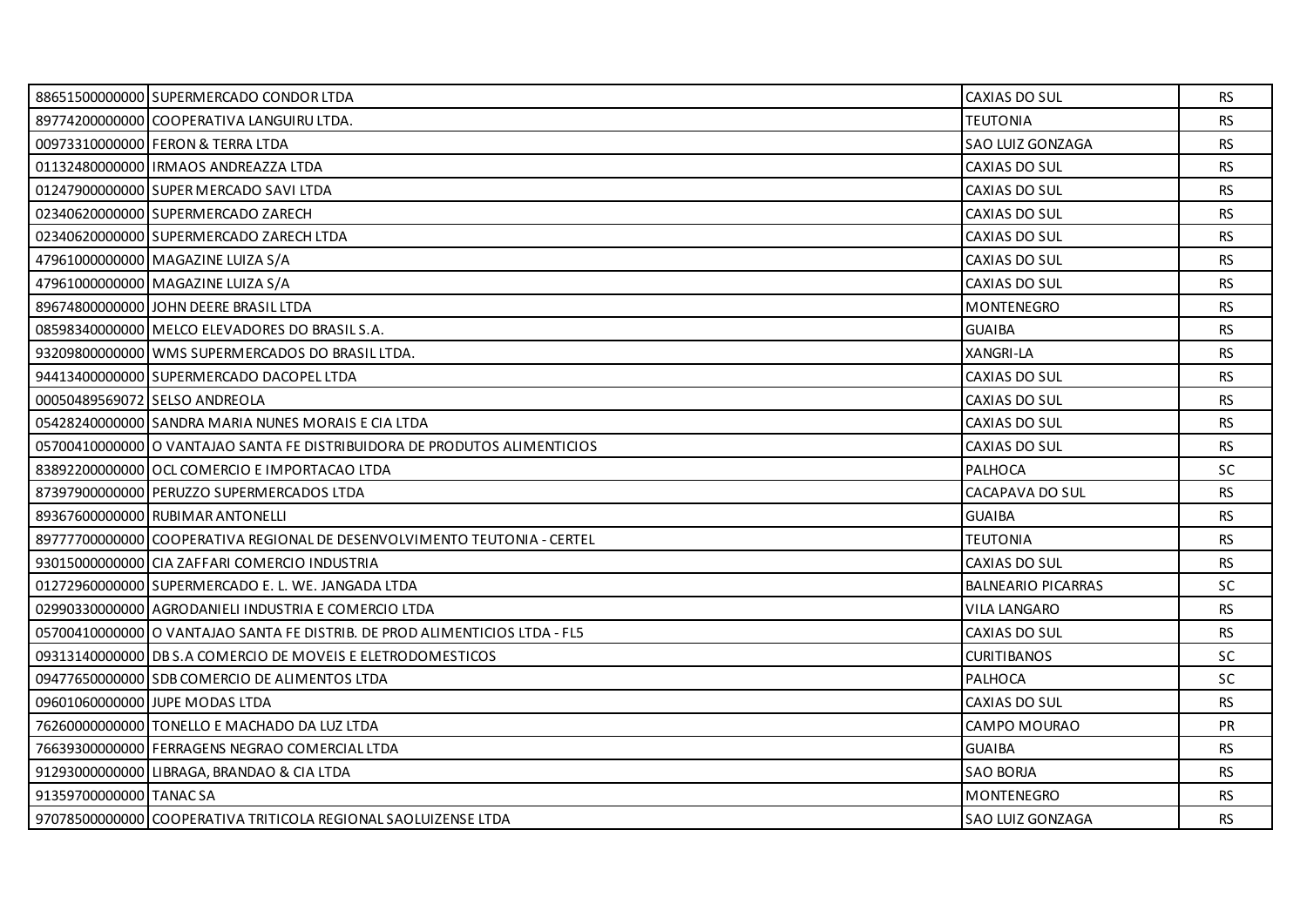| | | | |
|---|---|---|---|
| 88651500000000 | SUPERMERCADO CONDOR LTDA | CAXIAS DO SUL | RS |
| 89774200000000 | COOPERATIVA LANGUIRU LTDA. | TEUTONIA | RS |
| 00973310000000 | FERON & TERRA LTDA | SAO LUIZ GONZAGA | RS |
| 01132480000000 | IRMAOS ANDREAZZA LTDA | CAXIAS DO SUL | RS |
| 01247900000000 | SUPER MERCADO SAVI LTDA | CAXIAS DO SUL | RS |
| 02340620000000 | SUPERMERCADO ZARECH | CAXIAS DO SUL | RS |
| 02340620000000 | SUPERMERCADO ZARECH LTDA | CAXIAS DO SUL | RS |
| 47961000000000 | MAGAZINE LUIZA S/A | CAXIAS DO SUL | RS |
| 47961000000000 | MAGAZINE LUIZA S/A | CAXIAS DO SUL | RS |
| 89674800000000 | JOHN DEERE BRASIL LTDA | MONTENEGRO | RS |
| 08598340000000 | MELCO ELEVADORES DO BRASIL S.A. | GUAIBA | RS |
| 93209800000000 | WMS SUPERMERCADOS DO BRASIL LTDA. | XANGRI-LA | RS |
| 94413400000000 | SUPERMERCADO DACOPEL LTDA | CAXIAS DO SUL | RS |
| 00050489569072 | SELSO ANDREOLA | CAXIAS DO SUL | RS |
| 05428240000000 | SANDRA MARIA NUNES MORAIS E CIA LTDA | CAXIAS DO SUL | RS |
| 05700410000000 | O VANTAJAO SANTA FE DISTRIBUIDORA DE PRODUTOS ALIMENTICIOS | CAXIAS DO SUL | RS |
| 83892200000000 | OCL COMERCIO E IMPORTACAO LTDA | PALHOCA | SC |
| 87397900000000 | PERUZZO SUPERMERCADOS LTDA | CACAPAVA DO SUL | RS |
| 89367600000000 | RUBIMAR ANTONELLI | GUAIBA | RS |
| 89777700000000 | COOPERATIVA REGIONAL DE DESENVOLVIMENTO TEUTONIA - CERTEL | TEUTONIA | RS |
| 93015000000000 | CIA ZAFFARI COMERCIO INDUSTRIA | CAXIAS DO SUL | RS |
| 01272960000000 | SUPERMERCADO E. L. WE. JANGADA LTDA | BALNEARIO PICARRAS | SC |
| 02990330000000 | AGRODANIELI INDUSTRIA E COMERCIO LTDA | VILA LANGARO | RS |
| 05700410000000 | O VANTAJAO SANTA FE DISTRIB. DE PROD ALIMENTICIOS LTDA - FL5 | CAXIAS DO SUL | RS |
| 09313140000000 | DB S.A COMERCIO DE MOVEIS E ELETRODOMESTICOS | CURITIBANOS | SC |
| 09477650000000 | SDB COMERCIO DE ALIMENTOS LTDA | PALHOCA | SC |
| 09601060000000 | JUPE MODAS LTDA | CAXIAS DO SUL | RS |
| 76260000000000 | TONELLO E MACHADO DA LUZ LTDA | CAMPO MOURAO | PR |
| 76639300000000 | FERRAGENS NEGRAO COMERCIAL LTDA | GUAIBA | RS |
| 91293000000000 | LIBRAGA, BRANDAO & CIA LTDA | SAO BORJA | RS |
| 91359700000000 | TANAC SA | MONTENEGRO | RS |
| 97078500000000 | COOPERATIVA TRITICOLA REGIONAL SAOLUIZENSE LTDA | SAO LUIZ GONZAGA | RS |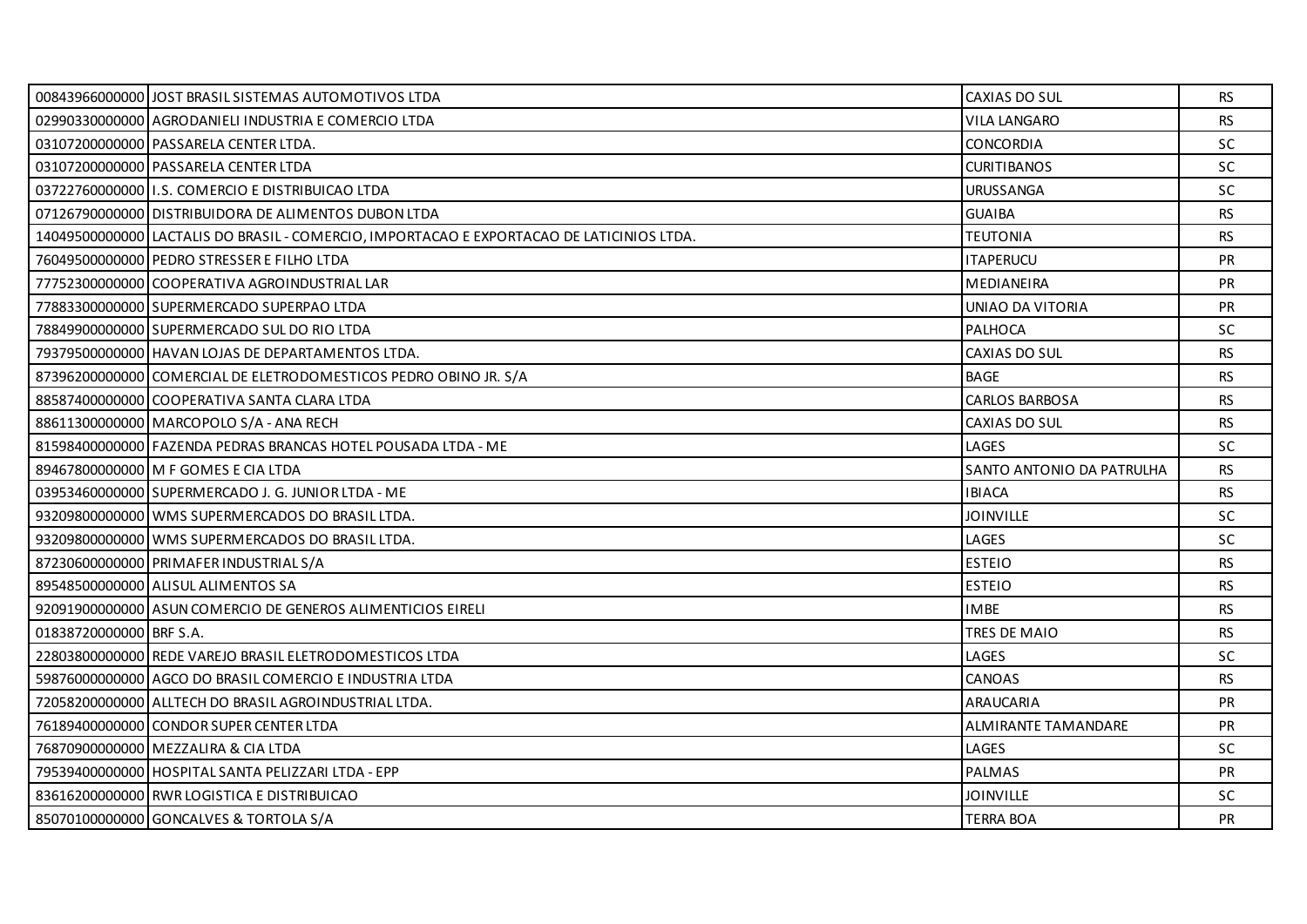| | | | |
|---|---|---|---|
| 00843966000000 | JOST BRASIL SISTEMAS AUTOMOTIVOS LTDA | CAXIAS DO SUL | RS |
| 02990330000000 | AGRODANIELI INDUSTRIA E COMERCIO LTDA | VILA LANGARO | RS |
| 03107200000000 | PASSARELA CENTER LTDA. | CONCORDIA | SC |
| 03107200000000 | PASSARELA CENTER LTDA | CURITIBANOS | SC |
| 03722760000000 | I.S. COMERCIO E DISTRIBUICAO LTDA | URUSSANGA | SC |
| 07126790000000 | DISTRIBUIDORA DE ALIMENTOS DUBON LTDA | GUAIBA | RS |
| 14049500000000 | LACTALIS DO BRASIL - COMERCIO, IMPORTACAO E EXPORTACAO DE LATICINIOS LTDA. | TEUTONIA | RS |
| 76049500000000 | PEDRO STRESSER E FILHO LTDA | ITAPERUCU | PR |
| 77752300000000 | COOPERATIVA AGROINDUSTRIAL LAR | MEDIANEIRA | PR |
| 77883300000000 | SUPERMERCADO SUPERPAO LTDA | UNIAO DA VITORIA | PR |
| 78849900000000 | SUPERMERCADO SUL DO RIO LTDA | PALHOCA | SC |
| 79379500000000 | HAVAN LOJAS DE DEPARTAMENTOS LTDA. | CAXIAS DO SUL | RS |
| 87396200000000 | COMERCIAL DE ELETRODOMESTICOS PEDRO OBINO JR. S/A | BAGE | RS |
| 88587400000000 | COOPERATIVA SANTA CLARA LTDA | CARLOS BARBOSA | RS |
| 88611300000000 | MARCOPOLO S/A - ANA RECH | CAXIAS DO SUL | RS |
| 81598400000000 | FAZENDA PEDRAS BRANCAS HOTEL POUSADA LTDA - ME | LAGES | SC |
| 89467800000000 | M F GOMES E CIA LTDA | SANTO ANTONIO DA PATRULHA | RS |
| 03953460000000 | SUPERMERCADO J. G. JUNIOR LTDA - ME | IBIACA | RS |
| 93209800000000 | WMS SUPERMERCADOS DO BRASIL LTDA. | JOINVILLE | SC |
| 93209800000000 | WMS SUPERMERCADOS DO BRASIL LTDA. | LAGES | SC |
| 87230600000000 | PRIMAFER INDUSTRIAL S/A | ESTEIO | RS |
| 89548500000000 | ALISUL ALIMENTOS SA | ESTEIO | RS |
| 92091900000000 | ASUN COMERCIO DE GENEROS ALIMENTICIOS EIRELI | IMBE | RS |
| 01838720000000 | BRF S.A. | TRES DE MAIO | RS |
| 22803800000000 | REDE VAREJO BRASIL ELETRODOMESTICOS LTDA | LAGES | SC |
| 59876000000000 | AGCO DO BRASIL COMERCIO E INDUSTRIA LTDA | CANOAS | RS |
| 72058200000000 | ALLTECH DO BRASIL AGROINDUSTRIAL LTDA. | ARAUCARIA | PR |
| 76189400000000 | CONDOR SUPER CENTER LTDA | ALMIRANTE TAMANDARE | PR |
| 76870900000000 | MEZZALIRA & CIA LTDA | LAGES | SC |
| 79539400000000 | HOSPITAL SANTA PELIZZARI LTDA - EPP | PALMAS | PR |
| 83616200000000 | RWR LOGISTICA E DISTRIBUICAO | JOINVILLE | SC |
| 85070100000000 | GONCALVES & TORTOLA S/A | TERRA BOA | PR |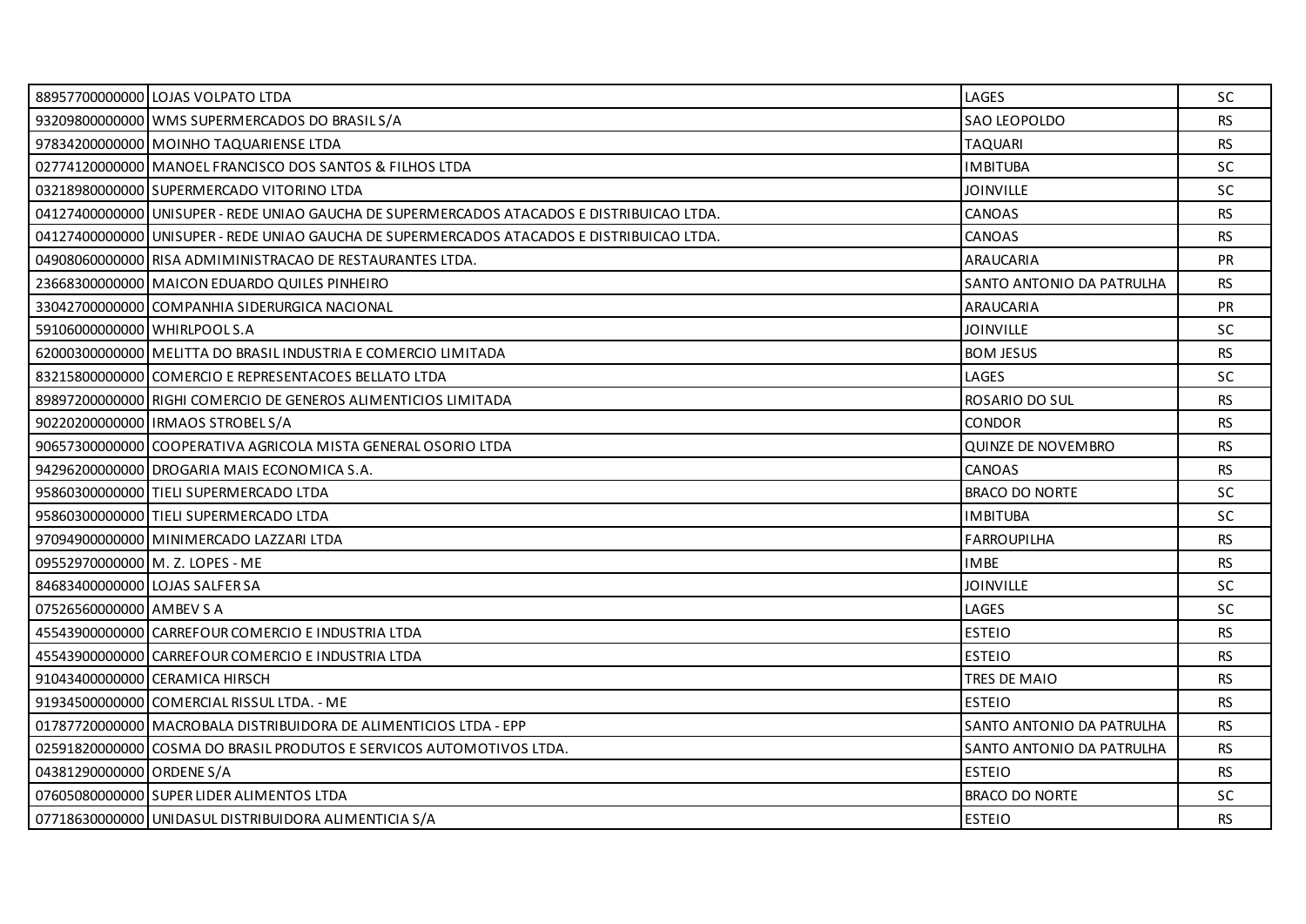| | | | |
|---|---|---|---|
| 88957700000000 | LOJAS VOLPATO LTDA | LAGES | SC |
| 93209800000000 | WMS SUPERMERCADOS DO BRASIL S/A | SAO LEOPOLDO | RS |
| 97834200000000 | MOINHO TAQUARIENSE LTDA | TAQUARI | RS |
| 02774120000000 | MANOEL FRANCISCO DOS SANTOS & FILHOS LTDA | IMBITUBA | SC |
| 03218980000000 | SUPERMERCADO VITORINO LTDA | JOINVILLE | SC |
| 04127400000000 | UNISUPER - REDE UNIAO GAUCHA DE SUPERMERCADOS ATACADOS E DISTRIBUICAO LTDA. | CANOAS | RS |
| 04127400000000 | UNISUPER - REDE UNIAO GAUCHA DE SUPERMERCADOS ATACADOS E DISTRIBUICAO LTDA. | CANOAS | RS |
| 04908060000000 | RISA ADMIMINISTRACAO DE RESTAURANTES LTDA. | ARAUCARIA | PR |
| 23668300000000 | MAICON EDUARDO QUILES PINHEIRO | SANTO ANTONIO DA PATRULHA | RS |
| 33042700000000 | COMPANHIA SIDERURGICA NACIONAL | ARAUCARIA | PR |
| 59106000000000 | WHIRLPOOL S.A | JOINVILLE | SC |
| 62000300000000 | MELITTA DO BRASIL INDUSTRIA E COMERCIO LIMITADA | BOM JESUS | RS |
| 83215800000000 | COMERCIO E REPRESENTACOES BELLATO LTDA | LAGES | SC |
| 89897200000000 | RIGHI COMERCIO DE GENEROS ALIMENTICIOS LIMITADA | ROSARIO DO SUL | RS |
| 90220200000000 | IRMAOS STROBEL S/A | CONDOR | RS |
| 90657300000000 | COOPERATIVA AGRICOLA MISTA GENERAL OSORIO LTDA | QUINZE DE NOVEMBRO | RS |
| 94296200000000 | DROGARIA MAIS ECONOMICA S.A. | CANOAS | RS |
| 95860300000000 | TIELI SUPERMERCADO LTDA | BRACO DO NORTE | SC |
| 95860300000000 | TIELI SUPERMERCADO LTDA | IMBITUBA | SC |
| 97094900000000 | MINIMERCADO LAZZARI LTDA | FARROUPILHA | RS |
| 09552970000000 | M. Z. LOPES - ME | IMBE | RS |
| 84683400000000 | LOJAS SALFER SA | JOINVILLE | SC |
| 07526560000000 | AMBEV S A | LAGES | SC |
| 45543900000000 | CARREFOUR COMERCIO E INDUSTRIA LTDA | ESTEIO | RS |
| 45543900000000 | CARREFOUR COMERCIO E INDUSTRIA LTDA | ESTEIO | RS |
| 91043400000000 | CERAMICA HIRSCH | TRES DE MAIO | RS |
| 91934500000000 | COMERCIAL RISSUL LTDA. - ME | ESTEIO | RS |
| 01787720000000 | MACROBALA DISTRIBUIDORA DE ALIMENTICIOS LTDA - EPP | SANTO ANTONIO DA PATRULHA | RS |
| 02591820000000 | COSMA DO BRASIL PRODUTOS E SERVICOS AUTOMOTIVOS LTDA. | SANTO ANTONIO DA PATRULHA | RS |
| 04381290000000 | ORDENE S/A | ESTEIO | RS |
| 07605080000000 | SUPER LIDER ALIMENTOS LTDA | BRACO DO NORTE | SC |
| 07718630000000 | UNIDASUL DISTRIBUIDORA ALIMENTICIA S/A | ESTEIO | RS |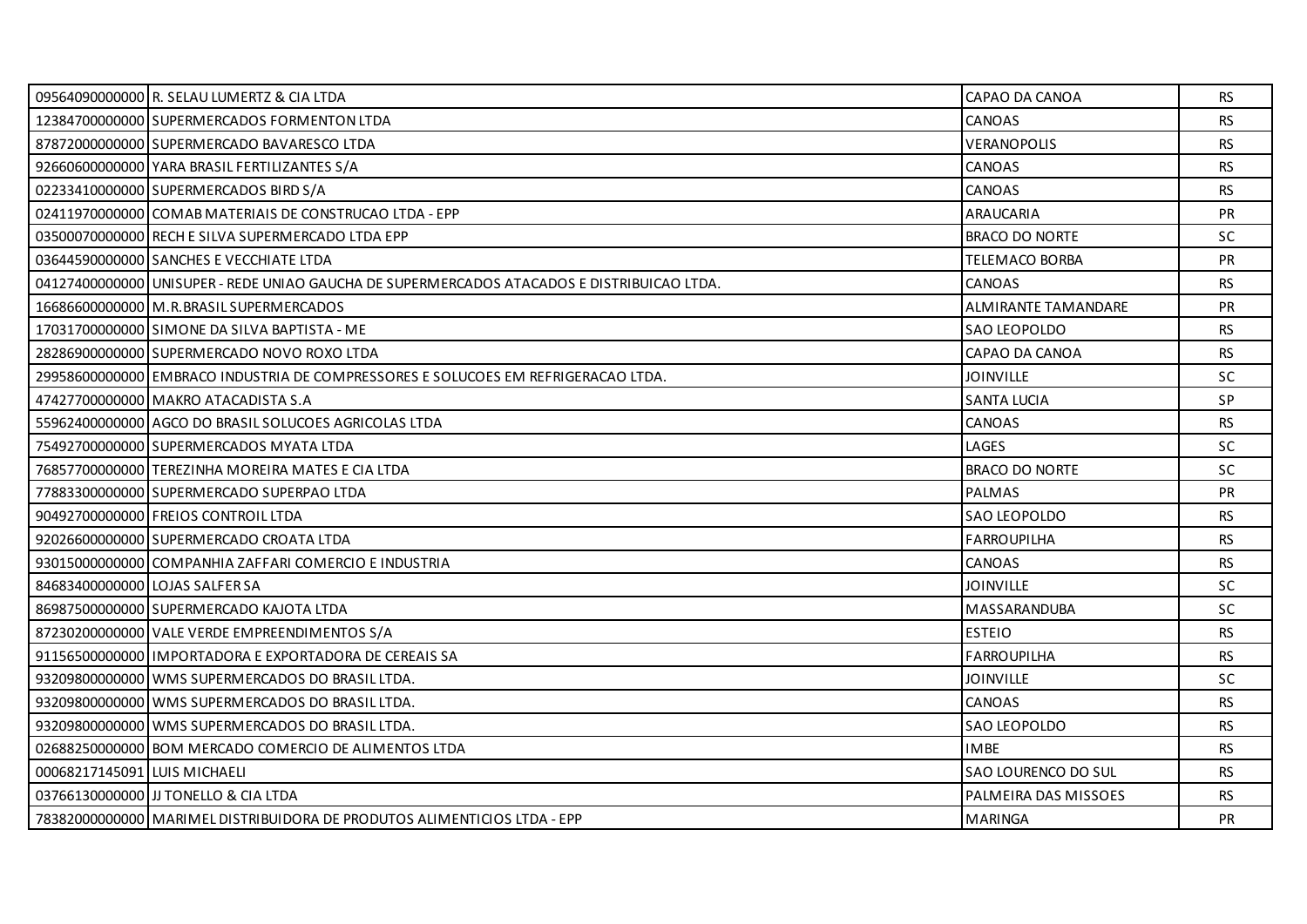| | | | |
|---|---|---|---|
| 09564090000000 | R. SELAU LUMERTZ & CIA LTDA | CAPAO DA CANOA | RS |
| 12384700000000 | SUPERMERCADOS FORMENTON LTDA | CANOAS | RS |
| 87872000000000 | SUPERMERCADO BAVARESCO LTDA | VERANOPOLIS | RS |
| 92660600000000 | YARA BRASIL FERTILIZANTES S/A | CANOAS | RS |
| 02233410000000 | SUPERMERCADOS BIRD S/A | CANOAS | RS |
| 02411970000000 | COMAB MATERIAIS DE CONSTRUCAO LTDA - EPP | ARAUCARIA | PR |
| 03500070000000 | RECH E SILVA SUPERMERCADO LTDA EPP | BRACO DO NORTE | SC |
| 03644590000000 | SANCHES E VECCHIATE LTDA | TELEMACO BORBA | PR |
| 04127400000000 | UNISUPER - REDE UNIAO GAUCHA DE SUPERMERCADOS ATACADOS E DISTRIBUICAO LTDA. | CANOAS | RS |
| 16686600000000 | M.R.BRASIL SUPERMERCADOS | ALMIRANTE TAMANDARE | PR |
| 17031700000000 | SIMONE DA SILVA BAPTISTA - ME | SAO LEOPOLDO | RS |
| 28286900000000 | SUPERMERCADO NOVO ROXO LTDA | CAPAO DA CANOA | RS |
| 29958600000000 | EMBRACO INDUSTRIA DE COMPRESSORES E SOLUCOES EM REFRIGERACAO LTDA. | JOINVILLE | SC |
| 47427700000000 | MAKRO ATACADISTA S.A | SANTA LUCIA | SP |
| 55962400000000 | AGCO DO BRASIL SOLUCOES AGRICOLAS LTDA | CANOAS | RS |
| 75492700000000 | SUPERMERCADOS MYATA LTDA | LAGES | SC |
| 76857700000000 | TEREZINHA MOREIRA MATES E CIA LTDA | BRACO DO NORTE | SC |
| 77883300000000 | SUPERMERCADO SUPERPAO LTDA | PALMAS | PR |
| 90492700000000 | FREIOS CONTROIL LTDA | SAO LEOPOLDO | RS |
| 92026600000000 | SUPERMERCADO CROATA LTDA | FARROUPILHA | RS |
| 93015000000000 | COMPANHIA ZAFFARI COMERCIO E INDUSTRIA | CANOAS | RS |
| 84683400000000 | LOJAS SALFER SA | JOINVILLE | SC |
| 86987500000000 | SUPERMERCADO KAJOTA LTDA | MASSARANDUBA | SC |
| 87230200000000 | VALE VERDE EMPREENDIMENTOS S/A | ESTEIO | RS |
| 91156500000000 | IMPORTADORA E EXPORTADORA DE CEREAIS SA | FARROUPILHA | RS |
| 93209800000000 | WMS SUPERMERCADOS DO BRASIL LTDA. | JOINVILLE | SC |
| 93209800000000 | WMS SUPERMERCADOS DO BRASIL LTDA. | CANOAS | RS |
| 93209800000000 | WMS SUPERMERCADOS DO BRASIL LTDA. | SAO LEOPOLDO | RS |
| 02688250000000 | BOM MERCADO COMERCIO DE ALIMENTOS LTDA | IMBE | RS |
| 00068217145091 | LUIS MICHAELI | SAO LOURENCO DO SUL | RS |
| 03766130000000 | JJ TONELLO & CIA LTDA | PALMEIRA DAS MISSOES | RS |
| 78382000000000 | MARIMEL DISTRIBUIDORA DE PRODUTOS ALIMENTICIOS LTDA - EPP | MARINGA | PR |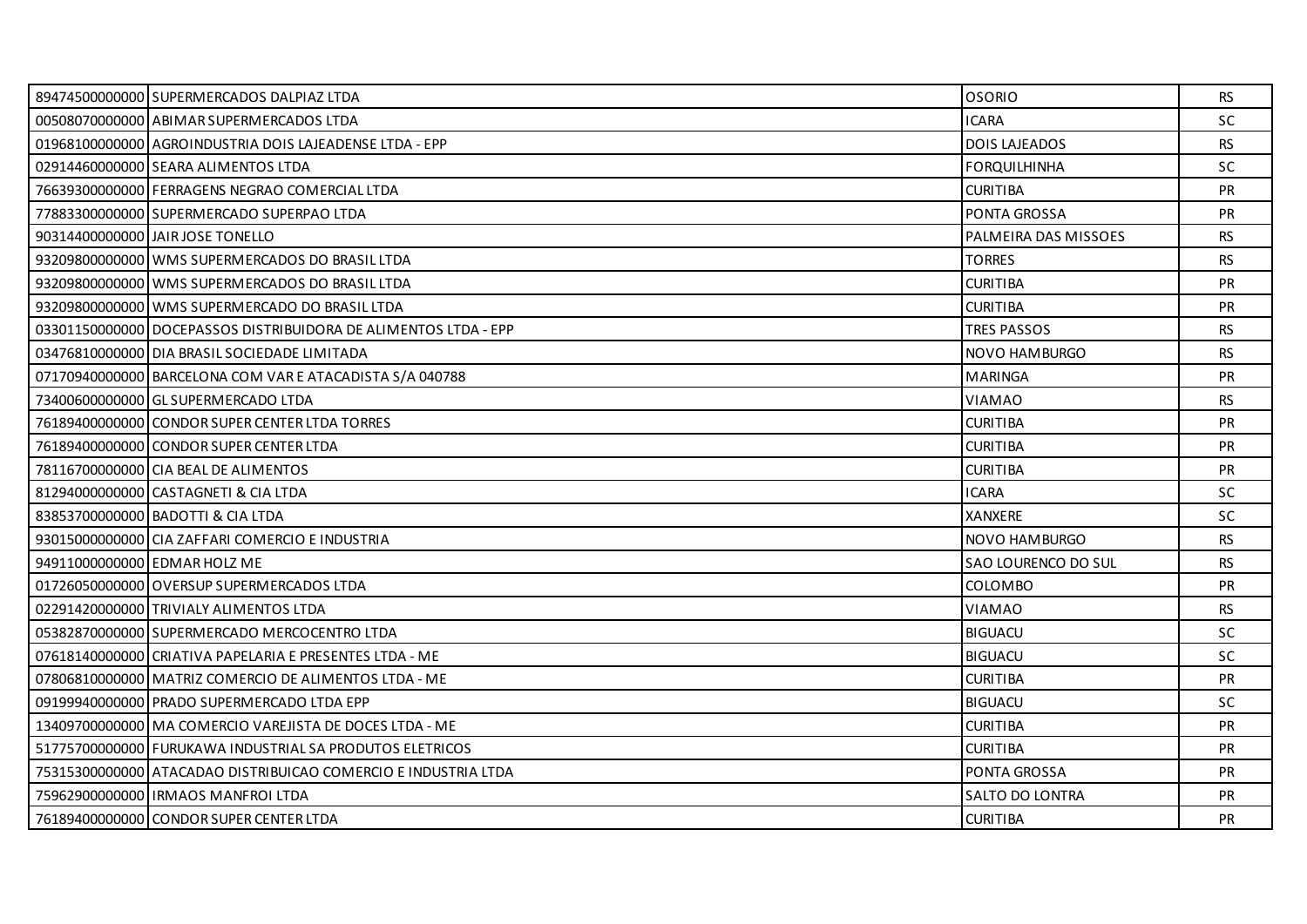| | | | |
|---|---|---|---|
| 89474500000000 | SUPERMERCADOS DALPIAZ LTDA | OSORIO | RS |
| 00508070000000 | ABIMAR SUPERMERCADOS LTDA | ICARA | SC |
| 01968100000000 | AGROINDUSTRIA DOIS LAJEADENSE LTDA - EPP | DOIS LAJEADOS | RS |
| 02914460000000 | SEARA ALIMENTOS LTDA | FORQUILHINHA | SC |
| 76639300000000 | FERRAGENS NEGRAO COMERCIAL LTDA | CURITIBA | PR |
| 77883300000000 | SUPERMERCADO SUPERPAO LTDA | PONTA GROSSA | PR |
| 90314400000000 | JAIR JOSE TONELLO | PALMEIRA DAS MISSOES | RS |
| 93209800000000 | WMS SUPERMERCADOS DO BRASIL LTDA | TORRES | RS |
| 93209800000000 | WMS SUPERMERCADOS DO BRASIL LTDA | CURITIBA | PR |
| 93209800000000 | WMS SUPERMERCADO DO BRASIL LTDA | CURITIBA | PR |
| 03301150000000 | DOCEPASSOS DISTRIBUIDORA DE ALIMENTOS LTDA - EPP | TRES PASSOS | RS |
| 03476810000000 | DIA BRASIL SOCIEDADE LIMITADA | NOVO HAMBURGO | RS |
| 07170940000000 | BARCELONA COM VAR E ATACADISTA S/A 040788 | MARINGA | PR |
| 73400600000000 | GL SUPERMERCADO LTDA | VIAMAO | RS |
| 76189400000000 | CONDOR SUPER CENTER LTDA TORRES | CURITIBA | PR |
| 76189400000000 | CONDOR SUPER CENTER LTDA | CURITIBA | PR |
| 78116700000000 | CIA BEAL DE ALIMENTOS | CURITIBA | PR |
| 81294000000000 | CASTAGNETI & CIA LTDA | ICARA | SC |
| 83853700000000 | BADOTTI & CIA LTDA | XANXERE | SC |
| 93015000000000 | CIA ZAFFARI COMERCIO E INDUSTRIA | NOVO HAMBURGO | RS |
| 94911000000000 | EDMAR HOLZ ME | SAO LOURENCO DO SUL | RS |
| 01726050000000 | OVERSUP SUPERMERCADOS LTDA | COLOMBO | PR |
| 02291420000000 | TRIVIALY ALIMENTOS LTDA | VIAMAO | RS |
| 05382870000000 | SUPERMERCADO MERCOCENTRO LTDA | BIGUACU | SC |
| 07618140000000 | CRIATIVA PAPELARIA E PRESENTES LTDA - ME | BIGUACU | SC |
| 07806810000000 | MATRIZ COMERCIO DE ALIMENTOS LTDA - ME | CURITIBA | PR |
| 09199940000000 | PRADO SUPERMERCADO LTDA EPP | BIGUACU | SC |
| 13409700000000 | MA COMERCIO VAREJISTA DE DOCES LTDA - ME | CURITIBA | PR |
| 51775700000000 | FURUKAWA INDUSTRIAL SA PRODUTOS ELETRICOS | CURITIBA | PR |
| 75315300000000 | ATACADAO DISTRIBUICAO COMERCIO E INDUSTRIA LTDA | PONTA GROSSA | PR |
| 75962900000000 | IRMAOS MANFROI LTDA | SALTO DO LONTRA | PR |
| 76189400000000 | CONDOR SUPER CENTER LTDA | CURITIBA | PR |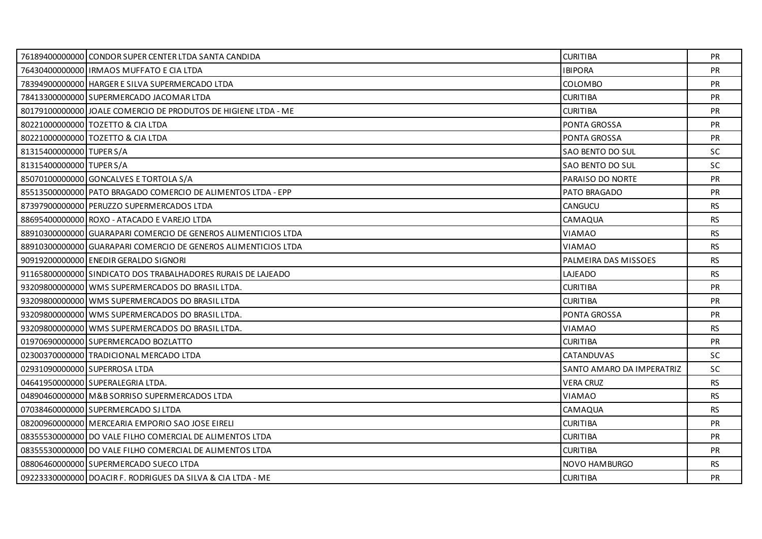| | | | |
|---|---|---|---|
| 76189400000000 | CONDOR SUPER CENTER LTDA SANTA CANDIDA | CURITIBA | PR |
| 76430400000000 | IRMAOS MUFFATO E CIA LTDA | IBIPORA | PR |
| 78394900000000 | HARGER E SILVA SUPERMERCADO LTDA | COLOMBO | PR |
| 78413300000000 | SUPERMERCADO JACOMAR LTDA | CURITIBA | PR |
| 80179100000000 | JOALE COMERCIO DE PRODUTOS DE HIGIENE LTDA - ME | CURITIBA | PR |
| 80221000000000 | TOZETTO & CIA LTDA | PONTA GROSSA | PR |
| 80221000000000 | TOZETTO & CIA LTDA | PONTA GROSSA | PR |
| 81315400000000 | TUPER S/A | SAO BENTO DO SUL | SC |
| 81315400000000 | TUPER S/A | SAO BENTO DO SUL | SC |
| 85070100000000 | GONCALVES E TORTOLA S/A | PARAISO DO NORTE | PR |
| 85513500000000 | PATO BRAGADO COMERCIO DE ALIMENTOS LTDA - EPP | PATO BRAGADO | PR |
| 87397900000000 | PERUZZO SUPERMERCADOS LTDA | CANGUCU | RS |
| 88695400000000 | ROXO - ATACADO E VAREJO LTDA | CAMAQUA | RS |
| 88910300000000 | GUARAPARI COMERCIO DE GENEROS ALIMENTICIOS LTDA | VIAMAO | RS |
| 88910300000000 | GUARAPARI COMERCIO DE GENEROS ALIMENTICIOS LTDA | VIAMAO | RS |
| 90919200000000 | ENEDIR GERALDO SIGNORI | PALMEIRA DAS MISSOES | RS |
| 91165800000000 | SINDICATO DOS TRABALHADORES RURAIS DE LAJEADO | LAJEADO | RS |
| 93209800000000 | WMS SUPERMERCADOS DO BRASIL LTDA. | CURITIBA | PR |
| 93209800000000 | WMS SUPERMERCADOS DO BRASIL LTDA | CURITIBA | PR |
| 93209800000000 | WMS SUPERMERCADOS DO BRASIL LTDA. | PONTA GROSSA | PR |
| 93209800000000 | WMS SUPERMERCADOS DO BRASIL LTDA. | VIAMAO | RS |
| 01970690000000 | SUPERMERCADO BOZLATTO | CURITIBA | PR |
| 02300370000000 | TRADICIONAL MERCADO LTDA | CATANDUVAS | SC |
| 02931090000000 | SUPERROSA LTDA | SANTO AMARO DA IMPERATRIZ | SC |
| 04641950000000 | SUPERALEGRIA LTDA. | VERA CRUZ | RS |
| 04890460000000 | M&B SORRISO SUPERMERCADOS LTDA | VIAMAO | RS |
| 07038460000000 | SUPERMERCADO SJ LTDA | CAMAQUA | RS |
| 08200960000000 | MERCEARIA EMPORIO SAO JOSE EIRELI | CURITIBA | PR |
| 08355530000000 | DO VALE FILHO COMERCIAL DE ALIMENTOS LTDA | CURITIBA | PR |
| 08355530000000 | DO VALE FILHO COMERCIAL DE ALIMENTOS LTDA | CURITIBA | PR |
| 08806460000000 | SUPERMERCADO SUECO LTDA | NOVO HAMBURGO | RS |
| 09223330000000 | DOACIR F. RODRIGUES DA SILVA & CIA LTDA - ME | CURITIBA | PR |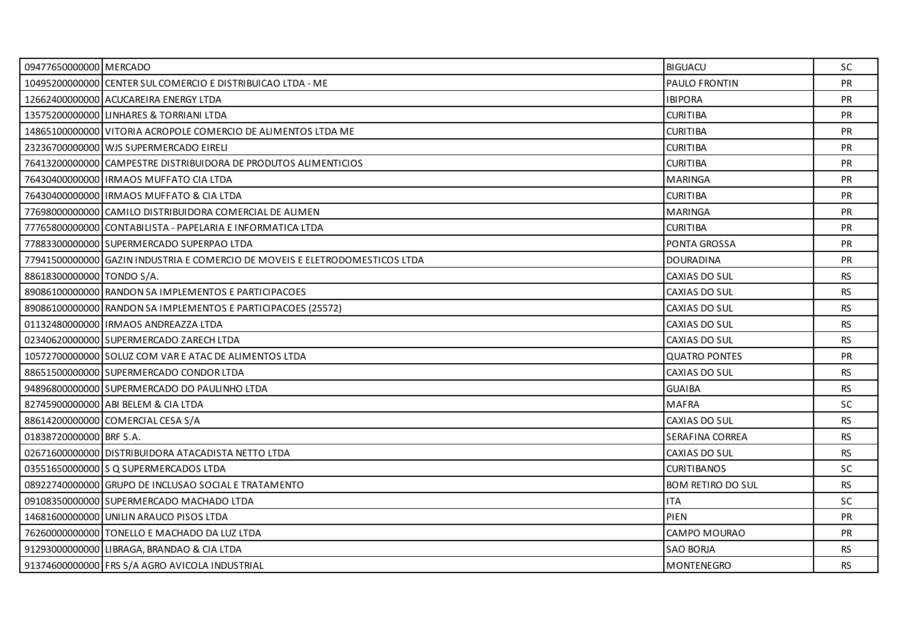| | | | |
|---|---|---|---|
| 09477650000000 | MERCADO | BIGUACU | SC |
| 10495200000000 | CENTER SUL COMERCIO E DISTRIBUICAO LTDA - ME | PAULO FRONTIN | PR |
| 12662400000000 | ACUCAREIRA ENERGY LTDA | IBIPORA | PR |
| 13575200000000 | LINHARES & TORRIANI LTDA | CURITIBA | PR |
| 14865100000000 | VITORIA ACROPOLE COMERCIO DE ALIMENTOS LTDA ME | CURITIBA | PR |
| 23236700000000 | WJS SUPERMERCADO EIRELI | CURITIBA | PR |
| 76413200000000 | CAMPESTRE DISTRIBUIDORA DE PRODUTOS ALIMENTICIOS | CURITIBA | PR |
| 76430400000000 | IRMAOS MUFFATO CIA LTDA | MARINGA | PR |
| 76430400000000 | IRMAOS MUFFATO & CIA LTDA | CURITIBA | PR |
| 77698000000000 | CAMILO DISTRIBUIDORA COMERCIAL DE ALIMEN | MARINGA | PR |
| 77765800000000 | CONTABILISTA - PAPELARIA E INFORMATICA LTDA | CURITIBA | PR |
| 77883300000000 | SUPERMERCADO SUPERPAO LTDA | PONTA GROSSA | PR |
| 77941500000000 | GAZIN INDUSTRIA E COMERCIO DE MOVEIS E ELETRODOMESTICOS LTDA | DOURADINA | PR |
| 88618300000000 | TONDO S/A. | CAXIAS DO SUL | RS |
| 89086100000000 | RANDON SA IMPLEMENTOS E PARTICIPACOES | CAXIAS DO SUL | RS |
| 89086100000000 | RANDON SA IMPLEMENTOS E PARTICIPACOES (25572) | CAXIAS DO SUL | RS |
| 01132480000000 | IRMAOS ANDREAZZA LTDA | CAXIAS DO SUL | RS |
| 02340620000000 | SUPERMERCADO ZARECH LTDA | CAXIAS DO SUL | RS |
| 10572700000000 | SOLUZ COM VAR E ATAC DE ALIMENTOS LTDA | QUATRO PONTES | PR |
| 88651500000000 | SUPERMERCADO CONDOR LTDA | CAXIAS DO SUL | RS |
| 94896800000000 | SUPERMERCADO DO PAULINHO LTDA | GUAIBA | RS |
| 82745900000000 | ABI BELEM & CIA LTDA | MAFRA | SC |
| 88614200000000 | COMERCIAL CESA S/A | CAXIAS DO SUL | RS |
| 01838720000000 | BRF S.A. | SERAFINA CORREA | RS |
| 02671600000000 | DISTRIBUIDORA ATACADISTA NETTO LTDA | CAXIAS DO SUL | RS |
| 03551650000000 | S Q SUPERMERCADOS LTDA | CURITIBANOS | SC |
| 08922740000000 | GRUPO DE INCLUSAO SOCIAL E TRATAMENTO | BOM RETIRO DO SUL | RS |
| 09108350000000 | SUPERMERCADO MACHADO LTDA | ITA | SC |
| 14681600000000 | UNILIN ARAUCO PISOS LTDA | PIEN | PR |
| 76260000000000 | TONELLO E MACHADO DA LUZ LTDA | CAMPO MOURAO | PR |
| 91293000000000 | LIBRAGA, BRANDAO & CIA LTDA | SAO BORJA | RS |
| 91374600000000 | FRS S/A AGRO AVICOLA INDUSTRIAL | MONTENEGRO | RS |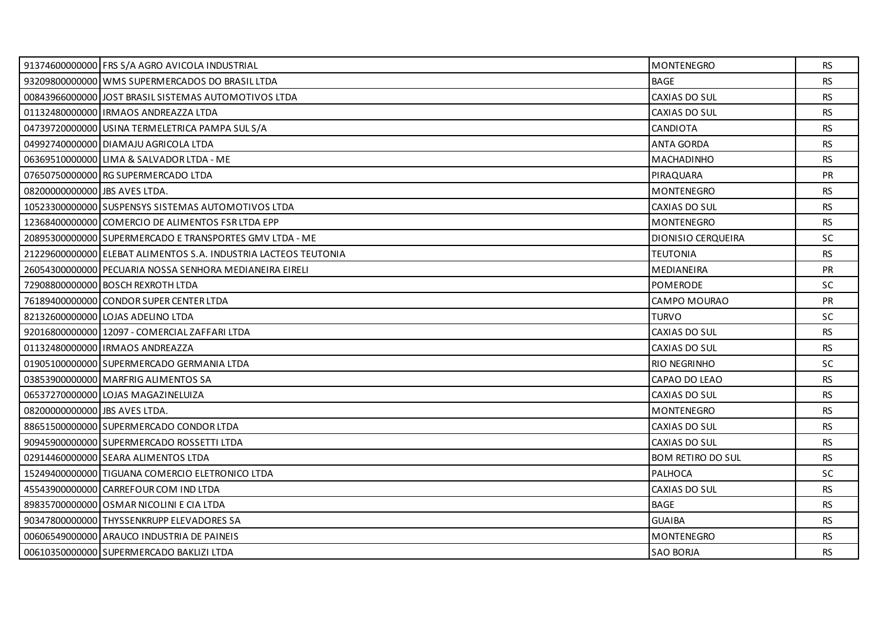| | | | |
|---|---|---|---|
| 91374600000000 | FRS S/A AGRO AVICOLA INDUSTRIAL | MONTENEGRO | RS |
| 93209800000000 | WMS SUPERMERCADOS DO BRASIL LTDA | BAGE | RS |
| 00843966000000 | JOST BRASIL SISTEMAS AUTOMOTIVOS LTDA | CAXIAS DO SUL | RS |
| 01132480000000 | IRMAOS ANDREAZZA LTDA | CAXIAS DO SUL | RS |
| 04739720000000 | USINA TERMELETRICA PAMPA SUL S/A | CANDIOTA | RS |
| 04992740000000 | DIAMAJU AGRICOLA LTDA | ANTA GORDA | RS |
| 06369510000000 | LIMA & SALVADOR LTDA - ME | MACHADINHO | RS |
| 07650750000000 | RG SUPERMERCADO LTDA | PIRAQUARA | PR |
| 08200000000000 | JBS AVES LTDA. | MONTENEGRO | RS |
| 10523300000000 | SUSPENSYS SISTEMAS AUTOMOTIVOS LTDA | CAXIAS DO SUL | RS |
| 12368400000000 | COMERCIO DE ALIMENTOS FSR LTDA EPP | MONTENEGRO | RS |
| 20895300000000 | SUPERMERCADO E TRANSPORTES GMV LTDA - ME | DIONISIO CERQUEIRA | SC |
| 21229600000000 | ELEBAT ALIMENTOS S.A. INDUSTRIA LACTEOS TEUTONIA | TEUTONIA | RS |
| 26054300000000 | PECUARIA NOSSA SENHORA MEDIANEIRA EIRELI | MEDIANEIRA | PR |
| 72908800000000 | BOSCH REXROTH LTDA | POMERODE | SC |
| 76189400000000 | CONDOR SUPER CENTER LTDA | CAMPO MOURAO | PR |
| 82132600000000 | LOJAS ADELINO LTDA | TURVO | SC |
| 92016800000000 | 12097 - COMERCIAL ZAFFARI LTDA | CAXIAS DO SUL | RS |
| 01132480000000 | IRMAOS ANDREAZZA | CAXIAS DO SUL | RS |
| 01905100000000 | SUPERMERCADO GERMANIA LTDA | RIO NEGRINHO | SC |
| 03853900000000 | MARFRIG ALIMENTOS SA | CAPAO DO LEAO | RS |
| 06537270000000 | LOJAS MAGAZINELUIZA | CAXIAS DO SUL | RS |
| 08200000000000 | JBS AVES LTDA. | MONTENEGRO | RS |
| 88651500000000 | SUPERMERCADO CONDOR LTDA | CAXIAS DO SUL | RS |
| 90945900000000 | SUPERMERCADO ROSSETTI LTDA | CAXIAS DO SUL | RS |
| 02914460000000 | SEARA ALIMENTOS LTDA | BOM RETIRO DO SUL | RS |
| 15249400000000 | TIGUANA COMERCIO ELETRONICO LTDA | PALHOCA | SC |
| 45543900000000 | CARREFOUR COM IND LTDA | CAXIAS DO SUL | RS |
| 89835700000000 | OSMAR NICOLINI E CIA LTDA | BAGE | RS |
| 90347800000000 | THYSSENKRUPP ELEVADORES SA | GUAIBA | RS |
| 00606549000000 | ARAUCO INDUSTRIA DE PAINEIS | MONTENEGRO | RS |
| 00610350000000 | SUPERMERCADO BAKLIZI LTDA | SAO BORJA | RS |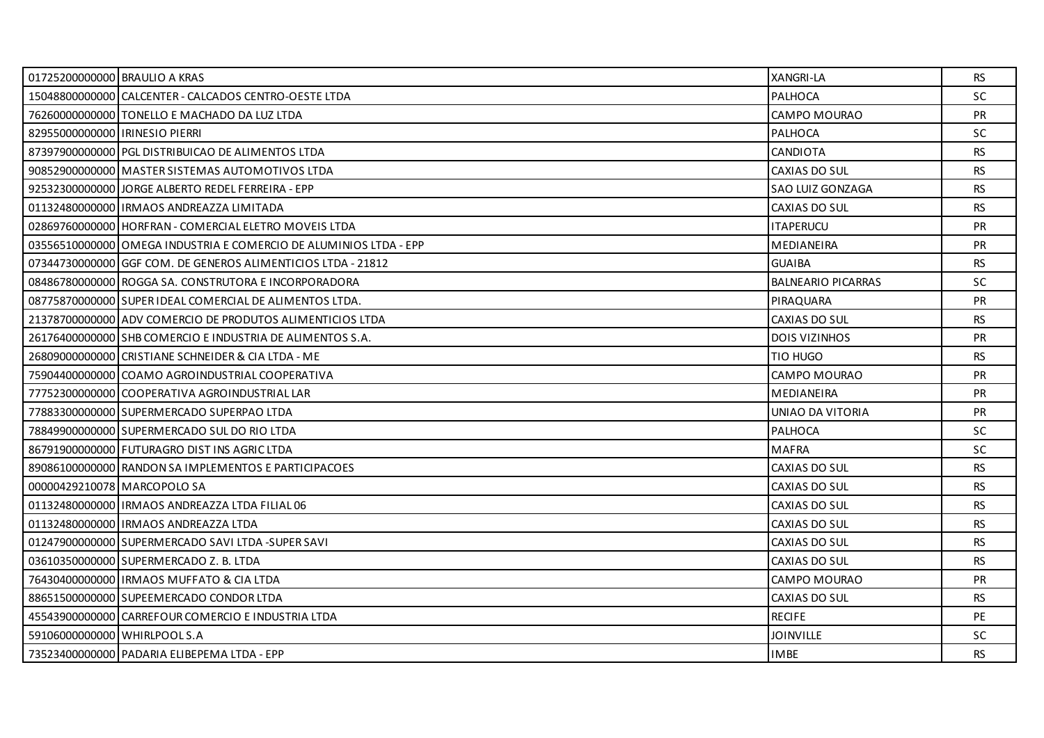| | | | |
|---|---|---|---|
| 01725200000000 | BRAULIO A KRAS | XANGRI-LA | RS |
| 15048800000000 | CALCENTER - CALCADOS CENTRO-OESTE LTDA | PALHOCA | SC |
| 76260000000000 | TONELLO E MACHADO DA LUZ LTDA | CAMPO MOURAO | PR |
| 82955000000000 | IRINESIO PIERRI | PALHOCA | SC |
| 87397900000000 | PGL DISTRIBUICAO DE ALIMENTOS LTDA | CANDIOTA | RS |
| 90852900000000 | MASTER SISTEMAS AUTOMOTIVOS LTDA | CAXIAS DO SUL | RS |
| 92532300000000 | JORGE ALBERTO REDEL FERREIRA - EPP | SAO LUIZ GONZAGA | RS |
| 01132480000000 | IRMAOS ANDREAZZA LIMITADA | CAXIAS DO SUL | RS |
| 02869760000000 | HORFRAN - COMERCIAL ELETRO MOVEIS LTDA | ITAPERUCU | PR |
| 03556510000000 | OMEGA INDUSTRIA E COMERCIO DE ALUMINIOS LTDA - EPP | MEDIANEIRA | PR |
| 07344730000000 | GGF COM. DE GENEROS ALIMENTICIOS LTDA - 21812 | GUAIBA | RS |
| 08486780000000 | ROGGA SA. CONSTRUTORA E INCORPORADORA | BALNEARIO PICARRAS | SC |
| 08775870000000 | SUPER IDEAL COMERCIAL DE ALIMENTOS LTDA. | PIRAQUARA | PR |
| 21378700000000 | ADV COMERCIO DE PRODUTOS ALIMENTICIOS LTDA | CAXIAS DO SUL | RS |
| 26176400000000 | SHB COMERCIO E INDUSTRIA DE ALIMENTOS S.A. | DOIS VIZINHOS | PR |
| 26809000000000 | CRISTIANE SCHNEIDER & CIA LTDA - ME | TIO HUGO | RS |
| 75904400000000 | COAMO AGROINDUSTRIAL COOPERATIVA | CAMPO MOURAO | PR |
| 77752300000000 | COOPERATIVA AGROINDUSTRIAL LAR | MEDIANEIRA | PR |
| 77883300000000 | SUPERMERCADO SUPERPAO LTDA | UNIAO DA VITORIA | PR |
| 78849900000000 | SUPERMERCADO SUL DO RIO LTDA | PALHOCA | SC |
| 86791900000000 | FUTURAGRO DIST INS AGRIC LTDA | MAFRA | SC |
| 89086100000000 | RANDON SA IMPLEMENTOS E PARTICIPACOES | CAXIAS DO SUL | RS |
| 00000429210078 | MARCOPOLO SA | CAXIAS DO SUL | RS |
| 01132480000000 | IRMAOS ANDREAZZA LTDA FILIAL 06 | CAXIAS DO SUL | RS |
| 01132480000000 | IRMAOS ANDREAZZA LTDA | CAXIAS DO SUL | RS |
| 01247900000000 | SUPERMERCADO SAVI LTDA -SUPER SAVI | CAXIAS DO SUL | RS |
| 03610350000000 | SUPERMERCADO Z. B. LTDA | CAXIAS DO SUL | RS |
| 76430400000000 | IRMAOS MUFFATO & CIA LTDA | CAMPO MOURAO | PR |
| 88651500000000 | SUPEEMERCADO CONDOR LTDA | CAXIAS DO SUL | RS |
| 45543900000000 | CARREFOUR COMERCIO E INDUSTRIA LTDA | RECIFE | PE |
| 59106000000000 | WHIRLPOOL S.A | JOINVILLE | SC |
| 73523400000000 | PADARIA ELIBEPEMA LTDA - EPP | IMBE | RS |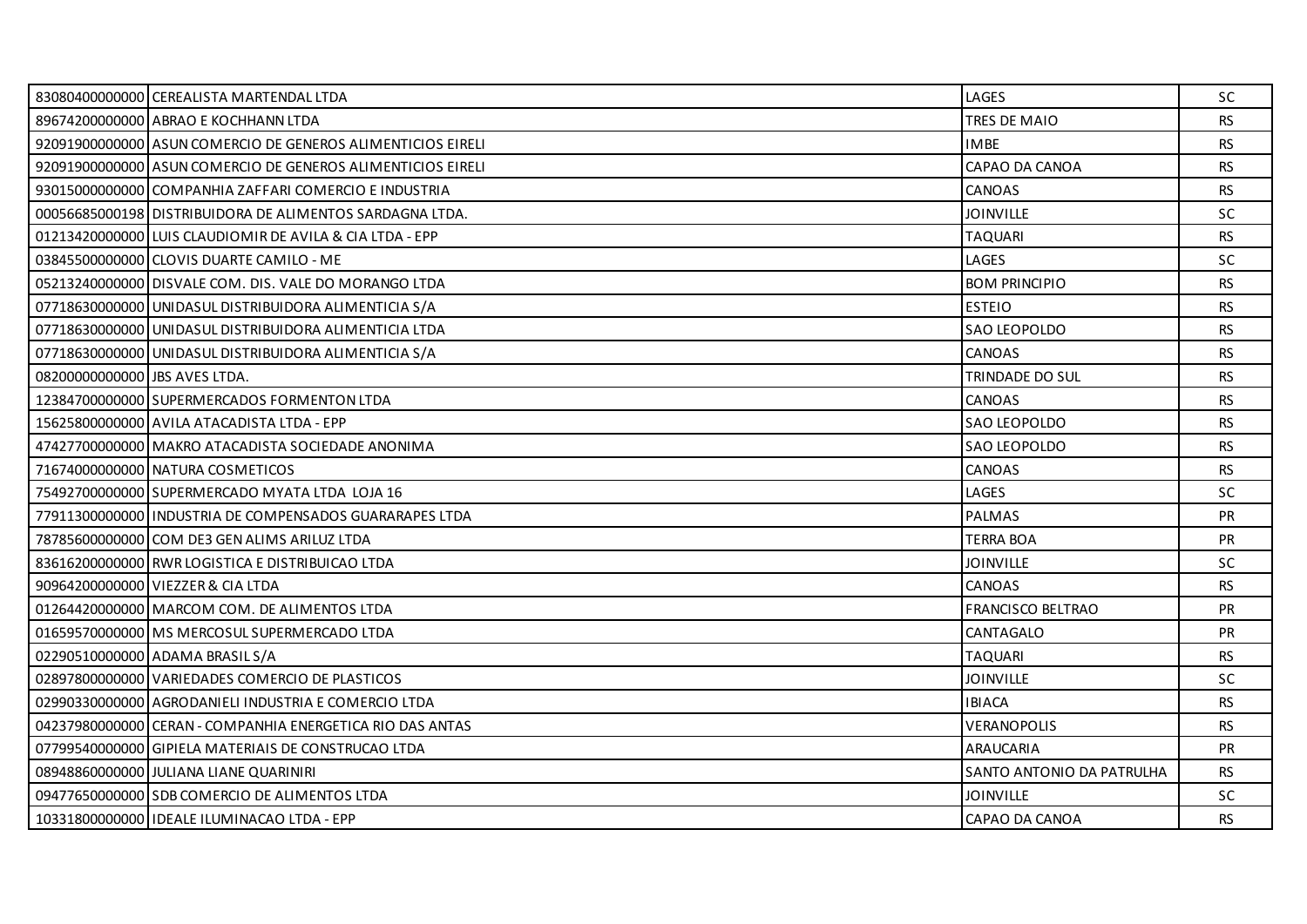| | | | |
|---|---|---|---|
| 83080400000000 | CEREALISTA MARTENDAL LTDA | LAGES | SC |
| 89674200000000 | ABRAO E KOCHHANN LTDA | TRES DE MAIO | RS |
| 92091900000000 | ASUN COMERCIO DE GENEROS ALIMENTICIOS EIRELI | IMBE | RS |
| 92091900000000 | ASUN COMERCIO DE GENEROS ALIMENTICIOS EIRELI | CAPAO DA CANOA | RS |
| 93015000000000 | COMPANHIA ZAFFARI COMERCIO E INDUSTRIA | CANOAS | RS |
| 00056685000198 | DISTRIBUIDORA DE ALIMENTOS SARDAGNA LTDA. | JOINVILLE | SC |
| 01213420000000 | LUIS CLAUDIOMIR DE AVILA & CIA LTDA - EPP | TAQUARI | RS |
| 03845500000000 | CLOVIS DUARTE CAMILO - ME | LAGES | SC |
| 05213240000000 | DISVALE COM. DIS. VALE DO MORANGO LTDA | BOM PRINCIPIO | RS |
| 07718630000000 | UNIDASUL DISTRIBUIDORA ALIMENTICIA S/A | ESTEIO | RS |
| 07718630000000 | UNIDASUL DISTRIBUIDORA ALIMENTICIA LTDA | SAO LEOPOLDO | RS |
| 07718630000000 | UNIDASUL DISTRIBUIDORA ALIMENTICIA S/A | CANOAS | RS |
| 08200000000000 | JBS AVES LTDA. | TRINDADE DO SUL | RS |
| 12384700000000 | SUPERMERCADOS FORMENTON LTDA | CANOAS | RS |
| 15625800000000 | AVILA ATACADISTA LTDA - EPP | SAO LEOPOLDO | RS |
| 47427700000000 | MAKRO ATACADISTA SOCIEDADE ANONIMA | SAO LEOPOLDO | RS |
| 71674000000000 | NATURA COSMETICOS | CANOAS | RS |
| 75492700000000 | SUPERMERCADO MYATA LTDA LOJA 16 | LAGES | SC |
| 77911300000000 | INDUSTRIA DE COMPENSADOS GUARARAPES LTDA | PALMAS | PR |
| 78785600000000 | COM DE3 GEN ALIMS ARILUZ LTDA | TERRA BOA | PR |
| 83616200000000 | RWR LOGISTICA E DISTRIBUICAO LTDA | JOINVILLE | SC |
| 90964200000000 | VIEZZER & CIA LTDA | CANOAS | RS |
| 01264420000000 | MARCOM COM. DE ALIMENTOS LTDA | FRANCISCO BELTRAO | PR |
| 01659570000000 | MS MERCOSUL SUPERMERCADO LTDA | CANTAGALO | PR |
| 02290510000000 | ADAMA BRASIL S/A | TAQUARI | RS |
| 02897800000000 | VARIEDADES COMERCIO DE PLASTICOS | JOINVILLE | SC |
| 02990330000000 | AGRODANIELI INDUSTRIA E COMERCIO LTDA | IBIACA | RS |
| 04237980000000 | CERAN - COMPANHIA ENERGETICA RIO DAS ANTAS | VERANOPOLIS | RS |
| 07799540000000 | GIPIELA MATERIAIS DE CONSTRUCAO LTDA | ARAUCARIA | PR |
| 08948860000000 | JULIANA LIANE QUARINIRI | SANTO ANTONIO DA PATRULHA | RS |
| 09477650000000 | SDB COMERCIO DE ALIMENTOS LTDA | JOINVILLE | SC |
| 10331800000000 | IDEALE ILUMINACAO LTDA - EPP | CAPAO DA CANOA | RS |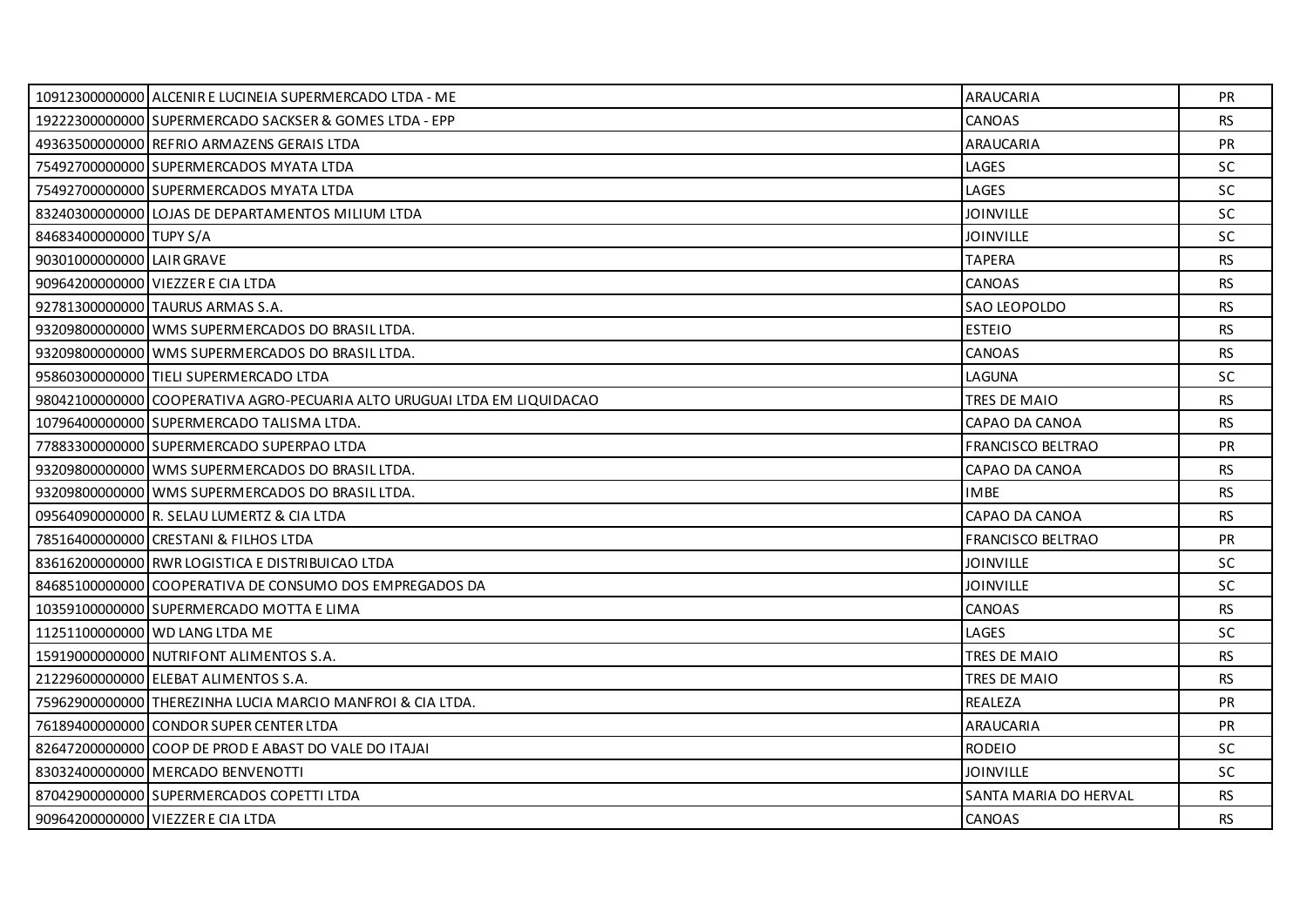| | | | |
|---|---|---|---|
| 10912300000000 | ALCENIR E LUCINEIA SUPERMERCADO LTDA - ME | ARAUCARIA | PR |
| 19222300000000 | SUPERMERCADO SACKSER & GOMES LTDA - EPP | CANOAS | RS |
| 49363500000000 | REFRIO ARMAZENS GERAIS LTDA | ARAUCARIA | PR |
| 75492700000000 | SUPERMERCADOS MYATA LTDA | LAGES | SC |
| 75492700000000 | SUPERMERCADOS MYATA LTDA | LAGES | SC |
| 83240300000000 | LOJAS DE DEPARTAMENTOS MILIUM LTDA | JOINVILLE | SC |
| 84683400000000 | TUPY S/A | JOINVILLE | SC |
| 90301000000000 | LAIR GRAVE | TAPERA | RS |
| 90964200000000 | VIEZZER E CIA LTDA | CANOAS | RS |
| 92781300000000 | TAURUS ARMAS S.A. | SAO LEOPOLDO | RS |
| 93209800000000 | WMS SUPERMERCADOS DO BRASIL LTDA. | ESTEIO | RS |
| 93209800000000 | WMS SUPERMERCADOS DO BRASIL LTDA. | CANOAS | RS |
| 95860300000000 | TIELI SUPERMERCADO LTDA | LAGUNA | SC |
| 98042100000000 | COOPERATIVA AGRO-PECUARIA ALTO URUGUAI LTDA EM LIQUIDACAO | TRES DE MAIO | RS |
| 10796400000000 | SUPERMERCADO TALISMA LTDA. | CAPAO DA CANOA | RS |
| 77883300000000 | SUPERMERCADO SUPERPAO LTDA | FRANCISCO BELTRAO | PR |
| 93209800000000 | WMS SUPERMERCADOS DO BRASIL LTDA. | CAPAO DA CANOA | RS |
| 93209800000000 | WMS SUPERMERCADOS DO BRASIL LTDA. | IMBE | RS |
| 09564090000000 | R. SELAU LUMERTZ & CIA LTDA | CAPAO DA CANOA | RS |
| 78516400000000 | CRESTANI & FILHOS LTDA | FRANCISCO BELTRAO | PR |
| 83616200000000 | RWR LOGISTICA E DISTRIBUICAO LTDA | JOINVILLE | SC |
| 84685100000000 | COOPERATIVA DE CONSUMO DOS EMPREGADOS DA | JOINVILLE | SC |
| 10359100000000 | SUPERMERCADO MOTTA E LIMA | CANOAS | RS |
| 11251100000000 | WD LANG LTDA ME | LAGES | SC |
| 15919000000000 | NUTRIFONT ALIMENTOS S.A. | TRES DE MAIO | RS |
| 21229600000000 | ELEBAT ALIMENTOS S.A. | TRES DE MAIO | RS |
| 75962900000000 | THEREZINHA LUCIA MARCIO MANFROI & CIA LTDA. | REALEZA | PR |
| 76189400000000 | CONDOR SUPER CENTER LTDA | ARAUCARIA | PR |
| 82647200000000 | COOP DE PROD E ABAST DO VALE DO ITAJAI | RODEIO | SC |
| 83032400000000 | MERCADO BENVENOTTI | JOINVILLE | SC |
| 87042900000000 | SUPERMERCADOS COPETTI LTDA | SANTA MARIA DO HERVAL | RS |
| 90964200000000 | VIEZZER E CIA LTDA | CANOAS | RS |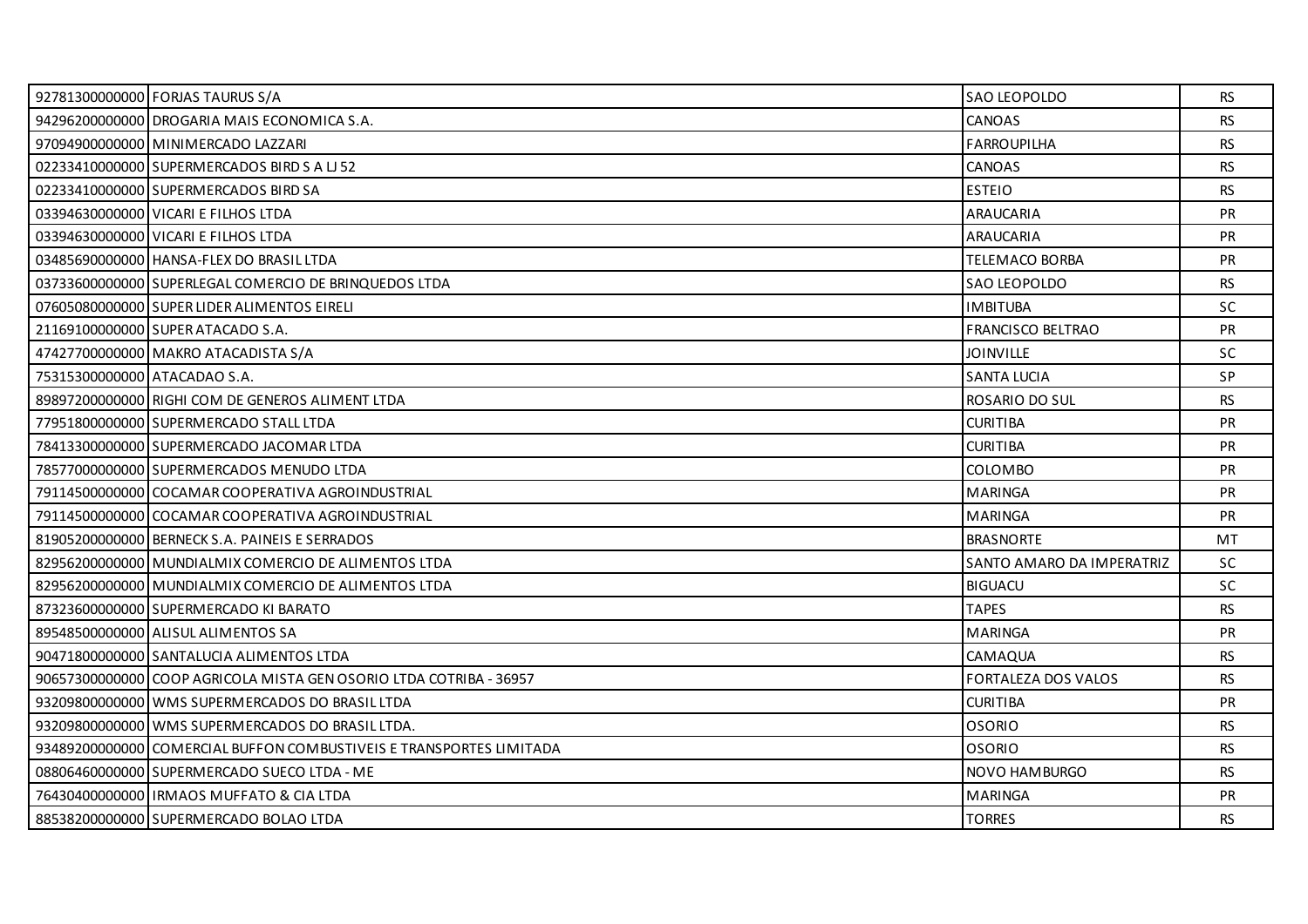| | | | |
|---|---|---|---|
| 92781300000000 | FORJAS TAURUS S/A | SAO LEOPOLDO | RS |
| 94296200000000 | DROGARIA MAIS ECONOMICA S.A. | CANOAS | RS |
| 97094900000000 | MINIMERCADO LAZZARI | FARROUPILHA | RS |
| 02233410000000 | SUPERMERCADOS BIRD S A LJ 52 | CANOAS | RS |
| 02233410000000 | SUPERMERCADOS BIRD SA | ESTEIO | RS |
| 03394630000000 | VICARI E FILHOS LTDA | ARAUCARIA | PR |
| 03394630000000 | VICARI E FILHOS LTDA | ARAUCARIA | PR |
| 03485690000000 | HANSA-FLEX DO BRASIL LTDA | TELEMACO BORBA | PR |
| 03733600000000 | SUPERLEGAL COMERCIO DE BRINQUEDOS LTDA | SAO LEOPOLDO | RS |
| 07605080000000 | SUPER LIDER ALIMENTOS EIRELI | IMBITUBA | SC |
| 21169100000000 | SUPER ATACADO S.A. | FRANCISCO BELTRAO | PR |
| 47427700000000 | MAKRO ATACADISTA S/A | JOINVILLE | SC |
| 75315300000000 | ATACADAO S.A. | SANTA LUCIA | SP |
| 89897200000000 | RIGHI COM DE GENEROS ALIMENT LTDA | ROSARIO DO SUL | RS |
| 77951800000000 | SUPERMERCADO STALL LTDA | CURITIBA | PR |
| 78413300000000 | SUPERMERCADO JACOMAR LTDA | CURITIBA | PR |
| 78577000000000 | SUPERMERCADOS MENUDO LTDA | COLOMBO | PR |
| 79114500000000 | COCAMAR COOPERATIVA AGROINDUSTRIAL | MARINGA | PR |
| 79114500000000 | COCAMAR COOPERATIVA AGROINDUSTRIAL | MARINGA | PR |
| 81905200000000 | BERNECK S.A. PAINEIS E SERRADOS | BRASNORTE | MT |
| 82956200000000 | MUNDIALMIX COMERCIO DE ALIMENTOS LTDA | SANTO AMARO DA IMPERATRIZ | SC |
| 82956200000000 | MUNDIALMIX COMERCIO DE ALIMENTOS LTDA | BIGUACU | SC |
| 87323600000000 | SUPERMERCADO KI BARATO | TAPES | RS |
| 89548500000000 | ALISUL ALIMENTOS SA | MARINGA | PR |
| 90471800000000 | SANTALUCIA ALIMENTOS LTDA | CAMAQUA | RS |
| 90657300000000 | COOP AGRICOLA MISTA GEN OSORIO LTDA COTRIBA - 36957 | FORTALEZA DOS VALOS | RS |
| 93209800000000 | WMS SUPERMERCADOS DO BRASIL LTDA | CURITIBA | PR |
| 93209800000000 | WMS SUPERMERCADOS DO BRASIL LTDA. | OSORIO | RS |
| 93489200000000 | COMERCIAL BUFFON COMBUSTIVEIS E TRANSPORTES LIMITADA | OSORIO | RS |
| 08806460000000 | SUPERMERCADO SUECO LTDA - ME | NOVO HAMBURGO | RS |
| 76430400000000 | IRMAOS MUFFATO & CIA LTDA | MARINGA | PR |
| 88538200000000 | SUPERMERCADO BOLAO LTDA | TORRES | RS |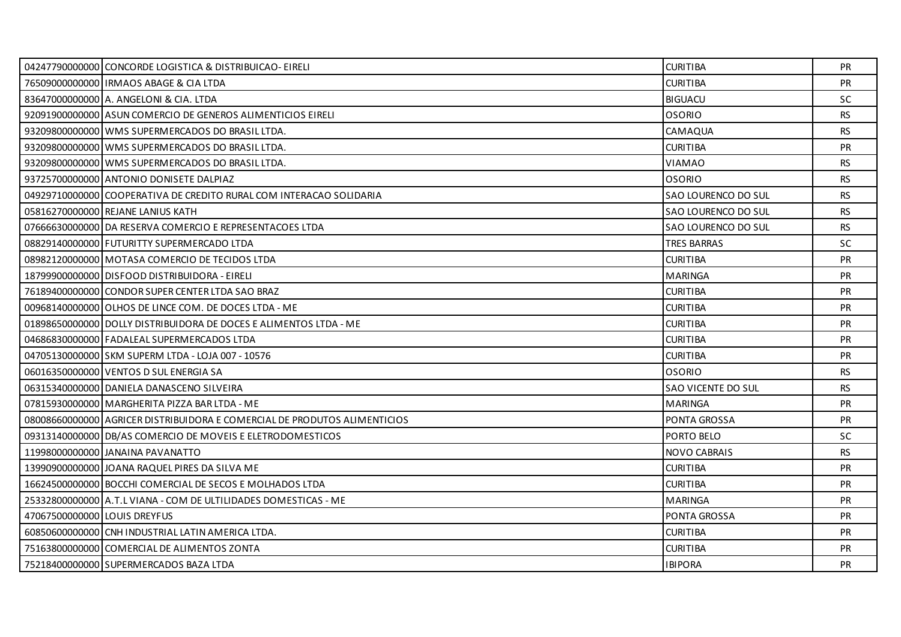| | | | |
|---|---|---|---|
| 04247790000000 | CONCORDE LOGISTICA & DISTRIBUICAO- EIRELI | CURITIBA | PR |
| 76509000000000 | IRMAOS ABAGE & CIA LTDA | CURITIBA | PR |
| 83647000000000 | A. ANGELONI & CIA. LTDA | BIGUACU | SC |
| 92091900000000 | ASUN COMERCIO DE GENEROS ALIMENTICIOS EIRELI | OSORIO | RS |
| 93209800000000 | WMS SUPERMERCADOS DO BRASIL LTDA. | CAMAQUA | RS |
| 93209800000000 | WMS SUPERMERCADOS DO BRASIL LTDA. | CURITIBA | PR |
| 93209800000000 | WMS SUPERMERCADOS DO BRASIL LTDA. | VIAMAO | RS |
| 93725700000000 | ANTONIO DONISETE DALPIAZ | OSORIO | RS |
| 04929710000000 | COOPERATIVA DE CREDITO RURAL COM INTERACAO SOLIDARIA | SAO LOURENCO DO SUL | RS |
| 05816270000000 | REJANE LANIUS KATH | SAO LOURENCO DO SUL | RS |
| 07666630000000 | DA RESERVA COMERCIO E REPRESENTACOES LTDA | SAO LOURENCO DO SUL | RS |
| 08829140000000 | FUTURITTY SUPERMERCADO LTDA | TRES BARRAS | SC |
| 08982120000000 | MOTASA COMERCIO DE TECIDOS LTDA | CURITIBA | PR |
| 18799900000000 | DISFOOD DISTRIBUIDORA - EIRELI | MARINGA | PR |
| 76189400000000 | CONDOR SUPER CENTER LTDA SAO BRAZ | CURITIBA | PR |
| 00968140000000 | OLHOS DE LINCE COM. DE DOCES LTDA - ME | CURITIBA | PR |
| 01898650000000 | DOLLY DISTRIBUIDORA DE DOCES E ALIMENTOS LTDA - ME | CURITIBA | PR |
| 04686830000000 | FADALEAL SUPERMERCADOS LTDA | CURITIBA | PR |
| 04705130000000 | SKM SUPERM LTDA - LOJA 007 - 10576 | CURITIBA | PR |
| 06016350000000 | VENTOS D SUL ENERGIA SA | OSORIO | RS |
| 06315340000000 | DANIELA DANASCENO SILVEIRA | SAO VICENTE DO SUL | RS |
| 07815930000000 | MARGHERITA PIZZA BAR LTDA - ME | MARINGA | PR |
| 08008660000000 | AGRICER DISTRIBUIDORA E COMERCIAL DE PRODUTOS ALIMENTICIOS | PONTA GROSSA | PR |
| 09313140000000 | DB/AS COMERCIO DE MOVEIS E ELETRODOMESTICOS | PORTO BELO | SC |
| 11998000000000 | JANAINA PAVANATTO | NOVO CABRAIS | RS |
| 13990900000000 | JOANA RAQUEL PIRES DA SILVA ME | CURITIBA | PR |
| 16624500000000 | BOCCHI COMERCIAL DE SECOS E MOLHADOS LTDA | CURITIBA | PR |
| 25332800000000 | A.T.L VIANA - COM DE ULTILIDADES DOMESTICAS - ME | MARINGA | PR |
| 47067500000000 | LOUIS DREYFUS | PONTA GROSSA | PR |
| 60850600000000 | CNH INDUSTRIAL LATIN AMERICA LTDA. | CURITIBA | PR |
| 75163800000000 | COMERCIAL DE ALIMENTOS ZONTA | CURITIBA | PR |
| 75218400000000 | SUPERMERCADOS BAZA LTDA | IBIPORA | PR |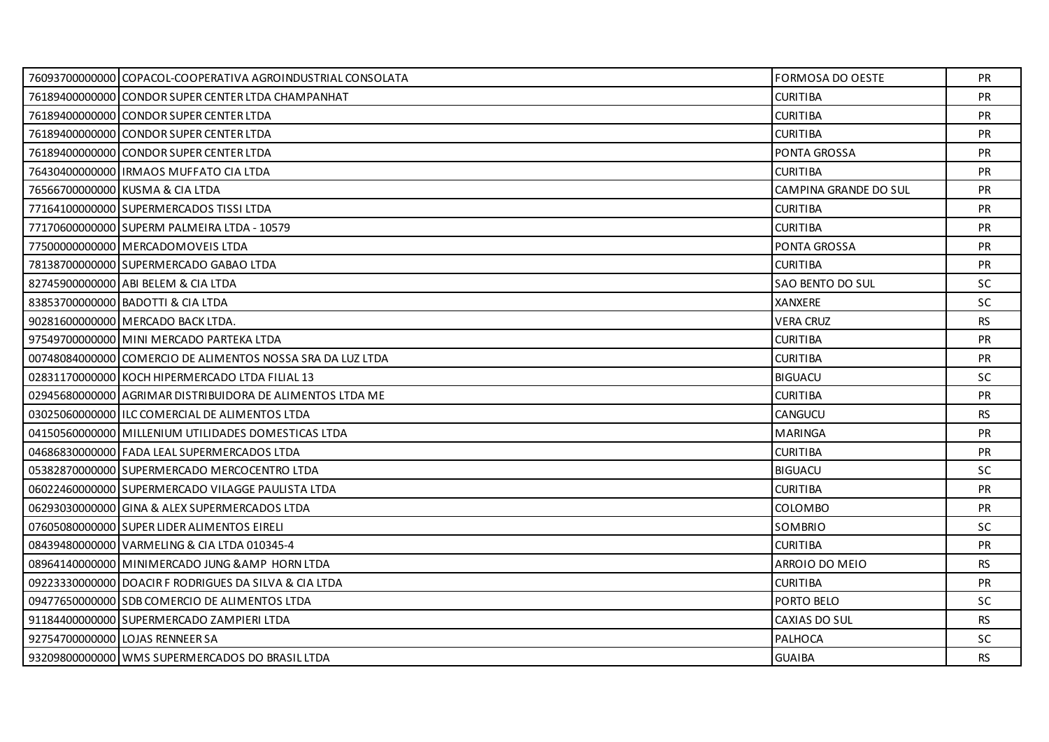| | | | |
|---|---|---|---|
| 76093700000000 | COPACOL-COOPERATIVA AGROINDUSTRIAL CONSOLATA | FORMOSA DO OESTE | PR |
| 76189400000000 | CONDOR SUPER CENTER LTDA CHAMPANHAT | CURITIBA | PR |
| 76189400000000 | CONDOR SUPER CENTER LTDA | CURITIBA | PR |
| 76189400000000 | CONDOR SUPER CENTER LTDA | CURITIBA | PR |
| 76189400000000 | CONDOR SUPER CENTER LTDA | PONTA GROSSA | PR |
| 76430400000000 | IRMAOS MUFFATO CIA LTDA | CURITIBA | PR |
| 76566700000000 | KUSMA & CIA LTDA | CAMPINA GRANDE DO SUL | PR |
| 77164100000000 | SUPERMERCADOS TISSI LTDA | CURITIBA | PR |
| 77170600000000 | SUPERM PALMEIRA LTDA - 10579 | CURITIBA | PR |
| 77500000000000 | MERCADOMOVEIS LTDA | PONTA GROSSA | PR |
| 78138700000000 | SUPERMERCADO GABAO LTDA | CURITIBA | PR |
| 82745900000000 | ABI BELEM & CIA LTDA | SAO BENTO DO SUL | SC |
| 83853700000000 | BADOTTI & CIA LTDA | XANXERE | SC |
| 90281600000000 | MERCADO BACK LTDA. | VERA CRUZ | RS |
| 97549700000000 | MINI MERCADO PARTEKA LTDA | CURITIBA | PR |
| 00748084000000 | COMERCIO DE ALIMENTOS NOSSA SRA DA LUZ LTDA | CURITIBA | PR |
| 02831170000000 | KOCH HIPERMERCADO LTDA FILIAL 13 | BIGUACU | SC |
| 02945680000000 | AGRIMAR DISTRIBUIDORA DE ALIMENTOS LTDA ME | CURITIBA | PR |
| 03025060000000 | ILC COMERCIAL DE ALIMENTOS LTDA | CANGUCU | RS |
| 04150560000000 | MILLENIUM UTILIDADES DOMESTICAS LTDA | MARINGA | PR |
| 04686830000000 | FADA LEAL SUPERMERCADOS LTDA | CURITIBA | PR |
| 05382870000000 | SUPERMERCADO MERCOCENTRO LTDA | BIGUACU | SC |
| 06022460000000 | SUPERMERCADO VILAGGE PAULISTA LTDA | CURITIBA | PR |
| 06293030000000 | GINA & ALEX SUPERMERCADOS LTDA | COLOMBO | PR |
| 07605080000000 | SUPER LIDER ALIMENTOS EIRELI | SOMBRIO | SC |
| 08439480000000 | VARMELING & CIA LTDA 010345-4 | CURITIBA | PR |
| 08964140000000 | MINIMERCADO JUNG &AMP HORN LTDA | ARROIO DO MEIO | RS |
| 09223330000000 | DOACIR F RODRIGUES DA SILVA & CIA LTDA | CURITIBA | PR |
| 09477650000000 | SDB COMERCIO DE ALIMENTOS LTDA | PORTO BELO | SC |
| 91184400000000 | SUPERMERCADO ZAMPIERI LTDA | CAXIAS DO SUL | RS |
| 92754700000000 | LOJAS RENNEER SA | PALHOCA | SC |
| 93209800000000 | WMS SUPERMERCADOS DO BRASIL LTDA | GUAIBA | RS |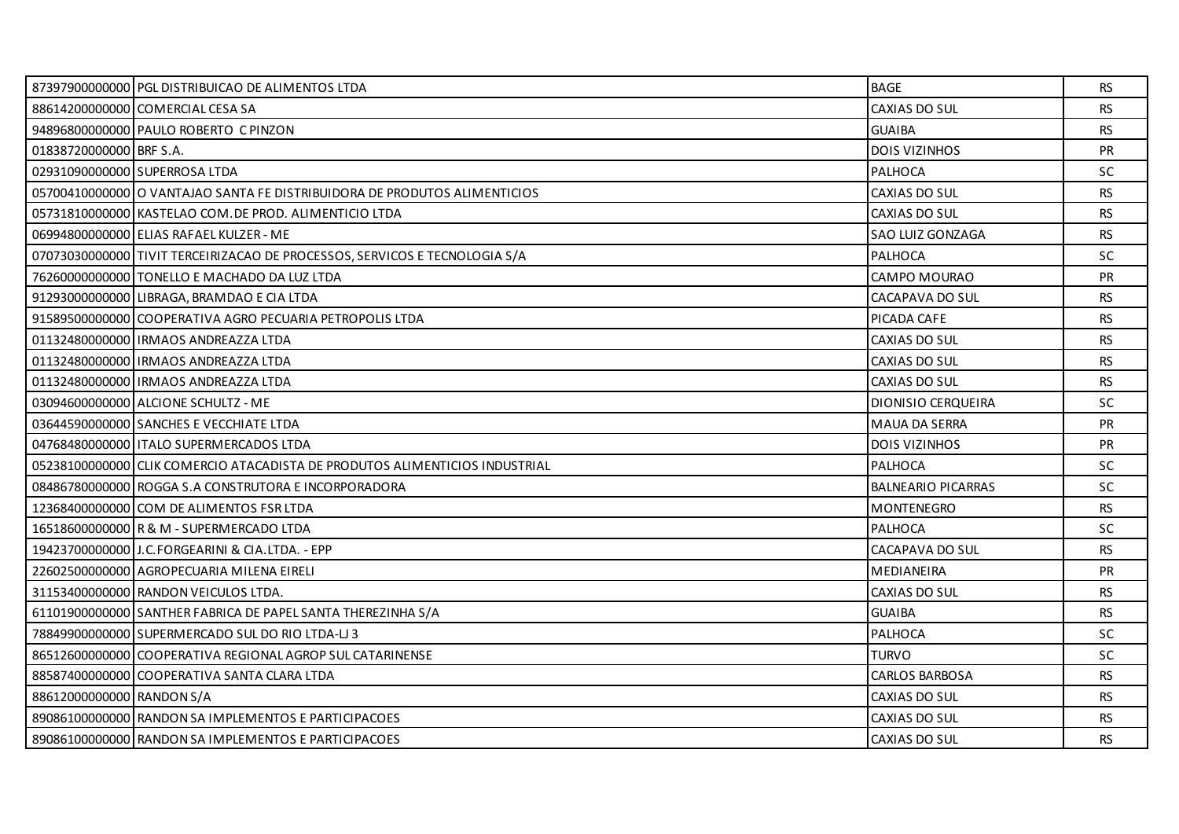| | | | |
|---|---|---|---|
| 87397900000000 | PGL DISTRIBUICAO DE ALIMENTOS LTDA | BAGE | RS |
| 88614200000000 | COMERCIAL CESA SA | CAXIAS DO SUL | RS |
| 94896800000000 | PAULO ROBERTO C PINZON | GUAIBA | RS |
| 01838720000000 | BRF S.A. | DOIS VIZINHOS | PR |
| 02931090000000 | SUPERROSA LTDA | PALHOCA | SC |
| 05700410000000 | O VANTAJAO SANTA FE DISTRIBUIDORA DE PRODUTOS ALIMENTICIOS | CAXIAS DO SUL | RS |
| 05731810000000 | KASTELAO COM.DE PROD. ALIMENTICIO LTDA | CAXIAS DO SUL | RS |
| 06994800000000 | ELIAS RAFAEL KULZER - ME | SAO LUIZ GONZAGA | RS |
| 07073030000000 | TIVIT TERCEIRIZACAO DE PROCESSOS, SERVICOS E TECNOLOGIA S/A | PALHOCA | SC |
| 76260000000000 | TONELLO E MACHADO DA LUZ LTDA | CAMPO MOURAO | PR |
| 91293000000000 | LIBRAGA, BRAMDAO E CIA LTDA | CACAPAVA DO SUL | RS |
| 91589500000000 | COOPERATIVA AGRO PECUARIA PETROPOLIS LTDA | PICADA CAFE | RS |
| 01132480000000 | IRMAOS ANDREAZZA LTDA | CAXIAS DO SUL | RS |
| 01132480000000 | IRMAOS ANDREAZZA LTDA | CAXIAS DO SUL | RS |
| 01132480000000 | IRMAOS ANDREAZZA LTDA | CAXIAS DO SUL | RS |
| 03094600000000 | ALCIONE SCHULTZ - ME | DIONISIO CERQUEIRA | SC |
| 03644590000000 | SANCHES E VECCHIATE LTDA | MAUA DA SERRA | PR |
| 04768480000000 | ITALO SUPERMERCADOS LTDA | DOIS VIZINHOS | PR |
| 05238100000000 | CLIK COMERCIO ATACADISTA DE PRODUTOS ALIMENTICIOS INDUSTRIAL | PALHOCA | SC |
| 08486780000000 | ROGGA S.A CONSTRUTORA E INCORPORADORA | BALNEARIO PICARRAS | SC |
| 12368400000000 | COM DE ALIMENTOS FSR LTDA | MONTENEGRO | RS |
| 16518600000000 | R & M - SUPERMERCADO LTDA | PALHOCA | SC |
| 19423700000000 | J.C.FORGEARINI & CIA.LTDA. - EPP | CACAPAVA DO SUL | RS |
| 22602500000000 | AGROPECUARIA MILENA EIRELI | MEDIANEIRA | PR |
| 31153400000000 | RANDON VEICULOS LTDA. | CAXIAS DO SUL | RS |
| 61101900000000 | SANTHER FABRICA DE PAPEL SANTA THEREZINHA S/A | GUAIBA | RS |
| 78849900000000 | SUPERMERCADO SUL DO RIO LTDA-LJ 3 | PALHOCA | SC |
| 86512600000000 | COOPERATIVA REGIONAL AGROP SUL CATARINENSE | TURVO | SC |
| 88587400000000 | COOPERATIVA SANTA CLARA LTDA | CARLOS BARBOSA | RS |
| 88612000000000 | RANDON S/A | CAXIAS DO SUL | RS |
| 89086100000000 | RANDON SA IMPLEMENTOS E PARTICIPACOES | CAXIAS DO SUL | RS |
| 89086100000000 | RANDON SA IMPLEMENTOS E PARTICIPACOES | CAXIAS DO SUL | RS |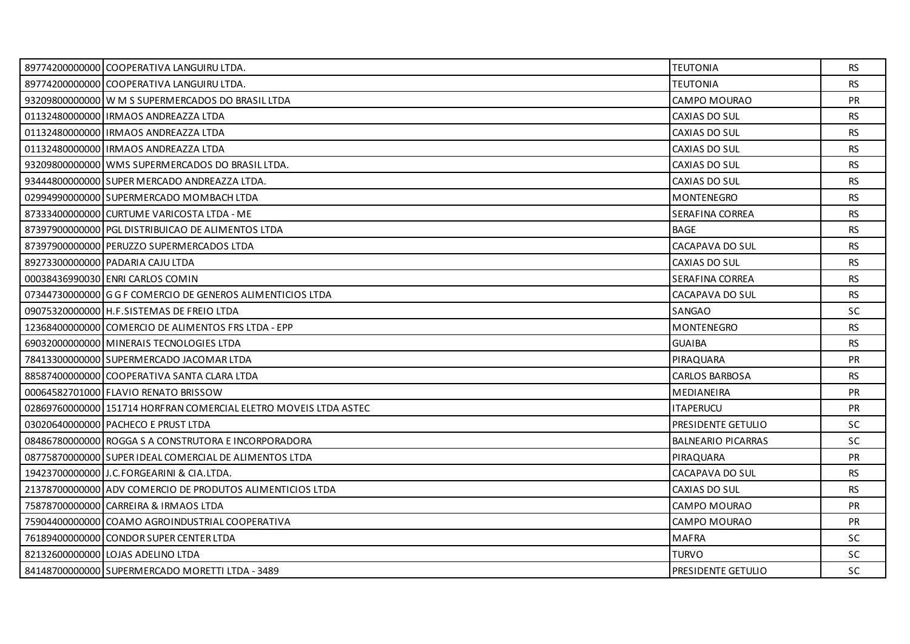| | | | |
|---|---|---|---|
| 89774200000000 | COOPERATIVA LANGUIRU LTDA. | TEUTONIA | RS |
| 89774200000000 | COOPERATIVA LANGUIRU LTDA. | TEUTONIA | RS |
| 93209800000000 | W M S SUPERMERCADOS DO BRASIL LTDA | CAMPO MOURAO | PR |
| 01132480000000 | IRMAOS ANDREAZZA LTDA | CAXIAS DO SUL | RS |
| 01132480000000 | IRMAOS ANDREAZZA LTDA | CAXIAS DO SUL | RS |
| 01132480000000 | IRMAOS ANDREAZZA LTDA | CAXIAS DO SUL | RS |
| 93209800000000 | WMS SUPERMERCADOS DO BRASIL LTDA. | CAXIAS DO SUL | RS |
| 93444800000000 | SUPER MERCADO ANDREAZZA LTDA. | CAXIAS DO SUL | RS |
| 02994990000000 | SUPERMERCADO MOMBACH LTDA | MONTENEGRO | RS |
| 87333400000000 | CURTUME VARICOSTA LTDA - ME | SERAFINA CORREA | RS |
| 87397900000000 | PGL DISTRIBUICAO DE ALIMENTOS LTDA | BAGE | RS |
| 87397900000000 | PERUZZO SUPERMERCADOS LTDA | CACAPAVA DO SUL | RS |
| 89273300000000 | PADARIA CAJU LTDA | CAXIAS DO SUL | RS |
| 00038436990030 | ENRI CARLOS COMIN | SERAFINA CORREA | RS |
| 07344730000000 | G G F COMERCIO DE GENEROS ALIMENTICIOS LTDA | CACAPAVA DO SUL | RS |
| 09075320000000 | H.F.SISTEMAS DE FREIO LTDA | SANGAO | SC |
| 12368400000000 | COMERCIO DE ALIMENTOS FRS LTDA - EPP | MONTENEGRO | RS |
| 69032000000000 | MINERAIS TECNOLOGIES LTDA | GUAIBA | RS |
| 78413300000000 | SUPERMERCADO JACOMAR LTDA | PIRAQUARA | PR |
| 88587400000000 | COOPERATIVA SANTA CLARA LTDA | CARLOS BARBOSA | RS |
| 00064582701000 | FLAVIO RENATO BRISSOW | MEDIANEIRA | PR |
| 02869760000000 | 151714 HORFRAN COMERCIAL ELETRO MOVEIS LTDA ASTEC | ITAPERUCU | PR |
| 03020640000000 | PACHECO E PRUST LTDA | PRESIDENTE GETULIO | SC |
| 08486780000000 | ROGGA S A CONSTRUTORA E INCORPORADORA | BALNEARIO PICARRAS | SC |
| 08775870000000 | SUPER IDEAL COMERCIAL DE ALIMENTOS LTDA | PIRAQUARA | PR |
| 19423700000000 | J.C.FORGEARINI & CIA.LTDA. | CACAPAVA DO SUL | RS |
| 21378700000000 | ADV COMERCIO DE PRODUTOS ALIMENTICIOS LTDA | CAXIAS DO SUL | RS |
| 75878700000000 | CARREIRA & IRMAOS LTDA | CAMPO MOURAO | PR |
| 75904400000000 | COAMO AGROINDUSTRIAL COOPERATIVA | CAMPO MOURAO | PR |
| 76189400000000 | CONDOR SUPER CENTER LTDA | MAFRA | SC |
| 82132600000000 | LOJAS ADELINO LTDA | TURVO | SC |
| 84148700000000 | SUPERMERCADO MORETTI LTDA - 3489 | PRESIDENTE GETULIO | SC |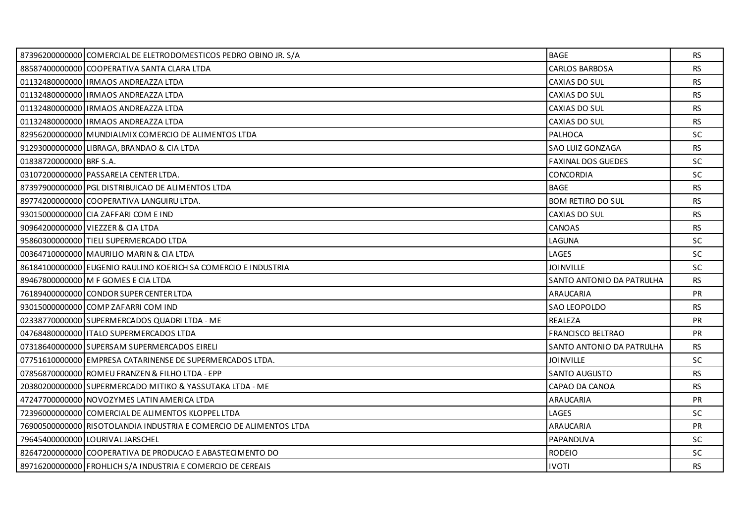| | | | |
|---|---|---|---|
| 87396200000000 | COMERCIAL DE ELETRODOMESTICOS PEDRO OBINO JR. S/A | BAGE | RS |
| 88587400000000 | COOPERATIVA SANTA CLARA LTDA | CARLOS BARBOSA | RS |
| 01132480000000 | IRMAOS ANDREAZZA LTDA | CAXIAS DO SUL | RS |
| 01132480000000 | IRMAOS ANDREAZZA LTDA | CAXIAS DO SUL | RS |
| 01132480000000 | IRMAOS ANDREAZZA LTDA | CAXIAS DO SUL | RS |
| 01132480000000 | IRMAOS ANDREAZZA LTDA | CAXIAS DO SUL | RS |
| 82956200000000 | MUNDIALMIX COMERCIO DE ALIMENTOS LTDA | PALHOCA | SC |
| 91293000000000 | LIBRAGA, BRANDAO & CIA LTDA | SAO LUIZ GONZAGA | RS |
| 01838720000000 | BRF S.A. | FAXINAL DOS GUEDES | SC |
| 03107200000000 | PASSARELA CENTER LTDA. | CONCORDIA | SC |
| 87397900000000 | PGL DISTRIBUICAO DE ALIMENTOS LTDA | BAGE | RS |
| 89774200000000 | COOPERATIVA LANGUIRU LTDA. | BOM RETIRO DO SUL | RS |
| 93015000000000 | CIA ZAFFARI COM E IND | CAXIAS DO SUL | RS |
| 90964200000000 | VIEZZER & CIA LTDA | CANOAS | RS |
| 95860300000000 | TIELI SUPERMERCADO LTDA | LAGUNA | SC |
| 00364710000000 | MAURILIO MARIN & CIA LTDA | LAGES | SC |
| 86184100000000 | EUGENIO RAULINO KOERICH SA COMERCIO E INDUSTRIA | JOINVILLE | SC |
| 89467800000000 | M F GOMES E CIA LTDA | SANTO ANTONIO DA PATRULHA | RS |
| 76189400000000 | CONDOR SUPER CENTER LTDA | ARAUCARIA | PR |
| 93015000000000 | COMP ZAFARRI COM IND | SAO LEOPOLDO | RS |
| 02338770000000 | SUPERMERCADOS QUADRI LTDA - ME | REALEZA | PR |
| 04768480000000 | ITALO SUPERMERCADOS LTDA | FRANCISCO BELTRAO | PR |
| 07318640000000 | SUPERSAM SUPERMERCADOS EIRELI | SANTO ANTONIO DA PATRULHA | RS |
| 07751610000000 | EMPRESA CATARINENSE DE SUPERMERCADOS LTDA. | JOINVILLE | SC |
| 07856870000000 | ROMEU FRANZEN & FILHO LTDA - EPP | SANTO AUGUSTO | RS |
| 20380200000000 | SUPERMERCADO MITIKO & YASSUTAKA LTDA - ME | CAPAO DA CANOA | RS |
| 47247700000000 | NOVOZYMES LATIN AMERICA LTDA | ARAUCARIA | PR |
| 72396000000000 | COMERCIAL DE ALIMENTOS KLOPPEL LTDA | LAGES | SC |
| 76900500000000 | RISOTOLANDIA INDUSTRIA E COMERCIO DE ALIMENTOS LTDA | ARAUCARIA | PR |
| 79645400000000 | LOURIVAL JARSCHEL | PAPANDUVA | SC |
| 82647200000000 | COOPERATIVA DE PRODUCAO E ABASTECIMENTO DO | RODEIO | SC |
| 89716200000000 | FROHLICH S/A INDUSTRIA E COMERCIO DE CEREAIS | IVOTI | RS |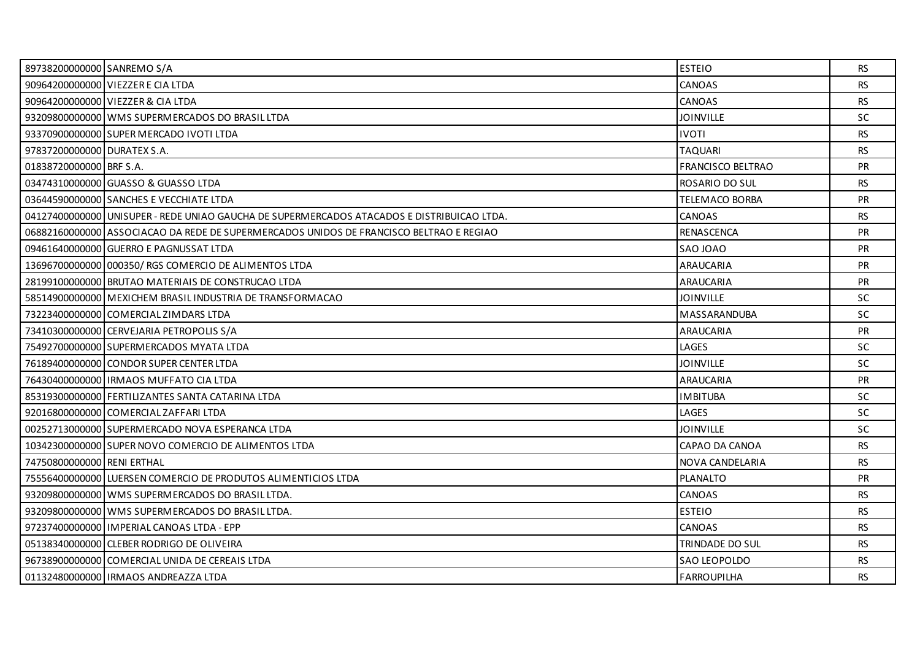| | | | |
|---|---|---|---|
| 89738200000000 | SANREMO S/A | ESTEIO | RS |
| 90964200000000 | VIEZZER E CIA LTDA | CANOAS | RS |
| 90964200000000 | VIEZZER & CIA LTDA | CANOAS | RS |
| 93209800000000 | WMS SUPERMERCADOS DO BRASIL LTDA | JOINVILLE | SC |
| 93370900000000 | SUPER MERCADO IVOTI LTDA | IVOTI | RS |
| 97837200000000 | DURATEX S.A. | TAQUARI | RS |
| 01838720000000 | BRF S.A. | FRANCISCO BELTRAO | PR |
| 03474310000000 | GUASSO & GUASSO LTDA | ROSARIO DO SUL | RS |
| 03644590000000 | SANCHES E VECCHIATE LTDA | TELEMACO BORBA | PR |
| 04127400000000 | UNISUPER - REDE UNIAO GAUCHA DE SUPERMERCADOS ATACADOS E DISTRIBUICAO LTDA. | CANOAS | RS |
| 06882160000000 | ASSOCIACAO DA REDE DE SUPERMERCADOS UNIDOS DE FRANCISCO BELTRAO E REGIAO | RENASCENCA | PR |
| 09461640000000 | GUERRO E PAGNUSSAT LTDA | SAO JOAO | PR |
| 13696700000000 | 000350/ RGS COMERCIO DE ALIMENTOS LTDA | ARAUCARIA | PR |
| 28199100000000 | BRUTAO MATERIAIS DE CONSTRUCAO LTDA | ARAUCARIA | PR |
| 58514900000000 | MEXICHEM BRASIL INDUSTRIA DE TRANSFORMACAO | JOINVILLE | SC |
| 73223400000000 | COMERCIAL ZIMDARS LTDA | MASSARANDUBA | SC |
| 73410300000000 | CERVEJARIA PETROPOLIS S/A | ARAUCARIA | PR |
| 75492700000000 | SUPERMERCADOS MYATA LTDA | LAGES | SC |
| 76189400000000 | CONDOR SUPER CENTER LTDA | JOINVILLE | SC |
| 76430400000000 | IRMAOS MUFFATO CIA LTDA | ARAUCARIA | PR |
| 85319300000000 | FERTILIZANTES SANTA CATARINA LTDA | IMBITUBA | SC |
| 92016800000000 | COMERCIAL ZAFFARI LTDA | LAGES | SC |
| 00252713000000 | SUPERMERCADO NOVA ESPERANCA LTDA | JOINVILLE | SC |
| 10342300000000 | SUPER NOVO COMERCIO DE ALIMENTOS LTDA | CAPAO DA CANOA | RS |
| 74750800000000 | RENI ERTHAL | NOVA CANDELARIA | RS |
| 75556400000000 | LUERSEN COMERCIO DE PRODUTOS ALIMENTICIOS LTDA | PLANALTO | PR |
| 93209800000000 | WMS SUPERMERCADOS DO BRASIL LTDA. | CANOAS | RS |
| 93209800000000 | WMS SUPERMERCADOS DO BRASIL LTDA. | ESTEIO | RS |
| 97237400000000 | IMPERIAL CANOAS LTDA - EPP | CANOAS | RS |
| 05138340000000 | CLEBER RODRIGO DE OLIVEIRA | TRINDADE DO SUL | RS |
| 96738900000000 | COMERCIAL UNIDA DE CEREAIS LTDA | SAO LEOPOLDO | RS |
| 01132480000000 | IRMAOS ANDREAZZA LTDA | FARROUPILHA | RS |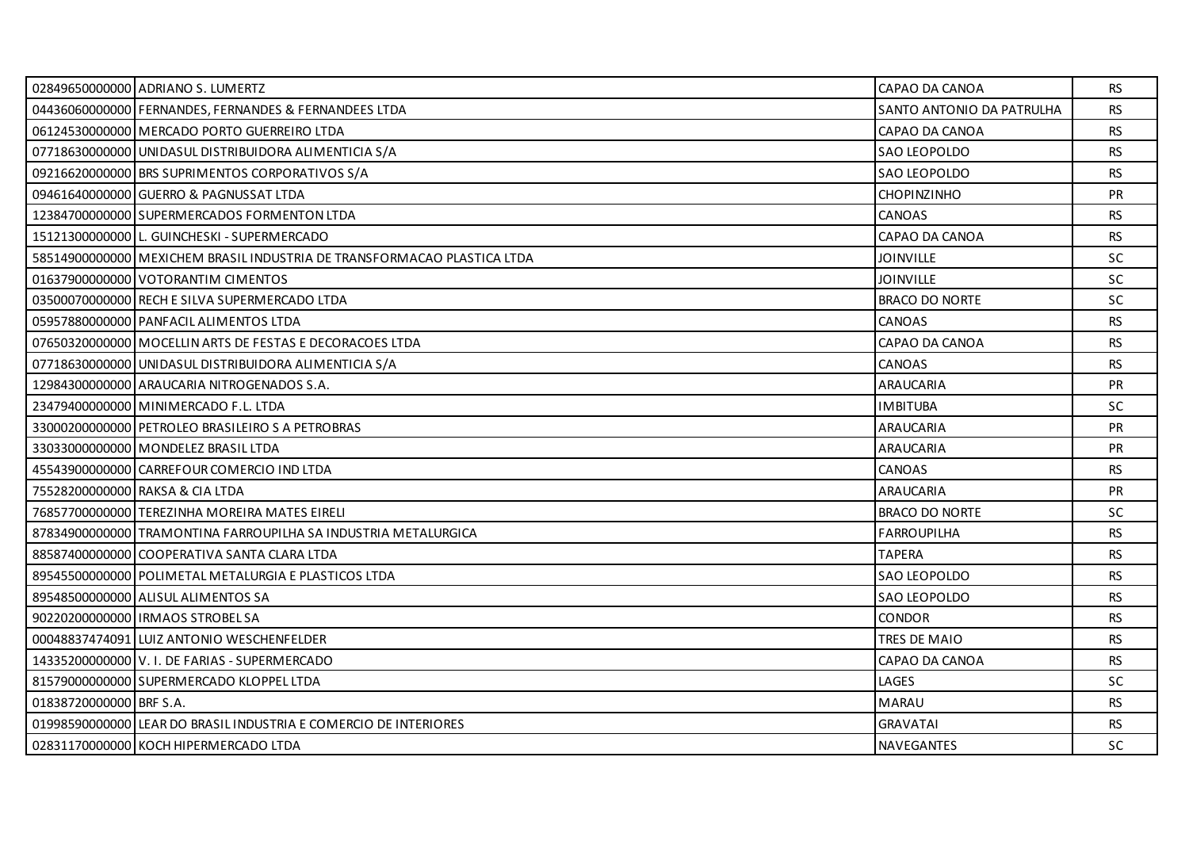| | | | |
|---|---|---|---|
| 02849650000000 | ADRIANO S. LUMERTZ | CAPAO DA CANOA | RS |
| 04436060000000 | FERNANDES, FERNANDES & FERNANDEES LTDA | SANTO ANTONIO DA PATRULHA | RS |
| 06124530000000 | MERCADO PORTO GUERREIRO LTDA | CAPAO DA CANOA | RS |
| 07718630000000 | UNIDASUL DISTRIBUIDORA ALIMENTICIA S/A | SAO LEOPOLDO | RS |
| 09216620000000 | BRS SUPRIMENTOS CORPORATIVOS S/A | SAO LEOPOLDO | RS |
| 09461640000000 | GUERRO & PAGNUSSAT LTDA | CHOPINZINHO | PR |
| 12384700000000 | SUPERMERCADOS FORMENTON LTDA | CANOAS | RS |
| 15121300000000 | L. GUINCHESKI - SUPERMERCADO | CAPAO DA CANOA | RS |
| 58514900000000 | MEXICHEM BRASIL INDUSTRIA DE TRANSFORMACAO PLASTICA LTDA | JOINVILLE | SC |
| 01637900000000 | VOTORANTIM CIMENTOS | JOINVILLE | SC |
| 03500070000000 | RECH E SILVA SUPERMERCADO LTDA | BRACO DO NORTE | SC |
| 05957880000000 | PANFACIL ALIMENTOS LTDA | CANOAS | RS |
| 07650320000000 | MOCELLIN ARTS DE FESTAS E DECORACOES LTDA | CAPAO DA CANOA | RS |
| 07718630000000 | UNIDASUL DISTRIBUIDORA ALIMENTICIA S/A | CANOAS | RS |
| 12984300000000 | ARAUCARIA NITROGENADOS S.A. | ARAUCARIA | PR |
| 23479400000000 | MINIMERCADO F.L. LTDA | IMBITUBA | SC |
| 33000200000000 | PETROLEO BRASILEIRO S A PETROBRAS | ARAUCARIA | PR |
| 33033000000000 | MONDELEZ BRASIL LTDA | ARAUCARIA | PR |
| 45543900000000 | CARREFOUR COMERCIO IND LTDA | CANOAS | RS |
| 75528200000000 | RAKSA & CIA LTDA | ARAUCARIA | PR |
| 76857700000000 | TEREZINHA MOREIRA MATES EIRELI | BRACO DO NORTE | SC |
| 87834900000000 | TRAMONTINA FARROUPILHA SA INDUSTRIA METALURGICA | FARROUPILHA | RS |
| 88587400000000 | COOPERATIVA SANTA CLARA LTDA | TAPERA | RS |
| 89545500000000 | POLIMETAL METALURGIA E PLASTICOS LTDA | SAO LEOPOLDO | RS |
| 89548500000000 | ALISUL ALIMENTOS SA | SAO LEOPOLDO | RS |
| 90220200000000 | IRMAOS STROBEL SA | CONDOR | RS |
| 00048837474091 | LUIZ ANTONIO WESCHENFELDER | TRES DE MAIO | RS |
| 14335200000000 | V. I. DE FARIAS - SUPERMERCADO | CAPAO DA CANOA | RS |
| 81579000000000 | SUPERMERCADO KLOPPEL LTDA | LAGES | SC |
| 01838720000000 | BRF S.A. | MARAU | RS |
| 01998590000000 | LEAR DO BRASIL INDUSTRIA E COMERCIO DE INTERIORES | GRAVATAI | RS |
| 02831170000000 | KOCH HIPERMERCADO LTDA | NAVEGANTES | SC |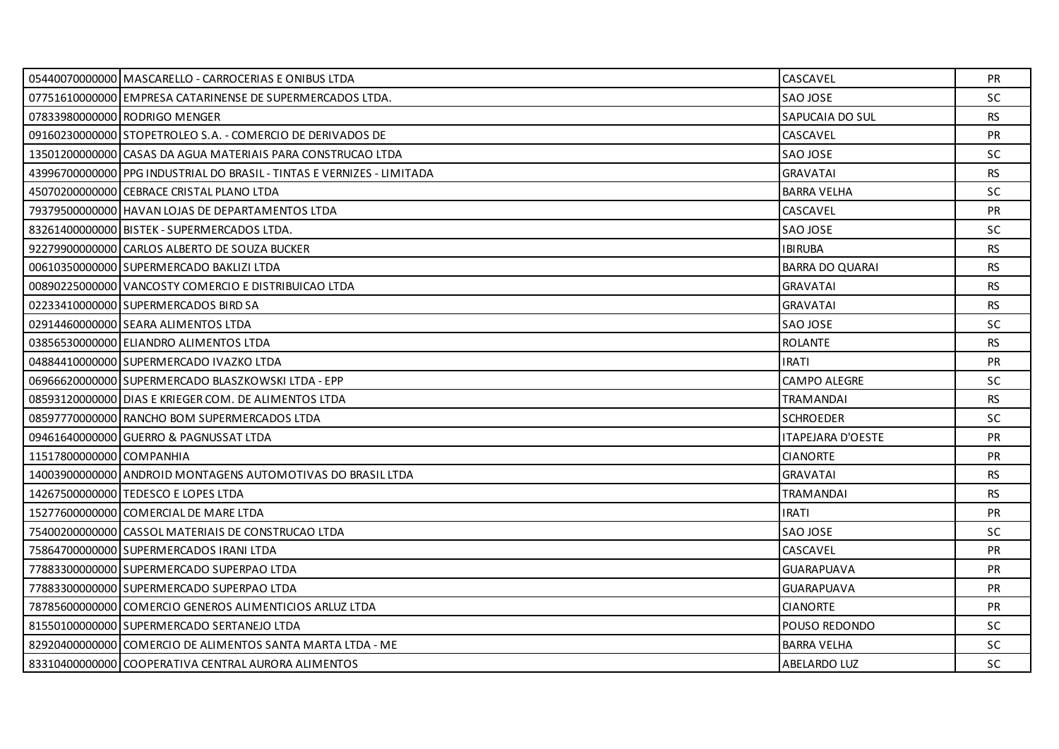| | | | |
|---|---|---|---|
| 05440070000000 | MASCARELLO - CARROCERIAS E ONIBUS LTDA | CASCAVEL | PR |
| 07751610000000 | EMPRESA CATARINENSE DE SUPERMERCADOS LTDA. | SAO JOSE | SC |
| 07833980000000 | RODRIGO MENGER | SAPUCAIA DO SUL | RS |
| 09160230000000 | STOPETROLEO S.A. - COMERCIO DE DERIVADOS DE | CASCAVEL | PR |
| 13501200000000 | CASAS DA AGUA MATERIAIS PARA CONSTRUCAO LTDA | SAO JOSE | SC |
| 43996700000000 | PPG INDUSTRIAL DO BRASIL - TINTAS E VERNIZES - LIMITADA | GRAVATAI | RS |
| 45070200000000 | CEBRACE CRISTAL PLANO LTDA | BARRA VELHA | SC |
| 79379500000000 | HAVAN LOJAS DE DEPARTAMENTOS LTDA | CASCAVEL | PR |
| 83261400000000 | BISTEK - SUPERMERCADOS LTDA. | SAO JOSE | SC |
| 92279900000000 | CARLOS ALBERTO DE SOUZA BUCKER | IBIRUBA | RS |
| 00610350000000 | SUPERMERCADO BAKLIZI LTDA | BARRA DO QUARAI | RS |
| 00890225000000 | VANCOSTY COMERCIO E DISTRIBUICAO LTDA | GRAVATAI | RS |
| 02233410000000 | SUPERMERCADOS BIRD SA | GRAVATAI | RS |
| 02914460000000 | SEARA ALIMENTOS LTDA | SAO JOSE | SC |
| 03856530000000 | ELIANDRO ALIMENTOS LTDA | ROLANTE | RS |
| 04884410000000 | SUPERMERCADO IVAZKO LTDA | IRATI | PR |
| 06966620000000 | SUPERMERCADO BLASZKOWSKI LTDA - EPP | CAMPO ALEGRE | SC |
| 08593120000000 | DIAS E KRIEGER COM. DE ALIMENTOS LTDA | TRAMANDAI | RS |
| 08597770000000 | RANCHO BOM SUPERMERCADOS LTDA | SCHROEDER | SC |
| 09461640000000 | GUERRO & PAGNUSSAT LTDA | ITAPEJARA D'OESTE | PR |
| 11517800000000 | COMPANHIA | CIANORTE | PR |
| 14003900000000 | ANDROID MONTAGENS AUTOMOTIVAS DO BRASIL LTDA | GRAVATAI | RS |
| 14267500000000 | TEDESCO E LOPES LTDA | TRAMANDAI | RS |
| 15277600000000 | COMERCIAL DE MARE LTDA | IRATI | PR |
| 75400200000000 | CASSOL MATERIAIS DE CONSTRUCAO LTDA | SAO JOSE | SC |
| 75864700000000 | SUPERMERCADOS IRANI LTDA | CASCAVEL | PR |
| 77883300000000 | SUPERMERCADO SUPERPAO LTDA | GUARAPUAVA | PR |
| 77883300000000 | SUPERMERCADO SUPERPAO LTDA | GUARAPUAVA | PR |
| 78785600000000 | COMERCIO GENEROS ALIMENTICIOS ARLUZ LTDA | CIANORTE | PR |
| 81550100000000 | SUPERMERCADO SERTANEJO LTDA | POUSO REDONDO | SC |
| 82920400000000 | COMERCIO DE ALIMENTOS SANTA MARTA LTDA - ME | BARRA VELHA | SC |
| 83310400000000 | COOPERATIVA CENTRAL AURORA ALIMENTOS | ABELARDO LUZ | SC |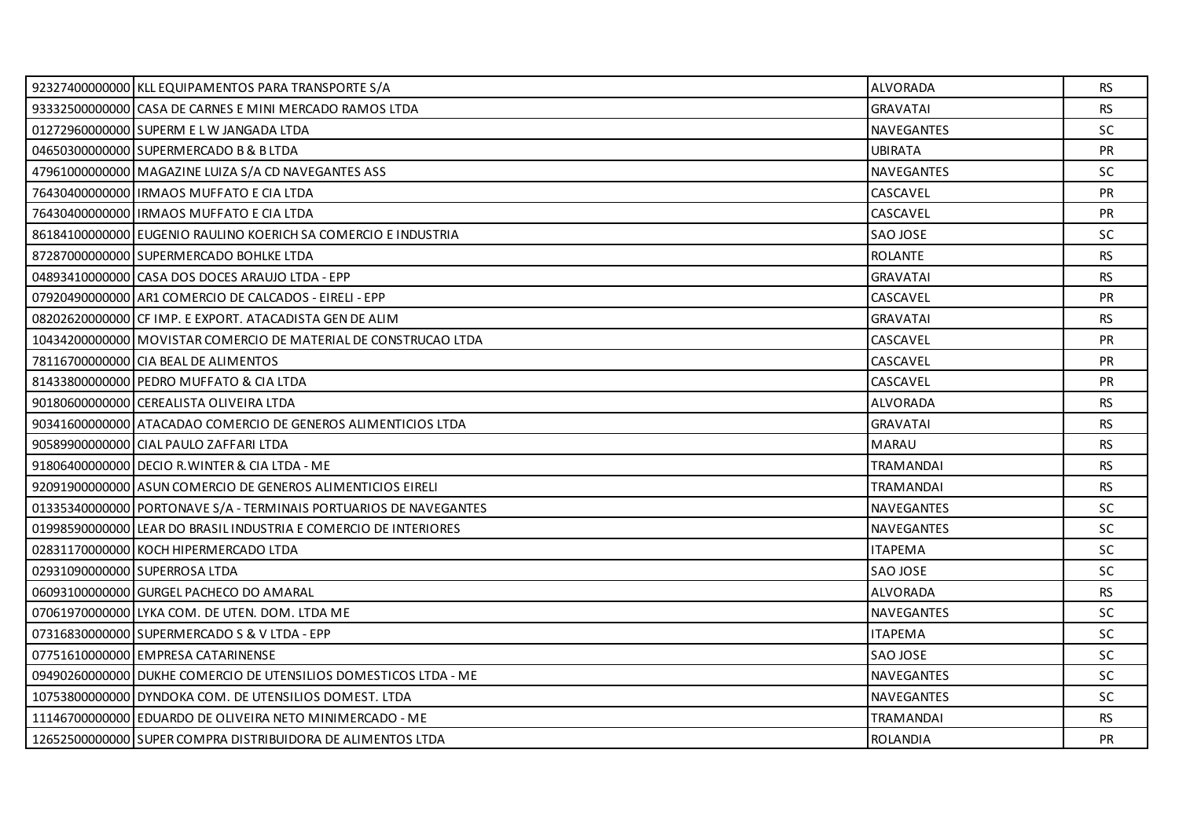| | | | |
|---|---|---|---|
| 92327400000000 | KLL EQUIPAMENTOS PARA TRANSPORTE S/A | ALVORADA | RS |
| 93332500000000 | CASA DE CARNES E MINI MERCADO RAMOS LTDA | GRAVATAI | RS |
| 01272960000000 | SUPERM E L W JANGADA LTDA | NAVEGANTES | SC |
| 04650300000000 | SUPERMERCADO B & B LTDA | UBIRATA | PR |
| 47961000000000 | MAGAZINE LUIZA S/A CD NAVEGANTES ASS | NAVEGANTES | SC |
| 76430400000000 | IRMAOS MUFFATO E CIA LTDA | CASCAVEL | PR |
| 76430400000000 | IRMAOS MUFFATO E CIA LTDA | CASCAVEL | PR |
| 86184100000000 | EUGENIO RAULINO KOERICH SA COMERCIO E INDUSTRIA | SAO JOSE | SC |
| 87287000000000 | SUPERMERCADO BOHLKE LTDA | ROLANTE | RS |
| 04893410000000 | CASA DOS DOCES ARAUJO LTDA - EPP | GRAVATAI | RS |
| 07920490000000 | AR1 COMERCIO DE CALCADOS - EIRELI - EPP | CASCAVEL | PR |
| 08202620000000 | CF IMP. E EXPORT. ATACADISTA GEN DE ALIM | GRAVATAI | RS |
| 10434200000000 | MOVISTAR COMERCIO DE MATERIAL DE CONSTRUCAO LTDA | CASCAVEL | PR |
| 78116700000000 | CIA BEAL DE ALIMENTOS | CASCAVEL | PR |
| 81433800000000 | PEDRO MUFFATO & CIA LTDA | CASCAVEL | PR |
| 90180600000000 | CEREALISTA OLIVEIRA LTDA | ALVORADA | RS |
| 90341600000000 | ATACADAO COMERCIO DE GENEROS ALIMENTICIOS LTDA | GRAVATAI | RS |
| 90589900000000 | CIAL PAULO ZAFFARI LTDA | MARAU | RS |
| 91806400000000 | DECIO R.WINTER & CIA LTDA - ME | TRAMANDAI | RS |
| 92091900000000 | ASUN COMERCIO DE GENEROS ALIMENTICIOS EIRELI | TRAMANDAI | RS |
| 01335340000000 | PORTONAVE S/A - TERMINAIS PORTUARIOS DE NAVEGANTES | NAVEGANTES | SC |
| 01998590000000 | LEAR DO BRASIL INDUSTRIA E COMERCIO DE INTERIORES | NAVEGANTES | SC |
| 02831170000000 | KOCH HIPERMERCADO LTDA | ITAPEMA | SC |
| 02931090000000 | SUPERROSA LTDA | SAO JOSE | SC |
| 06093100000000 | GURGEL PACHECO DO AMARAL | ALVORADA | RS |
| 07061970000000 | LYKA COM. DE UTEN. DOM. LTDA ME | NAVEGANTES | SC |
| 07316830000000 | SUPERMERCADO S & V LTDA - EPP | ITAPEMA | SC |
| 07751610000000 | EMPRESA CATARINENSE | SAO JOSE | SC |
| 09490260000000 | DUKHE COMERCIO DE UTENSILIOS DOMESTICOS LTDA - ME | NAVEGANTES | SC |
| 10753800000000 | DYNDOKA COM. DE UTENSILIOS DOMEST. LTDA | NAVEGANTES | SC |
| 11146700000000 | EDUARDO DE OLIVEIRA NETO MINIMERCADO - ME | TRAMANDAI | RS |
| 12652500000000 | SUPER COMPRA DISTRIBUIDORA DE ALIMENTOS LTDA | ROLANDIA | PR |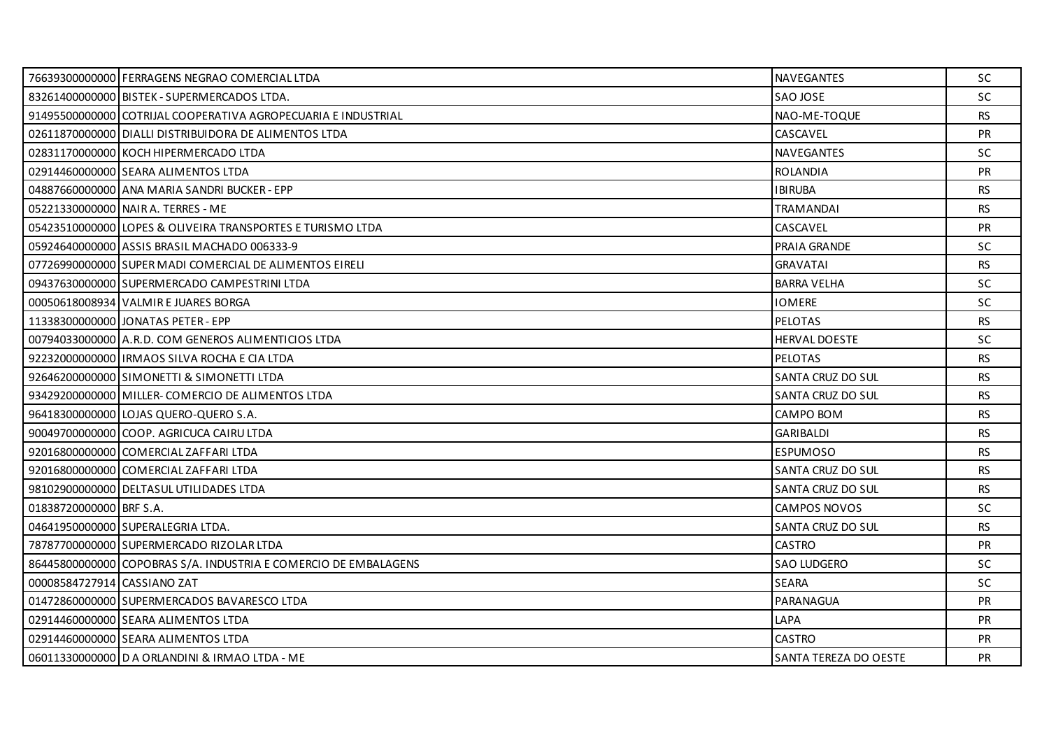| | | | |
|---|---|---|---|
| 76639300000000 | FERRAGENS NEGRAO COMERCIAL LTDA | NAVEGANTES | SC |
| 83261400000000 | BISTEK - SUPERMERCADOS LTDA. | SAO JOSE | SC |
| 91495500000000 | COTRIJAL COOPERATIVA AGROPECUARIA E INDUSTRIAL | NAO-ME-TOQUE | RS |
| 02611870000000 | DIALLI DISTRIBUIDORA DE ALIMENTOS LTDA | CASCAVEL | PR |
| 02831170000000 | KOCH HIPERMERCADO LTDA | NAVEGANTES | SC |
| 02914460000000 | SEARA ALIMENTOS LTDA | ROLANDIA | PR |
| 04887660000000 | ANA MARIA SANDRI BUCKER - EPP | IBIRUBA | RS |
| 05221330000000 | NAIR A. TERRES - ME | TRAMANDAI | RS |
| 05423510000000 | LOPES & OLIVEIRA TRANSPORTES E TURISMO LTDA | CASCAVEL | PR |
| 05924640000000 | ASSIS BRASIL MACHADO 006333-9 | PRAIA GRANDE | SC |
| 07726990000000 | SUPER MADI COMERCIAL DE ALIMENTOS EIRELI | GRAVATAI | RS |
| 09437630000000 | SUPERMERCADO CAMPESTRINI LTDA | BARRA VELHA | SC |
| 00050618008934 | VALMIR E JUARES BORGA | IOMERE | SC |
| 11338300000000 | JONATAS PETER - EPP | PELOTAS | RS |
| 00794033000000 | A.R.D. COM GENEROS ALIMENTICIOS LTDA | HERVAL DOESTE | SC |
| 92232000000000 | IRMAOS SILVA ROCHA E CIA LTDA | PELOTAS | RS |
| 92646200000000 | SIMONETTI & SIMONETTI LTDA | SANTA CRUZ DO SUL | RS |
| 93429200000000 | MILLER- COMERCIO DE ALIMENTOS LTDA | SANTA CRUZ DO SUL | RS |
| 96418300000000 | LOJAS QUERO-QUERO S.A. | CAMPO BOM | RS |
| 90049700000000 | COOP. AGRICUCA CAIRU LTDA | GARIBALDI | RS |
| 92016800000000 | COMERCIAL ZAFFARI LTDA | ESPUMOSO | RS |
| 92016800000000 | COMERCIAL ZAFFARI LTDA | SANTA CRUZ DO SUL | RS |
| 98102900000000 | DELTASUL UTILIDADES LTDA | SANTA CRUZ DO SUL | RS |
| 01838720000000 | BRF S.A. | CAMPOS NOVOS | SC |
| 04641950000000 | SUPERALEGRIA LTDA. | SANTA CRUZ DO SUL | RS |
| 78787700000000 | SUPERMERCADO RIZOLAR LTDA | CASTRO | PR |
| 86445800000000 | COPOBRAS S/A. INDUSTRIA E COMERCIO DE EMBALAGENS | SAO LUDGERO | SC |
| 00008584727914 | CASSIANO ZAT | SEARA | SC |
| 01472860000000 | SUPERMERCADOS BAVARESCO LTDA | PARANAGUA | PR |
| 02914460000000 | SEARA ALIMENTOS LTDA | LAPA | PR |
| 02914460000000 | SEARA ALIMENTOS LTDA | CASTRO | PR |
| 06011330000000 | D A ORLANDINI & IRMAO LTDA - ME | SANTA TEREZA DO OESTE | PR |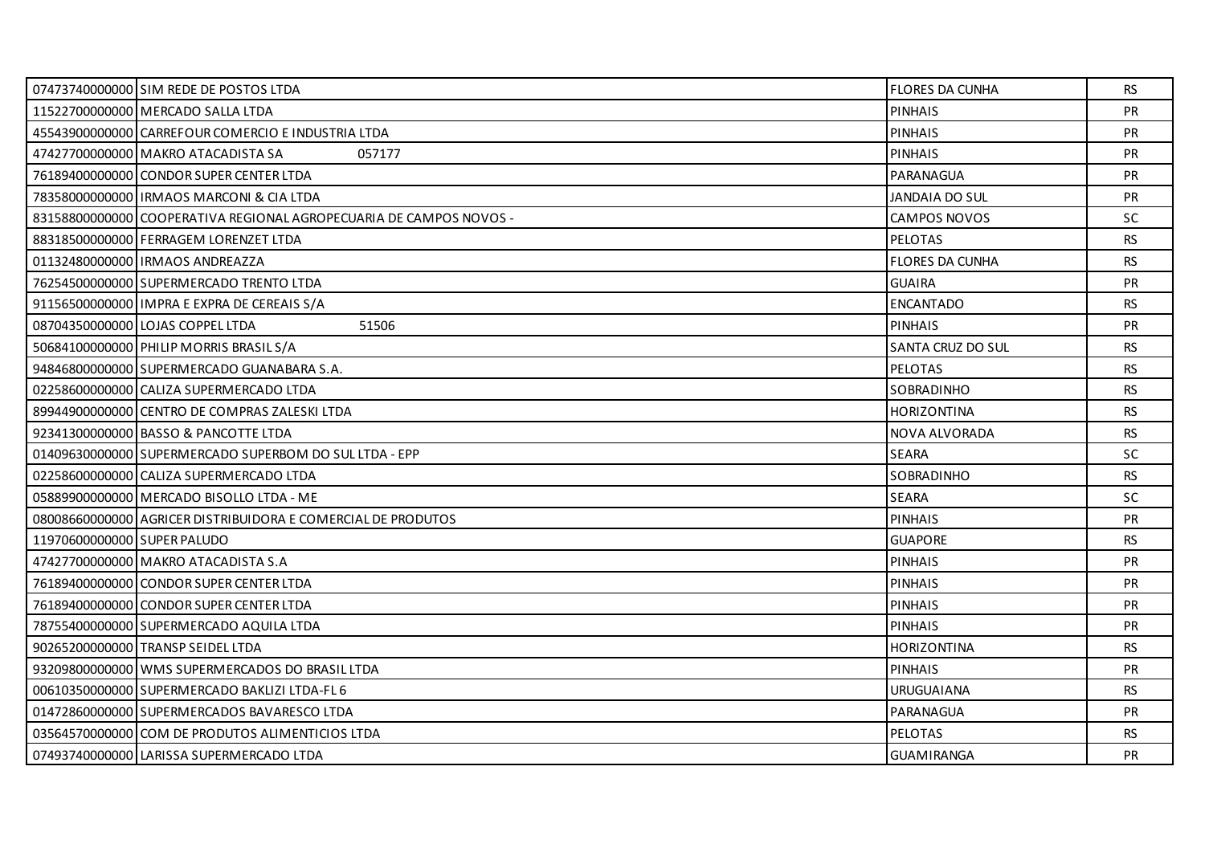| | | | |
|---|---|---|---|
| 07473740000000 | SIM REDE DE POSTOS LTDA | FLORES DA CUNHA | RS |
| 11522700000000 | MERCADO SALLA LTDA | PINHAIS | PR |
| 45543900000000 | CARREFOUR COMERCIO E INDUSTRIA LTDA | PINHAIS | PR |
| 47427700000000 | MAKRO ATACADISTA SA 057177 | PINHAIS | PR |
| 76189400000000 | CONDOR SUPER CENTER LTDA | PARANAGUA | PR |
| 78358000000000 | IRMAOS MARCONI & CIA LTDA | JANDAIA DO SUL | PR |
| 83158800000000 | COOPERATIVA REGIONAL AGROPECUARIA DE CAMPOS NOVOS - | CAMPOS NOVOS | SC |
| 88318500000000 | FERRAGEM LORENZET LTDA | PELOTAS | RS |
| 01132480000000 | IRMAOS ANDREAZZA | FLORES DA CUNHA | RS |
| 76254500000000 | SUPERMERCADO TRENTO LTDA | GUAIRA | PR |
| 91156500000000 | IMPRA E EXPRA DE CEREAIS S/A | ENCANTADO | RS |
| 08704350000000 | LOJAS COPPEL LTDA 51506 | PINHAIS | PR |
| 50684100000000 | PHILIP MORRIS BRASIL S/A | SANTA CRUZ DO SUL | RS |
| 94846800000000 | SUPERMERCADO GUANABARA S.A. | PELOTAS | RS |
| 02258600000000 | CALIZA SUPERMERCADO LTDA | SOBRADINHO | RS |
| 89944900000000 | CENTRO DE COMPRAS ZALESKI LTDA | HORIZONTINA | RS |
| 92341300000000 | BASSO & PANCOTTE LTDA | NOVA ALVORADA | RS |
| 01409630000000 | SUPERMERCADO SUPERBOM DO SUL LTDA - EPP | SEARA | SC |
| 02258600000000 | CALIZA SUPERMERCADO LTDA | SOBRADINHO | RS |
| 05889900000000 | MERCADO BISOLLO LTDA - ME | SEARA | SC |
| 08008660000000 | AGRICER DISTRIBUIDORA E COMERCIAL DE PRODUTOS | PINHAIS | PR |
| 11970600000000 | SUPER PALUDO | GUAPORE | RS |
| 47427700000000 | MAKRO ATACADISTA S.A | PINHAIS | PR |
| 76189400000000 | CONDOR SUPER CENTER LTDA | PINHAIS | PR |
| 76189400000000 | CONDOR SUPER CENTER LTDA | PINHAIS | PR |
| 78755400000000 | SUPERMERCADO AQUILA LTDA | PINHAIS | PR |
| 90265200000000 | TRANSP SEIDEL LTDA | HORIZONTINA | RS |
| 93209800000000 | WMS SUPERMERCADOS DO BRASIL LTDA | PINHAIS | PR |
| 00610350000000 | SUPERMERCADO BAKLIZI LTDA-FL 6 | URUGUAIANA | RS |
| 01472860000000 | SUPERMERCADOS BAVARESCO LTDA | PARANAGUA | PR |
| 03564570000000 | COM DE PRODUTOS ALIMENTICIOS LTDA | PELOTAS | RS |
| 07493740000000 | LARISSA SUPERMERCADO LTDA | GUAMIRANGA | PR |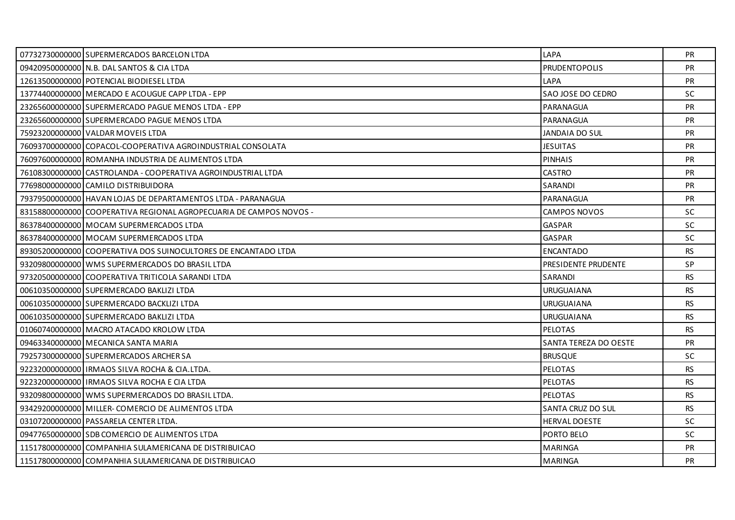| | | | |
|---|---|---|---|
| 07732730000000 | SUPERMERCADOS BARCELON LTDA | LAPA | PR |
| 09420950000000 | N.B. DAL SANTOS & CIA LTDA | PRUDENTOPOLIS | PR |
| 12613500000000 | POTENCIAL BIODIESEL LTDA | LAPA | PR |
| 13774400000000 | MERCADO E ACOUGUE CAPP LTDA - EPP | SAO JOSE DO CEDRO | SC |
| 23265600000000 | SUPERMERCADO PAGUE MENOS LTDA - EPP | PARANAGUA | PR |
| 23265600000000 | SUPERMERCADO PAGUE MENOS LTDA | PARANAGUA | PR |
| 75923200000000 | VALDAR MOVEIS LTDA | JANDAIA DO SUL | PR |
| 76093700000000 | COPACOL-COOPERATIVA AGROINDUSTRIAL CONSOLATA | JESUITAS | PR |
| 76097600000000 | ROMANHA INDUSTRIA DE ALIMENTOS LTDA | PINHAIS | PR |
| 76108300000000 | CASTROLANDA - COOPERATIVA AGROINDUSTRIAL LTDA | CASTRO | PR |
| 77698000000000 | CAMILO DISTRIBUIDORA | SARANDI | PR |
| 79379500000000 | HAVAN LOJAS DE DEPARTAMENTOS LTDA - PARANAGUA | PARANAGUA | PR |
| 83158800000000 | COOPERATIVA REGIONAL AGROPECUARIA DE CAMPOS NOVOS - | CAMPOS NOVOS | SC |
| 86378400000000 | MOCAM SUPERMERCADOS LTDA | GASPAR | SC |
| 86378400000000 | MOCAM SUPERMERCADOS LTDA | GASPAR | SC |
| 89305200000000 | COOPERATIVA DOS SUINOCULTORES DE ENCANTADO LTDA | ENCANTADO | RS |
| 93209800000000 | WMS SUPERMERCADOS DO BRASIL LTDA | PRESIDENTE PRUDENTE | SP |
| 97320500000000 | COOPERATIVA TRITICOLA SARANDI LTDA | SARANDI | RS |
| 00610350000000 | SUPERMERCADO BAKLIZI LTDA | URUGUAIANA | RS |
| 00610350000000 | SUPERMERCADO BACKLIZI LTDA | URUGUAIANA | RS |
| 00610350000000 | SUPERMERCADO BAKLIZI LTDA | URUGUAIANA | RS |
| 01060740000000 | MACRO ATACADO KROLOW LTDA | PELOTAS | RS |
| 09463340000000 | MECANICA SANTA MARIA | SANTA TEREZA DO OESTE | PR |
| 79257300000000 | SUPERMERCADOS ARCHER SA | BRUSQUE | SC |
| 92232000000000 | IRMAOS SILVA ROCHA & CIA.LTDA. | PELOTAS | RS |
| 92232000000000 | IRMAOS SILVA ROCHA E CIA LTDA | PELOTAS | RS |
| 93209800000000 | WMS SUPERMERCADOS DO BRASIL LTDA. | PELOTAS | RS |
| 93429200000000 | MILLER- COMERCIO DE ALIMENTOS LTDA | SANTA CRUZ DO SUL | RS |
| 03107200000000 | PASSARELA CENTER LTDA. | HERVAL DOESTE | SC |
| 09477650000000 | SDB COMERCIO DE ALIMENTOS LTDA | PORTO BELO | SC |
| 11517800000000 | COMPANHIA SULAMERICANA DE DISTRIBUICAO | MARINGA | PR |
| 11517800000000 | COMPANHIA SULAMERICANA DE DISTRIBUICAO | MARINGA | PR |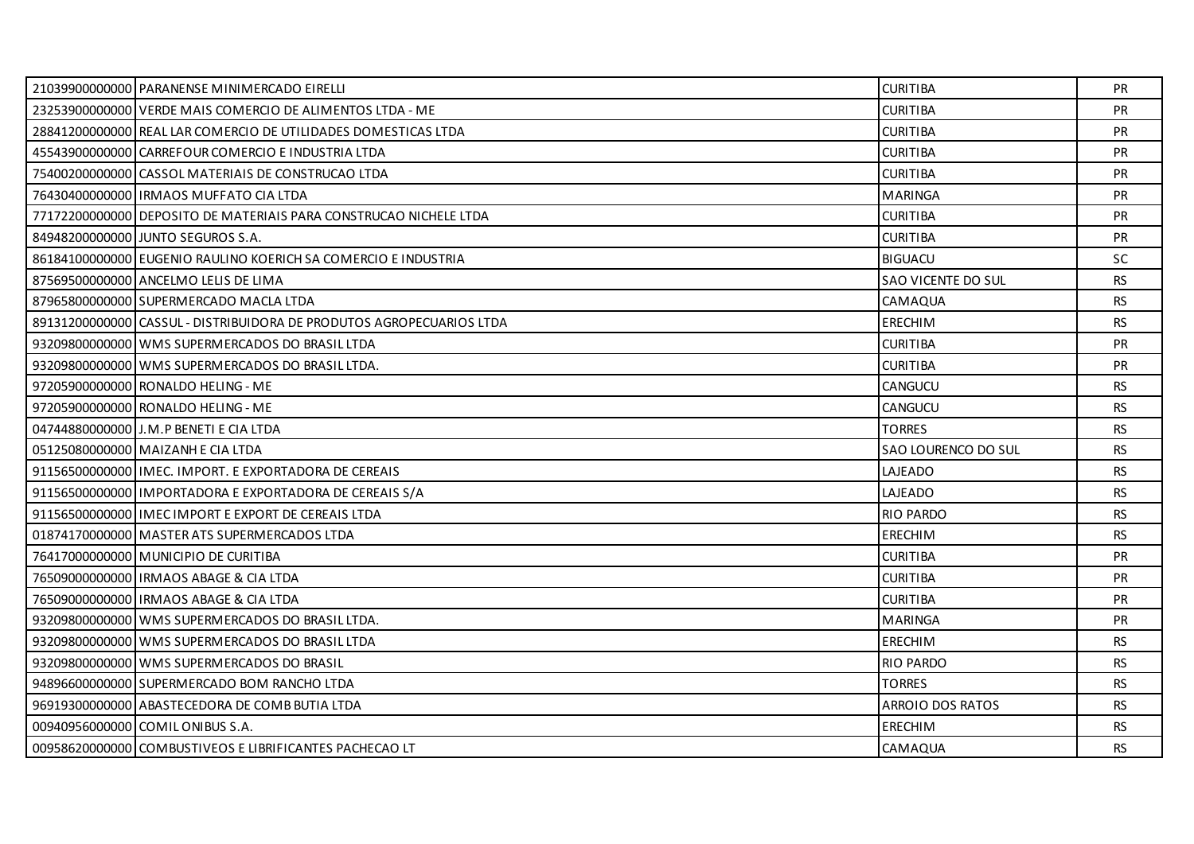| | | | |
|---|---|---|---|
| 21039900000000 | PARANENSE MINIMERCADO EIRELLI | CURITIBA | PR |
| 23253900000000 | VERDE MAIS COMERCIO DE ALIMENTOS LTDA - ME | CURITIBA | PR |
| 28841200000000 | REAL LAR COMERCIO DE UTILIDADES DOMESTICAS LTDA | CURITIBA | PR |
| 45543900000000 | CARREFOUR COMERCIO E INDUSTRIA LTDA | CURITIBA | PR |
| 75400200000000 | CASSOL MATERIAIS DE CONSTRUCAO LTDA | CURITIBA | PR |
| 76430400000000 | IRMAOS MUFFATO CIA LTDA | MARINGA | PR |
| 77172200000000 | DEPOSITO DE MATERIAIS PARA CONSTRUCAO NICHELE LTDA | CURITIBA | PR |
| 84948200000000 | JUNTO SEGUROS S.A. | CURITIBA | PR |
| 86184100000000 | EUGENIO RAULINO KOERICH SA COMERCIO E INDUSTRIA | BIGUACU | SC |
| 87569500000000 | ANCELMO LELIS DE LIMA | SAO VICENTE DO SUL | RS |
| 87965800000000 | SUPERMERCADO MACLA LTDA | CAMAQUA | RS |
| 89131200000000 | CASSUL - DISTRIBUIDORA DE PRODUTOS AGROPECUARIOS LTDA | ERECHIM | RS |
| 93209800000000 | WMS SUPERMERCADOS DO BRASIL LTDA | CURITIBA | PR |
| 93209800000000 | WMS SUPERMERCADOS DO BRASIL LTDA. | CURITIBA | PR |
| 97205900000000 | RONALDO HELING - ME | CANGUCU | RS |
| 97205900000000 | RONALDO HELING - ME | CANGUCU | RS |
| 04744880000000 | J.M.P BENETI E CIA LTDA | TORRES | RS |
| 05125080000000 | MAIZANH E CIA LTDA | SAO LOURENCO DO SUL | RS |
| 91156500000000 | IMEC. IMPORT. E EXPORTADORA DE CEREAIS | LAJEADO | RS |
| 91156500000000 | IMPORTADORA E EXPORTADORA DE CEREAIS S/A | LAJEADO | RS |
| 91156500000000 | IMEC IMPORT E EXPORT DE CEREAIS LTDA | RIO PARDO | RS |
| 01874170000000 | MASTER ATS SUPERMERCADOS LTDA | ERECHIM | RS |
| 76417000000000 | MUNICIPIO DE CURITIBA | CURITIBA | PR |
| 76509000000000 | IRMAOS ABAGE & CIA LTDA | CURITIBA | PR |
| 76509000000000 | IRMAOS ABAGE & CIA LTDA | CURITIBA | PR |
| 93209800000000 | WMS SUPERMERCADOS DO BRASIL LTDA. | MARINGA | PR |
| 93209800000000 | WMS SUPERMERCADOS DO BRASIL LTDA | ERECHIM | RS |
| 93209800000000 | WMS SUPERMERCADOS DO BRASIL | RIO PARDO | RS |
| 94896600000000 | SUPERMERCADO BOM RANCHO LTDA | TORRES | RS |
| 96919300000000 | ABASTECEDORA DE COMB BUTIA LTDA | ARROIO DOS RATOS | RS |
| 00940956000000 | COMIL ONIBUS S.A. | ERECHIM | RS |
| 00958620000000 | COMBUSTIVEOS E LIBRIFICANTES PACHECAO LT | CAMAQUA | RS |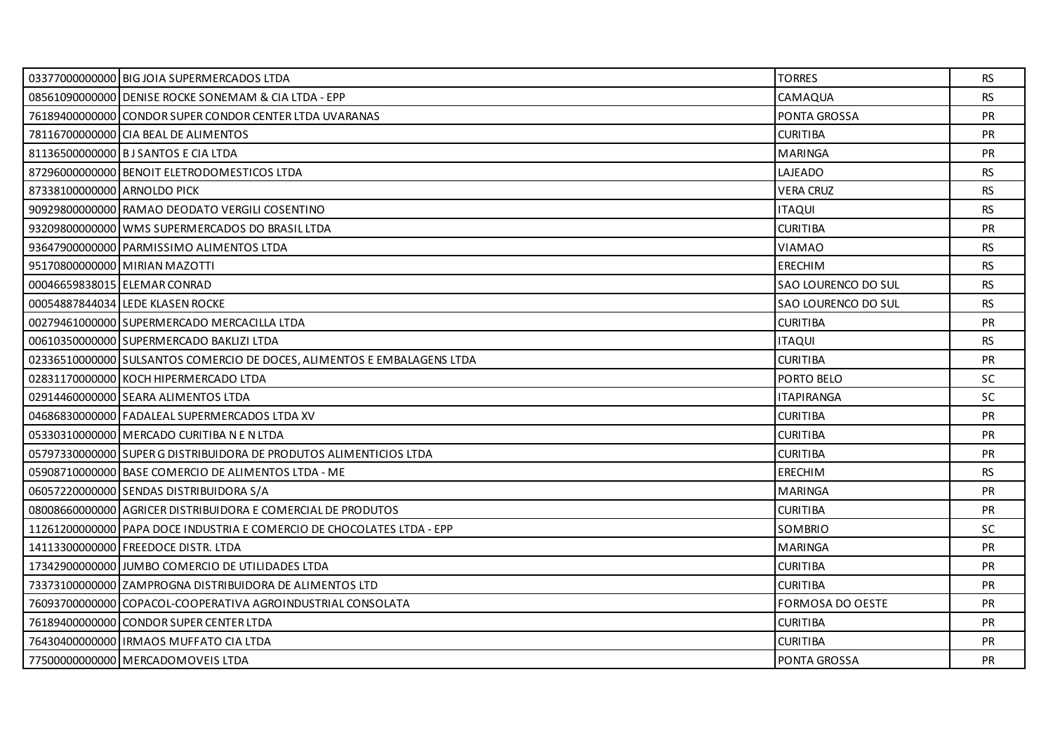| | | | |
|---|---|---|---|
| 03377000000000 | BIG JOIA SUPERMERCADOS LTDA | TORRES | RS |
| 08561090000000 | DENISE ROCKE SONEMAM & CIA LTDA - EPP | CAMAQUA | RS |
| 76189400000000 | CONDOR SUPER CONDOR CENTER LTDA UVARANAS | PONTA GROSSA | PR |
| 78116700000000 | CIA BEAL DE ALIMENTOS | CURITIBA | PR |
| 81136500000000 | B J SANTOS E CIA LTDA | MARINGA | PR |
| 87296000000000 | BENOIT ELETRODOMESTICOS LTDA | LAJEADO | RS |
| 87338100000000 | ARNOLDO PICK | VERA CRUZ | RS |
| 90929800000000 | RAMAO DEODATO VERGILI COSENTINO | ITAQUI | RS |
| 93209800000000 | WMS SUPERMERCADOS DO BRASIL LTDA | CURITIBA | PR |
| 93647900000000 | PARMISSIMO ALIMENTOS LTDA | VIAMAO | RS |
| 95170800000000 | MIRIAN MAZOTTI | ERECHIM | RS |
| 00046659838015 | ELEMAR CONRAD | SAO LOURENCO DO SUL | RS |
| 00054887844034 | LEDE KLASEN ROCKE | SAO LOURENCO DO SUL | RS |
| 00279461000000 | SUPERMERCADO MERCACILLA LTDA | CURITIBA | PR |
| 00610350000000 | SUPERMERCADO BAKLIZI LTDA | ITAQUI | RS |
| 02336510000000 | SULSANTOS COMERCIO DE DOCES, ALIMENTOS E EMBALAGENS LTDA | CURITIBA | PR |
| 02831170000000 | KOCH HIPERMERCADO LTDA | PORTO BELO | SC |
| 02914460000000 | SEARA ALIMENTOS LTDA | ITAPIRANGA | SC |
| 04686830000000 | FADALEAL SUPERMERCADOS LTDA XV | CURITIBA | PR |
| 05330310000000 | MERCADO CURITIBA N E N LTDA | CURITIBA | PR |
| 05797330000000 | SUPER G DISTRIBUIDORA DE PRODUTOS ALIMENTICIOS LTDA | CURITIBA | PR |
| 05908710000000 | BASE COMERCIO DE ALIMENTOS LTDA - ME | ERECHIM | RS |
| 06057220000000 | SENDAS DISTRIBUIDORA S/A | MARINGA | PR |
| 08008660000000 | AGRICER DISTRIBUIDORA E COMERCIAL DE PRODUTOS | CURITIBA | PR |
| 11261200000000 | PAPA DOCE INDUSTRIA E COMERCIO DE CHOCOLATES LTDA - EPP | SOMBRIO | SC |
| 14113300000000 | FREEDOCE DISTR. LTDA | MARINGA | PR |
| 17342900000000 | JUMBO COMERCIO DE UTILIDADES LTDA | CURITIBA | PR |
| 73373100000000 | ZAMPROGNA DISTRIBUIDORA DE ALIMENTOS LTD | CURITIBA | PR |
| 76093700000000 | COPACOL-COOPERATIVA AGROINDUSTRIAL CONSOLATA | FORMOSA DO OESTE | PR |
| 76189400000000 | CONDOR SUPER CENTER LTDA | CURITIBA | PR |
| 76430400000000 | IRMAOS MUFFATO CIA LTDA | CURITIBA | PR |
| 77500000000000 | MERCADOMOVEIS LTDA | PONTA GROSSA | PR |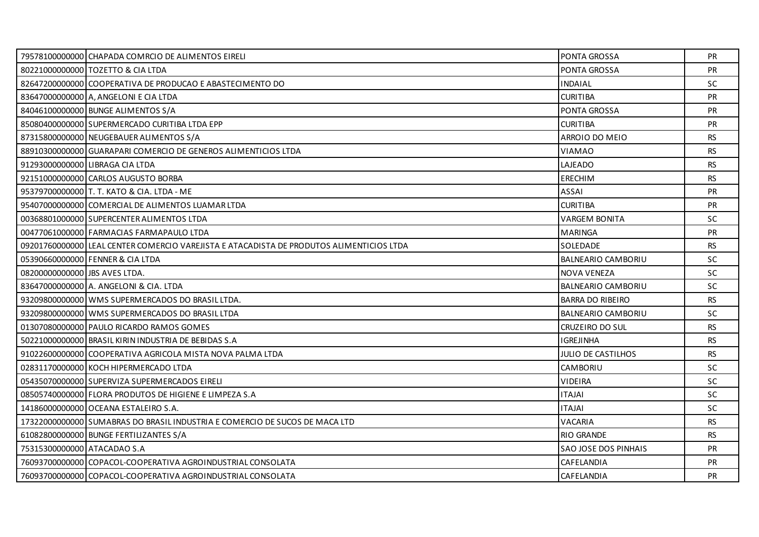| | | | |
|---|---|---|---|
| 79578100000000 | CHAPADA COMRCIO DE ALIMENTOS EIRELI | PONTA GROSSA | PR |
| 80221000000000 | TOZETTO & CIA LTDA | PONTA GROSSA | PR |
| 82647200000000 | COOPERATIVA DE PRODUCAO E ABASTECIMENTO DO | INDAIAL | SC |
| 83647000000000 | A, ANGELONI E CIA LTDA | CURITIBA | PR |
| 84046100000000 | BUNGE ALIMENTOS S/A | PONTA GROSSA | PR |
| 85080400000000 | SUPERMERCADO CURITIBA LTDA EPP | CURITIBA | PR |
| 87315800000000 | NEUGEBAUER ALIMENTOS S/A | ARROIO DO MEIO | RS |
| 88910300000000 | GUARAPARI COMERCIO DE GENEROS ALIMENTICIOS LTDA | VIAMAO | RS |
| 91293000000000 | LIBRAGA CIA LTDA | LAJEADO | RS |
| 92151000000000 | CARLOS AUGUSTO BORBA | ERECHIM | RS |
| 95379700000000 | T. T. KATO & CIA. LTDA - ME | ASSAI | PR |
| 95407000000000 | COMERCIAL DE ALIMENTOS LUAMAR LTDA | CURITIBA | PR |
| 00368801000000 | SUPERCENTER ALIMENTOS LTDA | VARGEM BONITA | SC |
| 00477061000000 | FARMACIAS FARMAPAULO LTDA | MARINGA | PR |
| 09201760000000 | LEAL CENTER COMERCIO VAREJISTA E ATACADISTA DE PRODUTOS ALIMENTICIOS LTDA | SOLEDADE | RS |
| 05390660000000 | FENNER & CIA LTDA | BALNEARIO CAMBORIU | SC |
| 08200000000000 | JBS AVES LTDA. | NOVA VENEZA | SC |
| 83647000000000 | A. ANGELONI & CIA. LTDA | BALNEARIO CAMBORIU | SC |
| 93209800000000 | WMS SUPERMERCADOS DO BRASIL LTDA. | BARRA DO RIBEIRO | RS |
| 93209800000000 | WMS SUPERMERCADOS DO BRASIL LTDA | BALNEARIO CAMBORIU | SC |
| 01307080000000 | PAULO RICARDO RAMOS GOMES | CRUZEIRO DO SUL | RS |
| 50221000000000 | BRASIL KIRIN INDUSTRIA DE BEBIDAS S.A | IGREJINHA | RS |
| 91022600000000 | COOPERATIVA AGRICOLA MISTA NOVA PALMA LTDA | JULIO DE CASTILHOS | RS |
| 02831170000000 | KOCH HIPERMERCADO LTDA | CAMBORIU | SC |
| 05435070000000 | SUPERVIZA SUPERMERCADOS EIRELI | VIDEIRA | SC |
| 08505740000000 | FLORA PRODUTOS DE HIGIENE E LIMPEZA S.A | ITAJAI | SC |
| 14186000000000 | OCEANA ESTALEIRO S.A. | ITAJAI | SC |
| 17322000000000 | SUMABRAS DO BRASIL INDUSTRIA E COMERCIO DE SUCOS DE MACA LTD | VACARIA | RS |
| 61082800000000 | BUNGE FERTILIZANTES S/A | RIO GRANDE | RS |
| 75315300000000 | ATACADAO S.A | SAO JOSE DOS PINHAIS | PR |
| 76093700000000 | COPACOL-COOPERATIVA AGROINDUSTRIAL CONSOLATA | CAFELANDIA | PR |
| 76093700000000 | COPACOL-COOPERATIVA AGROINDUSTRIAL CONSOLATA | CAFELANDIA | PR |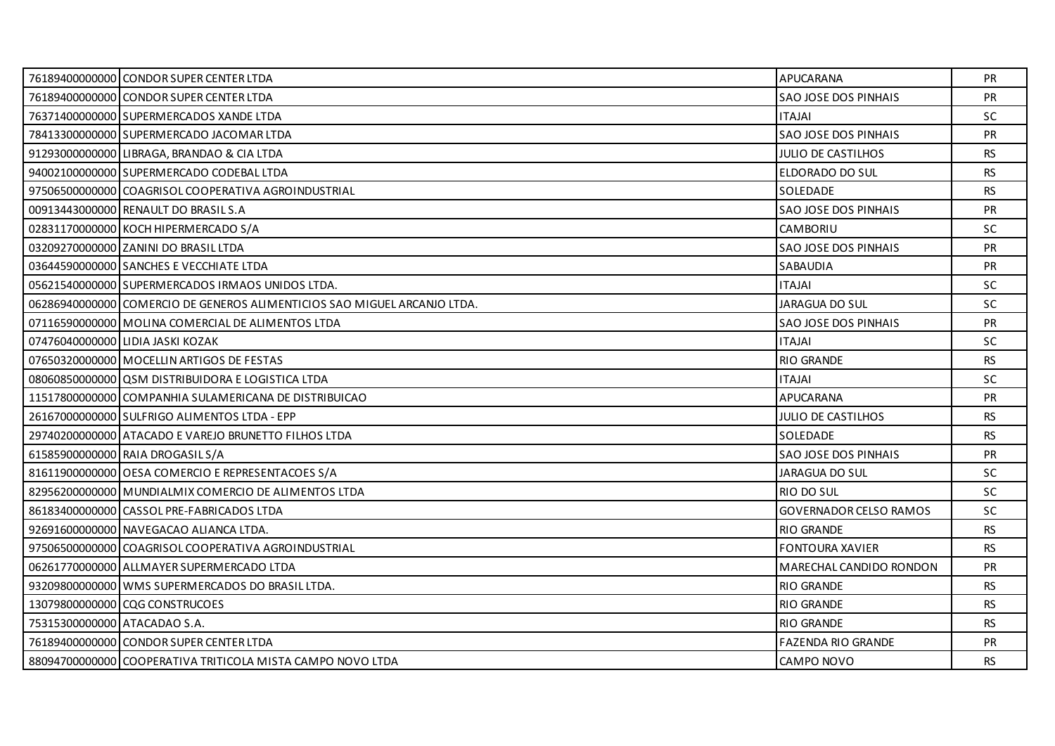| | | | |
|---|---|---|---|
| 76189400000000 | CONDOR SUPER CENTER LTDA | APUCARANA | PR |
| 76189400000000 | CONDOR SUPER CENTER LTDA | SAO JOSE DOS PINHAIS | PR |
| 76371400000000 | SUPERMERCADOS XANDE LTDA | ITAJAI | SC |
| 78413300000000 | SUPERMERCADO JACOMAR LTDA | SAO JOSE DOS PINHAIS | PR |
| 91293000000000 | LIBRAGA, BRANDAO & CIA LTDA | JULIO DE CASTILHOS | RS |
| 94002100000000 | SUPERMERCADO CODEBAL LTDA | ELDORADO DO SUL | RS |
| 97506500000000 | COAGRISOL COOPERATIVA AGROINDUSTRIAL | SOLEDADE | RS |
| 00913443000000 | RENAULT DO BRASIL S.A | SAO JOSE DOS PINHAIS | PR |
| 02831170000000 | KOCH HIPERMERCADO S/A | CAMBORIU | SC |
| 03209270000000 | ZANINI DO BRASIL LTDA | SAO JOSE DOS PINHAIS | PR |
| 03644590000000 | SANCHES E VECCHIATE LTDA | SABAUDIA | PR |
| 05621540000000 | SUPERMERCADOS IRMAOS UNIDOS LTDA. | ITAJAI | SC |
| 06286940000000 | COMERCIO DE GENEROS ALIMENTICIOS SAO MIGUEL ARCANJO LTDA. | JARAGUA DO SUL | SC |
| 07116590000000 | MOLINA COMERCIAL DE ALIMENTOS LTDA | SAO JOSE DOS PINHAIS | PR |
| 07476040000000 | LIDIA JASKI KOZAK | ITAJAI | SC |
| 07650320000000 | MOCELLIN ARTIGOS DE FESTAS | RIO GRANDE | RS |
| 08060850000000 | QSM DISTRIBUIDORA E LOGISTICA LTDA | ITAJAI | SC |
| 11517800000000 | COMPANHIA SULAMERICANA DE DISTRIBUICAO | APUCARANA | PR |
| 26167000000000 | SULFRIGO ALIMENTOS LTDA - EPP | JULIO DE CASTILHOS | RS |
| 29740200000000 | ATACADO E VAREJO BRUNETTO FILHOS LTDA | SOLEDADE | RS |
| 61585900000000 | RAIA DROGASIL S/A | SAO JOSE DOS PINHAIS | PR |
| 81611900000000 | OESA COMERCIO E REPRESENTACOES S/A | JARAGUA DO SUL | SC |
| 82956200000000 | MUNDIALMIX COMERCIO DE ALIMENTOS LTDA | RIO DO SUL | SC |
| 86183400000000 | CASSOL PRE-FABRICADOS LTDA | GOVERNADOR CELSO RAMOS | SC |
| 92691600000000 | NAVEGACAO ALIANCA LTDA. | RIO GRANDE | RS |
| 97506500000000 | COAGRISOL COOPERATIVA AGROINDUSTRIAL | FONTOURA XAVIER | RS |
| 06261770000000 | ALLMAYER SUPERMERCADO LTDA | MARECHAL CANDIDO RONDON | PR |
| 93209800000000 | WMS SUPERMERCADOS DO BRASIL LTDA. | RIO GRANDE | RS |
| 13079800000000 | CQG CONSTRUCOES | RIO GRANDE | RS |
| 75315300000000 | ATACADAO S.A. | RIO GRANDE | RS |
| 76189400000000 | CONDOR SUPER CENTER LTDA | FAZENDA RIO GRANDE | PR |
| 88094700000000 | COOPERATIVA TRITICOLA MISTA CAMPO NOVO LTDA | CAMPO NOVO | RS |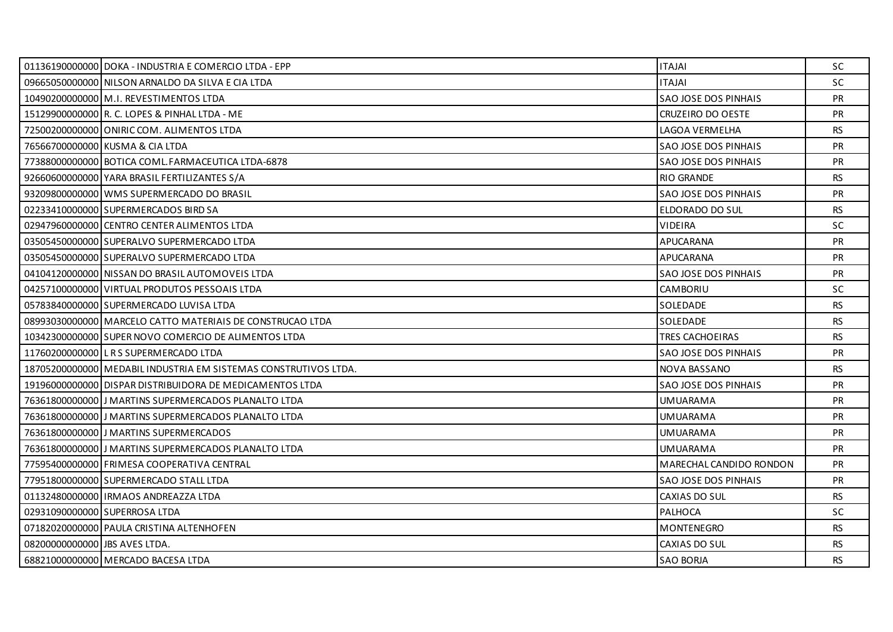| | | | |
|---|---|---|---|
| 01136190000000 | DOKA - INDUSTRIA E COMERCIO LTDA - EPP | ITAJAI | SC |
| 09665050000000 | NILSON ARNALDO DA SILVA E CIA LTDA | ITAJAI | SC |
| 10490200000000 | M.I. REVESTIMENTOS LTDA | SAO JOSE DOS PINHAIS | PR |
| 15129900000000 | R. C. LOPES & PINHAL LTDA - ME | CRUZEIRO DO OESTE | PR |
| 72500200000000 | ONIRIC COM. ALIMENTOS LTDA | LAGOA VERMELHA | RS |
| 76566700000000 | KUSMA & CIA LTDA | SAO JOSE DOS PINHAIS | PR |
| 77388000000000 | BOTICA COML.FARMACEUTICA LTDA-6878 | SAO JOSE DOS PINHAIS | PR |
| 92660600000000 | YARA BRASIL FERTILIZANTES S/A | RIO GRANDE | RS |
| 93209800000000 | WMS SUPERMERCADO DO BRASIL | SAO JOSE DOS PINHAIS | PR |
| 02233410000000 | SUPERMERCADOS BIRD SA | ELDORADO DO SUL | RS |
| 02947960000000 | CENTRO CENTER ALIMENTOS LTDA | VIDEIRA | SC |
| 03505450000000 | SUPERALVO SUPERMERCADO LTDA | APUCARANA | PR |
| 03505450000000 | SUPERALVO SUPERMERCADO LTDA | APUCARANA | PR |
| 04104120000000 | NISSAN DO BRASIL AUTOMOVEIS LTDA | SAO JOSE DOS PINHAIS | PR |
| 04257100000000 | VIRTUAL PRODUTOS PESSOAIS LTDA | CAMBORIU | SC |
| 05783840000000 | SUPERMERCADO LUVISA LTDA | SOLEDADE | RS |
| 08993030000000 | MARCELO CATTO MATERIAIS DE CONSTRUCAO LTDA | SOLEDADE | RS |
| 10342300000000 | SUPER NOVO COMERCIO DE ALIMENTOS LTDA | TRES CACHOEIRAS | RS |
| 11760200000000 | L R S SUPERMERCADO LTDA | SAO JOSE DOS PINHAIS | PR |
| 18705200000000 | MEDABIL INDUSTRIA EM SISTEMAS CONSTRUTIVOS LTDA. | NOVA BASSANO | RS |
| 19196000000000 | DISPAR DISTRIBUIDORA DE MEDICAMENTOS LTDA | SAO JOSE DOS PINHAIS | PR |
| 76361800000000 | J MARTINS SUPERMERCADOS PLANALTO LTDA | UMUARAMA | PR |
| 76361800000000 | J MARTINS SUPERMERCADOS PLANALTO LTDA | UMUARAMA | PR |
| 76361800000000 | J MARTINS SUPERMERCADOS | UMUARAMA | PR |
| 76361800000000 | J MARTINS SUPERMERCADOS PLANALTO LTDA | UMUARAMA | PR |
| 77595400000000 | FRIMESA COOPERATIVA CENTRAL | MARECHAL CANDIDO RONDON | PR |
| 77951800000000 | SUPERMERCADO STALL LTDA | SAO JOSE DOS PINHAIS | PR |
| 01132480000000 | IRMAOS ANDREAZZA LTDA | CAXIAS DO SUL | RS |
| 02931090000000 | SUPERROSA LTDA | PALHOCA | SC |
| 07182020000000 | PAULA CRISTINA ALTENHOFEN | MONTENEGRO | RS |
| 08200000000000 | JBS AVES LTDA. | CAXIAS DO SUL | RS |
| 68821000000000 | MERCADO BACESA LTDA | SAO BORJA | RS |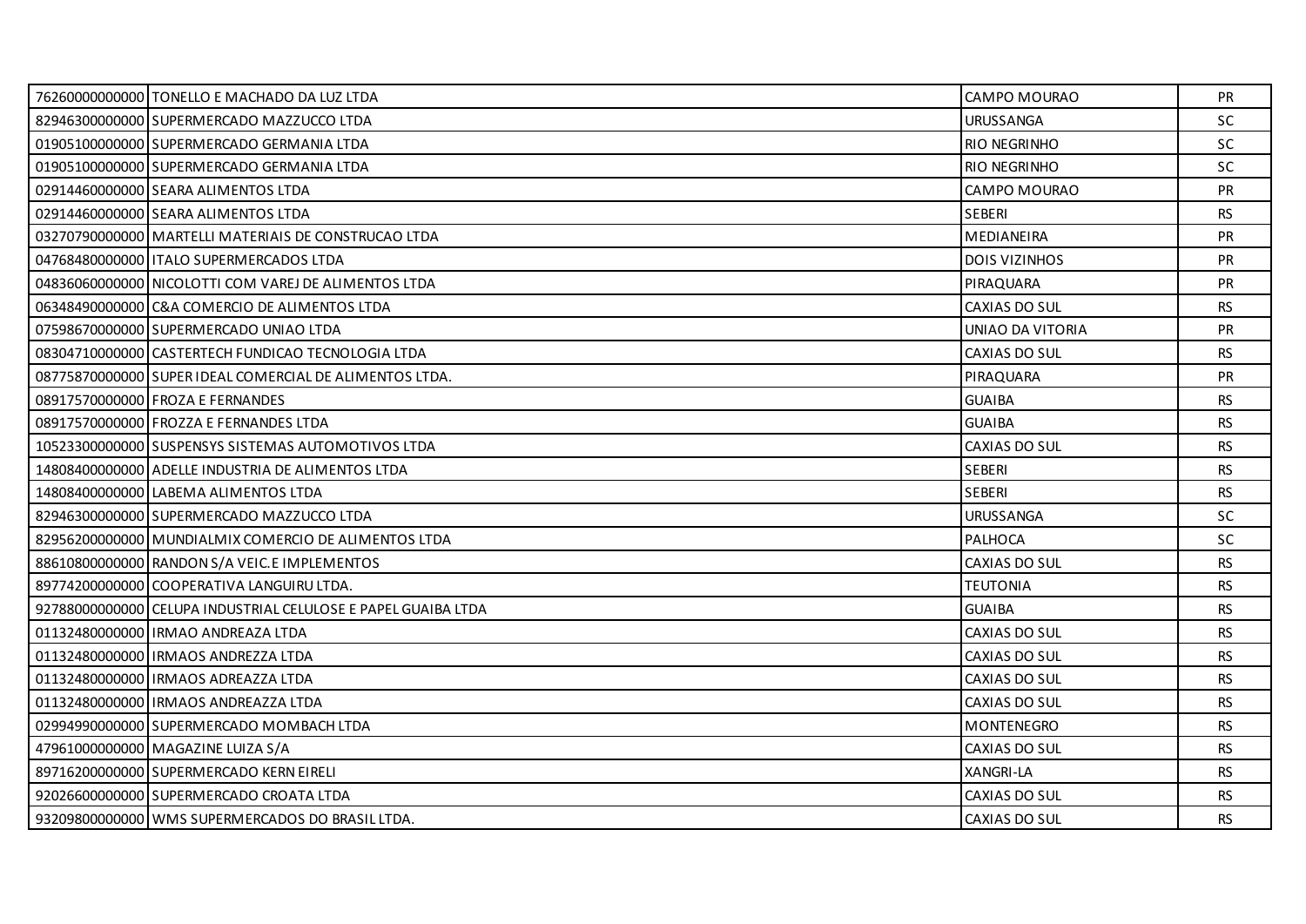| | | | |
|---|---|---|---|
| 76260000000000 | TONELLO E MACHADO DA LUZ LTDA | CAMPO MOURAO | PR |
| 82946300000000 | SUPERMERCADO MAZZUCCO LTDA | URUSSANGA | SC |
| 01905100000000 | SUPERMERCADO GERMANIA LTDA | RIO NEGRINHO | SC |
| 01905100000000 | SUPERMERCADO GERMANIA LTDA | RIO NEGRINHO | SC |
| 02914460000000 | SEARA ALIMENTOS LTDA | CAMPO MOURAO | PR |
| 02914460000000 | SEARA ALIMENTOS LTDA | SEBERI | RS |
| 03270790000000 | MARTELLI MATERIAIS DE CONSTRUCAO LTDA | MEDIANEIRA | PR |
| 04768480000000 | ITALO SUPERMERCADOS LTDA | DOIS VIZINHOS | PR |
| 04836060000000 | NICOLOTTI COM VAREJ DE ALIMENTOS LTDA | PIRAQUARA | PR |
| 06348490000000 | C&A COMERCIO DE ALIMENTOS LTDA | CAXIAS DO SUL | RS |
| 07598670000000 | SUPERMERCADO UNIAO LTDA | UNIAO DA VITORIA | PR |
| 08304710000000 | CASTERTECH FUNDICAO TECNOLOGIA LTDA | CAXIAS DO SUL | RS |
| 08775870000000 | SUPER IDEAL COMERCIAL DE ALIMENTOS LTDA. | PIRAQUARA | PR |
| 08917570000000 | FROZA E FERNANDES | GUAIBA | RS |
| 08917570000000 | FROZZA E FERNANDES LTDA | GUAIBA | RS |
| 10523300000000 | SUSPENSYS SISTEMAS AUTOMOTIVOS LTDA | CAXIAS DO SUL | RS |
| 14808400000000 | ADELLE INDUSTRIA DE ALIMENTOS LTDA | SEBERI | RS |
| 14808400000000 | LABEMA ALIMENTOS LTDA | SEBERI | RS |
| 82946300000000 | SUPERMERCADO MAZZUCCO LTDA | URUSSANGA | SC |
| 82956200000000 | MUNDIALMIX COMERCIO DE ALIMENTOS LTDA | PALHOCA | SC |
| 88610800000000 | RANDON S/A VEIC.E IMPLEMENTOS | CAXIAS DO SUL | RS |
| 89774200000000 | COOPERATIVA LANGUIRU LTDA. | TEUTONIA | RS |
| 92788000000000 | CELUPA INDUSTRIAL CELULOSE E PAPEL GUAIBA LTDA | GUAIBA | RS |
| 01132480000000 | IRMAO ANDREAZA LTDA | CAXIAS DO SUL | RS |
| 01132480000000 | IRMAOS ANDREZZA LTDA | CAXIAS DO SUL | RS |
| 01132480000000 | IRMAOS ADREAZZA LTDA | CAXIAS DO SUL | RS |
| 01132480000000 | IRMAOS ANDREAZZA LTDA | CAXIAS DO SUL | RS |
| 02994990000000 | SUPERMERCADO MOMBACH LTDA | MONTENEGRO | RS |
| 47961000000000 | MAGAZINE LUIZA S/A | CAXIAS DO SUL | RS |
| 89716200000000 | SUPERMERCADO KERN EIRELI | XANGRI-LA | RS |
| 92026600000000 | SUPERMERCADO CROATA LTDA | CAXIAS DO SUL | RS |
| 93209800000000 | WMS SUPERMERCADOS DO BRASIL LTDA. | CAXIAS DO SUL | RS |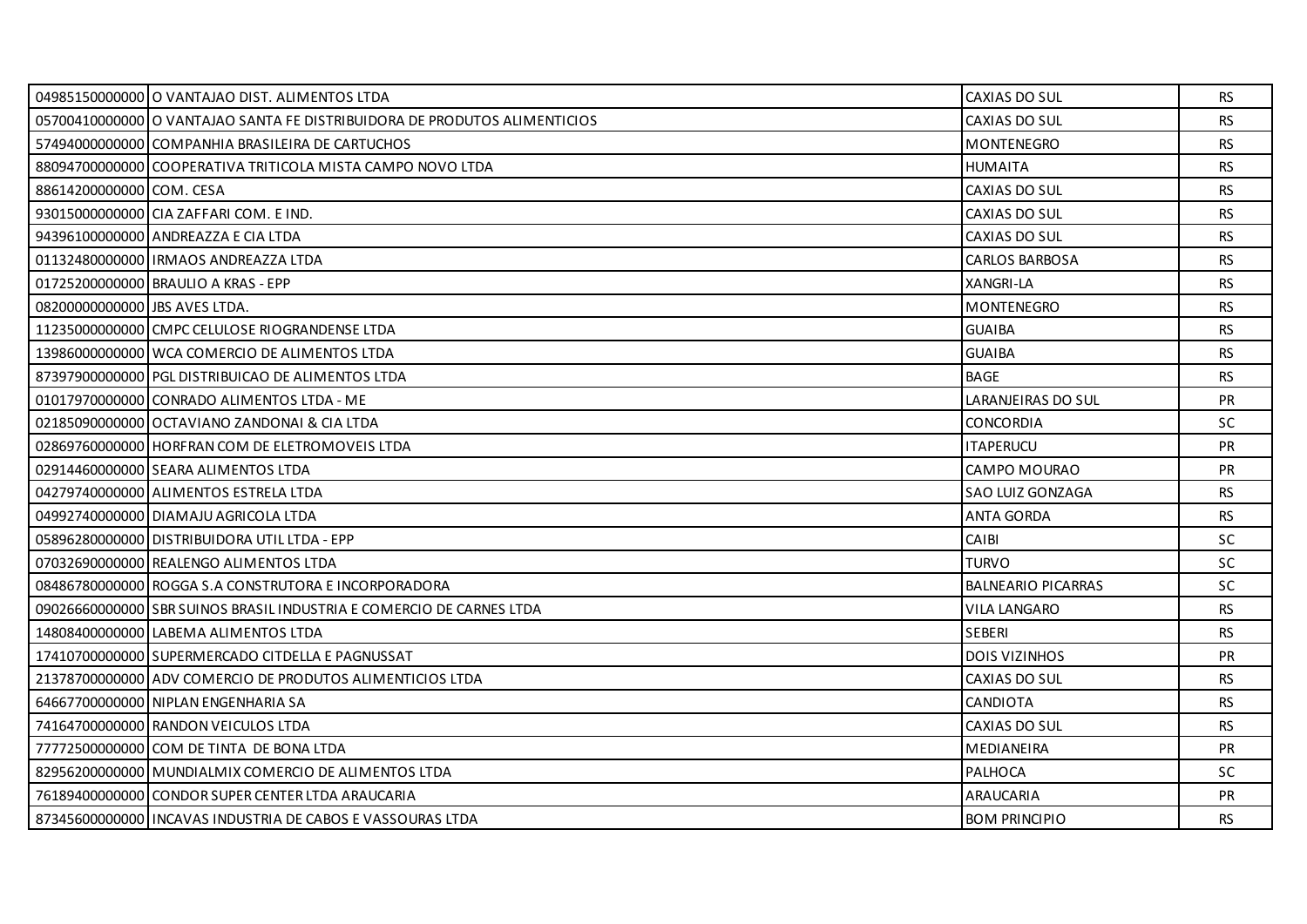| | | | |
|---|---|---|---|
| 04985150000000 | O VANTAJAO DIST. ALIMENTOS LTDA | CAXIAS DO SUL | RS |
| 05700410000000 | O VANTAJAO SANTA FE DISTRIBUIDORA DE PRODUTOS ALIMENTICIOS | CAXIAS DO SUL | RS |
| 57494000000000 | COMPANHIA BRASILEIRA DE CARTUCHOS | MONTENEGRO | RS |
| 88094700000000 | COOPERATIVA TRITICOLA MISTA CAMPO NOVO LTDA | HUMAITA | RS |
| 88614200000000 | COM. CESA | CAXIAS DO SUL | RS |
| 93015000000000 | CIA ZAFFARI COM. E IND. | CAXIAS DO SUL | RS |
| 94396100000000 | ANDREAZZA E CIA LTDA | CAXIAS DO SUL | RS |
| 01132480000000 | IRMAOS ANDREAZZA LTDA | CARLOS BARBOSA | RS |
| 01725200000000 | BRAULIO A KRAS - EPP | XANGRI-LA | RS |
| 08200000000000 | JBS AVES LTDA. | MONTENEGRO | RS |
| 11235000000000 | CMPC CELULOSE RIOGRANDENSE LTDA | GUAIBA | RS |
| 13986000000000 | WCA COMERCIO DE ALIMENTOS LTDA | GUAIBA | RS |
| 87397900000000 | PGL DISTRIBUICAO DE ALIMENTOS LTDA | BAGE | RS |
| 01017970000000 | CONRADO ALIMENTOS LTDA - ME | LARANJEIRAS DO SUL | PR |
| 02185090000000 | OCTAVIANO ZANDONAI & CIA LTDA | CONCORDIA | SC |
| 02869760000000 | HORFRAN COM DE ELETROMOVEIS LTDA | ITAPERUCU | PR |
| 02914460000000 | SEARA ALIMENTOS LTDA | CAMPO MOURAO | PR |
| 04279740000000 | ALIMENTOS ESTRELA LTDA | SAO LUIZ GONZAGA | RS |
| 04992740000000 | DIAMAJU AGRICOLA LTDA | ANTA GORDA | RS |
| 05896280000000 | DISTRIBUIDORA UTIL LTDA - EPP | CAIBI | SC |
| 07032690000000 | REALENGO ALIMENTOS LTDA | TURVO | SC |
| 08486780000000 | ROGGA S.A CONSTRUTORA E INCORPORADORA | BALNEARIO PICARRAS | SC |
| 09026660000000 | SBR SUINOS BRASIL INDUSTRIA E COMERCIO DE CARNES LTDA | VILA LANGARO | RS |
| 14808400000000 | LABEMA ALIMENTOS LTDA | SEBERI | RS |
| 17410700000000 | SUPERMERCADO CITDELLA E PAGNUSSAT | DOIS VIZINHOS | PR |
| 21378700000000 | ADV COMERCIO DE PRODUTOS ALIMENTICIOS LTDA | CAXIAS DO SUL | RS |
| 64667700000000 | NIPLAN ENGENHARIA SA | CANDIOTA | RS |
| 74164700000000 | RANDON VEICULOS LTDA | CAXIAS DO SUL | RS |
| 77772500000000 | COM DE TINTA DE BONA LTDA | MEDIANEIRA | PR |
| 82956200000000 | MUNDIALMIX COMERCIO DE ALIMENTOS LTDA | PALHOCA | SC |
| 76189400000000 | CONDOR SUPER CENTER LTDA ARAUCARIA | ARAUCARIA | PR |
| 87345600000000 | INCAVAS INDUSTRIA DE CABOS E VASSOURAS LTDA | BOM PRINCIPIO | RS |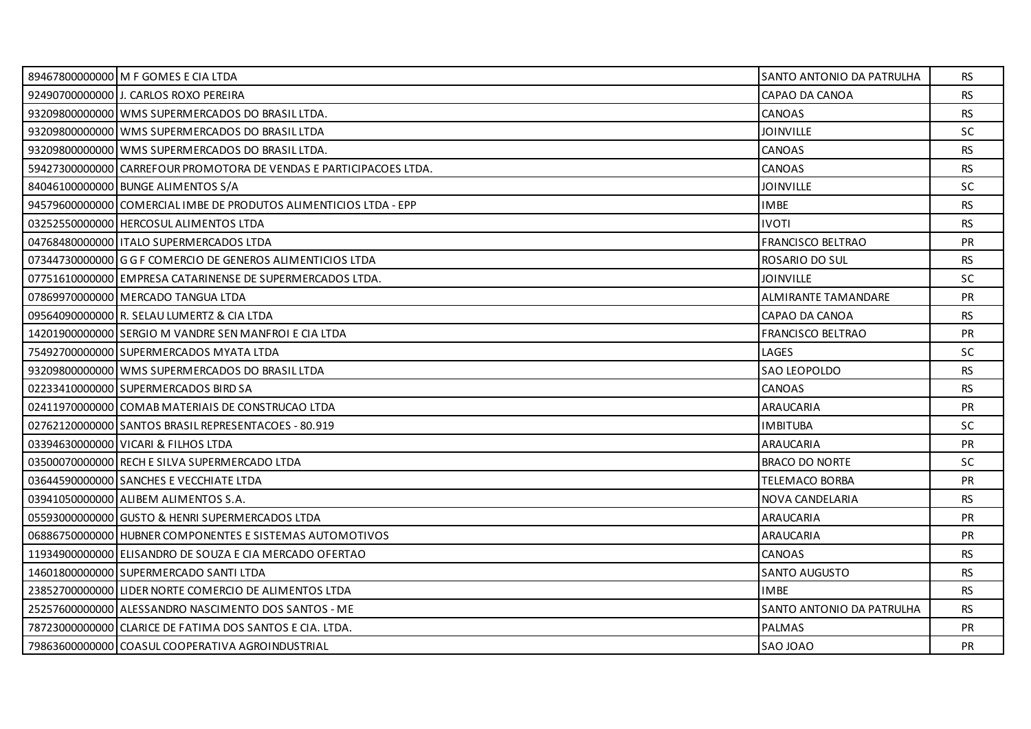| | | | |
|---|---|---|---|
| 89467800000000 | M F GOMES E CIA LTDA | SANTO ANTONIO DA PATRULHA | RS |
| 92490700000000 | J. CARLOS ROXO PEREIRA | CAPAO DA CANOA | RS |
| 93209800000000 | WMS SUPERMERCADOS DO BRASIL LTDA. | CANOAS | RS |
| 93209800000000 | WMS SUPERMERCADOS DO BRASIL LTDA | JOINVILLE | SC |
| 93209800000000 | WMS SUPERMERCADOS DO BRASIL LTDA. | CANOAS | RS |
| 59427300000000 | CARREFOUR PROMOTORA DE VENDAS E PARTICIPACOES LTDA. | CANOAS | RS |
| 84046100000000 | BUNGE ALIMENTOS S/A | JOINVILLE | SC |
| 94579600000000 | COMERCIAL IMBE DE PRODUTOS ALIMENTICIOS LTDA - EPP | IMBE | RS |
| 03252550000000 | HERCOSUL ALIMENTOS LTDA | IVOTI | RS |
| 04768480000000 | ITALO SUPERMERCADOS LTDA | FRANCISCO BELTRAO | PR |
| 07344730000000 | G G F COMERCIO DE GENEROS ALIMENTICIOS LTDA | ROSARIO DO SUL | RS |
| 07751610000000 | EMPRESA CATARINENSE DE SUPERMERCADOS LTDA. | JOINVILLE | SC |
| 07869970000000 | MERCADO TANGUA LTDA | ALMIRANTE TAMANDARE | PR |
| 09564090000000 | R. SELAU LUMERTZ & CIA LTDA | CAPAO DA CANOA | RS |
| 14201900000000 | SERGIO M VANDRE SEN MANFROI E CIA LTDA | FRANCISCO BELTRAO | PR |
| 75492700000000 | SUPERMERCADOS MYATA LTDA | LAGES | SC |
| 93209800000000 | WMS SUPERMERCADOS DO BRASIL LTDA | SAO LEOPOLDO | RS |
| 02233410000000 | SUPERMERCADOS BIRD SA | CANOAS | RS |
| 02411970000000 | COMAB MATERIAIS DE CONSTRUCAO LTDA | ARAUCARIA | PR |
| 02762120000000 | SANTOS BRASIL REPRESENTACOES - 80.919 | IMBITUBA | SC |
| 03394630000000 | VICARI & FILHOS LTDA | ARAUCARIA | PR |
| 03500070000000 | RECH E SILVA SUPERMERCADO LTDA | BRACO DO NORTE | SC |
| 03644590000000 | SANCHES E VECCHIATE LTDA | TELEMACO BORBA | PR |
| 03941050000000 | ALIBEM ALIMENTOS S.A. | NOVA CANDELARIA | RS |
| 05593000000000 | GUSTO & HENRI SUPERMERCADOS LTDA | ARAUCARIA | PR |
| 06886750000000 | HUBNER COMPONENTES E SISTEMAS AUTOMOTIVOS | ARAUCARIA | PR |
| 11934900000000 | ELISANDRO DE SOUZA E CIA MERCADO OFERTAO | CANOAS | RS |
| 14601800000000 | SUPERMERCADO SANTI LTDA | SANTO AUGUSTO | RS |
| 23852700000000 | LIDER NORTE COMERCIO DE ALIMENTOS LTDA | IMBE | RS |
| 25257600000000 | ALESSANDRO NASCIMENTO DOS SANTOS - ME | SANTO ANTONIO DA PATRULHA | RS |
| 78723000000000 | CLARICE DE FATIMA DOS SANTOS E CIA. LTDA. | PALMAS | PR |
| 79863600000000 | COASUL COOPERATIVA AGROINDUSTRIAL | SAO JOAO | PR |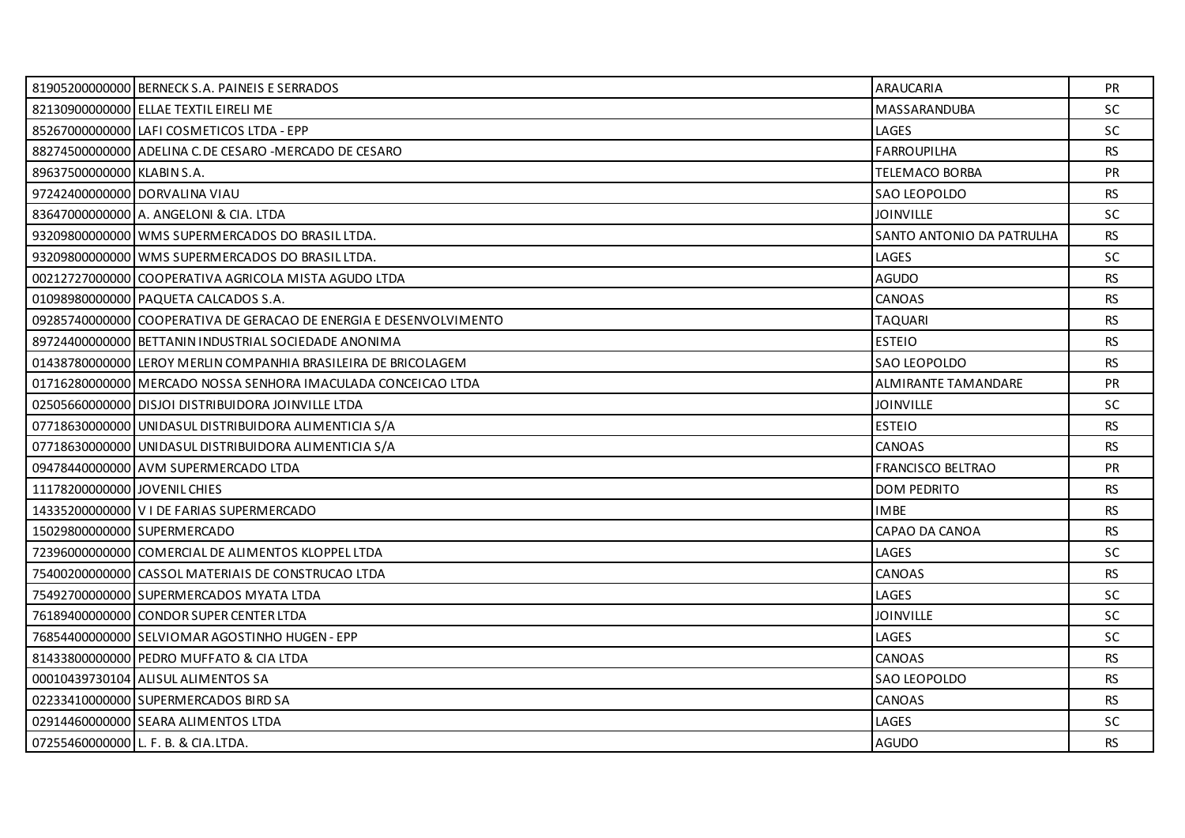| | | | |
|---|---|---|---|
| 81905200000000 | BERNECK S.A. PAINEIS E SERRADOS | ARAUCARIA | PR |
| 82130900000000 | ELLAE TEXTIL EIRELI ME | MASSARANDUBA | SC |
| 85267000000000 | LAFI COSMETICOS LTDA - EPP | LAGES | SC |
| 88274500000000 | ADELINA C.DE CESARO -MERCADO DE CESARO | FARROUPILHA | RS |
| 89637500000000 | KLABIN S.A. | TELEMACO BORBA | PR |
| 97242400000000 | DORVALINA VIAU | SAO LEOPOLDO | RS |
| 83647000000000 | A. ANGELONI & CIA. LTDA | JOINVILLE | SC |
| 93209800000000 | WMS SUPERMERCADOS DO BRASIL LTDA. | SANTO ANTONIO DA PATRULHA | RS |
| 93209800000000 | WMS SUPERMERCADOS DO BRASIL LTDA. | LAGES | SC |
| 00212727000000 | COOPERATIVA AGRICOLA MISTA AGUDO LTDA | AGUDO | RS |
| 01098980000000 | PAQUETA CALCADOS S.A. | CANOAS | RS |
| 09285740000000 | COOPERATIVA DE GERACAO DE ENERGIA E DESENVOLVIMENTO | TAQUARI | RS |
| 89724400000000 | BETTANIN INDUSTRIAL SOCIEDADE ANONIMA | ESTEIO | RS |
| 01438780000000 | LEROY MERLIN COMPANHIA BRASILEIRA DE BRICOLAGEM | SAO LEOPOLDO | RS |
| 01716280000000 | MERCADO NOSSA SENHORA IMACULADA CONCEICAO LTDA | ALMIRANTE TAMANDARE | PR |
| 02505660000000 | DISJOI DISTRIBUIDORA JOINVILLE LTDA | JOINVILLE | SC |
| 07718630000000 | UNIDASUL DISTRIBUIDORA ALIMENTICIA S/A | ESTEIO | RS |
| 07718630000000 | UNIDASUL DISTRIBUIDORA ALIMENTICIA S/A | CANOAS | RS |
| 09478440000000 | AVM SUPERMERCADO LTDA | FRANCISCO BELTRAO | PR |
| 11178200000000 | JOVENIL CHIES | DOM PEDRITO | RS |
| 14335200000000 | V I DE FARIAS SUPERMERCADO | IMBE | RS |
| 15029800000000 | SUPERMERCADO | CAPAO DA CANOA | RS |
| 72396000000000 | COMERCIAL DE ALIMENTOS KLOPPEL LTDA | LAGES | SC |
| 75400200000000 | CASSOL MATERIAIS DE CONSTRUCAO LTDA | CANOAS | RS |
| 75492700000000 | SUPERMERCADOS MYATA LTDA | LAGES | SC |
| 76189400000000 | CONDOR SUPER CENTER LTDA | JOINVILLE | SC |
| 76854400000000 | SELVIOMAR AGOSTINHO HUGEN - EPP | LAGES | SC |
| 81433800000000 | PEDRO MUFFATO & CIA LTDA | CANOAS | RS |
| 00010439730104 | ALISUL ALIMENTOS SA | SAO LEOPOLDO | RS |
| 02233410000000 | SUPERMERCADOS BIRD SA | CANOAS | RS |
| 02914460000000 | SEARA ALIMENTOS LTDA | LAGES | SC |
| 07255460000000 | L. F. B. & CIA.LTDA. | AGUDO | RS |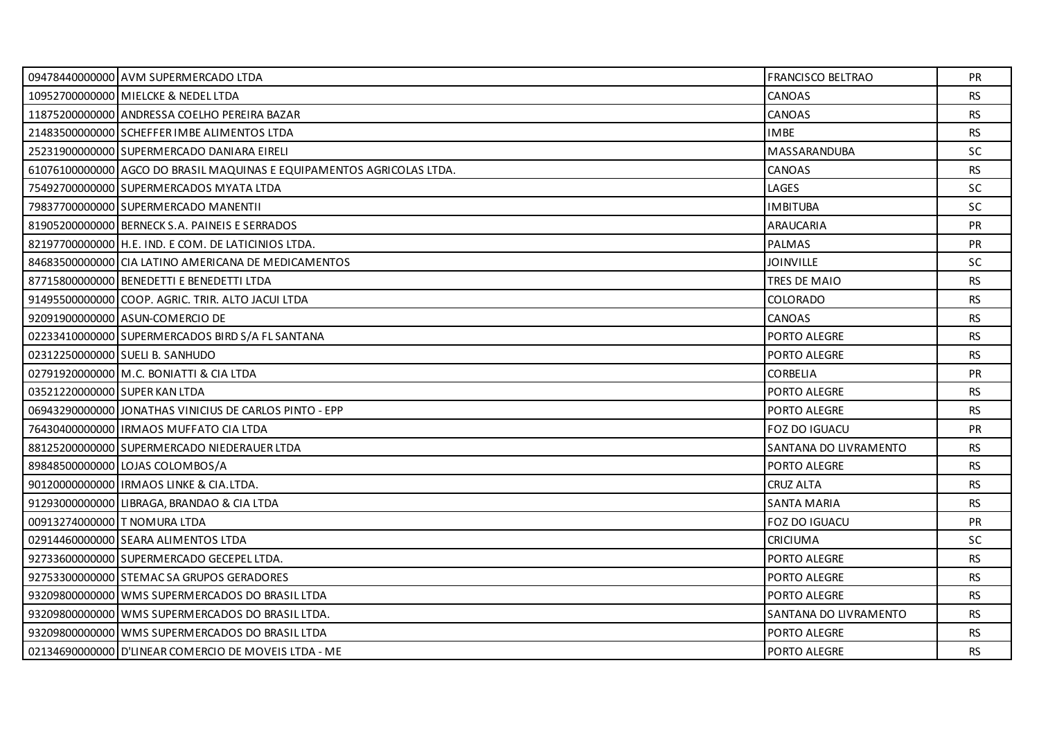| | | | |
|---|---|---|---|
| 09478440000000 | AVM SUPERMERCADO LTDA | FRANCISCO BELTRAO | PR |
| 10952700000000 | MIELCKE & NEDEL LTDA | CANOAS | RS |
| 11875200000000 | ANDRESSA COELHO PEREIRA BAZAR | CANOAS | RS |
| 21483500000000 | SCHEFFER IMBE ALIMENTOS LTDA | IMBE | RS |
| 25231900000000 | SUPERMERCADO DANIARA EIRELI | MASSARANDUBA | SC |
| 61076100000000 | AGCO DO BRASIL MAQUINAS E EQUIPAMENTOS AGRICOLAS LTDA. | CANOAS | RS |
| 75492700000000 | SUPERMERCADOS MYATA LTDA | LAGES | SC |
| 79837700000000 | SUPERMERCADO MANENTII | IMBITUBA | SC |
| 81905200000000 | BERNECK S.A. PAINEIS E SERRADOS | ARAUCARIA | PR |
| 82197700000000 | H.E. IND. E COM. DE LATICINIOS LTDA. | PALMAS | PR |
| 84683500000000 | CIA LATINO AMERICANA DE MEDICAMENTOS | JOINVILLE | SC |
| 87715800000000 | BENEDETTI E BENEDETTI LTDA | TRES DE MAIO | RS |
| 91495500000000 | COOP. AGRIC. TRIR. ALTO JACUI LTDA | COLORADO | RS |
| 92091900000000 | ASUN-COMERCIO DE | CANOAS | RS |
| 02233410000000 | SUPERMERCADOS BIRD S/A FL SANTANA | PORTO ALEGRE | RS |
| 02312250000000 | SUELI B. SANHUDO | PORTO ALEGRE | RS |
| 02791920000000 | M.C. BONIATTI & CIA LTDA | CORBELIA | PR |
| 03521220000000 | SUPER KAN LTDA | PORTO ALEGRE | RS |
| 06943290000000 | JONATHAS VINICIUS DE CARLOS PINTO - EPP | PORTO ALEGRE | RS |
| 76430400000000 | IRMAOS MUFFATO CIA LTDA | FOZ DO IGUACU | PR |
| 88125200000000 | SUPERMERCADO NIEDERAUER LTDA | SANTANA DO LIVRAMENTO | RS |
| 89848500000000 | LOJAS COLOMBOS/A | PORTO ALEGRE | RS |
| 90120000000000 | IRMAOS LINKE & CIA.LTDA. | CRUZ ALTA | RS |
| 91293000000000 | LIBRAGA, BRANDAO & CIA LTDA | SANTA MARIA | RS |
| 00913274000000 | T NOMURA LTDA | FOZ DO IGUACU | PR |
| 02914460000000 | SEARA ALIMENTOS LTDA | CRICIUMA | SC |
| 92733600000000 | SUPERMERCADO GECEPEL LTDA. | PORTO ALEGRE | RS |
| 92753300000000 | STEMAC SA GRUPOS GERADORES | PORTO ALEGRE | RS |
| 93209800000000 | WMS SUPERMERCADOS DO BRASIL LTDA | PORTO ALEGRE | RS |
| 93209800000000 | WMS SUPERMERCADOS DO BRASIL LTDA. | SANTANA DO LIVRAMENTO | RS |
| 93209800000000 | WMS SUPERMERCADOS DO BRASIL LTDA | PORTO ALEGRE | RS |
| 02134690000000 | D'LINEAR COMERCIO DE MOVEIS LTDA - ME | PORTO ALEGRE | RS |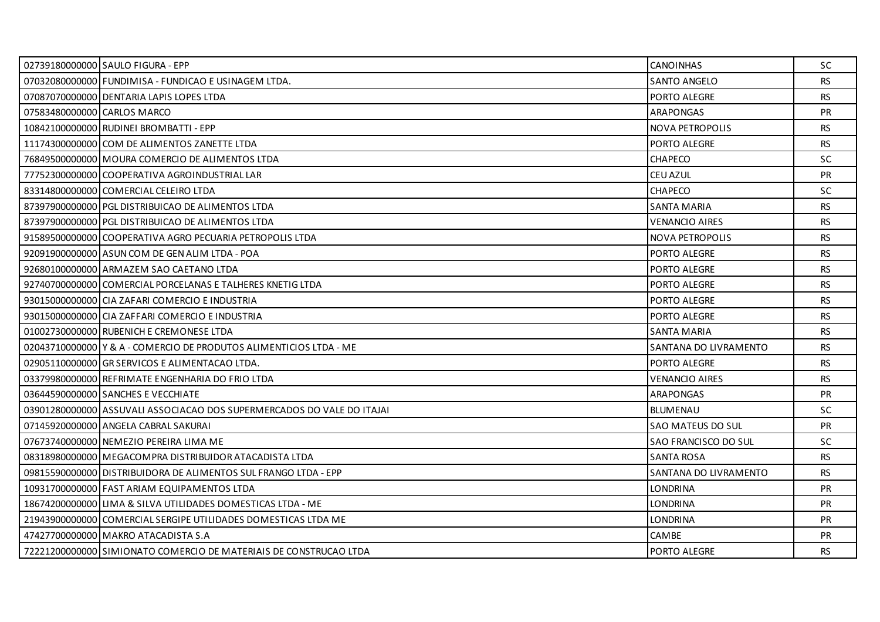| | | | |
|---|---|---|---|
| 02739180000000 | SAULO FIGURA - EPP | CANOINHAS | SC |
| 07032080000000 | FUNDIMISA - FUNDICAO E USINAGEM LTDA. | SANTO ANGELO | RS |
| 07087070000000 | DENTARIA LAPIS LOPES LTDA | PORTO ALEGRE | RS |
| 07583480000000 | CARLOS MARCO | ARAPONGAS | PR |
| 10842100000000 | RUDINEI BROMBATTI - EPP | NOVA PETROPOLIS | RS |
| 11174300000000 | COM DE ALIMENTOS ZANETTE LTDA | PORTO ALEGRE | RS |
| 76849500000000 | MOURA COMERCIO DE ALIMENTOS LTDA | CHAPECO | SC |
| 77752300000000 | COOPERATIVA AGROINDUSTRIAL LAR | CEU AZUL | PR |
| 83314800000000 | COMERCIAL CELEIRO LTDA | CHAPECO | SC |
| 87397900000000 | PGL DISTRIBUICAO DE ALIMENTOS LTDA | SANTA MARIA | RS |
| 87397900000000 | PGL DISTRIBUICAO DE ALIMENTOS LTDA | VENANCIO AIRES | RS |
| 91589500000000 | COOPERATIVA AGRO PECUARIA PETROPOLIS LTDA | NOVA PETROPOLIS | RS |
| 92091900000000 | ASUN COM DE GEN ALIM LTDA - POA | PORTO ALEGRE | RS |
| 92680100000000 | ARMAZEM SAO CAETANO LTDA | PORTO ALEGRE | RS |
| 92740700000000 | COMERCIAL PORCELANAS E TALHERES KNETIG LTDA | PORTO ALEGRE | RS |
| 93015000000000 | CIA ZAFARI COMERCIO E INDUSTRIA | PORTO ALEGRE | RS |
| 93015000000000 | CIA ZAFFARI COMERCIO E INDUSTRIA | PORTO ALEGRE | RS |
| 01002730000000 | RUBENICH E CREMONESE LTDA | SANTA MARIA | RS |
| 02043710000000 | Y & A - COMERCIO DE PRODUTOS ALIMENTICIOS LTDA - ME | SANTANA DO LIVRAMENTO | RS |
| 02905110000000 | GR SERVICOS E ALIMENTACAO LTDA. | PORTO ALEGRE | RS |
| 03379980000000 | REFRIMATE ENGENHARIA DO FRIO LTDA | VENANCIO AIRES | RS |
| 03644590000000 | SANCHES E VECCHIATE | ARAPONGAS | PR |
| 03901280000000 | ASSUVALI ASSOCIACAO DOS SUPERMERCADOS DO VALE DO ITAJAI | BLUMENAU | SC |
| 07145920000000 | ANGELA CABRAL SAKURAI | SAO MATEUS DO SUL | PR |
| 07673740000000 | NEMEZIO PEREIRA LIMA ME | SAO FRANCISCO DO SUL | SC |
| 08318980000000 | MEGACOMPRA DISTRIBUIDOR ATACADISTA LTDA | SANTA ROSA | RS |
| 09815590000000 | DISTRIBUIDORA DE ALIMENTOS SUL FRANGO LTDA - EPP | SANTANA DO LIVRAMENTO | RS |
| 10931700000000 | FAST ARIAM EQUIPAMENTOS LTDA | LONDRINA | PR |
| 18674200000000 | LIMA & SILVA UTILIDADES DOMESTICAS LTDA - ME | LONDRINA | PR |
| 21943900000000 | COMERCIAL SERGIPE UTILIDADES DOMESTICAS LTDA ME | LONDRINA | PR |
| 47427700000000 | MAKRO ATACADISTA S.A | CAMBE | PR |
| 72221200000000 | SIMIONATO COMERCIO DE MATERIAIS DE CONSTRUCAO LTDA | PORTO ALEGRE | RS |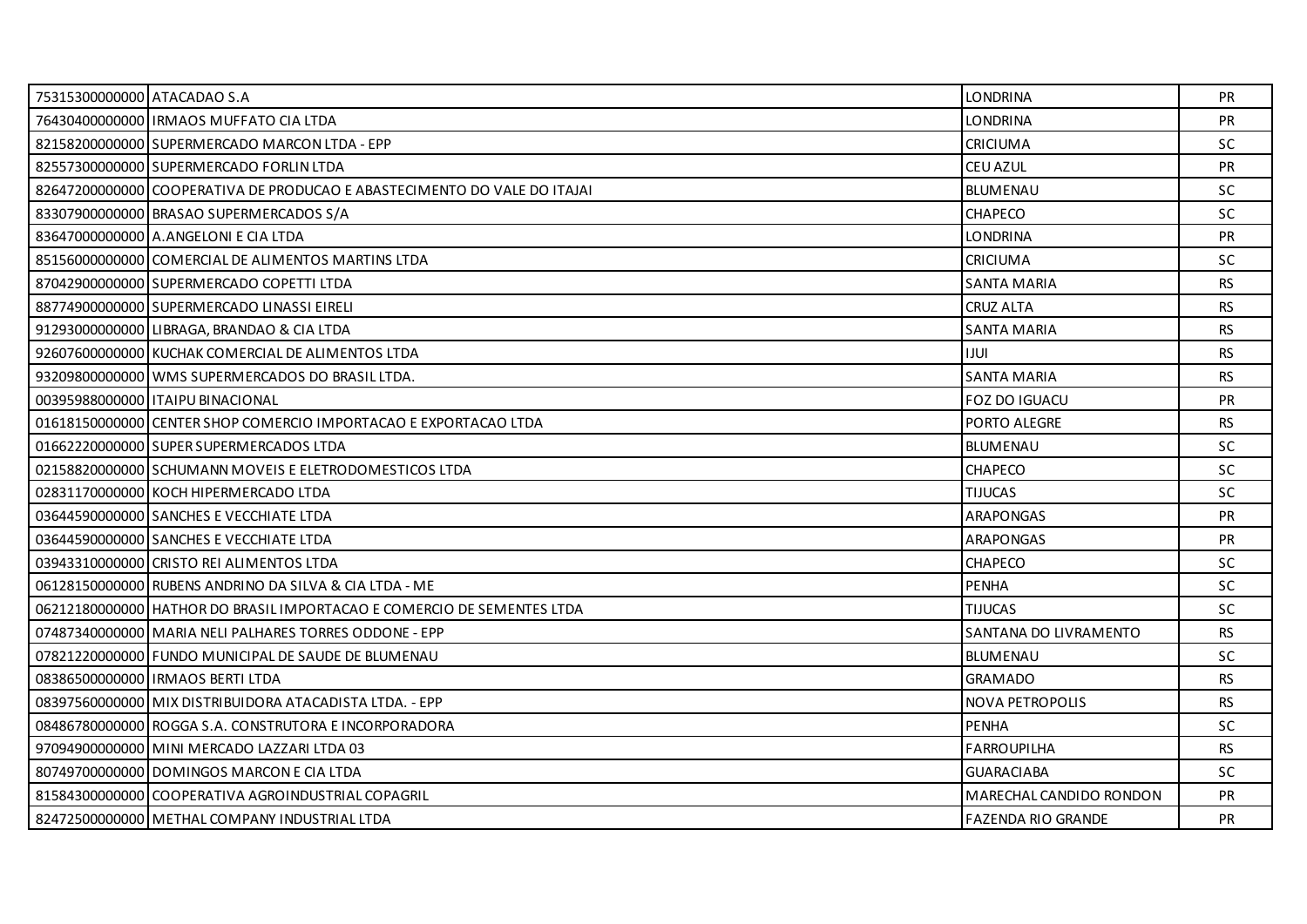| | | | |
|---|---|---|---|
| 75315300000000 | ATACADAO S.A | LONDRINA | PR |
| 76430400000000 | IRMAOS MUFFATO CIA LTDA | LONDRINA | PR |
| 82158200000000 | SUPERMERCADO MARCON LTDA - EPP | CRICIUMA | SC |
| 82557300000000 | SUPERMERCADO FORLIN LTDA | CEU AZUL | PR |
| 82647200000000 | COOPERATIVA DE PRODUCAO E ABASTECIMENTO DO VALE DO ITAJAI | BLUMENAU | SC |
| 83307900000000 | BRASAO SUPERMERCADOS S/A | CHAPECO | SC |
| 83647000000000 | A.ANGELONI E CIA LTDA | LONDRINA | PR |
| 85156000000000 | COMERCIAL DE ALIMENTOS MARTINS LTDA | CRICIUMA | SC |
| 87042900000000 | SUPERMERCADO COPETTI LTDA | SANTA MARIA | RS |
| 88774900000000 | SUPERMERCADO LINASSI EIRELI | CRUZ ALTA | RS |
| 91293000000000 | LIBRAGA, BRANDAO & CIA LTDA | SANTA MARIA | RS |
| 92607600000000 | KUCHAK COMERCIAL DE ALIMENTOS LTDA | IJUI | RS |
| 93209800000000 | WMS SUPERMERCADOS DO BRASIL LTDA. | SANTA MARIA | RS |
| 00395988000000 | ITAIPU BINACIONAL | FOZ DO IGUACU | PR |
| 01618150000000 | CENTER SHOP COMERCIO IMPORTACAO E EXPORTACAO LTDA | PORTO ALEGRE | RS |
| 01662220000000 | SUPER SUPERMERCADOS LTDA | BLUMENAU | SC |
| 02158820000000 | SCHUMANN MOVEIS E ELETRODOMESTICOS LTDA | CHAPECO | SC |
| 02831170000000 | KOCH HIPERMERCADO LTDA | TIJUCAS | SC |
| 03644590000000 | SANCHES E VECCHIATE LTDA | ARAPONGAS | PR |
| 03644590000000 | SANCHES E VECCHIATE LTDA | ARAPONGAS | PR |
| 03943310000000 | CRISTO REI ALIMENTOS LTDA | CHAPECO | SC |
| 06128150000000 | RUBENS ANDRINO DA SILVA & CIA LTDA - ME | PENHA | SC |
| 06212180000000 | HATHOR DO BRASIL IMPORTACAO E COMERCIO DE SEMENTES LTDA | TIJUCAS | SC |
| 07487340000000 | MARIA NELI PALHARES TORRES ODDONE - EPP | SANTANA DO LIVRAMENTO | RS |
| 07821220000000 | FUNDO MUNICIPAL DE SAUDE DE BLUMENAU | BLUMENAU | SC |
| 08386500000000 | IRMAOS BERTI LTDA | GRAMADO | RS |
| 08397560000000 | MIX DISTRIBUIDORA ATACADISTA LTDA. - EPP | NOVA PETROPOLIS | RS |
| 08486780000000 | ROGGA S.A. CONSTRUTORA E INCORPORADORA | PENHA | SC |
| 97094900000000 | MINI MERCADO LAZZARI LTDA 03 | FARROUPILHA | RS |
| 80749700000000 | DOMINGOS MARCON E CIA LTDA | GUARACIABA | SC |
| 81584300000000 | COOPERATIVA AGROINDUSTRIAL COPAGRIL | MARECHAL CANDIDO RONDON | PR |
| 82472500000000 | METHAL COMPANY INDUSTRIAL LTDA | FAZENDA RIO GRANDE | PR |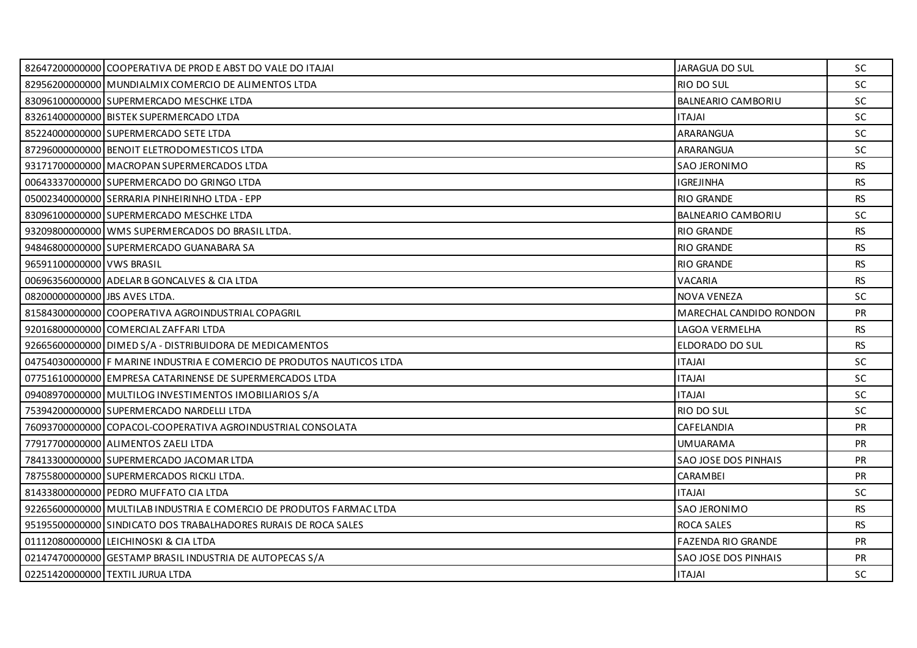| | | | |
|---|---|---|---|
| 82647200000000 | COOPERATIVA DE PROD E ABST DO VALE DO ITAJAI | JARAGUA DO SUL | SC |
| 82956200000000 | MUNDIALMIX COMERCIO DE ALIMENTOS LTDA | RIO DO SUL | SC |
| 83096100000000 | SUPERMERCADO MESCHKE LTDA | BALNEARIO CAMBORIU | SC |
| 83261400000000 | BISTEK SUPERMERCADO LTDA | ITAJAI | SC |
| 85224000000000 | SUPERMERCADO SETE LTDA | ARARANGUA | SC |
| 87296000000000 | BENOIT ELETRODOMESTICOS LTDA | ARARANGUA | SC |
| 93171700000000 | MACROPAN SUPERMERCADOS LTDA | SAO JERONIMO | RS |
| 00643337000000 | SUPERMERCADO DO GRINGO LTDA | IGREJINHA | RS |
| 05002340000000 | SERRARIA PINHEIRINHO LTDA - EPP | RIO GRANDE | RS |
| 83096100000000 | SUPERMERCADO MESCHKE LTDA | BALNEARIO CAMBORIU | SC |
| 93209800000000 | WMS SUPERMERCADOS DO BRASIL LTDA. | RIO GRANDE | RS |
| 94846800000000 | SUPERMERCADO GUANABARA SA | RIO GRANDE | RS |
| 96591100000000 | VWS BRASIL | RIO GRANDE | RS |
| 00696356000000 | ADELAR B GONCALVES & CIA LTDA | VACARIA | RS |
| 08200000000000 | JBS AVES LTDA. | NOVA VENEZA | SC |
| 81584300000000 | COOPERATIVA AGROINDUSTRIAL COPAGRIL | MARECHAL CANDIDO RONDON | PR |
| 92016800000000 | COMERCIAL ZAFFARI LTDA | LAGOA VERMELHA | RS |
| 92665600000000 | DIMED S/A - DISTRIBUIDORA DE MEDICAMENTOS | ELDORADO DO SUL | RS |
| 04754030000000 | F MARINE INDUSTRIA E COMERCIO DE PRODUTOS NAUTICOS LTDA | ITAJAI | SC |
| 07751610000000 | EMPRESA CATARINENSE DE SUPERMERCADOS LTDA | ITAJAI | SC |
| 09408970000000 | MULTILOG INVESTIMENTOS IMOBILIARIOS S/A | ITAJAI | SC |
| 75394200000000 | SUPERMERCADO NARDELLI LTDA | RIO DO SUL | SC |
| 76093700000000 | COPACOL-COOPERATIVA AGROINDUSTRIAL CONSOLATA | CAFELANDIA | PR |
| 77917700000000 | ALIMENTOS ZAELI LTDA | UMUARAMA | PR |
| 78413300000000 | SUPERMERCADO JACOMAR LTDA | SAO JOSE DOS PINHAIS | PR |
| 78755800000000 | SUPERMERCADOS RICKLI LTDA. | CARAMBEI | PR |
| 81433800000000 | PEDRO MUFFATO CIA LTDA | ITAJAI | SC |
| 92265600000000 | MULTILAB INDUSTRIA E COMERCIO DE PRODUTOS FARMAC LTDA | SAO JERONIMO | RS |
| 95195500000000 | SINDICATO DOS TRABALHADORES RURAIS DE ROCA SALES | ROCA SALES | RS |
| 01112080000000 | LEICHINOSKI & CIA LTDA | FAZENDA RIO GRANDE | PR |
| 02147470000000 | GESTAMP BRASIL INDUSTRIA DE AUTOPECAS S/A | SAO JOSE DOS PINHAIS | PR |
| 02251420000000 | TEXTIL JURUA LTDA | ITAJAI | SC |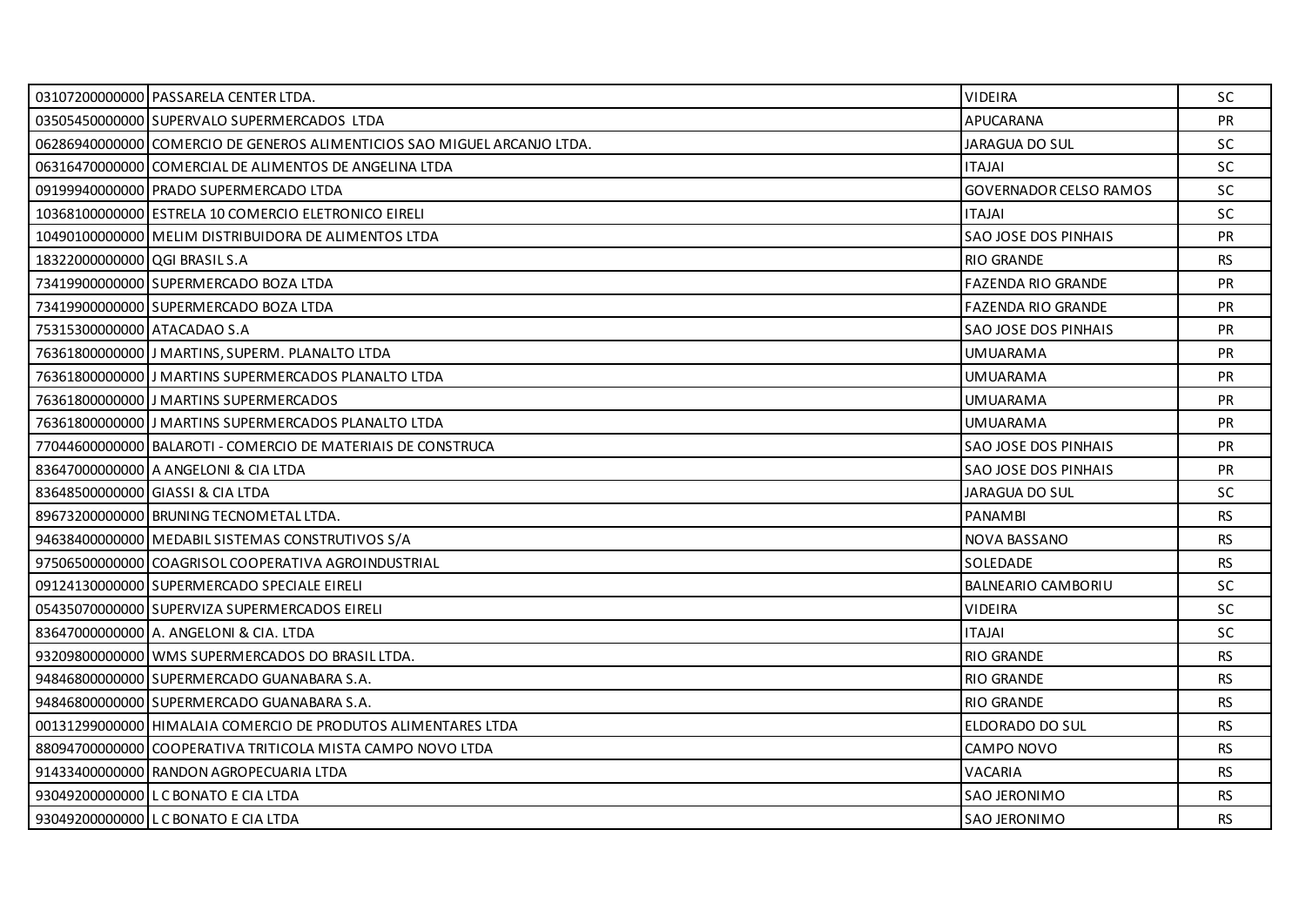| | | | |
|---|---|---|---|
| 03107200000000 | PASSARELA CENTER LTDA. | VIDEIRA | SC |
| 03505450000000 | SUPERVALO SUPERMERCADOS LTDA | APUCARANA | PR |
| 06286940000000 | COMERCIO DE GENEROS ALIMENTICIOS SAO MIGUEL ARCANJO LTDA. | JARAGUA DO SUL | SC |
| 06316470000000 | COMERCIAL DE ALIMENTOS DE ANGELINA LTDA | ITAJAI | SC |
| 09199940000000 | PRADO SUPERMERCADO LTDA | GOVERNADOR CELSO RAMOS | SC |
| 10368100000000 | ESTRELA 10 COMERCIO ELETRONICO EIRELI | ITAJAI | SC |
| 10490100000000 | MELIM DISTRIBUIDORA DE ALIMENTOS LTDA | SAO JOSE DOS PINHAIS | PR |
| 18322000000000 | QGI BRASIL S.A | RIO GRANDE | RS |
| 73419900000000 | SUPERMERCADO BOZA LTDA | FAZENDA RIO GRANDE | PR |
| 73419900000000 | SUPERMERCADO BOZA LTDA | FAZENDA RIO GRANDE | PR |
| 75315300000000 | ATACADAO S.A | SAO JOSE DOS PINHAIS | PR |
| 76361800000000 | J MARTINS, SUPERM. PLANALTO LTDA | UMUARAMA | PR |
| 76361800000000 | J MARTINS SUPERMERCADOS PLANALTO LTDA | UMUARAMA | PR |
| 76361800000000 | J MARTINS SUPERMERCADOS | UMUARAMA | PR |
| 76361800000000 | J MARTINS SUPERMERCADOS PLANALTO LTDA | UMUARAMA | PR |
| 77044600000000 | BALAROTI - COMERCIO DE MATERIAIS DE CONSTRUCA | SAO JOSE DOS PINHAIS | PR |
| 83647000000000 | A ANGELONI & CIA LTDA | SAO JOSE DOS PINHAIS | PR |
| 83648500000000 | GIASSI & CIA LTDA | JARAGUA DO SUL | SC |
| 89673200000000 | BRUNING TECNOMETAL LTDA. | PANAMBI | RS |
| 94638400000000 | MEDABIL SISTEMAS CONSTRUTIVOS S/A | NOVA BASSANO | RS |
| 97506500000000 | COAGRISOL COOPERATIVA AGROINDUSTRIAL | SOLEDADE | RS |
| 09124130000000 | SUPERMERCADO SPECIALE EIRELI | BALNEARIO CAMBORIU | SC |
| 05435070000000 | SUPERVIZA SUPERMERCADOS EIRELI | VIDEIRA | SC |
| 83647000000000 | A. ANGELONI & CIA. LTDA | ITAJAI | SC |
| 93209800000000 | WMS SUPERMERCADOS DO BRASIL LTDA. | RIO GRANDE | RS |
| 94846800000000 | SUPERMERCADO GUANABARA S.A. | RIO GRANDE | RS |
| 94846800000000 | SUPERMERCADO GUANABARA S.A. | RIO GRANDE | RS |
| 00131299000000 | HIMALAIA COMERCIO DE PRODUTOS ALIMENTARES LTDA | ELDORADO DO SUL | RS |
| 88094700000000 | COOPERATIVA TRITICOLA MISTA CAMPO NOVO LTDA | CAMPO NOVO | RS |
| 91433400000000 | RANDON AGROPECUARIA LTDA | VACARIA | RS |
| 93049200000000 | L C BONATO E CIA LTDA | SAO JERONIMO | RS |
| 93049200000000 | L C BONATO E CIA LTDA | SAO JERONIMO | RS |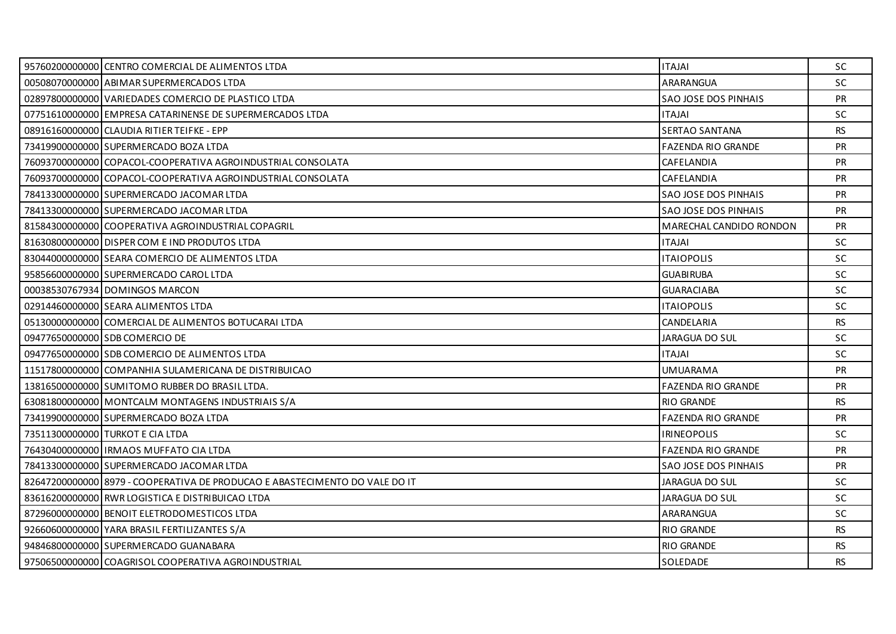| | | | |
|---|---|---|---|
| 95760200000000 | CENTRO COMERCIAL DE ALIMENTOS LTDA | ITAJAI | SC |
| 00508070000000 | ABIMAR SUPERMERCADOS LTDA | ARARANGUA | SC |
| 02897800000000 | VARIEDADES COMERCIO DE PLASTICO LTDA | SAO JOSE DOS PINHAIS | PR |
| 07751610000000 | EMPRESA CATARINENSE DE SUPERMERCADOS LTDA | ITAJAI | SC |
| 08916160000000 | CLAUDIA RITIER TEIFKE - EPP | SERTAO SANTANA | RS |
| 73419900000000 | SUPERMERCADO BOZA LTDA | FAZENDA RIO GRANDE | PR |
| 76093700000000 | COPACOL-COOPERATIVA AGROINDUSTRIAL CONSOLATA | CAFELANDIA | PR |
| 76093700000000 | COPACOL-COOPERATIVA AGROINDUSTRIAL CONSOLATA | CAFELANDIA | PR |
| 78413300000000 | SUPERMERCADO JACOMAR LTDA | SAO JOSE DOS PINHAIS | PR |
| 78413300000000 | SUPERMERCADO JACOMAR LTDA | SAO JOSE DOS PINHAIS | PR |
| 81584300000000 | COOPERATIVA AGROINDUSTRIAL COPAGRIL | MARECHAL CANDIDO RONDON | PR |
| 81630800000000 | DISPER COM E IND PRODUTOS LTDA | ITAJAI | SC |
| 83044000000000 | SEARA COMERCIO DE ALIMENTOS LTDA | ITAIOPOLIS | SC |
| 95856600000000 | SUPERMERCADO CAROL LTDA | GUABIRUBA | SC |
| 00038530767934 | DOMINGOS MARCON | GUARACIABA | SC |
| 02914460000000 | SEARA ALIMENTOS LTDA | ITAIOPOLIS | SC |
| 05130000000000 | COMERCIAL DE ALIMENTOS BOTUCARAI LTDA | CANDELARIA | RS |
| 09477650000000 | SDB COMERCIO DE | JARAGUA DO SUL | SC |
| 09477650000000 | SDB COMERCIO DE ALIMENTOS LTDA | ITAJAI | SC |
| 11517800000000 | COMPANHIA SULAMERICANA DE DISTRIBUICAO | UMUARAMA | PR |
| 13816500000000 | SUMITOMO RUBBER DO BRASIL LTDA. | FAZENDA RIO GRANDE | PR |
| 63081800000000 | MONTCALM MONTAGENS INDUSTRIAIS S/A | RIO GRANDE | RS |
| 73419900000000 | SUPERMERCADO BOZA LTDA | FAZENDA RIO GRANDE | PR |
| 73511300000000 | TURKOT E CIA LTDA | IRINEOPOLIS | SC |
| 76430400000000 | IRMAOS MUFFATO CIA LTDA | FAZENDA RIO GRANDE | PR |
| 78413300000000 | SUPERMERCADO JACOMAR LTDA | SAO JOSE DOS PINHAIS | PR |
| 82647200000000 | 8979 - COOPERATIVA DE PRODUCAO E ABASTECIMENTO DO VALE DO IT | JARAGUA DO SUL | SC |
| 83616200000000 | RWR LOGISTICA E DISTRIBUICAO LTDA | JARAGUA DO SUL | SC |
| 87296000000000 | BENOIT ELETRODOMESTICOS LTDA | ARARANGUA | SC |
| 92660600000000 | YARA BRASIL FERTILIZANTES S/A | RIO GRANDE | RS |
| 94846800000000 | SUPERMERCADO GUANABARA | RIO GRANDE | RS |
| 97506500000000 | COAGRISOL COOPERATIVA AGROINDUSTRIAL | SOLEDADE | RS |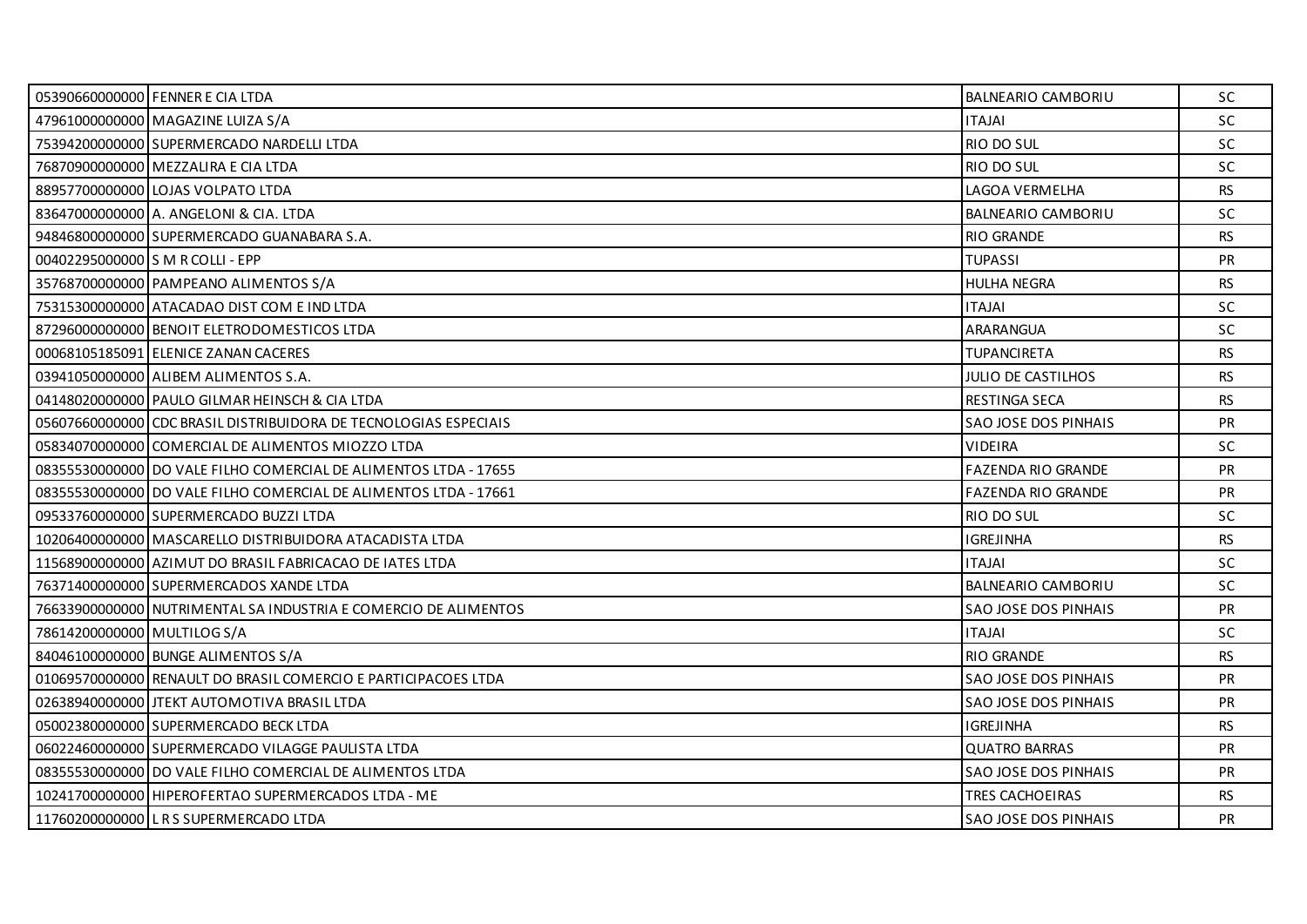| | | | |
|---|---|---|---|
| 05390660000000 | FENNER E CIA LTDA | BALNEARIO CAMBORIU | SC |
| 47961000000000 | MAGAZINE LUIZA S/A | ITAJAI | SC |
| 75394200000000 | SUPERMERCADO NARDELLI LTDA | RIO DO SUL | SC |
| 76870900000000 | MEZZALIRA E CIA LTDA | RIO DO SUL | SC |
| 88957700000000 | LOJAS VOLPATO LTDA | LAGOA VERMELHA | RS |
| 83647000000000 | A. ANGELONI & CIA. LTDA | BALNEARIO CAMBORIU | SC |
| 94846800000000 | SUPERMERCADO GUANABARA S.A. | RIO GRANDE | RS |
| 00402295000000 | S M R COLLI - EPP | TUPASSI | PR |
| 35768700000000 | PAMPEANO ALIMENTOS S/A | HULHA NEGRA | RS |
| 75315300000000 | ATACADAO DIST COM E IND LTDA | ITAJAI | SC |
| 87296000000000 | BENOIT ELETRODOMESTICOS LTDA | ARARANGUA | SC |
| 00068105185091 | ELENICE ZANAN CACERES | TUPANCIRETA | RS |
| 03941050000000 | ALIBEM ALIMENTOS S.A. | JULIO DE CASTILHOS | RS |
| 04148020000000 | PAULO GILMAR HEINSCH & CIA LTDA | RESTINGA SECA | RS |
| 05607660000000 | CDC BRASIL DISTRIBUIDORA DE TECNOLOGIAS ESPECIAIS | SAO JOSE DOS PINHAIS | PR |
| 05834070000000 | COMERCIAL DE ALIMENTOS MIOZZO LTDA | VIDEIRA | SC |
| 08355530000000 | DO VALE FILHO COMERCIAL DE ALIMENTOS LTDA - 17655 | FAZENDA RIO GRANDE | PR |
| 08355530000000 | DO VALE FILHO COMERCIAL DE ALIMENTOS LTDA - 17661 | FAZENDA RIO GRANDE | PR |
| 09533760000000 | SUPERMERCADO BUZZI LTDA | RIO DO SUL | SC |
| 10206400000000 | MASCARELLO DISTRIBUIDORA ATACADISTA LTDA | IGREJINHA | RS |
| 11568900000000 | AZIMUT DO BRASIL FABRICACAO DE IATES LTDA | ITAJAI | SC |
| 76371400000000 | SUPERMERCADOS XANDE LTDA | BALNEARIO CAMBORIU | SC |
| 76633900000000 | NUTRIMENTAL SA INDUSTRIA E COMERCIO DE ALIMENTOS | SAO JOSE DOS PINHAIS | PR |
| 78614200000000 | MULTILOG S/A | ITAJAI | SC |
| 84046100000000 | BUNGE ALIMENTOS S/A | RIO GRANDE | RS |
| 01069570000000 | RENAULT DO BRASIL COMERCIO E PARTICIPACOES LTDA | SAO JOSE DOS PINHAIS | PR |
| 02638940000000 | JTEKT AUTOMOTIVA BRASIL LTDA | SAO JOSE DOS PINHAIS | PR |
| 05002380000000 | SUPERMERCADO BECK LTDA | IGREJINHA | RS |
| 06022460000000 | SUPERMERCADO VILAGGE PAULISTA LTDA | QUATRO BARRAS | PR |
| 08355530000000 | DO VALE FILHO COMERCIAL DE ALIMENTOS LTDA | SAO JOSE DOS PINHAIS | PR |
| 10241700000000 | HIPEROFERTAO SUPERMERCADOS LTDA - ME | TRES CACHOEIRAS | RS |
| 11760200000000 | L R S SUPERMERCADO LTDA | SAO JOSE DOS PINHAIS | PR |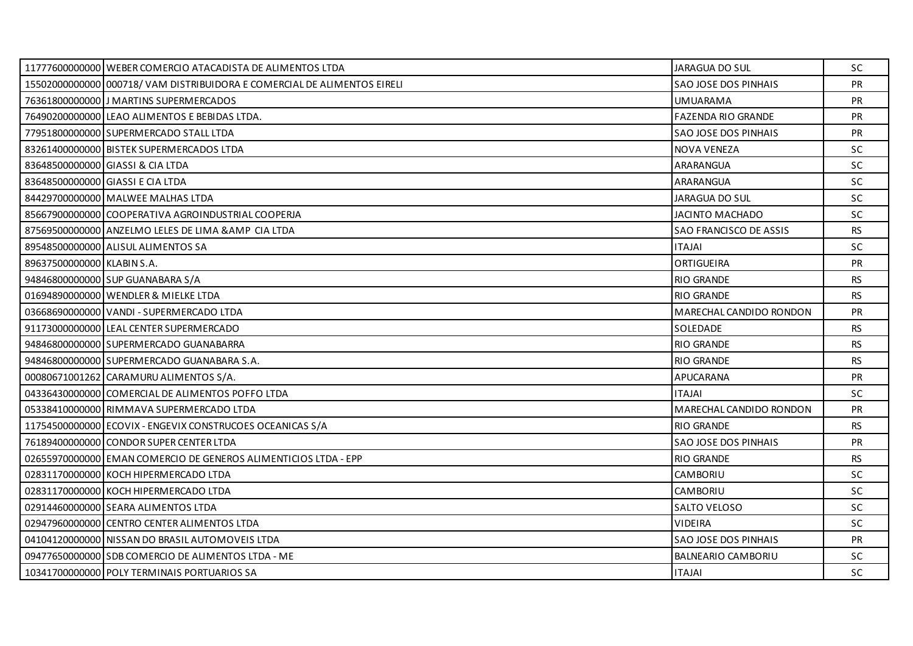| | | | |
|---|---|---|---|
| 11777600000000 | WEBER COMERCIO ATACADISTA DE ALIMENTOS LTDA | JARAGUA DO SUL | SC |
| 15502000000000 | 000718/ VAM DISTRIBUIDORA E COMERCIAL DE ALIMENTOS EIRELI | SAO JOSE DOS PINHAIS | PR |
| 76361800000000 | J MARTINS SUPERMERCADOS | UMUARAMA | PR |
| 76490200000000 | LEAO ALIMENTOS E BEBIDAS LTDA. | FAZENDA RIO GRANDE | PR |
| 77951800000000 | SUPERMERCADO STALL LTDA | SAO JOSE DOS PINHAIS | PR |
| 83261400000000 | BISTEK SUPERMERCADOS LTDA | NOVA VENEZA | SC |
| 83648500000000 | GIASSI & CIA LTDA | ARARANGUA | SC |
| 83648500000000 | GIASSI E CIA LTDA | ARARANGUA | SC |
| 84429700000000 | MALWEE MALHAS LTDA | JARAGUA DO SUL | SC |
| 85667900000000 | COOPERATIVA AGROINDUSTRIAL COOPERJA | JACINTO MACHADO | SC |
| 87569500000000 | ANZELMO LELES DE LIMA &AMP CIA LTDA | SAO FRANCISCO DE ASSIS | RS |
| 89548500000000 | ALISUL ALIMENTOS SA | ITAJAI | SC |
| 89637500000000 | KLABIN S.A. | ORTIGUEIRA | PR |
| 94846800000000 | SUP GUANABARA S/A | RIO GRANDE | RS |
| 01694890000000 | WENDLER & MIELKE LTDA | RIO GRANDE | RS |
| 03668690000000 | VANDI - SUPERMERCADO LTDA | MARECHAL CANDIDO RONDON | PR |
| 91173000000000 | LEAL CENTER SUPERMERCADO | SOLEDADE | RS |
| 94846800000000 | SUPERMERCADO GUANABARRA | RIO GRANDE | RS |
| 94846800000000 | SUPERMERCADO GUANABARA S.A. | RIO GRANDE | RS |
| 00080671001262 | CARAMURU ALIMENTOS S/A. | APUCARANA | PR |
| 04336430000000 | COMERCIAL DE ALIMENTOS POFFO LTDA | ITAJAI | SC |
| 05338410000000 | RIMMAVA SUPERMERCADO LTDA | MARECHAL CANDIDO RONDON | PR |
| 11754500000000 | ECOVIX - ENGEVIX CONSTRUCOES OCEANICAS S/A | RIO GRANDE | RS |
| 76189400000000 | CONDOR SUPER CENTER LTDA | SAO JOSE DOS PINHAIS | PR |
| 02655970000000 | EMAN COMERCIO DE GENEROS ALIMENTICIOS LTDA - EPP | RIO GRANDE | RS |
| 02831170000000 | KOCH HIPERMERCADO LTDA | CAMBORIU | SC |
| 02831170000000 | KOCH HIPERMERCADO LTDA | CAMBORIU | SC |
| 02914460000000 | SEARA ALIMENTOS LTDA | SALTO VELOSO | SC |
| 02947960000000 | CENTRO CENTER ALIMENTOS LTDA | VIDEIRA | SC |
| 04104120000000 | NISSAN DO BRASIL AUTOMOVEIS LTDA | SAO JOSE DOS PINHAIS | PR |
| 09477650000000 | SDB COMERCIO DE ALIMENTOS LTDA - ME | BALNEARIO CAMBORIU | SC |
| 10341700000000 | POLY TERMINAIS PORTUARIOS SA | ITAJAI | SC |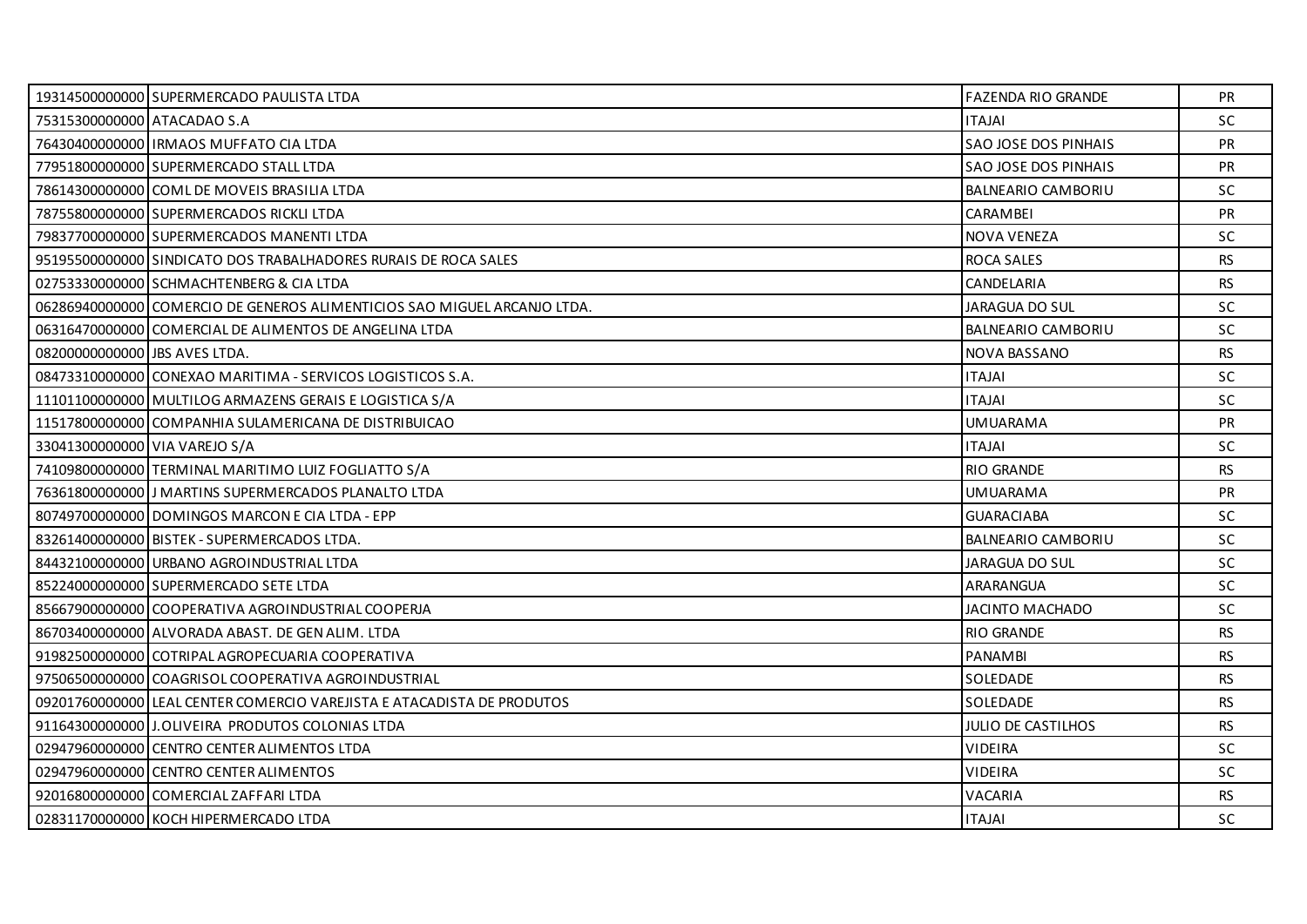| | | | |
|---|---|---|---|
| 19314500000000 | SUPERMERCADO PAULISTA LTDA | FAZENDA RIO GRANDE | PR |
| 75315300000000 | ATACADAO S.A | ITAJAI | SC |
| 76430400000000 | IRMAOS MUFFATO CIA LTDA | SAO JOSE DOS PINHAIS | PR |
| 77951800000000 | SUPERMERCADO STALL LTDA | SAO JOSE DOS PINHAIS | PR |
| 78614300000000 | COML DE MOVEIS BRASILIA LTDA | BALNEARIO CAMBORIU | SC |
| 78755800000000 | SUPERMERCADOS RICKLI LTDA | CARAMBEI | PR |
| 79837700000000 | SUPERMERCADOS MANENTI LTDA | NOVA VENEZA | SC |
| 95195500000000 | SINDICATO DOS TRABALHADORES RURAIS DE ROCA SALES | ROCA SALES | RS |
| 02753330000000 | SCHMACHTENBERG & CIA LTDA | CANDELARIA | RS |
| 06286940000000 | COMERCIO DE GENEROS ALIMENTICIOS SAO MIGUEL ARCANJO LTDA. | JARAGUA DO SUL | SC |
| 06316470000000 | COMERCIAL DE ALIMENTOS DE ANGELINA LTDA | BALNEARIO CAMBORIU | SC |
| 08200000000000 | JBS AVES LTDA. | NOVA BASSANO | RS |
| 08473310000000 | CONEXAO MARITIMA - SERVICOS LOGISTICOS S.A. | ITAJAI | SC |
| 11101100000000 | MULTILOG ARMAZENS GERAIS E LOGISTICA S/A | ITAJAI | SC |
| 11517800000000 | COMPANHIA SULAMERICANA DE DISTRIBUICAO | UMUARAMA | PR |
| 33041300000000 | VIA VAREJO S/A | ITAJAI | SC |
| 74109800000000 | TERMINAL MARITIMO LUIZ FOGLIATTO S/A | RIO GRANDE | RS |
| 76361800000000 | J MARTINS SUPERMERCADOS PLANALTO LTDA | UMUARAMA | PR |
| 80749700000000 | DOMINGOS MARCON E CIA LTDA - EPP | GUARACIABA | SC |
| 83261400000000 | BISTEK - SUPERMERCADOS LTDA. | BALNEARIO CAMBORIU | SC |
| 84432100000000 | URBANO AGROINDUSTRIAL LTDA | JARAGUA DO SUL | SC |
| 85224000000000 | SUPERMERCADO SETE LTDA | ARARANGUA | SC |
| 85667900000000 | COOPERATIVA AGROINDUSTRIAL COOPERJA | JACINTO MACHADO | SC |
| 86703400000000 | ALVORADA ABAST. DE GEN ALIM. LTDA | RIO GRANDE | RS |
| 91982500000000 | COTRIPAL AGROPECUARIA COOPERATIVA | PANAMBI | RS |
| 97506500000000 | COAGRISOL COOPERATIVA AGROINDUSTRIAL | SOLEDADE | RS |
| 09201760000000 | LEAL CENTER COMERCIO VAREJISTA E ATACADISTA DE PRODUTOS | SOLEDADE | RS |
| 91164300000000 | J.OLIVEIRA PRODUTOS COLONIAS LTDA | JULIO DE CASTILHOS | RS |
| 02947960000000 | CENTRO CENTER ALIMENTOS LTDA | VIDEIRA | SC |
| 02947960000000 | CENTRO CENTER ALIMENTOS | VIDEIRA | SC |
| 92016800000000 | COMERCIAL ZAFFARI LTDA | VACARIA | RS |
| 02831170000000 | KOCH HIPERMERCADO LTDA | ITAJAI | SC |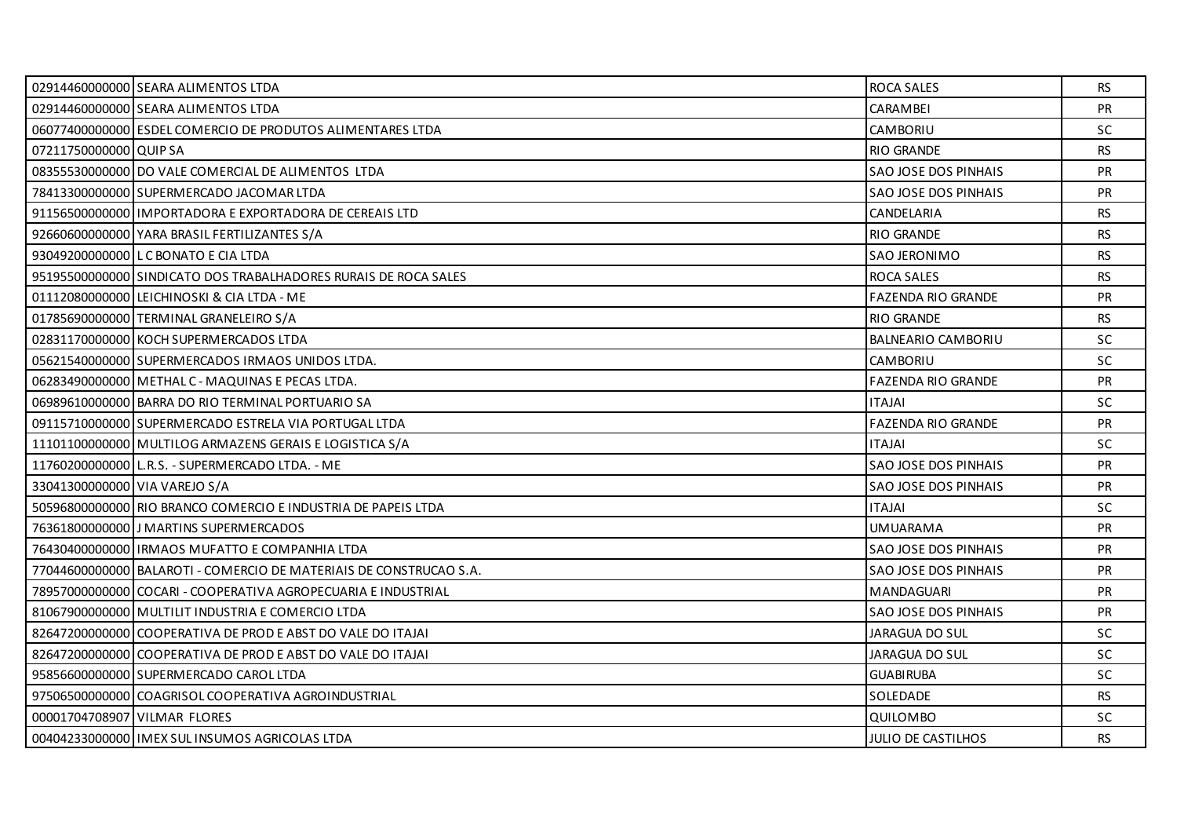| | | | |
|---|---|---|---|
| 02914460000000 | SEARA ALIMENTOS LTDA | ROCA SALES | RS |
| 02914460000000 | SEARA ALIMENTOS LTDA | CARAMBEI | PR |
| 06077400000000 | ESDEL COMERCIO DE PRODUTOS ALIMENTARES LTDA | CAMBORIU | SC |
| 07211750000000 | QUIP SA | RIO GRANDE | RS |
| 08355530000000 | DO VALE COMERCIAL DE ALIMENTOS LTDA | SAO JOSE DOS PINHAIS | PR |
| 78413300000000 | SUPERMERCADO JACOMAR LTDA | SAO JOSE DOS PINHAIS | PR |
| 91156500000000 | IMPORTADORA E EXPORTADORA DE CEREAIS LTD | CANDELARIA | RS |
| 92660600000000 | YARA BRASIL FERTILIZANTES S/A | RIO GRANDE | RS |
| 93049200000000 | L C BONATO E CIA LTDA | SAO JERONIMO | RS |
| 95195500000000 | SINDICATO DOS TRABALHADORES RURAIS DE ROCA SALES | ROCA SALES | RS |
| 01112080000000 | LEICHINOSKI & CIA LTDA - ME | FAZENDA RIO GRANDE | PR |
| 01785690000000 | TERMINAL GRANELEIRO S/A | RIO GRANDE | RS |
| 02831170000000 | KOCH SUPERMERCADOS LTDA | BALNEARIO CAMBORIU | SC |
| 05621540000000 | SUPERMERCADOS IRMAOS UNIDOS LTDA. | CAMBORIU | SC |
| 06283490000000 | METHAL C - MAQUINAS E PECAS LTDA. | FAZENDA RIO GRANDE | PR |
| 06989610000000 | BARRA DO RIO TERMINAL PORTUARIO SA | ITAJAI | SC |
| 09115710000000 | SUPERMERCADO ESTRELA VIA PORTUGAL LTDA | FAZENDA RIO GRANDE | PR |
| 11101100000000 | MULTILOG ARMAZENS GERAIS E LOGISTICA S/A | ITAJAI | SC |
| 11760200000000 | L.R.S. - SUPERMERCADO LTDA. - ME | SAO JOSE DOS PINHAIS | PR |
| 33041300000000 | VIA VAREJO S/A | SAO JOSE DOS PINHAIS | PR |
| 50596800000000 | RIO BRANCO COMERCIO E INDUSTRIA DE PAPEIS LTDA | ITAJAI | SC |
| 76361800000000 | J MARTINS SUPERMERCADOS | UMUARAMA | PR |
| 76430400000000 | IRMAOS MUFATTO E COMPANHIA LTDA | SAO JOSE DOS PINHAIS | PR |
| 77044600000000 | BALAROTI - COMERCIO DE MATERIAIS DE CONSTRUCAO S.A. | SAO JOSE DOS PINHAIS | PR |
| 78957000000000 | COCARI - COOPERATIVA AGROPECUARIA E INDUSTRIAL | MANDAGUARI | PR |
| 81067900000000 | MULTILIT INDUSTRIA E COMERCIO LTDA | SAO JOSE DOS PINHAIS | PR |
| 82647200000000 | COOPERATIVA DE PROD E ABST DO VALE DO ITAJAI | JARAGUA DO SUL | SC |
| 82647200000000 | COOPERATIVA DE PROD E ABST DO VALE DO ITAJAI | JARAGUA DO SUL | SC |
| 95856600000000 | SUPERMERCADO CAROL LTDA | GUABIRUBA | SC |
| 97506500000000 | COAGRISOL COOPERATIVA AGROINDUSTRIAL | SOLEDADE | RS |
| 00001704708907 | VILMAR FLORES | QUILOMBO | SC |
| 00404233000000 | IMEX SUL INSUMOS AGRICOLAS LTDA | JULIO DE CASTILHOS | RS |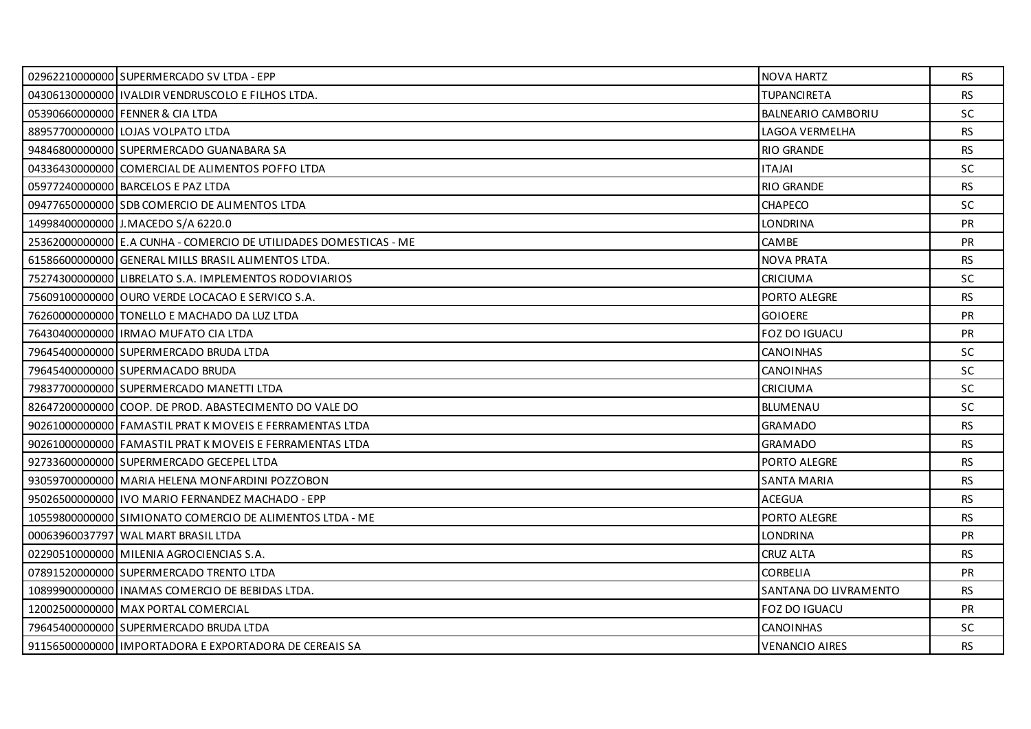| 02962210000000 | SUPERMERCADO SV LTDA - EPP | NOVA HARTZ | RS |
|---|---|---|---|
| 04306130000000 | IVALDIR VENDRUSCOLO E FILHOS LTDA. | TUPANCIRETA | RS |
| 05390660000000 | FENNER & CIA LTDA | BALNEARIO CAMBORIU | SC |
| 88957700000000 | LOJAS VOLPATO LTDA | LAGOA VERMELHA | RS |
| 94846800000000 | SUPERMERCADO GUANABARA SA | RIO GRANDE | RS |
| 04336430000000 | COMERCIAL DE ALIMENTOS POFFO LTDA | ITAJAI | SC |
| 05977240000000 | BARCELOS E PAZ LTDA | RIO GRANDE | RS |
| 09477650000000 | SDB COMERCIO DE ALIMENTOS LTDA | CHAPECO | SC |
| 14998400000000 | J.MACEDO S/A 6220.0 | LONDRINA | PR |
| 25362000000000 | E.A CUNHA - COMERCIO DE UTILIDADES DOMESTICAS - ME | CAMBE | PR |
| 61586600000000 | GENERAL MILLS BRASIL ALIMENTOS LTDA. | NOVA PRATA | RS |
| 75274300000000 | LIBRELATO S.A. IMPLEMENTOS RODOVIARIOS | CRICIUMA | SC |
| 75609100000000 | OURO VERDE LOCACAO E SERVICO S.A. | PORTO ALEGRE | RS |
| 76260000000000 | TONELLO E MACHADO DA LUZ LTDA | GOIOERE | PR |
| 76430400000000 | IRMAO MUFATO CIA LTDA | FOZ DO IGUACU | PR |
| 79645400000000 | SUPERMERCADO BRUDA LTDA | CANOINHAS | SC |
| 79645400000000 | SUPERMACADO BRUDA | CANOINHAS | SC |
| 79837700000000 | SUPERMERCADO MANETTI LTDA | CRICIUMA | SC |
| 82647200000000 | COOP. DE PROD. ABASTECIMENTO DO VALE DO | BLUMENAU | SC |
| 90261000000000 | FAMASTIL PRAT K MOVEIS E FERRAMENTAS LTDA | GRAMADO | RS |
| 90261000000000 | FAMASTIL PRAT K MOVEIS E FERRAMENTAS LTDA | GRAMADO | RS |
| 92733600000000 | SUPERMERCADO GECEPEL LTDA | PORTO ALEGRE | RS |
| 93059700000000 | MARIA HELENA MONFARDINI POZZOBON | SANTA MARIA | RS |
| 95026500000000 | IVO MARIO FERNANDEZ MACHADO - EPP | ACEGUA | RS |
| 10559800000000 | SIMIONATO COMERCIO DE ALIMENTOS LTDA - ME | PORTO ALEGRE | RS |
| 00063960037797 | WAL MART BRASIL LTDA | LONDRINA | PR |
| 02290510000000 | MILENIA AGROCIENCIAS S.A. | CRUZ ALTA | RS |
| 07891520000000 | SUPERMERCADO TRENTO LTDA | CORBELIA | PR |
| 10899900000000 | INAMAS COMERCIO DE BEBIDAS LTDA. | SANTANA DO LIVRAMENTO | RS |
| 12002500000000 | MAX PORTAL COMERCIAL | FOZ DO IGUACU | PR |
| 79645400000000 | SUPERMERCADO BRUDA LTDA | CANOINHAS | SC |
| 91156500000000 | IMPORTADORA E EXPORTADORA DE CEREAIS SA | VENANCIO AIRES | RS |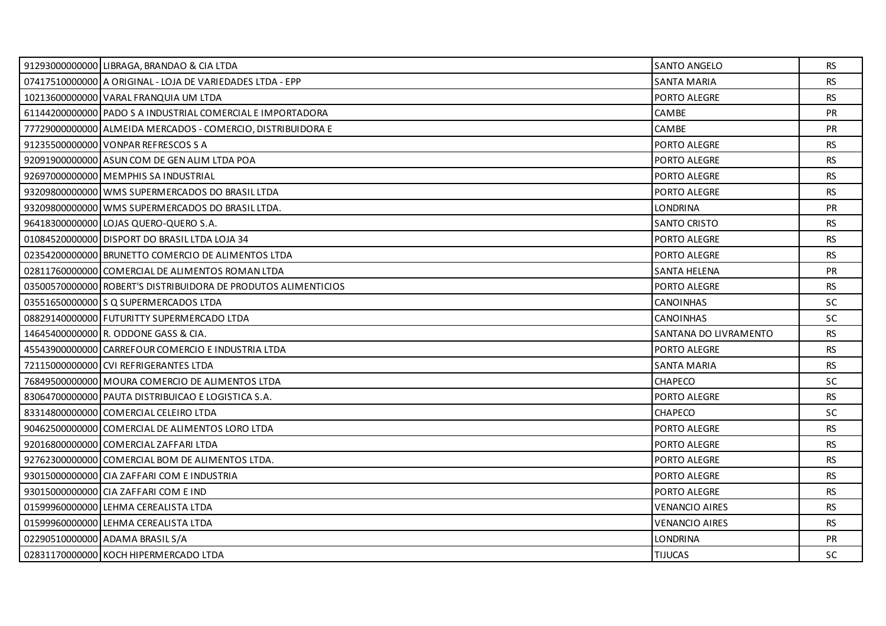| | | | |
|---|---|---|---|
| 91293000000000 | LIBRAGA, BRANDAO & CIA LTDA | SANTO ANGELO | RS |
| 07417510000000 | A ORIGINAL - LOJA DE VARIEDADES LTDA - EPP | SANTA MARIA | RS |
| 10213600000000 | VARAL FRANQUIA UM LTDA | PORTO ALEGRE | RS |
| 61144200000000 | PADO S A INDUSTRIAL COMERCIAL E IMPORTADORA | CAMBE | PR |
| 77729000000000 | ALMEIDA MERCADOS - COMERCIO, DISTRIBUIDORA E | CAMBE | PR |
| 91235500000000 | VONPAR REFRESCOS S A | PORTO ALEGRE | RS |
| 92091900000000 | ASUN COM DE GEN ALIM LTDA POA | PORTO ALEGRE | RS |
| 92697000000000 | MEMPHIS SA INDUSTRIAL | PORTO ALEGRE | RS |
| 93209800000000 | WMS SUPERMERCADOS DO BRASIL LTDA | PORTO ALEGRE | RS |
| 93209800000000 | WMS SUPERMERCADOS DO BRASIL LTDA. | LONDRINA | PR |
| 96418300000000 | LOJAS QUERO-QUERO S.A. | SANTO CRISTO | RS |
| 01084520000000 | DISPORT DO BRASIL LTDA LOJA 34 | PORTO ALEGRE | RS |
| 02354200000000 | BRUNETTO COMERCIO DE ALIMENTOS LTDA | PORTO ALEGRE | RS |
| 02811760000000 | COMERCIAL DE ALIMENTOS ROMAN LTDA | SANTA HELENA | PR |
| 03500570000000 | ROBERT'S DISTRIBUIDORA DE PRODUTOS ALIMENTICIOS | PORTO ALEGRE | RS |
| 03551650000000 | S Q SUPERMERCADOS LTDA | CANOINHAS | SC |
| 08829140000000 | FUTURITTY SUPERMERCADO LTDA | CANOINHAS | SC |
| 14645400000000 | R. ODDONE GASS & CIA. | SANTANA DO LIVRAMENTO | RS |
| 45543900000000 | CARREFOUR COMERCIO E INDUSTRIA LTDA | PORTO ALEGRE | RS |
| 72115000000000 | CVI REFRIGERANTES LTDA | SANTA MARIA | RS |
| 76849500000000 | MOURA COMERCIO DE ALIMENTOS LTDA | CHAPECO | SC |
| 83064700000000 | PAUTA DISTRIBUICAO E LOGISTICA S.A. | PORTO ALEGRE | RS |
| 83314800000000 | COMERCIAL CELEIRO LTDA | CHAPECO | SC |
| 90462500000000 | COMERCIAL DE ALIMENTOS LORO LTDA | PORTO ALEGRE | RS |
| 92016800000000 | COMERCIAL ZAFFARI LTDA | PORTO ALEGRE | RS |
| 92762300000000 | COMERCIAL BOM DE ALIMENTOS LTDA. | PORTO ALEGRE | RS |
| 93015000000000 | CIA ZAFFARI COM E INDUSTRIA | PORTO ALEGRE | RS |
| 93015000000000 | CIA ZAFFARI COM E IND | PORTO ALEGRE | RS |
| 01599960000000 | LEHMA CEREALISTA LTDA | VENANCIO AIRES | RS |
| 01599960000000 | LEHMA CEREALISTA LTDA | VENANCIO AIRES | RS |
| 02290510000000 | ADAMA BRASIL S/A | LONDRINA | PR |
| 02831170000000 | KOCH HIPERMERCADO LTDA | TIJUCAS | SC |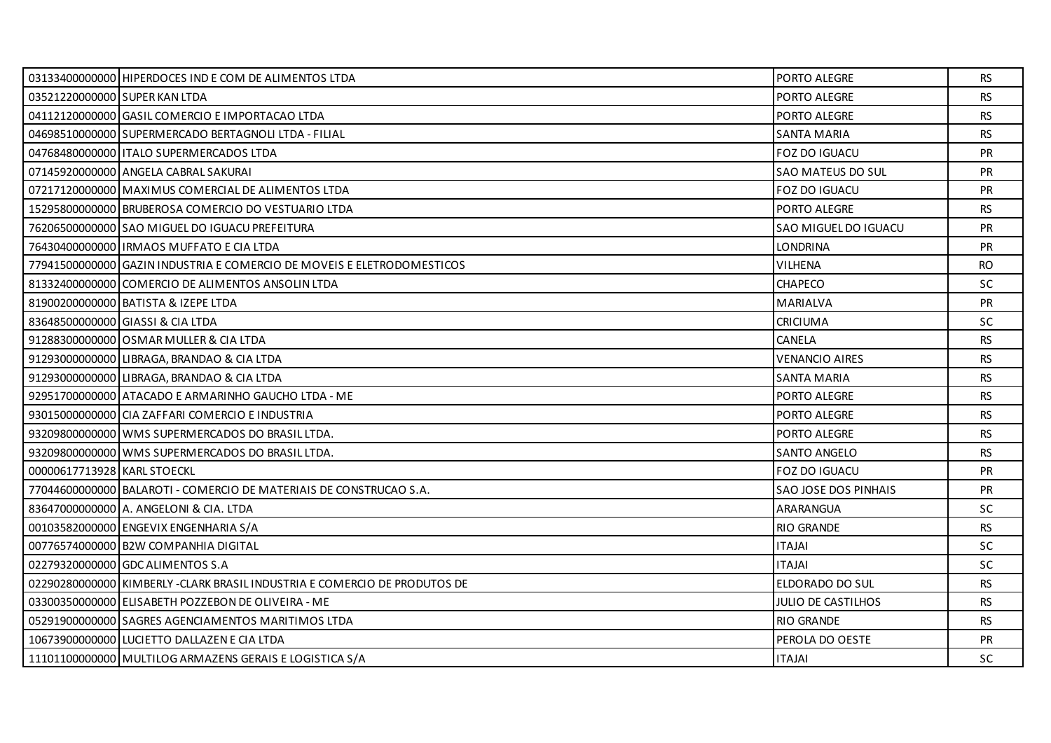| | | | |
|---|---|---|---|
| 03133400000000 | HIPERDOCES IND E COM DE ALIMENTOS LTDA | PORTO ALEGRE | RS |
| 03521220000000 | SUPER KAN LTDA | PORTO ALEGRE | RS |
| 04112120000000 | GASIL COMERCIO E IMPORTACAO LTDA | PORTO ALEGRE | RS |
| 04698510000000 | SUPERMERCADO BERTAGNOLI LTDA - FILIAL | SANTA MARIA | RS |
| 04768480000000 | ITALO SUPERMERCADOS LTDA | FOZ DO IGUACU | PR |
| 07145920000000 | ANGELA CABRAL SAKURAI | SAO MATEUS DO SUL | PR |
| 07217120000000 | MAXIMUS COMERCIAL DE ALIMENTOS LTDA | FOZ DO IGUACU | PR |
| 15295800000000 | BRUBEROSA COMERCIO DO VESTUARIO LTDA | PORTO ALEGRE | RS |
| 76206500000000 | SAO MIGUEL DO IGUACU PREFEITURA | SAO MIGUEL DO IGUACU | PR |
| 76430400000000 | IRMAOS MUFFATO E CIA LTDA | LONDRINA | PR |
| 77941500000000 | GAZIN INDUSTRIA E COMERCIO DE MOVEIS E ELETRODOMESTICOS | VILHENA | RO |
| 81332400000000 | COMERCIO DE ALIMENTOS ANSOLIN LTDA | CHAPECO | SC |
| 81900200000000 | BATISTA & IZEPE LTDA | MARIALVA | PR |
| 83648500000000 | GIASSI & CIA LTDA | CRICIUMA | SC |
| 91288300000000 | OSMAR MULLER & CIA LTDA | CANELA | RS |
| 91293000000000 | LIBRAGA, BRANDAO & CIA LTDA | VENANCIO AIRES | RS |
| 91293000000000 | LIBRAGA, BRANDAO & CIA LTDA | SANTA MARIA | RS |
| 92951700000000 | ATACADO E ARMARINHO GAUCHO LTDA - ME | PORTO ALEGRE | RS |
| 93015000000000 | CIA ZAFFARI COMERCIO E INDUSTRIA | PORTO ALEGRE | RS |
| 93209800000000 | WMS SUPERMERCADOS DO BRASIL LTDA. | PORTO ALEGRE | RS |
| 93209800000000 | WMS SUPERMERCADOS DO BRASIL LTDA. | SANTO ANGELO | RS |
| 00000617713928 | KARL STOECKL | FOZ DO IGUACU | PR |
| 77044600000000 | BALAROTI - COMERCIO DE MATERIAIS DE CONSTRUCAO S.A. | SAO JOSE DOS PINHAIS | PR |
| 83647000000000 | A. ANGELONI & CIA. LTDA | ARARANGUA | SC |
| 00103582000000 | ENGEVIX ENGENHARIA S/A | RIO GRANDE | RS |
| 00776574000000 | B2W COMPANHIA DIGITAL | ITAJAI | SC |
| 02279320000000 | GDC ALIMENTOS S.A | ITAJAI | SC |
| 02290280000000 | KIMBERLY -CLARK BRASIL INDUSTRIA E COMERCIO DE PRODUTOS DE | ELDORADO DO SUL | RS |
| 03300350000000 | ELISABETH POZZEBON DE OLIVEIRA - ME | JULIO DE CASTILHOS | RS |
| 05291900000000 | SAGRES AGENCIAMENTOS MARITIMOS LTDA | RIO GRANDE | RS |
| 10673900000000 | LUCIETTO DALLAZEN E CIA LTDA | PEROLA DO OESTE | PR |
| 11101100000000 | MULTILOG ARMAZENS GERAIS E LOGISTICA S/A | ITAJAI | SC |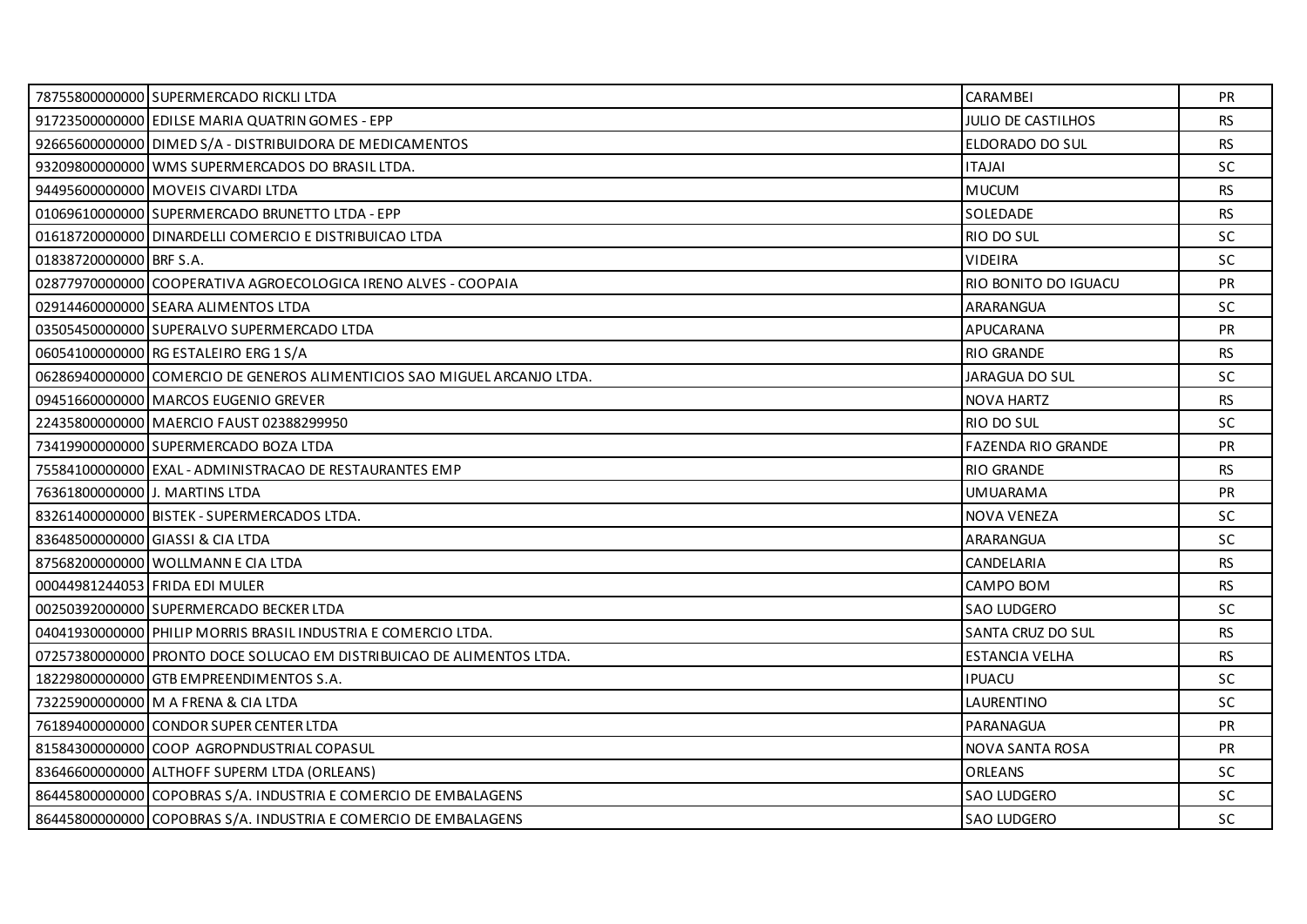| | | | |
|---|---|---|---|
| 78755800000000 | SUPERMERCADO RICKLI LTDA | CARAMBEI | PR |
| 91723500000000 | EDILSE MARIA QUATRIN GOMES - EPP | JULIO DE CASTILHOS | RS |
| 92665600000000 | DIMED S/A - DISTRIBUIDORA DE MEDICAMENTOS | ELDORADO DO SUL | RS |
| 93209800000000 | WMS SUPERMERCADOS DO BRASIL LTDA. | ITAJAI | SC |
| 94495600000000 | MOVEIS CIVARDI LTDA | MUCUM | RS |
| 01069610000000 | SUPERMERCADO BRUNETTO LTDA - EPP | SOLEDADE | RS |
| 01618720000000 | DINARDELLI COMERCIO E DISTRIBUICAO LTDA | RIO DO SUL | SC |
| 01838720000000 | BRF S.A. | VIDEIRA | SC |
| 02877970000000 | COOPERATIVA AGROECOLOGICA IRENO ALVES - COOPAIA | RIO BONITO DO IGUACU | PR |
| 02914460000000 | SEARA ALIMENTOS LTDA | ARARANGUA | SC |
| 03505450000000 | SUPERALVO SUPERMERCADO LTDA | APUCARANA | PR |
| 06054100000000 | RG ESTALEIRO ERG 1 S/A | RIO GRANDE | RS |
| 06286940000000 | COMERCIO DE GENEROS ALIMENTICIOS SAO MIGUEL ARCANJO LTDA. | JARAGUA DO SUL | SC |
| 09451660000000 | MARCOS EUGENIO GREVER | NOVA HARTZ | RS |
| 22435800000000 | MAERCIO FAUST 02388299950 | RIO DO SUL | SC |
| 73419900000000 | SUPERMERCADO BOZA LTDA | FAZENDA RIO GRANDE | PR |
| 75584100000000 | EXAL - ADMINISTRACAO DE RESTAURANTES EMP | RIO GRANDE | RS |
| 76361800000000 | J. MARTINS LTDA | UMUARAMA | PR |
| 83261400000000 | BISTEK - SUPERMERCADOS LTDA. | NOVA VENEZA | SC |
| 83648500000000 | GIASSI & CIA LTDA | ARARANGUA | SC |
| 87568200000000 | WOLLMANN E CIA LTDA | CANDELARIA | RS |
| 00044981244053 | FRIDA EDI MULER | CAMPO BOM | RS |
| 00250392000000 | SUPERMERCADO BECKER LTDA | SAO LUDGERO | SC |
| 04041930000000 | PHILIP MORRIS BRASIL INDUSTRIA E COMERCIO LTDA. | SANTA CRUZ DO SUL | RS |
| 07257380000000 | PRONTO DOCE SOLUCAO EM DISTRIBUICAO DE ALIMENTOS LTDA. | ESTANCIA VELHA | RS |
| 18229800000000 | GTB EMPREENDIMENTOS S.A. | IPUACU | SC |
| 73225900000000 | M A FRENA & CIA LTDA | LAURENTINO | SC |
| 76189400000000 | CONDOR SUPER CENTER LTDA | PARANAGUA | PR |
| 81584300000000 | COOP AGROPNDUSTRIAL COPASUL | NOVA SANTA ROSA | PR |
| 83646600000000 | ALTHOFF SUPERM LTDA (ORLEANS) | ORLEANS | SC |
| 86445800000000 | COPOBRAS S/A. INDUSTRIA E COMERCIO DE EMBALAGENS | SAO LUDGERO | SC |
| 86445800000000 | COPOBRAS S/A. INDUSTRIA E COMERCIO DE EMBALAGENS | SAO LUDGERO | SC |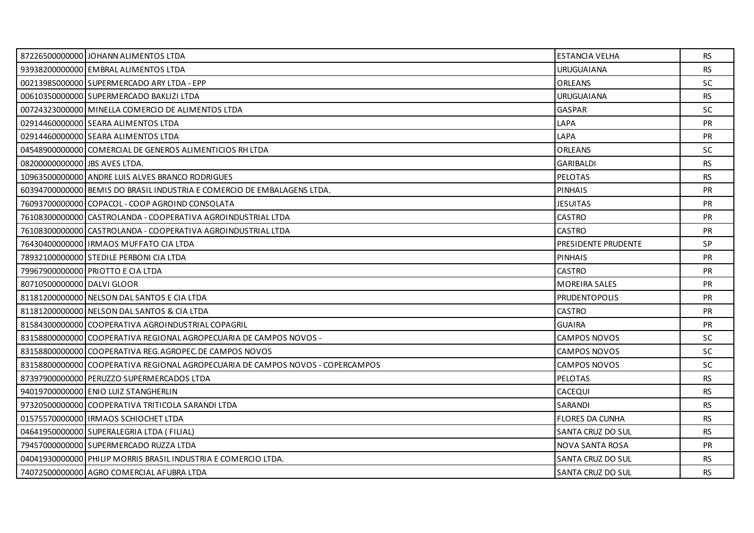| | | | |
|---|---|---|---|
| 87226500000000 | JOHANN ALIMENTOS LTDA | ESTANCIA VELHA | RS |
| 93938200000000 | EMBRAL ALIMENTOS LTDA | URUGUAIANA | RS |
| 00213985000000 | SUPERMERCADO ARY LTDA - EPP | ORLEANS | SC |
| 00610350000000 | SUPERMERCADO BAKLIZI LTDA | URUGUAIANA | RS |
| 00724323000000 | MINELLA COMERCIO DE ALIMENTOS LTDA | GASPAR | SC |
| 02914460000000 | SEARA ALIMENTOS LTDA | LAPA | PR |
| 02914460000000 | SEARA ALIMENTOS LTDA | LAPA | PR |
| 04548900000000 | COMERCIAL DE GENEROS ALIMENTICIOS RH LTDA | ORLEANS | SC |
| 08200000000000 | JBS AVES LTDA. | GARIBALDI | RS |
| 10963500000000 | ANDRE LUIS ALVES BRANCO RODRIGUES | PELOTAS | RS |
| 60394700000000 | BEMIS DO BRASIL INDUSTRIA E COMERCIO DE EMBALAGENS LTDA. | PINHAIS | PR |
| 76093700000000 | COPACOL - COOP AGROIND CONSOLATA | JESUITAS | PR |
| 76108300000000 | CASTROLANDA - COOPERATIVA AGROINDUSTRIAL LTDA | CASTRO | PR |
| 76108300000000 | CASTROLANDA - COOPERATIVA AGROINDUSTRIAL LTDA | CASTRO | PR |
| 76430400000000 | IRMAOS MUFFATO CIA LTDA | PRESIDENTE PRUDENTE | SP |
| 78932100000000 | STEDILE PERBONI CIA LTDA | PINHAIS | PR |
| 79967900000000 | PRIOTTO E CIA LTDA | CASTRO | PR |
| 80710500000000 | DALVI GLOOR | MOREIRA SALES | PR |
| 81181200000000 | NELSON DAL SANTOS E CIA LTDA | PRUDENTOPOLIS | PR |
| 81181200000000 | NELSON DAL SANTOS & CIA LTDA | CASTRO | PR |
| 81584300000000 | COOPERATIVA AGROINDUSTRIAL COPAGRIL | GUAIRA | PR |
| 83158800000000 | COOPERATIVA REGIONAL AGROPECUARIA DE CAMPOS NOVOS - | CAMPOS NOVOS | SC |
| 83158800000000 | COOPERATIVA REG.AGROPEC.DE CAMPOS NOVOS | CAMPOS NOVOS | SC |
| 83158800000000 | COOPERATIVA REGIONAL AGROPECUARIA DE CAMPOS NOVOS - COPERCAMPOS | CAMPOS NOVOS | SC |
| 87397900000000 | PERUZZO SUPERMERCADOS LTDA | PELOTAS | RS |
| 94019700000000 | ENIO LUIZ STANGHERLIN | CACEQUI | RS |
| 97320500000000 | COOPERATIVA TRITICOLA SARANDI LTDA | SARANDI | RS |
| 01575570000000 | IRMAOS SCHIOCHET LTDA | FLORES DA CUNHA | RS |
| 04641950000000 | SUPERALEGRIA LTDA ( FILIAL) | SANTA CRUZ DO SUL | RS |
| 79457000000000 | SUPERMERCADO RUZZA LTDA | NOVA SANTA ROSA | PR |
| 04041930000000 | PHILIP MORRIS BRASIL INDUSTRIA E COMERCIO LTDA. | SANTA CRUZ DO SUL | RS |
| 74072500000000 | AGRO COMERCIAL AFUBRA LTDA | SANTA CRUZ DO SUL | RS |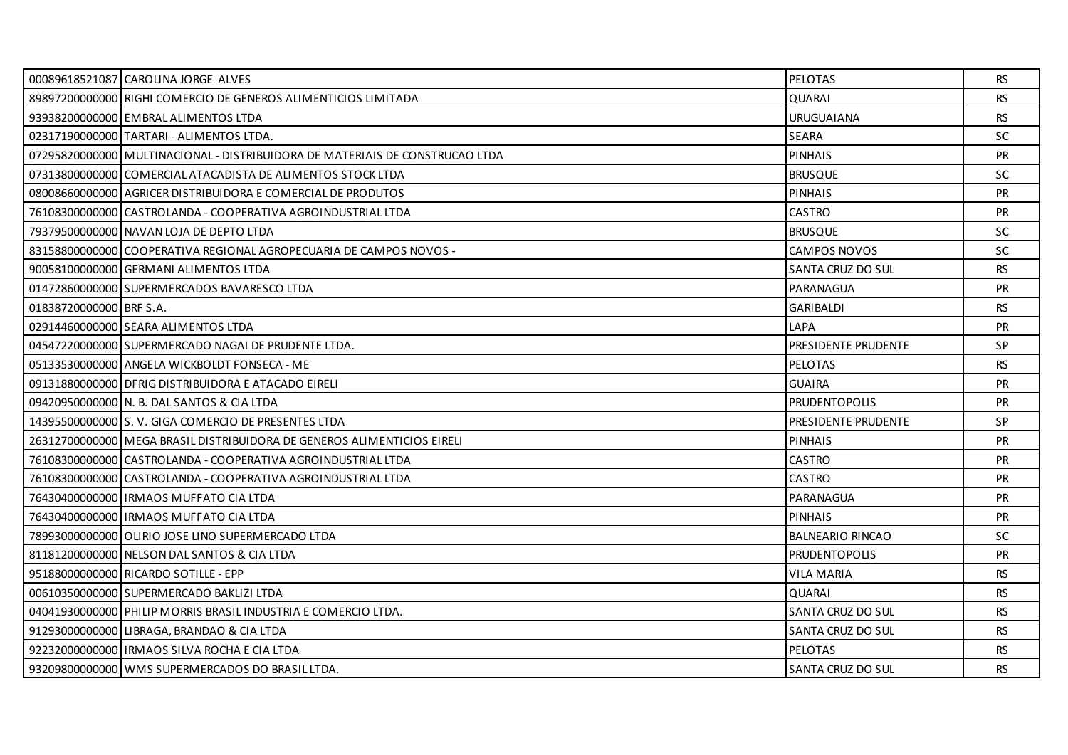| | | | |
|---|---|---|---|
| 00089618521087 | CAROLINA JORGE ALVES | PELOTAS | RS |
| 89897200000000 | RIGHI COMERCIO DE GENEROS ALIMENTICIOS LIMITADA | QUARAI | RS |
| 93938200000000 | EMBRAL ALIMENTOS LTDA | URUGUAIANA | RS |
| 02317190000000 | TARTARI - ALIMENTOS LTDA. | SEARA | SC |
| 07295820000000 | MULTINACIONAL - DISTRIBUIDORA DE MATERIAIS DE CONSTRUCAO LTDA | PINHAIS | PR |
| 07313800000000 | COMERCIAL ATACADISTA DE ALIMENTOS STOCK LTDA | BRUSQUE | SC |
| 08008660000000 | AGRICER DISTRIBUIDORA E COMERCIAL DE PRODUTOS | PINHAIS | PR |
| 76108300000000 | CASTROLANDA - COOPERATIVA AGROINDUSTRIAL LTDA | CASTRO | PR |
| 79379500000000 | NAVAN LOJA DE DEPTO LTDA | BRUSQUE | SC |
| 83158800000000 | COOPERATIVA REGIONAL AGROPECUARIA DE CAMPOS NOVOS - | CAMPOS NOVOS | SC |
| 90058100000000 | GERMANI ALIMENTOS LTDA | SANTA CRUZ DO SUL | RS |
| 01472860000000 | SUPERMERCADOS BAVARESCO LTDA | PARANAGUA | PR |
| 01838720000000 | BRF S.A. | GARIBALDI | RS |
| 02914460000000 | SEARA ALIMENTOS LTDA | LAPA | PR |
| 04547220000000 | SUPERMERCADO NAGAI DE PRUDENTE LTDA. | PRESIDENTE PRUDENTE | SP |
| 05133530000000 | ANGELA WICKBOLDT FONSECA - ME | PELOTAS | RS |
| 09131880000000 | DFRIG DISTRIBUIDORA E ATACADO EIRELI | GUAIRA | PR |
| 09420950000000 | N. B. DAL SANTOS & CIA LTDA | PRUDENTOPOLIS | PR |
| 14395500000000 | S. V. GIGA COMERCIO DE PRESENTES LTDA | PRESIDENTE PRUDENTE | SP |
| 26312700000000 | MEGA BRASIL DISTRIBUIDORA DE GENEROS ALIMENTICIOS EIRELI | PINHAIS | PR |
| 76108300000000 | CASTROLANDA - COOPERATIVA AGROINDUSTRIAL LTDA | CASTRO | PR |
| 76108300000000 | CASTROLANDA - COOPERATIVA AGROINDUSTRIAL LTDA | CASTRO | PR |
| 76430400000000 | IRMAOS MUFFATO CIA LTDA | PARANAGUA | PR |
| 76430400000000 | IRMAOS MUFFATO CIA LTDA | PINHAIS | PR |
| 78993000000000 | OLIRIO JOSE LINO SUPERMERCADO LTDA | BALNEARIO RINCAO | SC |
| 81181200000000 | NELSON DAL SANTOS & CIA LTDA | PRUDENTOPOLIS | PR |
| 95188000000000 | RICARDO SOTILLE - EPP | VILA MARIA | RS |
| 00610350000000 | SUPERMERCADO BAKLIZI LTDA | QUARAI | RS |
| 04041930000000 | PHILIP MORRIS BRASIL INDUSTRIA E COMERCIO LTDA. | SANTA CRUZ DO SUL | RS |
| 91293000000000 | LIBRAGA, BRANDAO & CIA LTDA | SANTA CRUZ DO SUL | RS |
| 92232000000000 | IRMAOS SILVA ROCHA E CIA LTDA | PELOTAS | RS |
| 93209800000000 | WMS SUPERMERCADOS DO BRASIL LTDA. | SANTA CRUZ DO SUL | RS |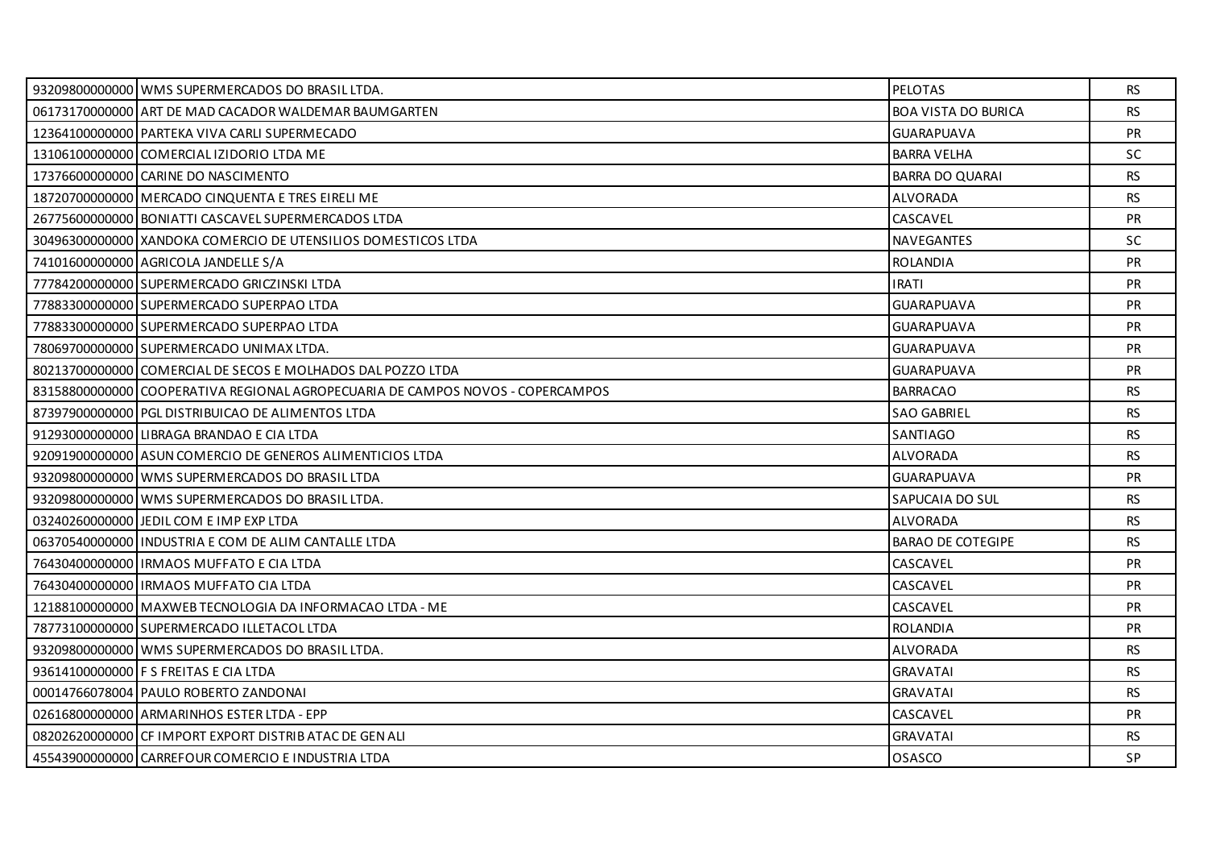| | | | |
|---|---|---|---|
| 93209800000000 | WMS SUPERMERCADOS DO BRASIL LTDA. | PELOTAS | RS |
| 06173170000000 | ART DE MAD CACADOR WALDEMAR BAUMGARTEN | BOA VISTA DO BURICA | RS |
| 12364100000000 | PARTEKA VIVA CARLI SUPERMECADO | GUARAPUAVA | PR |
| 13106100000000 | COMERCIAL IZIDORIO LTDA ME | BARRA VELHA | SC |
| 17376600000000 | CARINE DO NASCIMENTO | BARRA DO QUARAI | RS |
| 18720700000000 | MERCADO CINQUENTA E TRES EIRELI ME | ALVORADA | RS |
| 26775600000000 | BONIATTI CASCAVEL SUPERMERCADOS LTDA | CASCAVEL | PR |
| 30496300000000 | XANDOKA COMERCIO DE UTENSILIOS DOMESTICOS LTDA | NAVEGANTES | SC |
| 74101600000000 | AGRICOLA JANDELLE S/A | ROLANDIA | PR |
| 77784200000000 | SUPERMERCADO GRICZINSKI LTDA | IRATI | PR |
| 77883300000000 | SUPERMERCADO SUPERPAO LTDA | GUARAPUAVA | PR |
| 77883300000000 | SUPERMERCADO SUPERPAO LTDA | GUARAPUAVA | PR |
| 78069700000000 | SUPERMERCADO UNIMAX LTDA. | GUARAPUAVA | PR |
| 80213700000000 | COMERCIAL DE SECOS E MOLHADOS DAL POZZO LTDA | GUARAPUAVA | PR |
| 83158800000000 | COOPERATIVA REGIONAL AGROPECUARIA DE CAMPOS NOVOS - COPERCAMPOS | BARRACAO | RS |
| 87397900000000 | PGL DISTRIBUICAO DE ALIMENTOS LTDA | SAO GABRIEL | RS |
| 91293000000000 | LIBRAGA BRANDAO E CIA LTDA | SANTIAGO | RS |
| 92091900000000 | ASUN COMERCIO DE GENEROS ALIMENTICIOS LTDA | ALVORADA | RS |
| 93209800000000 | WMS SUPERMERCADOS DO BRASIL LTDA | GUARAPUAVA | PR |
| 93209800000000 | WMS SUPERMERCADOS DO BRASIL LTDA. | SAPUCAIA DO SUL | RS |
| 03240260000000 | JEDIL COM E IMP EXP LTDA | ALVORADA | RS |
| 06370540000000 | INDUSTRIA E COM DE ALIM CANTALLE LTDA | BARAO DE COTEGIPE | RS |
| 76430400000000 | IRMAOS MUFFATO E CIA LTDA | CASCAVEL | PR |
| 76430400000000 | IRMAOS MUFFATO CIA LTDA | CASCAVEL | PR |
| 12188100000000 | MAXWEB TECNOLOGIA DA INFORMACAO LTDA - ME | CASCAVEL | PR |
| 78773100000000 | SUPERMERCADO ILLETACOL LTDA | ROLANDIA | PR |
| 93209800000000 | WMS SUPERMERCADOS DO BRASIL LTDA. | ALVORADA | RS |
| 93614100000000 | F S FREITAS E CIA LTDA | GRAVATAI | RS |
| 00014766078004 | PAULO ROBERTO ZANDONAI | GRAVATAI | RS |
| 02616800000000 | ARMARINHOS ESTER LTDA - EPP | CASCAVEL | PR |
| 08202620000000 | CF IMPORT EXPORT DISTRIB ATAC DE GEN ALI | GRAVATAI | RS |
| 45543900000000 | CARREFOUR COMERCIO E INDUSTRIA LTDA | OSASCO | SP |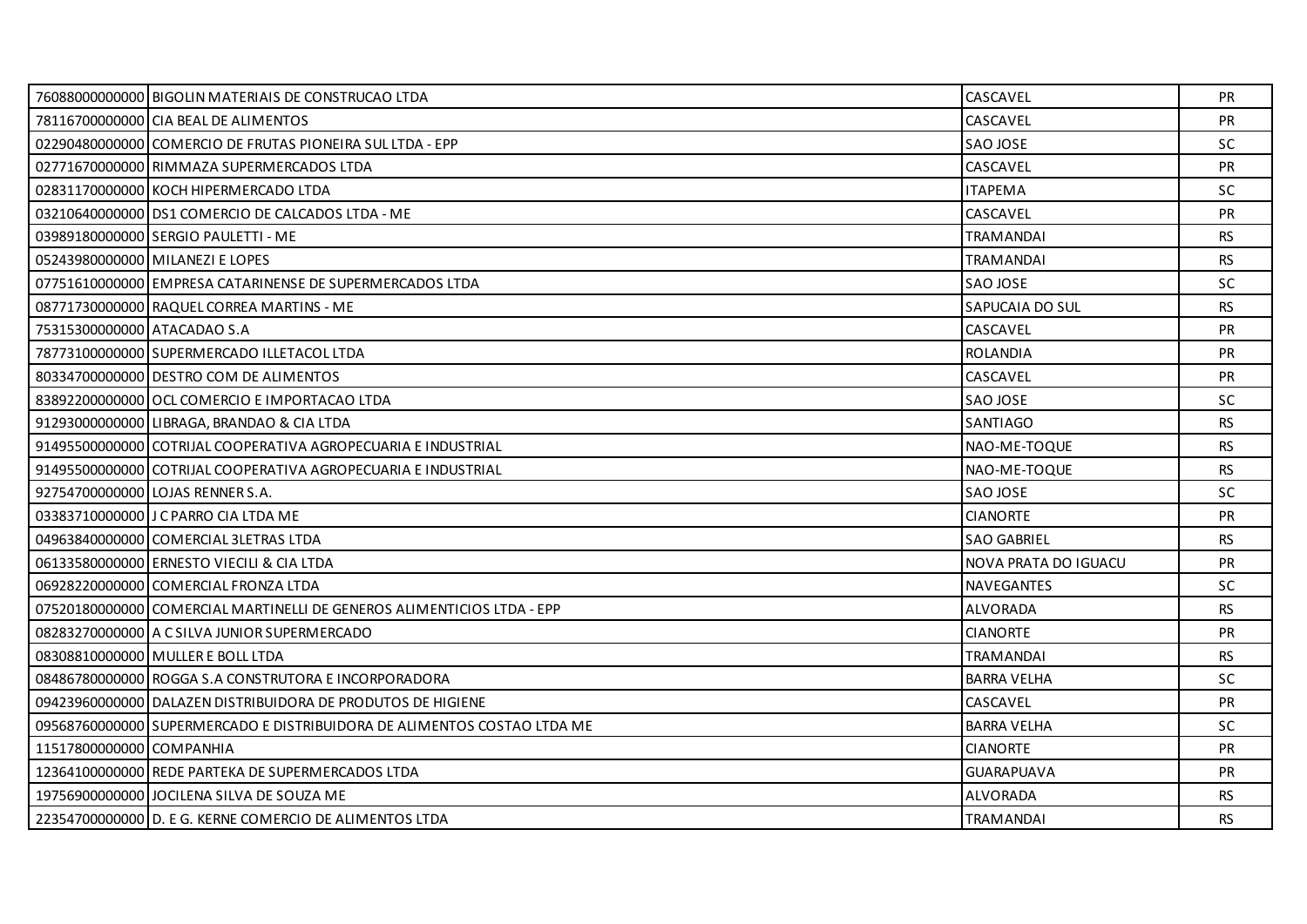| | | | |
|---|---|---|---|
| 76088000000000 | BIGOLIN MATERIAIS DE CONSTRUCAO LTDA | CASCAVEL | PR |
| 78116700000000 | CIA BEAL DE ALIMENTOS | CASCAVEL | PR |
| 02290480000000 | COMERCIO DE FRUTAS PIONEIRA SUL LTDA - EPP | SAO JOSE | SC |
| 02771670000000 | RIMMAZA SUPERMERCADOS LTDA | CASCAVEL | PR |
| 02831170000000 | KOCH HIPERMERCADO LTDA | ITAPEMA | SC |
| 03210640000000 | DS1 COMERCIO DE CALCADOS LTDA - ME | CASCAVEL | PR |
| 03989180000000 | SERGIO PAULETTI - ME | TRAMANDAI | RS |
| 05243980000000 | MILANEZI E LOPES | TRAMANDAI | RS |
| 07751610000000 | EMPRESA CATARINENSE DE SUPERMERCADOS LTDA | SAO JOSE | SC |
| 08771730000000 | RAQUEL CORREA MARTINS - ME | SAPUCAIA DO SUL | RS |
| 75315300000000 | ATACADAO S.A | CASCAVEL | PR |
| 78773100000000 | SUPERMERCADO ILLETACOL LTDA | ROLANDIA | PR |
| 80334700000000 | DESTRO COM DE ALIMENTOS | CASCAVEL | PR |
| 83892200000000 | OCL COMERCIO E IMPORTACAO LTDA | SAO JOSE | SC |
| 91293000000000 | LIBRAGA, BRANDAO & CIA LTDA | SANTIAGO | RS |
| 91495500000000 | COTRIJAL COOPERATIVA AGROPECUARIA E INDUSTRIAL | NAO-ME-TOQUE | RS |
| 91495500000000 | COTRIJAL COOPERATIVA AGROPECUARIA E INDUSTRIAL | NAO-ME-TOQUE | RS |
| 92754700000000 | LOJAS RENNER S.A. | SAO JOSE | SC |
| 03383710000000 | J C PARRO CIA LTDA ME | CIANORTE | PR |
| 04963840000000 | COMERCIAL 3LETRAS LTDA | SAO GABRIEL | RS |
| 06133580000000 | ERNESTO VIECILI & CIA LTDA | NOVA PRATA DO IGUACU | PR |
| 06928220000000 | COMERCIAL FRONZA LTDA | NAVEGANTES | SC |
| 07520180000000 | COMERCIAL MARTINELLI DE GENEROS ALIMENTICIOS LTDA - EPP | ALVORADA | RS |
| 08283270000000 | A C SILVA JUNIOR SUPERMERCADO | CIANORTE | PR |
| 08308810000000 | MULLER E BOLL LTDA | TRAMANDAI | RS |
| 08486780000000 | ROGGA S.A CONSTRUTORA E INCORPORADORA | BARRA VELHA | SC |
| 09423960000000 | DALAZEN DISTRIBUIDORA DE PRODUTOS DE HIGIENE | CASCAVEL | PR |
| 09568760000000 | SUPERMERCADO E DISTRIBUIDORA DE ALIMENTOS COSTAO LTDA ME | BARRA VELHA | SC |
| 11517800000000 | COMPANHIA | CIANORTE | PR |
| 12364100000000 | REDE PARTEKA DE SUPERMERCADOS LTDA | GUARAPUAVA | PR |
| 19756900000000 | JOCILENA SILVA DE SOUZA ME | ALVORADA | RS |
| 22354700000000 | D. E G. KERNE COMERCIO DE ALIMENTOS LTDA | TRAMANDAI | RS |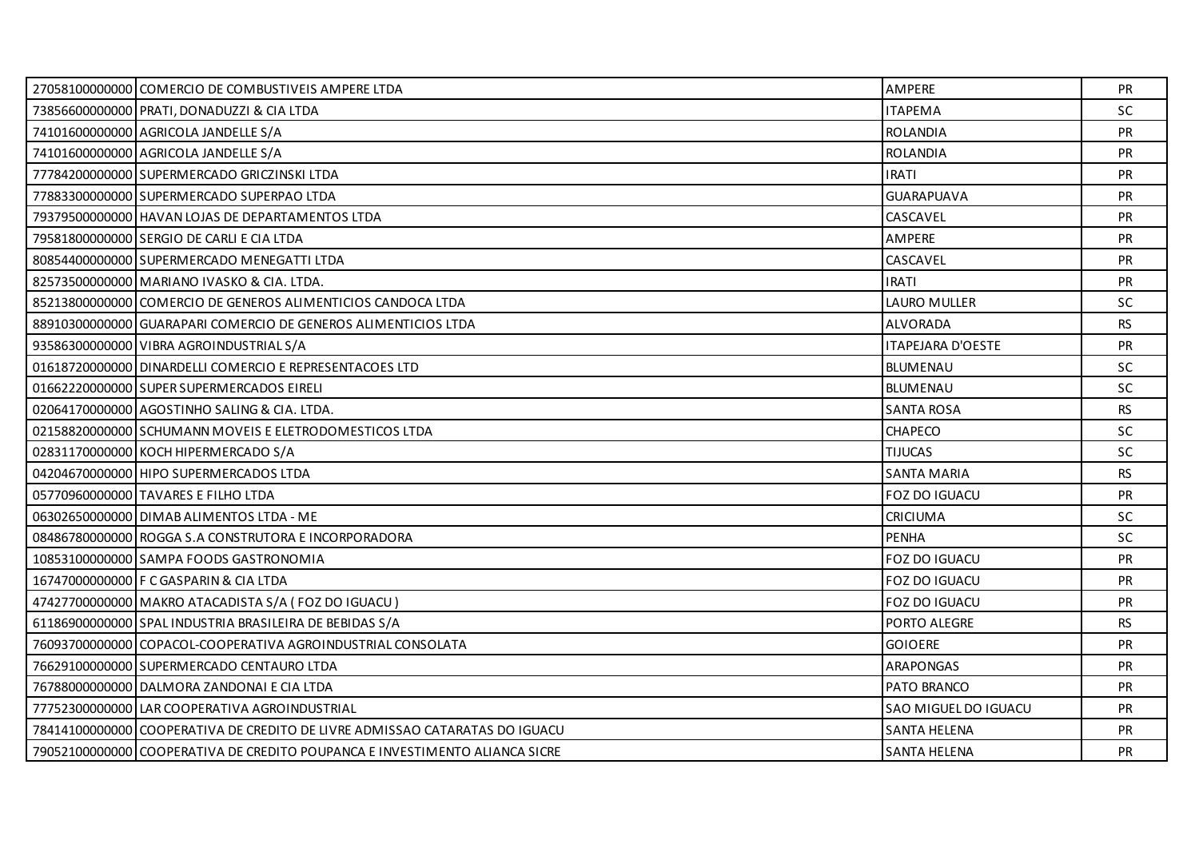| | | | |
|---|---|---|---|
| 27058100000000 | COMERCIO DE COMBUSTIVEIS AMPERE LTDA | AMPERE | PR |
| 73856600000000 | PRATI, DONADUZZI & CIA LTDA | ITAPEMA | SC |
| 74101600000000 | AGRICOLA JANDELLE S/A | ROLANDIA | PR |
| 74101600000000 | AGRICOLA JANDELLE S/A | ROLANDIA | PR |
| 77784200000000 | SUPERMERCADO GRICZINSKI LTDA | IRATI | PR |
| 77883300000000 | SUPERMERCADO SUPERPAO LTDA | GUARAPUAVA | PR |
| 79379500000000 | HAVAN LOJAS DE DEPARTAMENTOS LTDA | CASCAVEL | PR |
| 79581800000000 | SERGIO DE CARLI E CIA LTDA | AMPERE | PR |
| 80854400000000 | SUPERMERCADO MENEGATTI LTDA | CASCAVEL | PR |
| 82573500000000 | MARIANO IVASKO & CIA. LTDA. | IRATI | PR |
| 85213800000000 | COMERCIO DE GENEROS ALIMENTICIOS CANDOCA LTDA | LAURO MULLER | SC |
| 88910300000000 | GUARAPARI COMERCIO DE GENEROS ALIMENTICIOS LTDA | ALVORADA | RS |
| 93586300000000 | VIBRA AGROINDUSTRIAL S/A | ITAPEJARA D'OESTE | PR |
| 01618720000000 | DINARDELLI COMERCIO E REPRESENTACOES LTD | BLUMENAU | SC |
| 01662220000000 | SUPER SUPERMERCADOS EIRELI | BLUMENAU | SC |
| 02064170000000 | AGOSTINHO SALING & CIA. LTDA. | SANTA ROSA | RS |
| 02158820000000 | SCHUMANN MOVEIS E ELETRODOMESTICOS LTDA | CHAPECO | SC |
| 02831170000000 | KOCH HIPERMERCADO S/A | TIJUCAS | SC |
| 04204670000000 | HIPO SUPERMERCADOS LTDA | SANTA MARIA | RS |
| 05770960000000 | TAVARES E FILHO LTDA | FOZ DO IGUACU | PR |
| 06302650000000 | DIMAB ALIMENTOS LTDA - ME | CRICIUMA | SC |
| 08486780000000 | ROGGA S.A CONSTRUTORA E INCORPORADORA | PENHA | SC |
| 10853100000000 | SAMPA FOODS GASTRONOMIA | FOZ DO IGUACU | PR |
| 16747000000000 | F C GASPARIN & CIA LTDA | FOZ DO IGUACU | PR |
| 47427700000000 | MAKRO ATACADISTA S/A ( FOZ DO IGUACU ) | FOZ DO IGUACU | PR |
| 61186900000000 | SPAL INDUSTRIA BRASILEIRA DE BEBIDAS S/A | PORTO ALEGRE | RS |
| 76093700000000 | COPACOL-COOPERATIVA AGROINDUSTRIAL CONSOLATA | GOIOERE | PR |
| 76629100000000 | SUPERMERCADO CENTAURO LTDA | ARAPONGAS | PR |
| 76788000000000 | DALMORA ZANDONAI E CIA LTDA | PATO BRANCO | PR |
| 77752300000000 | LAR COOPERATIVA AGROINDUSTRIAL | SAO MIGUEL DO IGUACU | PR |
| 78414100000000 | COOPERATIVA DE CREDITO DE LIVRE ADMISSAO CATARATAS DO IGUACU | SANTA HELENA | PR |
| 79052100000000 | COOPERATIVA DE CREDITO POUPANCA E INVESTIMENTO ALIANCA SICRE | SANTA HELENA | PR |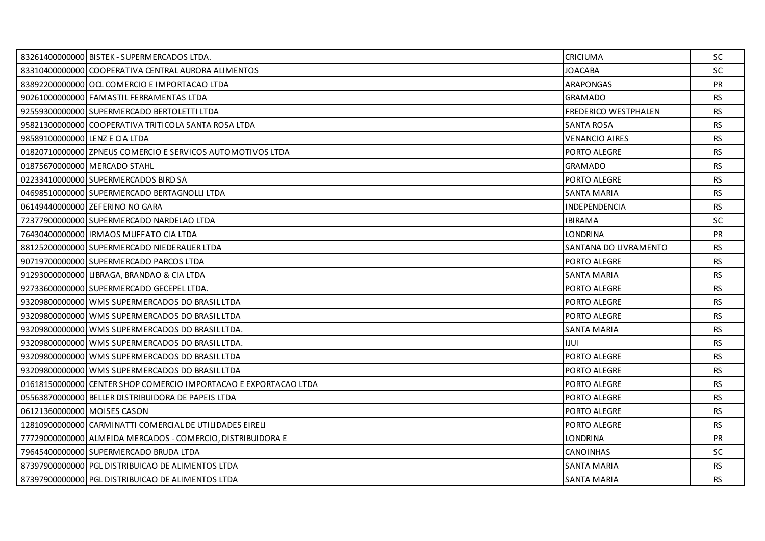| | | | |
|---|---|---|---|
| 83261400000000 | BISTEK - SUPERMERCADOS LTDA. | CRICIUMA | SC |
| 83310400000000 | COOPERATIVA CENTRAL AURORA ALIMENTOS | JOACABA | SC |
| 83892200000000 | OCL COMERCIO E IMPORTACAO LTDA | ARAPONGAS | PR |
| 90261000000000 | FAMASTIL FERRAMENTAS LTDA | GRAMADO | RS |
| 92559300000000 | SUPERMERCADO BERTOLETTI LTDA | FREDERICO WESTPHALEN | RS |
| 95821300000000 | COOPERATIVA TRITICOLA SANTA ROSA LTDA | SANTA ROSA | RS |
| 98589100000000 | LENZ E CIA LTDA | VENANCIO AIRES | RS |
| 01820710000000 | ZPNEUS COMERCIO E SERVICOS AUTOMOTIVOS LTDA | PORTO ALEGRE | RS |
| 01875670000000 | MERCADO STAHL | GRAMADO | RS |
| 02233410000000 | SUPERMERCADOS BIRD SA | PORTO ALEGRE | RS |
| 04698510000000 | SUPERMERCADO BERTAGNOLLI LTDA | SANTA MARIA | RS |
| 06149440000000 | ZEFERINO NO GARA | INDEPENDENCIA | RS |
| 72377900000000 | SUPERMERCADO NARDELAO LTDA | IBIRAMA | SC |
| 76430400000000 | IRMAOS MUFFATO CIA LTDA | LONDRINA | PR |
| 88125200000000 | SUPERMERCADO NIEDERAUER LTDA | SANTANA DO LIVRAMENTO | RS |
| 90719700000000 | SUPERMERCADO PARCOS LTDA | PORTO ALEGRE | RS |
| 91293000000000 | LIBRAGA, BRANDAO & CIA LTDA | SANTA MARIA | RS |
| 92733600000000 | SUPERMERCADO GECEPEL LTDA. | PORTO ALEGRE | RS |
| 93209800000000 | WMS SUPERMERCADOS DO BRASIL LTDA | PORTO ALEGRE | RS |
| 93209800000000 | WMS SUPERMERCADOS DO BRASIL LTDA | PORTO ALEGRE | RS |
| 93209800000000 | WMS SUPERMERCADOS DO BRASIL LTDA. | SANTA MARIA | RS |
| 93209800000000 | WMS SUPERMERCADOS DO BRASIL LTDA. | IJUI | RS |
| 93209800000000 | WMS SUPERMERCADOS DO BRASIL LTDA | PORTO ALEGRE | RS |
| 93209800000000 | WMS SUPERMERCADOS DO BRASIL LTDA | PORTO ALEGRE | RS |
| 01618150000000 | CENTER SHOP COMERCIO IMPORTACAO E EXPORTACAO LTDA | PORTO ALEGRE | RS |
| 05563870000000 | BELLER DISTRIBUIDORA DE PAPEIS LTDA | PORTO ALEGRE | RS |
| 06121360000000 | MOISES CASON | PORTO ALEGRE | RS |
| 12810900000000 | CARMINATTI COMERCIAL DE UTILIDADES EIRELI | PORTO ALEGRE | RS |
| 77729000000000 | ALMEIDA MERCADOS - COMERCIO, DISTRIBUIDORA E | LONDRINA | PR |
| 79645400000000 | SUPERMERCADO BRUDA LTDA | CANOINHAS | SC |
| 87397900000000 | PGL DISTRIBUICAO DE ALIMENTOS LTDA | SANTA MARIA | RS |
| 87397900000000 | PGL DISTRIBUICAO DE ALIMENTOS LTDA | SANTA MARIA | RS |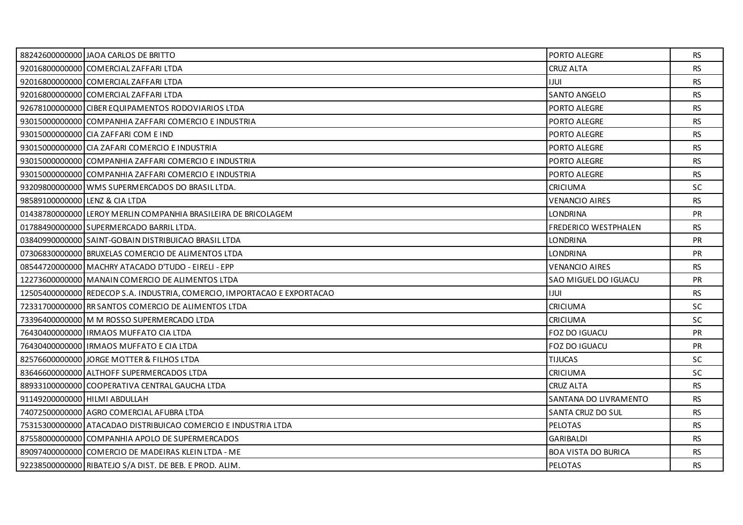| | | | |
|---|---|---|---|
| 88242600000000 | JAOA CARLOS DE BRITTO | PORTO ALEGRE | RS |
| 92016800000000 | COMERCIAL ZAFFARI LTDA | CRUZ ALTA | RS |
| 92016800000000 | COMERCIAL ZAFFARI LTDA | IJUI | RS |
| 92016800000000 | COMERCIAL ZAFFARI LTDA | SANTO ANGELO | RS |
| 92678100000000 | CIBER EQUIPAMENTOS RODOVIARIOS LTDA | PORTO ALEGRE | RS |
| 93015000000000 | COMPANHIA ZAFFARI COMERCIO E INDUSTRIA | PORTO ALEGRE | RS |
| 93015000000000 | CIA ZAFFARI COM E IND | PORTO ALEGRE | RS |
| 93015000000000 | CIA ZAFARI COMERCIO E INDUSTRIA | PORTO ALEGRE | RS |
| 93015000000000 | COMPANHIA ZAFFARI COMERCIO E INDUSTRIA | PORTO ALEGRE | RS |
| 93015000000000 | COMPANHIA ZAFFARI COMERCIO E INDUSTRIA | PORTO ALEGRE | RS |
| 93209800000000 | WMS SUPERMERCADOS DO BRASIL LTDA. | CRICIUMA | SC |
| 98589100000000 | LENZ & CIA LTDA | VENANCIO AIRES | RS |
| 01438780000000 | LEROY MERLIN COMPANHIA BRASILEIRA DE BRICOLAGEM | LONDRINA | PR |
| 01788490000000 | SUPERMERCADO BARRIL LTDA. | FREDERICO WESTPHALEN | RS |
| 03840990000000 | SAINT-GOBAIN DISTRIBUICAO BRASIL LTDA | LONDRINA | PR |
| 07306830000000 | BRUXELAS COMERCIO DE ALIMENTOS LTDA | LONDRINA | PR |
| 08544720000000 | MACHRY ATACADO D'TUDO - EIRELI - EPP | VENANCIO AIRES | RS |
| 12273600000000 | MANAIN COMERCIO DE ALIMENTOS LTDA | SAO MIGUEL DO IGUACU | PR |
| 12505400000000 | REDECOP S.A. INDUSTRIA, COMERCIO, IMPORTACAO E EXPORTACAO | IJUI | RS |
| 72331700000000 | RR SANTOS COMERCIO DE ALIMENTOS LTDA | CRICIUMA | SC |
| 73396400000000 | M M ROSSO SUPERMERCADO LTDA | CRICIUMA | SC |
| 76430400000000 | IRMAOS MUFFATO CIA LTDA | FOZ DO IGUACU | PR |
| 76430400000000 | IRMAOS MUFFATO E CIA LTDA | FOZ DO IGUACU | PR |
| 82576600000000 | JORGE MOTTER & FILHOS LTDA | TIJUCAS | SC |
| 83646600000000 | ALTHOFF SUPERMERCADOS LTDA | CRICIUMA | SC |
| 88933100000000 | COOPERATIVA CENTRAL GAUCHA LTDA | CRUZ ALTA | RS |
| 91149200000000 | HILMI ABDULLAH | SANTANA DO LIVRAMENTO | RS |
| 74072500000000 | AGRO COMERCIAL AFUBRA LTDA | SANTA CRUZ DO SUL | RS |
| 75315300000000 | ATACADAO DISTRIBUICAO COMERCIO E INDUSTRIA LTDA | PELOTAS | RS |
| 87558000000000 | COMPANHIA APOLO DE SUPERMERCADOS | GARIBALDI | RS |
| 89097400000000 | COMERCIO DE MADEIRAS KLEIN LTDA - ME | BOA VISTA DO BURICA | RS |
| 92238500000000 | RIBATEJO S/A DIST. DE BEB. E PROD. ALIM. | PELOTAS | RS |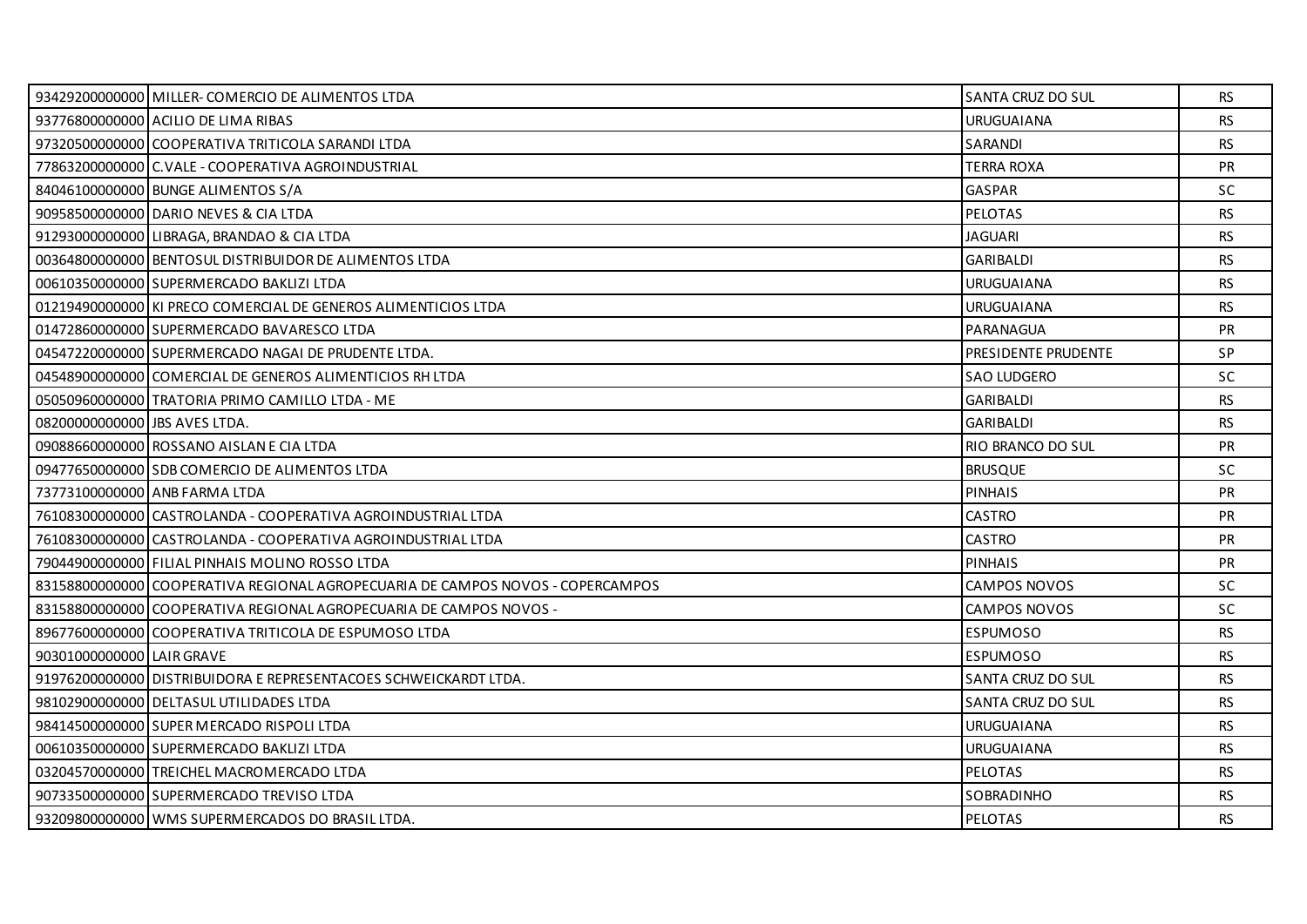| | | | |
|---|---|---|---|
| 93429200000000 | MILLER- COMERCIO DE ALIMENTOS LTDA | SANTA CRUZ DO SUL | RS |
| 93776800000000 | ACILIO DE LIMA RIBAS | URUGUAIANA | RS |
| 97320500000000 | COOPERATIVA TRITICOLA SARANDI LTDA | SARANDI | RS |
| 77863200000000 | C.VALE - COOPERATIVA AGROINDUSTRIAL | TERRA ROXA | PR |
| 84046100000000 | BUNGE ALIMENTOS S/A | GASPAR | SC |
| 90958500000000 | DARIO NEVES & CIA LTDA | PELOTAS | RS |
| 91293000000000 | LIBRAGA, BRANDAO & CIA LTDA | JAGUARI | RS |
| 00364800000000 | BENTOSUL DISTRIBUIDOR DE ALIMENTOS LTDA | GARIBALDI | RS |
| 00610350000000 | SUPERMERCADO BAKLIZI LTDA | URUGUAIANA | RS |
| 01219490000000 | KI PRECO COMERCIAL DE GENEROS ALIMENTICIOS LTDA | URUGUAIANA | RS |
| 01472860000000 | SUPERMERCADO BAVARESCO LTDA | PARANAGUA | PR |
| 04547220000000 | SUPERMERCADO NAGAI DE PRUDENTE LTDA. | PRESIDENTE PRUDENTE | SP |
| 04548900000000 | COMERCIAL DE GENEROS ALIMENTICIOS RH LTDA | SAO LUDGERO | SC |
| 05050960000000 | TRATORIA PRIMO CAMILLO LTDA - ME | GARIBALDI | RS |
| 08200000000000 | JBS AVES LTDA. | GARIBALDI | RS |
| 09088660000000 | ROSSANO AISLAN E CIA LTDA | RIO BRANCO DO SUL | PR |
| 09477650000000 | SDB COMERCIO DE ALIMENTOS LTDA | BRUSQUE | SC |
| 73773100000000 | ANB FARMA LTDA | PINHAIS | PR |
| 76108300000000 | CASTROLANDA - COOPERATIVA AGROINDUSTRIAL LTDA | CASTRO | PR |
| 76108300000000 | CASTROLANDA - COOPERATIVA AGROINDUSTRIAL LTDA | CASTRO | PR |
| 79044900000000 | FILIAL PINHAIS MOLINO ROSSO LTDA | PINHAIS | PR |
| 83158800000000 | COOPERATIVA REGIONAL AGROPECUARIA DE CAMPOS NOVOS - COPERCAMPOS | CAMPOS NOVOS | SC |
| 83158800000000 | COOPERATIVA REGIONAL AGROPECUARIA DE CAMPOS NOVOS - | CAMPOS NOVOS | SC |
| 89677600000000 | COOPERATIVA TRITICOLA DE ESPUMOSO LTDA | ESPUMOSO | RS |
| 90301000000000 | LAIR GRAVE | ESPUMOSO | RS |
| 91976200000000 | DISTRIBUIDORA E REPRESENTACOES SCHWEICKARDT LTDA. | SANTA CRUZ DO SUL | RS |
| 98102900000000 | DELTASUL UTILIDADES LTDA | SANTA CRUZ DO SUL | RS |
| 98414500000000 | SUPER MERCADO RISPOLI LTDA | URUGUAIANA | RS |
| 00610350000000 | SUPERMERCADO BAKLIZI LTDA | URUGUAIANA | RS |
| 03204570000000 | TREICHEL MACROMERCADO LTDA | PELOTAS | RS |
| 90733500000000 | SUPERMERCADO TREVISO LTDA | SOBRADINHO | RS |
| 93209800000000 | WMS SUPERMERCADOS DO BRASIL LTDA. | PELOTAS | RS |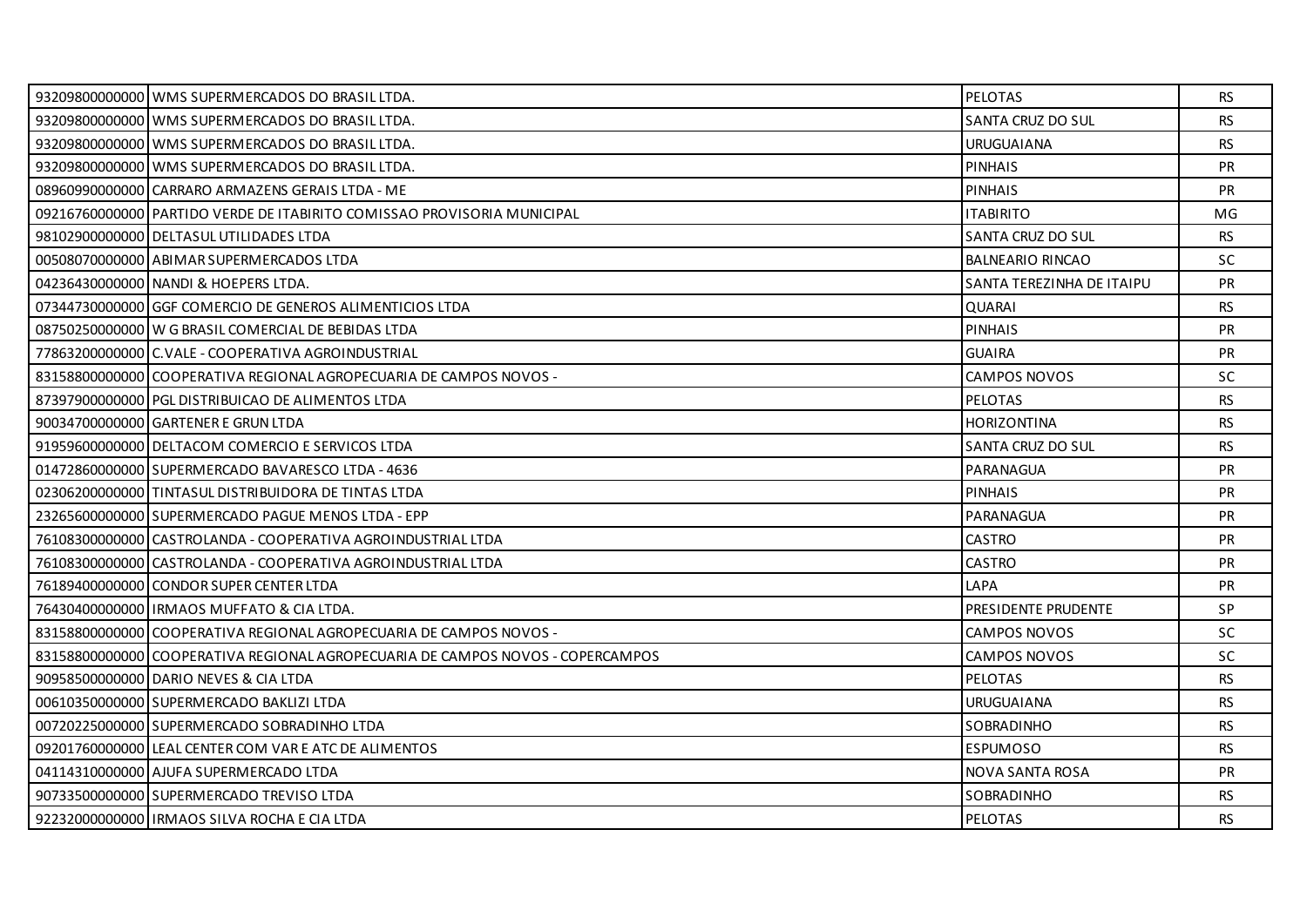| | | | |
|---|---|---|---|
| 93209800000000 | WMS SUPERMERCADOS DO BRASIL LTDA. | PELOTAS | RS |
| 93209800000000 | WMS SUPERMERCADOS DO BRASIL LTDA. | SANTA CRUZ DO SUL | RS |
| 93209800000000 | WMS SUPERMERCADOS DO BRASIL LTDA. | URUGUAIANA | RS |
| 93209800000000 | WMS SUPERMERCADOS DO BRASIL LTDA. | PINHAIS | PR |
| 08960990000000 | CARRARO ARMAZENS GERAIS LTDA - ME | PINHAIS | PR |
| 09216760000000 | PARTIDO VERDE DE ITABIRITO COMISSAO PROVISORIA MUNICIPAL | ITABIRITO | MG |
| 98102900000000 | DELTASUL UTILIDADES LTDA | SANTA CRUZ DO SUL | RS |
| 00508070000000 | ABIMAR SUPERMERCADOS LTDA | BALNEARIO RINCAO | SC |
| 04236430000000 | NANDI & HOEPERS LTDA. | SANTA TEREZINHA DE ITAIPU | PR |
| 07344730000000 | GGF COMERCIO DE GENEROS ALIMENTICIOS LTDA | QUARAI | RS |
| 08750250000000 | W G BRASIL COMERCIAL DE BEBIDAS LTDA | PINHAIS | PR |
| 77863200000000 | C.VALE - COOPERATIVA AGROINDUSTRIAL | GUAIRA | PR |
| 83158800000000 | COOPERATIVA REGIONAL AGROPECUARIA DE CAMPOS NOVOS - | CAMPOS NOVOS | SC |
| 87397900000000 | PGL DISTRIBUICAO DE ALIMENTOS LTDA | PELOTAS | RS |
| 90034700000000 | GARTENER E GRUN LTDA | HORIZONTINA | RS |
| 91959600000000 | DELTACOM COMERCIO E SERVICOS LTDA | SANTA CRUZ DO SUL | RS |
| 01472860000000 | SUPERMERCADO BAVARESCO LTDA - 4636 | PARANAGUA | PR |
| 02306200000000 | TINTASUL DISTRIBUIDORA DE TINTAS LTDA | PINHAIS | PR |
| 23265600000000 | SUPERMERCADO PAGUE MENOS LTDA - EPP | PARANAGUA | PR |
| 76108300000000 | CASTROLANDA - COOPERATIVA AGROINDUSTRIAL LTDA | CASTRO | PR |
| 76108300000000 | CASTROLANDA - COOPERATIVA AGROINDUSTRIAL LTDA | CASTRO | PR |
| 76189400000000 | CONDOR SUPER CENTER LTDA | LAPA | PR |
| 76430400000000 | IRMAOS MUFFATO & CIA LTDA. | PRESIDENTE PRUDENTE | SP |
| 83158800000000 | COOPERATIVA REGIONAL AGROPECUARIA DE CAMPOS NOVOS - | CAMPOS NOVOS | SC |
| 83158800000000 | COOPERATIVA REGIONAL AGROPECUARIA DE CAMPOS NOVOS - COPERCAMPOS | CAMPOS NOVOS | SC |
| 90958500000000 | DARIO NEVES & CIA LTDA | PELOTAS | RS |
| 00610350000000 | SUPERMERCADO BAKLIZI LTDA | URUGUAIANA | RS |
| 00720225000000 | SUPERMERCADO SOBRADINHO LTDA | SOBRADINHO | RS |
| 09201760000000 | LEAL CENTER COM VAR E ATC DE ALIMENTOS | ESPUMOSO | RS |
| 04114310000000 | AJUFA SUPERMERCADO LTDA | NOVA SANTA ROSA | PR |
| 90733500000000 | SUPERMERCADO TREVISO LTDA | SOBRADINHO | RS |
| 92232000000000 | IRMAOS SILVA ROCHA E CIA LTDA | PELOTAS | RS |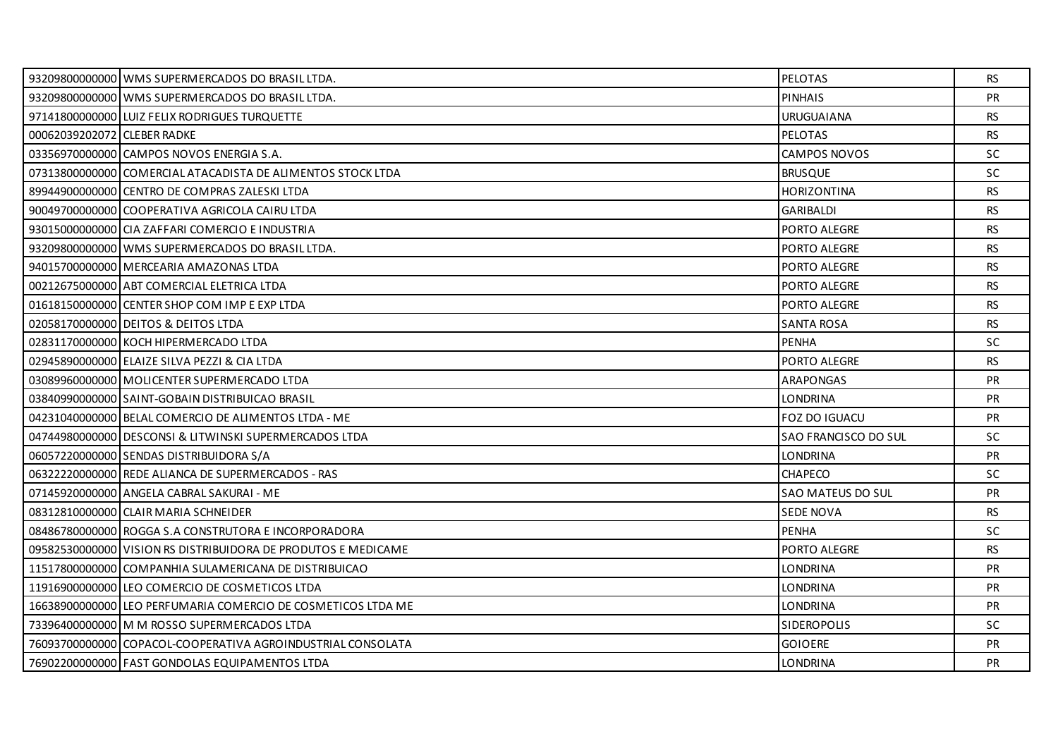| | | | |
|---|---|---|---|
| 93209800000000 | WMS SUPERMERCADOS DO BRASIL LTDA. | PELOTAS | RS |
| 93209800000000 | WMS SUPERMERCADOS DO BRASIL LTDA. | PINHAIS | PR |
| 97141800000000 | LUIZ FELIX RODRIGUES TURQUETTE | URUGUAIANA | RS |
| 00062039202072 | CLEBER RADKE | PELOTAS | RS |
| 03356970000000 | CAMPOS NOVOS ENERGIA S.A. | CAMPOS NOVOS | SC |
| 07313800000000 | COMERCIAL ATACADISTA DE ALIMENTOS STOCK LTDA | BRUSQUE | SC |
| 89944900000000 | CENTRO DE COMPRAS ZALESKI LTDA | HORIZONTINA | RS |
| 90049700000000 | COOPERATIVA AGRICOLA CAIRU LTDA | GARIBALDI | RS |
| 93015000000000 | CIA ZAFFARI COMERCIO E INDUSTRIA | PORTO ALEGRE | RS |
| 93209800000000 | WMS SUPERMERCADOS DO BRASIL LTDA. | PORTO ALEGRE | RS |
| 94015700000000 | MERCEARIA AMAZONAS LTDA | PORTO ALEGRE | RS |
| 00212675000000 | ABT COMERCIAL ELETRICA LTDA | PORTO ALEGRE | RS |
| 01618150000000 | CENTER SHOP COM IMP E EXP LTDA | PORTO ALEGRE | RS |
| 02058170000000 | DEITOS & DEITOS LTDA | SANTA ROSA | RS |
| 02831170000000 | KOCH HIPERMERCADO LTDA | PENHA | SC |
| 02945890000000 | ELAIZE SILVA PEZZI & CIA LTDA | PORTO ALEGRE | RS |
| 03089960000000 | MOLICENTER SUPERMERCADO LTDA | ARAPONGAS | PR |
| 03840990000000 | SAINT-GOBAIN DISTRIBUICAO BRASIL | LONDRINA | PR |
| 04231040000000 | BELAL COMERCIO DE ALIMENTOS LTDA - ME | FOZ DO IGUACU | PR |
| 04744980000000 | DESCONSI & LITWINSKI SUPERMERCADOS LTDA | SAO FRANCISCO DO SUL | SC |
| 06057220000000 | SENDAS DISTRIBUIDORA S/A | LONDRINA | PR |
| 06322220000000 | REDE ALIANCA DE SUPERMERCADOS - RAS | CHAPECO | SC |
| 07145920000000 | ANGELA CABRAL SAKURAI - ME | SAO MATEUS DO SUL | PR |
| 08312810000000 | CLAIR MARIA SCHNEIDER | SEDE NOVA | RS |
| 08486780000000 | ROGGA S.A CONSTRUTORA E INCORPORADORA | PENHA | SC |
| 09582530000000 | VISION RS DISTRIBUIDORA DE PRODUTOS E MEDICAME | PORTO ALEGRE | RS |
| 11517800000000 | COMPANHIA SULAMERICANA DE DISTRIBUICAO | LONDRINA | PR |
| 11916900000000 | LEO COMERCIO DE COSMETICOS LTDA | LONDRINA | PR |
| 16638900000000 | LEO PERFUMARIA COMERCIO DE COSMETICOS LTDA ME | LONDRINA | PR |
| 73396400000000 | M M ROSSO SUPERMERCADOS LTDA | SIDEROPOLIS | SC |
| 76093700000000 | COPACOL-COOPERATIVA AGROINDUSTRIAL CONSOLATA | GOIOERE | PR |
| 76902200000000 | FAST GONDOLAS EQUIPAMENTOS LTDA | LONDRINA | PR |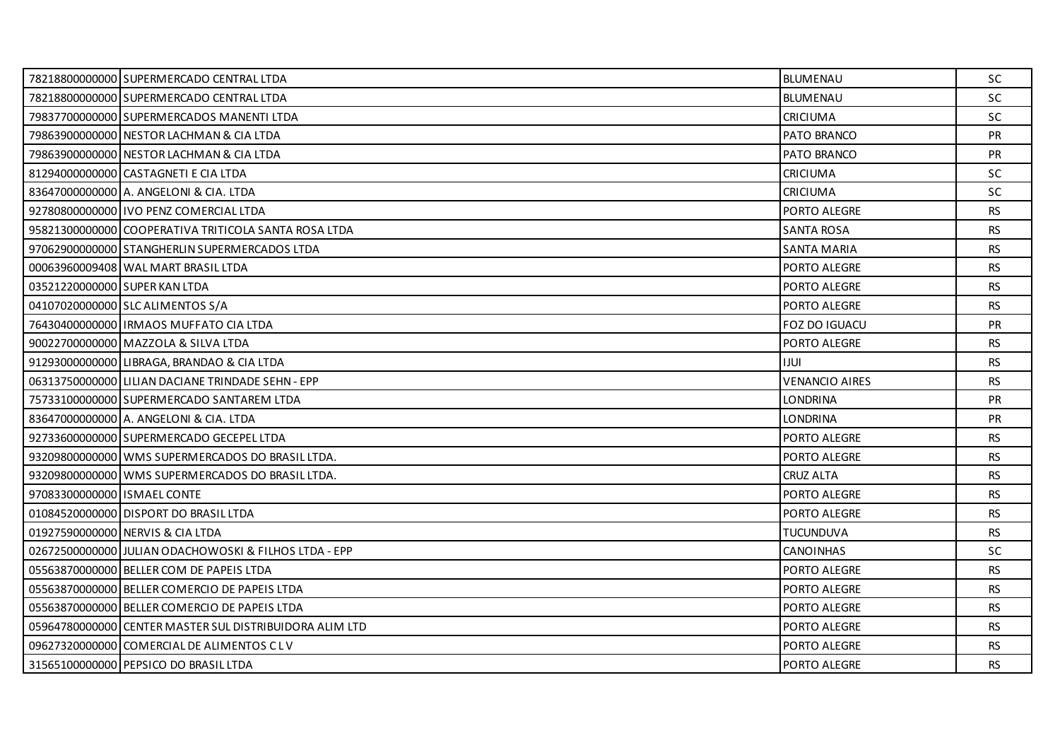| | | | |
|---|---|---|---|
| 78218800000000 | SUPERMERCADO CENTRAL LTDA | BLUMENAU | SC |
| 78218800000000 | SUPERMERCADO CENTRAL LTDA | BLUMENAU | SC |
| 79837700000000 | SUPERMERCADOS MANENTI LTDA | CRICIUMA | SC |
| 79863900000000 | NESTOR LACHMAN & CIA LTDA | PATO BRANCO | PR |
| 79863900000000 | NESTOR LACHMAN & CIA LTDA | PATO BRANCO | PR |
| 81294000000000 | CASTAGNETI E CIA LTDA | CRICIUMA | SC |
| 83647000000000 | A. ANGELONI & CIA. LTDA | CRICIUMA | SC |
| 92780800000000 | IVO PENZ COMERCIAL LTDA | PORTO ALEGRE | RS |
| 95821300000000 | COOPERATIVA TRITICOLA SANTA ROSA LTDA | SANTA ROSA | RS |
| 97062900000000 | STANGHERLIN SUPERMERCADOS LTDA | SANTA MARIA | RS |
| 00063960009408 | WAL MART BRASIL LTDA | PORTO ALEGRE | RS |
| 03521220000000 | SUPER KAN LTDA | PORTO ALEGRE | RS |
| 04107020000000 | SLC ALIMENTOS S/A | PORTO ALEGRE | RS |
| 76430400000000 | IRMAOS MUFFATO CIA LTDA | FOZ DO IGUACU | PR |
| 90022700000000 | MAZZOLA & SILVA LTDA | PORTO ALEGRE | RS |
| 91293000000000 | LIBRAGA, BRANDAO & CIA LTDA | IJUI | RS |
| 06313750000000 | LILIAN DACIANE TRINDADE SEHN - EPP | VENANCIO AIRES | RS |
| 75733100000000 | SUPERMERCADO SANTAREM LTDA | LONDRINA | PR |
| 83647000000000 | A. ANGELONI & CIA. LTDA | LONDRINA | PR |
| 92733600000000 | SUPERMERCADO GECEPEL LTDA | PORTO ALEGRE | RS |
| 93209800000000 | WMS SUPERMERCADOS DO BRASIL LTDA. | PORTO ALEGRE | RS |
| 93209800000000 | WMS SUPERMERCADOS DO BRASIL LTDA. | CRUZ ALTA | RS |
| 97083300000000 | ISMAEL CONTE | PORTO ALEGRE | RS |
| 01084520000000 | DISPORT DO BRASIL LTDA | PORTO ALEGRE | RS |
| 01927590000000 | NERVIS & CIA LTDA | TUCUNDUVA | RS |
| 02672500000000 | JULIAN ODACHOWOSKI & FILHOS LTDA - EPP | CANOINHAS | SC |
| 05563870000000 | BELLER COM DE PAPEIS LTDA | PORTO ALEGRE | RS |
| 05563870000000 | BELLER COMERCIO DE PAPEIS LTDA | PORTO ALEGRE | RS |
| 05563870000000 | BELLER COMERCIO DE PAPEIS LTDA | PORTO ALEGRE | RS |
| 05964780000000 | CENTER MASTER SUL DISTRIBUIDORA ALIM LTD | PORTO ALEGRE | RS |
| 09627320000000 | COMERCIAL DE ALIMENTOS C L V | PORTO ALEGRE | RS |
| 31565100000000 | PEPSICO DO BRASIL LTDA | PORTO ALEGRE | RS |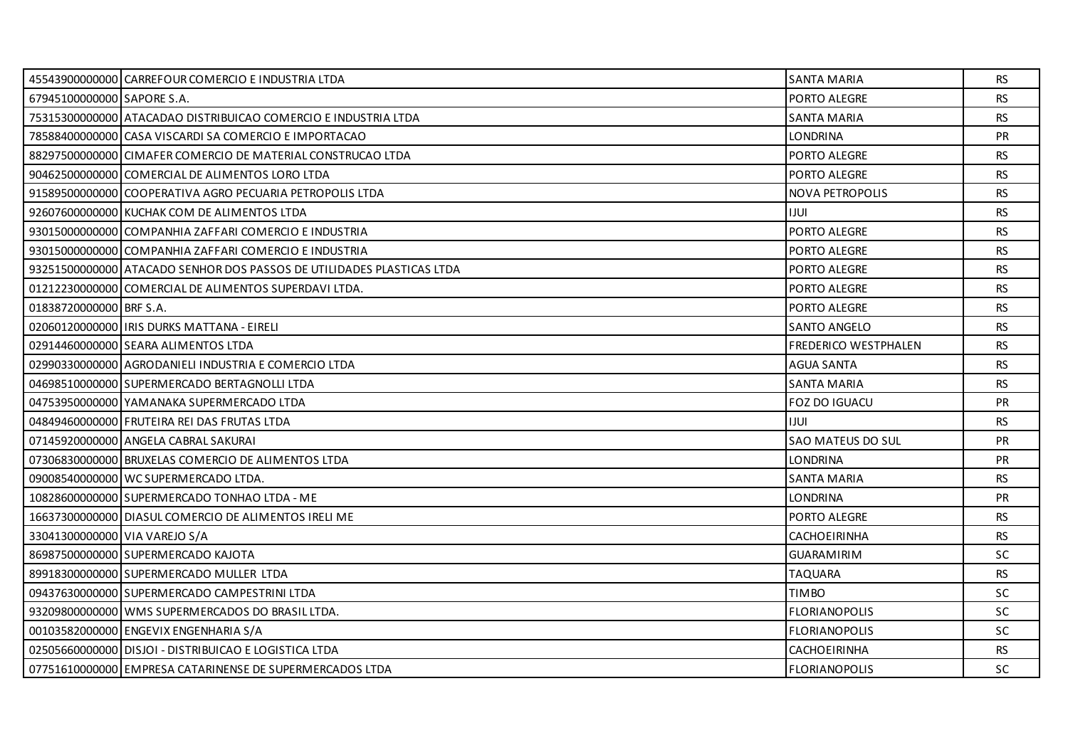| | | | |
|---|---|---|---|
| 45543900000000 | CARREFOUR COMERCIO E INDUSTRIA LTDA | SANTA MARIA | RS |
| 67945100000000 | SAPORE S.A. | PORTO ALEGRE | RS |
| 75315300000000 | ATACADAO DISTRIBUICAO COMERCIO E INDUSTRIA LTDA | SANTA MARIA | RS |
| 78588400000000 | CASA VISCARDI SA COMERCIO E IMPORTACAO | LONDRINA | PR |
| 88297500000000 | CIMAFER COMERCIO DE MATERIAL CONSTRUCAO LTDA | PORTO ALEGRE | RS |
| 90462500000000 | COMERCIAL DE ALIMENTOS LORO LTDA | PORTO ALEGRE | RS |
| 91589500000000 | COOPERATIVA AGRO PECUARIA PETROPOLIS LTDA | NOVA PETROPOLIS | RS |
| 92607600000000 | KUCHAK COM DE ALIMENTOS LTDA | IJUI | RS |
| 93015000000000 | COMPANHIA ZAFFARI COMERCIO E INDUSTRIA | PORTO ALEGRE | RS |
| 93015000000000 | COMPANHIA ZAFFARI COMERCIO E INDUSTRIA | PORTO ALEGRE | RS |
| 93251500000000 | ATACADO SENHOR DOS PASSOS DE UTILIDADES PLASTICAS LTDA | PORTO ALEGRE | RS |
| 01212230000000 | COMERCIAL DE ALIMENTOS SUPERDAVI LTDA. | PORTO ALEGRE | RS |
| 01838720000000 | BRF S.A. | PORTO ALEGRE | RS |
| 02060120000000 | IRIS DURKS MATTANA - EIRELI | SANTO ANGELO | RS |
| 02914460000000 | SEARA ALIMENTOS LTDA | FREDERICO WESTPHALEN | RS |
| 02990330000000 | AGRODANIELI INDUSTRIA E COMERCIO LTDA | AGUA SANTA | RS |
| 04698510000000 | SUPERMERCADO BERTAGNOLLI LTDA | SANTA MARIA | RS |
| 04753950000000 | YAMANAKA SUPERMERCADO LTDA | FOZ DO IGUACU | PR |
| 04849460000000 | FRUTEIRA REI DAS FRUTAS LTDA | IJUI | RS |
| 07145920000000 | ANGELA CABRAL SAKURAI | SAO MATEUS DO SUL | PR |
| 07306830000000 | BRUXELAS COMERCIO DE ALIMENTOS LTDA | LONDRINA | PR |
| 09008540000000 | WC SUPERMERCADO LTDA. | SANTA MARIA | RS |
| 10828600000000 | SUPERMERCADO TONHAO LTDA - ME | LONDRINA | PR |
| 16637300000000 | DIASUL COMERCIO DE ALIMENTOS IRELI ME | PORTO ALEGRE | RS |
| 33041300000000 | VIA VAREJO S/A | CACHOEIRINHA | RS |
| 86987500000000 | SUPERMERCADO KAJOTA | GUARAMIRIM | SC |
| 89918300000000 | SUPERMERCADO MULLER LTDA | TAQUARA | RS |
| 09437630000000 | SUPERMERCADO CAMPESTRINI LTDA | TIMBO | SC |
| 93209800000000 | WMS SUPERMERCADOS DO BRASIL LTDA. | FLORIANOPOLIS | SC |
| 00103582000000 | ENGEVIX ENGENHARIA S/A | FLORIANOPOLIS | SC |
| 02505660000000 | DISJOI - DISTRIBUICAO E LOGISTICA LTDA | CACHOEIRINHA | RS |
| 07751610000000 | EMPRESA CATARINENSE DE SUPERMERCADOS LTDA | FLORIANOPOLIS | SC |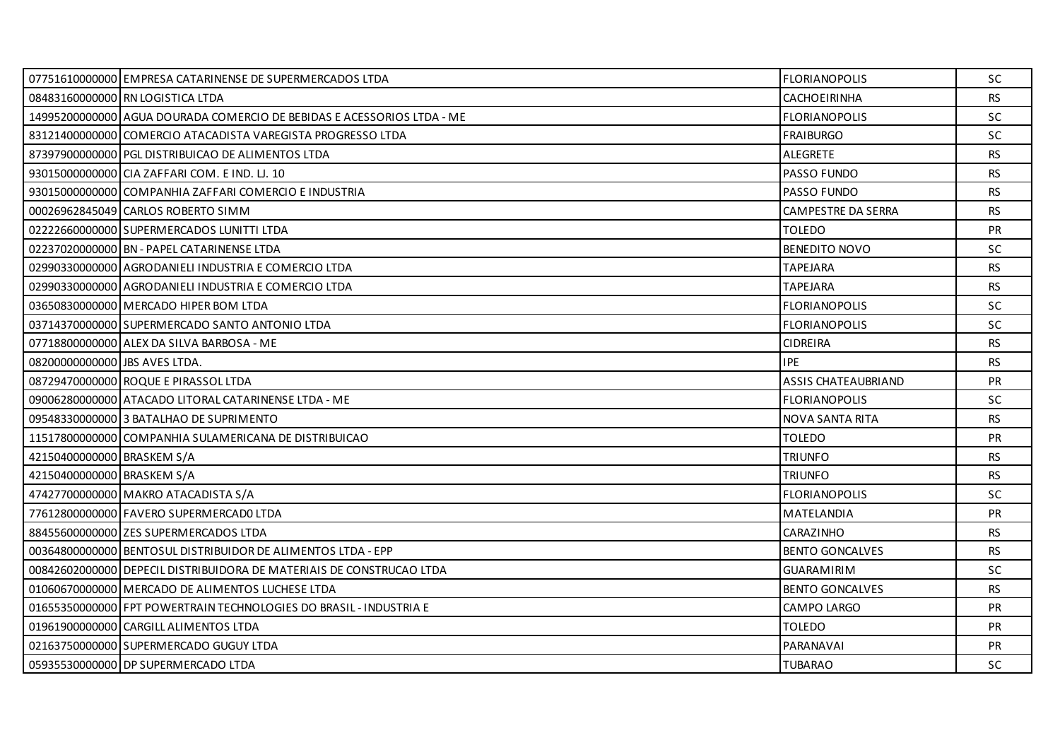| | | | |
|---|---|---|---|
| 07751610000000 | EMPRESA CATARINENSE DE SUPERMERCADOS LTDA | FLORIANOPOLIS | SC |
| 08483160000000 | RN LOGISTICA LTDA | CACHOEIRINHA | RS |
| 14995200000000 | AGUA DOURADA COMERCIO DE BEBIDAS E ACESSORIOS LTDA - ME | FLORIANOPOLIS | SC |
| 83121400000000 | COMERCIO ATACADISTA VAREGISTA PROGRESSO LTDA | FRAIBURGO | SC |
| 87397900000000 | PGL DISTRIBUICAO DE ALIMENTOS LTDA | ALEGRETE | RS |
| 93015000000000 | CIA ZAFFARI COM. E IND. LJ. 10 | PASSO FUNDO | RS |
| 93015000000000 | COMPANHIA ZAFFARI COMERCIO E INDUSTRIA | PASSO FUNDO | RS |
| 00026962845049 | CARLOS ROBERTO SIMM | CAMPESTRE DA SERRA | RS |
| 02222660000000 | SUPERMERCADOS LUNITTI LTDA | TOLEDO | PR |
| 02237020000000 | BN - PAPEL CATARINENSE LTDA | BENEDITO NOVO | SC |
| 02990330000000 | AGRODANIELI INDUSTRIA E COMERCIO LTDA | TAPEJARA | RS |
| 02990330000000 | AGRODANIELI INDUSTRIA E COMERCIO LTDA | TAPEJARA | RS |
| 03650830000000 | MERCADO HIPER BOM LTDA | FLORIANOPOLIS | SC |
| 03714370000000 | SUPERMERCADO SANTO ANTONIO LTDA | FLORIANOPOLIS | SC |
| 07718800000000 | ALEX DA SILVA BARBOSA - ME | CIDREIRA | RS |
| 08200000000000 | JBS AVES LTDA. | IPE | RS |
| 08729470000000 | ROQUE E PIRASSOL LTDA | ASSIS CHATEAUBRIAND | PR |
| 09006280000000 | ATACADO LITORAL CATARINENSE LTDA - ME | FLORIANOPOLIS | SC |
| 09548330000000 | 3 BATALHAO DE SUPRIMENTO | NOVA SANTA RITA | RS |
| 11517800000000 | COMPANHIA SULAMERICANA DE DISTRIBUICAO | TOLEDO | PR |
| 42150400000000 | BRASKEM S/A | TRIUNFO | RS |
| 42150400000000 | BRASKEM S/A | TRIUNFO | RS |
| 47427700000000 | MAKRO ATACADISTA S/A | FLORIANOPOLIS | SC |
| 77612800000000 | FAVERO SUPERMERCAD0 LTDA | MATELANDIA | PR |
| 88455600000000 | ZES SUPERMERCADOS LTDA | CARAZINHO | RS |
| 00364800000000 | BENTOSUL DISTRIBUIDOR DE ALIMENTOS LTDA - EPP | BENTO GONCALVES | RS |
| 00842602000000 | DEPECIL DISTRIBUIDORA DE MATERIAIS DE CONSTRUCAO LTDA | GUARAMIRIM | SC |
| 01060670000000 | MERCADO DE ALIMENTOS LUCHESE LTDA | BENTO GONCALVES | RS |
| 01655350000000 | FPT POWERTRAIN TECHNOLOGIES DO BRASIL - INDUSTRIA E | CAMPO LARGO | PR |
| 01961900000000 | CARGILL ALIMENTOS LTDA | TOLEDO | PR |
| 02163750000000 | SUPERMERCADO GUGUY LTDA | PARANAVAI | PR |
| 05935530000000 | DP SUPERMERCADO LTDA | TUBARAO | SC |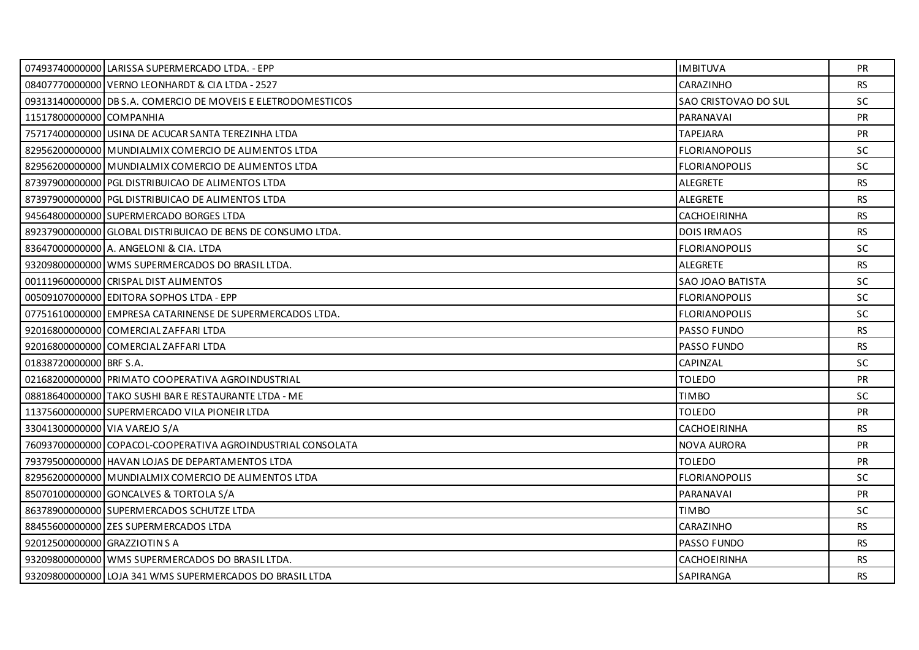| | | | |
|---|---|---|---|
| 07493740000000 | LARISSA SUPERMERCADO LTDA. - EPP | IMBITUVA | PR |
| 08407770000000 | VERNO LEONHARDT & CIA LTDA - 2527 | CARAZINHO | RS |
| 09313140000000 | DB S.A. COMERCIO DE MOVEIS E ELETRODOMESTICOS | SAO CRISTOVAO DO SUL | SC |
| 11517800000000 | COMPANHIA | PARANAVAI | PR |
| 75717400000000 | USINA DE ACUCAR SANTA TEREZINHA LTDA | TAPEJARA | PR |
| 82956200000000 | MUNDIALMIX COMERCIO DE ALIMENTOS LTDA | FLORIANOPOLIS | SC |
| 82956200000000 | MUNDIALMIX COMERCIO DE ALIMENTOS LTDA | FLORIANOPOLIS | SC |
| 87397900000000 | PGL DISTRIBUICAO DE ALIMENTOS LTDA | ALEGRETE | RS |
| 87397900000000 | PGL DISTRIBUICAO DE ALIMENTOS LTDA | ALEGRETE | RS |
| 94564800000000 | SUPERMERCADO BORGES LTDA | CACHOEIRINHA | RS |
| 89237900000000 | GLOBAL DISTRIBUICAO DE BENS DE CONSUMO LTDA. | DOIS IRMAOS | RS |
| 83647000000000 | A. ANGELONI & CIA. LTDA | FLORIANOPOLIS | SC |
| 93209800000000 | WMS SUPERMERCADOS DO BRASIL LTDA. | ALEGRETE | RS |
| 00111960000000 | CRISPAL DIST ALIMENTOS | SAO JOAO BATISTA | SC |
| 00509107000000 | EDITORA SOPHOS LTDA - EPP | FLORIANOPOLIS | SC |
| 07751610000000 | EMPRESA CATARINENSE DE SUPERMERCADOS LTDA. | FLORIANOPOLIS | SC |
| 92016800000000 | COMERCIAL ZAFFARI LTDA | PASSO FUNDO | RS |
| 92016800000000 | COMERCIAL ZAFFARI LTDA | PASSO FUNDO | RS |
| 01838720000000 | BRF S.A. | CAPINZAL | SC |
| 02168200000000 | PRIMATO COOPERATIVA AGROINDUSTRIAL | TOLEDO | PR |
| 08818640000000 | TAKO SUSHI BAR E RESTAURANTE LTDA - ME | TIMBO | SC |
| 11375600000000 | SUPERMERCADO VILA PIONEIR LTDA | TOLEDO | PR |
| 33041300000000 | VIA VAREJO S/A | CACHOEIRINHA | RS |
| 76093700000000 | COPACOL-COOPERATIVA AGROINDUSTRIAL CONSOLATA | NOVA AURORA | PR |
| 79379500000000 | HAVAN LOJAS DE DEPARTAMENTOS LTDA | TOLEDO | PR |
| 82956200000000 | MUNDIALMIX COMERCIO DE ALIMENTOS LTDA | FLORIANOPOLIS | SC |
| 85070100000000 | GONCALVES & TORTOLA S/A | PARANAVAI | PR |
| 86378900000000 | SUPERMERCADOS SCHUTZE LTDA | TIMBO | SC |
| 88455600000000 | ZES SUPERMERCADOS LTDA | CARAZINHO | RS |
| 92012500000000 | GRAZZIOTIN S A | PASSO FUNDO | RS |
| 93209800000000 | WMS SUPERMERCADOS DO BRASIL LTDA. | CACHOEIRINHA | RS |
| 93209800000000 | LOJA 341 WMS SUPERMERCADOS DO BRASIL LTDA | SAPIRANGA | RS |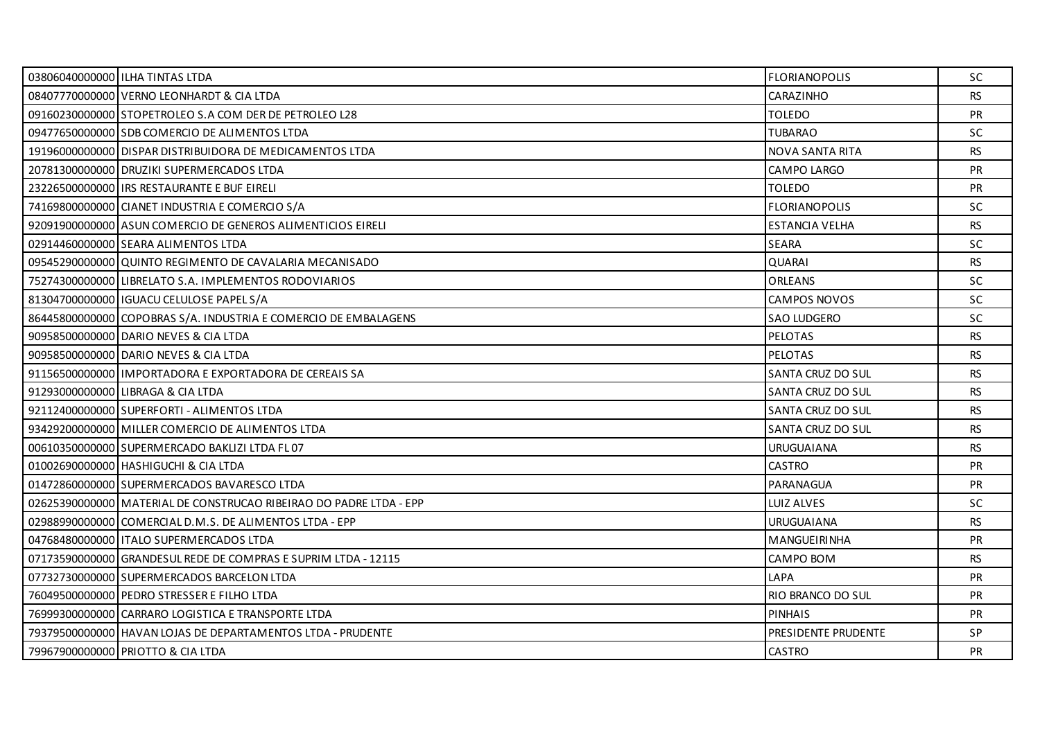| | | | |
|---|---|---|---|
| 03806040000000 | ILHA TINTAS LTDA | FLORIANOPOLIS | SC |
| 08407770000000 | VERNO LEONHARDT & CIA LTDA | CARAZINHO | RS |
| 09160230000000 | STOPETROLEO S.A COM DER DE PETROLEO L28 | TOLEDO | PR |
| 09477650000000 | SDB COMERCIO DE ALIMENTOS LTDA | TUBARAO | SC |
| 19196000000000 | DISPAR DISTRIBUIDORA DE MEDICAMENTOS LTDA | NOVA SANTA RITA | RS |
| 20781300000000 | DRUZIKI SUPERMERCADOS LTDA | CAMPO LARGO | PR |
| 23226500000000 | IRS RESTAURANTE E BUF EIRELI | TOLEDO | PR |
| 74169800000000 | CIANET INDUSTRIA E COMERCIO S/A | FLORIANOPOLIS | SC |
| 92091900000000 | ASUN COMERCIO DE GENEROS ALIMENTICIOS EIRELI | ESTANCIA VELHA | RS |
| 02914460000000 | SEARA ALIMENTOS LTDA | SEARA | SC |
| 09545290000000 | QUINTO REGIMENTO DE CAVALARIA MECANISADO | QUARAI | RS |
| 75274300000000 | LIBRELATO S.A. IMPLEMENTOS RODOVIARIOS | ORLEANS | SC |
| 81304700000000 | IGUACU CELULOSE PAPEL S/A | CAMPOS NOVOS | SC |
| 86445800000000 | COPOBRAS S/A. INDUSTRIA E COMERCIO DE EMBALAGENS | SAO LUDGERO | SC |
| 90958500000000 | DARIO NEVES & CIA LTDA | PELOTAS | RS |
| 90958500000000 | DARIO NEVES & CIA LTDA | PELOTAS | RS |
| 91156500000000 | IMPORTADORA E EXPORTADORA DE CEREAIS SA | SANTA CRUZ DO SUL | RS |
| 91293000000000 | LIBRAGA & CIA LTDA | SANTA CRUZ DO SUL | RS |
| 92112400000000 | SUPERFORTI - ALIMENTOS LTDA | SANTA CRUZ DO SUL | RS |
| 93429200000000 | MILLER COMERCIO DE ALIMENTOS LTDA | SANTA CRUZ DO SUL | RS |
| 00610350000000 | SUPERMERCADO BAKLIZI LTDA FL 07 | URUGUAIANA | RS |
| 01002690000000 | HASHIGUCHI & CIA LTDA | CASTRO | PR |
| 01472860000000 | SUPERMERCADOS BAVARESCO LTDA | PARANAGUA | PR |
| 02625390000000 | MATERIAL DE CONSTRUCAO RIBEIRAO DO PADRE LTDA - EPP | LUIZ ALVES | SC |
| 02988990000000 | COMERCIAL D.M.S. DE ALIMENTOS LTDA - EPP | URUGUAIANA | RS |
| 04768480000000 | ITALO SUPERMERCADOS LTDA | MANGUEIRINHA | PR |
| 07173590000000 | GRANDESUL REDE DE COMPRAS E SUPRIM LTDA - 12115 | CAMPO BOM | RS |
| 07732730000000 | SUPERMERCADOS BARCELON LTDA | LAPA | PR |
| 76049500000000 | PEDRO STRESSER E FILHO LTDA | RIO BRANCO DO SUL | PR |
| 76999300000000 | CARRARO LOGISTICA E TRANSPORTE LTDA | PINHAIS | PR |
| 79379500000000 | HAVAN LOJAS DE DEPARTAMENTOS LTDA - PRUDENTE | PRESIDENTE PRUDENTE | SP |
| 79967900000000 | PRIOTTO & CIA LTDA | CASTRO | PR |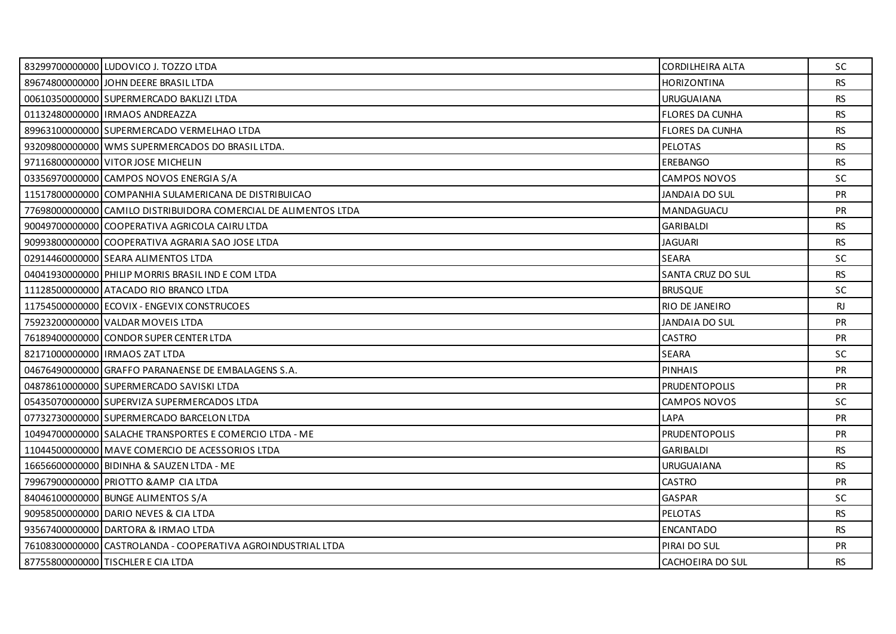| | | | |
|---|---|---|---|
| 83299700000000 | LUDOVICO J. TOZZO LTDA | CORDILHEIRA ALTA | SC |
| 89674800000000 | JOHN DEERE BRASIL LTDA | HORIZONTINA | RS |
| 00610350000000 | SUPERMERCADO BAKLIZI LTDA | URUGUAIANA | RS |
| 01132480000000 | IRMAOS ANDREAZZA | FLORES DA CUNHA | RS |
| 89963100000000 | SUPERMERCADO VERMELHAO LTDA | FLORES DA CUNHA | RS |
| 93209800000000 | WMS SUPERMERCADOS DO BRASIL LTDA. | PELOTAS | RS |
| 97116800000000 | VITOR JOSE MICHELIN | EREBANGO | RS |
| 03356970000000 | CAMPOS NOVOS ENERGIA S/A | CAMPOS NOVOS | SC |
| 11517800000000 | COMPANHIA SULAMERICANA DE DISTRIBUICAO | JANDAIA DO SUL | PR |
| 77698000000000 | CAMILO DISTRIBUIDORA COMERCIAL DE ALIMENTOS LTDA | MANDAGUACU | PR |
| 90049700000000 | COOPERATIVA AGRICOLA CAIRU LTDA | GARIBALDI | RS |
| 90993800000000 | COOPERATIVA AGRARIA SAO JOSE LTDA | JAGUARI | RS |
| 02914460000000 | SEARA ALIMENTOS LTDA | SEARA | SC |
| 04041930000000 | PHILIP MORRIS BRASIL IND E COM LTDA | SANTA CRUZ DO SUL | RS |
| 11128500000000 | ATACADO RIO BRANCO LTDA | BRUSQUE | SC |
| 11754500000000 | ECOVIX - ENGEVIX CONSTRUCOES | RIO DE JANEIRO | RJ |
| 75923200000000 | VALDAR MOVEIS LTDA | JANDAIA DO SUL | PR |
| 76189400000000 | CONDOR SUPER CENTER LTDA | CASTRO | PR |
| 82171000000000 | IRMAOS ZAT LTDA | SEARA | SC |
| 04676490000000 | GRAFFO PARANAENSE DE EMBALAGENS S.A. | PINHAIS | PR |
| 04878610000000 | SUPERMERCADO SAVISKI LTDA | PRUDENTOPOLIS | PR |
| 05435070000000 | SUPERVIZA SUPERMERCADOS LTDA | CAMPOS NOVOS | SC |
| 07732730000000 | SUPERMERCADO BARCELON LTDA | LAPA | PR |
| 10494700000000 | SALACHE TRANSPORTES E COMERCIO LTDA - ME | PRUDENTOPOLIS | PR |
| 11044500000000 | MAVE COMERCIO DE ACESSORIOS LTDA | GARIBALDI | RS |
| 16656600000000 | BIDINHA & SAUZEN LTDA - ME | URUGUAIANA | RS |
| 79967900000000 | PRIOTTO &AMP CIA LTDA | CASTRO | PR |
| 84046100000000 | BUNGE ALIMENTOS S/A | GASPAR | SC |
| 90958500000000 | DARIO NEVES & CIA LTDA | PELOTAS | RS |
| 93567400000000 | DARTORA & IRMAO LTDA | ENCANTADO | RS |
| 76108300000000 | CASTROLANDA - COOPERATIVA AGROINDUSTRIAL LTDA | PIRAI DO SUL | PR |
| 87755800000000 | TISCHLER E CIA LTDA | CACHOEIRA DO SUL | RS |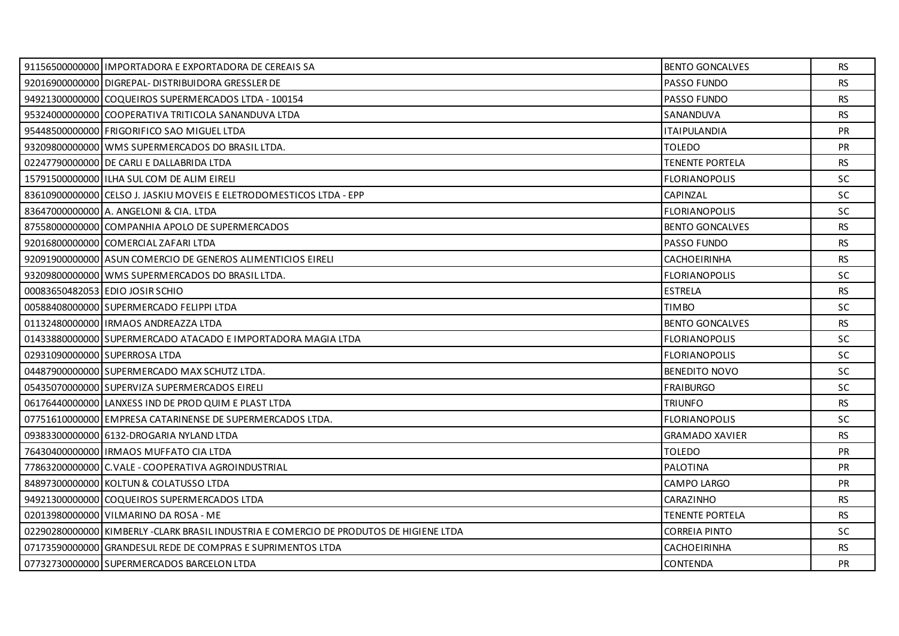| | | | |
|---|---|---|---|
| 91156500000000 | IMPORTADORA E EXPORTADORA DE CEREAIS SA | BENTO GONCALVES | RS |
| 92016900000000 | DIGREPAL- DISTRIBUIDORA GRESSLER DE | PASSO FUNDO | RS |
| 94921300000000 | COQUEIROS SUPERMERCADOS LTDA - 100154 | PASSO FUNDO | RS |
| 95324000000000 | COOPERATIVA TRITICOLA SANANDUVA LTDA | SANANDUVA | RS |
| 95448500000000 | FRIGORIFICO SAO MIGUEL LTDA | ITAIPULANDIA | PR |
| 93209800000000 | WMS SUPERMERCADOS DO BRASIL LTDA. | TOLEDO | PR |
| 02247790000000 | DE CARLI E DALLABRIDA LTDA | TENENTE PORTELA | RS |
| 15791500000000 | ILHA SUL COM DE ALIM EIRELI | FLORIANOPOLIS | SC |
| 83610900000000 | CELSO J. JASKIU MOVEIS E ELETRODOMESTICOS LTDA - EPP | CAPINZAL | SC |
| 83647000000000 | A. ANGELONI & CIA. LTDA | FLORIANOPOLIS | SC |
| 87558000000000 | COMPANHIA APOLO DE SUPERMERCADOS | BENTO GONCALVES | RS |
| 92016800000000 | COMERCIAL ZAFARI LTDA | PASSO FUNDO | RS |
| 92091900000000 | ASUN COMERCIO DE GENEROS ALIMENTICIOS EIRELI | CACHOEIRINHA | RS |
| 93209800000000 | WMS SUPERMERCADOS DO BRASIL LTDA. | FLORIANOPOLIS | SC |
| 00083650482053 | EDIO JOSIR SCHIO | ESTRELA | RS |
| 00588408000000 | SUPERMERCADO FELIPPI LTDA | TIMBO | SC |
| 01132480000000 | IRMAOS ANDREAZZA LTDA | BENTO GONCALVES | RS |
| 01433880000000 | SUPERMERCADO ATACADO E IMPORTADORA MAGIA LTDA | FLORIANOPOLIS | SC |
| 02931090000000 | SUPERROSA LTDA | FLORIANOPOLIS | SC |
| 04487900000000 | SUPERMERCADO MAX SCHUTZ LTDA. | BENEDITO NOVO | SC |
| 05435070000000 | SUPERVIZA SUPERMERCADOS EIRELI | FRAIBURGO | SC |
| 06176440000000 | LANXESS IND DE PROD QUIM E PLAST LTDA | TRIUNFO | RS |
| 07751610000000 | EMPRESA CATARINENSE DE SUPERMERCADOS LTDA. | FLORIANOPOLIS | SC |
| 09383300000000 | 6132-DROGARIA NYLAND LTDA | GRAMADO XAVIER | RS |
| 76430400000000 | IRMAOS MUFFATO CIA LTDA | TOLEDO | PR |
| 77863200000000 | C.VALE - COOPERATIVA AGROINDUSTRIAL | PALOTINA | PR |
| 84897300000000 | KOLTUN & COLATUSSO LTDA | CAMPO LARGO | PR |
| 94921300000000 | COQUEIROS SUPERMERCADOS LTDA | CARAZINHO | RS |
| 02013980000000 | VILMARINO DA ROSA - ME | TENENTE PORTELA | RS |
| 02290280000000 | KIMBERLY -CLARK BRASIL INDUSTRIA E COMERCIO DE PRODUTOS DE HIGIENE LTDA | CORREIA PINTO | SC |
| 07173590000000 | GRANDESUL REDE DE COMPRAS E SUPRIMENTOS LTDA | CACHOEIRINHA | RS |
| 07732730000000 | SUPERMERCADOS BARCELON LTDA | CONTENDA | PR |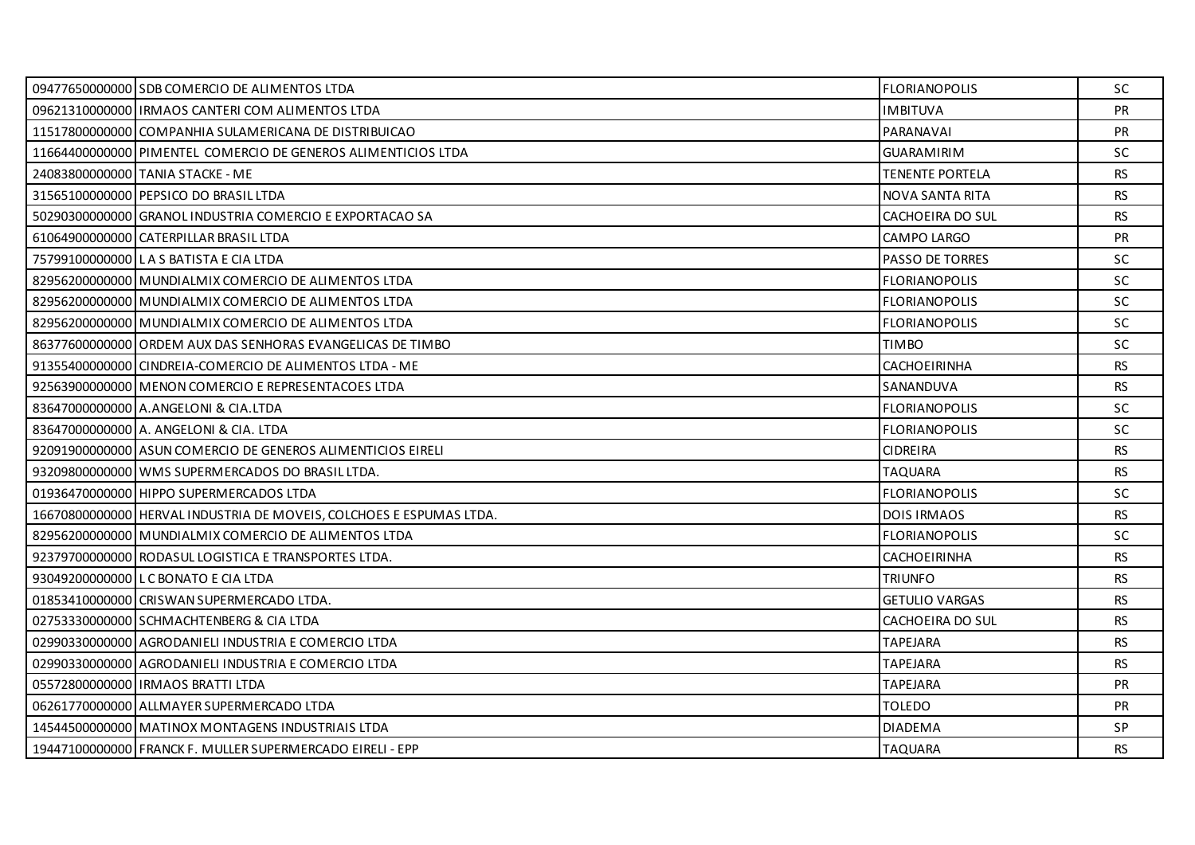| | | | |
|---|---|---|---|
| 09477650000000 | SDB COMERCIO DE ALIMENTOS LTDA | FLORIANOPOLIS | SC |
| 09621310000000 | IRMAOS CANTERI COM ALIMENTOS LTDA | IMBITUVA | PR |
| 11517800000000 | COMPANHIA SULAMERICANA DE DISTRIBUICAO | PARANAVAI | PR |
| 11664400000000 | PIMENTEL COMERCIO DE GENEROS ALIMENTICIOS LTDA | GUARAMIRIM | SC |
| 24083800000000 | TANIA STACKE - ME | TENENTE PORTELA | RS |
| 31565100000000 | PEPSICO DO BRASIL LTDA | NOVA SANTA RITA | RS |
| 50290300000000 | GRANOL INDUSTRIA COMERCIO E EXPORTACAO SA | CACHOEIRA DO SUL | RS |
| 61064900000000 | CATERPILLAR BRASIL LTDA | CAMPO LARGO | PR |
| 75799100000000 | L A S BATISTA E CIA LTDA | PASSO DE TORRES | SC |
| 82956200000000 | MUNDIALMIX COMERCIO DE ALIMENTOS LTDA | FLORIANOPOLIS | SC |
| 82956200000000 | MUNDIALMIX COMERCIO DE ALIMENTOS LTDA | FLORIANOPOLIS | SC |
| 82956200000000 | MUNDIALMIX COMERCIO DE ALIMENTOS LTDA | FLORIANOPOLIS | SC |
| 86377600000000 | ORDEM AUX DAS SENHORAS EVANGELICAS DE TIMBO | TIMBO | SC |
| 91355400000000 | CINDREIA-COMERCIO DE ALIMENTOS LTDA - ME | CACHOEIRINHA | RS |
| 92563900000000 | MENON COMERCIO E REPRESENTACOES LTDA | SANANDUVA | RS |
| 83647000000000 | A.ANGELONI & CIA.LTDA | FLORIANOPOLIS | SC |
| 83647000000000 | A. ANGELONI & CIA. LTDA | FLORIANOPOLIS | SC |
| 92091900000000 | ASUN COMERCIO DE GENEROS ALIMENTICIOS EIRELI | CIDREIRA | RS |
| 93209800000000 | WMS SUPERMERCADOS DO BRASIL LTDA. | TAQUARA | RS |
| 01936470000000 | HIPPO SUPERMERCADOS LTDA | FLORIANOPOLIS | SC |
| 16670800000000 | HERVAL INDUSTRIA DE MOVEIS, COLCHOES E ESPUMAS LTDA. | DOIS IRMAOS | RS |
| 82956200000000 | MUNDIALMIX COMERCIO DE ALIMENTOS LTDA | FLORIANOPOLIS | SC |
| 92379700000000 | RODASUL LOGISTICA E TRANSPORTES LTDA. | CACHOEIRINHA | RS |
| 93049200000000 | L C BONATO E CIA LTDA | TRIUNFO | RS |
| 01853410000000 | CRISWAN SUPERMERCADO LTDA. | GETULIO VARGAS | RS |
| 02753330000000 | SCHMACHTENBERG & CIA LTDA | CACHOEIRA DO SUL | RS |
| 02990330000000 | AGRODANIELI INDUSTRIA E COMERCIO LTDA | TAPEJARA | RS |
| 02990330000000 | AGRODANIELI INDUSTRIA E COMERCIO LTDA | TAPEJARA | RS |
| 05572800000000 | IRMAOS BRATTI LTDA | TAPEJARA | PR |
| 06261770000000 | ALLMAYER SUPERMERCADO LTDA | TOLEDO | PR |
| 14544500000000 | MATINOX MONTAGENS INDUSTRIAIS LTDA | DIADEMA | SP |
| 19447100000000 | FRANCK F. MULLER SUPERMERCADO EIRELI - EPP | TAQUARA | RS |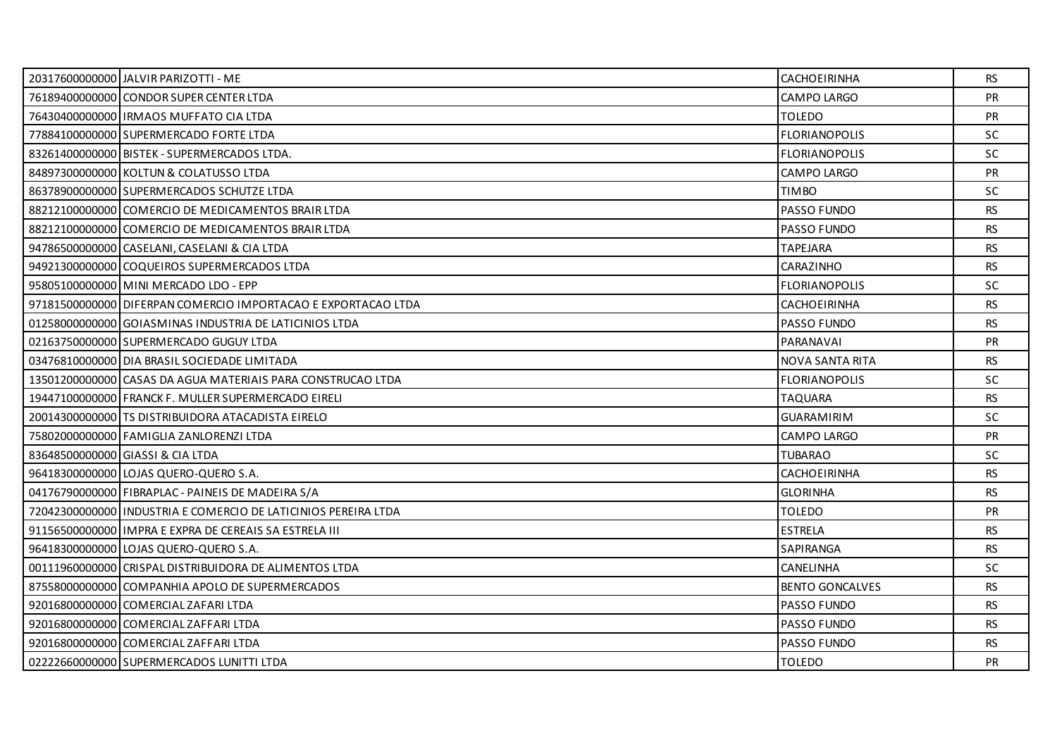| | | | |
|---|---|---|---|
| 20317600000000 | JALVIR PARIZOTTI - ME | CACHOEIRINHA | RS |
| 76189400000000 | CONDOR SUPER CENTER LTDA | CAMPO LARGO | PR |
| 76430400000000 | IRMAOS MUFFATO CIA LTDA | TOLEDO | PR |
| 77884100000000 | SUPERMERCADO FORTE LTDA | FLORIANOPOLIS | SC |
| 83261400000000 | BISTEK - SUPERMERCADOS LTDA. | FLORIANOPOLIS | SC |
| 84897300000000 | KOLTUN & COLATUSSO LTDA | CAMPO LARGO | PR |
| 86378900000000 | SUPERMERCADOS SCHUTZE LTDA | TIMBO | SC |
| 88212100000000 | COMERCIO DE MEDICAMENTOS BRAIR LTDA | PASSO FUNDO | RS |
| 88212100000000 | COMERCIO DE MEDICAMENTOS BRAIR LTDA | PASSO FUNDO | RS |
| 94786500000000 | CASELANI, CASELANI & CIA LTDA | TAPEJARA | RS |
| 94921300000000 | COQUEIROS SUPERMERCADOS LTDA | CARAZINHO | RS |
| 95805100000000 | MINI MERCADO LDO - EPP | FLORIANOPOLIS | SC |
| 97181500000000 | DIFERPAN COMERCIO IMPORTACAO E EXPORTACAO LTDA | CACHOEIRINHA | RS |
| 01258000000000 | GOIASMINAS INDUSTRIA DE LATICINIOS LTDA | PASSO FUNDO | RS |
| 02163750000000 | SUPERMERCADO GUGUY LTDA | PARANAVAI | PR |
| 03476810000000 | DIA BRASIL SOCIEDADE LIMITADA | NOVA SANTA RITA | RS |
| 13501200000000 | CASAS DA AGUA MATERIAIS PARA CONSTRUCAO LTDA | FLORIANOPOLIS | SC |
| 19447100000000 | FRANCK F. MULLER SUPERMERCADO EIRELI | TAQUARA | RS |
| 20014300000000 | TS DISTRIBUIDORA ATACADISTA EIRELO | GUARAMIRIM | SC |
| 75802000000000 | FAMIGLIA ZANLORENZI LTDA | CAMPO LARGO | PR |
| 83648500000000 | GIASSI & CIA LTDA | TUBARAO | SC |
| 96418300000000 | LOJAS QUERO-QUERO S.A. | CACHOEIRINHA | RS |
| 04176790000000 | FIBRAPLAC - PAINEIS DE MADEIRA S/A | GLORINHA | RS |
| 72042300000000 | INDUSTRIA E COMERCIO DE LATICINIOS PEREIRA LTDA | TOLEDO | PR |
| 91156500000000 | IMPRA E EXPRA DE CEREAIS SA ESTRELA III | ESTRELA | RS |
| 96418300000000 | LOJAS QUERO-QUERO S.A. | SAPIRANGA | RS |
| 00111960000000 | CRISPAL DISTRIBUIDORA DE ALIMENTOS LTDA | CANELINHA | SC |
| 87558000000000 | COMPANHIA APOLO DE SUPERMERCADOS | BENTO GONCALVES | RS |
| 92016800000000 | COMERCIAL ZAFARI LTDA | PASSO FUNDO | RS |
| 92016800000000 | COMERCIAL ZAFFARI LTDA | PASSO FUNDO | RS |
| 92016800000000 | COMERCIAL ZAFFARI LTDA | PASSO FUNDO | RS |
| 02222660000000 | SUPERMERCADOS LUNITTI LTDA | TOLEDO | PR |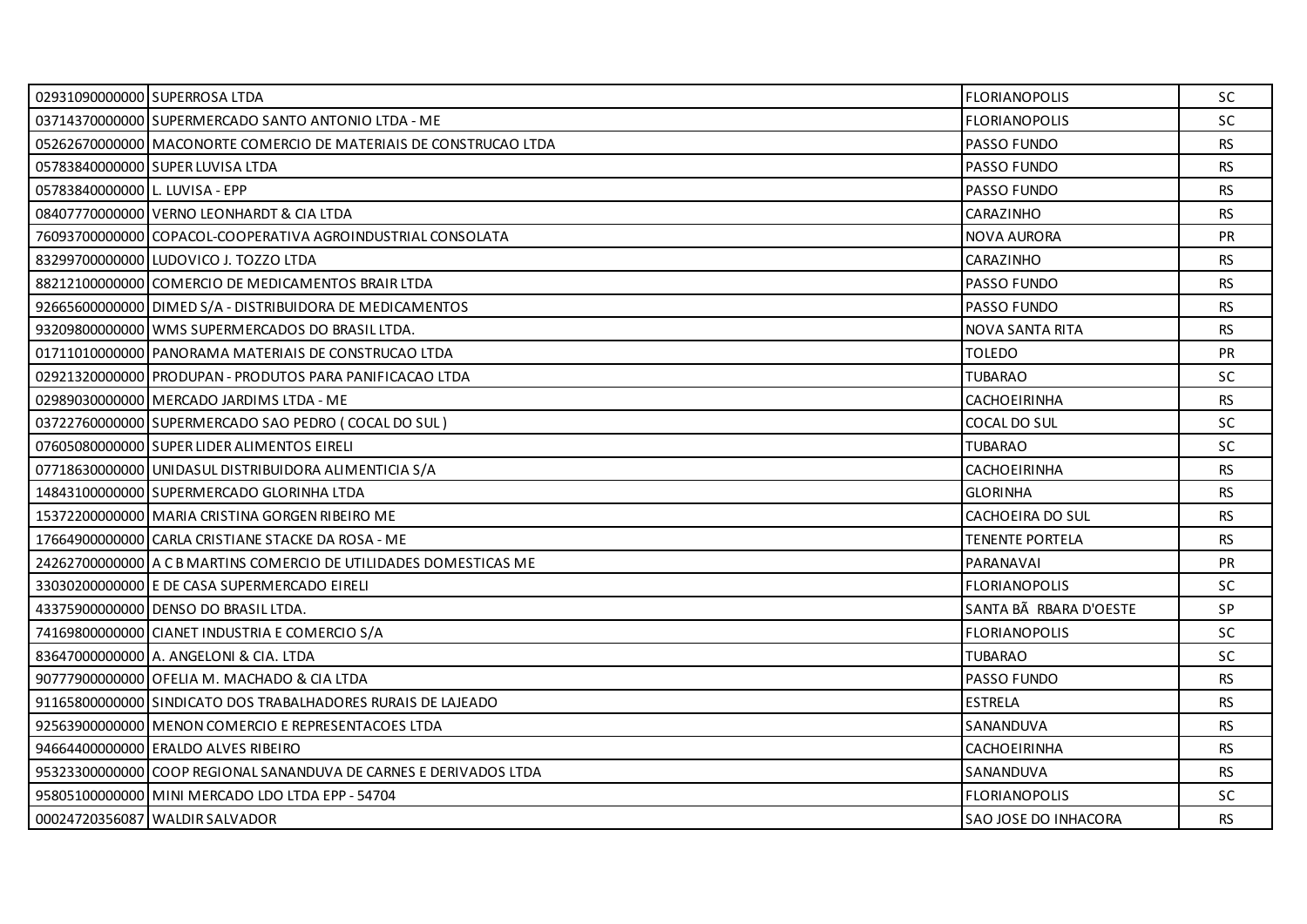| | | | |
|---|---|---|---|
| 02931090000000 | SUPERROSA LTDA | FLORIANOPOLIS | SC |
| 03714370000000 | SUPERMERCADO SANTO ANTONIO LTDA - ME | FLORIANOPOLIS | SC |
| 05262670000000 | MACONORTE COMERCIO DE MATERIAIS DE CONSTRUCAO LTDA | PASSO FUNDO | RS |
| 05783840000000 | SUPER LUVISA LTDA | PASSO FUNDO | RS |
| 05783840000000 | L. LUVISA - EPP | PASSO FUNDO | RS |
| 08407770000000 | VERNO LEONHARDT & CIA LTDA | CARAZINHO | RS |
| 76093700000000 | COPACOL-COOPERATIVA AGROINDUSTRIAL CONSOLATA | NOVA AURORA | PR |
| 83299700000000 | LUDOVICO J. TOZZO LTDA | CARAZINHO | RS |
| 88212100000000 | COMERCIO DE MEDICAMENTOS BRAIR LTDA | PASSO FUNDO | RS |
| 92665600000000 | DIMED S/A - DISTRIBUIDORA DE MEDICAMENTOS | PASSO FUNDO | RS |
| 93209800000000 | WMS SUPERMERCADOS DO BRASIL LTDA. | NOVA SANTA RITA | RS |
| 01711010000000 | PANORAMA MATERIAIS DE CONSTRUCAO LTDA | TOLEDO | PR |
| 02921320000000 | PRODUPAN - PRODUTOS PARA PANIFICACAO LTDA | TUBARAO | SC |
| 02989030000000 | MERCADO JARDIMS LTDA - ME | CACHOEIRINHA | RS |
| 03722760000000 | SUPERMERCADO SAO PEDRO ( COCAL DO SUL ) | COCAL DO SUL | SC |
| 07605080000000 | SUPER LIDER ALIMENTOS EIRELI | TUBARAO | SC |
| 07718630000000 | UNIDASUL DISTRIBUIDORA ALIMENTICIA S/A | CACHOEIRINHA | RS |
| 14843100000000 | SUPERMERCADO GLORINHA LTDA | GLORINHA | RS |
| 15372200000000 | MARIA CRISTINA GORGEN RIBEIRO ME | CACHOEIRA DO SUL | RS |
| 17664900000000 | CARLA CRISTIANE STACKE DA ROSA - ME | TENENTE PORTELA | RS |
| 24262700000000 | A C B MARTINS COMERCIO DE UTILIDADES DOMESTICAS ME | PARANAVAI | PR |
| 33030200000000 | E DE CASA SUPERMERCADO EIRELI | FLORIANOPOLIS | SC |
| 43375900000000 | DENSO DO BRASIL LTDA. | SANTA BÃ RBARA D'OESTE | SP |
| 74169800000000 | CIANET INDUSTRIA E COMERCIO S/A | FLORIANOPOLIS | SC |
| 83647000000000 | A. ANGELONI & CIA. LTDA | TUBARAO | SC |
| 90777900000000 | OFELIA M. MACHADO & CIA LTDA | PASSO FUNDO | RS |
| 91165800000000 | SINDICATO DOS TRABALHADORES RURAIS DE LAJEADO | ESTRELA | RS |
| 92563900000000 | MENON COMERCIO E REPRESENTACOES LTDA | SANANDUVA | RS |
| 94664400000000 | ERALDO ALVES RIBEIRO | CACHOEIRINHA | RS |
| 95323300000000 | COOP REGIONAL SANANDUVA DE CARNES E DERIVADOS LTDA | SANANDUVA | RS |
| 95805100000000 | MINI MERCADO LDO LTDA EPP - 54704 | FLORIANOPOLIS | SC |
| 00024720356087 | WALDIR SALVADOR | SAO JOSE DO INHACORA | RS |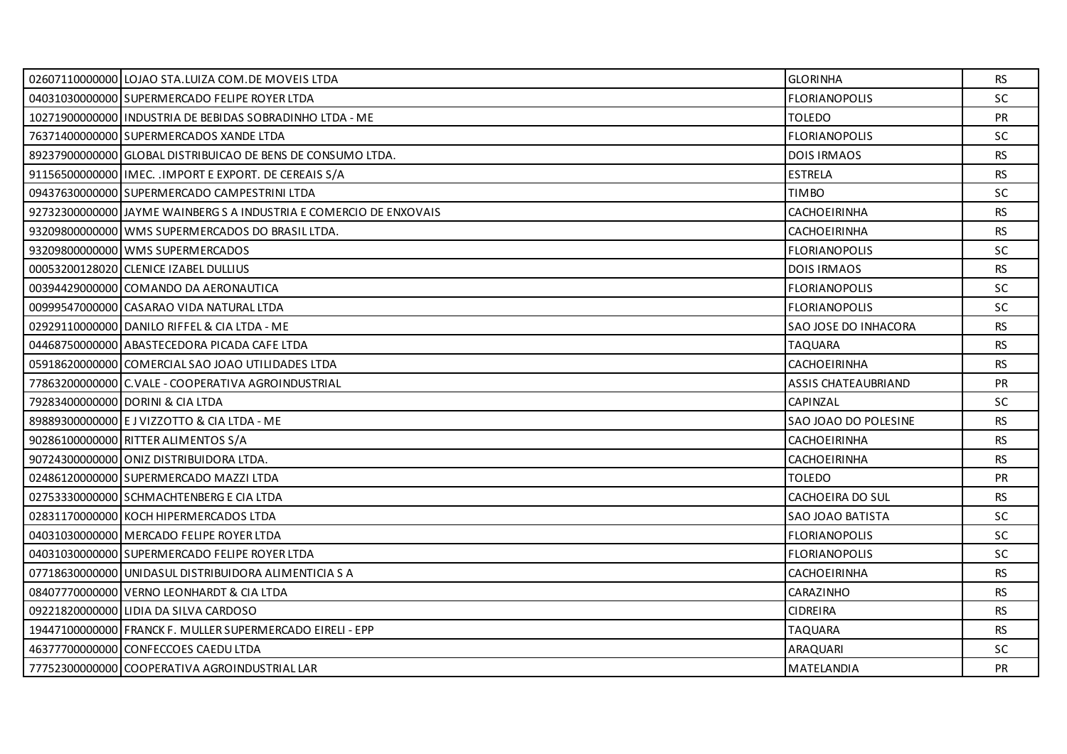| | | | |
|---|---|---|---|
| 02607110000000 | LOJAO STA.LUIZA COM.DE MOVEIS LTDA | GLORINHA | RS |
| 04031030000000 | SUPERMERCADO FELIPE ROYER LTDA | FLORIANOPOLIS | SC |
| 10271900000000 | INDUSTRIA DE BEBIDAS SOBRADINHO LTDA - ME | TOLEDO | PR |
| 76371400000000 | SUPERMERCADOS XANDE LTDA | FLORIANOPOLIS | SC |
| 89237900000000 | GLOBAL DISTRIBUICAO DE BENS DE CONSUMO LTDA. | DOIS IRMAOS | RS |
| 91156500000000 | IMEC. .IMPORT E EXPORT. DE CEREAIS S/A | ESTRELA | RS |
| 09437630000000 | SUPERMERCADO CAMPESTRINI LTDA | TIMBO | SC |
| 92732300000000 | JAYME WAINBERG S A INDUSTRIA E COMERCIO DE ENXOVAIS | CACHOEIRINHA | RS |
| 93209800000000 | WMS SUPERMERCADOS DO BRASIL LTDA. | CACHOEIRINHA | RS |
| 93209800000000 | WMS SUPERMERCADOS | FLORIANOPOLIS | SC |
| 00053200128020 | CLENICE IZABEL DULLIUS | DOIS IRMAOS | RS |
| 00394429000000 | COMANDO DA AERONAUTICA | FLORIANOPOLIS | SC |
| 00999547000000 | CASARAO VIDA NATURAL LTDA | FLORIANOPOLIS | SC |
| 02929110000000 | DANILO RIFFEL & CIA LTDA - ME | SAO JOSE DO INHACORA | RS |
| 04468750000000 | ABASTECEDORA PICADA CAFE LTDA | TAQUARA | RS |
| 05918620000000 | COMERCIAL SAO JOAO UTILIDADES LTDA | CACHOEIRINHA | RS |
| 77863200000000 | C.VALE - COOPERATIVA AGROINDUSTRIAL | ASSIS CHATEAUBRIAND | PR |
| 79283400000000 | DORINI & CIA LTDA | CAPINZAL | SC |
| 89889300000000 | E J VIZZOTTO & CIA LTDA - ME | SAO JOAO DO POLESINE | RS |
| 90286100000000 | RITTER ALIMENTOS S/A | CACHOEIRINHA | RS |
| 90724300000000 | ONIZ DISTRIBUIDORA LTDA. | CACHOEIRINHA | RS |
| 02486120000000 | SUPERMERCADO MAZZI LTDA | TOLEDO | PR |
| 02753330000000 | SCHMACHTENBERG E CIA LTDA | CACHOEIRA DO SUL | RS |
| 02831170000000 | KOCH HIPERMERCADOS LTDA | SAO JOAO BATISTA | SC |
| 04031030000000 | MERCADO FELIPE ROYER LTDA | FLORIANOPOLIS | SC |
| 04031030000000 | SUPERMERCADO FELIPE ROYER LTDA | FLORIANOPOLIS | SC |
| 07718630000000 | UNIDASUL DISTRIBUIDORA ALIMENTICIA S A | CACHOEIRINHA | RS |
| 08407770000000 | VERNO LEONHARDT & CIA LTDA | CARAZINHO | RS |
| 09221820000000 | LIDIA DA SILVA CARDOSO | CIDREIRA | RS |
| 19447100000000 | FRANCK F. MULLER SUPERMERCADO EIRELI - EPP | TAQUARA | RS |
| 46377700000000 | CONFECCOES CAEDU LTDA | ARAQUARI | SC |
| 77752300000000 | COOPERATIVA AGROINDUSTRIAL LAR | MATELANDIA | PR |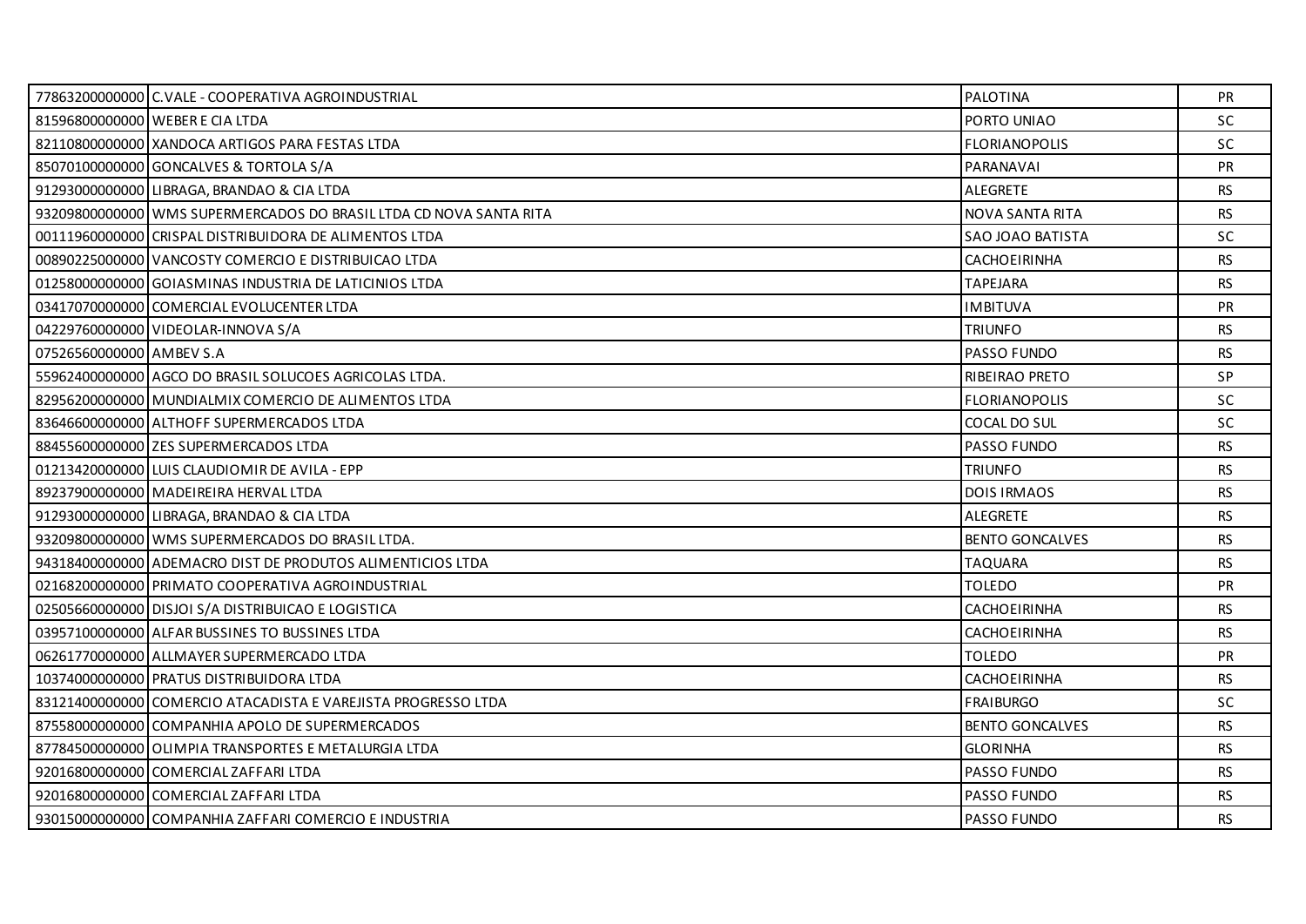| | | | |
|---|---|---|---|
| 77863200000000 | C.VALE - COOPERATIVA AGROINDUSTRIAL | PALOTINA | PR |
| 81596800000000 | WEBER E CIA LTDA | PORTO UNIAO | SC |
| 82110800000000 | XANDOCA ARTIGOS PARA FESTAS LTDA | FLORIANOPOLIS | SC |
| 85070100000000 | GONCALVES & TORTOLA S/A | PARANAVAI | PR |
| 91293000000000 | LIBRAGA, BRANDAO & CIA LTDA | ALEGRETE | RS |
| 93209800000000 | WMS SUPERMERCADOS DO BRASIL LTDA CD NOVA SANTA RITA | NOVA SANTA RITA | RS |
| 00111960000000 | CRISPAL DISTRIBUIDORA DE ALIMENTOS LTDA | SAO JOAO BATISTA | SC |
| 00890225000000 | VANCOSTY COMERCIO E DISTRIBUICAO LTDA | CACHOEIRINHA | RS |
| 01258000000000 | GOIASMINAS INDUSTRIA DE LATICINIOS LTDA | TAPEJARA | RS |
| 03417070000000 | COMERCIAL EVOLUCENTER LTDA | IMBITUVA | PR |
| 04229760000000 | VIDEOLAR-INNOVA S/A | TRIUNFO | RS |
| 07526560000000 | AMBEV S.A | PASSO FUNDO | RS |
| 55962400000000 | AGCO DO BRASIL SOLUCOES AGRICOLAS LTDA. | RIBEIRAO PRETO | SP |
| 82956200000000 | MUNDIALMIX COMERCIO DE ALIMENTOS LTDA | FLORIANOPOLIS | SC |
| 83646600000000 | ALTHOFF SUPERMERCADOS LTDA | COCAL DO SUL | SC |
| 88455600000000 | ZES SUPERMERCADOS LTDA | PASSO FUNDO | RS |
| 01213420000000 | LUIS CLAUDIOMIR DE AVILA - EPP | TRIUNFO | RS |
| 89237900000000 | MADEIREIRA HERVAL LTDA | DOIS IRMAOS | RS |
| 91293000000000 | LIBRAGA, BRANDAO & CIA LTDA | ALEGRETE | RS |
| 93209800000000 | WMS SUPERMERCADOS DO BRASIL LTDA. | BENTO GONCALVES | RS |
| 94318400000000 | ADEMACRO DIST DE PRODUTOS ALIMENTICIOS LTDA | TAQUARA | RS |
| 02168200000000 | PRIMATO COOPERATIVA AGROINDUSTRIAL | TOLEDO | PR |
| 02505660000000 | DISJOI S/A DISTRIBUICAO E LOGISTICA | CACHOEIRINHA | RS |
| 03957100000000 | ALFAR BUSSINES TO BUSSINES LTDA | CACHOEIRINHA | RS |
| 06261770000000 | ALLMAYER SUPERMERCADO LTDA | TOLEDO | PR |
| 10374000000000 | PRATUS DISTRIBUIDORA LTDA | CACHOEIRINHA | RS |
| 83121400000000 | COMERCIO ATACADISTA E VAREJISTA PROGRESSO LTDA | FRAIBURGO | SC |
| 87558000000000 | COMPANHIA APOLO DE SUPERMERCADOS | BENTO GONCALVES | RS |
| 87784500000000 | OLIMPIA TRANSPORTES E METALURGIA LTDA | GLORINHA | RS |
| 92016800000000 | COMERCIAL ZAFFARI LTDA | PASSO FUNDO | RS |
| 92016800000000 | COMERCIAL ZAFFARI LTDA | PASSO FUNDO | RS |
| 93015000000000 | COMPANHIA ZAFFARI COMERCIO E INDUSTRIA | PASSO FUNDO | RS |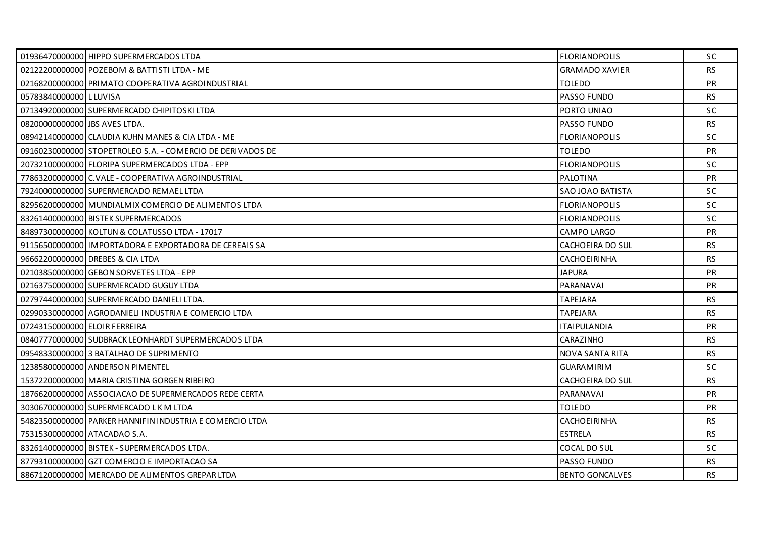| | | | |
|---|---|---|---|
| 01936470000000 | HIPPO SUPERMERCADOS LTDA | FLORIANOPOLIS | SC |
| 02122200000000 | POZEBOM & BATTISTI LTDA - ME | GRAMADO XAVIER | RS |
| 02168200000000 | PRIMATO COOPERATIVA AGROINDUSTRIAL | TOLEDO | PR |
| 05783840000000 | L LUVISA | PASSO FUNDO | RS |
| 07134920000000 | SUPERMERCADO CHIPITOSKI LTDA | PORTO UNIAO | SC |
| 08200000000000 | JBS AVES LTDA. | PASSO FUNDO | RS |
| 08942140000000 | CLAUDIA KUHN MANES & CIA LTDA - ME | FLORIANOPOLIS | SC |
| 09160230000000 | STOPETROLEO S.A. - COMERCIO DE DERIVADOS DE | TOLEDO | PR |
| 20732100000000 | FLORIPA SUPERMERCADOS LTDA - EPP | FLORIANOPOLIS | SC |
| 77863200000000 | C.VALE - COOPERATIVA AGROINDUSTRIAL | PALOTINA | PR |
| 79240000000000 | SUPERMERCADO REMAEL LTDA | SAO JOAO BATISTA | SC |
| 82956200000000 | MUNDIALMIX COMERCIO DE ALIMENTOS LTDA | FLORIANOPOLIS | SC |
| 83261400000000 | BISTEK SUPERMERCADOS | FLORIANOPOLIS | SC |
| 84897300000000 | KOLTUN & COLATUSSO LTDA - 17017 | CAMPO LARGO | PR |
| 91156500000000 | IMPORTADORA E EXPORTADORA DE CEREAIS SA | CACHOEIRA DO SUL | RS |
| 96662200000000 | DREBES & CIA LTDA | CACHOEIRINHA | RS |
| 02103850000000 | GEBON SORVETES LTDA - EPP | JAPURA | PR |
| 02163750000000 | SUPERMERCADO GUGUY LTDA | PARANAVAI | PR |
| 02797440000000 | SUPERMERCADO DANIELI LTDA. | TAPEJARA | RS |
| 02990330000000 | AGRODANIELI INDUSTRIA E COMERCIO LTDA | TAPEJARA | RS |
| 07243150000000 | ELOIR FERREIRA | ITAIPULANDIA | PR |
| 08407770000000 | SUDBRACK LEONHARDT SUPERMERCADOS LTDA | CARAZINHO | RS |
| 09548330000000 | 3 BATALHAO DE SUPRIMENTO | NOVA SANTA RITA | RS |
| 12385800000000 | ANDERSON PIMENTEL | GUARAMIRIM | SC |
| 15372200000000 | MARIA CRISTINA GORGEN RIBEIRO | CACHOEIRA DO SUL | RS |
| 18766200000000 | ASSOCIACAO DE SUPERMERCADOS REDE CERTA | PARANAVAI | PR |
| 30306700000000 | SUPERMERCADO L K M LTDA | TOLEDO | PR |
| 54823500000000 | PARKER HANNIFIN INDUSTRIA E COMERCIO LTDA | CACHOEIRINHA | RS |
| 75315300000000 | ATACADAO S.A. | ESTRELA | RS |
| 83261400000000 | BISTEK - SUPERMERCADOS LTDA. | COCAL DO SUL | SC |
| 87793100000000 | GZT COMERCIO E IMPORTACAO SA | PASSO FUNDO | RS |
| 88671200000000 | MERCADO DE ALIMENTOS GREPAR LTDA | BENTO GONCALVES | RS |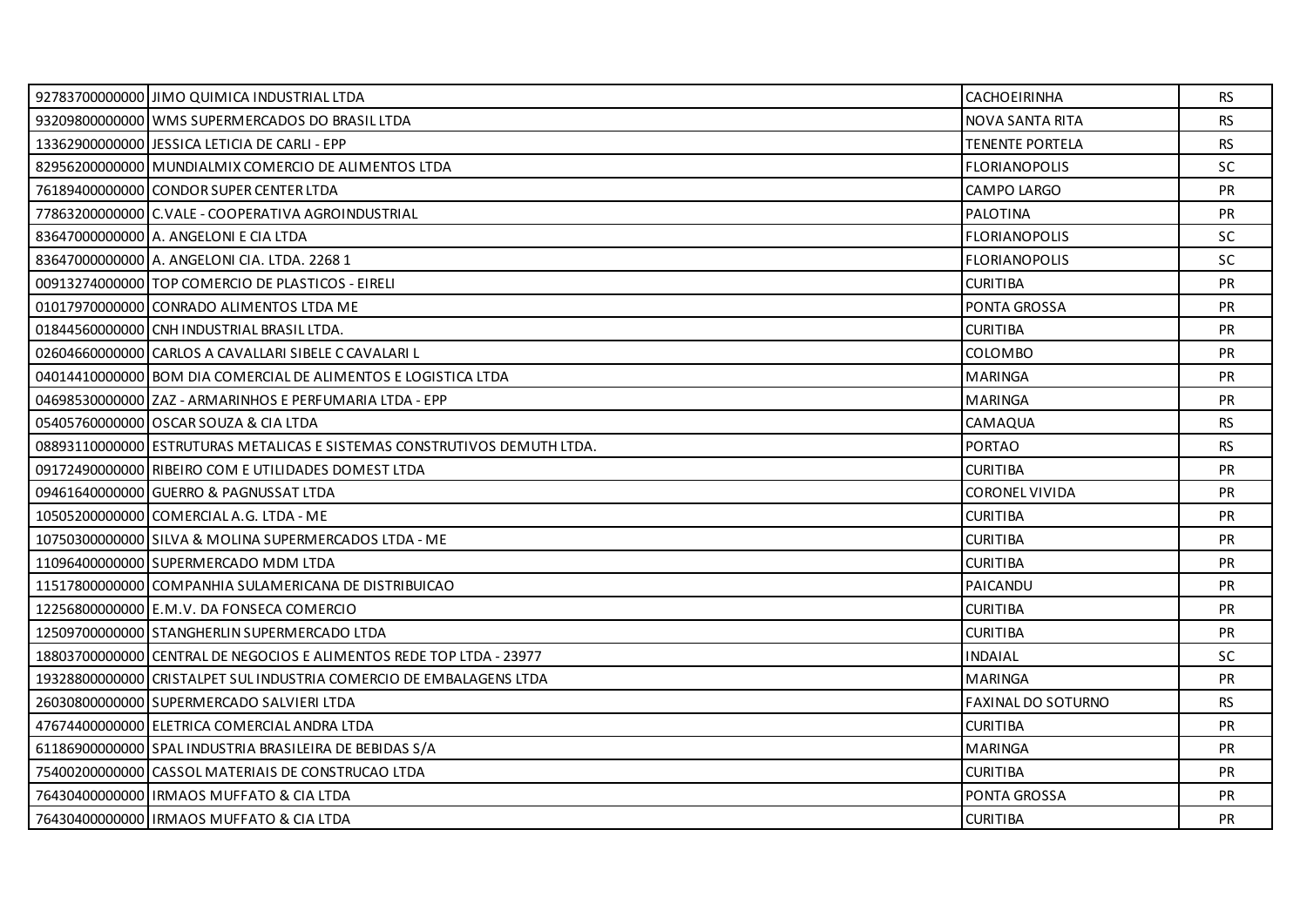| | | | |
|---|---|---|---|
| 92783700000000 | JIMO QUIMICA INDUSTRIAL LTDA | CACHOEIRINHA | RS |
| 93209800000000 | WMS SUPERMERCADOS DO BRASIL LTDA | NOVA SANTA RITA | RS |
| 13362900000000 | JESSICA LETICIA DE CARLI - EPP | TENENTE PORTELA | RS |
| 82956200000000 | MUNDIALMIX COMERCIO DE ALIMENTOS LTDA | FLORIANOPOLIS | SC |
| 76189400000000 | CONDOR SUPER CENTER LTDA | CAMPO LARGO | PR |
| 77863200000000 | C.VALE - COOPERATIVA AGROINDUSTRIAL | PALOTINA | PR |
| 83647000000000 | A. ANGELONI E CIA LTDA | FLORIANOPOLIS | SC |
| 83647000000000 | A. ANGELONI CIA. LTDA. 2268 1 | FLORIANOPOLIS | SC |
| 00913274000000 | TOP COMERCIO DE PLASTICOS - EIRELI | CURITIBA | PR |
| 01017970000000 | CONRADO ALIMENTOS LTDA ME | PONTA GROSSA | PR |
| 01844560000000 | CNH INDUSTRIAL BRASIL LTDA. | CURITIBA | PR |
| 02604660000000 | CARLOS A CAVALLARI SIBELE C CAVALARI L | COLOMBO | PR |
| 04014410000000 | BOM DIA COMERCIAL DE ALIMENTOS E LOGISTICA LTDA | MARINGA | PR |
| 04698530000000 | ZAZ - ARMARINHOS E PERFUMARIA LTDA - EPP | MARINGA | PR |
| 05405760000000 | OSCAR SOUZA & CIA LTDA | CAMAQUA | RS |
| 08893110000000 | ESTRUTURAS METALICAS E SISTEMAS CONSTRUTIVOS DEMUTH LTDA. | PORTAO | RS |
| 09172490000000 | RIBEIRO COM E UTILIDADES DOMEST LTDA | CURITIBA | PR |
| 09461640000000 | GUERRO & PAGNUSSAT LTDA | CORONEL VIVIDA | PR |
| 10505200000000 | COMERCIAL A.G. LTDA - ME | CURITIBA | PR |
| 10750300000000 | SILVA & MOLINA SUPERMERCADOS LTDA - ME | CURITIBA | PR |
| 11096400000000 | SUPERMERCADO MDM LTDA | CURITIBA | PR |
| 11517800000000 | COMPANHIA SULAMERICANA DE DISTRIBUICAO | PAICANDU | PR |
| 12256800000000 | E.M.V. DA FONSECA COMERCIO | CURITIBA | PR |
| 12509700000000 | STANGHERLIN SUPERMERCADO LTDA | CURITIBA | PR |
| 18803700000000 | CENTRAL DE NEGOCIOS E ALIMENTOS REDE TOP LTDA - 23977 | INDAIAL | SC |
| 19328800000000 | CRISTALPET SUL INDUSTRIA COMERCIO DE EMBALAGENS LTDA | MARINGA | PR |
| 26030800000000 | SUPERMERCADO SALVIERI LTDA | FAXINAL DO SOTURNO | RS |
| 47674400000000 | ELETRICA COMERCIAL ANDRA LTDA | CURITIBA | PR |
| 61186900000000 | SPAL INDUSTRIA BRASILEIRA DE BEBIDAS S/A | MARINGA | PR |
| 75400200000000 | CASSOL MATERIAIS DE CONSTRUCAO LTDA | CURITIBA | PR |
| 76430400000000 | IRMAOS MUFFATO & CIA LTDA | PONTA GROSSA | PR |
| 76430400000000 | IRMAOS MUFFATO & CIA LTDA | CURITIBA | PR |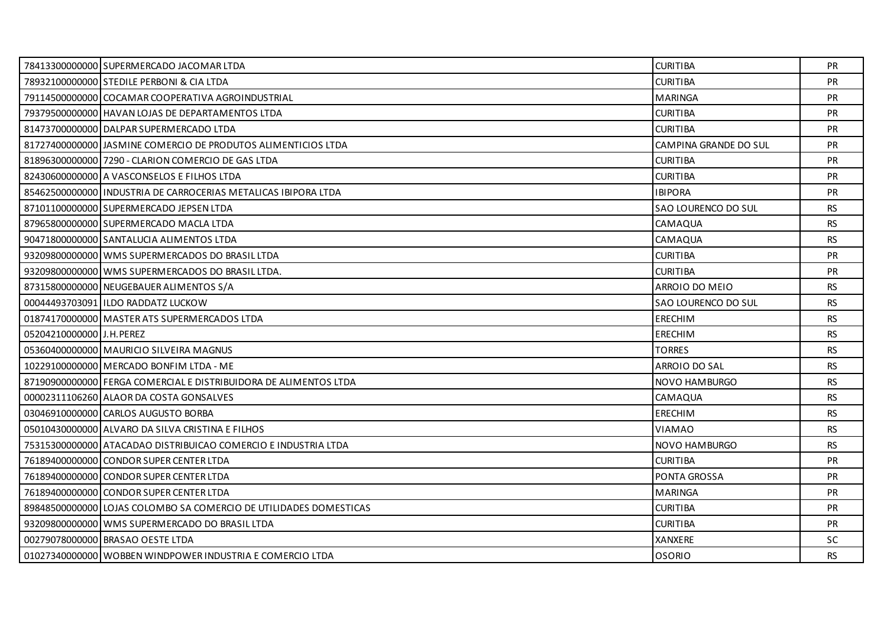| | | | |
|---|---|---|---|
| 78413300000000 | SUPERMERCADO JACOMAR LTDA | CURITIBA | PR |
| 78932100000000 | STEDILE PERBONI & CIA LTDA | CURITIBA | PR |
| 79114500000000 | COCAMAR COOPERATIVA AGROINDUSTRIAL | MARINGA | PR |
| 79379500000000 | HAVAN LOJAS DE DEPARTAMENTOS LTDA | CURITIBA | PR |
| 81473700000000 | DALPAR SUPERMERCADO LTDA | CURITIBA | PR |
| 81727400000000 | JASMINE COMERCIO DE PRODUTOS ALIMENTICIOS LTDA | CAMPINA GRANDE DO SUL | PR |
| 81896300000000 | 7290 - CLARION COMERCIO DE GAS LTDA | CURITIBA | PR |
| 82430600000000 | A VASCONSELOS E FILHOS LTDA | CURITIBA | PR |
| 85462500000000 | INDUSTRIA DE CARROCERIAS METALICAS IBIPORA LTDA | IBIPORA | PR |
| 87101100000000 | SUPERMERCADO JEPSEN LTDA | SAO LOURENCO DO SUL | RS |
| 87965800000000 | SUPERMERCADO MACLA LTDA | CAMAQUA | RS |
| 90471800000000 | SANTALUCIA ALIMENTOS LTDA | CAMAQUA | RS |
| 93209800000000 | WMS SUPERMERCADOS DO BRASIL LTDA | CURITIBA | PR |
| 93209800000000 | WMS SUPERMERCADOS DO BRASIL LTDA. | CURITIBA | PR |
| 87315800000000 | NEUGEBAUER ALIMENTOS S/A | ARROIO DO MEIO | RS |
| 00044493703091 | ILDO RADDATZ LUCKOW | SAO LOURENCO DO SUL | RS |
| 01874170000000 | MASTER ATS SUPERMERCADOS LTDA | ERECHIM | RS |
| 05204210000000 | J.H.PEREZ | ERECHIM | RS |
| 05360400000000 | MAURICIO SILVEIRA MAGNUS | TORRES | RS |
| 10229100000000 | MERCADO BONFIM LTDA - ME | ARROIO DO SAL | RS |
| 87190900000000 | FERGA COMERCIAL E DISTRIBUIDORA DE ALIMENTOS LTDA | NOVO HAMBURGO | RS |
| 00002311106260 | ALAOR DA COSTA GONSALVES | CAMAQUA | RS |
| 03046910000000 | CARLOS AUGUSTO BORBA | ERECHIM | RS |
| 05010430000000 | ALVARO DA SILVA CRISTINA E FILHOS | VIAMAO | RS |
| 75315300000000 | ATACADAO DISTRIBUICAO COMERCIO E INDUSTRIA LTDA | NOVO HAMBURGO | RS |
| 76189400000000 | CONDOR SUPER CENTER LTDA | CURITIBA | PR |
| 76189400000000 | CONDOR SUPER CENTER LTDA | PONTA GROSSA | PR |
| 76189400000000 | CONDOR SUPER CENTER LTDA | MARINGA | PR |
| 89848500000000 | LOJAS COLOMBO SA COMERCIO DE UTILIDADES DOMESTICAS | CURITIBA | PR |
| 93209800000000 | WMS SUPERMERCADO DO BRASIL LTDA | CURITIBA | PR |
| 00279078000000 | BRASAO OESTE LTDA | XANXERE | SC |
| 01027340000000 | WOBBEN WINDPOWER INDUSTRIA E COMERCIO LTDA | OSORIO | RS |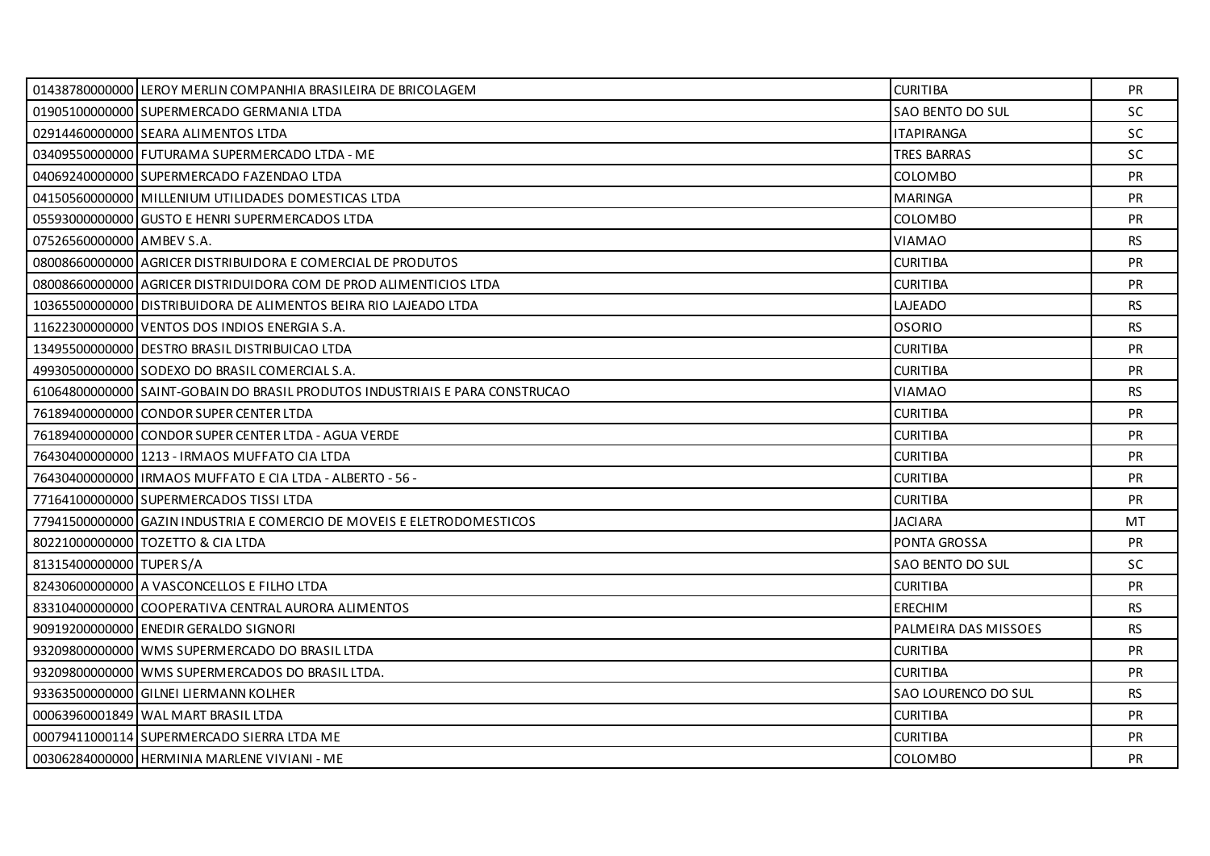| | | | |
|---|---|---|---|
| 01438780000000 | LEROY MERLIN COMPANHIA BRASILEIRA DE BRICOLAGEM | CURITIBA | PR |
| 01905100000000 | SUPERMERCADO GERMANIA LTDA | SAO BENTO DO SUL | SC |
| 02914460000000 | SEARA ALIMENTOS LTDA | ITAPIRANGA | SC |
| 03409550000000 | FUTURAMA SUPERMERCADO LTDA - ME | TRES BARRAS | SC |
| 04069240000000 | SUPERMERCADO FAZENDAO LTDA | COLOMBO | PR |
| 04150560000000 | MILLENIUM UTILIDADES DOMESTICAS LTDA | MARINGA | PR |
| 05593000000000 | GUSTO E HENRI SUPERMERCADOS LTDA | COLOMBO | PR |
| 07526560000000 | AMBEV S.A. | VIAMAO | RS |
| 08008660000000 | AGRICER DISTRIBUIDORA E COMERCIAL DE PRODUTOS | CURITIBA | PR |
| 08008660000000 | AGRICER DISTRIDUIDORA COM DE PROD ALIMENTICIOS LTDA | CURITIBA | PR |
| 10365500000000 | DISTRIBUIDORA DE ALIMENTOS BEIRA RIO LAJEADO LTDA | LAJEADO | RS |
| 11622300000000 | VENTOS DOS INDIOS ENERGIA S.A. | OSORIO | RS |
| 13495500000000 | DESTRO BRASIL DISTRIBUICAO LTDA | CURITIBA | PR |
| 49930500000000 | SODEXO DO BRASIL COMERCIAL S.A. | CURITIBA | PR |
| 61064800000000 | SAINT-GOBAIN DO BRASIL PRODUTOS INDUSTRIAIS E PARA CONSTRUCAO | VIAMAO | RS |
| 76189400000000 | CONDOR SUPER CENTER LTDA | CURITIBA | PR |
| 76189400000000 | CONDOR SUPER CENTER LTDA - AGUA VERDE | CURITIBA | PR |
| 76430400000000 | 1213 - IRMAOS MUFFATO CIA LTDA | CURITIBA | PR |
| 76430400000000 | IRMAOS MUFFATO E CIA LTDA - ALBERTO - 56 - | CURITIBA | PR |
| 77164100000000 | SUPERMERCADOS TISSI LTDA | CURITIBA | PR |
| 77941500000000 | GAZIN INDUSTRIA E COMERCIO DE MOVEIS E ELETRODOMESTICOS | JACIARA | MT |
| 80221000000000 | TOZETTO & CIA LTDA | PONTA GROSSA | PR |
| 81315400000000 | TUPER S/A | SAO BENTO DO SUL | SC |
| 82430600000000 | A VASCONCELLOS E FILHO LTDA | CURITIBA | PR |
| 83310400000000 | COOPERATIVA CENTRAL AURORA ALIMENTOS | ERECHIM | RS |
| 90919200000000 | ENEDIR GERALDO SIGNORI | PALMEIRA DAS MISSOES | RS |
| 93209800000000 | WMS SUPERMERCADO DO BRASIL LTDA | CURITIBA | PR |
| 93209800000000 | WMS SUPERMERCADOS DO BRASIL LTDA. | CURITIBA | PR |
| 93363500000000 | GILNEI LIERMANN KOLHER | SAO LOURENCO DO SUL | RS |
| 00063960001849 | WAL MART BRASIL LTDA | CURITIBA | PR |
| 00079411000114 | SUPERMERCADO SIERRA LTDA ME | CURITIBA | PR |
| 00306284000000 | HERMINIA MARLENE VIVIANI - ME | COLOMBO | PR |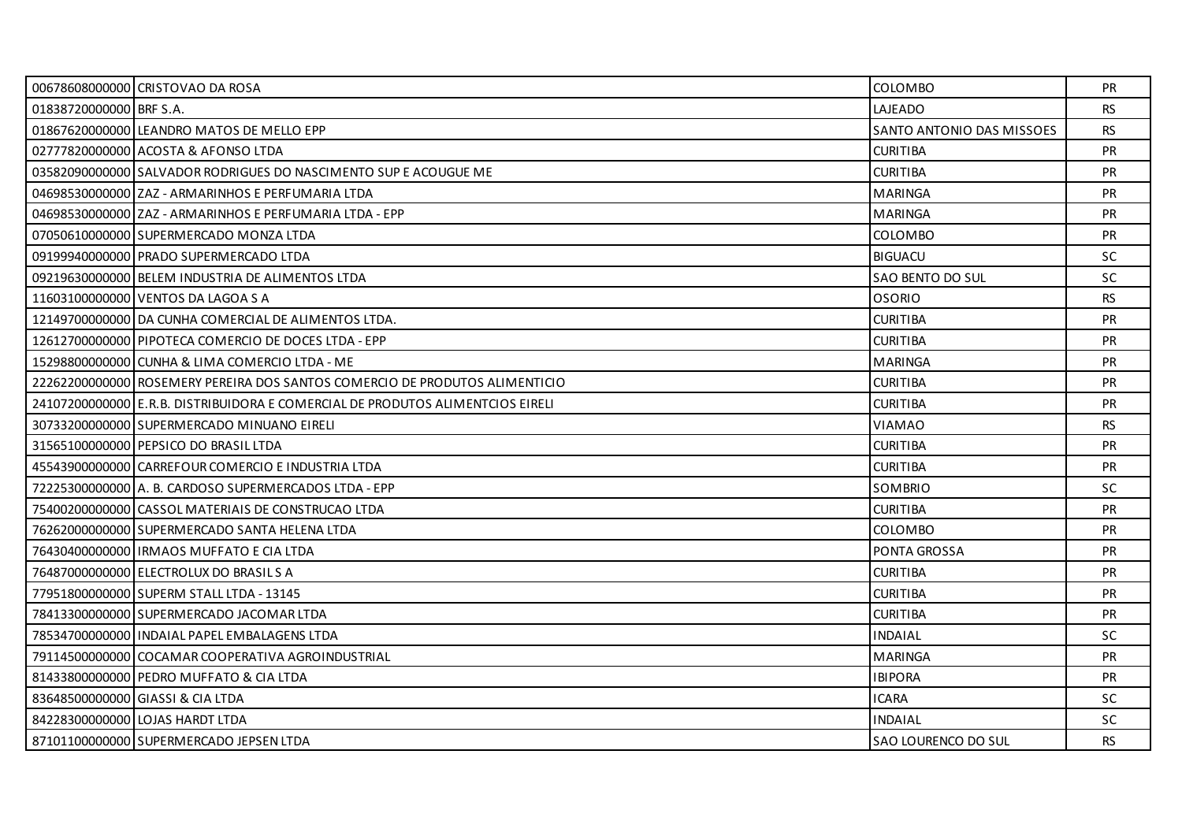| | | | |
|---|---|---|---|
| 00678608000000 | CRISTOVAO DA ROSA | COLOMBO | PR |
| 01838720000000 | BRF S.A. | LAJEADO | RS |
| 01867620000000 | LEANDRO MATOS DE MELLO EPP | SANTO ANTONIO DAS MISSOES | RS |
| 02777820000000 | ACOSTA & AFONSO LTDA | CURITIBA | PR |
| 03582090000000 | SALVADOR RODRIGUES DO NASCIMENTO SUP E ACOUGUE ME | CURITIBA | PR |
| 04698530000000 | ZAZ - ARMARINHOS E PERFUMARIA LTDA | MARINGA | PR |
| 04698530000000 | ZAZ - ARMARINHOS E PERFUMARIA LTDA - EPP | MARINGA | PR |
| 07050610000000 | SUPERMERCADO MONZA LTDA | COLOMBO | PR |
| 09199940000000 | PRADO SUPERMERCADO LTDA | BIGUACU | SC |
| 09219630000000 | BELEM INDUSTRIA DE ALIMENTOS LTDA | SAO BENTO DO SUL | SC |
| 11603100000000 | VENTOS DA LAGOA S A | OSORIO | RS |
| 12149700000000 | DA CUNHA COMERCIAL DE ALIMENTOS LTDA. | CURITIBA | PR |
| 12612700000000 | PIPOTECA COMERCIO DE DOCES LTDA - EPP | CURITIBA | PR |
| 15298800000000 | CUNHA & LIMA COMERCIO LTDA - ME | MARINGA | PR |
| 22262200000000 | ROSEMERY PEREIRA DOS SANTOS COMERCIO DE PRODUTOS ALIMENTICIO | CURITIBA | PR |
| 24107200000000 | E.R.B. DISTRIBUIDORA E COMERCIAL DE PRODUTOS ALIMENTCIOS EIRELI | CURITIBA | PR |
| 30733200000000 | SUPERMERCADO MINUANO EIRELI | VIAMAO | RS |
| 31565100000000 | PEPSICO DO BRASIL LTDA | CURITIBA | PR |
| 45543900000000 | CARREFOUR COMERCIO E INDUSTRIA LTDA | CURITIBA | PR |
| 72225300000000 | A. B. CARDOSO SUPERMERCADOS LTDA - EPP | SOMBRIO | SC |
| 75400200000000 | CASSOL MATERIAIS DE CONSTRUCAO LTDA | CURITIBA | PR |
| 76262000000000 | SUPERMERCADO SANTA HELENA LTDA | COLOMBO | PR |
| 76430400000000 | IRMAOS MUFFATO E CIA LTDA | PONTA GROSSA | PR |
| 76487000000000 | ELECTROLUX DO BRASIL S A | CURITIBA | PR |
| 77951800000000 | SUPERM STALL LTDA - 13145 | CURITIBA | PR |
| 78413300000000 | SUPERMERCADO JACOMAR LTDA | CURITIBA | PR |
| 78534700000000 | INDAIAL PAPEL EMBALAGENS LTDA | INDAIAL | SC |
| 79114500000000 | COCAMAR COOPERATIVA AGROINDUSTRIAL | MARINGA | PR |
| 81433800000000 | PEDRO MUFFATO & CIA LTDA | IBIPORA | PR |
| 83648500000000 | GIASSI & CIA LTDA | ICARA | SC |
| 84228300000000 | LOJAS HARDT LTDA | INDAIAL | SC |
| 87101100000000 | SUPERMERCADO JEPSEN LTDA | SAO LOURENCO DO SUL | RS |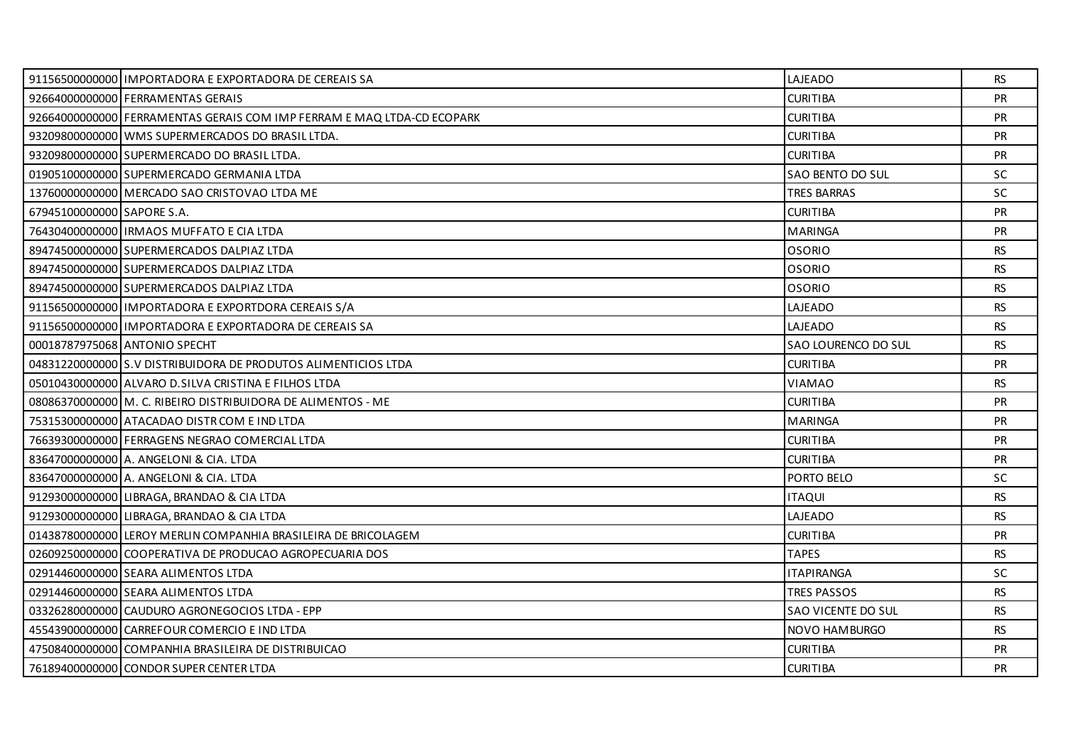| | | | |
|---|---|---|---|
| 91156500000000 | IMPORTADORA E EXPORTADORA DE CEREAIS SA | LAJEADO | RS |
| 92664000000000 | FERRAMENTAS GERAIS | CURITIBA | PR |
| 92664000000000 | FERRAMENTAS GERAIS COM IMP FERRAM E MAQ LTDA-CD ECOPARK | CURITIBA | PR |
| 93209800000000 | WMS SUPERMERCADOS DO BRASIL LTDA. | CURITIBA | PR |
| 93209800000000 | SUPERMERCADO DO BRASIL LTDA. | CURITIBA | PR |
| 01905100000000 | SUPERMERCADO GERMANIA LTDA | SAO BENTO DO SUL | SC |
| 13760000000000 | MERCADO SAO CRISTOVAO LTDA ME | TRES BARRAS | SC |
| 67945100000000 | SAPORE S.A. | CURITIBA | PR |
| 76430400000000 | IRMAOS MUFFATO E CIA LTDA | MARINGA | PR |
| 89474500000000 | SUPERMERCADOS DALPIAZ LTDA | OSORIO | RS |
| 89474500000000 | SUPERMERCADOS DALPIAZ LTDA | OSORIO | RS |
| 89474500000000 | SUPERMERCADOS DALPIAZ LTDA | OSORIO | RS |
| 91156500000000 | IMPORTADORA E EXPORTDORA CEREAIS S/A | LAJEADO | RS |
| 91156500000000 | IMPORTADORA E EXPORTADORA DE CEREAIS SA | LAJEADO | RS |
| 00018787975068 | ANTONIO SPECHT | SAO LOURENCO DO SUL | RS |
| 04831220000000 | S.V DISTRIBUIDORA DE PRODUTOS ALIMENTICIOS LTDA | CURITIBA | PR |
| 05010430000000 | ALVARO D.SILVA CRISTINA E FILHOS LTDA | VIAMAO | RS |
| 08086370000000 | M. C. RIBEIRO DISTRIBUIDORA DE ALIMENTOS - ME | CURITIBA | PR |
| 75315300000000 | ATACADAO DISTR COM E IND LTDA | MARINGA | PR |
| 76639300000000 | FERRAGENS NEGRAO COMERCIAL LTDA | CURITIBA | PR |
| 83647000000000 | A. ANGELONI & CIA. LTDA | CURITIBA | PR |
| 83647000000000 | A. ANGELONI & CIA. LTDA | PORTO BELO | SC |
| 91293000000000 | LIBRAGA, BRANDAO & CIA LTDA | ITAQUI | RS |
| 91293000000000 | LIBRAGA, BRANDAO & CIA LTDA | LAJEADO | RS |
| 01438780000000 | LEROY MERLIN COMPANHIA BRASILEIRA DE BRICOLAGEM | CURITIBA | PR |
| 02609250000000 | COOPERATIVA DE PRODUCAO AGROPECUARIA DOS | TAPES | RS |
| 02914460000000 | SEARA ALIMENTOS LTDA | ITAPIRANGA | SC |
| 02914460000000 | SEARA ALIMENTOS LTDA | TRES PASSOS | RS |
| 03326280000000 | CAUDURO AGRONEGOCIOS LTDA - EPP | SAO VICENTE DO SUL | RS |
| 45543900000000 | CARREFOUR COMERCIO E IND LTDA | NOVO HAMBURGO | RS |
| 47508400000000 | COMPANHIA BRASILEIRA DE DISTRIBUICAO | CURITIBA | PR |
| 76189400000000 | CONDOR SUPER CENTER LTDA | CURITIBA | PR |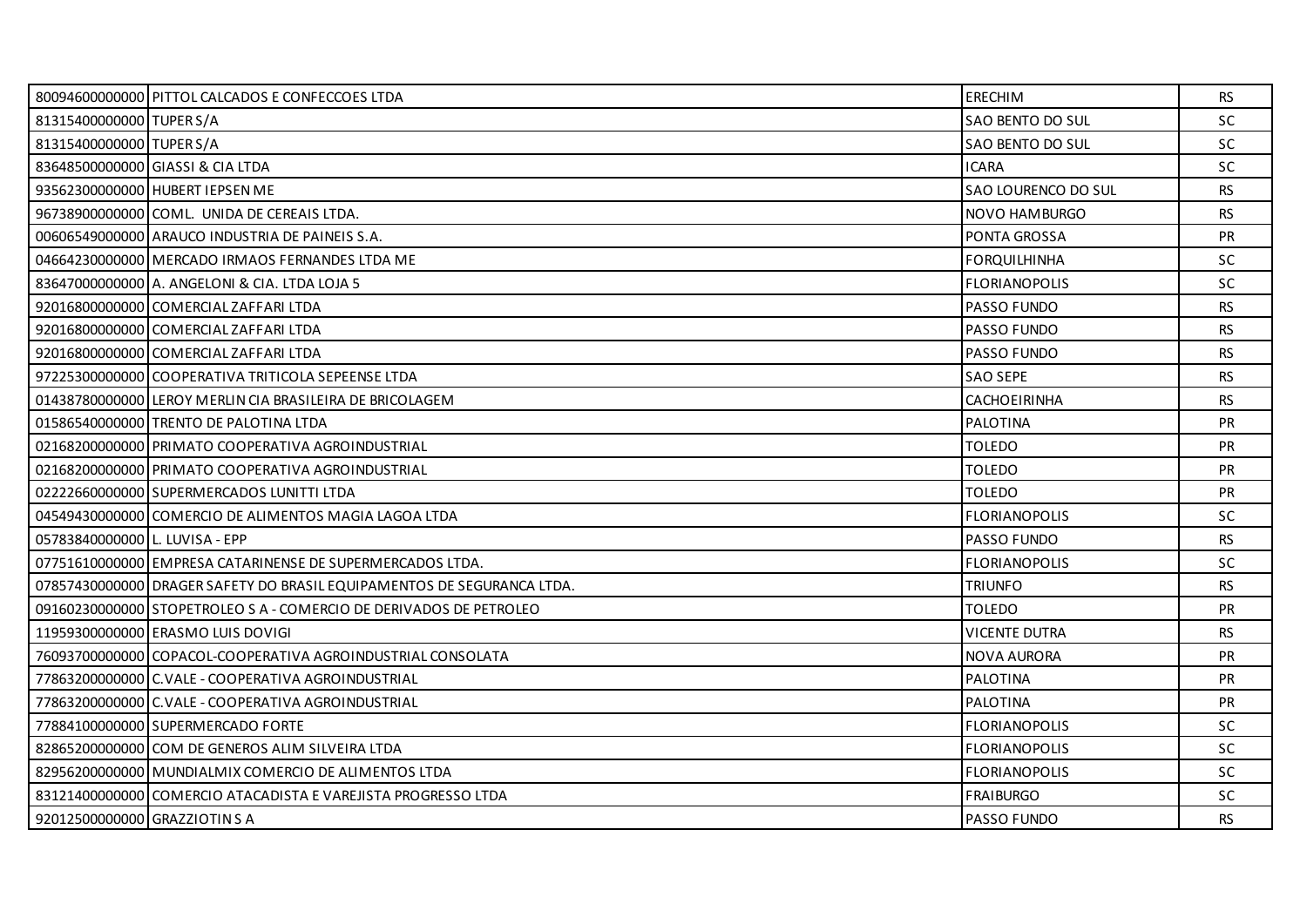| | | | |
|---|---|---|---|
| 80094600000000 | PITTOL CALCADOS E CONFECCOES LTDA | ERECHIM | RS |
| 81315400000000 | TUPER S/A | SAO BENTO DO SUL | SC |
| 81315400000000 | TUPER S/A | SAO BENTO DO SUL | SC |
| 83648500000000 | GIASSI & CIA LTDA | ICARA | SC |
| 93562300000000 | HUBERT IEPSEN ME | SAO LOURENCO DO SUL | RS |
| 96738900000000 | COML. UNIDA DE CEREAIS LTDA. | NOVO HAMBURGO | RS |
| 00606549000000 | ARAUCO INDUSTRIA DE PAINEIS S.A. | PONTA GROSSA | PR |
| 04664230000000 | MERCADO IRMAOS FERNANDES LTDA ME | FORQUILHINHA | SC |
| 83647000000000 | A. ANGELONI & CIA. LTDA LOJA 5 | FLORIANOPOLIS | SC |
| 92016800000000 | COMERCIAL ZAFFARI LTDA | PASSO FUNDO | RS |
| 92016800000000 | COMERCIAL ZAFFARI LTDA | PASSO FUNDO | RS |
| 92016800000000 | COMERCIAL ZAFFARI LTDA | PASSO FUNDO | RS |
| 97225300000000 | COOPERATIVA TRITICOLA SEPEENSE LTDA | SAO SEPE | RS |
| 01438780000000 | LEROY MERLIN CIA BRASILEIRA DE BRICOLAGEM | CACHOEIRINHA | RS |
| 01586540000000 | TRENTO DE PALOTINA LTDA | PALOTINA | PR |
| 02168200000000 | PRIMATO COOPERATIVA AGROINDUSTRIAL | TOLEDO | PR |
| 02168200000000 | PRIMATO COOPERATIVA AGROINDUSTRIAL | TOLEDO | PR |
| 02222660000000 | SUPERMERCADOS LUNITTI LTDA | TOLEDO | PR |
| 04549430000000 | COMERCIO DE ALIMENTOS MAGIA LAGOA LTDA | FLORIANOPOLIS | SC |
| 05783840000000 | L. LUVISA - EPP | PASSO FUNDO | RS |
| 07751610000000 | EMPRESA CATARINENSE DE SUPERMERCADOS LTDA. | FLORIANOPOLIS | SC |
| 07857430000000 | DRAGER SAFETY DO BRASIL EQUIPAMENTOS DE SEGURANCA LTDA. | TRIUNFO | RS |
| 09160230000000 | STOPETROLEO S A - COMERCIO DE DERIVADOS DE PETROLEO | TOLEDO | PR |
| 11959300000000 | ERASMO LUIS DOVIGI | VICENTE DUTRA | RS |
| 76093700000000 | COPACOL-COOPERATIVA AGROINDUSTRIAL CONSOLATA | NOVA AURORA | PR |
| 77863200000000 | C.VALE - COOPERATIVA AGROINDUSTRIAL | PALOTINA | PR |
| 77863200000000 | C.VALE - COOPERATIVA AGROINDUSTRIAL | PALOTINA | PR |
| 77884100000000 | SUPERMERCADO FORTE | FLORIANOPOLIS | SC |
| 82865200000000 | COM DE GENEROS ALIM SILVEIRA LTDA | FLORIANOPOLIS | SC |
| 82956200000000 | MUNDIALMIX COMERCIO DE ALIMENTOS LTDA | FLORIANOPOLIS | SC |
| 83121400000000 | COMERCIO ATACADISTA E VAREJISTA PROGRESSO LTDA | FRAIBURGO | SC |
| 92012500000000 | GRAZZIOTIN S A | PASSO FUNDO | RS |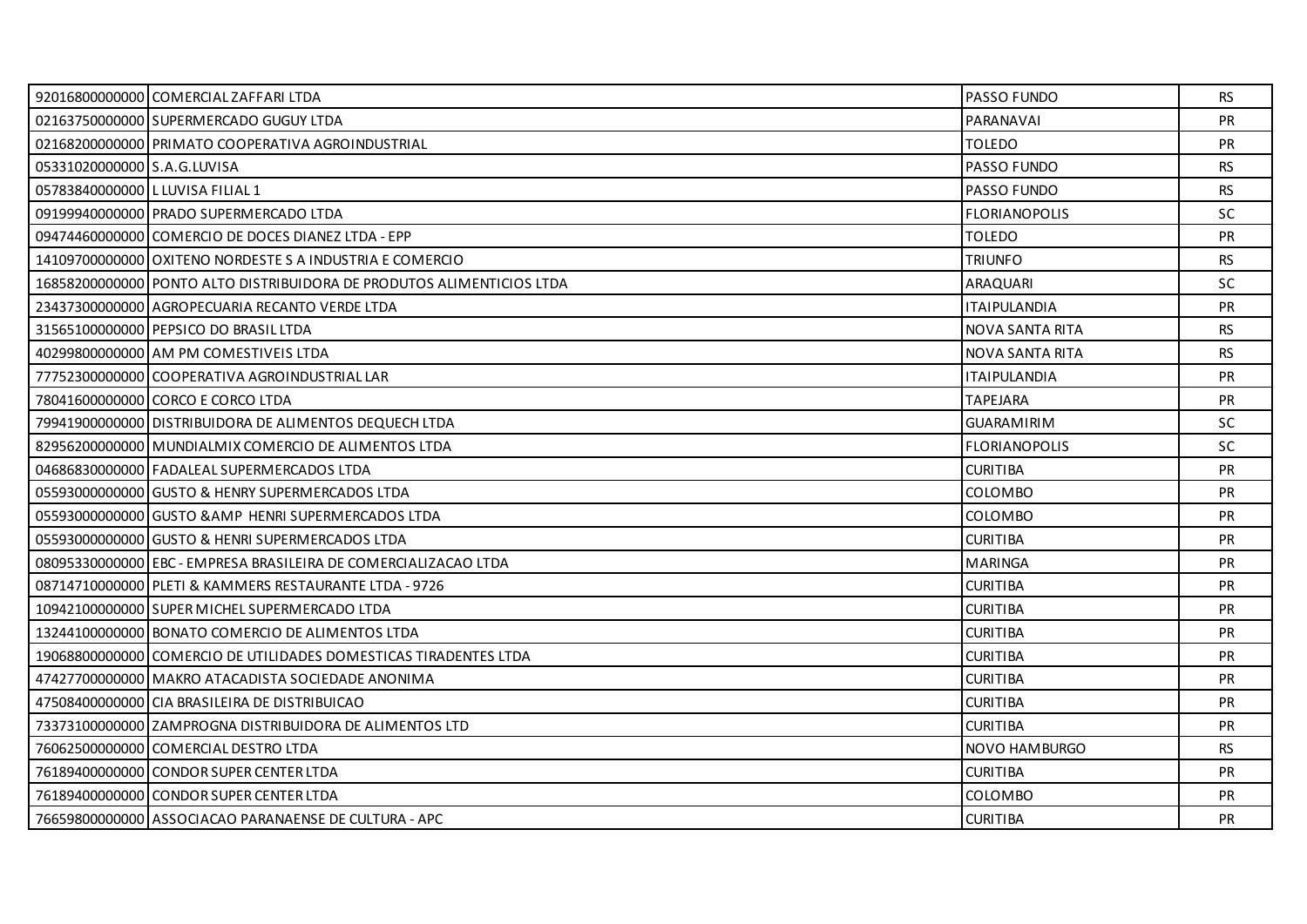| | | | |
|---|---|---|---|
| 92016800000000 | COMERCIAL ZAFFARI LTDA | PASSO FUNDO | RS |
| 02163750000000 | SUPERMERCADO GUGUY LTDA | PARANAVAI | PR |
| 02168200000000 | PRIMATO COOPERATIVA AGROINDUSTRIAL | TOLEDO | PR |
| 05331020000000 | S.A.G.LUVISA | PASSO FUNDO | RS |
| 05783840000000 | L LUVISA FILIAL 1 | PASSO FUNDO | RS |
| 09199940000000 | PRADO SUPERMERCADO LTDA | FLORIANOPOLIS | SC |
| 09474460000000 | COMERCIO DE DOCES DIANEZ LTDA - EPP | TOLEDO | PR |
| 14109700000000 | OXITENO NORDESTE S A INDUSTRIA E COMERCIO | TRIUNFO | RS |
| 16858200000000 | PONTO ALTO DISTRIBUIDORA DE PRODUTOS ALIMENTICIOS LTDA | ARAQUARI | SC |
| 23437300000000 | AGROPECUARIA RECANTO VERDE LTDA | ITAIPULANDIA | PR |
| 31565100000000 | PEPSICO DO BRASIL LTDA | NOVA SANTA RITA | RS |
| 40299800000000 | AM PM COMESTIVEIS LTDA | NOVA SANTA RITA | RS |
| 77752300000000 | COOPERATIVA AGROINDUSTRIAL LAR | ITAIPULANDIA | PR |
| 78041600000000 | CORCO E CORCO LTDA | TAPEJARA | PR |
| 79941900000000 | DISTRIBUIDORA DE ALIMENTOS DEQUECH LTDA | GUARAMIRIM | SC |
| 82956200000000 | MUNDIALMIX COMERCIO DE ALIMENTOS LTDA | FLORIANOPOLIS | SC |
| 04686830000000 | FADALEAL SUPERMERCADOS LTDA | CURITIBA | PR |
| 05593000000000 | GUSTO & HENRY SUPERMERCADOS LTDA | COLOMBO | PR |
| 05593000000000 | GUSTO &AMP HENRI SUPERMERCADOS LTDA | COLOMBO | PR |
| 05593000000000 | GUSTO & HENRI SUPERMERCADOS LTDA | CURITIBA | PR |
| 08095330000000 | EBC - EMPRESA BRASILEIRA DE COMERCIALIZACAO LTDA | MARINGA | PR |
| 08714710000000 | PLETI & KAMMERS RESTAURANTE LTDA - 9726 | CURITIBA | PR |
| 10942100000000 | SUPER MICHEL SUPERMERCADO LTDA | CURITIBA | PR |
| 13244100000000 | BONATO COMERCIO DE ALIMENTOS LTDA | CURITIBA | PR |
| 19068800000000 | COMERCIO DE UTILIDADES DOMESTICAS TIRADENTES LTDA | CURITIBA | PR |
| 47427700000000 | MAKRO ATACADISTA SOCIEDADE ANONIMA | CURITIBA | PR |
| 47508400000000 | CIA BRASILEIRA DE DISTRIBUICAO | CURITIBA | PR |
| 73373100000000 | ZAMPROGNA DISTRIBUIDORA DE ALIMENTOS LTD | CURITIBA | PR |
| 76062500000000 | COMERCIAL DESTRO LTDA | NOVO HAMBURGO | RS |
| 76189400000000 | CONDOR SUPER CENTER LTDA | CURITIBA | PR |
| 76189400000000 | CONDOR SUPER CENTER LTDA | COLOMBO | PR |
| 76659800000000 | ASSOCIACAO PARANAENSE DE CULTURA - APC | CURITIBA | PR |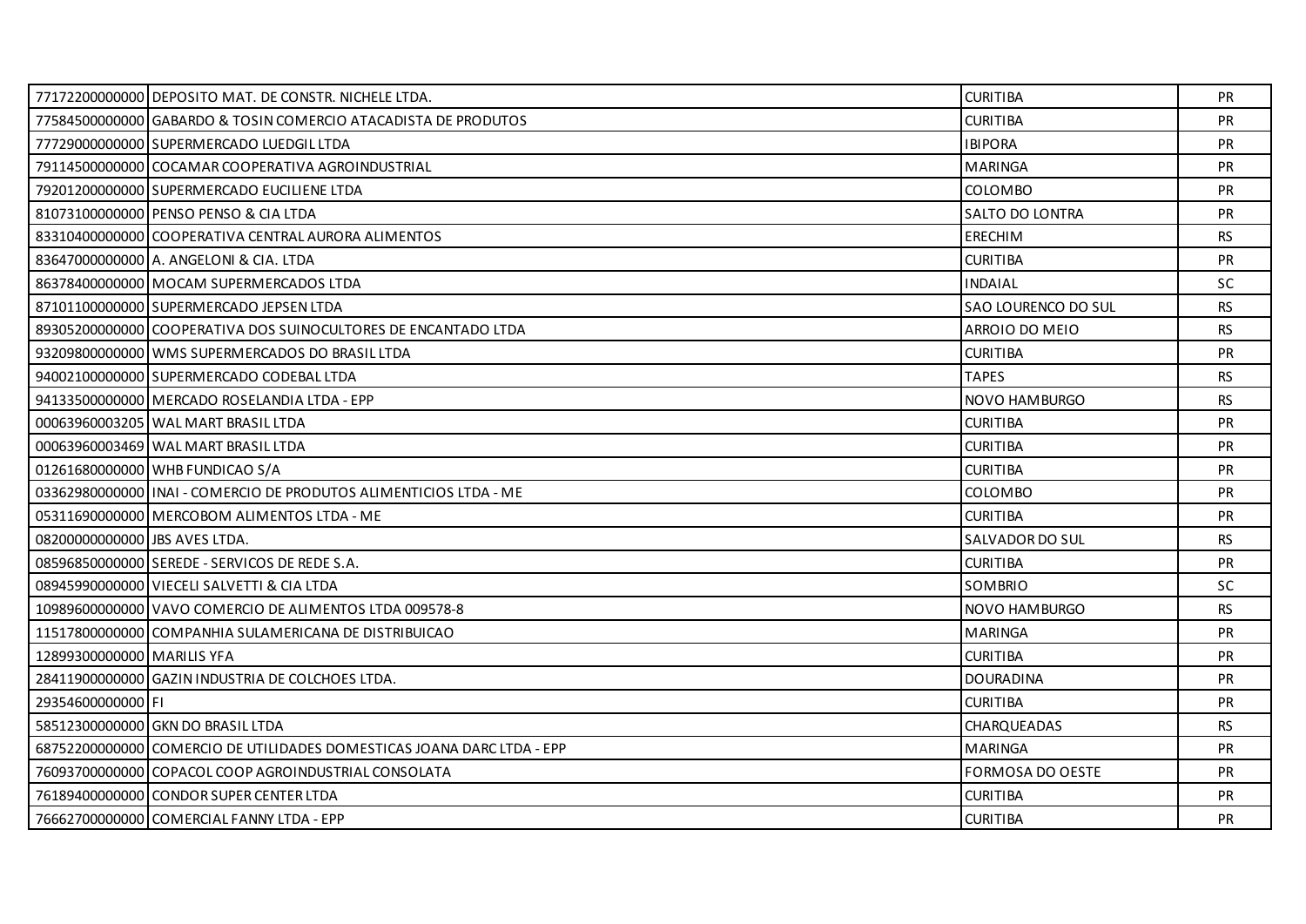| | | | |
|---|---|---|---|
| 77172200000000 | DEPOSITO MAT. DE CONSTR. NICHELE LTDA. | CURITIBA | PR |
| 77584500000000 | GABARDO & TOSIN COMERCIO ATACADISTA DE PRODUTOS | CURITIBA | PR |
| 77729000000000 | SUPERMERCADO LUEDGIL LTDA | IBIPORA | PR |
| 79114500000000 | COCAMAR COOPERATIVA AGROINDUSTRIAL | MARINGA | PR |
| 79201200000000 | SUPERMERCADO EUCILIENE LTDA | COLOMBO | PR |
| 81073100000000 | PENSO PENSO & CIA LTDA | SALTO DO LONTRA | PR |
| 83310400000000 | COOPERATIVA CENTRAL AURORA ALIMENTOS | ERECHIM | RS |
| 83647000000000 | A. ANGELONI & CIA. LTDA | CURITIBA | PR |
| 86378400000000 | MOCAM SUPERMERCADOS LTDA | INDAIAL | SC |
| 87101100000000 | SUPERMERCADO JEPSEN LTDA | SAO LOURENCO DO SUL | RS |
| 89305200000000 | COOPERATIVA DOS SUINOCULTORES DE ENCANTADO LTDA | ARROIO DO MEIO | RS |
| 93209800000000 | WMS SUPERMERCADOS DO BRASIL LTDA | CURITIBA | PR |
| 94002100000000 | SUPERMERCADO CODEBAL LTDA | TAPES | RS |
| 94133500000000 | MERCADO ROSELANDIA LTDA - EPP | NOVO HAMBURGO | RS |
| 00063960003205 | WAL MART BRASIL LTDA | CURITIBA | PR |
| 00063960003469 | WAL MART BRASIL LTDA | CURITIBA | PR |
| 01261680000000 | WHB FUNDICAO S/A | CURITIBA | PR |
| 03362980000000 | INAI - COMERCIO DE PRODUTOS ALIMENTICIOS LTDA - ME | COLOMBO | PR |
| 05311690000000 | MERCOBOM ALIMENTOS LTDA - ME | CURITIBA | PR |
| 08200000000000 | JBS AVES LTDA. | SALVADOR DO SUL | RS |
| 08596850000000 | SEREDE - SERVICOS DE REDE S.A. | CURITIBA | PR |
| 08945990000000 | VIECELI SALVETTI & CIA LTDA | SOMBRIO | SC |
| 10989600000000 | VAVO COMERCIO DE ALIMENTOS LTDA 009578-8 | NOVO HAMBURGO | RS |
| 11517800000000 | COMPANHIA SULAMERICANA DE DISTRIBUICAO | MARINGA | PR |
| 12899300000000 | MARILIS YFA | CURITIBA | PR |
| 28411900000000 | GAZIN INDUSTRIA DE COLCHOES LTDA. | DOURADINA | PR |
| 29354600000000 | FI | CURITIBA | PR |
| 58512300000000 | GKN DO BRASIL LTDA | CHARQUEADAS | RS |
| 68752200000000 | COMERCIO DE UTILIDADES DOMESTICAS JOANA DARC LTDA - EPP | MARINGA | PR |
| 76093700000000 | COPACOL COOP AGROINDUSTRIAL CONSOLATA | FORMOSA DO OESTE | PR |
| 76189400000000 | CONDOR SUPER CENTER LTDA | CURITIBA | PR |
| 76662700000000 | COMERCIAL FANNY LTDA - EPP | CURITIBA | PR |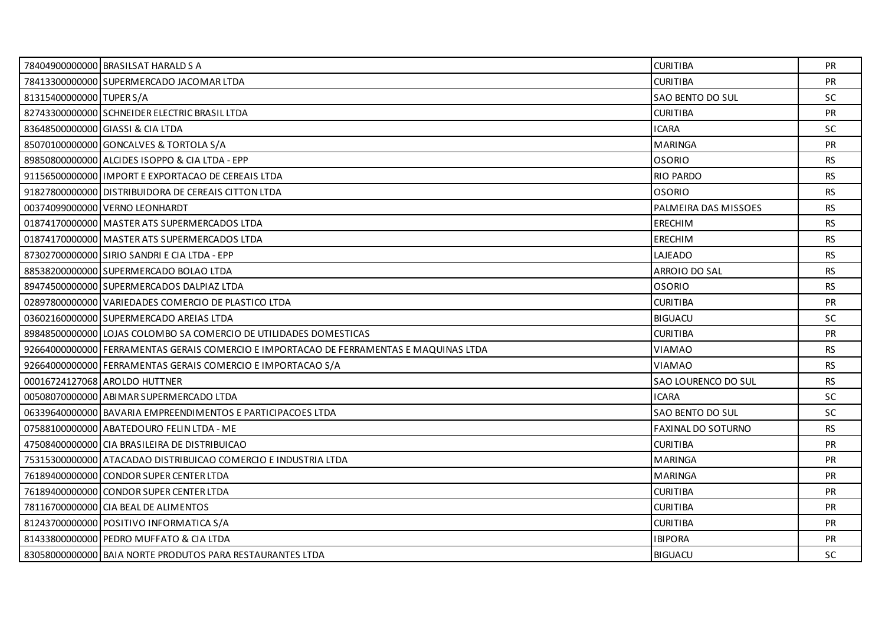| | | | |
|---|---|---|---|
| 78404900000000 | BRASILSAT HARALD S A | CURITIBA | PR |
| 78413300000000 | SUPERMERCADO JACOMAR LTDA | CURITIBA | PR |
| 81315400000000 | TUPER S/A | SAO BENTO DO SUL | SC |
| 82743300000000 | SCHNEIDER ELECTRIC BRASIL LTDA | CURITIBA | PR |
| 83648500000000 | GIASSI & CIA LTDA | ICARA | SC |
| 85070100000000 | GONCALVES & TORTOLA S/A | MARINGA | PR |
| 89850800000000 | ALCIDES ISOPPO & CIA LTDA - EPP | OSORIO | RS |
| 91156500000000 | IMPORT E EXPORTACAO DE CEREAIS LTDA | RIO PARDO | RS |
| 91827800000000 | DISTRIBUIDORA DE CEREAIS CITTON LTDA | OSORIO | RS |
| 00374099000000 | VERNO LEONHARDT | PALMEIRA DAS MISSOES | RS |
| 01874170000000 | MASTER ATS SUPERMERCADOS LTDA | ERECHIM | RS |
| 01874170000000 | MASTER ATS SUPERMERCADOS LTDA | ERECHIM | RS |
| 87302700000000 | SIRIO SANDRI E CIA LTDA - EPP | LAJEADO | RS |
| 88538200000000 | SUPERMERCADO BOLAO LTDA | ARROIO DO SAL | RS |
| 89474500000000 | SUPERMERCADOS DALPIAZ LTDA | OSORIO | RS |
| 02897800000000 | VARIEDADES COMERCIO DE PLASTICO LTDA | CURITIBA | PR |
| 03602160000000 | SUPERMERCADO AREIAS LTDA | BIGUACU | SC |
| 89848500000000 | LOJAS COLOMBO SA COMERCIO DE UTILIDADES DOMESTICAS | CURITIBA | PR |
| 92664000000000 | FERRAMENTAS GERAIS COMERCIO E IMPORTACAO DE FERRAMENTAS E MAQUINAS LTDA | VIAMAO | RS |
| 92664000000000 | FERRAMENTAS GERAIS COMERCIO E IMPORTACAO S/A | VIAMAO | RS |
| 00016724127068 | AROLDO HUTTNER | SAO LOURENCO DO SUL | RS |
| 00508070000000 | ABIMAR SUPERMERCADO LTDA | ICARA | SC |
| 06339640000000 | BAVARIA EMPREENDIMENTOS E PARTICIPACOES LTDA | SAO BENTO DO SUL | SC |
| 07588100000000 | ABATEDOURO FELIN LTDA - ME | FAXINAL DO SOTURNO | RS |
| 47508400000000 | CIA BRASILEIRA DE DISTRIBUICAO | CURITIBA | PR |
| 75315300000000 | ATACADAO DISTRIBUICAO COMERCIO E INDUSTRIA LTDA | MARINGA | PR |
| 76189400000000 | CONDOR SUPER CENTER LTDA | MARINGA | PR |
| 76189400000000 | CONDOR SUPER CENTER LTDA | CURITIBA | PR |
| 78116700000000 | CIA BEAL DE ALIMENTOS | CURITIBA | PR |
| 81243700000000 | POSITIVO INFORMATICA S/A | CURITIBA | PR |
| 81433800000000 | PEDRO MUFFATO & CIA LTDA | IBIPORA | PR |
| 83058000000000 | BAIA NORTE PRODUTOS PARA RESTAURANTES LTDA | BIGUACU | SC |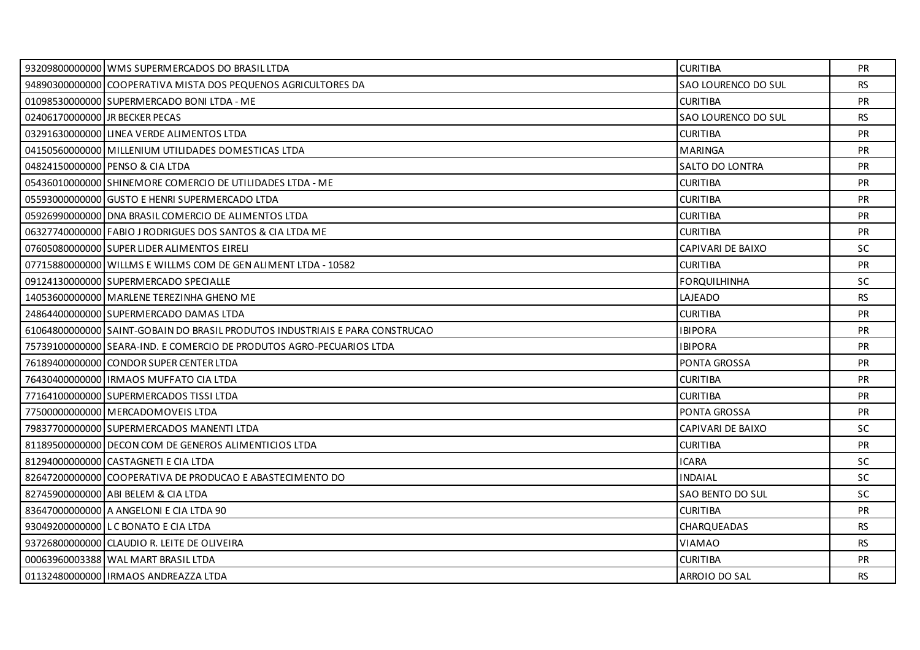| | | | |
|---|---|---|---|
| 93209800000000 | WMS SUPERMERCADOS DO BRASIL LTDA | CURITIBA | PR |
| 94890300000000 | COOPERATIVA MISTA DOS PEQUENOS AGRICULTORES DA | SAO LOURENCO DO SUL | RS |
| 01098530000000 | SUPERMERCADO BONI LTDA - ME | CURITIBA | PR |
| 02406170000000 | JR BECKER PECAS | SAO LOURENCO DO SUL | RS |
| 03291630000000 | LINEA VERDE ALIMENTOS LTDA | CURITIBA | PR |
| 04150560000000 | MILLENIUM UTILIDADES DOMESTICAS LTDA | MARINGA | PR |
| 04824150000000 | PENSO & CIA LTDA | SALTO DO LONTRA | PR |
| 05436010000000 | SHINEMORE COMERCIO DE UTILIDADES LTDA - ME | CURITIBA | PR |
| 05593000000000 | GUSTO E HENRI SUPERMERCADO LTDA | CURITIBA | PR |
| 05926990000000 | DNA BRASIL COMERCIO DE ALIMENTOS LTDA | CURITIBA | PR |
| 06327740000000 | FABIO J RODRIGUES DOS SANTOS & CIA LTDA ME | CURITIBA | PR |
| 07605080000000 | SUPER LIDER ALIMENTOS EIRELI | CAPIVARI DE BAIXO | SC |
| 07715880000000 | WILLMS E WILLMS COM DE GEN ALIMENT LTDA - 10582 | CURITIBA | PR |
| 09124130000000 | SUPERMERCADO SPECIALLE | FORQUILHINHA | SC |
| 14053600000000 | MARLENE TEREZINHA GHENO ME | LAJEADO | RS |
| 24864400000000 | SUPERMERCADO DAMAS LTDA | CURITIBA | PR |
| 61064800000000 | SAINT-GOBAIN DO BRASIL PRODUTOS INDUSTRIAIS E PARA CONSTRUCAO | IBIPORA | PR |
| 75739100000000 | SEARA-IND. E COMERCIO DE PRODUTOS AGRO-PECUARIOS LTDA | IBIPORA | PR |
| 76189400000000 | CONDOR SUPER CENTER LTDA | PONTA GROSSA | PR |
| 76430400000000 | IRMAOS MUFFATO CIA LTDA | CURITIBA | PR |
| 77164100000000 | SUPERMERCADOS TISSI LTDA | CURITIBA | PR |
| 77500000000000 | MERCADOMOVEIS LTDA | PONTA GROSSA | PR |
| 79837700000000 | SUPERMERCADOS MANENTI LTDA | CAPIVARI DE BAIXO | SC |
| 81189500000000 | DECON COM DE GENEROS ALIMENTICIOS LTDA | CURITIBA | PR |
| 81294000000000 | CASTAGNETI E CIA LTDA | ICARA | SC |
| 82647200000000 | COOPERATIVA DE PRODUCAO E ABASTECIMENTO DO | INDAIAL | SC |
| 82745900000000 | ABI BELEM & CIA LTDA | SAO BENTO DO SUL | SC |
| 83647000000000 | A ANGELONI E CIA LTDA 90 | CURITIBA | PR |
| 93049200000000 | L C BONATO E CIA LTDA | CHARQUEADAS | RS |
| 93726800000000 | CLAUDIO R. LEITE DE OLIVEIRA | VIAMAO | RS |
| 00063960003388 | WAL MART BRASIL LTDA | CURITIBA | PR |
| 01132480000000 | IRMAOS ANDREAZZA LTDA | ARROIO DO SAL | RS |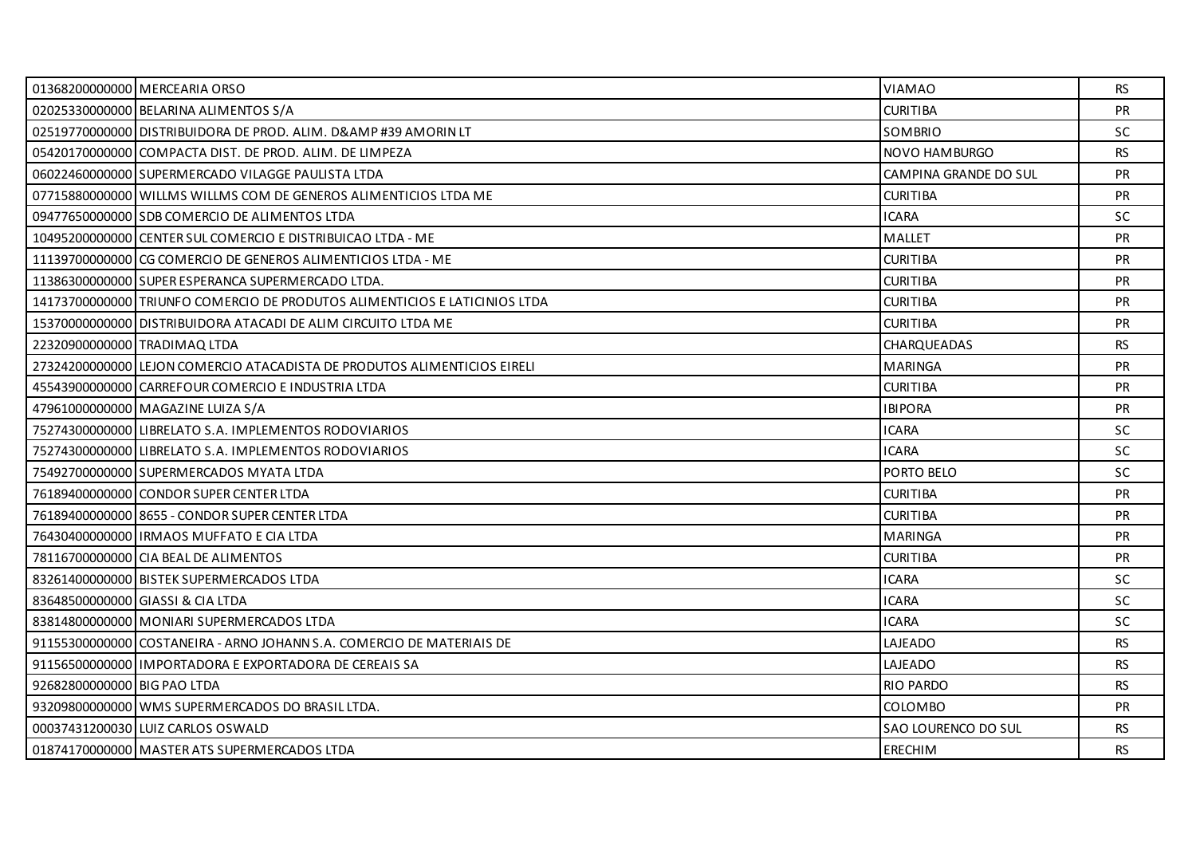| 01368200000000 | MERCEARIA ORSO | VIAMAO | RS |
| --- | --- | --- | --- |
| 02025330000000 | BELARINA ALIMENTOS S/A | CURITIBA | PR |
| 02519770000000 | DISTRIBUIDORA DE PROD. ALIM. D&AMP #39 AMORIN LT | SOMBRIO | SC |
| 05420170000000 | COMPACTA DIST. DE PROD. ALIM. DE LIMPEZA | NOVO HAMBURGO | RS |
| 06022460000000 | SUPERMERCADO VILAGGE PAULISTA LTDA | CAMPINA GRANDE DO SUL | PR |
| 07715880000000 | WILLMS WILLMS COM DE GENEROS ALIMENTICIOS LTDA ME | CURITIBA | PR |
| 09477650000000 | SDB COMERCIO DE ALIMENTOS LTDA | ICARA | SC |
| 10495200000000 | CENTER SUL COMERCIO E DISTRIBUICAO LTDA - ME | MALLET | PR |
| 11139700000000 | CG COMERCIO DE GENEROS ALIMENTICIOS LTDA - ME | CURITIBA | PR |
| 11386300000000 | SUPER ESPERANCA SUPERMERCADO LTDA. | CURITIBA | PR |
| 14173700000000 | TRIUNFO COMERCIO DE PRODUTOS ALIMENTICIOS E LATICINIOS LTDA | CURITIBA | PR |
| 15370000000000 | DISTRIBUIDORA ATACADI DE ALIM CIRCUITO LTDA ME | CURITIBA | PR |
| 22320900000000 | TRADIMAQ LTDA | CHARQUEADAS | RS |
| 27324200000000 | LEJON COMERCIO ATACADISTA DE PRODUTOS ALIMENTICIOS EIRELI | MARINGA | PR |
| 45543900000000 | CARREFOUR COMERCIO E INDUSTRIA LTDA | CURITIBA | PR |
| 47961000000000 | MAGAZINE LUIZA S/A | IBIPORA | PR |
| 75274300000000 | LIBRELATO S.A. IMPLEMENTOS RODOVIARIOS | ICARA | SC |
| 75274300000000 | LIBRELATO S.A. IMPLEMENTOS RODOVIARIOS | ICARA | SC |
| 75492700000000 | SUPERMERCADOS MYATA LTDA | PORTO BELO | SC |
| 76189400000000 | CONDOR SUPER CENTER LTDA | CURITIBA | PR |
| 76189400000000 | 8655 - CONDOR SUPER CENTER LTDA | CURITIBA | PR |
| 76430400000000 | IRMAOS MUFFATO E CIA LTDA | MARINGA | PR |
| 78116700000000 | CIA BEAL DE ALIMENTOS | CURITIBA | PR |
| 83261400000000 | BISTEK SUPERMERCADOS LTDA | ICARA | SC |
| 83648500000000 | GIASSI & CIA LTDA | ICARA | SC |
| 83814800000000 | MONIARI SUPERMERCADOS LTDA | ICARA | SC |
| 91155300000000 | COSTANEIRA - ARNO JOHANN S.A. COMERCIO DE MATERIAIS DE | LAJEADO | RS |
| 91156500000000 | IMPORTADORA E EXPORTADORA DE CEREAIS SA | LAJEADO | RS |
| 92682800000000 | BIG PAO LTDA | RIO PARDO | RS |
| 93209800000000 | WMS SUPERMERCADOS DO BRASIL LTDA. | COLOMBO | PR |
| 00037431200030 | LUIZ CARLOS OSWALD | SAO LOURENCO DO SUL | RS |
| 01874170000000 | MASTER ATS SUPERMERCADOS LTDA | ERECHIM | RS |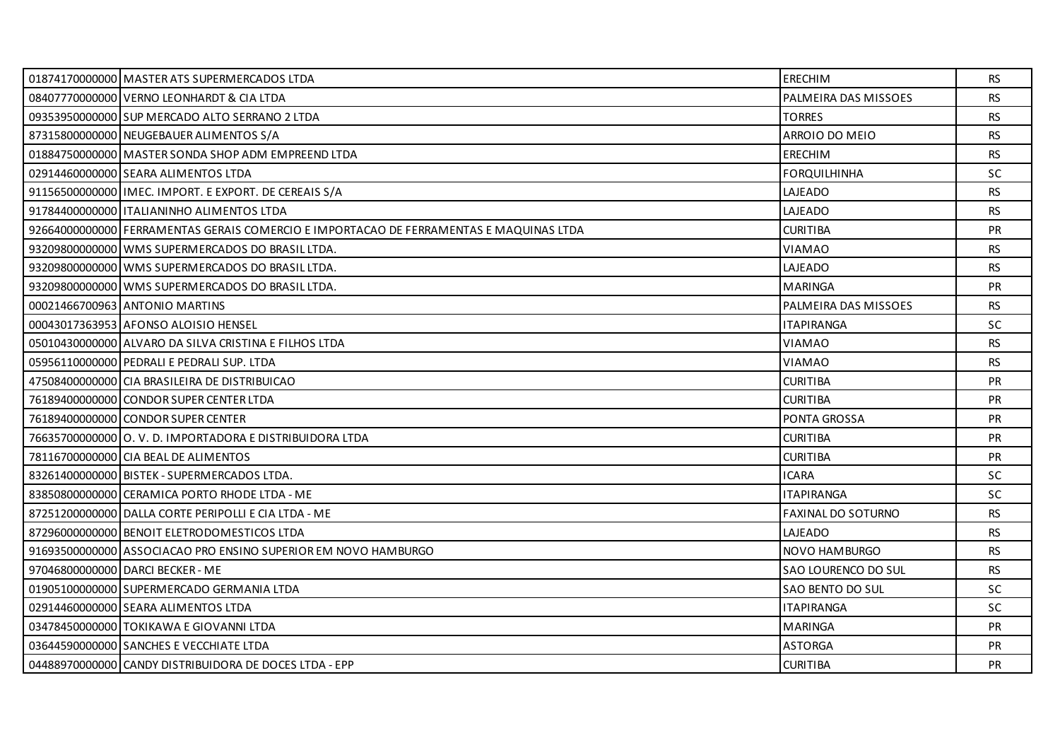| | | | |
|---|---|---|---|
| 01874170000000 | MASTER ATS SUPERMERCADOS LTDA | ERECHIM | RS |
| 08407770000000 | VERNO LEONHARDT & CIA LTDA | PALMEIRA DAS MISSOES | RS |
| 09353950000000 | SUP MERCADO ALTO SERRANO 2 LTDA | TORRES | RS |
| 87315800000000 | NEUGEBAUER ALIMENTOS S/A | ARROIO DO MEIO | RS |
| 01884750000000 | MASTER SONDA SHOP ADM EMPREEND LTDA | ERECHIM | RS |
| 02914460000000 | SEARA ALIMENTOS LTDA | FORQUILHINHA | SC |
| 91156500000000 | IMEC. IMPORT. E EXPORT. DE CEREAIS S/A | LAJEADO | RS |
| 91784400000000 | ITALIANINHO ALIMENTOS LTDA | LAJEADO | RS |
| 92664000000000 | FERRAMENTAS GERAIS COMERCIO E IMPORTACAO DE FERRAMENTAS E MAQUINAS LTDA | CURITIBA | PR |
| 93209800000000 | WMS SUPERMERCADOS DO BRASIL LTDA. | VIAMAO | RS |
| 93209800000000 | WMS SUPERMERCADOS DO BRASIL LTDA. | LAJEADO | RS |
| 93209800000000 | WMS SUPERMERCADOS DO BRASIL LTDA. | MARINGA | PR |
| 00021466700963 | ANTONIO MARTINS | PALMEIRA DAS MISSOES | RS |
| 00043017363953 | AFONSO ALOISIO HENSEL | ITAPIRANGA | SC |
| 05010430000000 | ALVARO DA SILVA CRISTINA E FILHOS LTDA | VIAMAO | RS |
| 05956110000000 | PEDRALI E PEDRALI SUP. LTDA | VIAMAO | RS |
| 47508400000000 | CIA BRASILEIRA DE DISTRIBUICAO | CURITIBA | PR |
| 76189400000000 | CONDOR SUPER CENTER LTDA | CURITIBA | PR |
| 76189400000000 | CONDOR SUPER CENTER | PONTA GROSSA | PR |
| 76635700000000 | O. V. D. IMPORTADORA E DISTRIBUIDORA LTDA | CURITIBA | PR |
| 78116700000000 | CIA BEAL DE ALIMENTOS | CURITIBA | PR |
| 83261400000000 | BISTEK - SUPERMERCADOS LTDA. | ICARA | SC |
| 83850800000000 | CERAMICA PORTO RHODE LTDA - ME | ITAPIRANGA | SC |
| 87251200000000 | DALLA CORTE PERIPOLLI E CIA LTDA - ME | FAXINAL DO SOTURNO | RS |
| 87296000000000 | BENOIT ELETRODOMESTICOS LTDA | LAJEADO | RS |
| 91693500000000 | ASSOCIACAO PRO ENSINO SUPERIOR EM NOVO HAMBURGO | NOVO HAMBURGO | RS |
| 97046800000000 | DARCI BECKER - ME | SAO LOURENCO DO SUL | RS |
| 01905100000000 | SUPERMERCADO GERMANIA LTDA | SAO BENTO DO SUL | SC |
| 02914460000000 | SEARA ALIMENTOS LTDA | ITAPIRANGA | SC |
| 03478450000000 | TOKIKAWA E GIOVANNI LTDA | MARINGA | PR |
| 03644590000000 | SANCHES E VECCHIATE LTDA | ASTORGA | PR |
| 04488970000000 | CANDY DISTRIBUIDORA DE DOCES LTDA - EPP | CURITIBA | PR |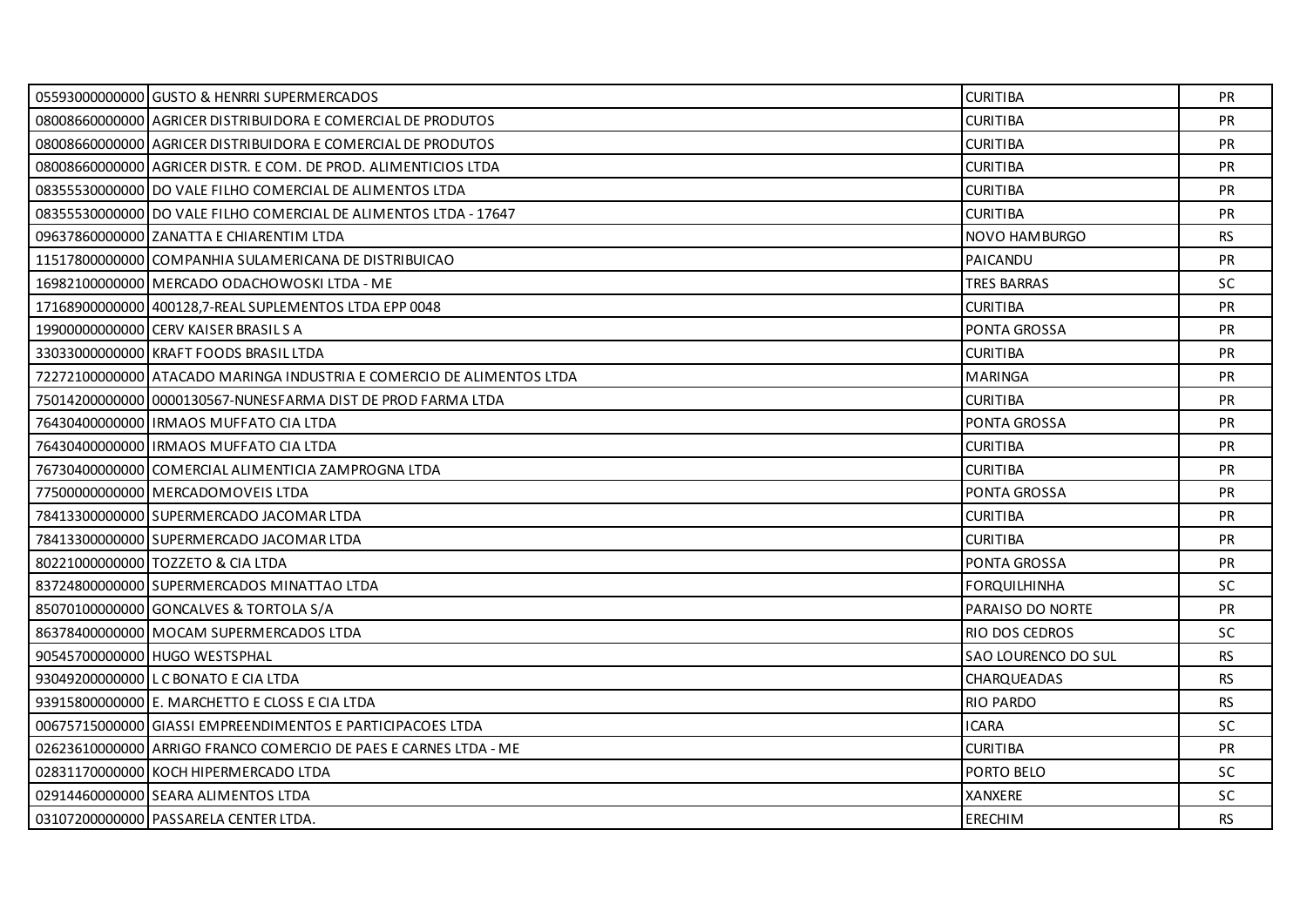| | | | |
|---|---|---|---|
| 05593000000000 | GUSTO & HENRRI SUPERMERCADOS | CURITIBA | PR |
| 08008660000000 | AGRICER DISTRIBUIDORA E COMERCIAL DE PRODUTOS | CURITIBA | PR |
| 08008660000000 | AGRICER DISTRIBUIDORA E COMERCIAL DE PRODUTOS | CURITIBA | PR |
| 08008660000000 | AGRICER DISTR. E COM. DE PROD. ALIMENTICIOS LTDA | CURITIBA | PR |
| 08355530000000 | DO VALE FILHO COMERCIAL DE ALIMENTOS LTDA | CURITIBA | PR |
| 08355530000000 | DO VALE FILHO COMERCIAL DE ALIMENTOS LTDA - 17647 | CURITIBA | PR |
| 09637860000000 | ZANATTA E CHIARENTIM LTDA | NOVO HAMBURGO | RS |
| 11517800000000 | COMPANHIA SULAMERICANA DE DISTRIBUICAO | PAICANDU | PR |
| 16982100000000 | MERCADO ODACHOWOSKI LTDA - ME | TRES BARRAS | SC |
| 17168900000000 | 400128,7-REAL SUPLEMENTOS LTDA EPP 0048 | CURITIBA | PR |
| 19900000000000 | CERV KAISER BRASIL S A | PONTA GROSSA | PR |
| 33033000000000 | KRAFT FOODS BRASIL LTDA | CURITIBA | PR |
| 72272100000000 | ATACADO MARINGA INDUSTRIA E COMERCIO DE ALIMENTOS LTDA | MARINGA | PR |
| 75014200000000 | 0000130567-NUNESFARMA DIST DE PROD FARMA LTDA | CURITIBA | PR |
| 76430400000000 | IRMAOS MUFFATO CIA LTDA | PONTA GROSSA | PR |
| 76430400000000 | IRMAOS MUFFATO CIA LTDA | CURITIBA | PR |
| 76730400000000 | COMERCIAL ALIMENTICIA ZAMPROGNA LTDA | CURITIBA | PR |
| 77500000000000 | MERCADOMOVEIS LTDA | PONTA GROSSA | PR |
| 78413300000000 | SUPERMERCADO JACOMAR LTDA | CURITIBA | PR |
| 78413300000000 | SUPERMERCADO JACOMAR LTDA | CURITIBA | PR |
| 80221000000000 | TOZZETO & CIA LTDA | PONTA GROSSA | PR |
| 83724800000000 | SUPERMERCADOS MINATTAO LTDA | FORQUILHINHA | SC |
| 85070100000000 | GONCALVES & TORTOLA S/A | PARAISO DO NORTE | PR |
| 86378400000000 | MOCAM SUPERMERCADOS LTDA | RIO DOS CEDROS | SC |
| 90545700000000 | HUGO WESTSPHAL | SAO LOURENCO DO SUL | RS |
| 93049200000000 | L C BONATO E CIA LTDA | CHARQUEADAS | RS |
| 93915800000000 | E. MARCHETTO E CLOSS E CIA LTDA | RIO PARDO | RS |
| 00675715000000 | GIASSI EMPREENDIMENTOS E PARTICIPACOES LTDA | ICARA | SC |
| 02623610000000 | ARRIGO FRANCO COMERCIO DE PAES E CARNES LTDA - ME | CURITIBA | PR |
| 02831170000000 | KOCH HIPERMERCADO LTDA | PORTO BELO | SC |
| 02914460000000 | SEARA ALIMENTOS LTDA | XANXERE | SC |
| 03107200000000 | PASSARELA CENTER LTDA. | ERECHIM | RS |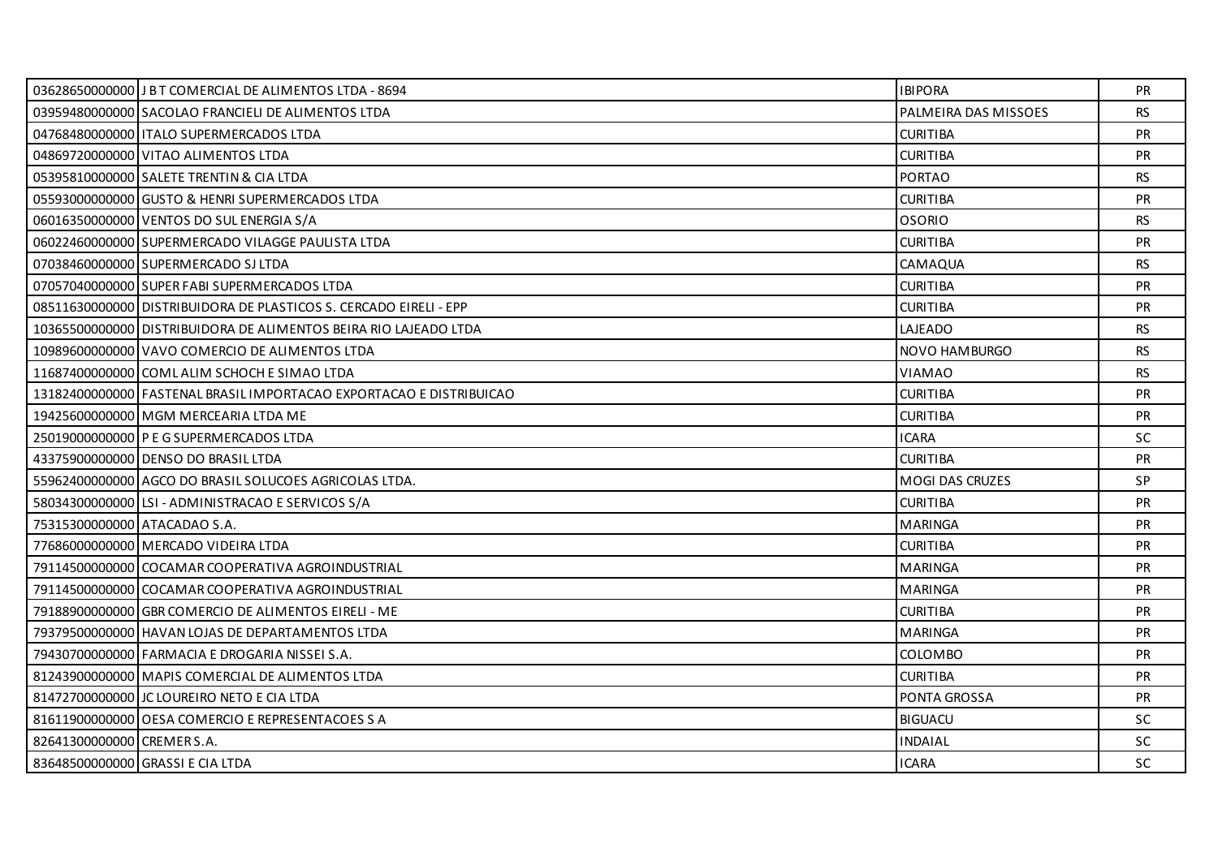| | | | |
|---|---|---|---|
| 03628650000000 | J B T COMERCIAL DE ALIMENTOS LTDA - 8694 | IBIPORA | PR |
| 03959480000000 | SACOLAO FRANCIELI DE ALIMENTOS LTDA | PALMEIRA DAS MISSOES | RS |
| 04768480000000 | ITALO SUPERMERCADOS LTDA | CURITIBA | PR |
| 04869720000000 | VITAO ALIMENTOS LTDA | CURITIBA | PR |
| 05395810000000 | SALETE TRENTIN & CIA LTDA | PORTAO | RS |
| 05593000000000 | GUSTO & HENRI SUPERMERCADOS LTDA | CURITIBA | PR |
| 06016350000000 | VENTOS DO SUL ENERGIA S/A | OSORIO | RS |
| 06022460000000 | SUPERMERCADO VILAGGE PAULISTA LTDA | CURITIBA | PR |
| 07038460000000 | SUPERMERCADO SJ LTDA | CAMAQUA | RS |
| 07057040000000 | SUPER FABI SUPERMERCADOS LTDA | CURITIBA | PR |
| 08511630000000 | DISTRIBUIDORA DE PLASTICOS S. CERCADO EIRELI - EPP | CURITIBA | PR |
| 10365500000000 | DISTRIBUIDORA DE ALIMENTOS BEIRA RIO LAJEADO LTDA | LAJEADO | RS |
| 10989600000000 | VAVO COMERCIO DE ALIMENTOS LTDA | NOVO HAMBURGO | RS |
| 11687400000000 | COML ALIM SCHOCH E SIMAO LTDA | VIAMAO | RS |
| 13182400000000 | FASTENAL BRASIL IMPORTACAO EXPORTACAO E DISTRIBUICAO | CURITIBA | PR |
| 19425600000000 | MGM MERCEARIA LTDA ME | CURITIBA | PR |
| 25019000000000 | P E G SUPERMERCADOS LTDA | ICARA | SC |
| 43375900000000 | DENSO DO BRASIL LTDA | CURITIBA | PR |
| 55962400000000 | AGCO DO BRASIL SOLUCOES AGRICOLAS LTDA. | MOGI DAS CRUZES | SP |
| 58034300000000 | LSI - ADMINISTRACAO E SERVICOS S/A | CURITIBA | PR |
| 75315300000000 | ATACADAO S.A. | MARINGA | PR |
| 77686000000000 | MERCADO VIDEIRA LTDA | CURITIBA | PR |
| 79114500000000 | COCAMAR COOPERATIVA AGROINDUSTRIAL | MARINGA | PR |
| 79114500000000 | COCAMAR COOPERATIVA AGROINDUSTRIAL | MARINGA | PR |
| 79188900000000 | GBR COMERCIO DE ALIMENTOS EIRELI - ME | CURITIBA | PR |
| 79379500000000 | HAVAN LOJAS DE DEPARTAMENTOS LTDA | MARINGA | PR |
| 79430700000000 | FARMACIA E DROGARIA NISSEI S.A. | COLOMBO | PR |
| 81243900000000 | MAPIS COMERCIAL DE ALIMENTOS LTDA | CURITIBA | PR |
| 81472700000000 | JC LOUREIRO NETO E CIA LTDA | PONTA GROSSA | PR |
| 81611900000000 | OESA COMERCIO E REPRESENTACOES S A | BIGUACU | SC |
| 82641300000000 | CREMER S.A. | INDAIAL | SC |
| 83648500000000 | GRASSI E CIA LTDA | ICARA | SC |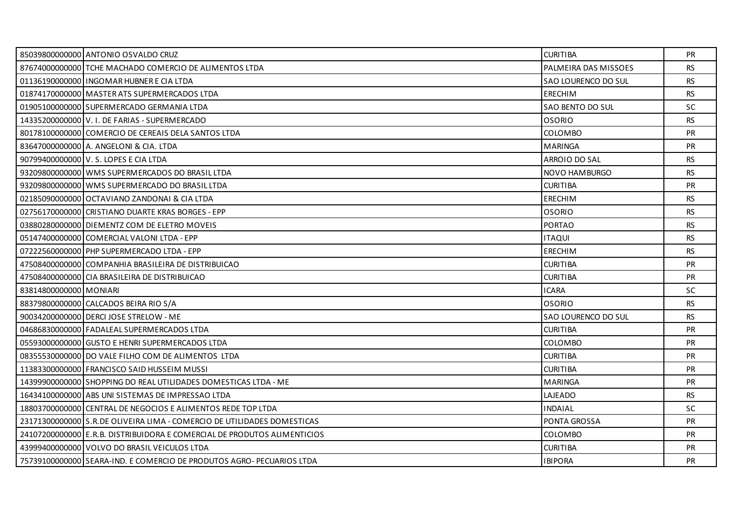| | | | |
|---|---|---|---|
| 85039800000000 | ANTONIO OSVALDO CRUZ | CURITIBA | PR |
| 87674000000000 | TCHE MACHADO COMERCIO DE ALIMENTOS LTDA | PALMEIRA DAS MISSOES | RS |
| 01136190000000 | INGOMAR HUBNER E CIA LTDA | SAO LOURENCO DO SUL | RS |
| 01874170000000 | MASTER ATS SUPERMERCADOS LTDA | ERECHIM | RS |
| 01905100000000 | SUPERMERCADO GERMANIA LTDA | SAO BENTO DO SUL | SC |
| 14335200000000 | V. I. DE FARIAS - SUPERMERCADO | OSORIO | RS |
| 80178100000000 | COMERCIO DE CEREAIS DELA SANTOS LTDA | COLOMBO | PR |
| 83647000000000 | A. ANGELONI & CIA. LTDA | MARINGA | PR |
| 90799400000000 | V. S. LOPES E CIA LTDA | ARROIO DO SAL | RS |
| 93209800000000 | WMS SUPERMERCADOS DO BRASIL LTDA | NOVO HAMBURGO | RS |
| 93209800000000 | WMS SUPERMERCADO DO BRASIL LTDA | CURITIBA | PR |
| 02185090000000 | OCTAVIANO ZANDONAI & CIA LTDA | ERECHIM | RS |
| 02756170000000 | CRISTIANO DUARTE KRAS BORGES - EPP | OSORIO | RS |
| 03880280000000 | DIEMENTZ COM DE ELETRO MOVEIS | PORTAO | RS |
| 05147400000000 | COMERCIAL VALONI LTDA - EPP | ITAQUI | RS |
| 07222560000000 | PHP SUPERMERCADO LTDA - EPP | ERECHIM | RS |
| 47508400000000 | COMPANHIA BRASILEIRA DE DISTRIBUICAO | CURITIBA | PR |
| 47508400000000 | CIA BRASILEIRA DE DISTRIBUICAO | CURITIBA | PR |
| 83814800000000 | MONIARI | ICARA | SC |
| 88379800000000 | CALCADOS BEIRA RIO S/A | OSORIO | RS |
| 90034200000000 | DERCI JOSE STRELOW - ME | SAO LOURENCO DO SUL | RS |
| 04686830000000 | FADALEAL SUPERMERCADOS LTDA | CURITIBA | PR |
| 05593000000000 | GUSTO E HENRI SUPERMERCADOS LTDA | COLOMBO | PR |
| 08355530000000 | DO VALE FILHO COM DE ALIMENTOS LTDA | CURITIBA | PR |
| 11383300000000 | FRANCISCO SAID HUSSEIM MUSSI | CURITIBA | PR |
| 14399900000000 | SHOPPING DO REAL UTILIDADES DOMESTICAS LTDA - ME | MARINGA | PR |
| 16434100000000 | ABS UNI SISTEMAS DE IMPRESSAO LTDA | LAJEADO | RS |
| 18803700000000 | CENTRAL DE NEGOCIOS E ALIMENTOS REDE TOP LTDA | INDAIAL | SC |
| 23171300000000 | S.R.DE OLIVEIRA LIMA - COMERCIO DE UTILIDADES DOMESTICAS | PONTA GROSSA | PR |
| 24107200000000 | E.R.B. DISTRIBUIDORA E COMERCIAL DE PRODUTOS ALIMENTICIOS | COLOMBO | PR |
| 43999400000000 | VOLVO DO BRASIL VEICULOS LTDA | CURITIBA | PR |
| 75739100000000 | SEARA-IND. E COMERCIO DE PRODUTOS AGRO- PECUARIOS LTDA | IBIPORA | PR |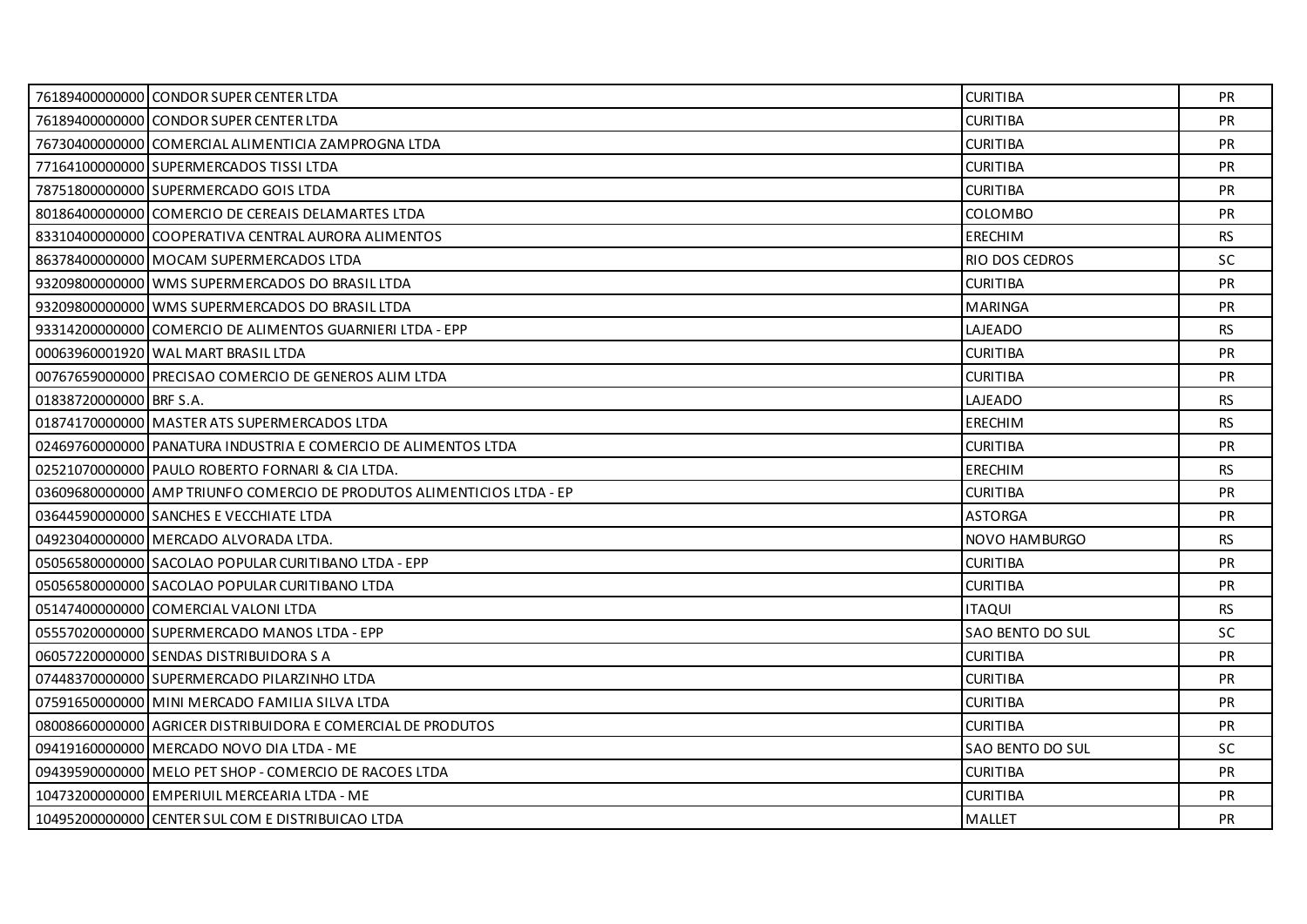| | | | |
|---|---|---|---|
| 76189400000000 | CONDOR SUPER CENTER LTDA | CURITIBA | PR |
| 76189400000000 | CONDOR SUPER CENTER LTDA | CURITIBA | PR |
| 76730400000000 | COMERCIAL ALIMENTICIA ZAMPROGNA LTDA | CURITIBA | PR |
| 77164100000000 | SUPERMERCADOS TISSI LTDA | CURITIBA | PR |
| 78751800000000 | SUPERMERCADO GOIS LTDA | CURITIBA | PR |
| 80186400000000 | COMERCIO DE CEREAIS DELAMARTES LTDA | COLOMBO | PR |
| 83310400000000 | COOPERATIVA CENTRAL AURORA ALIMENTOS | ERECHIM | RS |
| 86378400000000 | MOCAM SUPERMERCADOS LTDA | RIO DOS CEDROS | SC |
| 93209800000000 | WMS SUPERMERCADOS DO BRASIL LTDA | CURITIBA | PR |
| 93209800000000 | WMS SUPERMERCADOS DO BRASIL LTDA | MARINGA | PR |
| 93314200000000 | COMERCIO DE ALIMENTOS GUARNIERI LTDA - EPP | LAJEADO | RS |
| 00063960001920 | WAL MART BRASIL LTDA | CURITIBA | PR |
| 00767659000000 | PRECISAO COMERCIO DE GENEROS ALIM LTDA | CURITIBA | PR |
| 01838720000000 | BRF S.A. | LAJEADO | RS |
| 01874170000000 | MASTER ATS SUPERMERCADOS LTDA | ERECHIM | RS |
| 02469760000000 | PANATURA INDUSTRIA E COMERCIO DE ALIMENTOS LTDA | CURITIBA | PR |
| 02521070000000 | PAULO ROBERTO FORNARI & CIA LTDA. | ERECHIM | RS |
| 03609680000000 | AMP TRIUNFO COMERCIO DE PRODUTOS ALIMENTICIOS LTDA - EP | CURITIBA | PR |
| 03644590000000 | SANCHES E VECCHIATE LTDA | ASTORGA | PR |
| 04923040000000 | MERCADO ALVORADA LTDA. | NOVO HAMBURGO | RS |
| 05056580000000 | SACOLAO POPULAR CURITIBANO LTDA - EPP | CURITIBA | PR |
| 05056580000000 | SACOLAO POPULAR CURITIBANO LTDA | CURITIBA | PR |
| 05147400000000 | COMERCIAL VALONI LTDA | ITAQUI | RS |
| 05557020000000 | SUPERMERCADO MANOS LTDA - EPP | SAO BENTO DO SUL | SC |
| 06057220000000 | SENDAS DISTRIBUIDORA S A | CURITIBA | PR |
| 07448370000000 | SUPERMERCADO PILARZINHO LTDA | CURITIBA | PR |
| 07591650000000 | MINI MERCADO FAMILIA SILVA LTDA | CURITIBA | PR |
| 08008660000000 | AGRICER DISTRIBUIDORA E COMERCIAL DE PRODUTOS | CURITIBA | PR |
| 09419160000000 | MERCADO NOVO DIA LTDA - ME | SAO BENTO DO SUL | SC |
| 09439590000000 | MELO PET SHOP - COMERCIO DE RACOES LTDA | CURITIBA | PR |
| 10473200000000 | EMPERIUIL MERCEARIA LTDA - ME | CURITIBA | PR |
| 10495200000000 | CENTER SUL COM E DISTRIBUICAO LTDA | MALLET | PR |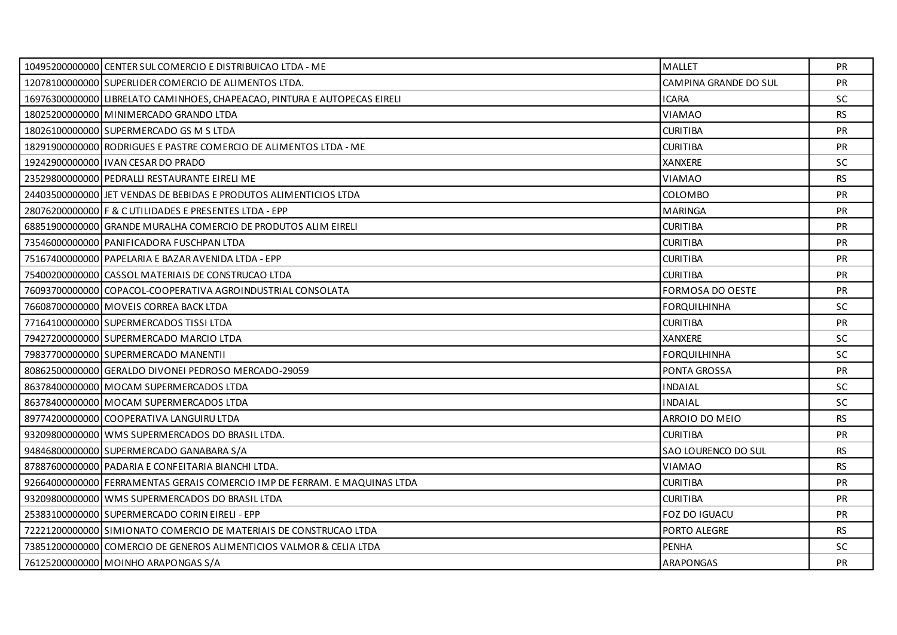| | | | |
|---|---|---|---|
| 10495200000000 | CENTER SUL COMERCIO E DISTRIBUICAO LTDA - ME | MALLET | PR |
| 12078100000000 | SUPERLIDER COMERCIO DE ALIMENTOS LTDA. | CAMPINA GRANDE DO SUL | PR |
| 16976300000000 | LIBRELATO CAMINHOES, CHAPEACAO, PINTURA E AUTOPECAS EIRELI | ICARA | SC |
| 18025200000000 | MINIMERCADO GRANDO LTDA | VIAMAO | RS |
| 18026100000000 | SUPERMERCADO GS M S LTDA | CURITIBA | PR |
| 18291900000000 | RODRIGUES E PASTRE COMERCIO DE ALIMENTOS LTDA - ME | CURITIBA | PR |
| 19242900000000 | IVAN CESAR DO PRADO | XANXERE | SC |
| 23529800000000 | PEDRALLI RESTAURANTE EIRELI ME | VIAMAO | RS |
| 24403500000000 | JET VENDAS DE BEBIDAS E PRODUTOS ALIMENTICIOS LTDA | COLOMBO | PR |
| 28076200000000 | F & C UTILIDADES E PRESENTES LTDA - EPP | MARINGA | PR |
| 68851900000000 | GRANDE MURALHA COMERCIO DE PRODUTOS ALIM EIRELI | CURITIBA | PR |
| 73546000000000 | PANIFICADORA FUSCHPAN LTDA | CURITIBA | PR |
| 75167400000000 | PAPELARIA E BAZAR AVENIDA LTDA - EPP | CURITIBA | PR |
| 75400200000000 | CASSOL MATERIAIS DE CONSTRUCAO LTDA | CURITIBA | PR |
| 76093700000000 | COPACOL-COOPERATIVA AGROINDUSTRIAL CONSOLATA | FORMOSA DO OESTE | PR |
| 76608700000000 | MOVEIS CORREA BACK LTDA | FORQUILHINHA | SC |
| 77164100000000 | SUPERMERCADOS TISSI LTDA | CURITIBA | PR |
| 79427200000000 | SUPERMERCADO MARCIO LTDA | XANXERE | SC |
| 79837700000000 | SUPERMERCADO MANENTII | FORQUILHINHA | SC |
| 80862500000000 | GERALDO DIVONEI PEDROSO MERCADO-29059 | PONTA GROSSA | PR |
| 86378400000000 | MOCAM SUPERMERCADOS LTDA | INDAIAL | SC |
| 86378400000000 | MOCAM SUPERMERCADOS LTDA | INDAIAL | SC |
| 89774200000000 | COOPERATIVA LANGUIRU LTDA | ARROIO DO MEIO | RS |
| 93209800000000 | WMS SUPERMERCADOS DO BRASIL LTDA. | CURITIBA | PR |
| 94846800000000 | SUPERMERCADO GANABARA S/A | SAO LOURENCO DO SUL | RS |
| 87887600000000 | PADARIA E CONFEITARIA BIANCHI LTDA. | VIAMAO | RS |
| 92664000000000 | FERRAMENTAS GERAIS COMERCIO IMP DE FERRAM. E MAQUINAS LTDA | CURITIBA | PR |
| 93209800000000 | WMS SUPERMERCADOS DO BRASIL LTDA | CURITIBA | PR |
| 25383100000000 | SUPERMERCADO CORIN EIRELI - EPP | FOZ DO IGUACU | PR |
| 72221200000000 | SIMIONATO COMERCIO DE MATERIAIS DE CONSTRUCAO LTDA | PORTO ALEGRE | RS |
| 73851200000000 | COMERCIO DE GENEROS ALIMENTICIOS VALMOR & CELIA LTDA | PENHA | SC |
| 76125200000000 | MOINHO ARAPONGAS S/A | ARAPONGAS | PR |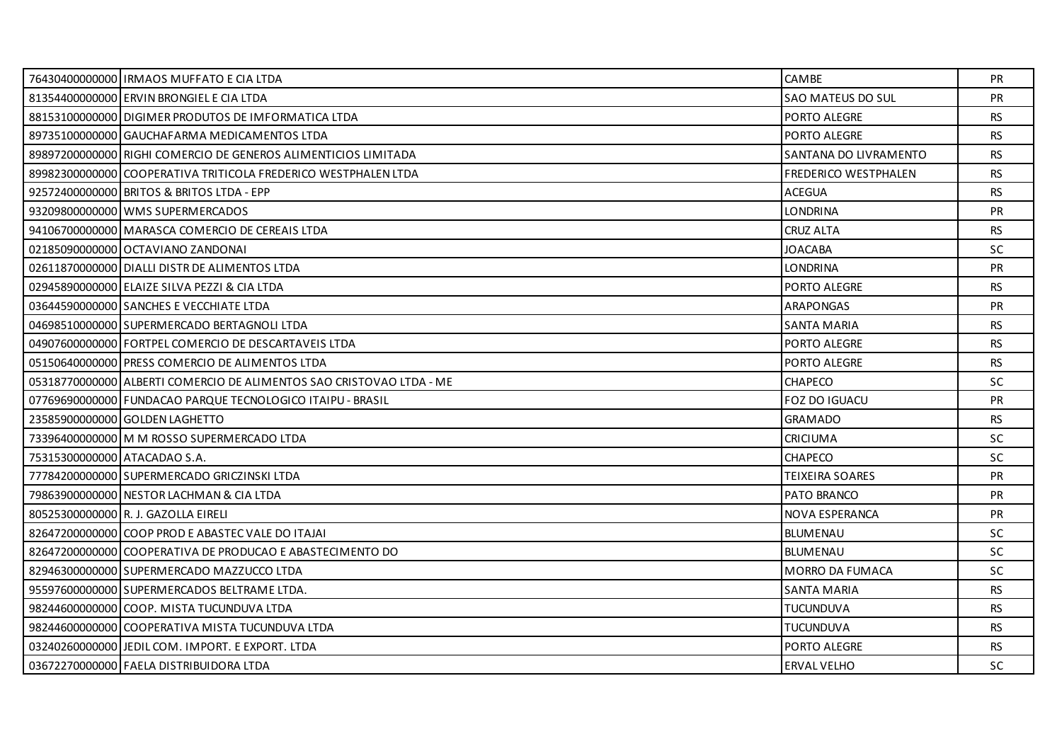| | | | |
|---|---|---|---|
| 76430400000000 | IRMAOS MUFFATO E CIA LTDA | CAMBE | PR |
| 81354400000000 | ERVIN BRONGIEL E CIA LTDA | SAO MATEUS DO SUL | PR |
| 88153100000000 | DIGIMER PRODUTOS DE IMFORMATICA LTDA | PORTO ALEGRE | RS |
| 89735100000000 | GAUCHAFARMA MEDICAMENTOS LTDA | PORTO ALEGRE | RS |
| 89897200000000 | RIGHI COMERCIO DE GENEROS ALIMENTICIOS LIMITADA | SANTANA DO LIVRAMENTO | RS |
| 89982300000000 | COOPERATIVA TRITICOLA FREDERICO WESTPHALEN LTDA | FREDERICO WESTPHALEN | RS |
| 92572400000000 | BRITOS & BRITOS LTDA - EPP | ACEGUA | RS |
| 93209800000000 | WMS SUPERMERCADOS | LONDRINA | PR |
| 94106700000000 | MARASCA COMERCIO DE CEREAIS LTDA | CRUZ ALTA | RS |
| 02185090000000 | OCTAVIANO ZANDONAI | JOACABA | SC |
| 02611870000000 | DIALLI DISTR DE ALIMENTOS LTDA | LONDRINA | PR |
| 02945890000000 | ELAIZE SILVA PEZZI & CIA LTDA | PORTO ALEGRE | RS |
| 03644590000000 | SANCHES E VECCHIATE LTDA | ARAPONGAS | PR |
| 04698510000000 | SUPERMERCADO BERTAGNOLI LTDA | SANTA MARIA | RS |
| 04907600000000 | FORTPEL COMERCIO DE DESCARTAVEIS LTDA | PORTO ALEGRE | RS |
| 05150640000000 | PRESS COMERCIO DE ALIMENTOS LTDA | PORTO ALEGRE | RS |
| 05318770000000 | ALBERTI COMERCIO DE ALIMENTOS SAO CRISTOVAO LTDA - ME | CHAPECO | SC |
| 07769690000000 | FUNDACAO PARQUE TECNOLOGICO ITAIPU - BRASIL | FOZ DO IGUACU | PR |
| 23585900000000 | GOLDEN LAGHETTO | GRAMADO | RS |
| 73396400000000 | M M ROSSO SUPERMERCADO LTDA | CRICIUMA | SC |
| 75315300000000 | ATACADAO S.A. | CHAPECO | SC |
| 77784200000000 | SUPERMERCADO GRICZINSKI LTDA | TEIXEIRA SOARES | PR |
| 79863900000000 | NESTOR LACHMAN & CIA LTDA | PATO BRANCO | PR |
| 80525300000000 | R. J. GAZOLLA EIRELI | NOVA ESPERANCA | PR |
| 82647200000000 | COOP PROD E ABASTEC VALE DO ITAJAI | BLUMENAU | SC |
| 82647200000000 | COOPERATIVA DE PRODUCAO E ABASTECIMENTO DO | BLUMENAU | SC |
| 82946300000000 | SUPERMERCADO MAZZUCCO LTDA | MORRO DA FUMACA | SC |
| 95597600000000 | SUPERMERCADOS BELTRAME LTDA. | SANTA MARIA | RS |
| 98244600000000 | COOP. MISTA TUCUNDUVA LTDA | TUCUNDUVA | RS |
| 98244600000000 | COOPERATIVA MISTA TUCUNDUVA LTDA | TUCUNDUVA | RS |
| 03240260000000 | JEDIL COM. IMPORT. E EXPORT. LTDA | PORTO ALEGRE | RS |
| 03672270000000 | FAELA DISTRIBUIDORA LTDA | ERVAL VELHO | SC |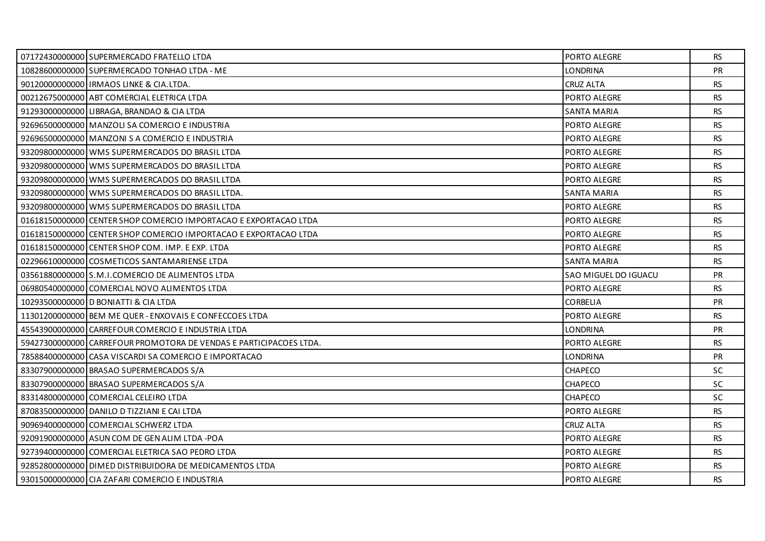| | | | |
|---|---|---|---|
| 07172430000000 | SUPERMERCADO FRATELLO LTDA | PORTO ALEGRE | RS |
| 10828600000000 | SUPERMERCADO TONHAO LTDA - ME | LONDRINA | PR |
| 90120000000000 | IRMAOS LINKE & CIA.LTDA. | CRUZ ALTA | RS |
| 00212675000000 | ABT COMERCIAL ELETRICA LTDA | PORTO ALEGRE | RS |
| 91293000000000 | LIBRAGA, BRANDAO & CIA LTDA | SANTA MARIA | RS |
| 92696500000000 | MANZOLI SA COMERCIO E INDUSTRIA | PORTO ALEGRE | RS |
| 92696500000000 | MANZONI S A COMERCIO E INDUSTRIA | PORTO ALEGRE | RS |
| 93209800000000 | WMS SUPERMERCADOS DO BRASIL LTDA | PORTO ALEGRE | RS |
| 93209800000000 | WMS SUPERMERCADOS DO BRASIL LTDA | PORTO ALEGRE | RS |
| 93209800000000 | WMS SUPERMERCADOS DO BRASIL LTDA | PORTO ALEGRE | RS |
| 93209800000000 | WMS SUPERMERCADOS DO BRASIL LTDA. | SANTA MARIA | RS |
| 93209800000000 | WMS SUPERMERCADOS DO BRASIL LTDA | PORTO ALEGRE | RS |
| 01618150000000 | CENTER SHOP COMERCIO IMPORTACAO E EXPORTACAO LTDA | PORTO ALEGRE | RS |
| 01618150000000 | CENTER SHOP COMERCIO IMPORTACAO E EXPORTACAO LTDA | PORTO ALEGRE | RS |
| 01618150000000 | CENTER SHOP COM. IMP. E EXP. LTDA | PORTO ALEGRE | RS |
| 02296610000000 | COSMETICOS SANTAMARIENSE LTDA | SANTA MARIA | RS |
| 03561880000000 | S.M.I.COMERCIO DE ALIMENTOS LTDA | SAO MIGUEL DO IGUACU | PR |
| 06980540000000 | COMERCIAL NOVO ALIMENTOS LTDA | PORTO ALEGRE | RS |
| 10293500000000 | D BONIATTI & CIA LTDA | CORBELIA | PR |
| 11301200000000 | BEM ME QUER - ENXOVAIS E CONFECCOES LTDA | PORTO ALEGRE | RS |
| 45543900000000 | CARREFOUR COMERCIO E INDUSTRIA LTDA | LONDRINA | PR |
| 59427300000000 | CARREFOUR PROMOTORA DE VENDAS E PARTICIPACOES LTDA. | PORTO ALEGRE | RS |
| 78588400000000 | CASA VISCARDI SA COMERCIO E IMPORTACAO | LONDRINA | PR |
| 83307900000000 | BRASAO SUPERMERCADOS S/A | CHAPECO | SC |
| 83307900000000 | BRASAO SUPERMERCADOS S/A | CHAPECO | SC |
| 83314800000000 | COMERCIAL CELEIRO LTDA | CHAPECO | SC |
| 87083500000000 | DANILO D TIZZIANI E CAI LTDA | PORTO ALEGRE | RS |
| 90969400000000 | COMERCIAL SCHWERZ LTDA | CRUZ ALTA | RS |
| 92091900000000 | ASUN COM DE GEN ALIM LTDA -POA | PORTO ALEGRE | RS |
| 92739400000000 | COMERCIAL ELETRICA SAO PEDRO LTDA | PORTO ALEGRE | RS |
| 92852800000000 | DIMED DISTRIBUIDORA DE MEDICAMENTOS LTDA | PORTO ALEGRE | RS |
| 93015000000000 | CIA ZAFARI COMERCIO E INDUSTRIA | PORTO ALEGRE | RS |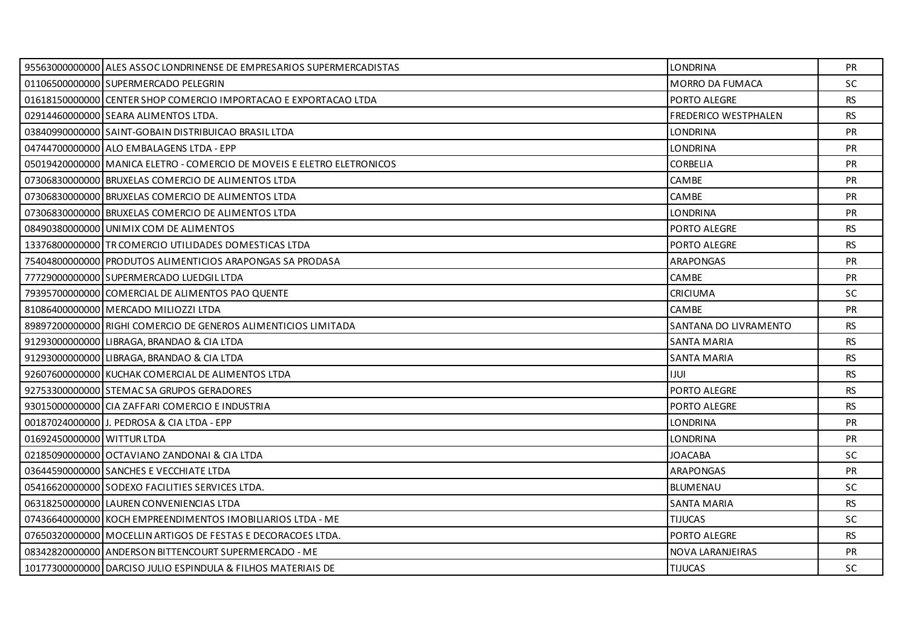| | | | |
|---|---|---|---|
| 95563000000000 | ALES ASSOC LONDRINENSE DE EMPRESARIOS SUPERMERCADISTAS | LONDRINA | PR |
| 01106500000000 | SUPERMERCADO PELEGRIN | MORRO DA FUMACA | SC |
| 01618150000000 | CENTER SHOP COMERCIO IMPORTACAO E EXPORTACAO LTDA | PORTO ALEGRE | RS |
| 02914460000000 | SEARA ALIMENTOS LTDA. | FREDERICO WESTPHALEN | RS |
| 03840990000000 | SAINT-GOBAIN DISTRIBUICAO BRASIL LTDA | LONDRINA | PR |
| 04744700000000 | ALO EMBALAGENS LTDA - EPP | LONDRINA | PR |
| 05019420000000 | MANICA ELETRO - COMERCIO DE MOVEIS E ELETRO ELETRONICOS | CORBELIA | PR |
| 07306830000000 | BRUXELAS COMERCIO DE ALIMENTOS LTDA | CAMBE | PR |
| 07306830000000 | BRUXELAS COMERCIO DE ALIMENTOS LTDA | CAMBE | PR |
| 07306830000000 | BRUXELAS COMERCIO DE ALIMENTOS LTDA | LONDRINA | PR |
| 08490380000000 | UNIMIX COM DE ALIMENTOS | PORTO ALEGRE | RS |
| 13376800000000 | TR COMERCIO UTILIDADES DOMESTICAS LTDA | PORTO ALEGRE | RS |
| 75404800000000 | PRODUTOS ALIMENTICIOS ARAPONGAS SA PRODASA | ARAPONGAS | PR |
| 77729000000000 | SUPERMERCADO LUEDGIL LTDA | CAMBE | PR |
| 79395700000000 | COMERCIAL DE ALIMENTOS PAO QUENTE | CRICIUMA | SC |
| 81086400000000 | MERCADO MILIOZZI LTDA | CAMBE | PR |
| 89897200000000 | RIGHI COMERCIO DE GENEROS ALIMENTICIOS LIMITADA | SANTANA DO LIVRAMENTO | RS |
| 91293000000000 | LIBRAGA, BRANDAO & CIA LTDA | SANTA MARIA | RS |
| 91293000000000 | LIBRAGA, BRANDAO & CIA LTDA | SANTA MARIA | RS |
| 92607600000000 | KUCHAK COMERCIAL DE ALIMENTOS LTDA | IJUI | RS |
| 92753300000000 | STEMAC SA GRUPOS GERADORES | PORTO ALEGRE | RS |
| 93015000000000 | CIA ZAFFARI COMERCIO E INDUSTRIA | PORTO ALEGRE | RS |
| 00187024000000 | J. PEDROSA & CIA LTDA - EPP | LONDRINA | PR |
| 01692450000000 | WITTUR LTDA | LONDRINA | PR |
| 02185090000000 | OCTAVIANO ZANDONAI & CIA LTDA | JOACABA | SC |
| 03644590000000 | SANCHES E VECCHIATE LTDA | ARAPONGAS | PR |
| 05416620000000 | SODEXO FACILITIES SERVICES LTDA. | BLUMENAU | SC |
| 06318250000000 | LAUREN CONVENIENCIAS LTDA | SANTA MARIA | RS |
| 07436640000000 | KOCH EMPREENDIMENTOS IMOBILIARIOS LTDA - ME | TIJUCAS | SC |
| 07650320000000 | MOCELLIN ARTIGOS DE FESTAS E DECORACOES LTDA. | PORTO ALEGRE | RS |
| 08342820000000 | ANDERSON BITTENCOURT SUPERMERCADO - ME | NOVA LARANJEIRAS | PR |
| 10177300000000 | DARCISO JULIO ESPINDULA & FILHOS MATERIAIS DE | TIJUCAS | SC |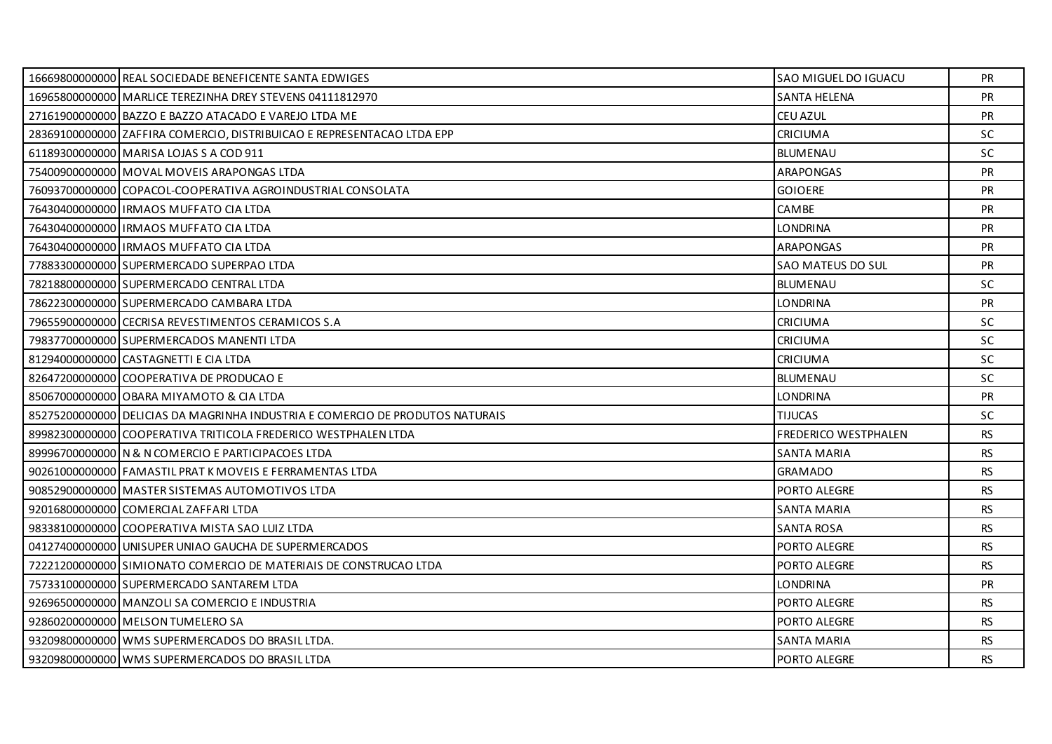| | | | |
|---|---|---|---|
| 16669800000000 | REAL SOCIEDADE BENEFICENTE SANTA EDWIGES | SAO MIGUEL DO IGUACU | PR |
| 16965800000000 | MARLICE TEREZINHA DREY STEVENS 04111812970 | SANTA HELENA | PR |
| 27161900000000 | BAZZO E BAZZO ATACADO E VAREJO LTDA ME | CEU AZUL | PR |
| 28369100000000 | ZAFFIRA COMERCIO, DISTRIBUICAO E REPRESENTACAO LTDA EPP | CRICIUMA | SC |
| 61189300000000 | MARISA LOJAS S A COD 911 | BLUMENAU | SC |
| 75400900000000 | MOVAL MOVEIS ARAPONGAS LTDA | ARAPONGAS | PR |
| 76093700000000 | COPACOL-COOPERATIVA AGROINDUSTRIAL CONSOLATA | GOIOERE | PR |
| 76430400000000 | IRMAOS MUFFATO CIA LTDA | CAMBE | PR |
| 76430400000000 | IRMAOS MUFFATO CIA LTDA | LONDRINA | PR |
| 76430400000000 | IRMAOS MUFFATO CIA LTDA | ARAPONGAS | PR |
| 77883300000000 | SUPERMERCADO SUPERPAO LTDA | SAO MATEUS DO SUL | PR |
| 78218800000000 | SUPERMERCADO CENTRAL LTDA | BLUMENAU | SC |
| 78622300000000 | SUPERMERCADO CAMBARA LTDA | LONDRINA | PR |
| 79655900000000 | CECRISA REVESTIMENTOS CERAMICOS S.A | CRICIUMA | SC |
| 79837700000000 | SUPERMERCADOS MANENTI LTDA | CRICIUMA | SC |
| 81294000000000 | CASTAGNETTI E CIA LTDA | CRICIUMA | SC |
| 82647200000000 | COOPERATIVA DE PRODUCAO E | BLUMENAU | SC |
| 85067000000000 | OBARA MIYAMOTO & CIA LTDA | LONDRINA | PR |
| 85275200000000 | DELICIAS DA MAGRINHA INDUSTRIA E COMERCIO DE PRODUTOS NATURAIS | TIJUCAS | SC |
| 89982300000000 | COOPERATIVA TRITICOLA FREDERICO WESTPHALEN LTDA | FREDERICO WESTPHALEN | RS |
| 89996700000000 | N & N COMERCIO E PARTICIPACOES LTDA | SANTA MARIA | RS |
| 90261000000000 | FAMASTIL PRAT K MOVEIS E FERRAMENTAS LTDA | GRAMADO | RS |
| 90852900000000 | MASTER SISTEMAS AUTOMOTIVOS LTDA | PORTO ALEGRE | RS |
| 92016800000000 | COMERCIAL ZAFFARI LTDA | SANTA MARIA | RS |
| 98338100000000 | COOPERATIVA MISTA SAO LUIZ LTDA | SANTA ROSA | RS |
| 04127400000000 | UNISUPER UNIAO GAUCHA DE SUPERMERCADOS | PORTO ALEGRE | RS |
| 72221200000000 | SIMIONATO COMERCIO DE MATERIAIS DE CONSTRUCAO LTDA | PORTO ALEGRE | RS |
| 75733100000000 | SUPERMERCADO SANTAREM LTDA | LONDRINA | PR |
| 92696500000000 | MANZOLI SA COMERCIO E INDUSTRIA | PORTO ALEGRE | RS |
| 92860200000000 | MELSON TUMELERO SA | PORTO ALEGRE | RS |
| 93209800000000 | WMS SUPERMERCADOS DO BRASIL LTDA. | SANTA MARIA | RS |
| 93209800000000 | WMS SUPERMERCADOS DO BRASIL LTDA | PORTO ALEGRE | RS |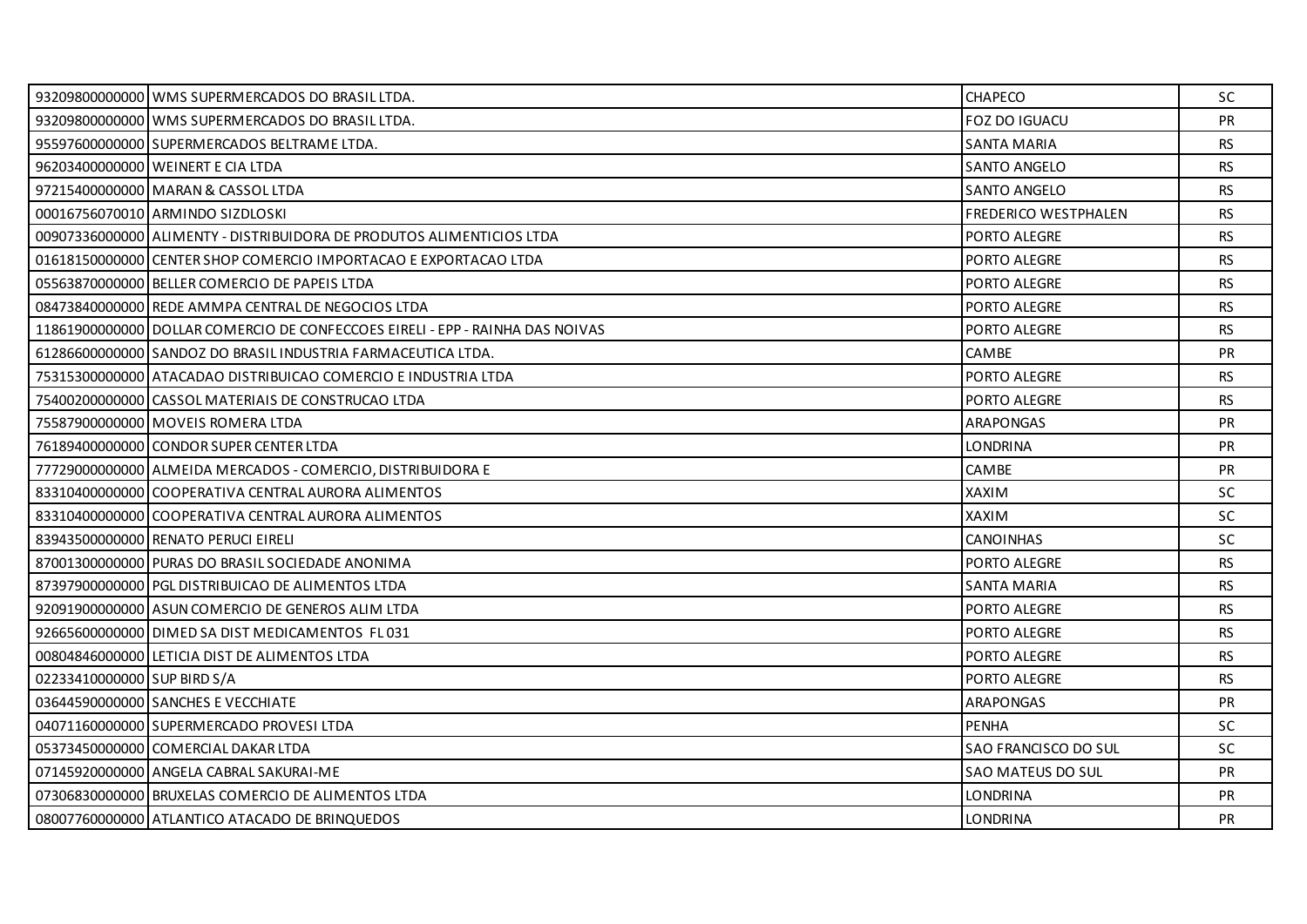| | | | |
|---|---|---|---|
| 93209800000000 | WMS SUPERMERCADOS DO BRASIL LTDA. | CHAPECO | SC |
| 93209800000000 | WMS SUPERMERCADOS DO BRASIL LTDA. | FOZ DO IGUACU | PR |
| 95597600000000 | SUPERMERCADOS BELTRAME LTDA. | SANTA MARIA | RS |
| 96203400000000 | WEINERT E CIA LTDA | SANTO ANGELO | RS |
| 97215400000000 | MARAN & CASSOL LTDA | SANTO ANGELO | RS |
| 00016756070010 | ARMINDO SIZDLOSKI | FREDERICO WESTPHALEN | RS |
| 00907336000000 | ALIMENTY - DISTRIBUIDORA DE PRODUTOS ALIMENTICIOS LTDA | PORTO ALEGRE | RS |
| 01618150000000 | CENTER SHOP COMERCIO IMPORTACAO E EXPORTACAO LTDA | PORTO ALEGRE | RS |
| 05563870000000 | BELLER COMERCIO DE PAPEIS LTDA | PORTO ALEGRE | RS |
| 08473840000000 | REDE AMMPA CENTRAL DE NEGOCIOS LTDA | PORTO ALEGRE | RS |
| 11861900000000 | DOLLAR COMERCIO DE CONFECCOES EIRELI - EPP - RAINHA DAS NOIVAS | PORTO ALEGRE | RS |
| 61286600000000 | SANDOZ DO BRASIL INDUSTRIA FARMACEUTICA LTDA. | CAMBE | PR |
| 75315300000000 | ATACADAO DISTRIBUICAO COMERCIO E INDUSTRIA LTDA | PORTO ALEGRE | RS |
| 75400200000000 | CASSOL MATERIAIS DE CONSTRUCAO LTDA | PORTO ALEGRE | RS |
| 75587900000000 | MOVEIS ROMERA LTDA | ARAPONGAS | PR |
| 76189400000000 | CONDOR SUPER CENTER LTDA | LONDRINA | PR |
| 77729000000000 | ALMEIDA MERCADOS - COMERCIO, DISTRIBUIDORA E | CAMBE | PR |
| 83310400000000 | COOPERATIVA CENTRAL AURORA ALIMENTOS | XAXIM | SC |
| 83310400000000 | COOPERATIVA CENTRAL AURORA ALIMENTOS | XAXIM | SC |
| 83943500000000 | RENATO PERUCI EIRELI | CANOINHAS | SC |
| 87001300000000 | PURAS DO BRASIL SOCIEDADE ANONIMA | PORTO ALEGRE | RS |
| 87397900000000 | PGL DISTRIBUICAO DE ALIMENTOS LTDA | SANTA MARIA | RS |
| 92091900000000 | ASUN COMERCIO DE GENEROS ALIM LTDA | PORTO ALEGRE | RS |
| 92665600000000 | DIMED SA DIST MEDICAMENTOS FL 031 | PORTO ALEGRE | RS |
| 00804846000000 | LETICIA DIST DE ALIMENTOS LTDA | PORTO ALEGRE | RS |
| 02233410000000 | SUP BIRD S/A | PORTO ALEGRE | RS |
| 03644590000000 | SANCHES E VECCHIATE | ARAPONGAS | PR |
| 04071160000000 | SUPERMERCADO PROVESI LTDA | PENHA | SC |
| 05373450000000 | COMERCIAL DAKAR LTDA | SAO FRANCISCO DO SUL | SC |
| 07145920000000 | ANGELA CABRAL SAKURAI-ME | SAO MATEUS DO SUL | PR |
| 07306830000000 | BRUXELAS COMERCIO DE ALIMENTOS LTDA | LONDRINA | PR |
| 08007760000000 | ATLANTICO ATACADO DE BRINQUEDOS | LONDRINA | PR |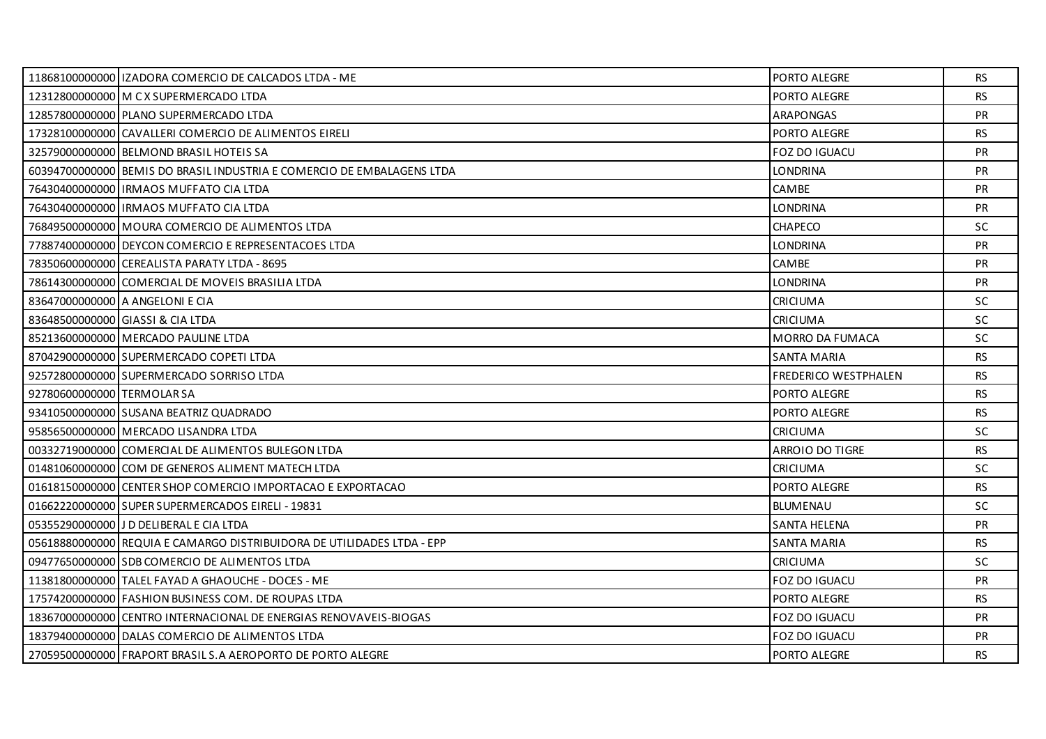| | | | |
|---|---|---|---|
| 11868100000000 | IZADORA COMERCIO DE CALCADOS LTDA - ME | PORTO ALEGRE | RS |
| 12312800000000 | M C X SUPERMERCADO LTDA | PORTO ALEGRE | RS |
| 12857800000000 | PLANO SUPERMERCADO LTDA | ARAPONGAS | PR |
| 17328100000000 | CAVALLERI COMERCIO DE ALIMENTOS EIRELI | PORTO ALEGRE | RS |
| 32579000000000 | BELMOND BRASIL HOTEIS SA | FOZ DO IGUACU | PR |
| 60394700000000 | BEMIS DO BRASIL INDUSTRIA E COMERCIO DE EMBALAGENS LTDA | LONDRINA | PR |
| 76430400000000 | IRMAOS MUFFATO CIA LTDA | CAMBE | PR |
| 76430400000000 | IRMAOS MUFFATO CIA LTDA | LONDRINA | PR |
| 76849500000000 | MOURA COMERCIO DE ALIMENTOS LTDA | CHAPECO | SC |
| 77887400000000 | DEYCON COMERCIO E REPRESENTACOES LTDA | LONDRINA | PR |
| 78350600000000 | CEREALISTA PARATY LTDA - 8695 | CAMBE | PR |
| 78614300000000 | COMERCIAL DE MOVEIS BRASILIA LTDA | LONDRINA | PR |
| 83647000000000 | A ANGELONI E CIA | CRICIUMA | SC |
| 83648500000000 | GIASSI & CIA LTDA | CRICIUMA | SC |
| 85213600000000 | MERCADO PAULINE LTDA | MORRO DA FUMACA | SC |
| 87042900000000 | SUPERMERCADO COPETI LTDA | SANTA MARIA | RS |
| 92572800000000 | SUPERMERCADO SORRISO LTDA | FREDERICO WESTPHALEN | RS |
| 92780600000000 | TERMOLAR SA | PORTO ALEGRE | RS |
| 93410500000000 | SUSANA BEATRIZ QUADRADO | PORTO ALEGRE | RS |
| 95856500000000 | MERCADO LISANDRA LTDA | CRICIUMA | SC |
| 00332719000000 | COMERCIAL DE ALIMENTOS BULEGON LTDA | ARROIO DO TIGRE | RS |
| 01481060000000 | COM DE GENEROS ALIMENT MATECH LTDA | CRICIUMA | SC |
| 01618150000000 | CENTER SHOP COMERCIO IMPORTACAO E EXPORTACAO | PORTO ALEGRE | RS |
| 01662220000000 | SUPER SUPERMERCADOS EIRELI - 19831 | BLUMENAU | SC |
| 05355290000000 | J D DELIBERAL E CIA LTDA | SANTA HELENA | PR |
| 05618880000000 | REQUIA E CAMARGO DISTRIBUIDORA DE UTILIDADES LTDA - EPP | SANTA MARIA | RS |
| 09477650000000 | SDB COMERCIO DE ALIMENTOS LTDA | CRICIUMA | SC |
| 11381800000000 | TALEL FAYAD A GHAOUCHE - DOCES - ME | FOZ DO IGUACU | PR |
| 17574200000000 | FASHION BUSINESS COM. DE ROUPAS LTDA | PORTO ALEGRE | RS |
| 18367000000000 | CENTRO INTERNACIONAL DE ENERGIAS RENOVAVEIS-BIOGAS | FOZ DO IGUACU | PR |
| 18379400000000 | DALAS COMERCIO DE ALIMENTOS LTDA | FOZ DO IGUACU | PR |
| 27059500000000 | FRAPORT BRASIL S.A AEROPORTO DE PORTO ALEGRE | PORTO ALEGRE | RS |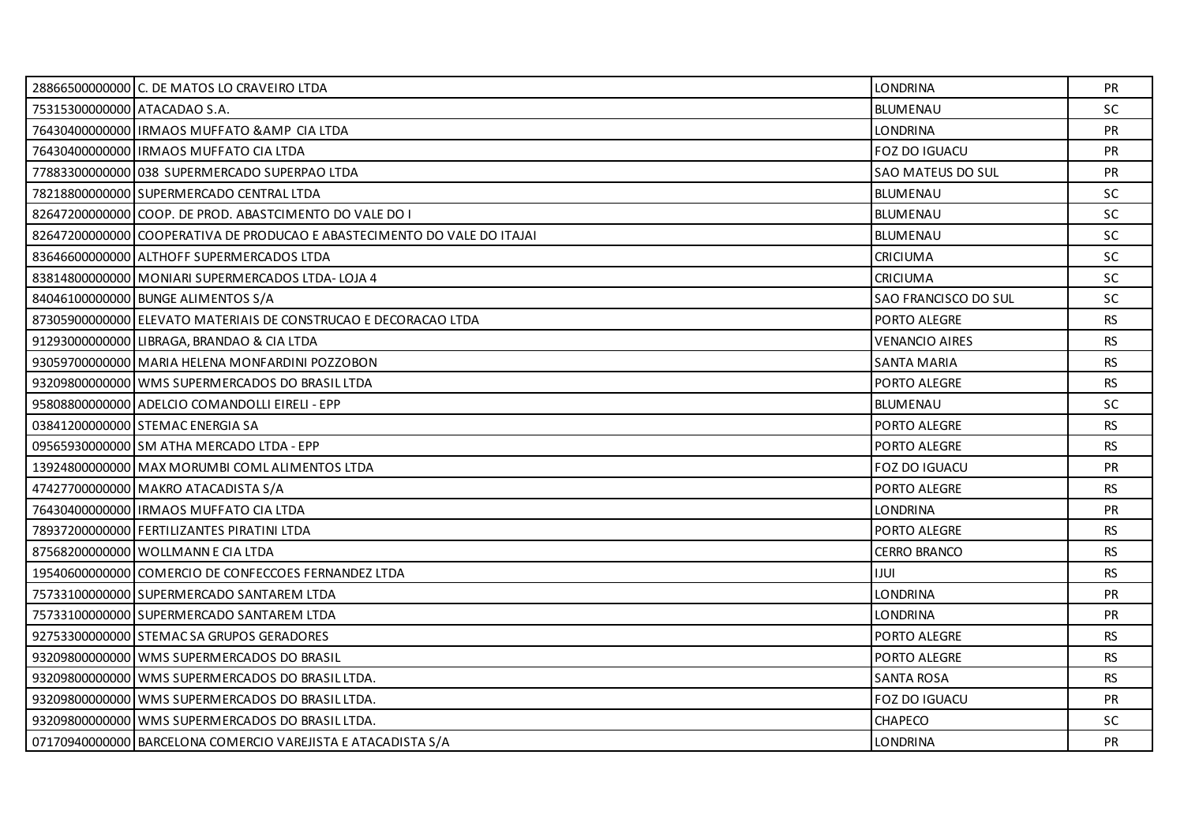| | | | |
|---|---|---|---|
| 28866500000000 | C. DE MATOS LO CRAVEIRO LTDA | LONDRINA | PR |
| 75315300000000 | ATACADAO S.A. | BLUMENAU | SC |
| 76430400000000 | IRMAOS MUFFATO &AMP CIA LTDA | LONDRINA | PR |
| 76430400000000 | IRMAOS MUFFATO CIA LTDA | FOZ DO IGUACU | PR |
| 77883300000000 | 038 SUPERMERCADO SUPERPAO LTDA | SAO MATEUS DO SUL | PR |
| 78218800000000 | SUPERMERCADO CENTRAL LTDA | BLUMENAU | SC |
| 82647200000000 | COOP. DE PROD. ABASTCIMENTO DO VALE DO I | BLUMENAU | SC |
| 82647200000000 | COOPERATIVA DE PRODUCAO E ABASTECIMENTO DO VALE DO ITAJAI | BLUMENAU | SC |
| 83646600000000 | ALTHOFF SUPERMERCADOS LTDA | CRICIUMA | SC |
| 83814800000000 | MONIARI SUPERMERCADOS LTDA- LOJA 4 | CRICIUMA | SC |
| 84046100000000 | BUNGE ALIMENTOS S/A | SAO FRANCISCO DO SUL | SC |
| 87305900000000 | ELEVATO MATERIAIS DE CONSTRUCAO E DECORACAO LTDA | PORTO ALEGRE | RS |
| 91293000000000 | LIBRAGA, BRANDAO & CIA LTDA | VENANCIO AIRES | RS |
| 93059700000000 | MARIA HELENA MONFARDINI POZZOBON | SANTA MARIA | RS |
| 93209800000000 | WMS SUPERMERCADOS DO BRASIL LTDA | PORTO ALEGRE | RS |
| 95808800000000 | ADELCIO COMANDOLLI EIRELI - EPP | BLUMENAU | SC |
| 03841200000000 | STEMAC ENERGIA SA | PORTO ALEGRE | RS |
| 09565930000000 | SM ATHA MERCADO LTDA - EPP | PORTO ALEGRE | RS |
| 13924800000000 | MAX MORUMBI COML ALIMENTOS LTDA | FOZ DO IGUACU | PR |
| 47427700000000 | MAKRO ATACADISTA S/A | PORTO ALEGRE | RS |
| 76430400000000 | IRMAOS MUFFATO CIA LTDA | LONDRINA | PR |
| 78937200000000 | FERTILIZANTES PIRATINI LTDA | PORTO ALEGRE | RS |
| 87568200000000 | WOLLMANN E CIA LTDA | CERRO BRANCO | RS |
| 19540600000000 | COMERCIO DE CONFECCOES FERNANDEZ LTDA | IJUI | RS |
| 75733100000000 | SUPERMERCADO SANTAREM LTDA | LONDRINA | PR |
| 75733100000000 | SUPERMERCADO SANTAREM LTDA | LONDRINA | PR |
| 92753300000000 | STEMAC SA GRUPOS GERADORES | PORTO ALEGRE | RS |
| 93209800000000 | WMS SUPERMERCADOS DO BRASIL | PORTO ALEGRE | RS |
| 93209800000000 | WMS SUPERMERCADOS DO BRASIL LTDA. | SANTA ROSA | RS |
| 93209800000000 | WMS SUPERMERCADOS DO BRASIL LTDA. | FOZ DO IGUACU | PR |
| 93209800000000 | WMS SUPERMERCADOS DO BRASIL LTDA. | CHAPECO | SC |
| 07170940000000 | BARCELONA COMERCIO VAREJISTA E ATACADISTA S/A | LONDRINA | PR |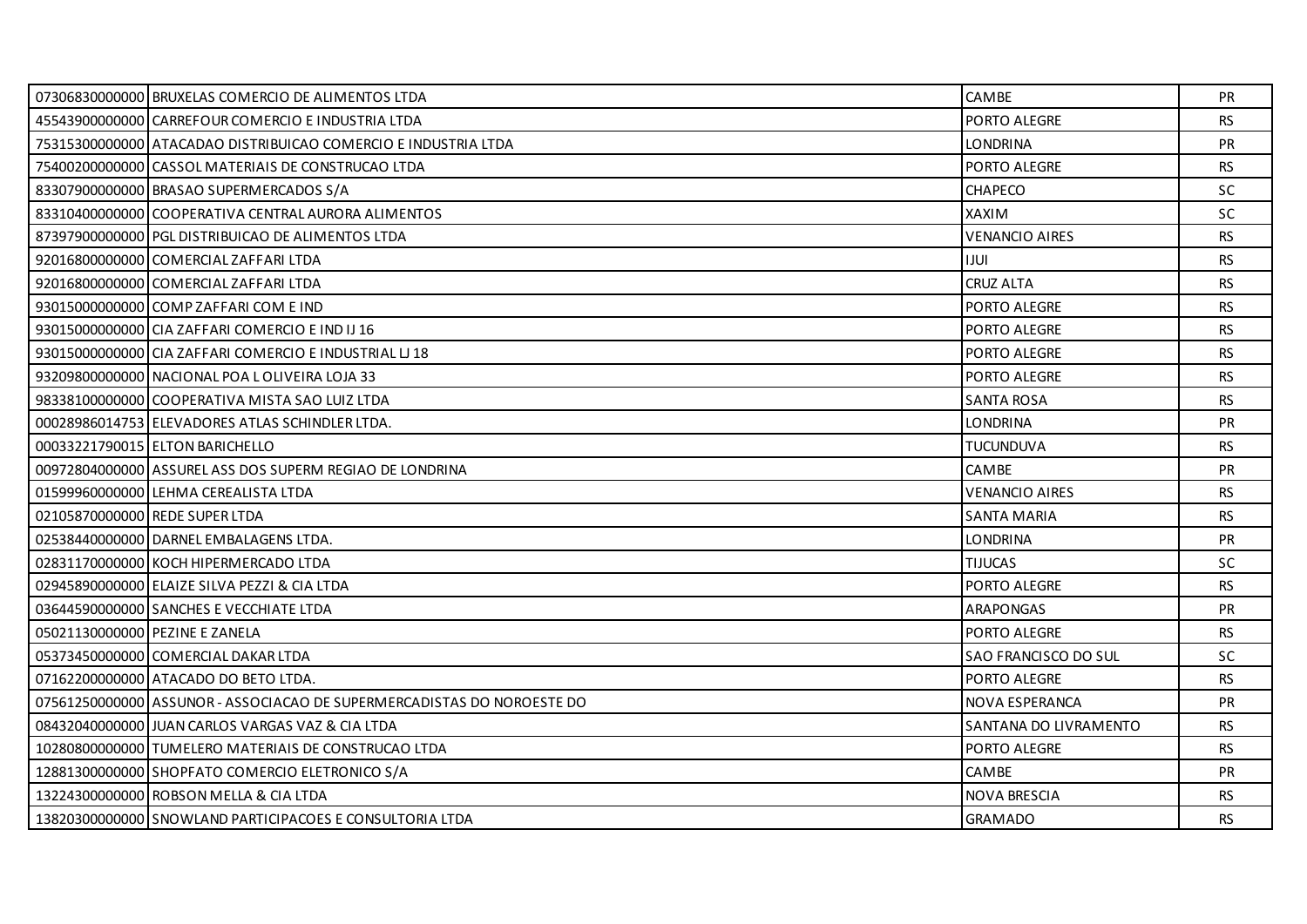| | | | |
|---|---|---|---|
| 07306830000000 | BRUXELAS COMERCIO DE ALIMENTOS LTDA | CAMBE | PR |
| 45543900000000 | CARREFOUR COMERCIO E INDUSTRIA LTDA | PORTO ALEGRE | RS |
| 75315300000000 | ATACADAO DISTRIBUICAO COMERCIO E INDUSTRIA LTDA | LONDRINA | PR |
| 75400200000000 | CASSOL MATERIAIS DE CONSTRUCAO LTDA | PORTO ALEGRE | RS |
| 83307900000000 | BRASAO SUPERMERCADOS S/A | CHAPECO | SC |
| 83310400000000 | COOPERATIVA CENTRAL AURORA ALIMENTOS | XAXIM | SC |
| 87397900000000 | PGL DISTRIBUICAO DE ALIMENTOS LTDA | VENANCIO AIRES | RS |
| 92016800000000 | COMERCIAL ZAFFARI LTDA | IJUI | RS |
| 92016800000000 | COMERCIAL ZAFFARI LTDA | CRUZ ALTA | RS |
| 93015000000000 | COMP ZAFFARI COM E IND | PORTO ALEGRE | RS |
| 93015000000000 | CIA ZAFFARI COMERCIO E IND IJ 16 | PORTO ALEGRE | RS |
| 93015000000000 | CIA ZAFFARI COMERCIO E INDUSTRIAL LJ 18 | PORTO ALEGRE | RS |
| 93209800000000 | NACIONAL POA L OLIVEIRA LOJA 33 | PORTO ALEGRE | RS |
| 98338100000000 | COOPERATIVA MISTA SAO LUIZ LTDA | SANTA ROSA | RS |
| 00028986014753 | ELEVADORES ATLAS SCHINDLER LTDA. | LONDRINA | PR |
| 00033221790015 | ELTON BARICHELLO | TUCUNDUVA | RS |
| 00972804000000 | ASSUREL ASS DOS SUPERM REGIAO DE LONDRINA | CAMBE | PR |
| 01599960000000 | LEHMA CEREALISTA LTDA | VENANCIO AIRES | RS |
| 02105870000000 | REDE SUPER LTDA | SANTA MARIA | RS |
| 02538440000000 | DARNEL EMBALAGENS LTDA. | LONDRINA | PR |
| 02831170000000 | KOCH HIPERMERCADO LTDA | TIJUCAS | SC |
| 02945890000000 | ELAIZE SILVA PEZZI & CIA LTDA | PORTO ALEGRE | RS |
| 03644590000000 | SANCHES E VECCHIATE LTDA | ARAPONGAS | PR |
| 05021130000000 | PEZINE E ZANELA | PORTO ALEGRE | RS |
| 05373450000000 | COMERCIAL DAKAR LTDA | SAO FRANCISCO DO SUL | SC |
| 07162200000000 | ATACADO DO BETO LTDA. | PORTO ALEGRE | RS |
| 07561250000000 | ASSUNOR - ASSOCIACAO DE SUPERMERCADISTAS DO NOROESTE DO | NOVA ESPERANCA | PR |
| 08432040000000 | JUAN CARLOS VARGAS VAZ & CIA LTDA | SANTANA DO LIVRAMENTO | RS |
| 10280800000000 | TUMELERO MATERIAIS DE CONSTRUCAO LTDA | PORTO ALEGRE | RS |
| 12881300000000 | SHOPFATO COMERCIO ELETRONICO S/A | CAMBE | PR |
| 13224300000000 | ROBSON MELLA & CIA LTDA | NOVA BRESCIA | RS |
| 13820300000000 | SNOWLAND PARTICIPACOES E CONSULTORIA LTDA | GRAMADO | RS |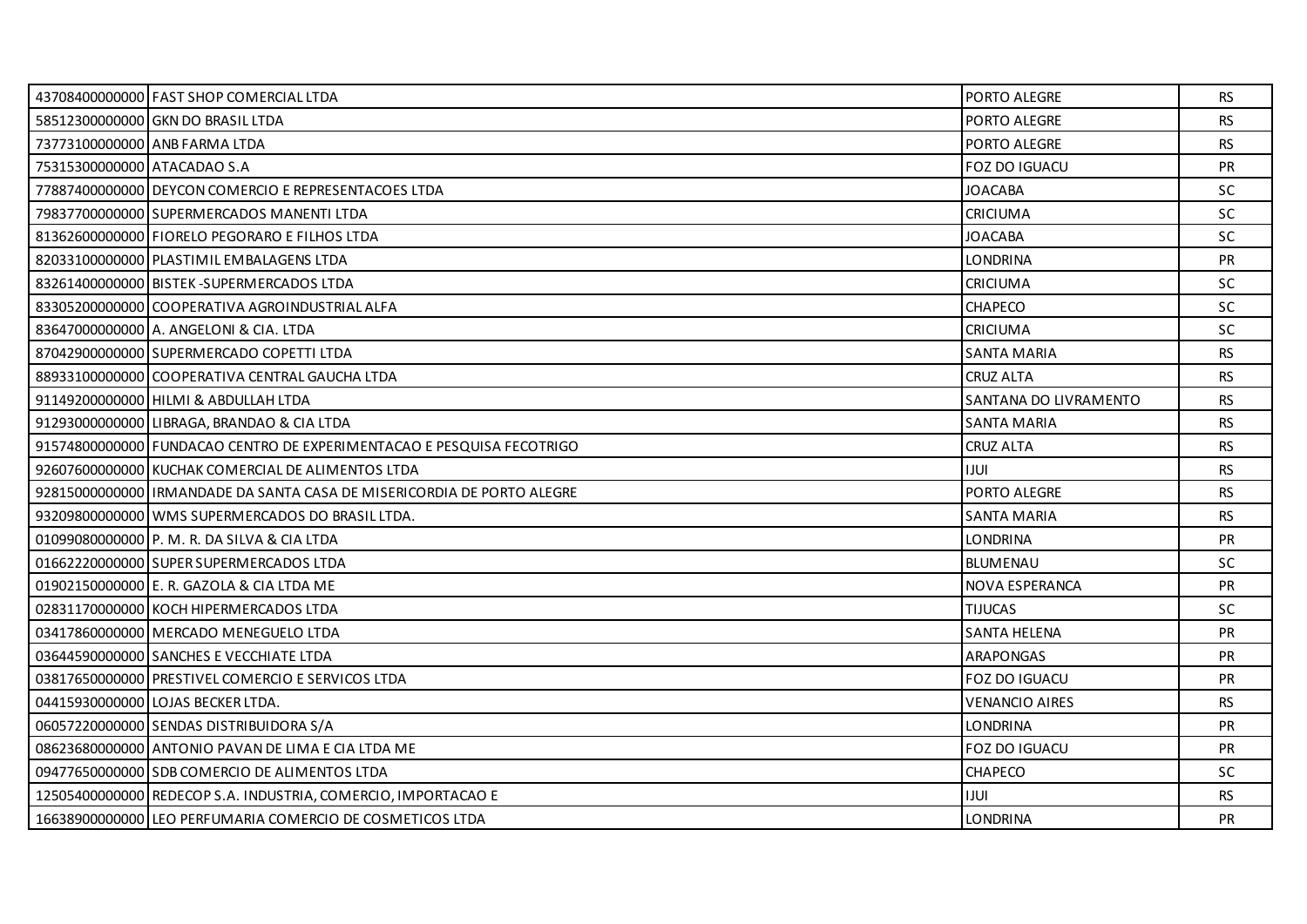| | | | |
|---|---|---|---|
| 43708400000000 | FAST SHOP COMERCIAL LTDA | PORTO ALEGRE | RS |
| 58512300000000 | GKN DO BRASIL LTDA | PORTO ALEGRE | RS |
| 73773100000000 | ANB FARMA LTDA | PORTO ALEGRE | RS |
| 75315300000000 | ATACADAO S.A | FOZ DO IGUACU | PR |
| 77887400000000 | DEYCON COMERCIO E REPRESENTACOES LTDA | JOACABA | SC |
| 79837700000000 | SUPERMERCADOS MANENTI LTDA | CRICIUMA | SC |
| 81362600000000 | FIORELO PEGORARO E FILHOS LTDA | JOACABA | SC |
| 82033100000000 | PLASTIMIL EMBALAGENS LTDA | LONDRINA | PR |
| 83261400000000 | BISTEK -SUPERMERCADOS LTDA | CRICIUMA | SC |
| 83305200000000 | COOPERATIVA AGROINDUSTRIAL ALFA | CHAPECO | SC |
| 83647000000000 | A. ANGELONI & CIA. LTDA | CRICIUMA | SC |
| 87042900000000 | SUPERMERCADO COPETTI LTDA | SANTA MARIA | RS |
| 88933100000000 | COOPERATIVA CENTRAL GAUCHA LTDA | CRUZ ALTA | RS |
| 91149200000000 | HILMI & ABDULLAH LTDA | SANTANA DO LIVRAMENTO | RS |
| 91293000000000 | LIBRAGA, BRANDAO & CIA LTDA | SANTA MARIA | RS |
| 91574800000000 | FUNDACAO CENTRO DE EXPERIMENTACAO E PESQUISA FECOTRIGO | CRUZ ALTA | RS |
| 92607600000000 | KUCHAK COMERCIAL DE ALIMENTOS LTDA | IJUI | RS |
| 92815000000000 | IRMANDADE DA SANTA CASA DE MISERICORDIA DE PORTO ALEGRE | PORTO ALEGRE | RS |
| 93209800000000 | WMS SUPERMERCADOS DO BRASIL LTDA. | SANTA MARIA | RS |
| 01099080000000 | P. M. R. DA SILVA & CIA LTDA | LONDRINA | PR |
| 01662220000000 | SUPER SUPERMERCADOS LTDA | BLUMENAU | SC |
| 01902150000000 | E. R. GAZOLA & CIA LTDA ME | NOVA ESPERANCA | PR |
| 02831170000000 | KOCH HIPERMERCADOS LTDA | TIJUCAS | SC |
| 03417860000000 | MERCADO MENEGUELO LTDA | SANTA HELENA | PR |
| 03644590000000 | SANCHES E VECCHIATE LTDA | ARAPONGAS | PR |
| 03817650000000 | PRESTIVEL COMERCIO E SERVICOS LTDA | FOZ DO IGUACU | PR |
| 04415930000000 | LOJAS BECKER LTDA. | VENANCIO AIRES | RS |
| 06057220000000 | SENDAS DISTRIBUIDORA S/A | LONDRINA | PR |
| 08623680000000 | ANTONIO PAVAN DE LIMA E CIA LTDA ME | FOZ DO IGUACU | PR |
| 09477650000000 | SDB COMERCIO DE ALIMENTOS LTDA | CHAPECO | SC |
| 12505400000000 | REDECOP S.A. INDUSTRIA, COMERCIO, IMPORTACAO E | IJUI | RS |
| 16638900000000 | LEO PERFUMARIA COMERCIO DE COSMETICOS LTDA | LONDRINA | PR |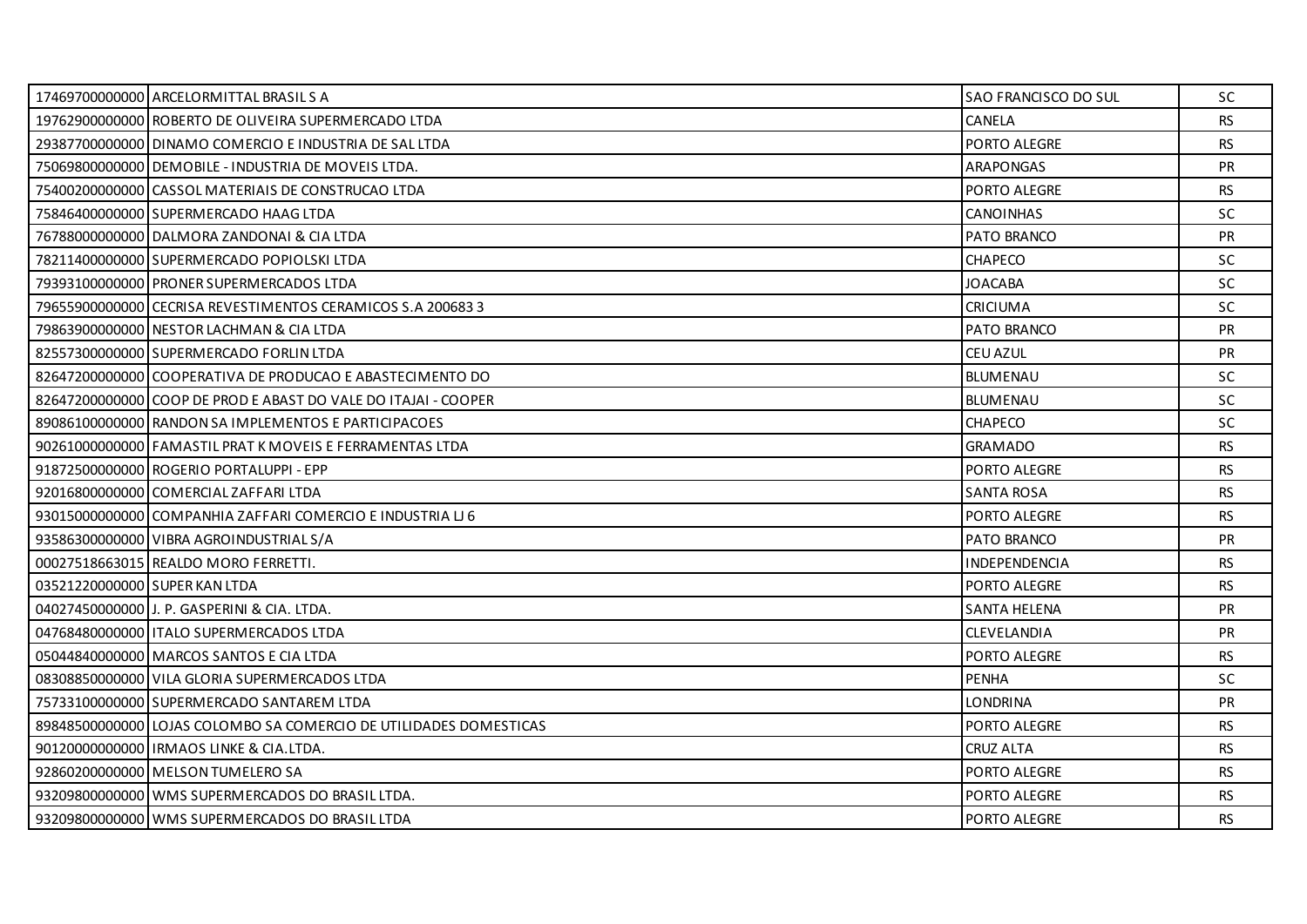| | | | |
|---|---|---|---|
| 17469700000000 | ARCELORMITTAL BRASIL S A | SAO FRANCISCO DO SUL | SC |
| 19762900000000 | ROBERTO DE OLIVEIRA SUPERMERCADO LTDA | CANELA | RS |
| 29387700000000 | DINAMO COMERCIO E INDUSTRIA DE SAL LTDA | PORTO ALEGRE | RS |
| 75069800000000 | DEMOBILE - INDUSTRIA DE MOVEIS LTDA. | ARAPONGAS | PR |
| 75400200000000 | CASSOL MATERIAIS DE CONSTRUCAO LTDA | PORTO ALEGRE | RS |
| 75846400000000 | SUPERMERCADO HAAG LTDA | CANOINHAS | SC |
| 76788000000000 | DALMORA ZANDONAI & CIA LTDA | PATO BRANCO | PR |
| 78211400000000 | SUPERMERCADO POPIOLSKI LTDA | CHAPECO | SC |
| 79393100000000 | PRONER SUPERMERCADOS LTDA | JOACABA | SC |
| 79655900000000 | CECRISA REVESTIMENTOS CERAMICOS S.A 200683 3 | CRICIUMA | SC |
| 79863900000000 | NESTOR LACHMAN & CIA LTDA | PATO BRANCO | PR |
| 82557300000000 | SUPERMERCADO FORLIN LTDA | CEU AZUL | PR |
| 82647200000000 | COOPERATIVA DE PRODUCAO E ABASTECIMENTO DO | BLUMENAU | SC |
| 82647200000000 | COOP DE PROD E ABAST DO VALE DO ITAJAI - COOPER | BLUMENAU | SC |
| 89086100000000 | RANDON SA IMPLEMENTOS E PARTICIPACOES | CHAPECO | SC |
| 90261000000000 | FAMASTIL PRAT K MOVEIS E FERRAMENTAS LTDA | GRAMADO | RS |
| 91872500000000 | ROGERIO PORTALUPPI - EPP | PORTO ALEGRE | RS |
| 92016800000000 | COMERCIAL ZAFFARI LTDA | SANTA ROSA | RS |
| 93015000000000 | COMPANHIA ZAFFARI COMERCIO E INDUSTRIA LJ 6 | PORTO ALEGRE | RS |
| 93586300000000 | VIBRA AGROINDUSTRIAL S/A | PATO BRANCO | PR |
| 00027518663015 | REALDO MORO FERRETTI. | INDEPENDENCIA | RS |
| 03521220000000 | SUPER KAN LTDA | PORTO ALEGRE | RS |
| 04027450000000 | J. P. GASPERINI & CIA. LTDA. | SANTA HELENA | PR |
| 04768480000000 | ITALO SUPERMERCADOS LTDA | CLEVELANDIA | PR |
| 05044840000000 | MARCOS SANTOS E CIA LTDA | PORTO ALEGRE | RS |
| 08308850000000 | VILA GLORIA SUPERMERCADOS LTDA | PENHA | SC |
| 75733100000000 | SUPERMERCADO SANTAREM LTDA | LONDRINA | PR |
| 89848500000000 | LOJAS COLOMBO SA COMERCIO DE UTILIDADES DOMESTICAS | PORTO ALEGRE | RS |
| 90120000000000 | IRMAOS LINKE & CIA.LTDA. | CRUZ ALTA | RS |
| 92860200000000 | MELSON TUMELERO SA | PORTO ALEGRE | RS |
| 93209800000000 | WMS SUPERMERCADOS DO BRASIL LTDA. | PORTO ALEGRE | RS |
| 93209800000000 | WMS SUPERMERCADOS DO BRASIL LTDA | PORTO ALEGRE | RS |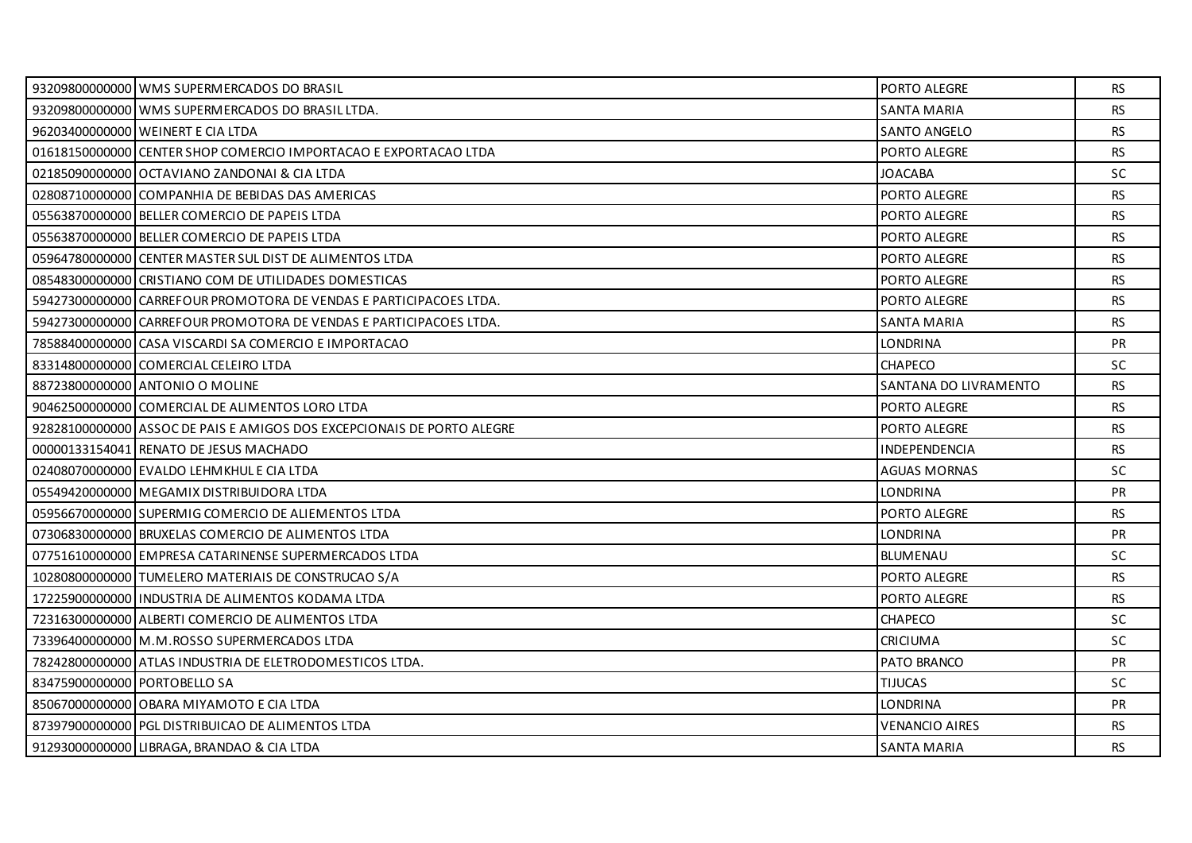| | | | |
|---|---|---|---|
| 93209800000000 | WMS SUPERMERCADOS DO BRASIL | PORTO ALEGRE | RS |
| 93209800000000 | WMS SUPERMERCADOS DO BRASIL LTDA. | SANTA MARIA | RS |
| 96203400000000 | WEINERT E CIA LTDA | SANTO ANGELO | RS |
| 01618150000000 | CENTER SHOP COMERCIO IMPORTACAO E EXPORTACAO LTDA | PORTO ALEGRE | RS |
| 02185090000000 | OCTAVIANO ZANDONAI & CIA LTDA | JOACABA | SC |
| 02808710000000 | COMPANHIA DE BEBIDAS DAS AMERICAS | PORTO ALEGRE | RS |
| 05563870000000 | BELLER COMERCIO DE PAPEIS LTDA | PORTO ALEGRE | RS |
| 05563870000000 | BELLER COMERCIO DE PAPEIS LTDA | PORTO ALEGRE | RS |
| 05964780000000 | CENTER MASTER SUL DIST DE ALIMENTOS LTDA | PORTO ALEGRE | RS |
| 08548300000000 | CRISTIANO COM DE UTILIDADES DOMESTICAS | PORTO ALEGRE | RS |
| 59427300000000 | CARREFOUR PROMOTORA DE VENDAS E PARTICIPACOES LTDA. | PORTO ALEGRE | RS |
| 59427300000000 | CARREFOUR PROMOTORA DE VENDAS E PARTICIPACOES LTDA. | SANTA MARIA | RS |
| 78588400000000 | CASA VISCARDI SA COMERCIO E IMPORTACAO | LONDRINA | PR |
| 83314800000000 | COMERCIAL CELEIRO LTDA | CHAPECO | SC |
| 88723800000000 | ANTONIO O MOLINE | SANTANA DO LIVRAMENTO | RS |
| 90462500000000 | COMERCIAL DE ALIMENTOS LORO LTDA | PORTO ALEGRE | RS |
| 92828100000000 | ASSOC DE PAIS E AMIGOS DOS EXCEPCIONAIS DE PORTO ALEGRE | PORTO ALEGRE | RS |
| 00000133154041 | RENATO DE JESUS MACHADO | INDEPENDENCIA | RS |
| 02408070000000 | EVALDO LEHMKHUL E CIA LTDA | AGUAS MORNAS | SC |
| 05549420000000 | MEGAMIX DISTRIBUIDORA LTDA | LONDRINA | PR |
| 05956670000000 | SUPERMIG COMERCIO DE ALIEMENTOS LTDA | PORTO ALEGRE | RS |
| 07306830000000 | BRUXELAS COMERCIO DE ALIMENTOS LTDA | LONDRINA | PR |
| 07751610000000 | EMPRESA CATARINENSE SUPERMERCADOS LTDA | BLUMENAU | SC |
| 10280800000000 | TUMELERO MATERIAIS DE CONSTRUCAO S/A | PORTO ALEGRE | RS |
| 17225900000000 | INDUSTRIA DE ALIMENTOS KODAMA LTDA | PORTO ALEGRE | RS |
| 72316300000000 | ALBERTI COMERCIO DE ALIMENTOS LTDA | CHAPECO | SC |
| 73396400000000 | M.M.ROSSO SUPERMERCADOS LTDA | CRICIUMA | SC |
| 78242800000000 | ATLAS INDUSTRIA DE ELETRODOMESTICOS LTDA. | PATO BRANCO | PR |
| 83475900000000 | PORTOBELLO SA | TIJUCAS | SC |
| 85067000000000 | OBARA MIYAMOTO E CIA LTDA | LONDRINA | PR |
| 87397900000000 | PGL DISTRIBUICAO DE ALIMENTOS LTDA | VENANCIO AIRES | RS |
| 91293000000000 | LIBRAGA, BRANDAO & CIA LTDA | SANTA MARIA | RS |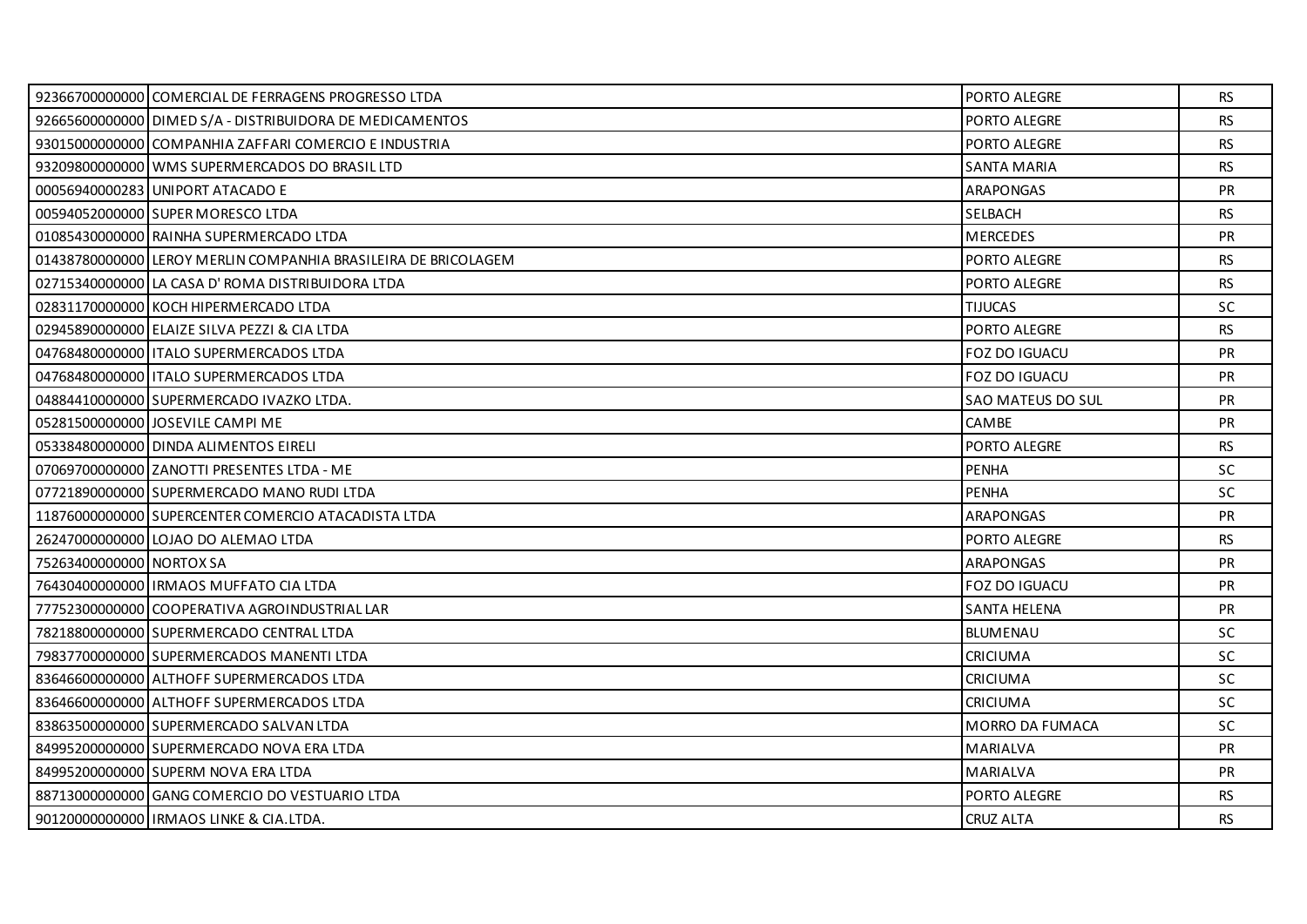| | | | |
|---|---|---|---|
| 92366700000000 | COMERCIAL DE FERRAGENS PROGRESSO LTDA | PORTO ALEGRE | RS |
| 92665600000000 | DIMED S/A - DISTRIBUIDORA DE MEDICAMENTOS | PORTO ALEGRE | RS |
| 93015000000000 | COMPANHIA ZAFFARI COMERCIO E INDUSTRIA | PORTO ALEGRE | RS |
| 93209800000000 | WMS SUPERMERCADOS DO BRASIL LTD | SANTA MARIA | RS |
| 00056940000283 | UNIPORT ATACADO E | ARAPONGAS | PR |
| 00594052000000 | SUPER MORESCO LTDA | SELBACH | RS |
| 01085430000000 | RAINHA SUPERMERCADO LTDA | MERCEDES | PR |
| 01438780000000 | LEROY MERLIN COMPANHIA BRASILEIRA DE BRICOLAGEM | PORTO ALEGRE | RS |
| 02715340000000 | LA CASA D' ROMA DISTRIBUIDORA LTDA | PORTO ALEGRE | RS |
| 02831170000000 | KOCH HIPERMERCADO LTDA | TIJUCAS | SC |
| 02945890000000 | ELAIZE SILVA PEZZI & CIA LTDA | PORTO ALEGRE | RS |
| 04768480000000 | ITALO SUPERMERCADOS LTDA | FOZ DO IGUACU | PR |
| 04768480000000 | ITALO SUPERMERCADOS LTDA | FOZ DO IGUACU | PR |
| 04884410000000 | SUPERMERCADO IVAZKO LTDA. | SAO MATEUS DO SUL | PR |
| 05281500000000 | JOSEVILE CAMPI ME | CAMBE | PR |
| 05338480000000 | DINDA ALIMENTOS EIRELI | PORTO ALEGRE | RS |
| 07069700000000 | ZANOTTI PRESENTES LTDA - ME | PENHA | SC |
| 07721890000000 | SUPERMERCADO MANO RUDI LTDA | PENHA | SC |
| 11876000000000 | SUPERCENTER COMERCIO ATACADISTA LTDA | ARAPONGAS | PR |
| 26247000000000 | LOJAO DO ALEMAO LTDA | PORTO ALEGRE | RS |
| 75263400000000 | NORTOX SA | ARAPONGAS | PR |
| 76430400000000 | IRMAOS MUFFATO CIA LTDA | FOZ DO IGUACU | PR |
| 77752300000000 | COOPERATIVA AGROINDUSTRIAL LAR | SANTA HELENA | PR |
| 78218800000000 | SUPERMERCADO CENTRAL LTDA | BLUMENAU | SC |
| 79837700000000 | SUPERMERCADOS MANENTI LTDA | CRICIUMA | SC |
| 83646600000000 | ALTHOFF SUPERMERCADOS LTDA | CRICIUMA | SC |
| 83646600000000 | ALTHOFF SUPERMERCADOS LTDA | CRICIUMA | SC |
| 83863500000000 | SUPERMERCADO SALVAN LTDA | MORRO DA FUMACA | SC |
| 84995200000000 | SUPERMERCADO NOVA ERA LTDA | MARIALVA | PR |
| 84995200000000 | SUPERM NOVA ERA LTDA | MARIALVA | PR |
| 88713000000000 | GANG COMERCIO DO VESTUARIO LTDA | PORTO ALEGRE | RS |
| 90120000000000 | IRMAOS LINKE & CIA.LTDA. | CRUZ ALTA | RS |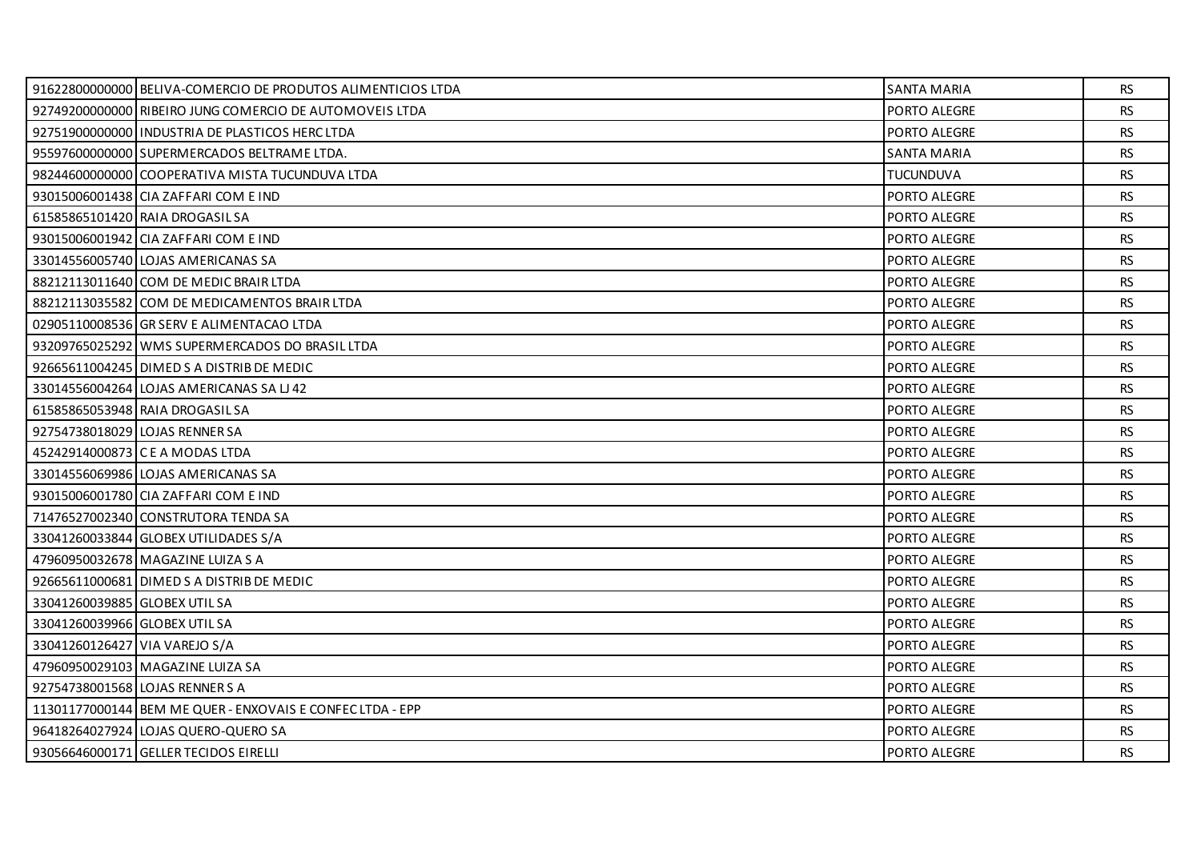| | | | |
|---|---|---|---|
| 91622800000000 | BELIVA-COMERCIO DE PRODUTOS ALIMENTICIOS LTDA | SANTA MARIA | RS |
| 92749200000000 | RIBEIRO JUNG COMERCIO DE AUTOMOVEIS LTDA | PORTO ALEGRE | RS |
| 92751900000000 | INDUSTRIA DE PLASTICOS HERC LTDA | PORTO ALEGRE | RS |
| 95597600000000 | SUPERMERCADOS BELTRAME LTDA. | SANTA MARIA | RS |
| 98244600000000 | COOPERATIVA MISTA TUCUNDUVA LTDA | TUCUNDUVA | RS |
| 93015006001438 | CIA ZAFFARI COM E IND | PORTO ALEGRE | RS |
| 61585865101420 | RAIA DROGASIL SA | PORTO ALEGRE | RS |
| 93015006001942 | CIA ZAFFARI COM E IND | PORTO ALEGRE | RS |
| 33014556005740 | LOJAS AMERICANAS SA | PORTO ALEGRE | RS |
| 88212113011640 | COM DE MEDIC BRAIR LTDA | PORTO ALEGRE | RS |
| 88212113035582 | COM DE MEDICAMENTOS BRAIR LTDA | PORTO ALEGRE | RS |
| 02905110008536 | GR SERV E ALIMENTACAO LTDA | PORTO ALEGRE | RS |
| 93209765025292 | WMS SUPERMERCADOS DO BRASIL LTDA | PORTO ALEGRE | RS |
| 92665611004245 | DIMED S A DISTRIB DE MEDIC | PORTO ALEGRE | RS |
| 33014556004264 | LOJAS AMERICANAS SA LJ 42 | PORTO ALEGRE | RS |
| 61585865053948 | RAIA DROGASIL SA | PORTO ALEGRE | RS |
| 92754738018029 | LOJAS RENNER SA | PORTO ALEGRE | RS |
| 45242914000873 | C E A MODAS LTDA | PORTO ALEGRE | RS |
| 33014556069986 | LOJAS AMERICANAS SA | PORTO ALEGRE | RS |
| 93015006001780 | CIA ZAFFARI COM E IND | PORTO ALEGRE | RS |
| 71476527002340 | CONSTRUTORA TENDA SA | PORTO ALEGRE | RS |
| 33041260033844 | GLOBEX UTILIDADES S/A | PORTO ALEGRE | RS |
| 47960950032678 | MAGAZINE LUIZA S A | PORTO ALEGRE | RS |
| 92665611000681 | DIMED S A DISTRIB DE MEDIC | PORTO ALEGRE | RS |
| 33041260039885 | GLOBEX UTIL SA | PORTO ALEGRE | RS |
| 33041260039966 | GLOBEX UTIL SA | PORTO ALEGRE | RS |
| 33041260126427 | VIA VAREJO S/A | PORTO ALEGRE | RS |
| 47960950029103 | MAGAZINE LUIZA SA | PORTO ALEGRE | RS |
| 92754738001568 | LOJAS RENNER S A | PORTO ALEGRE | RS |
| 11301177000144 | BEM ME QUER - ENXOVAIS E CONFEC LTDA - EPP | PORTO ALEGRE | RS |
| 96418264027924 | LOJAS QUERO-QUERO SA | PORTO ALEGRE | RS |
| 93056646000171 | GELLER TECIDOS EIRELLI | PORTO ALEGRE | RS |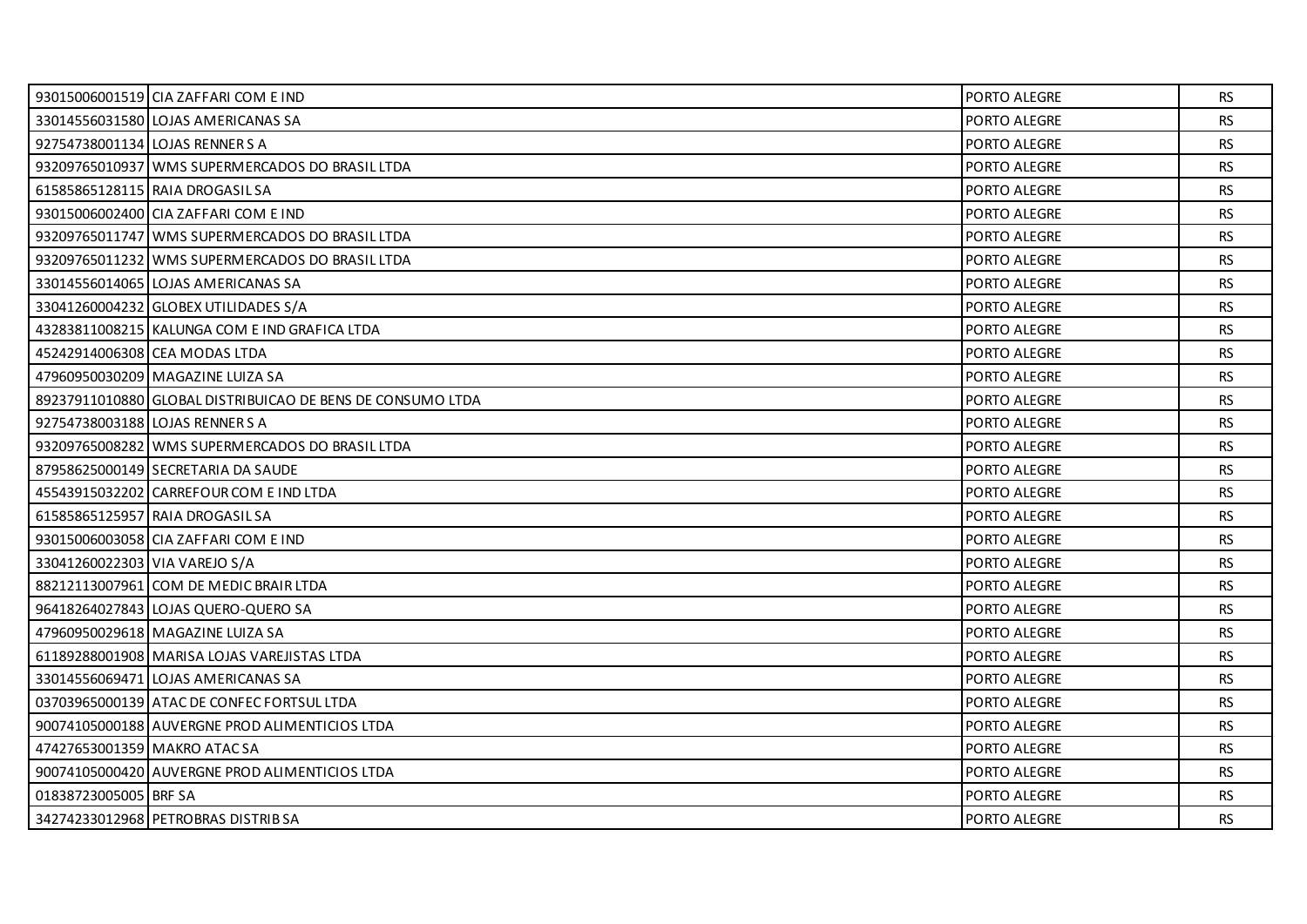| | | | |
|---|---|---|---|
| 93015006001519 | CIA ZAFFARI COM E IND | PORTO ALEGRE | RS |
| 33014556031580 | LOJAS AMERICANAS SA | PORTO ALEGRE | RS |
| 92754738001134 | LOJAS RENNER S A | PORTO ALEGRE | RS |
| 93209765010937 | WMS SUPERMERCADOS DO BRASIL LTDA | PORTO ALEGRE | RS |
| 61585865128115 | RAIA DROGASIL SA | PORTO ALEGRE | RS |
| 93015006002400 | CIA ZAFFARI COM E IND | PORTO ALEGRE | RS |
| 93209765011747 | WMS SUPERMERCADOS DO BRASIL LTDA | PORTO ALEGRE | RS |
| 93209765011232 | WMS SUPERMERCADOS DO BRASIL LTDA | PORTO ALEGRE | RS |
| 33014556014065 | LOJAS AMERICANAS SA | PORTO ALEGRE | RS |
| 33041260004232 | GLOBEX UTILIDADES S/A | PORTO ALEGRE | RS |
| 43283811008215 | KALUNGA COM E IND GRAFICA LTDA | PORTO ALEGRE | RS |
| 45242914006308 | CEA MODAS LTDA | PORTO ALEGRE | RS |
| 47960950030209 | MAGAZINE LUIZA SA | PORTO ALEGRE | RS |
| 89237911010880 | GLOBAL DISTRIBUICAO DE BENS DE CONSUMO LTDA | PORTO ALEGRE | RS |
| 92754738003188 | LOJAS RENNER S A | PORTO ALEGRE | RS |
| 93209765008282 | WMS SUPERMERCADOS DO BRASIL LTDA | PORTO ALEGRE | RS |
| 87958625000149 | SECRETARIA DA SAUDE | PORTO ALEGRE | RS |
| 45543915032202 | CARREFOUR COM E IND LTDA | PORTO ALEGRE | RS |
| 61585865125957 | RAIA DROGASIL SA | PORTO ALEGRE | RS |
| 93015006003058 | CIA ZAFFARI COM E IND | PORTO ALEGRE | RS |
| 33041260022303 | VIA VAREJO S/A | PORTO ALEGRE | RS |
| 88212113007961 | COM DE MEDIC BRAIR LTDA | PORTO ALEGRE | RS |
| 96418264027843 | LOJAS QUERO-QUERO SA | PORTO ALEGRE | RS |
| 47960950029618 | MAGAZINE LUIZA SA | PORTO ALEGRE | RS |
| 61189288001908 | MARISA LOJAS VAREJISTAS LTDA | PORTO ALEGRE | RS |
| 33014556069471 | LOJAS AMERICANAS SA | PORTO ALEGRE | RS |
| 03703965000139 | ATAC DE CONFEC FORTSUL LTDA | PORTO ALEGRE | RS |
| 90074105000188 | AUVERGNE PROD ALIMENTICIOS LTDA | PORTO ALEGRE | RS |
| 47427653001359 | MAKRO ATAC SA | PORTO ALEGRE | RS |
| 90074105000420 | AUVERGNE PROD ALIMENTICIOS LTDA | PORTO ALEGRE | RS |
| 01838723005005 | BRF SA | PORTO ALEGRE | RS |
| 34274233012968 | PETROBRAS DISTRIB SA | PORTO ALEGRE | RS |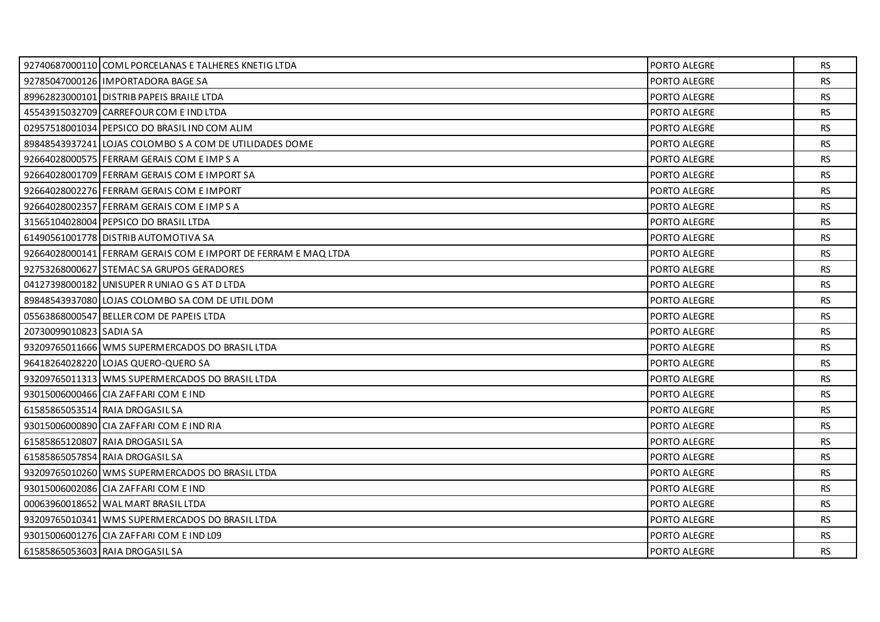| | | | |
|---|---|---|---|
| 92740687000110 | COML PORCELANAS E TALHERES KNETIG LTDA | PORTO ALEGRE | RS |
| 92785047000126 | IMPORTADORA BAGE SA | PORTO ALEGRE | RS |
| 89962823000101 | DISTRIB PAPEIS BRAILE LTDA | PORTO ALEGRE | RS |
| 45543915032709 | CARREFOUR COM E IND LTDA | PORTO ALEGRE | RS |
| 02957518001034 | PEPSICO DO BRASIL IND COM ALIM | PORTO ALEGRE | RS |
| 89848543937241 | LOJAS COLOMBO S A COM DE UTILIDADES DOME | PORTO ALEGRE | RS |
| 92664028000575 | FERRAM GERAIS COM E IMP S A | PORTO ALEGRE | RS |
| 92664028001709 | FERRAM GERAIS COM E IMPORT SA | PORTO ALEGRE | RS |
| 92664028002276 | FERRAM GERAIS COM E IMPORT | PORTO ALEGRE | RS |
| 92664028002357 | FERRAM GERAIS COM E IMP S A | PORTO ALEGRE | RS |
| 31565104028004 | PEPSICO DO BRASIL LTDA | PORTO ALEGRE | RS |
| 61490561001778 | DISTRIB AUTOMOTIVA SA | PORTO ALEGRE | RS |
| 92664028000141 | FERRAM GERAIS COM E IMPORT DE FERRAM E MAQ LTDA | PORTO ALEGRE | RS |
| 92753268000627 | STEMAC SA GRUPOS GERADORES | PORTO ALEGRE | RS |
| 04127398000182 | UNISUPER R UNIAO G S AT D LTDA | PORTO ALEGRE | RS |
| 89848543937080 | LOJAS COLOMBO SA COM DE UTIL DOM | PORTO ALEGRE | RS |
| 05563868000547 | BELLER COM DE PAPEIS LTDA | PORTO ALEGRE | RS |
| 20730099010823 | SADIA SA | PORTO ALEGRE | RS |
| 93209765011666 | WMS SUPERMERCADOS DO BRASIL LTDA | PORTO ALEGRE | RS |
| 96418264028220 | LOJAS QUERO-QUERO SA | PORTO ALEGRE | RS |
| 93209765011313 | WMS SUPERMERCADOS DO BRASIL LTDA | PORTO ALEGRE | RS |
| 93015006000466 | CIA ZAFFARI COM E IND | PORTO ALEGRE | RS |
| 61585865053514 | RAIA DROGASIL SA | PORTO ALEGRE | RS |
| 93015006000890 | CIA ZAFFARI COM E IND RIA | PORTO ALEGRE | RS |
| 61585865120807 | RAIA DROGASIL SA | PORTO ALEGRE | RS |
| 61585865057854 | RAIA DROGASIL SA | PORTO ALEGRE | RS |
| 93209765010260 | WMS SUPERMERCADOS DO BRASIL LTDA | PORTO ALEGRE | RS |
| 93015006002086 | CIA ZAFFARI COM E IND | PORTO ALEGRE | RS |
| 00063960018652 | WAL MART BRASIL LTDA | PORTO ALEGRE | RS |
| 93209765010341 | WMS SUPERMERCADOS DO BRASIL LTDA | PORTO ALEGRE | RS |
| 93015006001276 | CIA ZAFFARI COM E IND L09 | PORTO ALEGRE | RS |
| 61585865053603 | RAIA DROGASIL SA | PORTO ALEGRE | RS |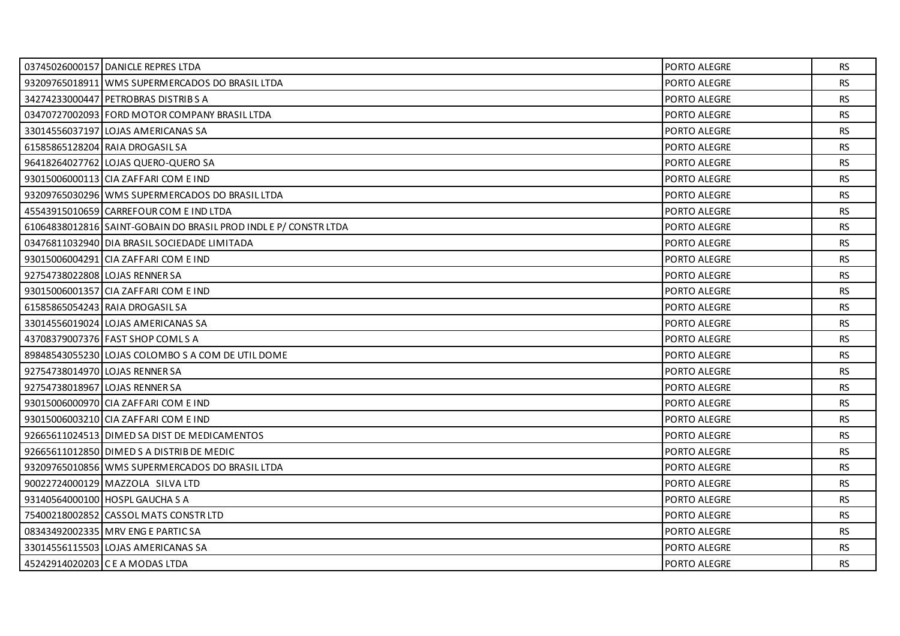| | | | |
|---|---|---|---|
| 03745026000157 | DANICLE REPRES LTDA | PORTO ALEGRE | RS |
| 93209765018911 | WMS SUPERMERCADOS DO BRASIL LTDA | PORTO ALEGRE | RS |
| 34274233000447 | PETROBRAS DISTRIB S A | PORTO ALEGRE | RS |
| 03470727002093 | FORD MOTOR COMPANY BRASIL LTDA | PORTO ALEGRE | RS |
| 33014556037197 | LOJAS AMERICANAS SA | PORTO ALEGRE | RS |
| 61585865128204 | RAIA DROGASIL SA | PORTO ALEGRE | RS |
| 96418264027762 | LOJAS QUERO-QUERO SA | PORTO ALEGRE | RS |
| 93015006000113 | CIA ZAFFARI COM E IND | PORTO ALEGRE | RS |
| 93209765030296 | WMS SUPERMERCADOS DO BRASIL LTDA | PORTO ALEGRE | RS |
| 45543915010659 | CARREFOUR COM E IND LTDA | PORTO ALEGRE | RS |
| 61064838012816 | SAINT-GOBAIN DO BRASIL PROD INDL E P/ CONSTR LTDA | PORTO ALEGRE | RS |
| 03476811032940 | DIA BRASIL SOCIEDADE LIMITADA | PORTO ALEGRE | RS |
| 93015006004291 | CIA ZAFFARI COM E IND | PORTO ALEGRE | RS |
| 92754738022808 | LOJAS RENNER SA | PORTO ALEGRE | RS |
| 93015006001357 | CIA ZAFFARI COM E IND | PORTO ALEGRE | RS |
| 61585865054243 | RAIA DROGASIL SA | PORTO ALEGRE | RS |
| 33014556019024 | LOJAS AMERICANAS SA | PORTO ALEGRE | RS |
| 43708379007376 | FAST SHOP COML S A | PORTO ALEGRE | RS |
| 89848543055230 | LOJAS COLOMBO S A COM DE UTIL DOME | PORTO ALEGRE | RS |
| 92754738014970 | LOJAS RENNER SA | PORTO ALEGRE | RS |
| 92754738018967 | LOJAS RENNER SA | PORTO ALEGRE | RS |
| 93015006000970 | CIA ZAFFARI COM E IND | PORTO ALEGRE | RS |
| 93015006003210 | CIA ZAFFARI COM E IND | PORTO ALEGRE | RS |
| 92665611024513 | DIMED SA DIST DE MEDICAMENTOS | PORTO ALEGRE | RS |
| 92665611012850 | DIMED S A DISTRIB DE MEDIC | PORTO ALEGRE | RS |
| 93209765010856 | WMS SUPERMERCADOS DO BRASIL LTDA | PORTO ALEGRE | RS |
| 90022724000129 | MAZZOLA SILVA LTD | PORTO ALEGRE | RS |
| 93140564000100 | HOSPL GAUCHA S A | PORTO ALEGRE | RS |
| 75400218002852 | CASSOL MATS CONSTR LTD | PORTO ALEGRE | RS |
| 08343492002335 | MRV ENG E PARTIC SA | PORTO ALEGRE | RS |
| 33014556115503 | LOJAS AMERICANAS SA | PORTO ALEGRE | RS |
| 45242914020203 | C E A MODAS LTDA | PORTO ALEGRE | RS |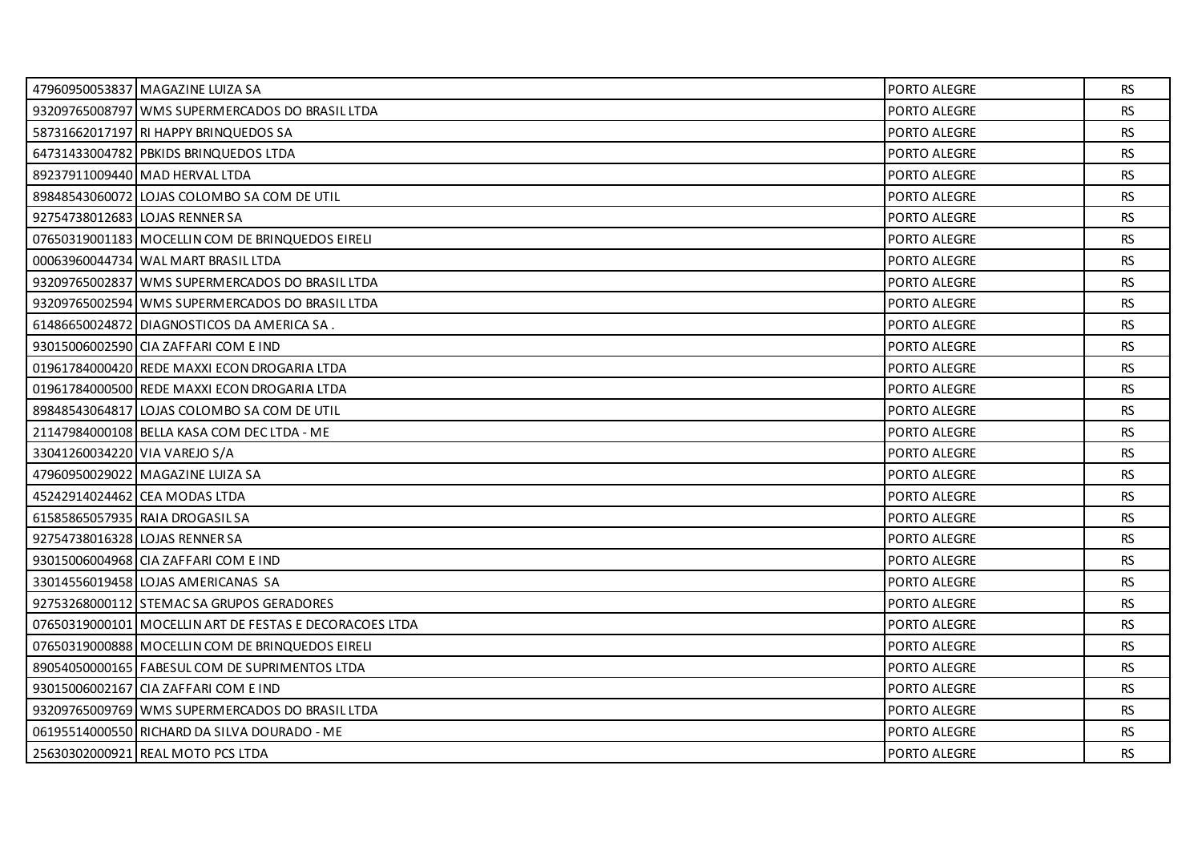| | | | |
|---|---|---|---|
| 47960950053837 | MAGAZINE LUIZA SA | PORTO ALEGRE | RS |
| 93209765008797 | WMS SUPERMERCADOS DO BRASIL LTDA | PORTO ALEGRE | RS |
| 58731662017197 | RI HAPPY BRINQUEDOS SA | PORTO ALEGRE | RS |
| 64731433004782 | PBKIDS BRINQUEDOS LTDA | PORTO ALEGRE | RS |
| 89237911009440 | MAD HERVAL LTDA | PORTO ALEGRE | RS |
| 89848543060072 | LOJAS COLOMBO SA COM DE UTIL | PORTO ALEGRE | RS |
| 92754738012683 | LOJAS RENNER SA | PORTO ALEGRE | RS |
| 07650319001183 | MOCELLIN COM DE BRINQUEDOS EIRELI | PORTO ALEGRE | RS |
| 00063960044734 | WAL MART BRASIL LTDA | PORTO ALEGRE | RS |
| 93209765002837 | WMS SUPERMERCADOS DO BRASIL LTDA | PORTO ALEGRE | RS |
| 93209765002594 | WMS SUPERMERCADOS DO BRASIL LTDA | PORTO ALEGRE | RS |
| 61486650024872 | DIAGNOSTICOS DA AMERICA SA . | PORTO ALEGRE | RS |
| 93015006002590 | CIA ZAFFARI COM E IND | PORTO ALEGRE | RS |
| 01961784000420 | REDE MAXXI ECON DROGARIA LTDA | PORTO ALEGRE | RS |
| 01961784000500 | REDE MAXXI ECON DROGARIA LTDA | PORTO ALEGRE | RS |
| 89848543064817 | LOJAS COLOMBO SA COM DE UTIL | PORTO ALEGRE | RS |
| 21147984000108 | BELLA KASA COM DEC LTDA - ME | PORTO ALEGRE | RS |
| 33041260034220 | VIA VAREJO S/A | PORTO ALEGRE | RS |
| 47960950029022 | MAGAZINE LUIZA SA | PORTO ALEGRE | RS |
| 45242914024462 | CEA MODAS LTDA | PORTO ALEGRE | RS |
| 61585865057935 | RAIA DROGASIL SA | PORTO ALEGRE | RS |
| 92754738016328 | LOJAS RENNER SA | PORTO ALEGRE | RS |
| 93015006004968 | CIA ZAFFARI COM E IND | PORTO ALEGRE | RS |
| 33014556019458 | LOJAS AMERICANAS SA | PORTO ALEGRE | RS |
| 92753268000112 | STEMAC SA GRUPOS GERADORES | PORTO ALEGRE | RS |
| 07650319000101 | MOCELLIN ART DE FESTAS E DECORACOES LTDA | PORTO ALEGRE | RS |
| 07650319000888 | MOCELLIN COM DE BRINQUEDOS EIRELI | PORTO ALEGRE | RS |
| 89054050000165 | FABESUL COM DE SUPRIMENTOS LTDA | PORTO ALEGRE | RS |
| 93015006002167 | CIA ZAFFARI COM E IND | PORTO ALEGRE | RS |
| 93209765009769 | WMS SUPERMERCADOS DO BRASIL LTDA | PORTO ALEGRE | RS |
| 06195514000550 | RICHARD DA SILVA DOURADO - ME | PORTO ALEGRE | RS |
| 25630302000921 | REAL MOTO PCS LTDA | PORTO ALEGRE | RS |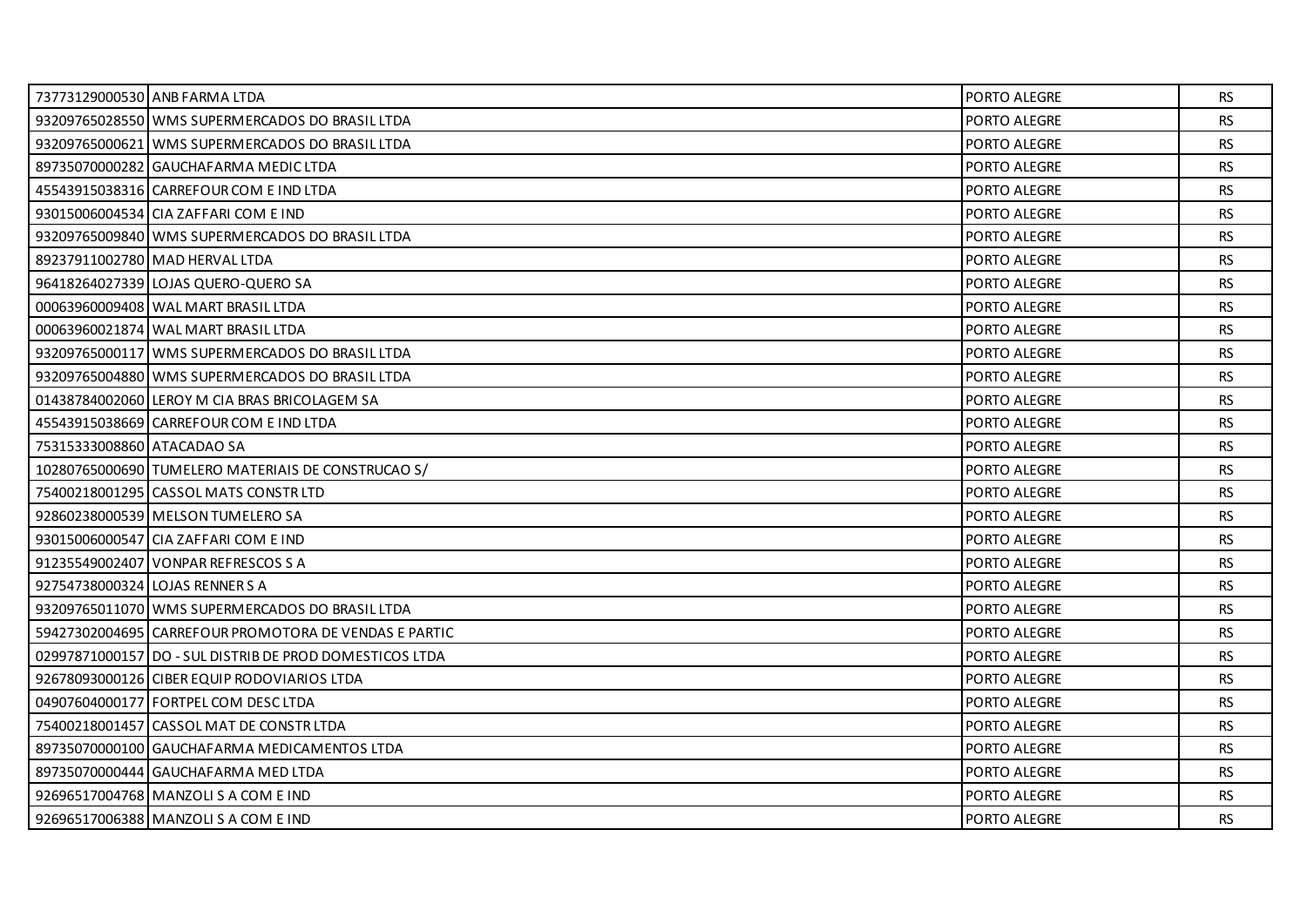| | | | |
|---|---|---|---|
| 73773129000530 | ANB FARMA LTDA | PORTO ALEGRE | RS |
| 93209765028550 | WMS SUPERMERCADOS DO BRASIL LTDA | PORTO ALEGRE | RS |
| 93209765000621 | WMS SUPERMERCADOS DO BRASIL LTDA | PORTO ALEGRE | RS |
| 89735070000282 | GAUCHAFARMA MEDIC LTDA | PORTO ALEGRE | RS |
| 45543915038316 | CARREFOUR COM E IND LTDA | PORTO ALEGRE | RS |
| 93015006004534 | CIA ZAFFARI COM E IND | PORTO ALEGRE | RS |
| 93209765009840 | WMS SUPERMERCADOS DO BRASIL LTDA | PORTO ALEGRE | RS |
| 89237911002780 | MAD HERVAL LTDA | PORTO ALEGRE | RS |
| 96418264027339 | LOJAS QUERO-QUERO SA | PORTO ALEGRE | RS |
| 00063960009408 | WAL MART BRASIL LTDA | PORTO ALEGRE | RS |
| 00063960021874 | WAL MART BRASIL LTDA | PORTO ALEGRE | RS |
| 93209765000117 | WMS SUPERMERCADOS DO BRASIL LTDA | PORTO ALEGRE | RS |
| 93209765004880 | WMS SUPERMERCADOS DO BRASIL LTDA | PORTO ALEGRE | RS |
| 01438784002060 | LEROY M CIA BRAS BRICOLAGEM SA | PORTO ALEGRE | RS |
| 45543915038669 | CARREFOUR COM E IND LTDA | PORTO ALEGRE | RS |
| 75315333008860 | ATACADAO SA | PORTO ALEGRE | RS |
| 10280765000690 | TUMELERO MATERIAIS DE CONSTRUCAO S/ | PORTO ALEGRE | RS |
| 75400218001295 | CASSOL MATS CONSTR LTD | PORTO ALEGRE | RS |
| 92860238000539 | MELSON TUMELERO SA | PORTO ALEGRE | RS |
| 93015006000547 | CIA ZAFFARI COM E IND | PORTO ALEGRE | RS |
| 91235549002407 | VONPAR REFRESCOS S A | PORTO ALEGRE | RS |
| 92754738000324 | LOJAS RENNER S A | PORTO ALEGRE | RS |
| 93209765011070 | WMS SUPERMERCADOS DO BRASIL LTDA | PORTO ALEGRE | RS |
| 59427302004695 | CARREFOUR PROMOTORA DE VENDAS E PARTIC | PORTO ALEGRE | RS |
| 02997871000157 | DO - SUL DISTRIB DE PROD DOMESTICOS LTDA | PORTO ALEGRE | RS |
| 92678093000126 | CIBER EQUIP RODOVIARIOS LTDA | PORTO ALEGRE | RS |
| 04907604000177 | FORTPEL COM DESC LTDA | PORTO ALEGRE | RS |
| 75400218001457 | CASSOL MAT DE CONSTR LTDA | PORTO ALEGRE | RS |
| 89735070000100 | GAUCHAFARMA MEDICAMENTOS LTDA | PORTO ALEGRE | RS |
| 89735070000444 | GAUCHAFARMA MED LTDA | PORTO ALEGRE | RS |
| 92696517004768 | MANZOLI S A COM E IND | PORTO ALEGRE | RS |
| 92696517006388 | MANZOLI S A COM E IND | PORTO ALEGRE | RS |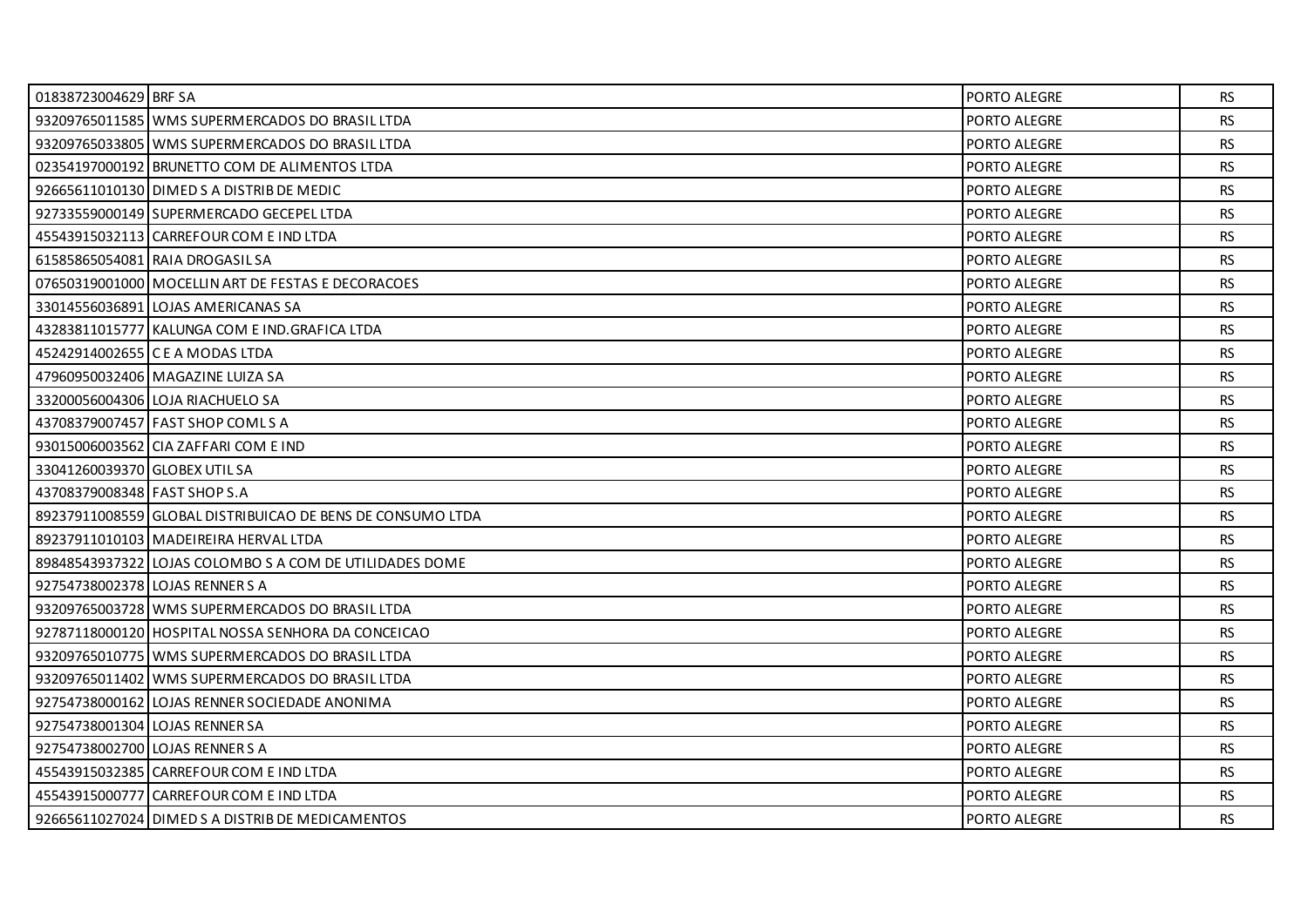| | | | |
|---|---|---|---|
| 01838723004629 | BRF SA | PORTO ALEGRE | RS |
| 93209765011585 | WMS SUPERMERCADOS DO BRASIL LTDA | PORTO ALEGRE | RS |
| 93209765033805 | WMS SUPERMERCADOS DO BRASIL LTDA | PORTO ALEGRE | RS |
| 02354197000192 | BRUNETTO COM DE ALIMENTOS LTDA | PORTO ALEGRE | RS |
| 92665611010130 | DIMED S A DISTRIB DE MEDIC | PORTO ALEGRE | RS |
| 92733559000149 | SUPERMERCADO GECEPEL LTDA | PORTO ALEGRE | RS |
| 45543915032113 | CARREFOUR COM E IND LTDA | PORTO ALEGRE | RS |
| 61585865054081 | RAIA DROGASIL SA | PORTO ALEGRE | RS |
| 07650319001000 | MOCELLIN ART DE FESTAS E DECORACOES | PORTO ALEGRE | RS |
| 33014556036891 | LOJAS AMERICANAS SA | PORTO ALEGRE | RS |
| 43283811015777 | KALUNGA COM E IND.GRAFICA LTDA | PORTO ALEGRE | RS |
| 45242914002655 | C E A MODAS LTDA | PORTO ALEGRE | RS |
| 47960950032406 | MAGAZINE LUIZA SA | PORTO ALEGRE | RS |
| 33200056004306 | LOJA RIACHUELO SA | PORTO ALEGRE | RS |
| 43708379007457 | FAST SHOP COML S A | PORTO ALEGRE | RS |
| 93015006003562 | CIA ZAFFARI COM E IND | PORTO ALEGRE | RS |
| 33041260039370 | GLOBEX UTIL SA | PORTO ALEGRE | RS |
| 43708379008348 | FAST SHOP S.A | PORTO ALEGRE | RS |
| 89237911008559 | GLOBAL DISTRIBUICAO DE BENS DE CONSUMO LTDA | PORTO ALEGRE | RS |
| 89237911010103 | MADEIREIRA HERVAL LTDA | PORTO ALEGRE | RS |
| 89848543937322 | LOJAS COLOMBO S A COM DE UTILIDADES DOME | PORTO ALEGRE | RS |
| 92754738002378 | LOJAS RENNER S A | PORTO ALEGRE | RS |
| 93209765003728 | WMS SUPERMERCADOS DO BRASIL LTDA | PORTO ALEGRE | RS |
| 92787118000120 | HOSPITAL NOSSA SENHORA DA CONCEICAO | PORTO ALEGRE | RS |
| 93209765010775 | WMS SUPERMERCADOS DO BRASIL LTDA | PORTO ALEGRE | RS |
| 93209765011402 | WMS SUPERMERCADOS DO BRASIL LTDA | PORTO ALEGRE | RS |
| 92754738000162 | LOJAS RENNER SOCIEDADE ANONIMA | PORTO ALEGRE | RS |
| 92754738001304 | LOJAS RENNER SA | PORTO ALEGRE | RS |
| 92754738002700 | LOJAS RENNER S A | PORTO ALEGRE | RS |
| 45543915032385 | CARREFOUR COM E IND LTDA | PORTO ALEGRE | RS |
| 45543915000777 | CARREFOUR COM E IND LTDA | PORTO ALEGRE | RS |
| 92665611027024 | DIMED S A DISTRIB DE MEDICAMENTOS | PORTO ALEGRE | RS |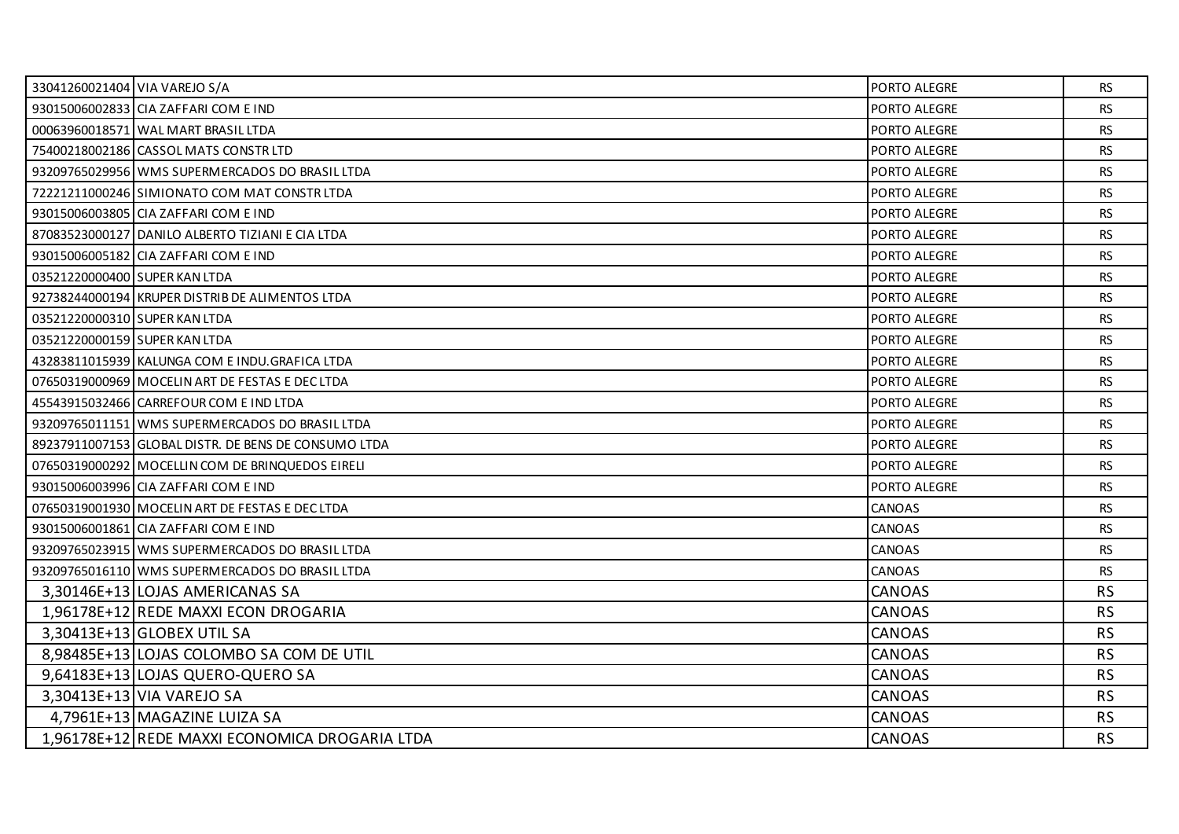| | | | |
|---|---|---|---|
| 33041260021404 | VIA VAREJO S/A | PORTO ALEGRE | RS |
| 93015006002833 | CIA ZAFFARI COM E IND | PORTO ALEGRE | RS |
| 00063960018571 | WAL MART BRASIL LTDA | PORTO ALEGRE | RS |
| 75400218002186 | CASSOL MATS CONSTR LTD | PORTO ALEGRE | RS |
| 93209765029956 | WMS SUPERMERCADOS DO BRASIL LTDA | PORTO ALEGRE | RS |
| 72221211000246 | SIMIONATO COM MAT CONSTR LTDA | PORTO ALEGRE | RS |
| 93015006003805 | CIA ZAFFARI COM E IND | PORTO ALEGRE | RS |
| 87083523000127 | DANILO ALBERTO TIZIANI E CIA LTDA | PORTO ALEGRE | RS |
| 93015006005182 | CIA ZAFFARI COM E IND | PORTO ALEGRE | RS |
| 03521220000400 | SUPER KAN LTDA | PORTO ALEGRE | RS |
| 92738244000194 | KRUPER DISTRIB DE ALIMENTOS LTDA | PORTO ALEGRE | RS |
| 03521220000310 | SUPER KAN LTDA | PORTO ALEGRE | RS |
| 03521220000159 | SUPER KAN LTDA | PORTO ALEGRE | RS |
| 43283811015939 | KALUNGA COM E INDU.GRAFICA LTDA | PORTO ALEGRE | RS |
| 07650319000969 | MOCELIN ART DE FESTAS E DEC LTDA | PORTO ALEGRE | RS |
| 45543915032466 | CARREFOUR COM E IND LTDA | PORTO ALEGRE | RS |
| 93209765011151 | WMS SUPERMERCADOS DO BRASIL LTDA | PORTO ALEGRE | RS |
| 89237911007153 | GLOBAL DISTR. DE BENS DE CONSUMO LTDA | PORTO ALEGRE | RS |
| 07650319000292 | MOCELLIN COM DE BRINQUEDOS EIRELI | PORTO ALEGRE | RS |
| 93015006003996 | CIA ZAFFARI COM E IND | PORTO ALEGRE | RS |
| 07650319001930 | MOCELIN ART DE FESTAS E DEC LTDA | CANOAS | RS |
| 93015006001861 | CIA ZAFFARI COM E IND | CANOAS | RS |
| 93209765023915 | WMS SUPERMERCADOS DO BRASIL LTDA | CANOAS | RS |
| 93209765016110 | WMS SUPERMERCADOS DO BRASIL LTDA | CANOAS | RS |
| 3,30146E+13 | LOJAS AMERICANAS SA | CANOAS | RS |
| 1,96178E+12 | REDE MAXXI ECON DROGARIA | CANOAS | RS |
| 3,30413E+13 | GLOBEX UTIL SA | CANOAS | RS |
| 8,98485E+13 | LOJAS COLOMBO SA COM DE UTIL | CANOAS | RS |
| 9,64183E+13 | LOJAS QUERO-QUERO SA | CANOAS | RS |
| 3,30413E+13 | VIA VAREJO SA | CANOAS | RS |
| 4,7961E+13 | MAGAZINE LUIZA SA | CANOAS | RS |
| 1,96178E+12 | REDE MAXXI ECONOMICA DROGARIA LTDA | CANOAS | RS |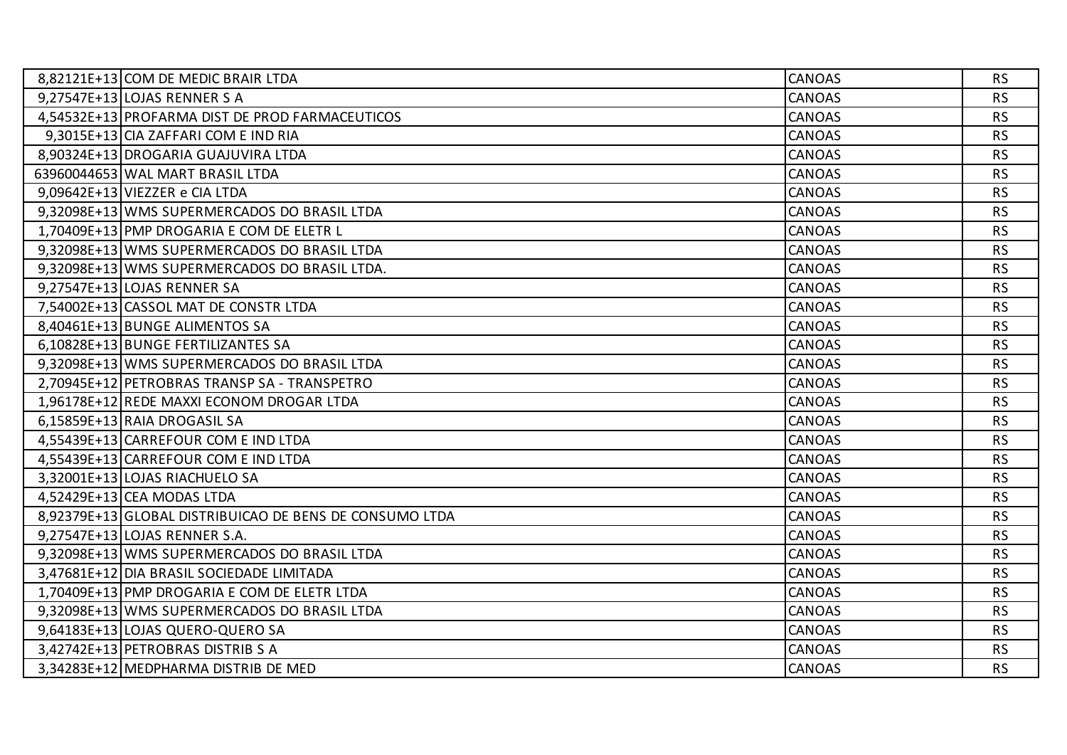| | | | |
|---|---|---|---|
| 8,82121E+13 | COM DE MEDIC BRAIR LTDA | CANOAS | RS |
| 9,27547E+13 | LOJAS RENNER S A | CANOAS | RS |
| 4,54532E+13 | PROFARMA DIST DE PROD FARMACEUTICOS | CANOAS | RS |
| 9,3015E+13 | CIA ZAFFARI COM E IND RIA | CANOAS | RS |
| 8,90324E+13 | DROGARIA GUAJUVIRA LTDA | CANOAS | RS |
| 63960044653 | WAL MART BRASIL LTDA | CANOAS | RS |
| 9,09642E+13 | VIEZZER e CIA LTDA | CANOAS | RS |
| 9,32098E+13 | WMS SUPERMERCADOS DO BRASIL LTDA | CANOAS | RS |
| 1,70409E+13 | PMP DROGARIA E COM DE ELETR L | CANOAS | RS |
| 9,32098E+13 | WMS SUPERMERCADOS DO BRASIL LTDA | CANOAS | RS |
| 9,32098E+13 | WMS SUPERMERCADOS DO BRASIL LTDA. | CANOAS | RS |
| 9,27547E+13 | LOJAS RENNER SA | CANOAS | RS |
| 7,54002E+13 | CASSOL MAT DE CONSTR LTDA | CANOAS | RS |
| 8,40461E+13 | BUNGE ALIMENTOS SA | CANOAS | RS |
| 6,10828E+13 | BUNGE FERTILIZANTES SA | CANOAS | RS |
| 9,32098E+13 | WMS SUPERMERCADOS DO BRASIL LTDA | CANOAS | RS |
| 2,70945E+12 | PETROBRAS TRANSP SA - TRANSPETRO | CANOAS | RS |
| 1,96178E+12 | REDE MAXXI ECONOM DROGAR LTDA | CANOAS | RS |
| 6,15859E+13 | RAIA DROGASIL SA | CANOAS | RS |
| 4,55439E+13 | CARREFOUR COM E IND LTDA | CANOAS | RS |
| 4,55439E+13 | CARREFOUR COM E IND LTDA | CANOAS | RS |
| 3,32001E+13 | LOJAS RIACHUELO SA | CANOAS | RS |
| 4,52429E+13 | CEA MODAS LTDA | CANOAS | RS |
| 8,92379E+13 | GLOBAL DISTRIBUICAO DE BENS DE CONSUMO LTDA | CANOAS | RS |
| 9,27547E+13 | LOJAS RENNER S.A. | CANOAS | RS |
| 9,32098E+13 | WMS SUPERMERCADOS DO BRASIL LTDA | CANOAS | RS |
| 3,47681E+12 | DIA BRASIL SOCIEDADE LIMITADA | CANOAS | RS |
| 1,70409E+13 | PMP DROGARIA E COM DE ELETR LTDA | CANOAS | RS |
| 9,32098E+13 | WMS SUPERMERCADOS DO BRASIL LTDA | CANOAS | RS |
| 9,64183E+13 | LOJAS QUERO-QUERO SA | CANOAS | RS |
| 3,42742E+13 | PETROBRAS DISTRIB S A | CANOAS | RS |
| 3,34283E+12 | MEDPHARMA DISTRIB DE MED | CANOAS | RS |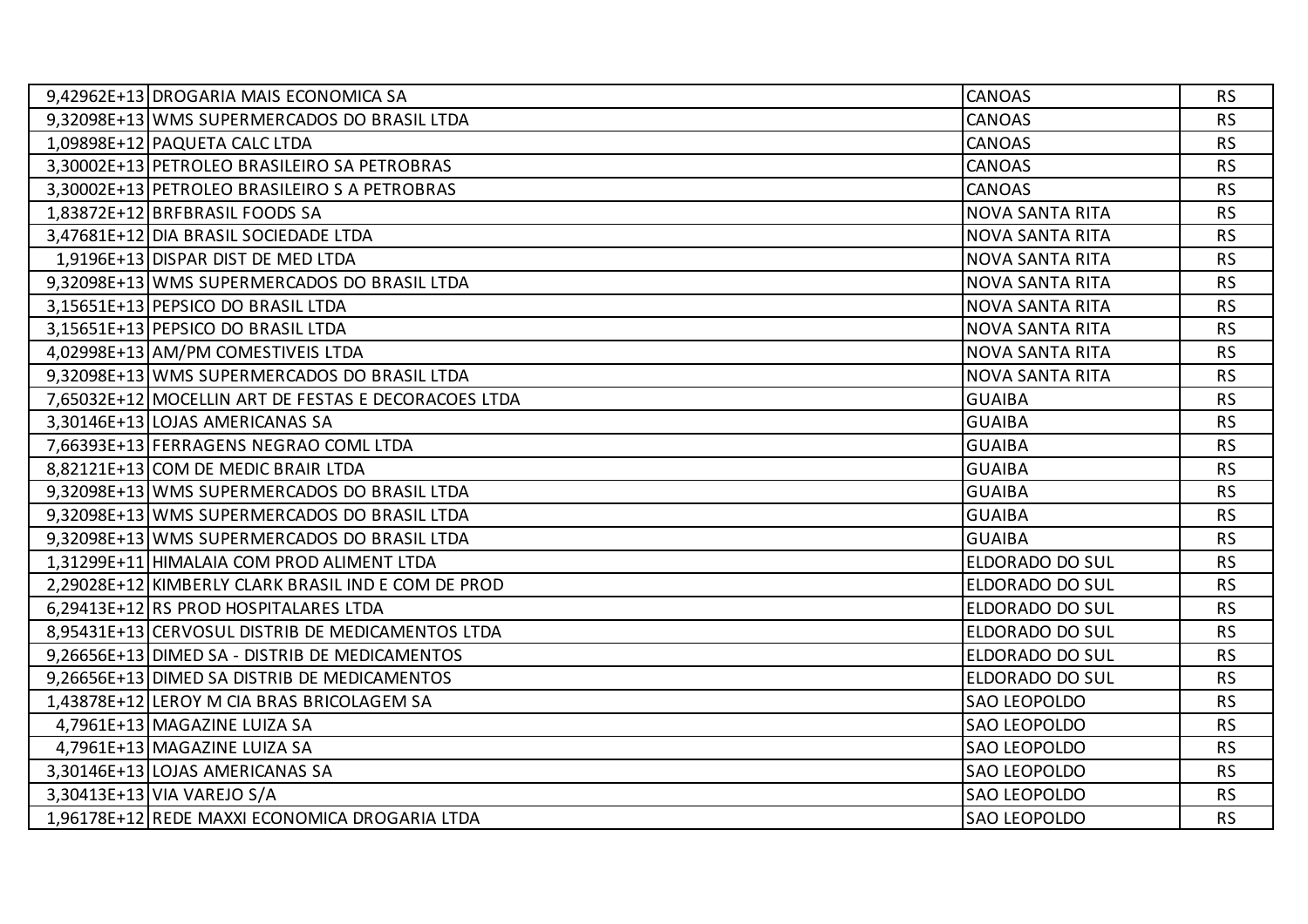| | | | |
|---|---|---|---|
| 9,42962E+13 | DROGARIA MAIS ECONOMICA SA | CANOAS | RS |
| 9,32098E+13 | WMS SUPERMERCADOS DO BRASIL LTDA | CANOAS | RS |
| 1,09898E+12 | PAQUETA CALC LTDA | CANOAS | RS |
| 3,30002E+13 | PETROLEO BRASILEIRO SA PETROBRAS | CANOAS | RS |
| 3,30002E+13 | PETROLEO BRASILEIRO S A PETROBRAS | CANOAS | RS |
| 1,83872E+12 | BRFBRASIL FOODS SA | NOVA SANTA RITA | RS |
| 3,47681E+12 | DIA BRASIL SOCIEDADE LTDA | NOVA SANTA RITA | RS |
| 1,9196E+13 | DISPAR DIST DE MED LTDA | NOVA SANTA RITA | RS |
| 9,32098E+13 | WMS SUPERMERCADOS DO BRASIL LTDA | NOVA SANTA RITA | RS |
| 3,15651E+13 | PEPSICO DO BRASIL LTDA | NOVA SANTA RITA | RS |
| 3,15651E+13 | PEPSICO DO BRASIL LTDA | NOVA SANTA RITA | RS |
| 4,02998E+13 | AM/PM COMESTIVEIS LTDA | NOVA SANTA RITA | RS |
| 9,32098E+13 | WMS SUPERMERCADOS DO BRASIL LTDA | NOVA SANTA RITA | RS |
| 7,65032E+12 | MOCELLIN ART DE FESTAS E DECORACOES LTDA | GUAIBA | RS |
| 3,30146E+13 | LOJAS AMERICANAS SA | GUAIBA | RS |
| 7,66393E+13 | FERRAGENS NEGRAO COML LTDA | GUAIBA | RS |
| 8,82121E+13 | COM DE MEDIC BRAIR LTDA | GUAIBA | RS |
| 9,32098E+13 | WMS SUPERMERCADOS DO BRASIL LTDA | GUAIBA | RS |
| 9,32098E+13 | WMS SUPERMERCADOS DO BRASIL LTDA | GUAIBA | RS |
| 9,32098E+13 | WMS SUPERMERCADOS DO BRASIL LTDA | GUAIBA | RS |
| 1,31299E+11 | HIMALAIA COM PROD ALIMENT LTDA | ELDORADO DO SUL | RS |
| 2,29028E+12 | KIMBERLY CLARK BRASIL IND E COM DE PROD | ELDORADO DO SUL | RS |
| 6,29413E+12 | RS PROD HOSPITALARES LTDA | ELDORADO DO SUL | RS |
| 8,95431E+13 | CERVOSUL DISTRIB DE MEDICAMENTOS LTDA | ELDORADO DO SUL | RS |
| 9,26656E+13 | DIMED SA - DISTRIB DE MEDICAMENTOS | ELDORADO DO SUL | RS |
| 9,26656E+13 | DIMED SA DISTRIB DE MEDICAMENTOS | ELDORADO DO SUL | RS |
| 1,43878E+12 | LEROY M CIA BRAS BRICOLAGEM SA | SAO LEOPOLDO | RS |
| 4,7961E+13 | MAGAZINE LUIZA SA | SAO LEOPOLDO | RS |
| 4,7961E+13 | MAGAZINE LUIZA SA | SAO LEOPOLDO | RS |
| 3,30146E+13 | LOJAS AMERICANAS SA | SAO LEOPOLDO | RS |
| 3,30413E+13 | VIA VAREJO S/A | SAO LEOPOLDO | RS |
| 1,96178E+12 | REDE MAXXI ECONOMICA DROGARIA LTDA | SAO LEOPOLDO | RS |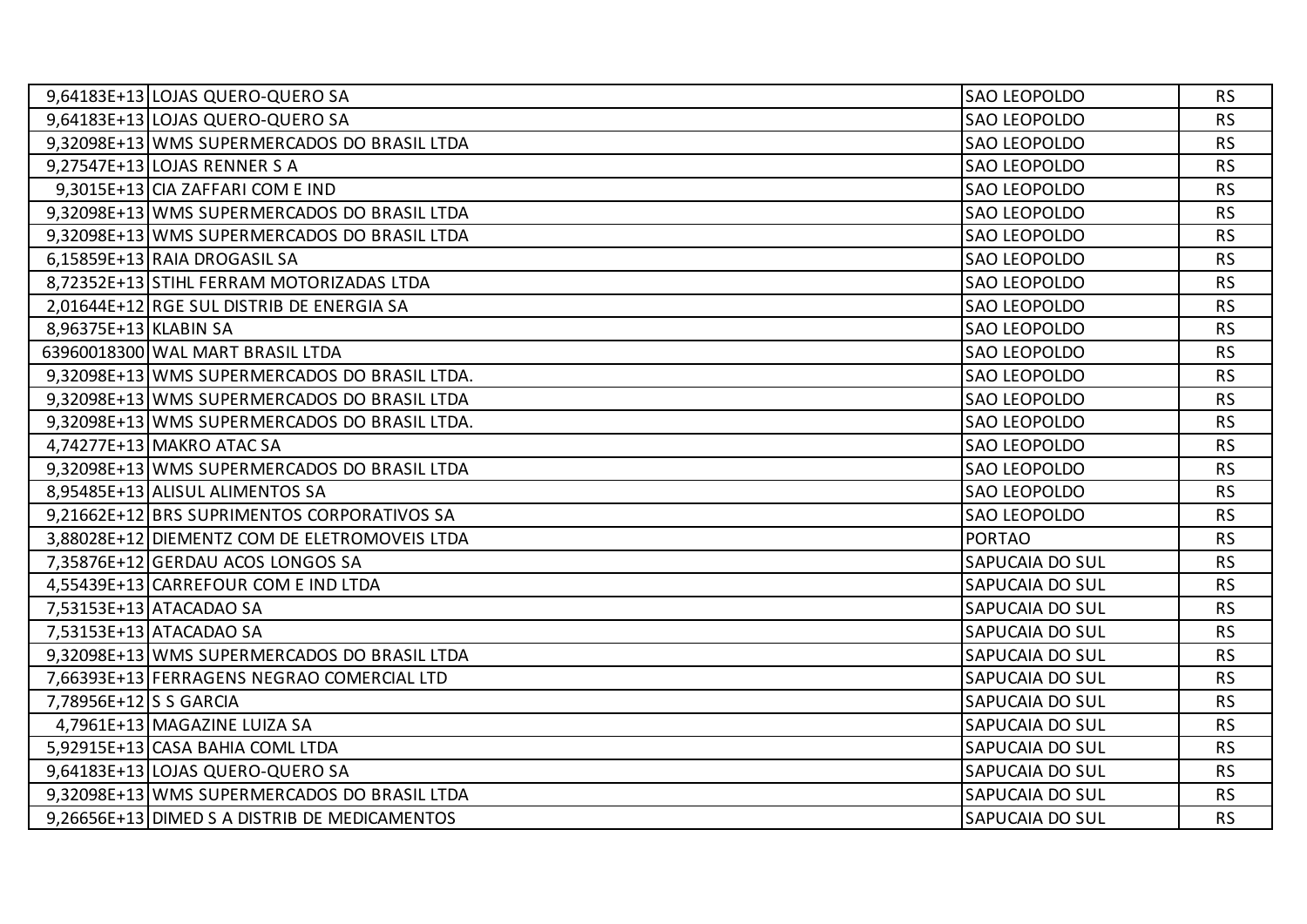| | | | |
|---|---|---|---|
| 9,64183E+13 | LOJAS QUERO-QUERO SA | SAO LEOPOLDO | RS |
| 9,64183E+13 | LOJAS QUERO-QUERO SA | SAO LEOPOLDO | RS |
| 9,32098E+13 | WMS SUPERMERCADOS DO BRASIL LTDA | SAO LEOPOLDO | RS |
| 9,27547E+13 | LOJAS RENNER S A | SAO LEOPOLDO | RS |
| 9,3015E+13 | CIA ZAFFARI COM E IND | SAO LEOPOLDO | RS |
| 9,32098E+13 | WMS SUPERMERCADOS DO BRASIL LTDA | SAO LEOPOLDO | RS |
| 9,32098E+13 | WMS SUPERMERCADOS DO BRASIL LTDA | SAO LEOPOLDO | RS |
| 6,15859E+13 | RAIA DROGASIL SA | SAO LEOPOLDO | RS |
| 8,72352E+13 | STIHL FERRAM MOTORIZADAS LTDA | SAO LEOPOLDO | RS |
| 2,01644E+12 | RGE SUL DISTRIB DE ENERGIA SA | SAO LEOPOLDO | RS |
| 8,96375E+13 | KLABIN SA | SAO LEOPOLDO | RS |
| 63960018300 | WAL MART BRASIL LTDA | SAO LEOPOLDO | RS |
| 9,32098E+13 | WMS SUPERMERCADOS DO BRASIL LTDA. | SAO LEOPOLDO | RS |
| 9,32098E+13 | WMS SUPERMERCADOS DO BRASIL LTDA | SAO LEOPOLDO | RS |
| 9,32098E+13 | WMS SUPERMERCADOS DO BRASIL LTDA. | SAO LEOPOLDO | RS |
| 4,74277E+13 | MAKRO ATAC SA | SAO LEOPOLDO | RS |
| 9,32098E+13 | WMS SUPERMERCADOS DO BRASIL LTDA | SAO LEOPOLDO | RS |
| 8,95485E+13 | ALISUL ALIMENTOS SA | SAO LEOPOLDO | RS |
| 9,21662E+12 | BRS SUPRIMENTOS CORPORATIVOS SA | SAO LEOPOLDO | RS |
| 3,88028E+12 | DIEMENTZ COM DE ELETROMOVEIS LTDA | PORTAO | RS |
| 7,35876E+12 | GERDAU ACOS LONGOS SA | SAPUCAIA DO SUL | RS |
| 4,55439E+13 | CARREFOUR COM E IND LTDA | SAPUCAIA DO SUL | RS |
| 7,53153E+13 | ATACADAO SA | SAPUCAIA DO SUL | RS |
| 7,53153E+13 | ATACADAO SA | SAPUCAIA DO SUL | RS |
| 9,32098E+13 | WMS SUPERMERCADOS DO BRASIL LTDA | SAPUCAIA DO SUL | RS |
| 7,66393E+13 | FERRAGENS NEGRAO COMERCIAL LTD | SAPUCAIA DO SUL | RS |
| 7,78956E+12 | S S GARCIA | SAPUCAIA DO SUL | RS |
| 4,7961E+13 | MAGAZINE LUIZA SA | SAPUCAIA DO SUL | RS |
| 5,92915E+13 | CASA BAHIA COML LTDA | SAPUCAIA DO SUL | RS |
| 9,64183E+13 | LOJAS QUERO-QUERO SA | SAPUCAIA DO SUL | RS |
| 9,32098E+13 | WMS SUPERMERCADOS DO BRASIL LTDA | SAPUCAIA DO SUL | RS |
| 9,26656E+13 | DIMED S A DISTRIB DE MEDICAMENTOS | SAPUCAIA DO SUL | RS |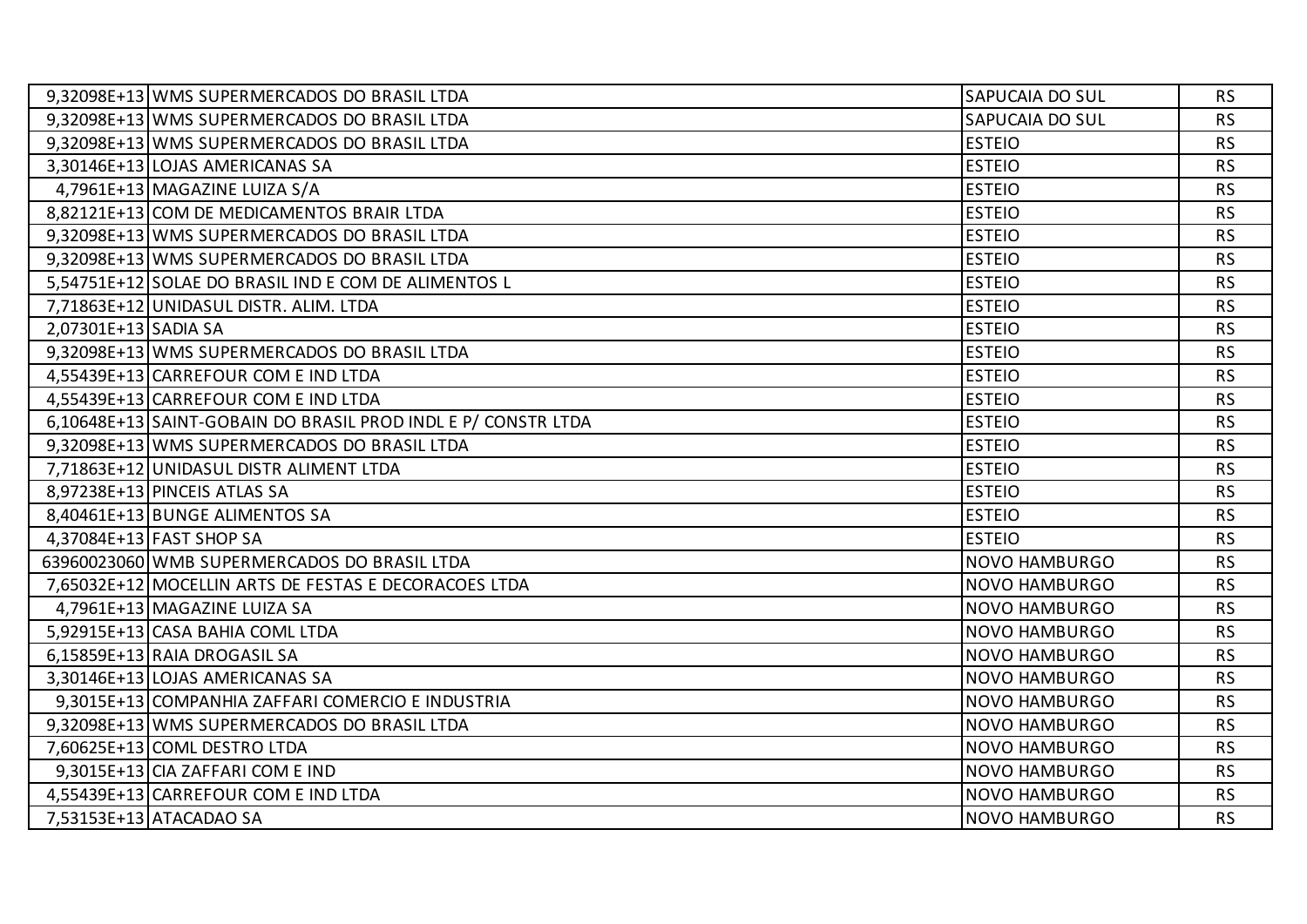| | | | |
|---|---|---|---|
| 9,32098E+13 | WMS SUPERMERCADOS DO BRASIL LTDA | SAPUCAIA DO SUL | RS |
| 9,32098E+13 | WMS SUPERMERCADOS DO BRASIL LTDA | SAPUCAIA DO SUL | RS |
| 9,32098E+13 | WMS SUPERMERCADOS DO BRASIL LTDA | ESTEIO | RS |
| 3,30146E+13 | LOJAS AMERICANAS SA | ESTEIO | RS |
| 4,7961E+13 | MAGAZINE LUIZA S/A | ESTEIO | RS |
| 8,82121E+13 | COM DE MEDICAMENTOS BRAIR LTDA | ESTEIO | RS |
| 9,32098E+13 | WMS SUPERMERCADOS DO BRASIL LTDA | ESTEIO | RS |
| 9,32098E+13 | WMS SUPERMERCADOS DO BRASIL LTDA | ESTEIO | RS |
| 5,54751E+12 | SOLAE DO BRASIL IND E COM DE ALIMENTOS L | ESTEIO | RS |
| 7,71863E+12 | UNIDASUL DISTR. ALIM. LTDA | ESTEIO | RS |
| 2,07301E+13 | SADIA SA | ESTEIO | RS |
| 9,32098E+13 | WMS SUPERMERCADOS DO BRASIL LTDA | ESTEIO | RS |
| 4,55439E+13 | CARREFOUR COM E IND LTDA | ESTEIO | RS |
| 4,55439E+13 | CARREFOUR COM E IND LTDA | ESTEIO | RS |
| 6,10648E+13 | SAINT-GOBAIN DO BRASIL PROD INDL E P/ CONSTR LTDA | ESTEIO | RS |
| 9,32098E+13 | WMS SUPERMERCADOS DO BRASIL LTDA | ESTEIO | RS |
| 7,71863E+12 | UNIDASUL DISTR ALIMENT LTDA | ESTEIO | RS |
| 8,97238E+13 | PINCEIS ATLAS SA | ESTEIO | RS |
| 8,40461E+13 | BUNGE ALIMENTOS SA | ESTEIO | RS |
| 4,37084E+13 | FAST SHOP SA | ESTEIO | RS |
| 63960023060 | WMB SUPERMERCADOS DO BRASIL LTDA | NOVO HAMBURGO | RS |
| 7,65032E+12 | MOCELLIN ARTS DE FESTAS E DECORACOES LTDA | NOVO HAMBURGO | RS |
| 4,7961E+13 | MAGAZINE LUIZA SA | NOVO HAMBURGO | RS |
| 5,92915E+13 | CASA BAHIA COML LTDA | NOVO HAMBURGO | RS |
| 6,15859E+13 | RAIA DROGASIL SA | NOVO HAMBURGO | RS |
| 3,30146E+13 | LOJAS AMERICANAS SA | NOVO HAMBURGO | RS |
| 9,3015E+13 | COMPANHIA ZAFFARI COMERCIO E INDUSTRIA | NOVO HAMBURGO | RS |
| 9,32098E+13 | WMS SUPERMERCADOS DO BRASIL LTDA | NOVO HAMBURGO | RS |
| 7,60625E+13 | COML DESTRO LTDA | NOVO HAMBURGO | RS |
| 9,3015E+13 | CIA ZAFFARI COM E IND | NOVO HAMBURGO | RS |
| 4,55439E+13 | CARREFOUR COM E IND LTDA | NOVO HAMBURGO | RS |
| 7,53153E+13 | ATACADAO SA | NOVO HAMBURGO | RS |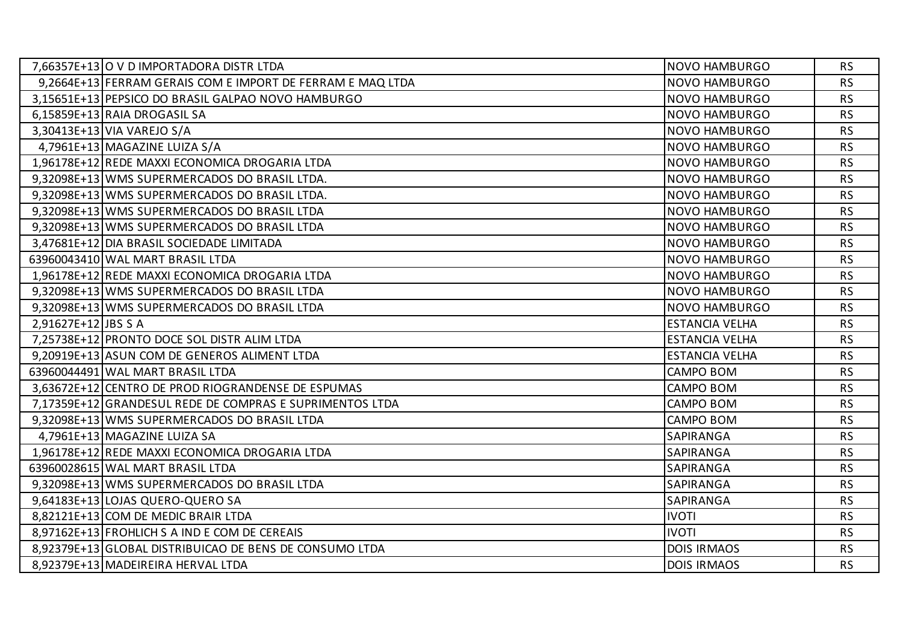| | | | |
|---|---|---|---|
| 7,66357E+13 | O V D IMPORTADORA DISTR LTDA | NOVO HAMBURGO | RS |
| 9,2664E+13 | FERRAM GERAIS COM E IMPORT DE FERRAM E MAQ LTDA | NOVO HAMBURGO | RS |
| 3,15651E+13 | PEPSICO DO BRASIL GALPAO NOVO HAMBURGO | NOVO HAMBURGO | RS |
| 6,15859E+13 | RAIA DROGASIL SA | NOVO HAMBURGO | RS |
| 3,30413E+13 | VIA VAREJO S/A | NOVO HAMBURGO | RS |
| 4,7961E+13 | MAGAZINE LUIZA S/A | NOVO HAMBURGO | RS |
| 1,96178E+12 | REDE MAXXI ECONOMICA DROGARIA LTDA | NOVO HAMBURGO | RS |
| 9,32098E+13 | WMS SUPERMERCADOS DO BRASIL LTDA. | NOVO HAMBURGO | RS |
| 9,32098E+13 | WMS SUPERMERCADOS DO BRASIL LTDA. | NOVO HAMBURGO | RS |
| 9,32098E+13 | WMS SUPERMERCADOS DO BRASIL LTDA | NOVO HAMBURGO | RS |
| 9,32098E+13 | WMS SUPERMERCADOS DO BRASIL LTDA | NOVO HAMBURGO | RS |
| 3,47681E+12 | DIA BRASIL SOCIEDADE LIMITADA | NOVO HAMBURGO | RS |
| 63960043410 | WAL MART BRASIL LTDA | NOVO HAMBURGO | RS |
| 1,96178E+12 | REDE MAXXI ECONOMICA DROGARIA LTDA | NOVO HAMBURGO | RS |
| 9,32098E+13 | WMS SUPERMERCADOS DO BRASIL LTDA | NOVO HAMBURGO | RS |
| 9,32098E+13 | WMS SUPERMERCADOS DO BRASIL LTDA | NOVO HAMBURGO | RS |
| 2,91627E+12 | JBS S A | ESTANCIA VELHA | RS |
| 7,25738E+12 | PRONTO DOCE SOL DISTR ALIM LTDA | ESTANCIA VELHA | RS |
| 9,20919E+13 | ASUN COM DE GENEROS ALIMENT LTDA | ESTANCIA VELHA | RS |
| 63960044491 | WAL MART BRASIL LTDA | CAMPO BOM | RS |
| 3,63672E+12 | CENTRO DE PROD RIOGRANDENSE DE ESPUMAS | CAMPO BOM | RS |
| 7,17359E+12 | GRANDESUL REDE DE COMPRAS E SUPRIMENTOS LTDA | CAMPO BOM | RS |
| 9,32098E+13 | WMS SUPERMERCADOS DO BRASIL LTDA | CAMPO BOM | RS |
| 4,7961E+13 | MAGAZINE LUIZA SA | SAPIRANGA | RS |
| 1,96178E+12 | REDE MAXXI ECONOMICA DROGARIA LTDA | SAPIRANGA | RS |
| 63960028615 | WAL MART BRASIL LTDA | SAPIRANGA | RS |
| 9,32098E+13 | WMS SUPERMERCADOS DO BRASIL LTDA | SAPIRANGA | RS |
| 9,64183E+13 | LOJAS QUERO-QUERO SA | SAPIRANGA | RS |
| 8,82121E+13 | COM DE MEDIC BRAIR LTDA | IVOTI | RS |
| 8,97162E+13 | FROHLICH S A IND E COM DE CEREAIS | IVOTI | RS |
| 8,92379E+13 | GLOBAL DISTRIBUICAO DE BENS DE CONSUMO LTDA | DOIS IRMAOS | RS |
| 8,92379E+13 | MADEIREIRA HERVAL LTDA | DOIS IRMAOS | RS |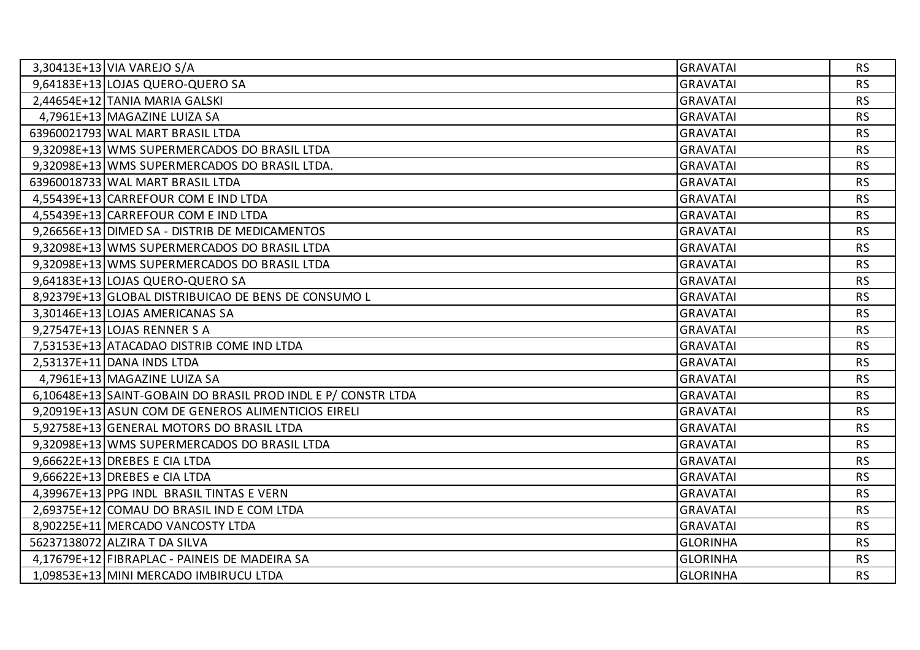| | | | |
|---|---|---|---|
| 3,30413E+13 | VIA VAREJO S/A | GRAVATAI | RS |
| 9,64183E+13 | LOJAS QUERO-QUERO SA | GRAVATAI | RS |
| 2,44654E+12 | TANIA MARIA GALSKI | GRAVATAI | RS |
| 4,7961E+13 | MAGAZINE LUIZA SA | GRAVATAI | RS |
| 63960021793 | WAL MART BRASIL LTDA | GRAVATAI | RS |
| 9,32098E+13 | WMS SUPERMERCADOS DO BRASIL LTDA | GRAVATAI | RS |
| 9,32098E+13 | WMS SUPERMERCADOS DO BRASIL LTDA. | GRAVATAI | RS |
| 63960018733 | WAL MART BRASIL LTDA | GRAVATAI | RS |
| 4,55439E+13 | CARREFOUR COM E IND LTDA | GRAVATAI | RS |
| 4,55439E+13 | CARREFOUR COM E IND LTDA | GRAVATAI | RS |
| 9,26656E+13 | DIMED SA - DISTRIB DE MEDICAMENTOS | GRAVATAI | RS |
| 9,32098E+13 | WMS SUPERMERCADOS DO BRASIL LTDA | GRAVATAI | RS |
| 9,32098E+13 | WMS SUPERMERCADOS DO BRASIL LTDA | GRAVATAI | RS |
| 9,64183E+13 | LOJAS QUERO-QUERO SA | GRAVATAI | RS |
| 8,92379E+13 | GLOBAL DISTRIBUICAO DE BENS DE CONSUMO L | GRAVATAI | RS |
| 3,30146E+13 | LOJAS AMERICANAS SA | GRAVATAI | RS |
| 9,27547E+13 | LOJAS RENNER S A | GRAVATAI | RS |
| 7,53153E+13 | ATACADAO DISTRIB COME IND LTDA | GRAVATAI | RS |
| 2,53137E+11 | DANA INDS LTDA | GRAVATAI | RS |
| 4,7961E+13 | MAGAZINE LUIZA SA | GRAVATAI | RS |
| 6,10648E+13 | SAINT-GOBAIN DO BRASIL PROD INDL E P/ CONSTR LTDA | GRAVATAI | RS |
| 9,20919E+13 | ASUN COM DE GENEROS ALIMENTICIOS EIRELI | GRAVATAI | RS |
| 5,92758E+13 | GENERAL MOTORS DO BRASIL LTDA | GRAVATAI | RS |
| 9,32098E+13 | WMS SUPERMERCADOS DO BRASIL LTDA | GRAVATAI | RS |
| 9,66622E+13 | DREBES E CIA LTDA | GRAVATAI | RS |
| 9,66622E+13 | DREBES e CIA LTDA | GRAVATAI | RS |
| 4,39967E+13 | PPG INDL BRASIL TINTAS E VERN | GRAVATAI | RS |
| 2,69375E+12 | COMAU DO BRASIL IND E COM LTDA | GRAVATAI | RS |
| 8,90225E+11 | MERCADO VANCOSTY LTDA | GRAVATAI | RS |
| 56237138072 | ALZIRA T DA SILVA | GLORINHA | RS |
| 4,17679E+12 | FIBRAPLAC - PAINEIS DE MADEIRA SA | GLORINHA | RS |
| 1,09853E+13 | MINI MERCADO IMBIRUCU LTDA | GLORINHA | RS |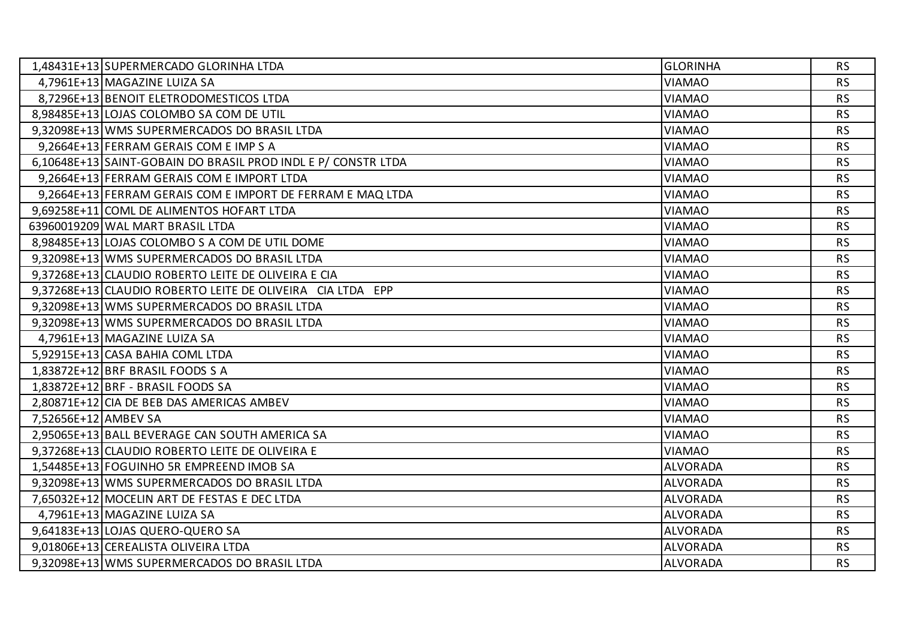| | | | |
|---|---|---|---|
| 1,48431E+13 | SUPERMERCADO GLORINHA LTDA | GLORINHA | RS |
| 4,7961E+13 | MAGAZINE LUIZA SA | VIAMAO | RS |
| 8,7296E+13 | BENOIT ELETRODOMESTICOS LTDA | VIAMAO | RS |
| 8,98485E+13 | LOJAS COLOMBO SA COM DE UTIL | VIAMAO | RS |
| 9,32098E+13 | WMS SUPERMERCADOS DO BRASIL LTDA | VIAMAO | RS |
| 9,2664E+13 | FERRAM GERAIS COM E IMP S A | VIAMAO | RS |
| 6,10648E+13 | SAINT-GOBAIN DO BRASIL PROD INDL E P/ CONSTR LTDA | VIAMAO | RS |
| 9,2664E+13 | FERRAM GERAIS COM E IMPORT LTDA | VIAMAO | RS |
| 9,2664E+13 | FERRAM GERAIS COM E IMPORT DE FERRAM E MAQ LTDA | VIAMAO | RS |
| 9,69258E+11 | COML DE ALIMENTOS HOFART LTDA | VIAMAO | RS |
| 63960019209 | WAL MART BRASIL LTDA | VIAMAO | RS |
| 8,98485E+13 | LOJAS COLOMBO S A COM DE UTIL DOME | VIAMAO | RS |
| 9,32098E+13 | WMS SUPERMERCADOS DO BRASIL LTDA | VIAMAO | RS |
| 9,37268E+13 | CLAUDIO ROBERTO LEITE DE OLIVEIRA E CIA | VIAMAO | RS |
| 9,37268E+13 | CLAUDIO ROBERTO LEITE DE OLIVEIRA CIA LTDA EPP | VIAMAO | RS |
| 9,32098E+13 | WMS SUPERMERCADOS DO BRASIL LTDA | VIAMAO | RS |
| 9,32098E+13 | WMS SUPERMERCADOS DO BRASIL LTDA | VIAMAO | RS |
| 4,7961E+13 | MAGAZINE LUIZA SA | VIAMAO | RS |
| 5,92915E+13 | CASA BAHIA COML LTDA | VIAMAO | RS |
| 1,83872E+12 | BRF BRASIL FOODS S A | VIAMAO | RS |
| 1,83872E+12 | BRF - BRASIL FOODS SA | VIAMAO | RS |
| 2,80871E+12 | CIA DE BEB DAS AMERICAS AMBEV | VIAMAO | RS |
| 7,52656E+12 | AMBEV SA | VIAMAO | RS |
| 2,95065E+13 | BALL BEVERAGE CAN SOUTH AMERICA SA | VIAMAO | RS |
| 9,37268E+13 | CLAUDIO ROBERTO LEITE DE OLIVEIRA E | VIAMAO | RS |
| 1,54485E+13 | FOGUINHO 5R EMPREEND IMOB SA | ALVORADA | RS |
| 9,32098E+13 | WMS SUPERMERCADOS DO BRASIL LTDA | ALVORADA | RS |
| 7,65032E+12 | MOCELIN ART DE FESTAS E DEC LTDA | ALVORADA | RS |
| 4,7961E+13 | MAGAZINE LUIZA SA | ALVORADA | RS |
| 9,64183E+13 | LOJAS QUERO-QUERO SA | ALVORADA | RS |
| 9,01806E+13 | CEREALISTA OLIVEIRA LTDA | ALVORADA | RS |
| 9,32098E+13 | WMS SUPERMERCADOS DO BRASIL LTDA | ALVORADA | RS |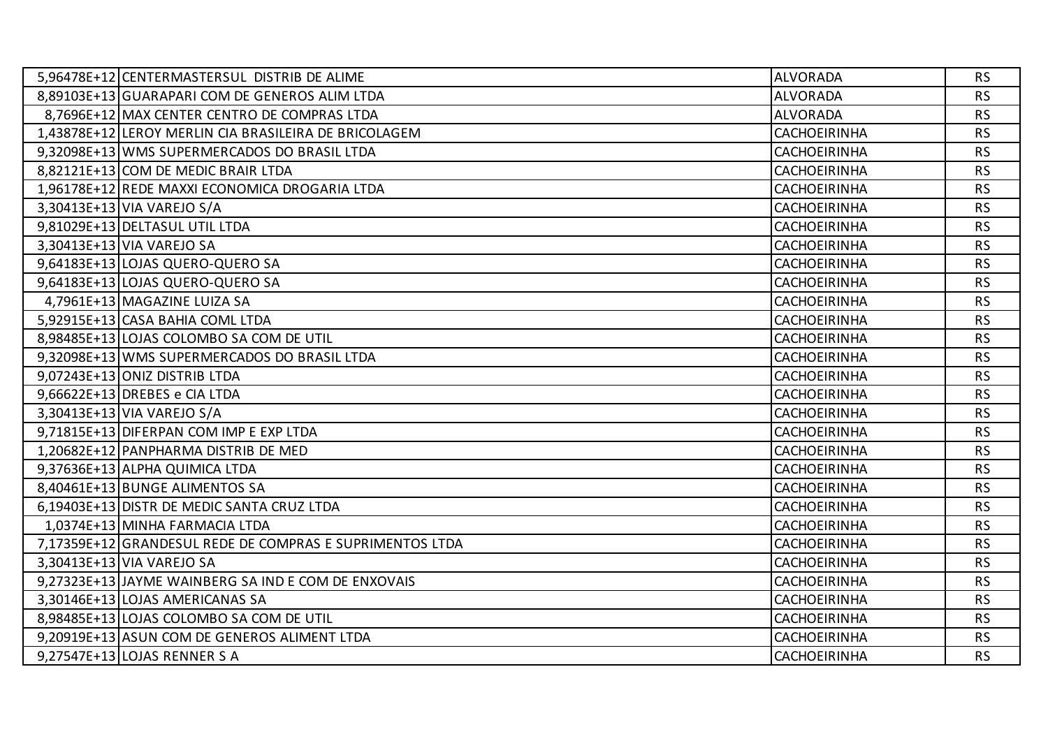| | | | |
|---|---|---|---|
| 5,96478E+12 | CENTERMASTERSUL DISTRIB DE ALIME | ALVORADA | RS |
| 8,89103E+13 | GUARAPARI COM DE GENEROS ALIM LTDA | ALVORADA | RS |
| 8,7696E+12 | MAX CENTER CENTRO DE COMPRAS LTDA | ALVORADA | RS |
| 1,43878E+12 | LEROY MERLIN CIA BRASILEIRA DE BRICOLAGEM | CACHOEIRINHA | RS |
| 9,32098E+13 | WMS SUPERMERCADOS DO BRASIL LTDA | CACHOEIRINHA | RS |
| 8,82121E+13 | COM DE MEDIC BRAIR LTDA | CACHOEIRINHA | RS |
| 1,96178E+12 | REDE MAXXI ECONOMICA DROGARIA LTDA | CACHOEIRINHA | RS |
| 3,30413E+13 | VIA VAREJO S/A | CACHOEIRINHA | RS |
| 9,81029E+13 | DELTASUL UTIL LTDA | CACHOEIRINHA | RS |
| 3,30413E+13 | VIA VAREJO SA | CACHOEIRINHA | RS |
| 9,64183E+13 | LOJAS QUERO-QUERO SA | CACHOEIRINHA | RS |
| 9,64183E+13 | LOJAS QUERO-QUERO SA | CACHOEIRINHA | RS |
| 4,7961E+13 | MAGAZINE LUIZA SA | CACHOEIRINHA | RS |
| 5,92915E+13 | CASA BAHIA COML LTDA | CACHOEIRINHA | RS |
| 8,98485E+13 | LOJAS COLOMBO SA COM DE UTIL | CACHOEIRINHA | RS |
| 9,32098E+13 | WMS SUPERMERCADOS DO BRASIL LTDA | CACHOEIRINHA | RS |
| 9,07243E+13 | ONIZ DISTRIB LTDA | CACHOEIRINHA | RS |
| 9,66622E+13 | DREBES e CIA LTDA | CACHOEIRINHA | RS |
| 3,30413E+13 | VIA VAREJO S/A | CACHOEIRINHA | RS |
| 9,71815E+13 | DIFERPAN COM IMP E EXP LTDA | CACHOEIRINHA | RS |
| 1,20682E+12 | PANPHARMA DISTRIB DE MED | CACHOEIRINHA | RS |
| 9,37636E+13 | ALPHA QUIMICA LTDA | CACHOEIRINHA | RS |
| 8,40461E+13 | BUNGE ALIMENTOS SA | CACHOEIRINHA | RS |
| 6,19403E+13 | DISTR DE MEDIC SANTA CRUZ LTDA | CACHOEIRINHA | RS |
| 1,0374E+13 | MINHA FARMACIA LTDA | CACHOEIRINHA | RS |
| 7,17359E+12 | GRANDESUL REDE DE COMPRAS E SUPRIMENTOS LTDA | CACHOEIRINHA | RS |
| 3,30413E+13 | VIA VAREJO SA | CACHOEIRINHA | RS |
| 9,27323E+13 | JAYME WAINBERG SA IND E COM DE ENXOVAIS | CACHOEIRINHA | RS |
| 3,30146E+13 | LOJAS AMERICANAS SA | CACHOEIRINHA | RS |
| 8,98485E+13 | LOJAS COLOMBO SA COM DE UTIL | CACHOEIRINHA | RS |
| 9,20919E+13 | ASUN COM DE GENEROS ALIMENT LTDA | CACHOEIRINHA | RS |
| 9,27547E+13 | LOJAS RENNER S A | CACHOEIRINHA | RS |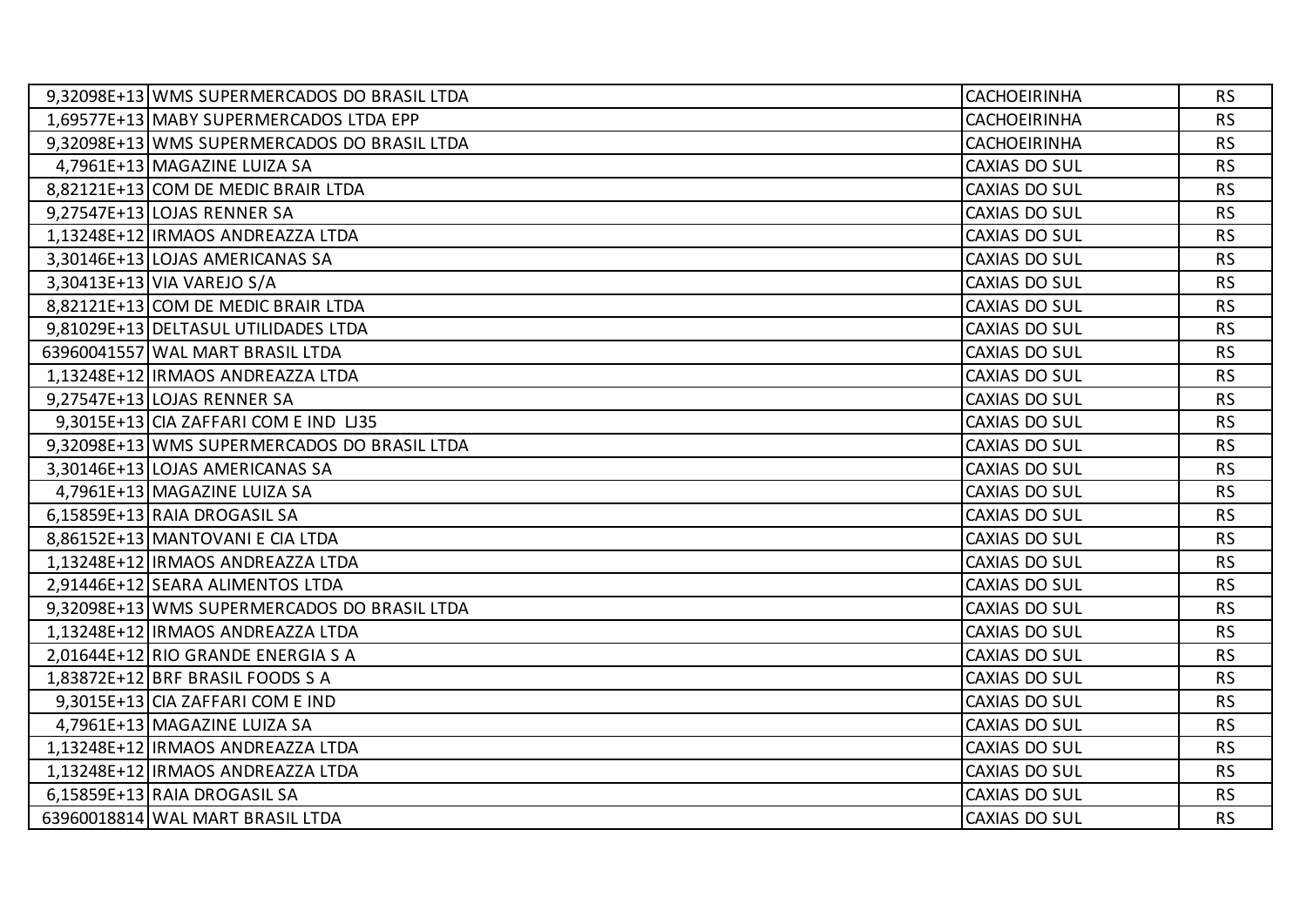| | | | |
|---|---|---|---|
| 9,32098E+13 | WMS SUPERMERCADOS DO BRASIL LTDA | CACHOEIRINHA | RS |
| 1,69577E+13 | MABY SUPERMERCADOS LTDA EPP | CACHOEIRINHA | RS |
| 9,32098E+13 | WMS SUPERMERCADOS DO BRASIL LTDA | CACHOEIRINHA | RS |
| 4,7961E+13 | MAGAZINE LUIZA SA | CAXIAS DO SUL | RS |
| 8,82121E+13 | COM DE MEDIC BRAIR LTDA | CAXIAS DO SUL | RS |
| 9,27547E+13 | LOJAS RENNER SA | CAXIAS DO SUL | RS |
| 1,13248E+12 | IRMAOS ANDREAZZA LTDA | CAXIAS DO SUL | RS |
| 3,30146E+13 | LOJAS AMERICANAS SA | CAXIAS DO SUL | RS |
| 3,30413E+13 | VIA VAREJO S/A | CAXIAS DO SUL | RS |
| 8,82121E+13 | COM DE MEDIC BRAIR LTDA | CAXIAS DO SUL | RS |
| 9,81029E+13 | DELTASUL UTILIDADES LTDA | CAXIAS DO SUL | RS |
| 63960041557 | WAL MART BRASIL LTDA | CAXIAS DO SUL | RS |
| 1,13248E+12 | IRMAOS ANDREAZZA LTDA | CAXIAS DO SUL | RS |
| 9,27547E+13 | LOJAS RENNER SA | CAXIAS DO SUL | RS |
| 9,3015E+13 | CIA ZAFFARI COM E IND LJ35 | CAXIAS DO SUL | RS |
| 9,32098E+13 | WMS SUPERMERCADOS DO BRASIL LTDA | CAXIAS DO SUL | RS |
| 3,30146E+13 | LOJAS AMERICANAS SA | CAXIAS DO SUL | RS |
| 4,7961E+13 | MAGAZINE LUIZA SA | CAXIAS DO SUL | RS |
| 6,15859E+13 | RAIA DROGASIL SA | CAXIAS DO SUL | RS |
| 8,86152E+13 | MANTOVANI E CIA LTDA | CAXIAS DO SUL | RS |
| 1,13248E+12 | IRMAOS ANDREAZZA LTDA | CAXIAS DO SUL | RS |
| 2,91446E+12 | SEARA ALIMENTOS LTDA | CAXIAS DO SUL | RS |
| 9,32098E+13 | WMS SUPERMERCADOS DO BRASIL LTDA | CAXIAS DO SUL | RS |
| 1,13248E+12 | IRMAOS ANDREAZZA LTDA | CAXIAS DO SUL | RS |
| 2,01644E+12 | RIO GRANDE ENERGIA S A | CAXIAS DO SUL | RS |
| 1,83872E+12 | BRF BRASIL FOODS S A | CAXIAS DO SUL | RS |
| 9,3015E+13 | CIA ZAFFARI COM E IND | CAXIAS DO SUL | RS |
| 4,7961E+13 | MAGAZINE LUIZA SA | CAXIAS DO SUL | RS |
| 1,13248E+12 | IRMAOS ANDREAZZA LTDA | CAXIAS DO SUL | RS |
| 1,13248E+12 | IRMAOS ANDREAZZA LTDA | CAXIAS DO SUL | RS |
| 6,15859E+13 | RAIA DROGASIL SA | CAXIAS DO SUL | RS |
| 63960018814 | WAL MART BRASIL LTDA | CAXIAS DO SUL | RS |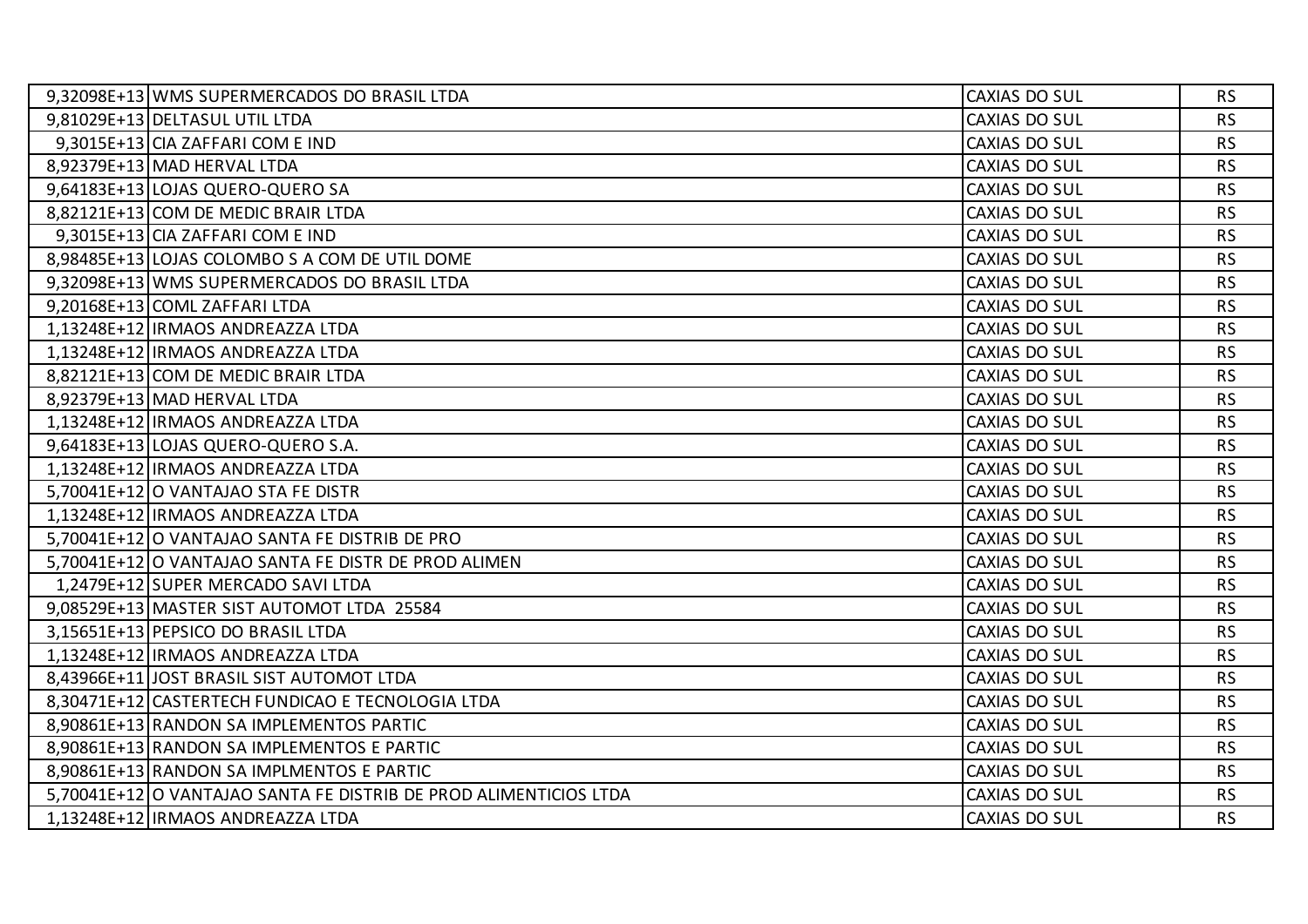| | | | |
|---|---|---|---|
| 9,32098E+13 | WMS SUPERMERCADOS DO BRASIL LTDA | CAXIAS DO SUL | RS |
| 9,81029E+13 | DELTASUL UTIL LTDA | CAXIAS DO SUL | RS |
| 9,3015E+13 | CIA ZAFFARI COM E IND | CAXIAS DO SUL | RS |
| 8,92379E+13 | MAD HERVAL LTDA | CAXIAS DO SUL | RS |
| 9,64183E+13 | LOJAS QUERO-QUERO SA | CAXIAS DO SUL | RS |
| 8,82121E+13 | COM DE MEDIC BRAIR LTDA | CAXIAS DO SUL | RS |
| 9,3015E+13 | CIA ZAFFARI COM E IND | CAXIAS DO SUL | RS |
| 8,98485E+13 | LOJAS COLOMBO S A COM DE UTIL DOME | CAXIAS DO SUL | RS |
| 9,32098E+13 | WMS SUPERMERCADOS DO BRASIL LTDA | CAXIAS DO SUL | RS |
| 9,20168E+13 | COML ZAFFARI LTDA | CAXIAS DO SUL | RS |
| 1,13248E+12 | IRMAOS ANDREAZZA LTDA | CAXIAS DO SUL | RS |
| 1,13248E+12 | IRMAOS ANDREAZZA LTDA | CAXIAS DO SUL | RS |
| 8,82121E+13 | COM DE MEDIC BRAIR LTDA | CAXIAS DO SUL | RS |
| 8,92379E+13 | MAD HERVAL LTDA | CAXIAS DO SUL | RS |
| 1,13248E+12 | IRMAOS ANDREAZZA LTDA | CAXIAS DO SUL | RS |
| 9,64183E+13 | LOJAS QUERO-QUERO S.A. | CAXIAS DO SUL | RS |
| 1,13248E+12 | IRMAOS ANDREAZZA LTDA | CAXIAS DO SUL | RS |
| 5,70041E+12 | O VANTAJAO STA FE DISTR | CAXIAS DO SUL | RS |
| 1,13248E+12 | IRMAOS ANDREAZZA LTDA | CAXIAS DO SUL | RS |
| 5,70041E+12 | O VANTAJAO SANTA FE DISTRIB DE PRO | CAXIAS DO SUL | RS |
| 5,70041E+12 | O VANTAJAO SANTA FE DISTR DE PROD ALIMEN | CAXIAS DO SUL | RS |
| 1,2479E+12 | SUPER MERCADO SAVI LTDA | CAXIAS DO SUL | RS |
| 9,08529E+13 | MASTER SIST AUTOMOT LTDA 25584 | CAXIAS DO SUL | RS |
| 3,15651E+13 | PEPSICO DO BRASIL LTDA | CAXIAS DO SUL | RS |
| 1,13248E+12 | IRMAOS ANDREAZZA LTDA | CAXIAS DO SUL | RS |
| 8,43966E+11 | JOST BRASIL SIST AUTOMOT LTDA | CAXIAS DO SUL | RS |
| 8,30471E+12 | CASTERTECH FUNDICAO E TECNOLOGIA LTDA | CAXIAS DO SUL | RS |
| 8,90861E+13 | RANDON SA IMPLEMENTOS PARTIC | CAXIAS DO SUL | RS |
| 8,90861E+13 | RANDON SA IMPLEMENTOS E PARTIC | CAXIAS DO SUL | RS |
| 8,90861E+13 | RANDON SA IMPLMENTOS E PARTIC | CAXIAS DO SUL | RS |
| 5,70041E+12 | O VANTAJAO SANTA FE DISTRIB DE PROD ALIMENTICIOS LTDA | CAXIAS DO SUL | RS |
| 1,13248E+12 | IRMAOS ANDREAZZA LTDA | CAXIAS DO SUL | RS |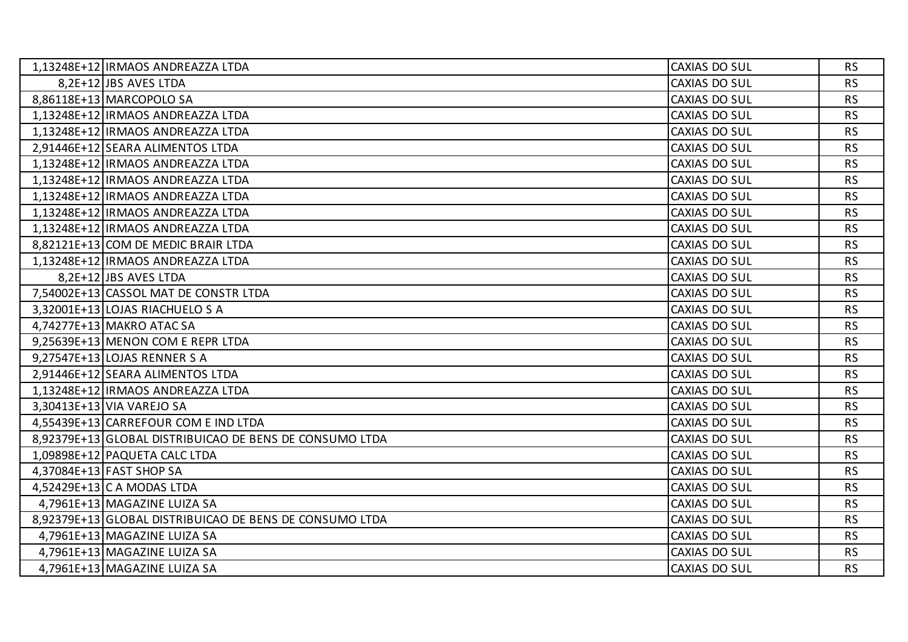| | | | |
|---|---|---|---|
| 1,13248E+12 | IRMAOS ANDREAZZA LTDA | CAXIAS DO SUL | RS |
| 8,2E+12 | JBS AVES LTDA | CAXIAS DO SUL | RS |
| 8,86118E+13 | MARCOPOLO SA | CAXIAS DO SUL | RS |
| 1,13248E+12 | IRMAOS ANDREAZZA LTDA | CAXIAS DO SUL | RS |
| 1,13248E+12 | IRMAOS ANDREAZZA LTDA | CAXIAS DO SUL | RS |
| 2,91446E+12 | SEARA ALIMENTOS LTDA | CAXIAS DO SUL | RS |
| 1,13248E+12 | IRMAOS ANDREAZZA LTDA | CAXIAS DO SUL | RS |
| 1,13248E+12 | IRMAOS ANDREAZZA LTDA | CAXIAS DO SUL | RS |
| 1,13248E+12 | IRMAOS ANDREAZZA LTDA | CAXIAS DO SUL | RS |
| 1,13248E+12 | IRMAOS ANDREAZZA LTDA | CAXIAS DO SUL | RS |
| 1,13248E+12 | IRMAOS ANDREAZZA LTDA | CAXIAS DO SUL | RS |
| 8,82121E+13 | COM DE MEDIC BRAIR LTDA | CAXIAS DO SUL | RS |
| 1,13248E+12 | IRMAOS ANDREAZZA LTDA | CAXIAS DO SUL | RS |
| 8,2E+12 | JBS AVES LTDA | CAXIAS DO SUL | RS |
| 7,54002E+13 | CASSOL MAT DE CONSTR LTDA | CAXIAS DO SUL | RS |
| 3,32001E+13 | LOJAS RIACHUELO S A | CAXIAS DO SUL | RS |
| 4,74277E+13 | MAKRO ATAC SA | CAXIAS DO SUL | RS |
| 9,25639E+13 | MENON COM E REPR LTDA | CAXIAS DO SUL | RS |
| 9,27547E+13 | LOJAS RENNER S A | CAXIAS DO SUL | RS |
| 2,91446E+12 | SEARA ALIMENTOS LTDA | CAXIAS DO SUL | RS |
| 1,13248E+12 | IRMAOS ANDREAZZA LTDA | CAXIAS DO SUL | RS |
| 3,30413E+13 | VIA VAREJO SA | CAXIAS DO SUL | RS |
| 4,55439E+13 | CARREFOUR COM E IND LTDA | CAXIAS DO SUL | RS |
| 8,92379E+13 | GLOBAL DISTRIBUICAO DE BENS DE CONSUMO LTDA | CAXIAS DO SUL | RS |
| 1,09898E+12 | PAQUETA CALC LTDA | CAXIAS DO SUL | RS |
| 4,37084E+13 | FAST SHOP SA | CAXIAS DO SUL | RS |
| 4,52429E+13 | C A MODAS LTDA | CAXIAS DO SUL | RS |
| 4,7961E+13 | MAGAZINE LUIZA SA | CAXIAS DO SUL | RS |
| 8,92379E+13 | GLOBAL DISTRIBUICAO DE BENS DE CONSUMO LTDA | CAXIAS DO SUL | RS |
| 4,7961E+13 | MAGAZINE LUIZA SA | CAXIAS DO SUL | RS |
| 4,7961E+13 | MAGAZINE LUIZA SA | CAXIAS DO SUL | RS |
| 4,7961E+13 | MAGAZINE LUIZA SA | CAXIAS DO SUL | RS |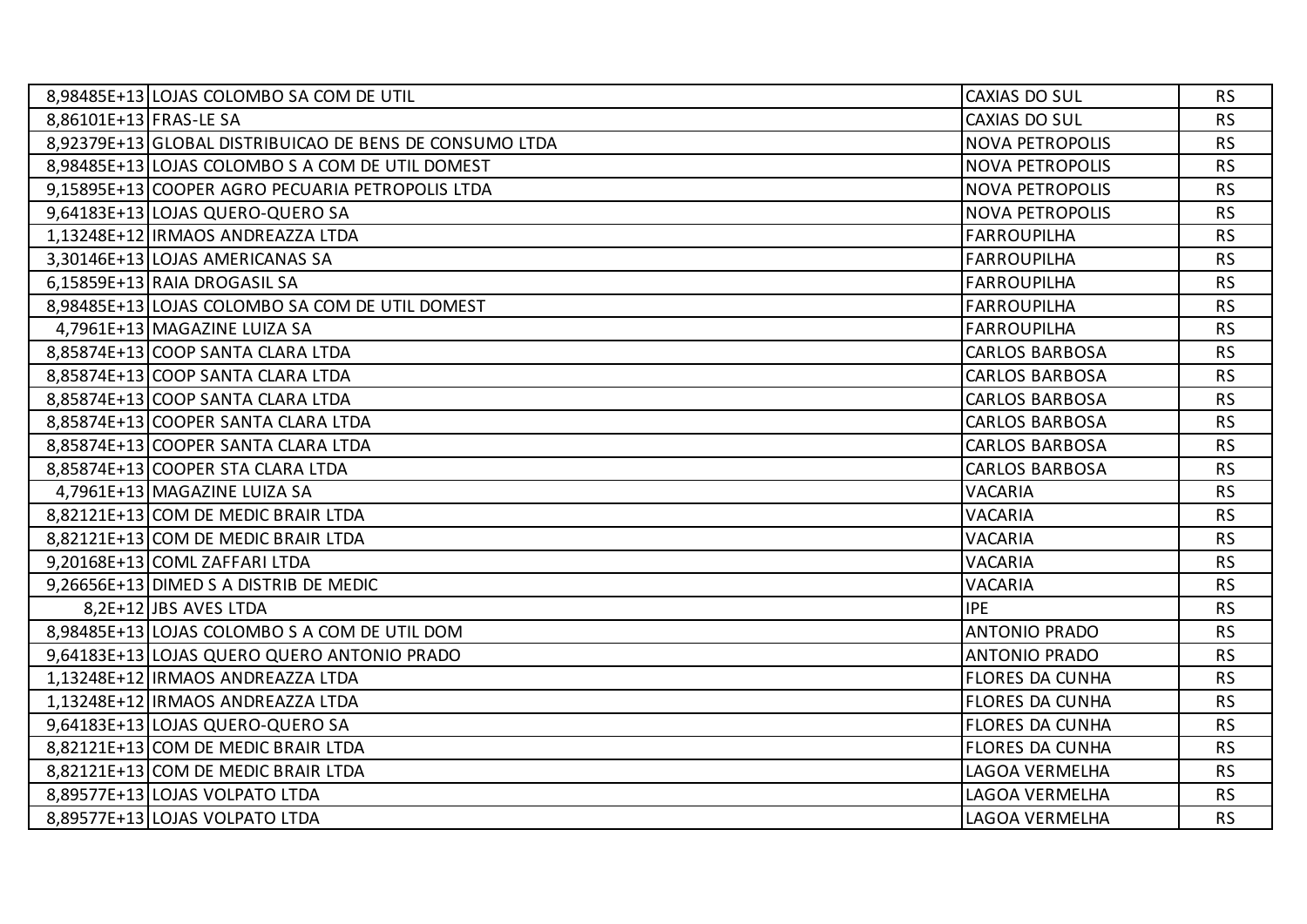| | | | |
|---|---|---|---|
| 8,98485E+13 | LOJAS COLOMBO SA COM DE UTIL | CAXIAS DO SUL | RS |
| 8,86101E+13 | FRAS-LE SA | CAXIAS DO SUL | RS |
| 8,92379E+13 | GLOBAL DISTRIBUICAO DE BENS DE CONSUMO LTDA | NOVA PETROPOLIS | RS |
| 8,98485E+13 | LOJAS COLOMBO S A COM DE UTIL DOMEST | NOVA PETROPOLIS | RS |
| 9,15895E+13 | COOPER AGRO PECUARIA PETROPOLIS LTDA | NOVA PETROPOLIS | RS |
| 9,64183E+13 | LOJAS QUERO-QUERO SA | NOVA PETROPOLIS | RS |
| 1,13248E+12 | IRMAOS ANDREAZZA LTDA | FARROUPILHA | RS |
| 3,30146E+13 | LOJAS AMERICANAS SA | FARROUPILHA | RS |
| 6,15859E+13 | RAIA DROGASIL SA | FARROUPILHA | RS |
| 8,98485E+13 | LOJAS COLOMBO SA COM DE UTIL DOMEST | FARROUPILHA | RS |
| 4,7961E+13 | MAGAZINE LUIZA SA | FARROUPILHA | RS |
| 8,85874E+13 | COOP SANTA CLARA LTDA | CARLOS BARBOSA | RS |
| 8,85874E+13 | COOP SANTA CLARA LTDA | CARLOS BARBOSA | RS |
| 8,85874E+13 | COOP SANTA CLARA LTDA | CARLOS BARBOSA | RS |
| 8,85874E+13 | COOPER SANTA CLARA LTDA | CARLOS BARBOSA | RS |
| 8,85874E+13 | COOPER SANTA CLARA LTDA | CARLOS BARBOSA | RS |
| 8,85874E+13 | COOPER STA CLARA LTDA | CARLOS BARBOSA | RS |
| 4,7961E+13 | MAGAZINE LUIZA SA | VACARIA | RS |
| 8,82121E+13 | COM DE MEDIC BRAIR LTDA | VACARIA | RS |
| 8,82121E+13 | COM DE MEDIC BRAIR LTDA | VACARIA | RS |
| 9,20168E+13 | COML ZAFFARI LTDA | VACARIA | RS |
| 9,26656E+13 | DIMED S A DISTRIB DE MEDIC | VACARIA | RS |
| 8,2E+12 | JBS AVES LTDA | IPE | RS |
| 8,98485E+13 | LOJAS COLOMBO S A COM DE UTIL DOM | ANTONIO PRADO | RS |
| 9,64183E+13 | LOJAS QUERO QUERO ANTONIO PRADO | ANTONIO PRADO | RS |
| 1,13248E+12 | IRMAOS ANDREAZZA LTDA | FLORES DA CUNHA | RS |
| 1,13248E+12 | IRMAOS ANDREAZZA LTDA | FLORES DA CUNHA | RS |
| 9,64183E+13 | LOJAS QUERO-QUERO SA | FLORES DA CUNHA | RS |
| 8,82121E+13 | COM DE MEDIC BRAIR LTDA | FLORES DA CUNHA | RS |
| 8,82121E+13 | COM DE MEDIC BRAIR LTDA | LAGOA VERMELHA | RS |
| 8,89577E+13 | LOJAS VOLPATO LTDA | LAGOA VERMELHA | RS |
| 8,89577E+13 | LOJAS VOLPATO LTDA | LAGOA VERMELHA | RS |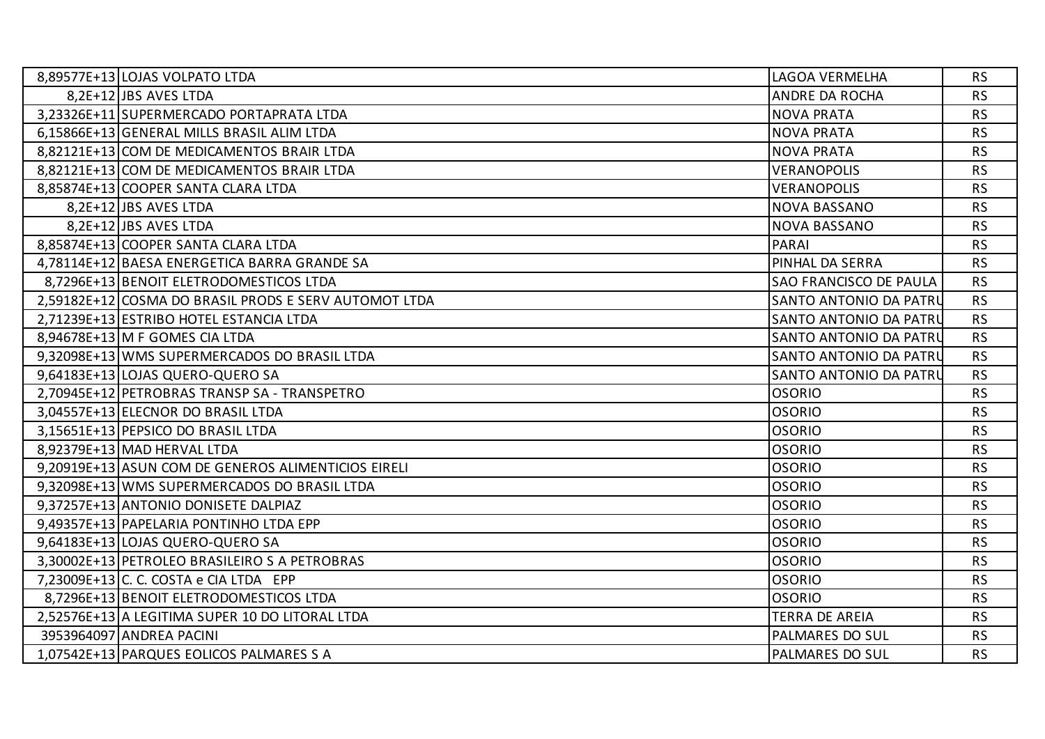| | | | |
|---|---|---|---|
| 8,89577E+13 | LOJAS VOLPATO LTDA | LAGOA VERMELHA | RS |
| 8,2E+12 | JBS AVES LTDA | ANDRE DA ROCHA | RS |
| 3,23326E+11 | SUPERMERCADO PORTAPRATA LTDA | NOVA PRATA | RS |
| 6,15866E+13 | GENERAL MILLS BRASIL ALIM LTDA | NOVA PRATA | RS |
| 8,82121E+13 | COM DE MEDICAMENTOS BRAIR LTDA | NOVA PRATA | RS |
| 8,82121E+13 | COM DE MEDICAMENTOS BRAIR LTDA | VERANOPOLIS | RS |
| 8,85874E+13 | COOPER SANTA CLARA LTDA | VERANOPOLIS | RS |
| 8,2E+12 | JBS AVES LTDA | NOVA BASSANO | RS |
| 8,2E+12 | JBS AVES LTDA | NOVA BASSANO | RS |
| 8,85874E+13 | COOPER SANTA CLARA LTDA | PARAI | RS |
| 4,78114E+12 | BAESA ENERGETICA BARRA GRANDE SA | PINHAL DA SERRA | RS |
| 8,7296E+13 | BENOIT ELETRODOMESTICOS LTDA | SAO FRANCISCO DE PAULA | RS |
| 2,59182E+12 | COSMA DO BRASIL PRODS E SERV AUTOMOT LTDA | SANTO ANTONIO DA PATRU | RS |
| 2,71239E+13 | ESTRIBO HOTEL ESTANCIA LTDA | SANTO ANTONIO DA PATRU | RS |
| 8,94678E+13 | M F GOMES CIA LTDA | SANTO ANTONIO DA PATRU | RS |
| 9,32098E+13 | WMS SUPERMERCADOS DO BRASIL LTDA | SANTO ANTONIO DA PATRU | RS |
| 9,64183E+13 | LOJAS QUERO-QUERO SA | SANTO ANTONIO DA PATRU | RS |
| 2,70945E+12 | PETROBRAS TRANSP SA - TRANSPETRO | OSORIO | RS |
| 3,04557E+13 | ELECNOR DO BRASIL LTDA | OSORIO | RS |
| 3,15651E+13 | PEPSICO DO BRASIL LTDA | OSORIO | RS |
| 8,92379E+13 | MAD HERVAL LTDA | OSORIO | RS |
| 9,20919E+13 | ASUN COM DE GENEROS ALIMENTICIOS EIRELI | OSORIO | RS |
| 9,32098E+13 | WMS SUPERMERCADOS DO BRASIL LTDA | OSORIO | RS |
| 9,37257E+13 | ANTONIO DONISETE DALPIAZ | OSORIO | RS |
| 9,49357E+13 | PAPELARIA PONTINHO LTDA EPP | OSORIO | RS |
| 9,64183E+13 | LOJAS QUERO-QUERO SA | OSORIO | RS |
| 3,30002E+13 | PETROLEO BRASILEIRO S A PETROBRAS | OSORIO | RS |
| 7,23009E+13 | C. C. COSTA e CIA LTDA EPP | OSORIO | RS |
| 8,7296E+13 | BENOIT ELETRODOMESTICOS LTDA | OSORIO | RS |
| 2,52576E+13 | A LEGITIMA SUPER 10 DO LITORAL LTDA | TERRA DE AREIA | RS |
| 3953964097 | ANDREA PACINI | PALMARES DO SUL | RS |
| 1,07542E+13 | PARQUES EOLICOS PALMARES S A | PALMARES DO SUL | RS |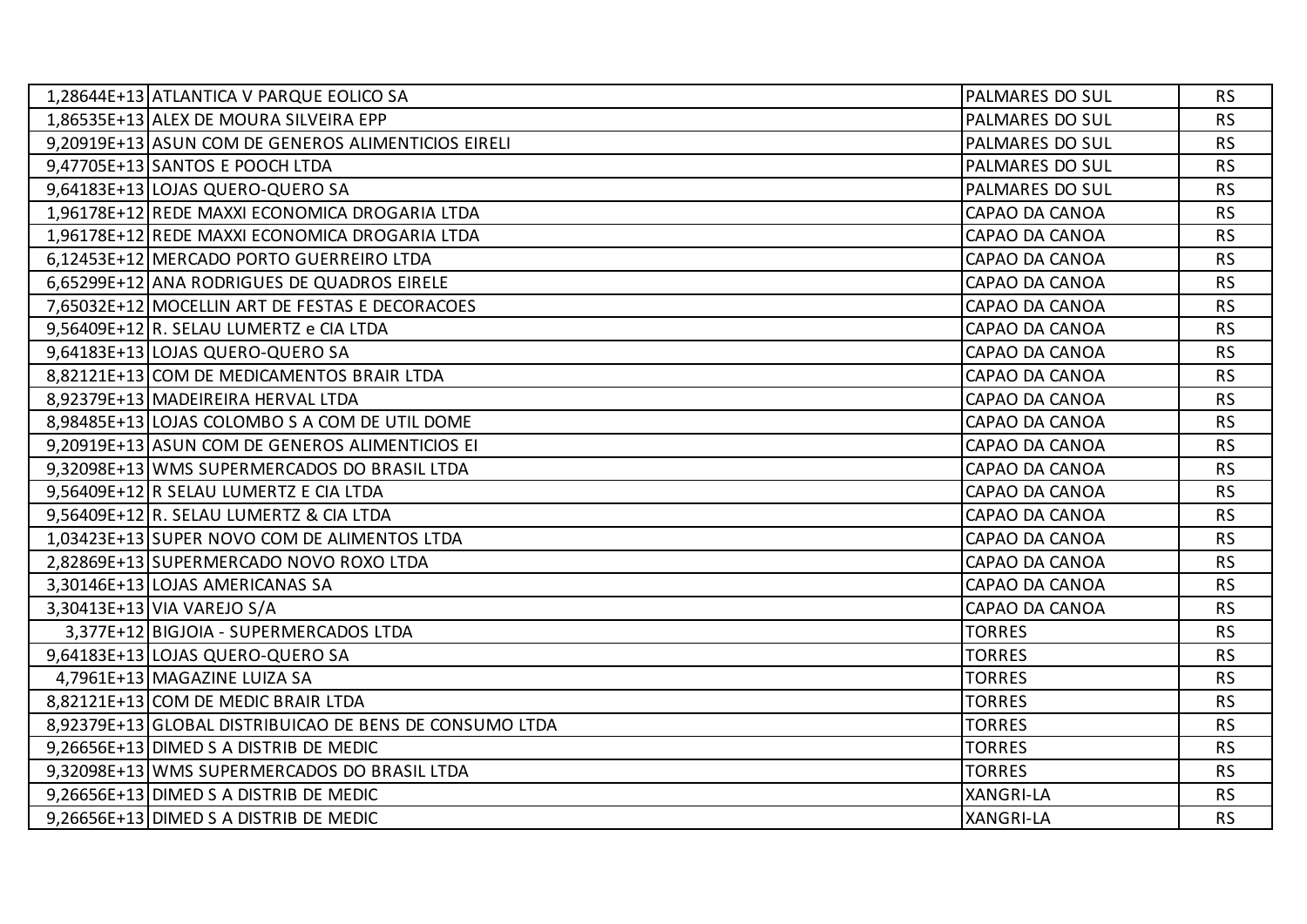| | | | |
|---|---|---|---|
| 1,28644E+13 | ATLANTICA V PARQUE EOLICO SA | PALMARES DO SUL | RS |
| 1,86535E+13 | ALEX DE MOURA SILVEIRA EPP | PALMARES DO SUL | RS |
| 9,20919E+13 | ASUN COM DE GENEROS ALIMENTICIOS EIRELI | PALMARES DO SUL | RS |
| 9,47705E+13 | SANTOS E POOCH LTDA | PALMARES DO SUL | RS |
| 9,64183E+13 | LOJAS QUERO-QUERO SA | PALMARES DO SUL | RS |
| 1,96178E+12 | REDE MAXXI ECONOMICA DROGARIA LTDA | CAPAO DA CANOA | RS |
| 1,96178E+12 | REDE MAXXI ECONOMICA DROGARIA LTDA | CAPAO DA CANOA | RS |
| 6,12453E+12 | MERCADO PORTO GUERREIRO LTDA | CAPAO DA CANOA | RS |
| 6,65299E+12 | ANA RODRIGUES DE QUADROS EIRELE | CAPAO DA CANOA | RS |
| 7,65032E+12 | MOCELLIN ART DE FESTAS E DECORACOES | CAPAO DA CANOA | RS |
| 9,56409E+12 | R. SELAU LUMERTZ e CIA LTDA | CAPAO DA CANOA | RS |
| 9,64183E+13 | LOJAS QUERO-QUERO SA | CAPAO DA CANOA | RS |
| 8,82121E+13 | COM DE MEDICAMENTOS BRAIR LTDA | CAPAO DA CANOA | RS |
| 8,92379E+13 | MADEIREIRA HERVAL LTDA | CAPAO DA CANOA | RS |
| 8,98485E+13 | LOJAS COLOMBO S A COM DE UTIL DOME | CAPAO DA CANOA | RS |
| 9,20919E+13 | ASUN COM DE GENEROS ALIMENTICIOS EI | CAPAO DA CANOA | RS |
| 9,32098E+13 | WMS SUPERMERCADOS DO BRASIL LTDA | CAPAO DA CANOA | RS |
| 9,56409E+12 | R SELAU LUMERTZ E CIA LTDA | CAPAO DA CANOA | RS |
| 9,56409E+12 | R. SELAU LUMERTZ & CIA LTDA | CAPAO DA CANOA | RS |
| 1,03423E+13 | SUPER NOVO COM DE ALIMENTOS LTDA | CAPAO DA CANOA | RS |
| 2,82869E+13 | SUPERMERCADO NOVO ROXO LTDA | CAPAO DA CANOA | RS |
| 3,30146E+13 | LOJAS AMERICANAS SA | CAPAO DA CANOA | RS |
| 3,30413E+13 | VIA VAREJO S/A | CAPAO DA CANOA | RS |
| 3,377E+12 | BIGJOIA - SUPERMERCADOS LTDA | TORRES | RS |
| 9,64183E+13 | LOJAS QUERO-QUERO SA | TORRES | RS |
| 4,7961E+13 | MAGAZINE LUIZA SA | TORRES | RS |
| 8,82121E+13 | COM DE MEDIC BRAIR LTDA | TORRES | RS |
| 8,92379E+13 | GLOBAL DISTRIBUICAO DE BENS DE CONSUMO LTDA | TORRES | RS |
| 9,26656E+13 | DIMED S A DISTRIB DE MEDIC | TORRES | RS |
| 9,32098E+13 | WMS SUPERMERCADOS DO BRASIL LTDA | TORRES | RS |
| 9,26656E+13 | DIMED S A DISTRIB DE MEDIC | XANGRI-LA | RS |
| 9,26656E+13 | DIMED S A DISTRIB DE MEDIC | XANGRI-LA | RS |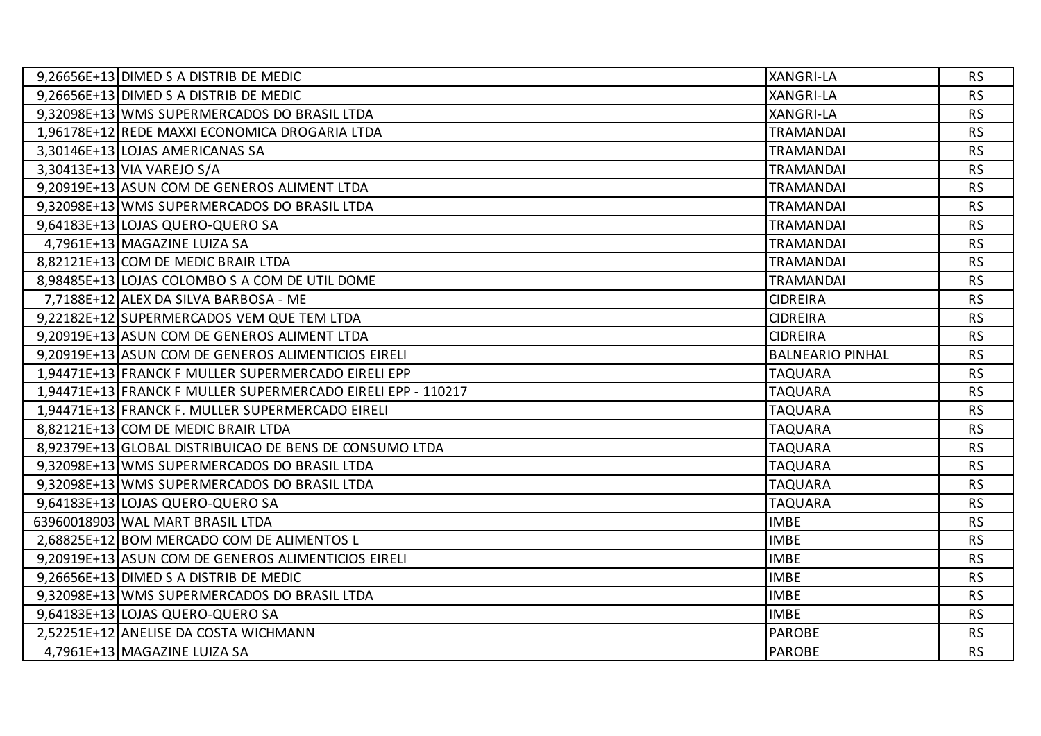| | | | |
|---|---|---|---|
| 9,26656E+13 | DIMED S A DISTRIB DE MEDIC | XANGRI-LA | RS |
| 9,26656E+13 | DIMED S A DISTRIB DE MEDIC | XANGRI-LA | RS |
| 9,32098E+13 | WMS SUPERMERCADOS DO BRASIL LTDA | XANGRI-LA | RS |
| 1,96178E+12 | REDE MAXXI ECONOMICA DROGARIA LTDA | TRAMANDAI | RS |
| 3,30146E+13 | LOJAS AMERICANAS SA | TRAMANDAI | RS |
| 3,30413E+13 | VIA VAREJO S/A | TRAMANDAI | RS |
| 9,20919E+13 | ASUN COM DE GENEROS ALIMENT LTDA | TRAMANDAI | RS |
| 9,32098E+13 | WMS SUPERMERCADOS DO BRASIL LTDA | TRAMANDAI | RS |
| 9,64183E+13 | LOJAS QUERO-QUERO SA | TRAMANDAI | RS |
| 4,7961E+13 | MAGAZINE LUIZA SA | TRAMANDAI | RS |
| 8,82121E+13 | COM DE MEDIC BRAIR LTDA | TRAMANDAI | RS |
| 8,98485E+13 | LOJAS COLOMBO S A COM DE UTIL DOME | TRAMANDAI | RS |
| 7,7188E+12 | ALEX DA SILVA BARBOSA - ME | CIDREIRA | RS |
| 9,22182E+12 | SUPERMERCADOS VEM QUE TEM LTDA | CIDREIRA | RS |
| 9,20919E+13 | ASUN COM DE GENEROS ALIMENT LTDA | CIDREIRA | RS |
| 9,20919E+13 | ASUN COM DE GENEROS ALIMENTICIOS EIRELI | BALNEARIO PINHAL | RS |
| 1,94471E+13 | FRANCK F MULLER SUPERMERCADO EIRELI EPP | TAQUARA | RS |
| 1,94471E+13 | FRANCK F MULLER SUPERMERCADO EIRELI EPP - 110217 | TAQUARA | RS |
| 1,94471E+13 | FRANCK F. MULLER SUPERMERCADO EIRELI | TAQUARA | RS |
| 8,82121E+13 | COM DE MEDIC BRAIR LTDA | TAQUARA | RS |
| 8,92379E+13 | GLOBAL DISTRIBUICAO DE BENS DE CONSUMO LTDA | TAQUARA | RS |
| 9,32098E+13 | WMS SUPERMERCADOS DO BRASIL LTDA | TAQUARA | RS |
| 9,32098E+13 | WMS SUPERMERCADOS DO BRASIL LTDA | TAQUARA | RS |
| 9,64183E+13 | LOJAS QUERO-QUERO SA | TAQUARA | RS |
| 63960018903 | WAL MART BRASIL LTDA | IMBE | RS |
| 2,68825E+12 | BOM MERCADO COM DE ALIMENTOS L | IMBE | RS |
| 9,20919E+13 | ASUN COM DE GENEROS ALIMENTICIOS EIRELI | IMBE | RS |
| 9,26656E+13 | DIMED S A DISTRIB DE MEDIC | IMBE | RS |
| 9,32098E+13 | WMS SUPERMERCADOS DO BRASIL LTDA | IMBE | RS |
| 9,64183E+13 | LOJAS QUERO-QUERO SA | IMBE | RS |
| 2,52251E+12 | ANELISE DA COSTA WICHMANN | PAROBE | RS |
| 4,7961E+13 | MAGAZINE LUIZA SA | PAROBE | RS |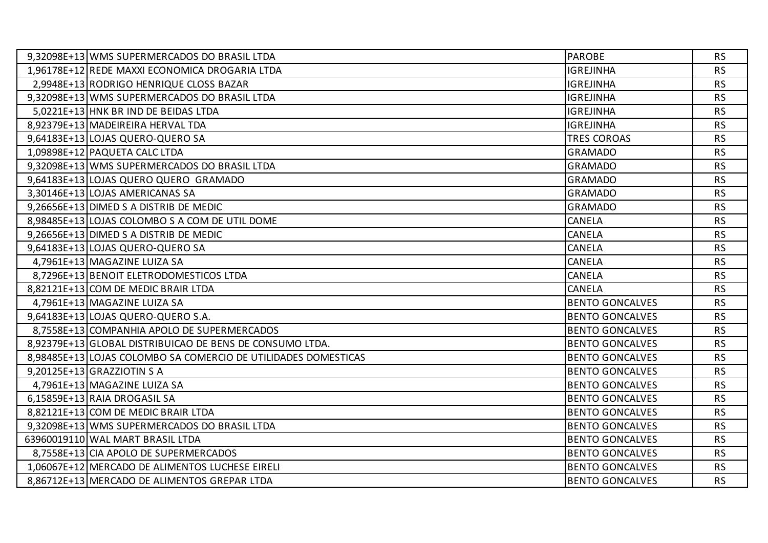| | | | |
|---|---|---|---|
| 9,32098E+13 | WMS SUPERMERCADOS DO BRASIL LTDA | PAROBE | RS |
| 1,96178E+12 | REDE MAXXI ECONOMICA DROGARIA LTDA | IGREJINHA | RS |
| 2,9948E+13 | RODRIGO HENRIQUE CLOSS BAZAR | IGREJINHA | RS |
| 9,32098E+13 | WMS SUPERMERCADOS DO BRASIL LTDA | IGREJINHA | RS |
| 5,0221E+13 | HNK BR IND DE BEIDAS LTDA | IGREJINHA | RS |
| 8,92379E+13 | MADEIREIRA HERVAL TDA | IGREJINHA | RS |
| 9,64183E+13 | LOJAS QUERO-QUERO SA | TRES COROAS | RS |
| 1,09898E+12 | PAQUETA CALC LTDA | GRAMADO | RS |
| 9,32098E+13 | WMS SUPERMERCADOS DO BRASIL LTDA | GRAMADO | RS |
| 9,64183E+13 | LOJAS QUERO QUERO GRAMADO | GRAMADO | RS |
| 3,30146E+13 | LOJAS AMERICANAS SA | GRAMADO | RS |
| 9,26656E+13 | DIMED S A DISTRIB DE MEDIC | GRAMADO | RS |
| 8,98485E+13 | LOJAS COLOMBO S A COM DE UTIL DOME | CANELA | RS |
| 9,26656E+13 | DIMED S A DISTRIB DE MEDIC | CANELA | RS |
| 9,64183E+13 | LOJAS QUERO-QUERO SA | CANELA | RS |
| 4,7961E+13 | MAGAZINE LUIZA SA | CANELA | RS |
| 8,7296E+13 | BENOIT ELETRODOMESTICOS LTDA | CANELA | RS |
| 8,82121E+13 | COM DE MEDIC BRAIR LTDA | CANELA | RS |
| 4,7961E+13 | MAGAZINE LUIZA SA | BENTO GONCALVES | RS |
| 9,64183E+13 | LOJAS QUERO-QUERO S.A. | BENTO GONCALVES | RS |
| 8,7558E+13 | COMPANHIA APOLO DE SUPERMERCADOS | BENTO GONCALVES | RS |
| 8,92379E+13 | GLOBAL DISTRIBUICAO DE BENS DE CONSUMO LTDA. | BENTO GONCALVES | RS |
| 8,98485E+13 | LOJAS COLOMBO SA COMERCIO DE UTILIDADES DOMESTICAS | BENTO GONCALVES | RS |
| 9,20125E+13 | GRAZZIOTIN S A | BENTO GONCALVES | RS |
| 4,7961E+13 | MAGAZINE LUIZA SA | BENTO GONCALVES | RS |
| 6,15859E+13 | RAIA DROGASIL SA | BENTO GONCALVES | RS |
| 8,82121E+13 | COM DE MEDIC BRAIR LTDA | BENTO GONCALVES | RS |
| 9,32098E+13 | WMS SUPERMERCADOS DO BRASIL LTDA | BENTO GONCALVES | RS |
| 63960019110 | WAL MART BRASIL LTDA | BENTO GONCALVES | RS |
| 8,7558E+13 | CIA APOLO DE SUPERMERCADOS | BENTO GONCALVES | RS |
| 1,06067E+12 | MERCADO DE ALIMENTOS LUCHESE EIRELI | BENTO GONCALVES | RS |
| 8,86712E+13 | MERCADO DE ALIMENTOS GREPAR LTDA | BENTO GONCALVES | RS |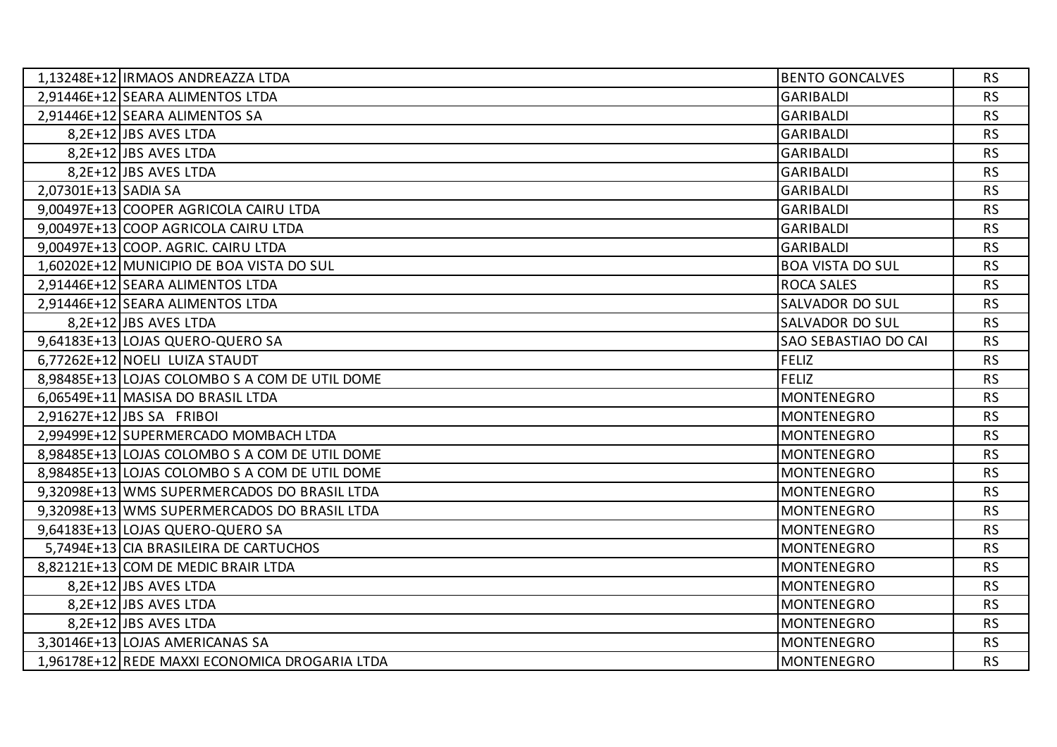| | | | |
|---|---|---|---|
| 1,13248E+12 | IRMAOS ANDREAZZA LTDA | BENTO GONCALVES | RS |
| 2,91446E+12 | SEARA ALIMENTOS LTDA | GARIBALDI | RS |
| 2,91446E+12 | SEARA ALIMENTOS SA | GARIBALDI | RS |
| 8,2E+12 | JBS AVES LTDA | GARIBALDI | RS |
| 8,2E+12 | JBS AVES LTDA | GARIBALDI | RS |
| 8,2E+12 | JBS AVES LTDA | GARIBALDI | RS |
| 2,07301E+13 | SADIA SA | GARIBALDI | RS |
| 9,00497E+13 | COOPER AGRICOLA CAIRU LTDA | GARIBALDI | RS |
| 9,00497E+13 | COOP AGRICOLA CAIRU LTDA | GARIBALDI | RS |
| 9,00497E+13 | COOP. AGRIC. CAIRU LTDA | GARIBALDI | RS |
| 1,60202E+12 | MUNICIPIO DE BOA VISTA DO SUL | BOA VISTA DO SUL | RS |
| 2,91446E+12 | SEARA ALIMENTOS LTDA | ROCA SALES | RS |
| 2,91446E+12 | SEARA ALIMENTOS LTDA | SALVADOR DO SUL | RS |
| 8,2E+12 | JBS AVES LTDA | SALVADOR DO SUL | RS |
| 9,64183E+13 | LOJAS QUERO-QUERO SA | SAO SEBASTIAO DO CAI | RS |
| 6,77262E+12 | NOELI LUIZA STAUDT | FELIZ | RS |
| 8,98485E+13 | LOJAS COLOMBO S A COM DE UTIL DOME | FELIZ | RS |
| 6,06549E+11 | MASISA DO BRASIL LTDA | MONTENEGRO | RS |
| 2,91627E+12 | JBS SA FRIBOI | MONTENEGRO | RS |
| 2,99499E+12 | SUPERMERCADO MOMBACH LTDA | MONTENEGRO | RS |
| 8,98485E+13 | LOJAS COLOMBO S A COM DE UTIL DOME | MONTENEGRO | RS |
| 8,98485E+13 | LOJAS COLOMBO S A COM DE UTIL DOME | MONTENEGRO | RS |
| 9,32098E+13 | WMS SUPERMERCADOS DO BRASIL LTDA | MONTENEGRO | RS |
| 9,32098E+13 | WMS SUPERMERCADOS DO BRASIL LTDA | MONTENEGRO | RS |
| 9,64183E+13 | LOJAS QUERO-QUERO SA | MONTENEGRO | RS |
| 5,7494E+13 | CIA BRASILEIRA DE CARTUCHOS | MONTENEGRO | RS |
| 8,82121E+13 | COM DE MEDIC BRAIR LTDA | MONTENEGRO | RS |
| 8,2E+12 | JBS AVES LTDA | MONTENEGRO | RS |
| 8,2E+12 | JBS AVES LTDA | MONTENEGRO | RS |
| 8,2E+12 | JBS AVES LTDA | MONTENEGRO | RS |
| 3,30146E+13 | LOJAS AMERICANAS SA | MONTENEGRO | RS |
| 1,96178E+12 | REDE MAXXI ECONOMICA DROGARIA LTDA | MONTENEGRO | RS |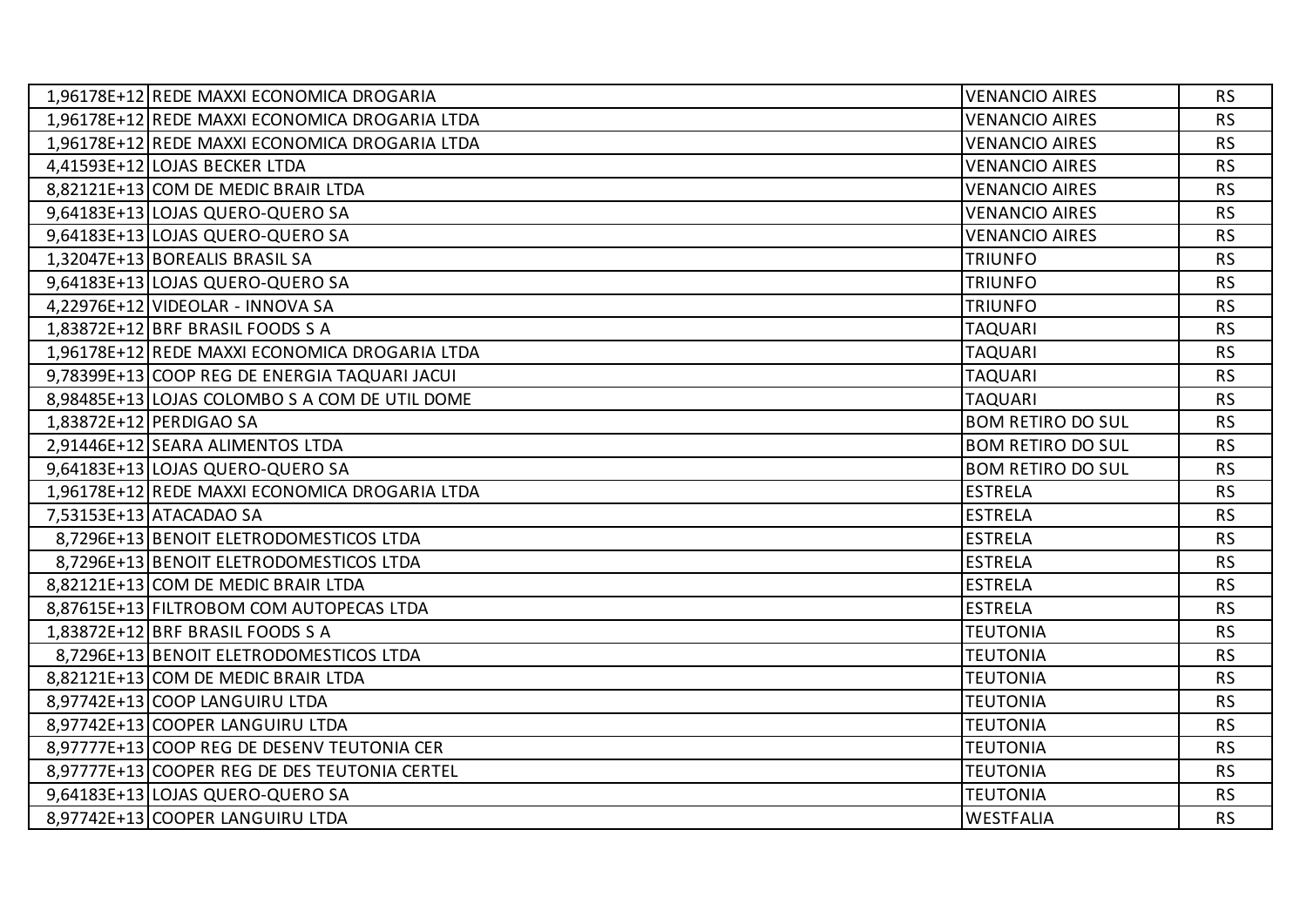| | | | |
|---|---|---|---|
| 1,96178E+12 | REDE MAXXI ECONOMICA DROGARIA | VENANCIO AIRES | RS |
| 1,96178E+12 | REDE MAXXI ECONOMICA DROGARIA LTDA | VENANCIO AIRES | RS |
| 1,96178E+12 | REDE MAXXI ECONOMICA DROGARIA LTDA | VENANCIO AIRES | RS |
| 4,41593E+12 | LOJAS BECKER LTDA | VENANCIO AIRES | RS |
| 8,82121E+13 | COM DE MEDIC BRAIR LTDA | VENANCIO AIRES | RS |
| 9,64183E+13 | LOJAS QUERO-QUERO SA | VENANCIO AIRES | RS |
| 9,64183E+13 | LOJAS QUERO-QUERO SA | VENANCIO AIRES | RS |
| 1,32047E+13 | BOREALIS BRASIL SA | TRIUNFO | RS |
| 9,64183E+13 | LOJAS QUERO-QUERO SA | TRIUNFO | RS |
| 4,22976E+12 | VIDEOLAR - INNOVA SA | TRIUNFO | RS |
| 1,83872E+12 | BRF BRASIL FOODS S A | TAQUARI | RS |
| 1,96178E+12 | REDE MAXXI ECONOMICA DROGARIA LTDA | TAQUARI | RS |
| 9,78399E+13 | COOP REG DE ENERGIA TAQUARI JACUI | TAQUARI | RS |
| 8,98485E+13 | LOJAS COLOMBO S A COM DE UTIL DOME | TAQUARI | RS |
| 1,83872E+12 | PERDIGAO SA | BOM RETIRO DO SUL | RS |
| 2,91446E+12 | SEARA ALIMENTOS LTDA | BOM RETIRO DO SUL | RS |
| 9,64183E+13 | LOJAS QUERO-QUERO SA | BOM RETIRO DO SUL | RS |
| 1,96178E+12 | REDE MAXXI ECONOMICA DROGARIA LTDA | ESTRELA | RS |
| 7,53153E+13 | ATACADAO SA | ESTRELA | RS |
| 8,7296E+13 | BENOIT ELETRODOMESTICOS LTDA | ESTRELA | RS |
| 8,7296E+13 | BENOIT ELETRODOMESTICOS LTDA | ESTRELA | RS |
| 8,82121E+13 | COM DE MEDIC BRAIR LTDA | ESTRELA | RS |
| 8,87615E+13 | FILTROBOM COM AUTOPECAS LTDA | ESTRELA | RS |
| 1,83872E+12 | BRF BRASIL FOODS S A | TEUTONIA | RS |
| 8,7296E+13 | BENOIT ELETRODOMESTICOS LTDA | TEUTONIA | RS |
| 8,82121E+13 | COM DE MEDIC BRAIR LTDA | TEUTONIA | RS |
| 8,97742E+13 | COOP LANGUIRU LTDA | TEUTONIA | RS |
| 8,97742E+13 | COOPER LANGUIRU LTDA | TEUTONIA | RS |
| 8,97777E+13 | COOP REG DE DESENV TEUTONIA CER | TEUTONIA | RS |
| 8,97777E+13 | COOPER REG DE DES TEUTONIA CERTEL | TEUTONIA | RS |
| 9,64183E+13 | LOJAS QUERO-QUERO SA | TEUTONIA | RS |
| 8,97742E+13 | COOPER LANGUIRU LTDA | WESTFALIA | RS |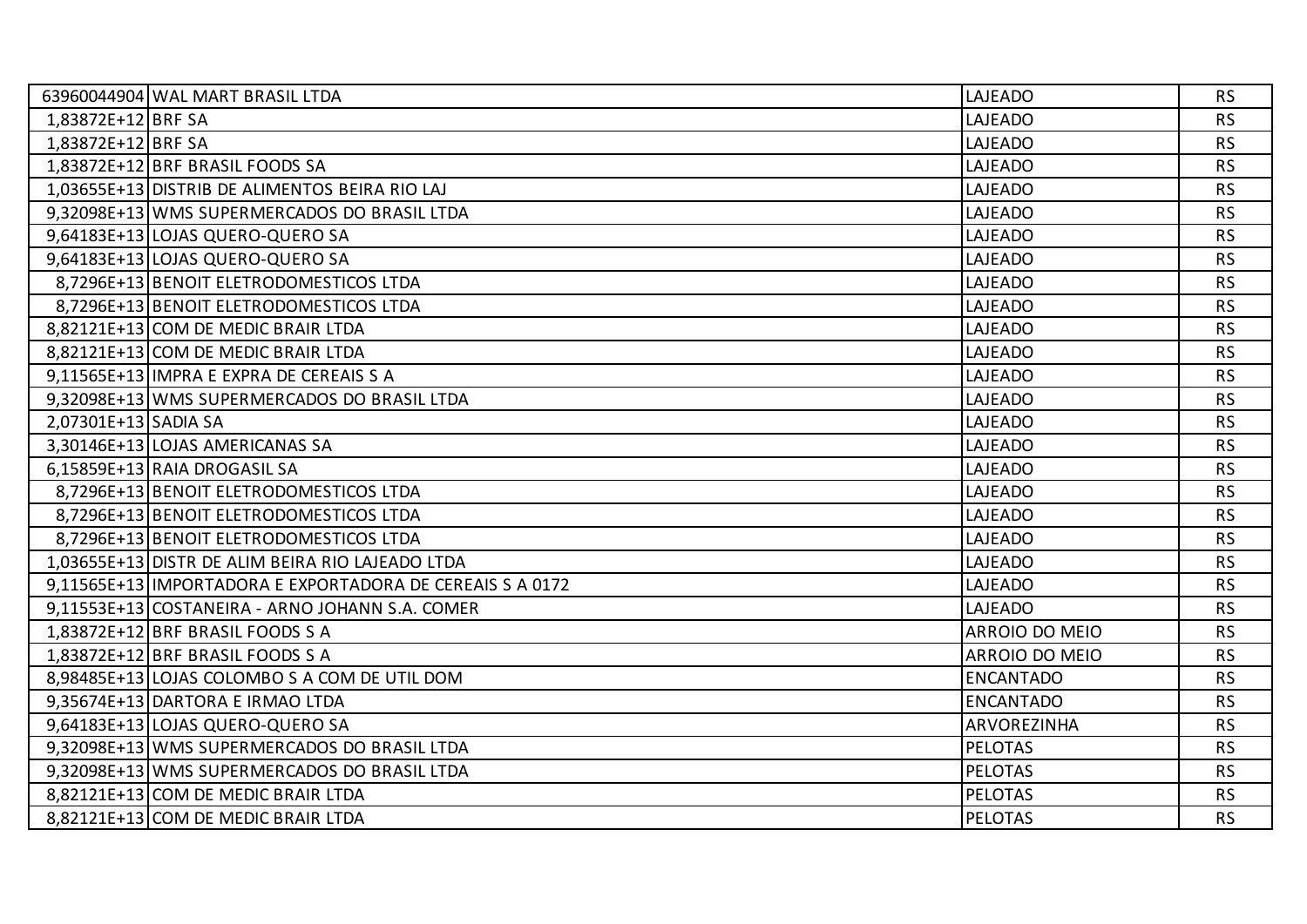| | | | |
|---|---|---|---|
| 63960044904 | WAL MART BRASIL LTDA | LAJEADO | RS |
| 1,83872E+12 | BRF SA | LAJEADO | RS |
| 1,83872E+12 | BRF SA | LAJEADO | RS |
| 1,83872E+12 | BRF BRASIL FOODS SA | LAJEADO | RS |
| 1,03655E+13 | DISTRIB DE ALIMENTOS BEIRA RIO LAJ | LAJEADO | RS |
| 9,32098E+13 | WMS SUPERMERCADOS DO BRASIL LTDA | LAJEADO | RS |
| 9,64183E+13 | LOJAS QUERO-QUERO SA | LAJEADO | RS |
| 9,64183E+13 | LOJAS QUERO-QUERO SA | LAJEADO | RS |
| 8,7296E+13 | BENOIT ELETRODOMESTICOS LTDA | LAJEADO | RS |
| 8,7296E+13 | BENOIT ELETRODOMESTICOS LTDA | LAJEADO | RS |
| 8,82121E+13 | COM DE MEDIC BRAIR LTDA | LAJEADO | RS |
| 8,82121E+13 | COM DE MEDIC BRAIR LTDA | LAJEADO | RS |
| 9,11565E+13 | IMPRA E EXPRA DE CEREAIS S A | LAJEADO | RS |
| 9,32098E+13 | WMS SUPERMERCADOS DO BRASIL LTDA | LAJEADO | RS |
| 2,07301E+13 | SADIA SA | LAJEADO | RS |
| 3,30146E+13 | LOJAS AMERICANAS SA | LAJEADO | RS |
| 6,15859E+13 | RAIA DROGASIL SA | LAJEADO | RS |
| 8,7296E+13 | BENOIT ELETRODOMESTICOS LTDA | LAJEADO | RS |
| 8,7296E+13 | BENOIT ELETRODOMESTICOS LTDA | LAJEADO | RS |
| 8,7296E+13 | BENOIT ELETRODOMESTICOS LTDA | LAJEADO | RS |
| 1,03655E+13 | DISTR DE ALIM BEIRA RIO LAJEADO LTDA | LAJEADO | RS |
| 9,11565E+13 | IMPORTADORA E EXPORTADORA DE CEREAIS S A 0172 | LAJEADO | RS |
| 9,11553E+13 | COSTANEIRA - ARNO JOHANN S.A. COMER | LAJEADO | RS |
| 1,83872E+12 | BRF BRASIL FOODS S A | ARROIO DO MEIO | RS |
| 1,83872E+12 | BRF BRASIL FOODS S A | ARROIO DO MEIO | RS |
| 8,98485E+13 | LOJAS COLOMBO S A COM DE UTIL DOM | ENCANTADO | RS |
| 9,35674E+13 | DARTORA E IRMAO LTDA | ENCANTADO | RS |
| 9,64183E+13 | LOJAS QUERO-QUERO SA | ARVOREZINHA | RS |
| 9,32098E+13 | WMS SUPERMERCADOS DO BRASIL LTDA | PELOTAS | RS |
| 9,32098E+13 | WMS SUPERMERCADOS DO BRASIL LTDA | PELOTAS | RS |
| 8,82121E+13 | COM DE MEDIC BRAIR LTDA | PELOTAS | RS |
| 8,82121E+13 | COM DE MEDIC BRAIR LTDA | PELOTAS | RS |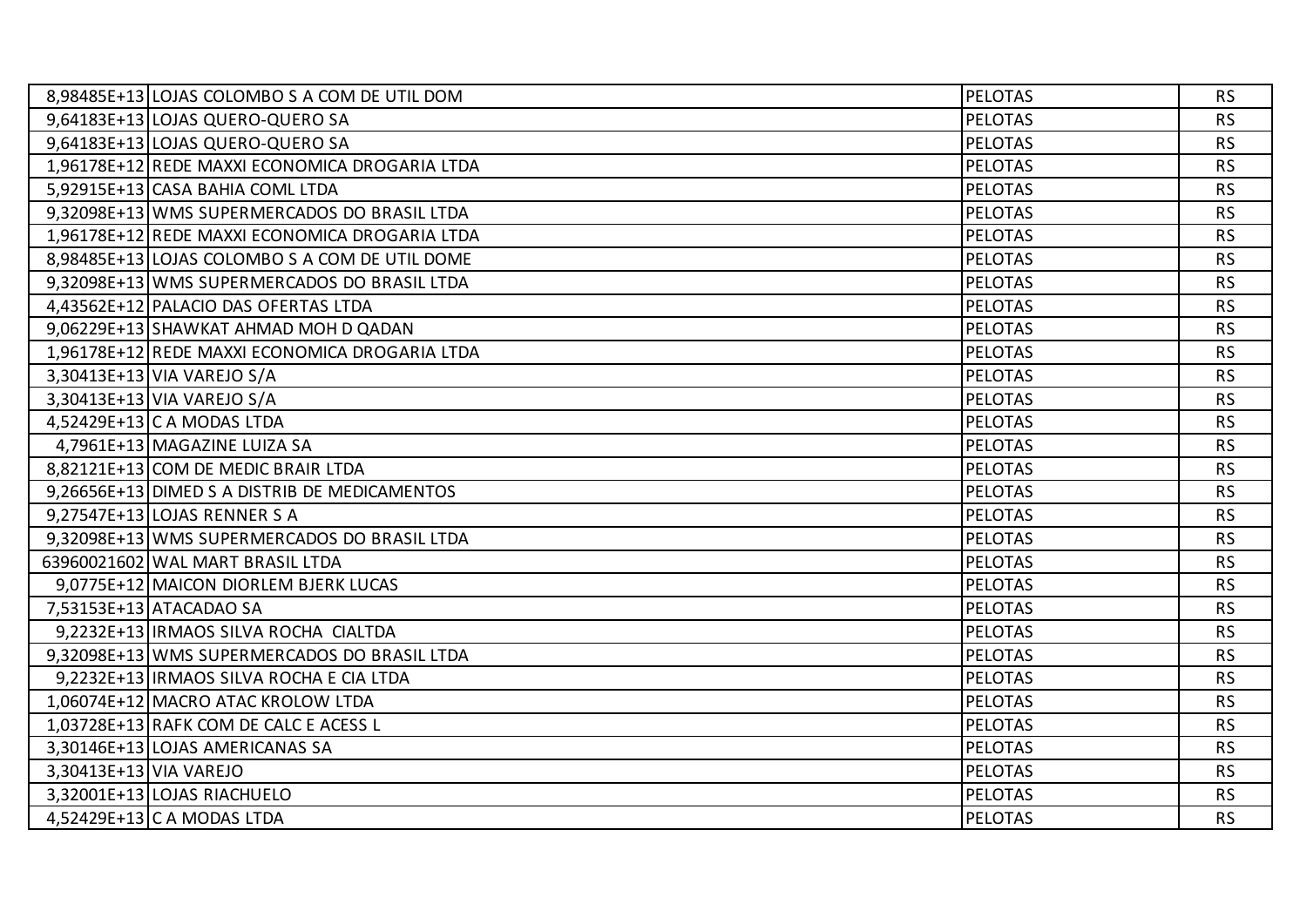| | | | |
|---|---|---|---|
| 8,98485E+13 | LOJAS COLOMBO S A COM DE UTIL DOM | PELOTAS | RS |
| 9,64183E+13 | LOJAS QUERO-QUERO SA | PELOTAS | RS |
| 9,64183E+13 | LOJAS QUERO-QUERO SA | PELOTAS | RS |
| 1,96178E+12 | REDE MAXXI ECONOMICA DROGARIA LTDA | PELOTAS | RS |
| 5,92915E+13 | CASA BAHIA COML LTDA | PELOTAS | RS |
| 9,32098E+13 | WMS SUPERMERCADOS DO BRASIL LTDA | PELOTAS | RS |
| 1,96178E+12 | REDE MAXXI ECONOMICA DROGARIA LTDA | PELOTAS | RS |
| 8,98485E+13 | LOJAS COLOMBO S A COM DE UTIL DOME | PELOTAS | RS |
| 9,32098E+13 | WMS SUPERMERCADOS DO BRASIL LTDA | PELOTAS | RS |
| 4,43562E+12 | PALACIO DAS OFERTAS LTDA | PELOTAS | RS |
| 9,06229E+13 | SHAWKAT AHMAD MOH D QADAN | PELOTAS | RS |
| 1,96178E+12 | REDE MAXXI ECONOMICA DROGARIA LTDA | PELOTAS | RS |
| 3,30413E+13 | VIA VAREJO S/A | PELOTAS | RS |
| 3,30413E+13 | VIA VAREJO S/A | PELOTAS | RS |
| 4,52429E+13 | C A MODAS LTDA | PELOTAS | RS |
| 4,7961E+13 | MAGAZINE LUIZA SA | PELOTAS | RS |
| 8,82121E+13 | COM DE MEDIC BRAIR LTDA | PELOTAS | RS |
| 9,26656E+13 | DIMED S A DISTRIB DE MEDICAMENTOS | PELOTAS | RS |
| 9,27547E+13 | LOJAS RENNER S A | PELOTAS | RS |
| 9,32098E+13 | WMS SUPERMERCADOS DO BRASIL LTDA | PELOTAS | RS |
| 63960021602 | WAL MART BRASIL LTDA | PELOTAS | RS |
| 9,0775E+12 | MAICON DIORLEM BJERK LUCAS | PELOTAS | RS |
| 7,53153E+13 | ATACADAO SA | PELOTAS | RS |
| 9,2232E+13 | IRMAOS SILVA ROCHA CIALTDA | PELOTAS | RS |
| 9,32098E+13 | WMS SUPERMERCADOS DO BRASIL LTDA | PELOTAS | RS |
| 9,2232E+13 | IRMAOS SILVA ROCHA E CIA LTDA | PELOTAS | RS |
| 1,06074E+12 | MACRO ATAC KROLOW LTDA | PELOTAS | RS |
| 1,03728E+13 | RAFK COM DE CALC E ACESS L | PELOTAS | RS |
| 3,30146E+13 | LOJAS AMERICANAS SA | PELOTAS | RS |
| 3,30413E+13 | VIA VAREJO | PELOTAS | RS |
| 3,32001E+13 | LOJAS RIACHUELO | PELOTAS | RS |
| 4,52429E+13 | C A MODAS LTDA | PELOTAS | RS |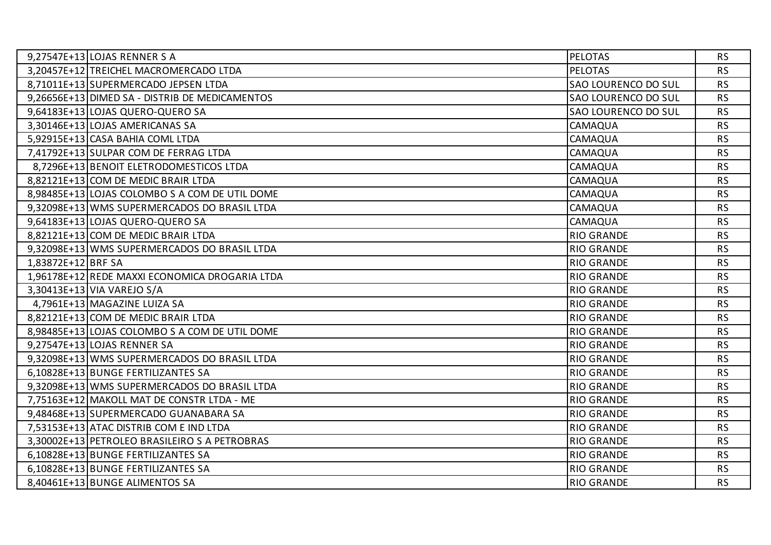| | | | |
|---|---|---|---|
| 9,27547E+13 | LOJAS RENNER S A | PELOTAS | RS |
| 3,20457E+12 | TREICHEL MACROMERCADO LTDA | PELOTAS | RS |
| 8,71011E+13 | SUPERMERCADO JEPSEN LTDA | SAO LOURENCO DO SUL | RS |
| 9,26656E+13 | DIMED SA - DISTRIB DE MEDICAMENTOS | SAO LOURENCO DO SUL | RS |
| 9,64183E+13 | LOJAS QUERO-QUERO SA | SAO LOURENCO DO SUL | RS |
| 3,30146E+13 | LOJAS AMERICANAS SA | CAMAQUA | RS |
| 5,92915E+13 | CASA BAHIA COML LTDA | CAMAQUA | RS |
| 7,41792E+13 | SULPAR COM DE FERRAG LTDA | CAMAQUA | RS |
| 8,7296E+13 | BENOIT ELETRODOMESTICOS LTDA | CAMAQUA | RS |
| 8,82121E+13 | COM DE MEDIC BRAIR LTDA | CAMAQUA | RS |
| 8,98485E+13 | LOJAS COLOMBO S A COM DE UTIL DOME | CAMAQUA | RS |
| 9,32098E+13 | WMS SUPERMERCADOS DO BRASIL LTDA | CAMAQUA | RS |
| 9,64183E+13 | LOJAS QUERO-QUERO SA | CAMAQUA | RS |
| 8,82121E+13 | COM DE MEDIC BRAIR LTDA | RIO GRANDE | RS |
| 9,32098E+13 | WMS SUPERMERCADOS DO BRASIL LTDA | RIO GRANDE | RS |
| 1,83872E+12 | BRF SA | RIO GRANDE | RS |
| 1,96178E+12 | REDE MAXXI ECONOMICA DROGARIA LTDA | RIO GRANDE | RS |
| 3,30413E+13 | VIA VAREJO S/A | RIO GRANDE | RS |
| 4,7961E+13 | MAGAZINE LUIZA SA | RIO GRANDE | RS |
| 8,82121E+13 | COM DE MEDIC BRAIR LTDA | RIO GRANDE | RS |
| 8,98485E+13 | LOJAS COLOMBO S A COM DE UTIL DOME | RIO GRANDE | RS |
| 9,27547E+13 | LOJAS RENNER SA | RIO GRANDE | RS |
| 9,32098E+13 | WMS SUPERMERCADOS DO BRASIL LTDA | RIO GRANDE | RS |
| 6,10828E+13 | BUNGE FERTILIZANTES SA | RIO GRANDE | RS |
| 9,32098E+13 | WMS SUPERMERCADOS DO BRASIL LTDA | RIO GRANDE | RS |
| 7,75163E+12 | MAKOLL MAT DE CONSTR LTDA - ME | RIO GRANDE | RS |
| 9,48468E+13 | SUPERMERCADO GUANABARA SA | RIO GRANDE | RS |
| 7,53153E+13 | ATAC DISTRIB COM E IND LTDA | RIO GRANDE | RS |
| 3,30002E+13 | PETROLEO BRASILEIRO S A PETROBRAS | RIO GRANDE | RS |
| 6,10828E+13 | BUNGE FERTILIZANTES SA | RIO GRANDE | RS |
| 6,10828E+13 | BUNGE FERTILIZANTES SA | RIO GRANDE | RS |
| 8,40461E+13 | BUNGE ALIMENTOS SA | RIO GRANDE | RS |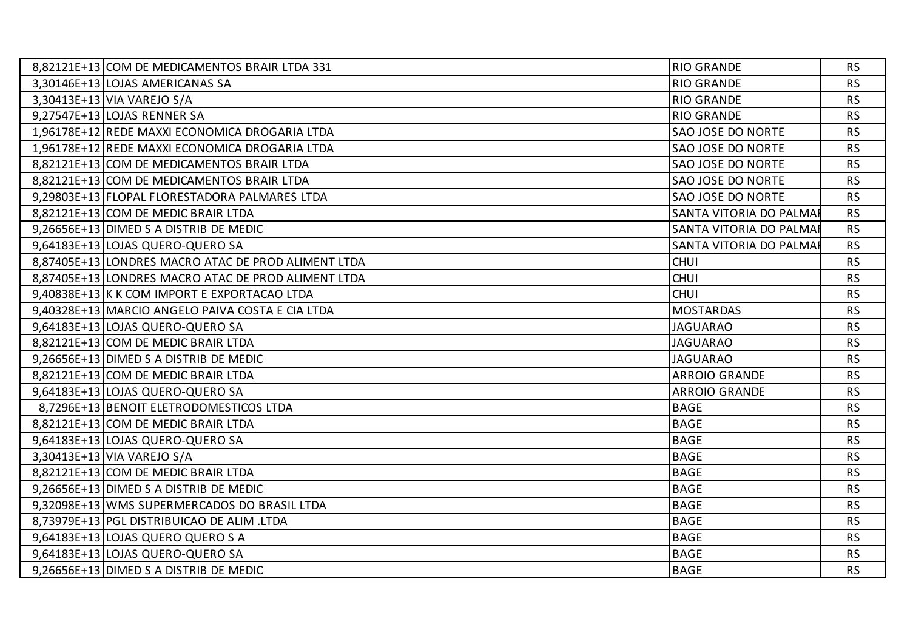| | | | |
|---|---|---|---|
| 8,82121E+13 | COM DE MEDICAMENTOS BRAIR LTDA 331 | RIO GRANDE | RS |
| 3,30146E+13 | LOJAS AMERICANAS SA | RIO GRANDE | RS |
| 3,30413E+13 | VIA VAREJO S/A | RIO GRANDE | RS |
| 9,27547E+13 | LOJAS RENNER SA | RIO GRANDE | RS |
| 1,96178E+12 | REDE MAXXI ECONOMICA DROGARIA LTDA | SAO JOSE DO NORTE | RS |
| 1,96178E+12 | REDE MAXXI ECONOMICA DROGARIA LTDA | SAO JOSE DO NORTE | RS |
| 8,82121E+13 | COM DE MEDICAMENTOS BRAIR LTDA | SAO JOSE DO NORTE | RS |
| 8,82121E+13 | COM DE MEDICAMENTOS BRAIR LTDA | SAO JOSE DO NORTE | RS |
| 9,29803E+13 | FLOPAL FLORESTADORA PALMARES LTDA | SAO JOSE DO NORTE | RS |
| 8,82121E+13 | COM DE MEDIC BRAIR LTDA | SANTA VITORIA DO PALMAR | RS |
| 9,26656E+13 | DIMED S A DISTRIB DE MEDIC | SANTA VITORIA DO PALMAR | RS |
| 9,64183E+13 | LOJAS QUERO-QUERO SA | SANTA VITORIA DO PALMAR | RS |
| 8,87405E+13 | LONDRES MACRO ATAC DE PROD ALIMENT LTDA | CHUI | RS |
| 8,87405E+13 | LONDRES MACRO ATAC DE PROD ALIMENT LTDA | CHUI | RS |
| 9,40838E+13 | K K COM IMPORT E EXPORTACAO LTDA | CHUI | RS |
| 9,40328E+13 | MARCIO ANGELO PAIVA COSTA E CIA LTDA | MOSTARDAS | RS |
| 9,64183E+13 | LOJAS QUERO-QUERO SA | JAGUARAO | RS |
| 8,82121E+13 | COM DE MEDIC BRAIR LTDA | JAGUARAO | RS |
| 9,26656E+13 | DIMED S A DISTRIB DE MEDIC | JAGUARAO | RS |
| 8,82121E+13 | COM DE MEDIC BRAIR LTDA | ARROIO GRANDE | RS |
| 9,64183E+13 | LOJAS QUERO-QUERO SA | ARROIO GRANDE | RS |
| 8,7296E+13 | BENOIT ELETRODOMESTICOS LTDA | BAGE | RS |
| 8,82121E+13 | COM DE MEDIC BRAIR LTDA | BAGE | RS |
| 9,64183E+13 | LOJAS QUERO-QUERO SA | BAGE | RS |
| 3,30413E+13 | VIA VAREJO S/A | BAGE | RS |
| 8,82121E+13 | COM DE MEDIC BRAIR LTDA | BAGE | RS |
| 9,26656E+13 | DIMED S A DISTRIB DE MEDIC | BAGE | RS |
| 9,32098E+13 | WMS SUPERMERCADOS DO BRASIL LTDA | BAGE | RS |
| 8,73979E+13 | PGL DISTRIBUICAO DE ALIM .LTDA | BAGE | RS |
| 9,64183E+13 | LOJAS QUERO QUERO S A | BAGE | RS |
| 9,64183E+13 | LOJAS QUERO-QUERO SA | BAGE | RS |
| 9,26656E+13 | DIMED S A DISTRIB DE MEDIC | BAGE | RS |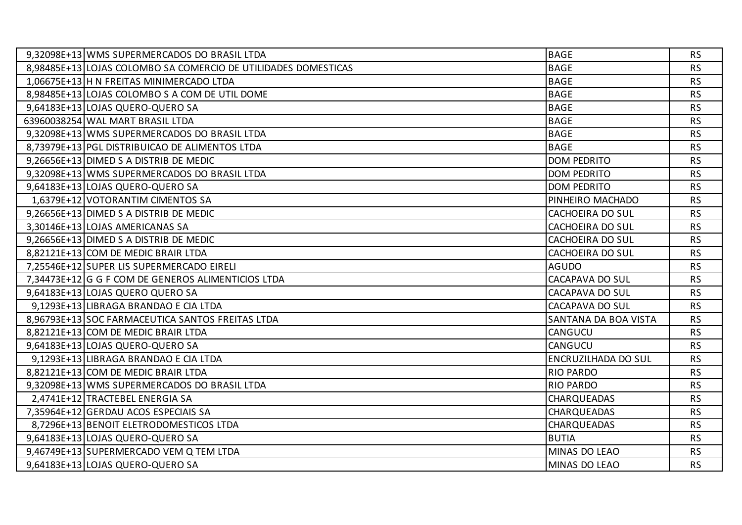| | | | |
|---|---|---|---|
| 9,32098E+13 | WMS SUPERMERCADOS DO BRASIL LTDA | BAGE | RS |
| 8,98485E+13 | LOJAS COLOMBO SA COMERCIO DE UTILIDADES DOMESTICAS | BAGE | RS |
| 1,06675E+13 | H N FREITAS MINIMERCADO LTDA | BAGE | RS |
| 8,98485E+13 | LOJAS COLOMBO S A COM DE UTIL DOME | BAGE | RS |
| 9,64183E+13 | LOJAS QUERO-QUERO SA | BAGE | RS |
| 63960038254 | WAL MART BRASIL LTDA | BAGE | RS |
| 9,32098E+13 | WMS SUPERMERCADOS DO BRASIL LTDA | BAGE | RS |
| 8,73979E+13 | PGL DISTRIBUICAO DE ALIMENTOS LTDA | BAGE | RS |
| 9,26656E+13 | DIMED S A DISTRIB DE MEDIC | DOM PEDRITO | RS |
| 9,32098E+13 | WMS SUPERMERCADOS DO BRASIL LTDA | DOM PEDRITO | RS |
| 9,64183E+13 | LOJAS QUERO-QUERO SA | DOM PEDRITO | RS |
| 1,6379E+12 | VOTORANTIM CIMENTOS SA | PINHEIRO MACHADO | RS |
| 9,26656E+13 | DIMED S A DISTRIB DE MEDIC | CACHOEIRA DO SUL | RS |
| 3,30146E+13 | LOJAS AMERICANAS SA | CACHOEIRA DO SUL | RS |
| 9,26656E+13 | DIMED S A DISTRIB DE MEDIC | CACHOEIRA DO SUL | RS |
| 8,82121E+13 | COM DE MEDIC BRAIR LTDA | CACHOEIRA DO SUL | RS |
| 7,25546E+12 | SUPER LIS SUPERMERCADO EIRELI | AGUDO | RS |
| 7,34473E+12 | G G F COM DE GENEROS ALIMENTICIOS LTDA | CACAPAVA DO SUL | RS |
| 9,64183E+13 | LOJAS QUERO QUERO SA | CACAPAVA DO SUL | RS |
| 9,1293E+13 | LIBRAGA BRANDAO E CIA LTDA | CACAPAVA DO SUL | RS |
| 8,96793E+13 | SOC FARMACEUTICA SANTOS FREITAS LTDA | SANTANA DA BOA VISTA | RS |
| 8,82121E+13 | COM DE MEDIC BRAIR LTDA | CANGUCU | RS |
| 9,64183E+13 | LOJAS QUERO-QUERO SA | CANGUCU | RS |
| 9,1293E+13 | LIBRAGA BRANDAO E CIA LTDA | ENCRUZILHADA DO SUL | RS |
| 8,82121E+13 | COM DE MEDIC BRAIR LTDA | RIO PARDO | RS |
| 9,32098E+13 | WMS SUPERMERCADOS DO BRASIL LTDA | RIO PARDO | RS |
| 2,4741E+12 | TRACTEBEL ENERGIA SA | CHARQUEADAS | RS |
| 7,35964E+12 | GERDAU ACOS ESPECIAIS SA | CHARQUEADAS | RS |
| 8,7296E+13 | BENOIT ELETRODOMESTICOS LTDA | CHARQUEADAS | RS |
| 9,64183E+13 | LOJAS QUERO-QUERO SA | BUTIA | RS |
| 9,46749E+13 | SUPERMERCADO VEM Q TEM LTDA | MINAS DO LEAO | RS |
| 9,64183E+13 | LOJAS QUERO-QUERO SA | MINAS DO LEAO | RS |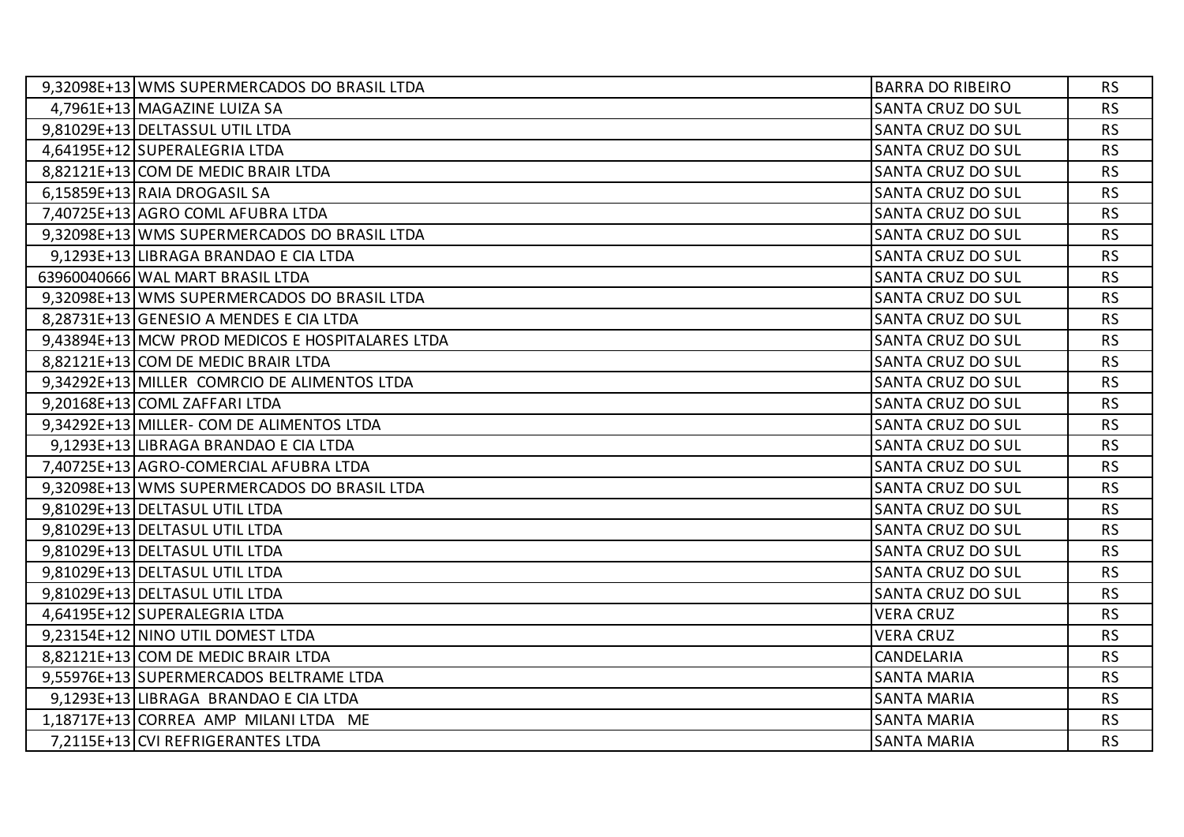| | | | |
|---|---|---|---|
| 9,32098E+13 | WMS SUPERMERCADOS DO BRASIL LTDA | BARRA DO RIBEIRO | RS |
| 4,7961E+13 | MAGAZINE LUIZA SA | SANTA CRUZ DO SUL | RS |
| 9,81029E+13 | DELTASSUL UTIL LTDA | SANTA CRUZ DO SUL | RS |
| 4,64195E+12 | SUPERALEGRIA LTDA | SANTA CRUZ DO SUL | RS |
| 8,82121E+13 | COM DE MEDIC BRAIR LTDA | SANTA CRUZ DO SUL | RS |
| 6,15859E+13 | RAIA DROGASIL SA | SANTA CRUZ DO SUL | RS |
| 7,40725E+13 | AGRO COML AFUBRA LTDA | SANTA CRUZ DO SUL | RS |
| 9,32098E+13 | WMS SUPERMERCADOS DO BRASIL LTDA | SANTA CRUZ DO SUL | RS |
| 9,1293E+13 | LIBRAGA BRANDAO E CIA LTDA | SANTA CRUZ DO SUL | RS |
| 63960040666 | WAL MART BRASIL LTDA | SANTA CRUZ DO SUL | RS |
| 9,32098E+13 | WMS SUPERMERCADOS DO BRASIL LTDA | SANTA CRUZ DO SUL | RS |
| 8,28731E+13 | GENESIO A MENDES E CIA LTDA | SANTA CRUZ DO SUL | RS |
| 9,43894E+13 | MCW PROD MEDICOS E HOSPITALARES LTDA | SANTA CRUZ DO SUL | RS |
| 8,82121E+13 | COM DE MEDIC BRAIR LTDA | SANTA CRUZ DO SUL | RS |
| 9,34292E+13 | MILLER COMRCIO DE ALIMENTOS LTDA | SANTA CRUZ DO SUL | RS |
| 9,20168E+13 | COML ZAFFARI LTDA | SANTA CRUZ DO SUL | RS |
| 9,34292E+13 | MILLER- COM DE ALIMENTOS LTDA | SANTA CRUZ DO SUL | RS |
| 9,1293E+13 | LIBRAGA BRANDAO E CIA LTDA | SANTA CRUZ DO SUL | RS |
| 7,40725E+13 | AGRO-COMERCIAL AFUBRA LTDA | SANTA CRUZ DO SUL | RS |
| 9,32098E+13 | WMS SUPERMERCADOS DO BRASIL LTDA | SANTA CRUZ DO SUL | RS |
| 9,81029E+13 | DELTASUL UTIL LTDA | SANTA CRUZ DO SUL | RS |
| 9,81029E+13 | DELTASUL UTIL LTDA | SANTA CRUZ DO SUL | RS |
| 9,81029E+13 | DELTASUL UTIL LTDA | SANTA CRUZ DO SUL | RS |
| 9,81029E+13 | DELTASUL UTIL LTDA | SANTA CRUZ DO SUL | RS |
| 9,81029E+13 | DELTASUL UTIL LTDA | SANTA CRUZ DO SUL | RS |
| 4,64195E+12 | SUPERALEGRIA LTDA | VERA CRUZ | RS |
| 9,23154E+12 | NINO UTIL DOMEST LTDA | VERA CRUZ | RS |
| 8,82121E+13 | COM DE MEDIC BRAIR LTDA | CANDELARIA | RS |
| 9,55976E+13 | SUPERMERCADOS BELTRAME LTDA | SANTA MARIA | RS |
| 9,1293E+13 | LIBRAGA BRANDAO E CIA LTDA | SANTA MARIA | RS |
| 1,18717E+13 | CORREA AMP MILANI LTDA ME | SANTA MARIA | RS |
| 7,2115E+13 | CVI REFRIGERANTES LTDA | SANTA MARIA | RS |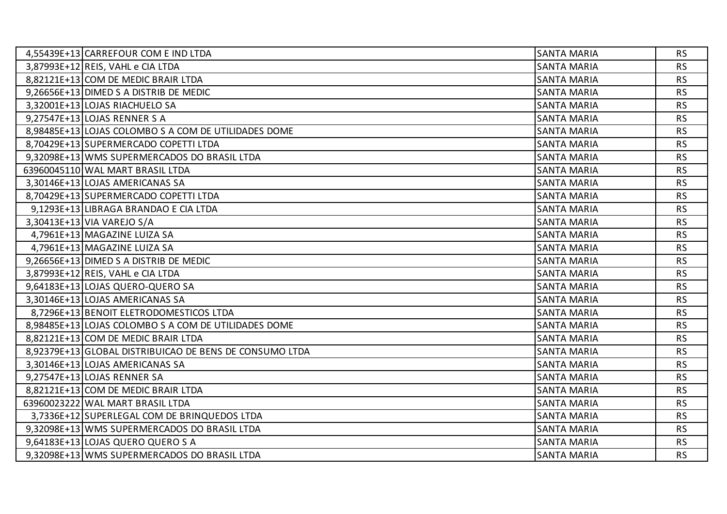| | | | |
|---|---|---|---|
| 4,55439E+13 | CARREFOUR COM E IND LTDA | SANTA MARIA | RS |
| 3,87993E+12 | REIS, VAHL e CIA LTDA | SANTA MARIA | RS |
| 8,82121E+13 | COM DE MEDIC BRAIR LTDA | SANTA MARIA | RS |
| 9,26656E+13 | DIMED S A DISTRIB DE MEDIC | SANTA MARIA | RS |
| 3,32001E+13 | LOJAS RIACHUELO SA | SANTA MARIA | RS |
| 9,27547E+13 | LOJAS RENNER S A | SANTA MARIA | RS |
| 8,98485E+13 | LOJAS COLOMBO S A COM DE UTILIDADES DOME | SANTA MARIA | RS |
| 8,70429E+13 | SUPERMERCADO COPETTI LTDA | SANTA MARIA | RS |
| 9,32098E+13 | WMS SUPERMERCADOS DO BRASIL LTDA | SANTA MARIA | RS |
| 63960045110 | WAL MART BRASIL LTDA | SANTA MARIA | RS |
| 3,30146E+13 | LOJAS AMERICANAS SA | SANTA MARIA | RS |
| 8,70429E+13 | SUPERMERCADO COPETTI LTDA | SANTA MARIA | RS |
| 9,1293E+13 | LIBRAGA BRANDAO E CIA LTDA | SANTA MARIA | RS |
| 3,30413E+13 | VIA VAREJO S/A | SANTA MARIA | RS |
| 4,7961E+13 | MAGAZINE LUIZA SA | SANTA MARIA | RS |
| 4,7961E+13 | MAGAZINE LUIZA SA | SANTA MARIA | RS |
| 9,26656E+13 | DIMED S A DISTRIB DE MEDIC | SANTA MARIA | RS |
| 3,87993E+12 | REIS, VAHL e CIA LTDA | SANTA MARIA | RS |
| 9,64183E+13 | LOJAS QUERO-QUERO SA | SANTA MARIA | RS |
| 3,30146E+13 | LOJAS AMERICANAS SA | SANTA MARIA | RS |
| 8,7296E+13 | BENOIT ELETRODOMESTICOS LTDA | SANTA MARIA | RS |
| 8,98485E+13 | LOJAS COLOMBO S A COM DE UTILIDADES DOME | SANTA MARIA | RS |
| 8,82121E+13 | COM DE MEDIC BRAIR LTDA | SANTA MARIA | RS |
| 8,92379E+13 | GLOBAL DISTRIBUICAO DE BENS DE CONSUMO LTDA | SANTA MARIA | RS |
| 3,30146E+13 | LOJAS AMERICANAS SA | SANTA MARIA | RS |
| 9,27547E+13 | LOJAS RENNER SA | SANTA MARIA | RS |
| 8,82121E+13 | COM DE MEDIC BRAIR LTDA | SANTA MARIA | RS |
| 63960023222 | WAL MART BRASIL LTDA | SANTA MARIA | RS |
| 3,7336E+12 | SUPERLEGAL COM DE BRINQUEDOS LTDA | SANTA MARIA | RS |
| 9,32098E+13 | WMS SUPERMERCADOS DO BRASIL LTDA | SANTA MARIA | RS |
| 9,64183E+13 | LOJAS QUERO QUERO S A | SANTA MARIA | RS |
| 9,32098E+13 | WMS SUPERMERCADOS DO BRASIL LTDA | SANTA MARIA | RS |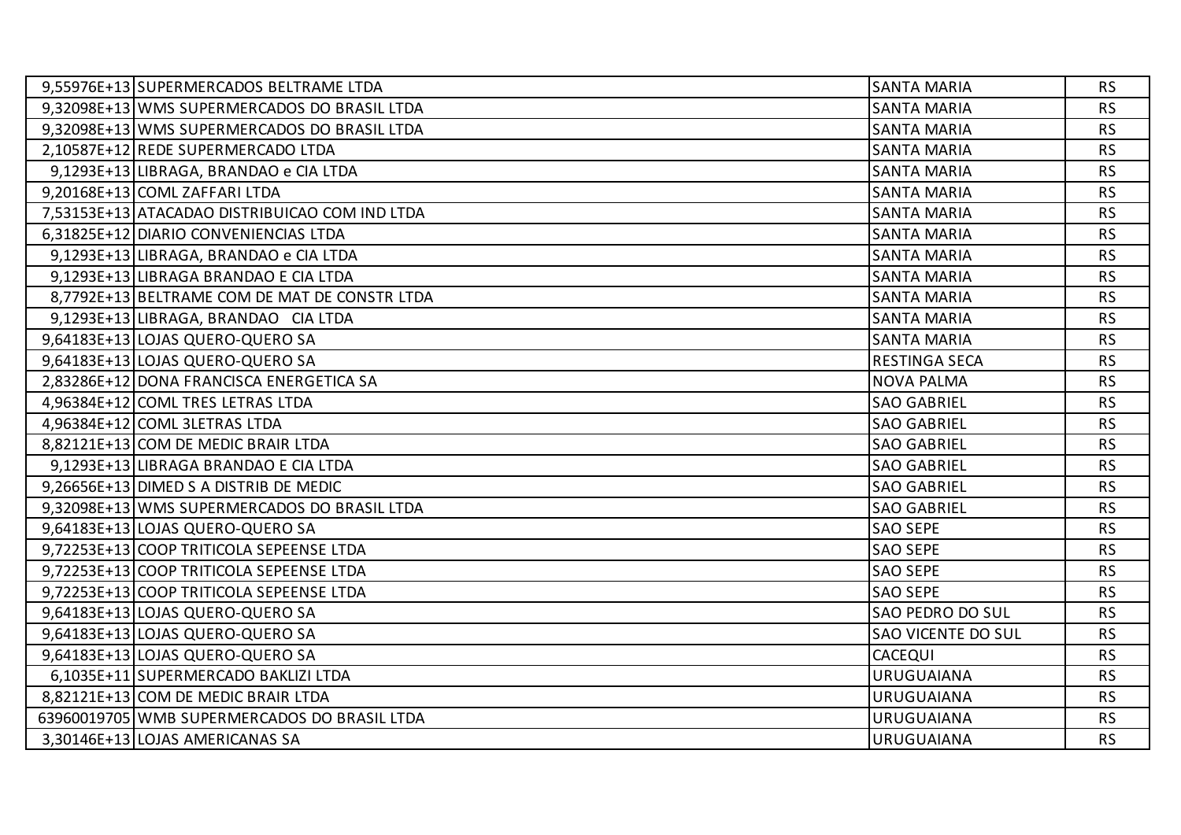| | | | |
|---|---|---|---|
| 9,55976E+13 | SUPERMERCADOS BELTRAME LTDA | SANTA MARIA | RS |
| 9,32098E+13 | WMS SUPERMERCADOS DO BRASIL LTDA | SANTA MARIA | RS |
| 9,32098E+13 | WMS SUPERMERCADOS DO BRASIL LTDA | SANTA MARIA | RS |
| 2,10587E+12 | REDE SUPERMERCADO LTDA | SANTA MARIA | RS |
| 9,1293E+13 | LIBRAGA, BRANDAO e CIA LTDA | SANTA MARIA | RS |
| 9,20168E+13 | COML ZAFFARI LTDA | SANTA MARIA | RS |
| 7,53153E+13 | ATACADAO DISTRIBUICAO COM IND LTDA | SANTA MARIA | RS |
| 6,31825E+12 | DIARIO CONVENIENCIAS LTDA | SANTA MARIA | RS |
| 9,1293E+13 | LIBRAGA, BRANDAO e CIA LTDA | SANTA MARIA | RS |
| 9,1293E+13 | LIBRAGA BRANDAO E CIA LTDA | SANTA MARIA | RS |
| 8,7792E+13 | BELTRAME COM DE MAT DE CONSTR LTDA | SANTA MARIA | RS |
| 9,1293E+13 | LIBRAGA, BRANDAO  CIA LTDA | SANTA MARIA | RS |
| 9,64183E+13 | LOJAS QUERO-QUERO SA | SANTA MARIA | RS |
| 9,64183E+13 | LOJAS QUERO-QUERO SA | RESTINGA SECA | RS |
| 2,83286E+12 | DONA FRANCISCA ENERGETICA SA | NOVA PALMA | RS |
| 4,96384E+12 | COML TRES LETRAS LTDA | SAO GABRIEL | RS |
| 4,96384E+12 | COML 3LETRAS LTDA | SAO GABRIEL | RS |
| 8,82121E+13 | COM DE MEDIC BRAIR LTDA | SAO GABRIEL | RS |
| 9,1293E+13 | LIBRAGA BRANDAO E CIA LTDA | SAO GABRIEL | RS |
| 9,26656E+13 | DIMED S A DISTRIB DE MEDIC | SAO GABRIEL | RS |
| 9,32098E+13 | WMS SUPERMERCADOS DO BRASIL LTDA | SAO GABRIEL | RS |
| 9,64183E+13 | LOJAS QUERO-QUERO SA | SAO SEPE | RS |
| 9,72253E+13 | COOP TRITICOLA SEPEENSE LTDA | SAO SEPE | RS |
| 9,72253E+13 | COOP TRITICOLA SEPEENSE LTDA | SAO SEPE | RS |
| 9,72253E+13 | COOP TRITICOLA SEPEENSE LTDA | SAO SEPE | RS |
| 9,64183E+13 | LOJAS QUERO-QUERO SA | SAO PEDRO DO SUL | RS |
| 9,64183E+13 | LOJAS QUERO-QUERO SA | SAO VICENTE DO SUL | RS |
| 9,64183E+13 | LOJAS QUERO-QUERO SA | CACEQUI | RS |
| 6,1035E+11 | SUPERMERCADO BAKLIZI LTDA | URUGUAIANA | RS |
| 8,82121E+13 | COM DE MEDIC BRAIR LTDA | URUGUAIANA | RS |
| 63960019705 | WMB SUPERMERCADOS DO BRASIL LTDA | URUGUAIANA | RS |
| 3,30146E+13 | LOJAS AMERICANAS SA | URUGUAIANA | RS |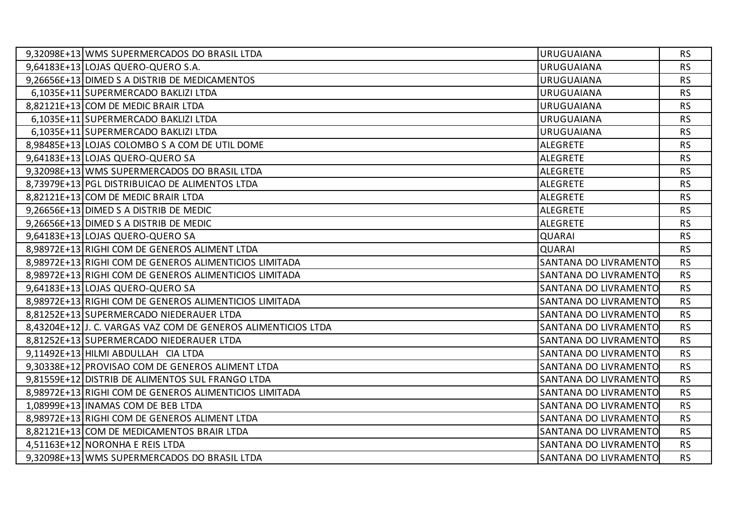| | | | |
|---|---|---|---|
| 9,32098E+13 | WMS SUPERMERCADOS DO BRASIL LTDA | URUGUAIANA | RS |
| 9,64183E+13 | LOJAS QUERO-QUERO S.A. | URUGUAIANA | RS |
| 9,26656E+13 | DIMED S A DISTRIB DE MEDICAMENTOS | URUGUAIANA | RS |
| 6,1035E+11 | SUPERMERCADO BAKLIZI LTDA | URUGUAIANA | RS |
| 8,82121E+13 | COM DE MEDIC BRAIR LTDA | URUGUAIANA | RS |
| 6,1035E+11 | SUPERMERCADO BAKLIZI LTDA | URUGUAIANA | RS |
| 6,1035E+11 | SUPERMERCADO BAKLIZI LTDA | URUGUAIANA | RS |
| 8,98485E+13 | LOJAS COLOMBO S A COM DE UTIL DOME | ALEGRETE | RS |
| 9,64183E+13 | LOJAS QUERO-QUERO SA | ALEGRETE | RS |
| 9,32098E+13 | WMS SUPERMERCADOS DO BRASIL LTDA | ALEGRETE | RS |
| 8,73979E+13 | PGL DISTRIBUICAO DE ALIMENTOS LTDA | ALEGRETE | RS |
| 8,82121E+13 | COM DE MEDIC BRAIR LTDA | ALEGRETE | RS |
| 9,26656E+13 | DIMED S A DISTRIB DE MEDIC | ALEGRETE | RS |
| 9,26656E+13 | DIMED S A DISTRIB DE MEDIC | ALEGRETE | RS |
| 9,64183E+13 | LOJAS QUERO-QUERO SA | QUARAI | RS |
| 8,98972E+13 | RIGHI COM DE GENEROS ALIMENT LTDA | QUARAI | RS |
| 8,98972E+13 | RIGHI COM DE GENEROS ALIMENTICIOS LIMITADA | SANTANA DO LIVRAMENTO | RS |
| 8,98972E+13 | RIGHI COM DE GENEROS ALIMENTICIOS LIMITADA | SANTANA DO LIVRAMENTO | RS |
| 9,64183E+13 | LOJAS QUERO-QUERO SA | SANTANA DO LIVRAMENTO | RS |
| 8,98972E+13 | RIGHI COM DE GENEROS ALIMENTICIOS LIMITADA | SANTANA DO LIVRAMENTO | RS |
| 8,81252E+13 | SUPERMERCADO NIEDERAUER LTDA | SANTANA DO LIVRAMENTO | RS |
| 8,43204E+12 | J. C. VARGAS VAZ COM DE GENEROS ALIMENTICIOS LTDA | SANTANA DO LIVRAMENTO | RS |
| 8,81252E+13 | SUPERMERCADO NIEDERAUER LTDA | SANTANA DO LIVRAMENTO | RS |
| 9,11492E+13 | HILMI ABDULLAH CIA LTDA | SANTANA DO LIVRAMENTO | RS |
| 9,30338E+12 | PROVISAO COM DE GENEROS ALIMENT LTDA | SANTANA DO LIVRAMENTO | RS |
| 9,81559E+12 | DISTRIB DE ALIMENTOS SUL FRANGO LTDA | SANTANA DO LIVRAMENTO | RS |
| 8,98972E+13 | RIGHI COM DE GENEROS ALIMENTICIOS LIMITADA | SANTANA DO LIVRAMENTO | RS |
| 1,08999E+13 | INAMAS COM DE BEB LTDA | SANTANA DO LIVRAMENTO | RS |
| 8,98972E+13 | RIGHI COM DE GENEROS ALIMENT LTDA | SANTANA DO LIVRAMENTO | RS |
| 8,82121E+13 | COM DE MEDICAMENTOS BRAIR LTDA | SANTANA DO LIVRAMENTO | RS |
| 4,51163E+12 | NORONHA E REIS LTDA | SANTANA DO LIVRAMENTO | RS |
| 9,32098E+13 | WMS SUPERMERCADOS DO BRASIL LTDA | SANTANA DO LIVRAMENTO | RS |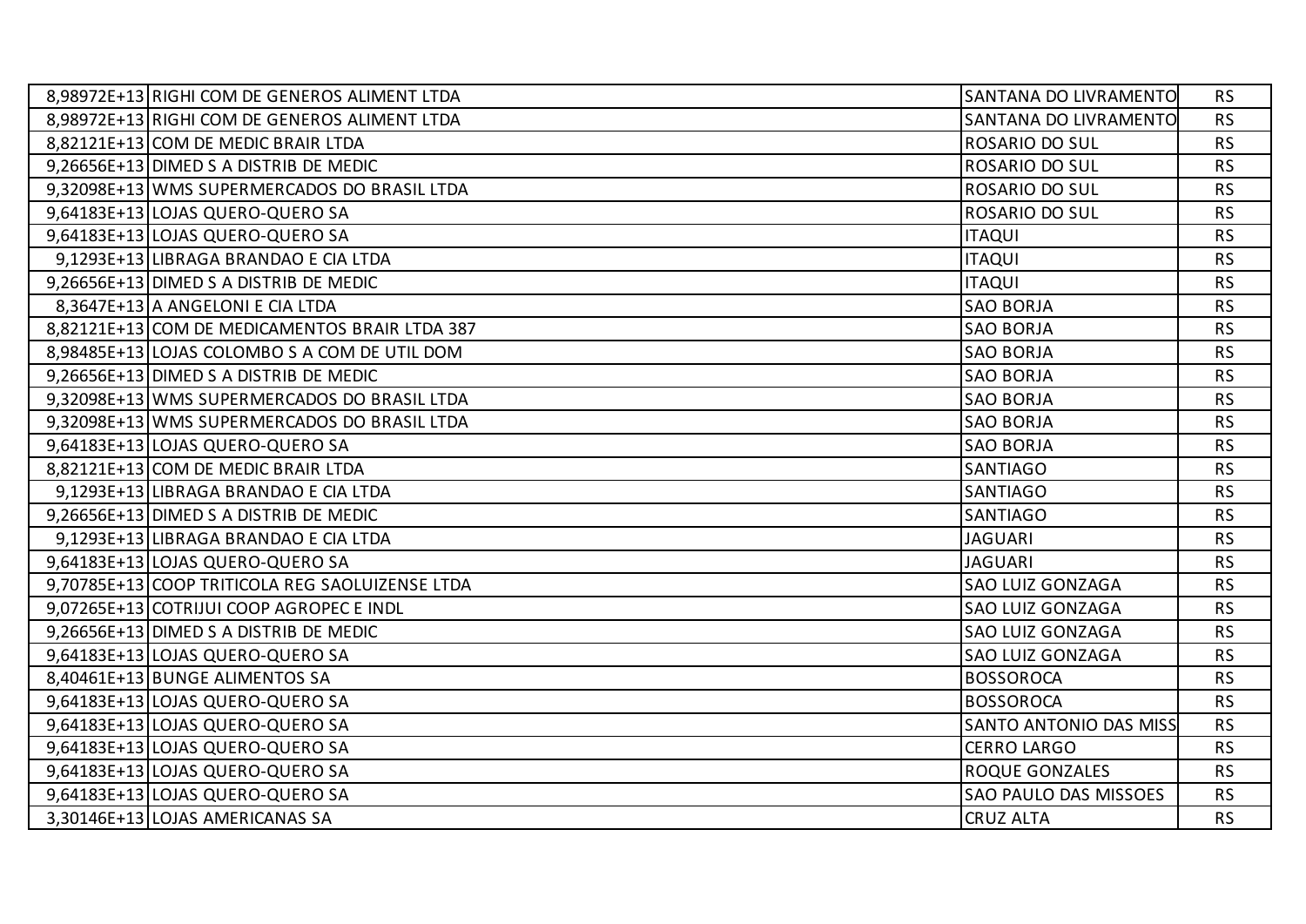| | | | |
|---|---|---|---|
| 8,98972E+13 | RIGHI COM DE GENEROS ALIMENT LTDA | SANTANA DO LIVRAMENTO | RS |
| 8,98972E+13 | RIGHI COM DE GENEROS ALIMENT LTDA | SANTANA DO LIVRAMENTO | RS |
| 8,82121E+13 | COM DE MEDIC BRAIR LTDA | ROSARIO DO SUL | RS |
| 9,26656E+13 | DIMED S A DISTRIB DE MEDIC | ROSARIO DO SUL | RS |
| 9,32098E+13 | WMS SUPERMERCADOS DO BRASIL LTDA | ROSARIO DO SUL | RS |
| 9,64183E+13 | LOJAS QUERO-QUERO SA | ROSARIO DO SUL | RS |
| 9,64183E+13 | LOJAS QUERO-QUERO SA | ITAQUI | RS |
| 9,1293E+13 | LIBRAGA BRANDAO E CIA LTDA | ITAQUI | RS |
| 9,26656E+13 | DIMED S A DISTRIB DE MEDIC | ITAQUI | RS |
| 8,3647E+13 | A ANGELONI E CIA LTDA | SAO BORJA | RS |
| 8,82121E+13 | COM DE MEDICAMENTOS BRAIR LTDA 387 | SAO BORJA | RS |
| 8,98485E+13 | LOJAS COLOMBO S A COM DE UTIL DOM | SAO BORJA | RS |
| 9,26656E+13 | DIMED S A DISTRIB DE MEDIC | SAO BORJA | RS |
| 9,32098E+13 | WMS SUPERMERCADOS DO BRASIL LTDA | SAO BORJA | RS |
| 9,32098E+13 | WMS SUPERMERCADOS DO BRASIL LTDA | SAO BORJA | RS |
| 9,64183E+13 | LOJAS QUERO-QUERO SA | SAO BORJA | RS |
| 8,82121E+13 | COM DE MEDIC BRAIR LTDA | SANTIAGO | RS |
| 9,1293E+13 | LIBRAGA BRANDAO E CIA LTDA | SANTIAGO | RS |
| 9,26656E+13 | DIMED S A DISTRIB DE MEDIC | SANTIAGO | RS |
| 9,1293E+13 | LIBRAGA BRANDAO E CIA LTDA | JAGUARI | RS |
| 9,64183E+13 | LOJAS QUERO-QUERO SA | JAGUARI | RS |
| 9,70785E+13 | COOP TRITICOLA REG SAOLUIZENSE LTDA | SAO LUIZ GONZAGA | RS |
| 9,07265E+13 | COTRIJUI COOP AGROPEC E INDL | SAO LUIZ GONZAGA | RS |
| 9,26656E+13 | DIMED S A DISTRIB DE MEDIC | SAO LUIZ GONZAGA | RS |
| 9,64183E+13 | LOJAS QUERO-QUERO SA | SAO LUIZ GONZAGA | RS |
| 8,40461E+13 | BUNGE ALIMENTOS SA | BOSSOROCA | RS |
| 9,64183E+13 | LOJAS QUERO-QUERO SA | BOSSOROCA | RS |
| 9,64183E+13 | LOJAS QUERO-QUERO SA | SANTO ANTONIO DAS MISS | RS |
| 9,64183E+13 | LOJAS QUERO-QUERO SA | CERRO LARGO | RS |
| 9,64183E+13 | LOJAS QUERO-QUERO SA | ROQUE GONZALES | RS |
| 9,64183E+13 | LOJAS QUERO-QUERO SA | SAO PAULO DAS MISSOES | RS |
| 3,30146E+13 | LOJAS AMERICANAS SA | CRUZ ALTA | RS |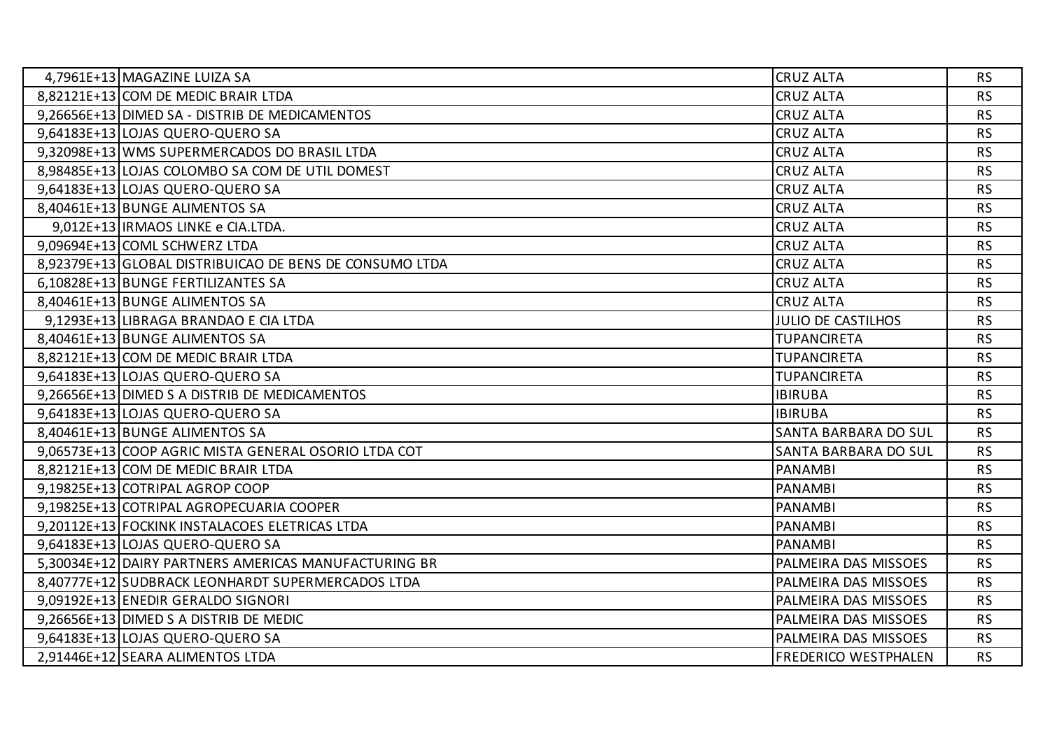| | | | |
|---|---|---|---|
| 4,7961E+13 | MAGAZINE LUIZA SA | CRUZ ALTA | RS |
| 8,82121E+13 | COM DE MEDIC BRAIR LTDA | CRUZ ALTA | RS |
| 9,26656E+13 | DIMED SA - DISTRIB DE MEDICAMENTOS | CRUZ ALTA | RS |
| 9,64183E+13 | LOJAS QUERO-QUERO SA | CRUZ ALTA | RS |
| 9,32098E+13 | WMS SUPERMERCADOS DO BRASIL LTDA | CRUZ ALTA | RS |
| 8,98485E+13 | LOJAS COLOMBO SA COM DE UTIL DOMEST | CRUZ ALTA | RS |
| 9,64183E+13 | LOJAS QUERO-QUERO SA | CRUZ ALTA | RS |
| 8,40461E+13 | BUNGE ALIMENTOS SA | CRUZ ALTA | RS |
| 9,012E+13 | IRMAOS LINKE e CIA.LTDA. | CRUZ ALTA | RS |
| 9,09694E+13 | COML SCHWERZ LTDA | CRUZ ALTA | RS |
| 8,92379E+13 | GLOBAL DISTRIBUICAO DE BENS DE CONSUMO LTDA | CRUZ ALTA | RS |
| 6,10828E+13 | BUNGE FERTILIZANTES SA | CRUZ ALTA | RS |
| 8,40461E+13 | BUNGE ALIMENTOS SA | CRUZ ALTA | RS |
| 9,1293E+13 | LIBRAGA BRANDAO E CIA LTDA | JULIO DE CASTILHOS | RS |
| 8,40461E+13 | BUNGE ALIMENTOS SA | TUPANCIRETA | RS |
| 8,82121E+13 | COM DE MEDIC BRAIR LTDA | TUPANCIRETA | RS |
| 9,64183E+13 | LOJAS QUERO-QUERO SA | TUPANCIRETA | RS |
| 9,26656E+13 | DIMED S A DISTRIB DE MEDICAMENTOS | IBIRUBA | RS |
| 9,64183E+13 | LOJAS QUERO-QUERO SA | IBIRUBA | RS |
| 8,40461E+13 | BUNGE ALIMENTOS SA | SANTA BARBARA DO SUL | RS |
| 9,06573E+13 | COOP AGRIC MISTA GENERAL OSORIO LTDA COT | SANTA BARBARA DO SUL | RS |
| 8,82121E+13 | COM DE MEDIC BRAIR LTDA | PANAMBI | RS |
| 9,19825E+13 | COTRIPAL AGROP COOP | PANAMBI | RS |
| 9,19825E+13 | COTRIPAL AGROPECUARIA COOPER | PANAMBI | RS |
| 9,20112E+13 | FOCKINK INSTALACOES ELETRICAS LTDA | PANAMBI | RS |
| 9,64183E+13 | LOJAS QUERO-QUERO SA | PANAMBI | RS |
| 5,30034E+12 | DAIRY PARTNERS AMERICAS MANUFACTURING BR | PALMEIRA DAS MISSOES | RS |
| 8,40777E+12 | SUDBRACK LEONHARDT SUPERMERCADOS LTDA | PALMEIRA DAS MISSOES | RS |
| 9,09192E+13 | ENEDIR GERALDO SIGNORI | PALMEIRA DAS MISSOES | RS |
| 9,26656E+13 | DIMED S A DISTRIB DE MEDIC | PALMEIRA DAS MISSOES | RS |
| 9,64183E+13 | LOJAS QUERO-QUERO SA | PALMEIRA DAS MISSOES | RS |
| 2,91446E+12 | SEARA ALIMENTOS LTDA | FREDERICO WESTPHALEN | RS |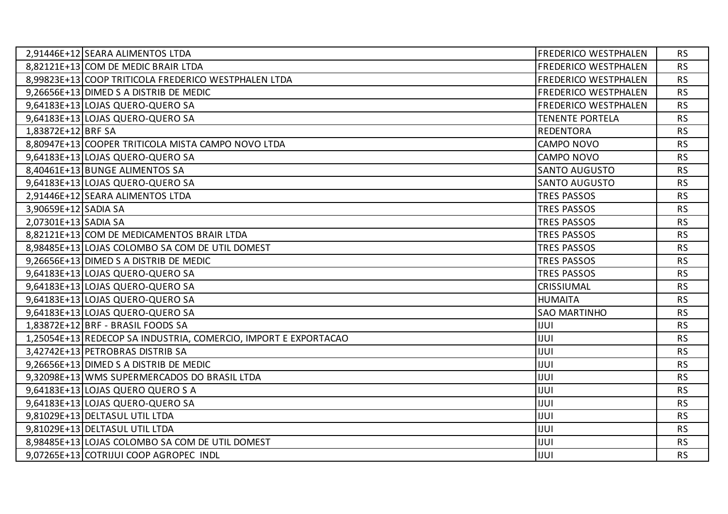| | | | |
|---|---|---|---|
| 2,91446E+12 | SEARA ALIMENTOS LTDA | FREDERICO WESTPHALEN | RS |
| 8,82121E+13 | COM DE MEDIC BRAIR LTDA | FREDERICO WESTPHALEN | RS |
| 8,99823E+13 | COOP TRITICOLA FREDERICO WESTPHALEN LTDA | FREDERICO WESTPHALEN | RS |
| 9,26656E+13 | DIMED S A DISTRIB DE MEDIC | FREDERICO WESTPHALEN | RS |
| 9,64183E+13 | LOJAS QUERO-QUERO SA | FREDERICO WESTPHALEN | RS |
| 9,64183E+13 | LOJAS QUERO-QUERO SA | TENENTE PORTELA | RS |
| 1,83872E+12 | BRF SA | REDENTORA | RS |
| 8,80947E+13 | COOPER TRITICOLA MISTA CAMPO NOVO LTDA | CAMPO NOVO | RS |
| 9,64183E+13 | LOJAS QUERO-QUERO SA | CAMPO NOVO | RS |
| 8,40461E+13 | BUNGE ALIMENTOS SA | SANTO AUGUSTO | RS |
| 9,64183E+13 | LOJAS QUERO-QUERO SA | SANTO AUGUSTO | RS |
| 2,91446E+12 | SEARA ALIMENTOS LTDA | TRES PASSOS | RS |
| 3,90659E+12 | SADIA SA | TRES PASSOS | RS |
| 2,07301E+13 | SADIA SA | TRES PASSOS | RS |
| 8,82121E+13 | COM DE MEDICAMENTOS BRAIR LTDA | TRES PASSOS | RS |
| 8,98485E+13 | LOJAS COLOMBO SA COM DE UTIL DOMEST | TRES PASSOS | RS |
| 9,26656E+13 | DIMED S A DISTRIB DE MEDIC | TRES PASSOS | RS |
| 9,64183E+13 | LOJAS QUERO-QUERO SA | TRES PASSOS | RS |
| 9,64183E+13 | LOJAS QUERO-QUERO SA | CRISSIUMAL | RS |
| 9,64183E+13 | LOJAS QUERO-QUERO SA | HUMAITA | RS |
| 9,64183E+13 | LOJAS QUERO-QUERO SA | SAO MARTINHO | RS |
| 1,83872E+12 | BRF - BRASIL FOODS SA | IJUI | RS |
| 1,25054E+13 | REDECOP SA INDUSTRIA, COMERCIO, IMPORT E EXPORTACAO | IJUI | RS |
| 3,42742E+13 | PETROBRAS DISTRIB SA | IJUI | RS |
| 9,26656E+13 | DIMED S A DISTRIB DE MEDIC | IJUI | RS |
| 9,32098E+13 | WMS SUPERMERCADOS DO BRASIL LTDA | IJUI | RS |
| 9,64183E+13 | LOJAS QUERO QUERO S A | IJUI | RS |
| 9,64183E+13 | LOJAS QUERO-QUERO SA | IJUI | RS |
| 9,81029E+13 | DELTASUL UTIL LTDA | IJUI | RS |
| 9,81029E+13 | DELTASUL UTIL LTDA | IJUI | RS |
| 8,98485E+13 | LOJAS COLOMBO SA COM DE UTIL DOMEST | IJUI | RS |
| 9,07265E+13 | COTRIJUI COOP AGROPEC INDL | IJUI | RS |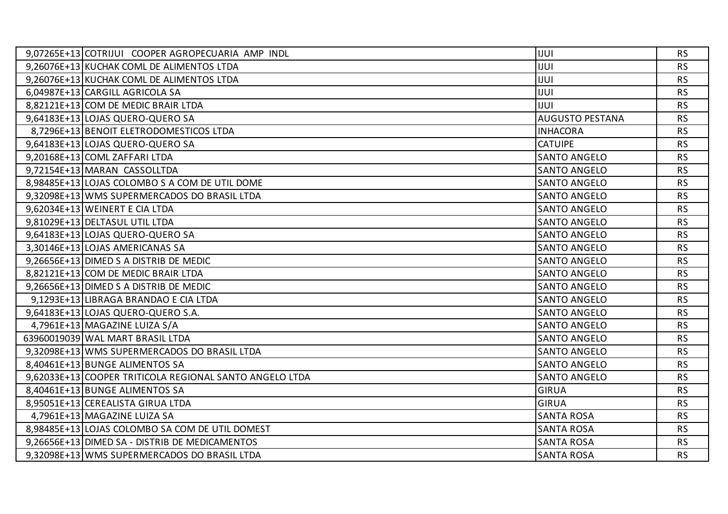| | | | |
|---|---|---|---|
| 9,07265E+13 | COTRIJUI COOPER AGROPECUARIA AMP INDL | IJUI | RS |
| 9,26076E+13 | KUCHAK COML DE ALIMENTOS LTDA | IJUI | RS |
| 9,26076E+13 | KUCHAK COML DE ALIMENTOS LTDA | IJUI | RS |
| 6,04987E+13 | CARGILL AGRICOLA SA | IJUI | RS |
| 8,82121E+13 | COM DE MEDIC BRAIR LTDA | IJUI | RS |
| 9,64183E+13 | LOJAS QUERO-QUERO SA | AUGUSTO PESTANA | RS |
| 8,7296E+13 | BENOIT ELETRODOMESTICOS LTDA | INHACORA | RS |
| 9,64183E+13 | LOJAS QUERO-QUERO SA | CATUIPE | RS |
| 9,20168E+13 | COML ZAFFARI LTDA | SANTO ANGELO | RS |
| 9,72154E+13 | MARAN CASSOLLTDA | SANTO ANGELO | RS |
| 8,98485E+13 | LOJAS COLOMBO S A COM DE UTIL DOME | SANTO ANGELO | RS |
| 9,32098E+13 | WMS SUPERMERCADOS DO BRASIL LTDA | SANTO ANGELO | RS |
| 9,62034E+13 | WEINERT E CIA LTDA | SANTO ANGELO | RS |
| 9,81029E+13 | DELTASUL UTIL LTDA | SANTO ANGELO | RS |
| 9,64183E+13 | LOJAS QUERO-QUERO SA | SANTO ANGELO | RS |
| 3,30146E+13 | LOJAS AMERICANAS SA | SANTO ANGELO | RS |
| 9,26656E+13 | DIMED S A DISTRIB DE MEDIC | SANTO ANGELO | RS |
| 8,82121E+13 | COM DE MEDIC BRAIR LTDA | SANTO ANGELO | RS |
| 9,26656E+13 | DIMED S A DISTRIB DE MEDIC | SANTO ANGELO | RS |
| 9,1293E+13 | LIBRAGA BRANDAO E CIA LTDA | SANTO ANGELO | RS |
| 9,64183E+13 | LOJAS QUERO-QUERO S.A. | SANTO ANGELO | RS |
| 4,7961E+13 | MAGAZINE LUIZA S/A | SANTO ANGELO | RS |
| 63960019039 | WAL MART BRASIL LTDA | SANTO ANGELO | RS |
| 9,32098E+13 | WMS SUPERMERCADOS DO BRASIL LTDA | SANTO ANGELO | RS |
| 8,40461E+13 | BUNGE ALIMENTOS SA | SANTO ANGELO | RS |
| 9,62033E+13 | COOPER TRITICOLA REGIONAL SANTO ANGELO LTDA | SANTO ANGELO | RS |
| 8,40461E+13 | BUNGE ALIMENTOS SA | GIRUA | RS |
| 8,95051E+13 | CEREALISTA GIRUA LTDA | GIRUA | RS |
| 4,7961E+13 | MAGAZINE LUIZA SA | SANTA ROSA | RS |
| 8,98485E+13 | LOJAS COLOMBO SA COM DE UTIL DOMEST | SANTA ROSA | RS |
| 9,26656E+13 | DIMED SA - DISTRIB DE MEDICAMENTOS | SANTA ROSA | RS |
| 9,32098E+13 | WMS SUPERMERCADOS DO BRASIL LTDA | SANTA ROSA | RS |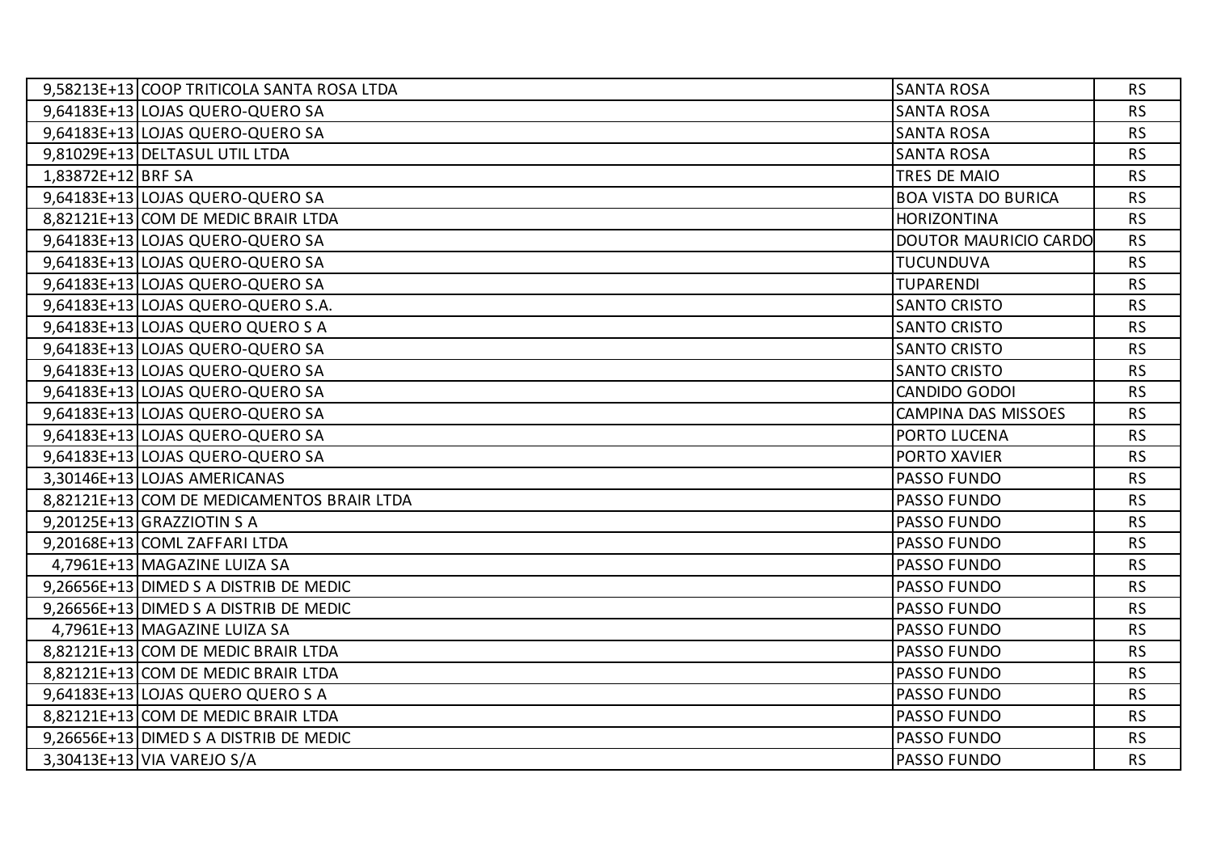| | | | |
|---|---|---|---|
| 9,58213E+13 | COOP TRITICOLA SANTA ROSA LTDA | SANTA ROSA | RS |
| 9,64183E+13 | LOJAS QUERO-QUERO SA | SANTA ROSA | RS |
| 9,64183E+13 | LOJAS QUERO-QUERO SA | SANTA ROSA | RS |
| 9,81029E+13 | DELTASUL UTIL LTDA | SANTA ROSA | RS |
| 1,83872E+12 | BRF SA | TRES DE MAIO | RS |
| 9,64183E+13 | LOJAS QUERO-QUERO SA | BOA VISTA DO BURICA | RS |
| 8,82121E+13 | COM DE MEDIC BRAIR LTDA | HORIZONTINA | RS |
| 9,64183E+13 | LOJAS QUERO-QUERO SA | DOUTOR MAURICIO CARDO | RS |
| 9,64183E+13 | LOJAS QUERO-QUERO SA | TUCUNDUVA | RS |
| 9,64183E+13 | LOJAS QUERO-QUERO SA | TUPARENDI | RS |
| 9,64183E+13 | LOJAS QUERO-QUERO S.A. | SANTO CRISTO | RS |
| 9,64183E+13 | LOJAS QUERO QUERO S A | SANTO CRISTO | RS |
| 9,64183E+13 | LOJAS QUERO-QUERO SA | SANTO CRISTO | RS |
| 9,64183E+13 | LOJAS QUERO-QUERO SA | SANTO CRISTO | RS |
| 9,64183E+13 | LOJAS QUERO-QUERO SA | CANDIDO GODOI | RS |
| 9,64183E+13 | LOJAS QUERO-QUERO SA | CAMPINA DAS MISSOES | RS |
| 9,64183E+13 | LOJAS QUERO-QUERO SA | PORTO LUCENA | RS |
| 9,64183E+13 | LOJAS QUERO-QUERO SA | PORTO XAVIER | RS |
| 3,30146E+13 | LOJAS AMERICANAS | PASSO FUNDO | RS |
| 8,82121E+13 | COM DE MEDICAMENTOS BRAIR LTDA | PASSO FUNDO | RS |
| 9,20125E+13 | GRAZZIOTIN S A | PASSO FUNDO | RS |
| 9,20168E+13 | COML ZAFFARI LTDA | PASSO FUNDO | RS |
| 4,7961E+13 | MAGAZINE LUIZA SA | PASSO FUNDO | RS |
| 9,26656E+13 | DIMED S A DISTRIB DE MEDIC | PASSO FUNDO | RS |
| 9,26656E+13 | DIMED S A DISTRIB DE MEDIC | PASSO FUNDO | RS |
| 4,7961E+13 | MAGAZINE LUIZA SA | PASSO FUNDO | RS |
| 8,82121E+13 | COM DE MEDIC BRAIR LTDA | PASSO FUNDO | RS |
| 8,82121E+13 | COM DE MEDIC BRAIR LTDA | PASSO FUNDO | RS |
| 9,64183E+13 | LOJAS QUERO QUERO S A | PASSO FUNDO | RS |
| 8,82121E+13 | COM DE MEDIC BRAIR LTDA | PASSO FUNDO | RS |
| 9,26656E+13 | DIMED S A DISTRIB DE MEDIC | PASSO FUNDO | RS |
| 3,30413E+13 | VIA VAREJO S/A | PASSO FUNDO | RS |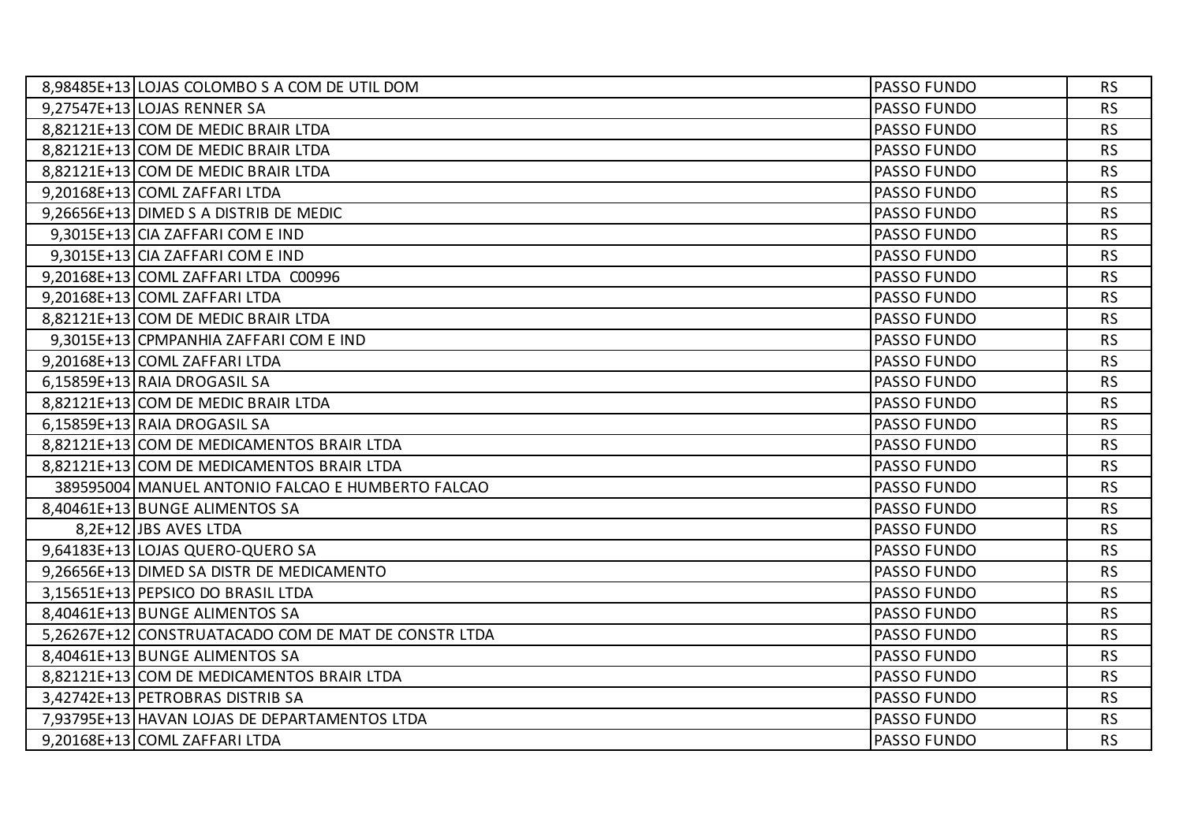| | | | |
|---|---|---|---|
| 8,98485E+13 | LOJAS COLOMBO S A COM DE UTIL DOM | PASSO FUNDO | RS |
| 9,27547E+13 | LOJAS RENNER SA | PASSO FUNDO | RS |
| 8,82121E+13 | COM DE MEDIC BRAIR LTDA | PASSO FUNDO | RS |
| 8,82121E+13 | COM DE MEDIC BRAIR LTDA | PASSO FUNDO | RS |
| 8,82121E+13 | COM DE MEDIC BRAIR LTDA | PASSO FUNDO | RS |
| 9,20168E+13 | COML ZAFFARI LTDA | PASSO FUNDO | RS |
| 9,26656E+13 | DIMED S A DISTRIB DE MEDIC | PASSO FUNDO | RS |
| 9,3015E+13 | CIA ZAFFARI COM E IND | PASSO FUNDO | RS |
| 9,3015E+13 | CIA ZAFFARI COM E IND | PASSO FUNDO | RS |
| 9,20168E+13 | COML ZAFFARI LTDA C00996 | PASSO FUNDO | RS |
| 9,20168E+13 | COML ZAFFARI LTDA | PASSO FUNDO | RS |
| 8,82121E+13 | COM DE MEDIC BRAIR LTDA | PASSO FUNDO | RS |
| 9,3015E+13 | CPMPANHIA ZAFFARI COM E IND | PASSO FUNDO | RS |
| 9,20168E+13 | COML ZAFFARI LTDA | PASSO FUNDO | RS |
| 6,15859E+13 | RAIA DROGASIL SA | PASSO FUNDO | RS |
| 8,82121E+13 | COM DE MEDIC BRAIR LTDA | PASSO FUNDO | RS |
| 6,15859E+13 | RAIA DROGASIL SA | PASSO FUNDO | RS |
| 8,82121E+13 | COM DE MEDICAMENTOS BRAIR LTDA | PASSO FUNDO | RS |
| 8,82121E+13 | COM DE MEDICAMENTOS BRAIR LTDA | PASSO FUNDO | RS |
| 389595004 | MANUEL ANTONIO FALCAO E HUMBERTO FALCAO | PASSO FUNDO | RS |
| 8,40461E+13 | BUNGE ALIMENTOS SA | PASSO FUNDO | RS |
| 8,2E+12 | JBS AVES LTDA | PASSO FUNDO | RS |
| 9,64183E+13 | LOJAS QUERO-QUERO SA | PASSO FUNDO | RS |
| 9,26656E+13 | DIMED SA DISTR DE MEDICAMENTO | PASSO FUNDO | RS |
| 3,15651E+13 | PEPSICO DO BRASIL LTDA | PASSO FUNDO | RS |
| 8,40461E+13 | BUNGE ALIMENTOS SA | PASSO FUNDO | RS |
| 5,26267E+12 | CONSTRUATACADO COM DE MAT DE CONSTR LTDA | PASSO FUNDO | RS |
| 8,40461E+13 | BUNGE ALIMENTOS SA | PASSO FUNDO | RS |
| 8,82121E+13 | COM DE MEDICAMENTOS BRAIR LTDA | PASSO FUNDO | RS |
| 3,42742E+13 | PETROBRAS DISTRIB SA | PASSO FUNDO | RS |
| 7,93795E+13 | HAVAN LOJAS DE DEPARTAMENTOS LTDA | PASSO FUNDO | RS |
| 9,20168E+13 | COML ZAFFARI LTDA | PASSO FUNDO | RS |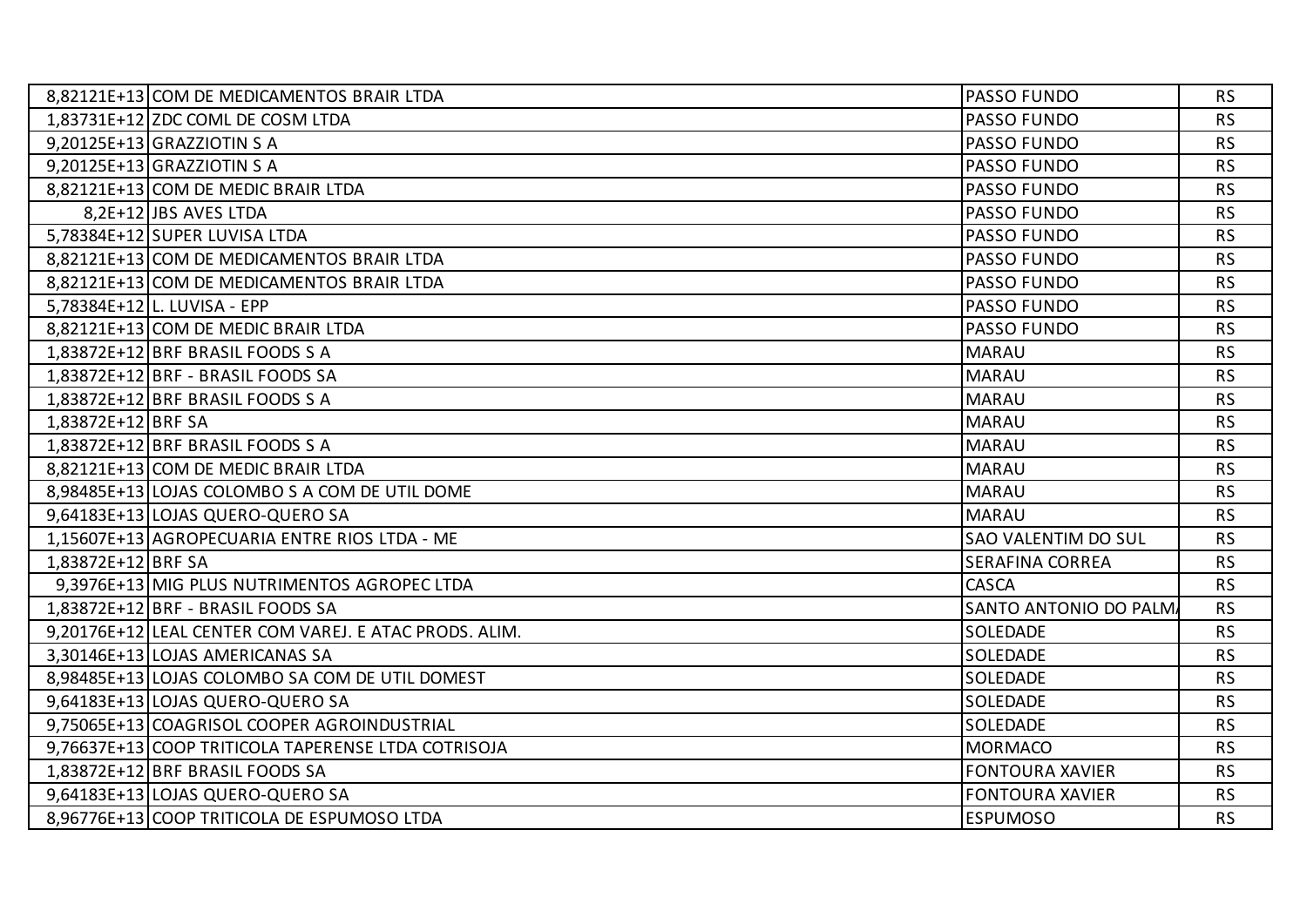| | | | |
|---|---|---|---|
| 8,82121E+13 | COM DE MEDICAMENTOS BRAIR LTDA | PASSO FUNDO | RS |
| 1,83731E+12 | ZDC COML DE COSM LTDA | PASSO FUNDO | RS |
| 9,20125E+13 | GRAZZIOTIN S A | PASSO FUNDO | RS |
| 9,20125E+13 | GRAZZIOTIN S A | PASSO FUNDO | RS |
| 8,82121E+13 | COM DE MEDIC BRAIR LTDA | PASSO FUNDO | RS |
| 8,2E+12 | JBS AVES LTDA | PASSO FUNDO | RS |
| 5,78384E+12 | SUPER LUVISA LTDA | PASSO FUNDO | RS |
| 8,82121E+13 | COM DE MEDICAMENTOS BRAIR LTDA | PASSO FUNDO | RS |
| 8,82121E+13 | COM DE MEDICAMENTOS BRAIR LTDA | PASSO FUNDO | RS |
| 5,78384E+12 | L. LUVISA - EPP | PASSO FUNDO | RS |
| 8,82121E+13 | COM DE MEDIC BRAIR LTDA | PASSO FUNDO | RS |
| 1,83872E+12 | BRF BRASIL FOODS S A | MARAU | RS |
| 1,83872E+12 | BRF - BRASIL FOODS SA | MARAU | RS |
| 1,83872E+12 | BRF BRASIL FOODS S A | MARAU | RS |
| 1,83872E+12 | BRF SA | MARAU | RS |
| 1,83872E+12 | BRF BRASIL FOODS S A | MARAU | RS |
| 8,82121E+13 | COM DE MEDIC BRAIR LTDA | MARAU | RS |
| 8,98485E+13 | LOJAS COLOMBO S A COM DE UTIL DOME | MARAU | RS |
| 9,64183E+13 | LOJAS QUERO-QUERO SA | MARAU | RS |
| 1,15607E+13 | AGROPECUARIA ENTRE RIOS LTDA - ME | SAO VALENTIM DO SUL | RS |
| 1,83872E+12 | BRF SA | SERAFINA CORREA | RS |
| 9,3976E+13 | MIG PLUS NUTRIMENTOS AGROPEC LTDA | CASCA | RS |
| 1,83872E+12 | BRF - BRASIL FOODS SA | SANTO ANTONIO DO PALM | RS |
| 9,20176E+12 | LEAL CENTER COM VAREJ. E ATAC PRODS. ALIM. | SOLEDADE | RS |
| 3,30146E+13 | LOJAS AMERICANAS SA | SOLEDADE | RS |
| 8,98485E+13 | LOJAS COLOMBO SA COM DE UTIL DOMEST | SOLEDADE | RS |
| 9,64183E+13 | LOJAS QUERO-QUERO SA | SOLEDADE | RS |
| 9,75065E+13 | COAGRISOL COOPER AGROINDUSTRIAL | SOLEDADE | RS |
| 9,76637E+13 | COOP TRITICOLA TAPERENSE LTDA COTRISOJA | MORMACO | RS |
| 1,83872E+12 | BRF BRASIL FOODS SA | FONTOURA XAVIER | RS |
| 9,64183E+13 | LOJAS QUERO-QUERO SA | FONTOURA XAVIER | RS |
| 8,96776E+13 | COOP TRITICOLA DE ESPUMOSO LTDA | ESPUMOSO | RS |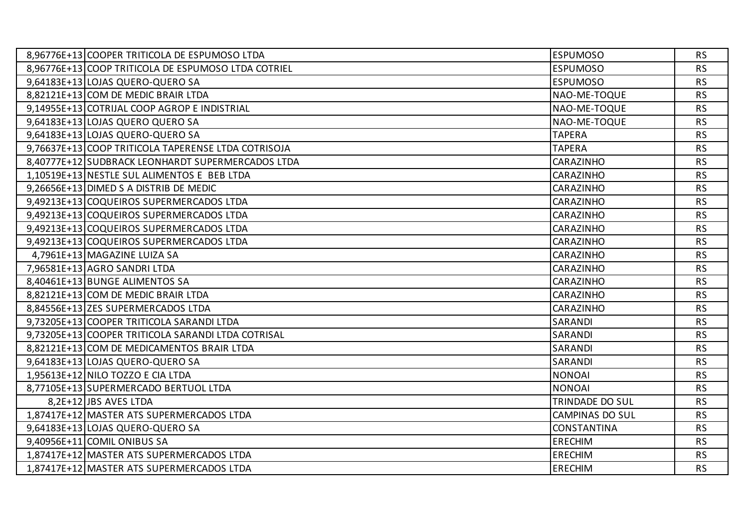| | | | |
|---|---|---|---|
| 8,96776E+13 | COOPER TRITICOLA DE ESPUMOSO LTDA | ESPUMOSO | RS |
| 8,96776E+13 | COOP TRITICOLA DE ESPUMOSO LTDA COTRIEL | ESPUMOSO | RS |
| 9,64183E+13 | LOJAS QUERO-QUERO SA | ESPUMOSO | RS |
| 8,82121E+13 | COM DE MEDIC BRAIR LTDA | NAO-ME-TOQUE | RS |
| 9,14955E+13 | COTRIJAL COOP AGROP E INDISTRIAL | NAO-ME-TOQUE | RS |
| 9,64183E+13 | LOJAS QUERO QUERO SA | NAO-ME-TOQUE | RS |
| 9,64183E+13 | LOJAS QUERO-QUERO SA | TAPERA | RS |
| 9,76637E+13 | COOP TRITICOLA TAPERENSE LTDA COTRISOJA | TAPERA | RS |
| 8,40777E+12 | SUDBRACK LEONHARDT SUPERMERCADOS LTDA | CARAZINHO | RS |
| 1,10519E+13 | NESTLE SUL ALIMENTOS E BEB LTDA | CARAZINHO | RS |
| 9,26656E+13 | DIMED S A DISTRIB DE MEDIC | CARAZINHO | RS |
| 9,49213E+13 | COQUEIROS SUPERMERCADOS LTDA | CARAZINHO | RS |
| 9,49213E+13 | COQUEIROS SUPERMERCADOS LTDA | CARAZINHO | RS |
| 9,49213E+13 | COQUEIROS SUPERMERCADOS LTDA | CARAZINHO | RS |
| 9,49213E+13 | COQUEIROS SUPERMERCADOS LTDA | CARAZINHO | RS |
| 4,7961E+13 | MAGAZINE LUIZA SA | CARAZINHO | RS |
| 7,96581E+13 | AGRO SANDRI LTDA | CARAZINHO | RS |
| 8,40461E+13 | BUNGE ALIMENTOS SA | CARAZINHO | RS |
| 8,82121E+13 | COM DE MEDIC BRAIR LTDA | CARAZINHO | RS |
| 8,84556E+13 | ZES SUPERMERCADOS LTDA | CARAZINHO | RS |
| 9,73205E+13 | COOPER TRITICOLA SARANDI LTDA | SARANDI | RS |
| 9,73205E+13 | COOPER TRITICOLA SARANDI LTDA COTRISAL | SARANDI | RS |
| 8,82121E+13 | COM DE MEDICAMENTOS BRAIR LTDA | SARANDI | RS |
| 9,64183E+13 | LOJAS QUERO-QUERO SA | SARANDI | RS |
| 1,95613E+12 | NILO TOZZO E CIA LTDA | NONOAI | RS |
| 8,77105E+13 | SUPERMERCADO BERTUOL LTDA | NONOAI | RS |
| 8,2E+12 | JBS AVES LTDA | TRINDADE DO SUL | RS |
| 1,87417E+12 | MASTER ATS SUPERMERCADOS LTDA | CAMPINAS DO SUL | RS |
| 9,64183E+13 | LOJAS QUERO-QUERO SA | CONSTANTINA | RS |
| 9,40956E+11 | COMIL ONIBUS SA | ERECHIM | RS |
| 1,87417E+12 | MASTER ATS SUPERMERCADOS LTDA | ERECHIM | RS |
| 1,87417E+12 | MASTER ATS SUPERMERCADOS LTDA | ERECHIM | RS |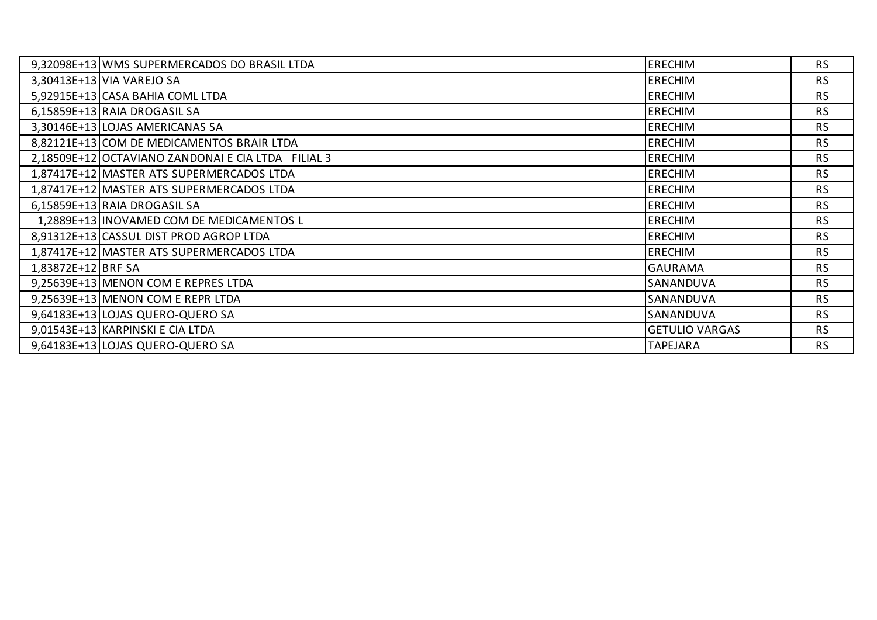| | | | |
|---|---|---|---|
| 9,32098E+13 | WMS SUPERMERCADOS DO BRASIL LTDA | ERECHIM | RS |
| 3,30413E+13 | VIA VAREJO SA | ERECHIM | RS |
| 5,92915E+13 | CASA BAHIA COML LTDA | ERECHIM | RS |
| 6,15859E+13 | RAIA DROGASIL SA | ERECHIM | RS |
| 3,30146E+13 | LOJAS AMERICANAS SA | ERECHIM | RS |
| 8,82121E+13 | COM DE MEDICAMENTOS BRAIR LTDA | ERECHIM | RS |
| 2,18509E+12 | OCTAVIANO ZANDONAI E CIA LTDA FILIAL 3 | ERECHIM | RS |
| 1,87417E+12 | MASTER ATS SUPERMERCADOS LTDA | ERECHIM | RS |
| 1,87417E+12 | MASTER ATS SUPERMERCADOS LTDA | ERECHIM | RS |
| 6,15859E+13 | RAIA DROGASIL SA | ERECHIM | RS |
| 1,2889E+13 | INOVAMED COM DE MEDICAMENTOS L | ERECHIM | RS |
| 8,91312E+13 | CASSUL DIST PROD AGROP LTDA | ERECHIM | RS |
| 1,87417E+12 | MASTER ATS SUPERMERCADOS LTDA | ERECHIM | RS |
| 1,83872E+12 | BRF SA | GAURAMA | RS |
| 9,25639E+13 | MENON COM E REPRES LTDA | SANANDUVA | RS |
| 9,25639E+13 | MENON COM E REPR LTDA | SANANDUVA | RS |
| 9,64183E+13 | LOJAS QUERO-QUERO SA | SANANDUVA | RS |
| 9,01543E+13 | KARPINSKI E CIA LTDA | GETULIO VARGAS | RS |
| 9,64183E+13 | LOJAS QUERO-QUERO SA | TAPEJARA | RS |